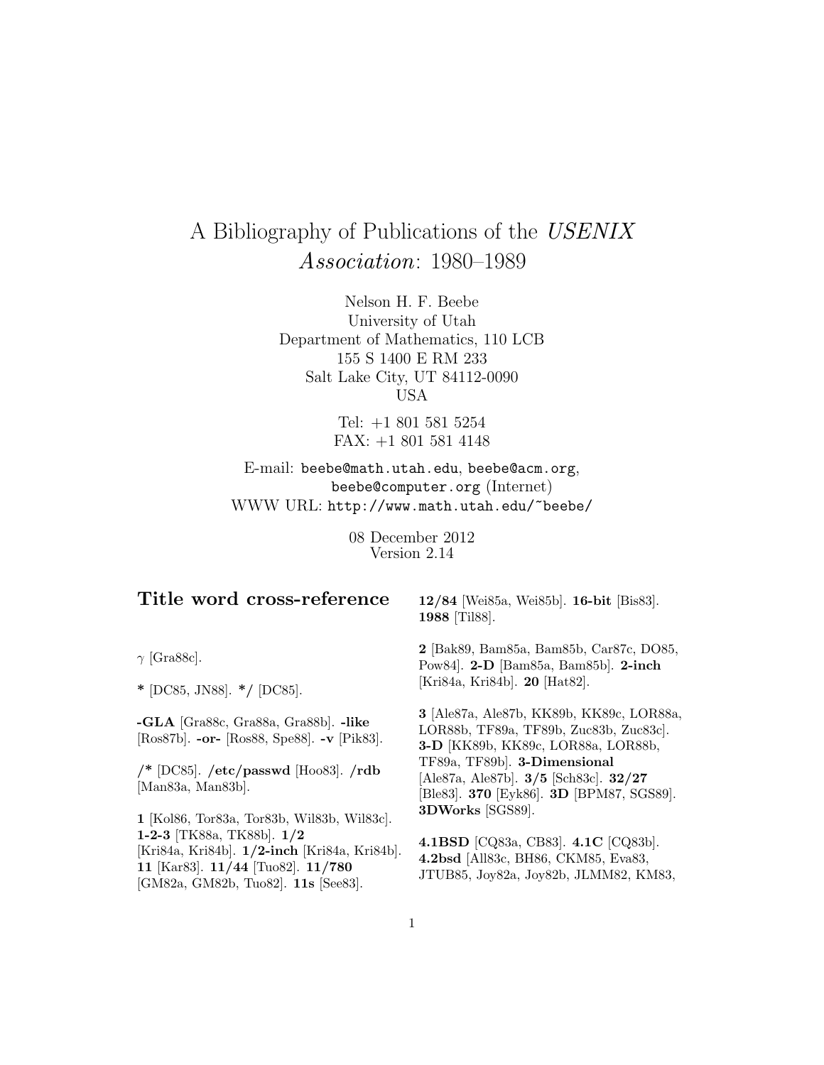# A Bibliography of Publications of the *USENIX Association*: 1980–1989

Nelson H. F. Beebe
University of Utah
Department of Mathematics, 110 LCB
155 S 1400 E RM 233
Salt Lake City, UT 84112-0090
USA

Tel: +1 801 581 5254
FAX: +1 801 581 4148

E-mail: `beebe@math.utah.edu`, `beebe@acm.org`, `beebe@computer.org` (Internet)
WWW URL: `http://www.math.utah.edu/~beebe/`

08 December 2012
Version 2.14

## Title word cross-reference

$\gamma$ [Gra88c].

**\*** [DC85, JN88]. **\*/** [DC85].

**-GLA** [Gra88c, Gra88a, Gra88b]. **-like** [Ros87b]. **-or-** [Ros88, Spe88]. **-v** [Pik83].

**/\*** [DC85]. **/etc/passwd** [Hoo83]. **/rdb** [Man83a, Man83b].

**1** [Kol86, Tor83a, Tor83b, Wil83b, Wil83c]. **1-2-3** [TK88a, TK88b]. **1/2** [Kri84a, Kri84b]. **1/2-inch** [Kri84a, Kri84b]. **11** [Kar83]. **11/44** [Tuo82]. **11/780** [GM82a, GM82b, Tuo82]. **11s** [See83].

**12/84** [Wei85a, Wei85b]. **16-bit** [Bis83]. **1988** [Til88].

**2** [Bak89, Bam85a, Bam85b, Car87c, DO85, Pow84]. **2-D** [Bam85a, Bam85b]. **2-inch** [Kri84a, Kri84b]. **20** [Hat82].

**3** [Ale87a, Ale87b, KK89b, KK89c, LOR88a, LOR88b, TF89a, TF89b, Zuc83b, Zuc83c]. **3-D** [KK89b, KK89c, LOR88a, LOR88b, TF89a, TF89b]. **3-Dimensional** [Ale87a, Ale87b]. **3/5** [Sch83c]. **32/27** [Ble83]. **370** [Eyk86]. **3D** [BPM87, SGS89]. **3DWorks** [SGS89].

**4.1BSD** [CQ83a, CB83]. **4.1C** [CQ83b]. **4.2bsd** [All83c, BH86, CKM85, Eva83, JTUB85, Joy82a, Joy82b, JLMM82, KM83,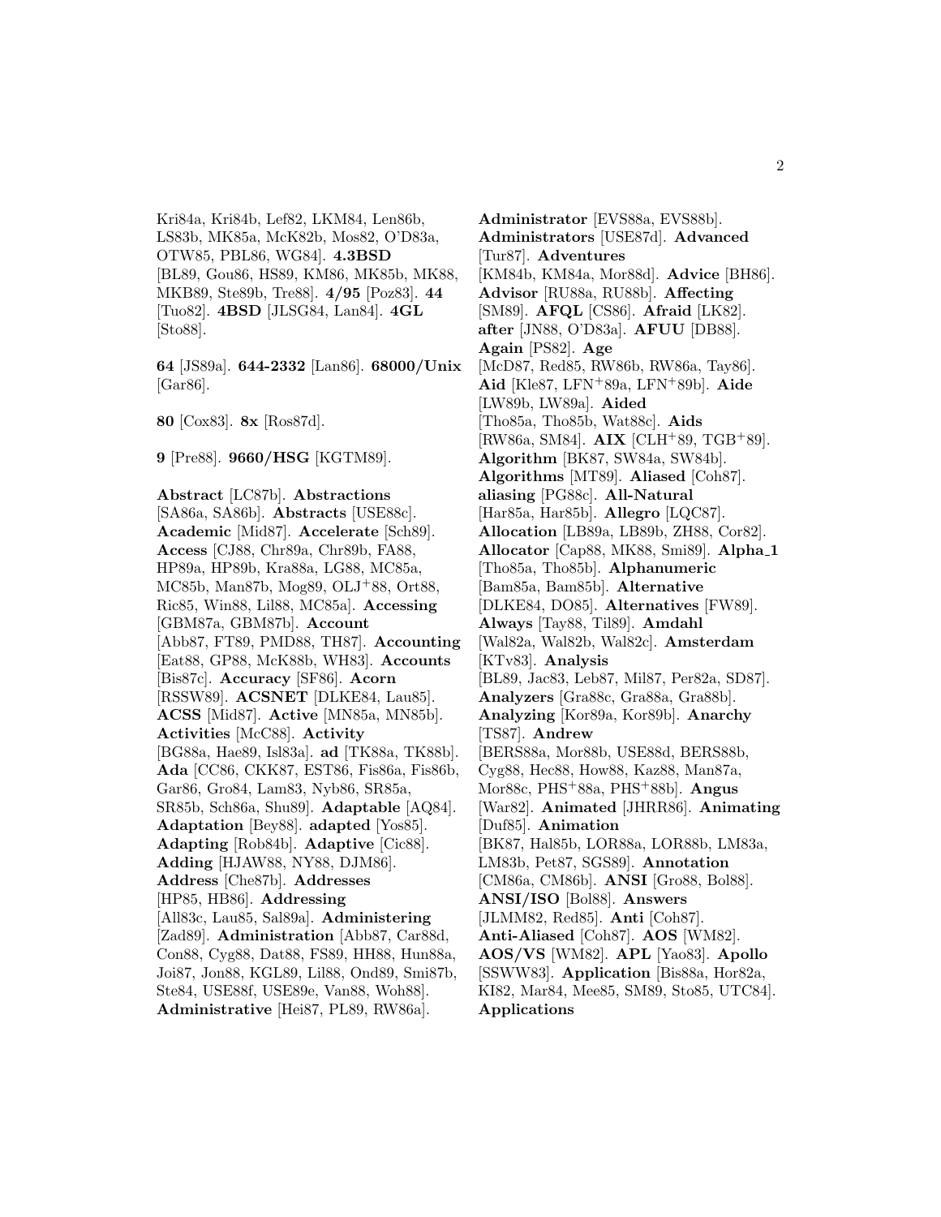Kri84a, Kri84b, Lef82, LKM84, Len86b, LS83b, MK85a, McK82b, Mos82, O'D83a, OTW85, PBL86, WG84]. **4.3BSD** [BL89, Gou86, HS89, KM86, MK85b, MK88, MKB89, Ste89b, Tre88]. **4/95** [Poz83]. **44** [Tuo82]. **4BSD** [JLSG84, Lan84]. **4GL** [Sto88].

**64** [JS89a]. **644-2332** [Lan86]. **68000/Unix** [Gar86].

**80** [Cox83]. **8x** [Ros87d].

**9** [Pre88]. **9660/HSG** [KGTM89].

**Abstract** [LC87b]. **Abstractions** [SA86a, SA86b]. **Abstracts** [USE88c]. **Academic** [Mid87]. **Accelerate** [Sch89]. **Access** [CJ88, Chr89a, Chr89b, FA88, HP89a, HP89b, Kra88a, LG88, MC85a, MC85b, Man87b, Mog89, OLJ+88, Ort88, Ric85, Win88, Lil88, MC85a]. **Accessing** [GBM87a, GBM87b]. **Account** [Abb87, FT89, PMD88, TH87]. **Accounting** [Eat88, GP88, McK88b, WH83]. **Accounts** [Bis87c]. **Accuracy** [SF86]. **Acorn** [RSSW89]. **ACSNET** [DLKE84, Lau85]. **ACSS** [Mid87]. **Active** [MN85a, MN85b]. **Activities** [McC88]. **Activity** [BG88a, Hae89, Isl83a]. **ad** [TK88a, TK88b]. **Ada** [CC86, CKK87, EST86, Fis86a, Fis86b, Gar86, Gro84, Lam83, Nyb86, SR85a, SR85b, Sch86a, Shu89]. **Adaptable** [AQ84]. **Adaptation** [Bey88]. **adapted** [Yos85]. **Adapting** [Rob84b]. **Adaptive** [Cic88]. **Adding** [HJAW88, NY88, DJM86]. **Address** [Che87b]. **Addresses** [HP85, HB86]. **Addressing** [All83c, Lau85, Sal89a]. **Administering** [Zad89]. **Administration** [Abb87, Car88d, Con88, Cyg88, Dat88, FS89, HH88, Hun88a, Joi87, Jon88, KGL89, Lil88, Ond89, Smi87b, Ste84, USE88f, USE89e, Van88, Woh88]. **Administrative** [Hei87, PL89, RW86a]. **Administrator** [EVS88a, EVS88b]. **Administrators** [USE87d]. **Advanced** [KM84b, KM84a, Mor88d]. **Adventures** [Tur87]. **Advice** [BH86]. **Advisor** [RU88a, RU88b]. **Affecting** [SM89]. **AFQL** [CS86]. **Afraid** [LK82]. **after** [JN88, O'D83a]. **AFUU** [DB88]. **Again** [PS82]. **Age** [McD87, Red85, RW86b, RW86a, Tay86]. **Aid** [Kle87, LFN+89a, LFN+89b]. **Aide** [LW89b, LW89a]. **Aided** [Tho85a, Tho85b, Wat88c]. **Aids** [RW86a, SM84]. **AIX** [CLH+89, TGB+89]. **Algorithm** [BK87, SW84a, SW84b]. **Algorithms** [MT89]. **Aliased** [Coh87]. **aliasing** [PG88c]. **All-Natural** [Har85a, Har85b]. **Allegro** [LQC87]. **Allocation** [LB89a, LB89b, ZH88, Cor82]. **Allocator** [Cap88, MK88, Smi89]. **Alpha_1** [Tho85a, Tho85b]. **Alphanumeric** [Bam85a, Bam85b]. **Alternative** [DLKE84, DO85]. **Alternatives** [FW89]. **Always** [Tay88, Til89]. **Amdahl** [Wal82a, Wal82b, Wal82c]. **Amsterdam** [KTv83]. **Analysis** [BL89, Jac83, Leb87, Mil87, Per82a, SD87]. **Analyzers** [Gra88c, Gra88a, Gra88b]. **Analyzing** [Kor89a, Kor89b]. **Anarchy** [TS87]. **Andrew** [BERS88a, Mor88b, USE88d, BERS88b, Cyg88, Hec88, How88, Kaz88, Man87a, Mor88c, PHS+88a, PHS+88b]. **Angus** [War82]. **Animated** [JHRR86]. **Animating** [Duf85]. **Animation** [BK87, Hal85b, LOR88a, LOR88b, LM83a, LM83b, Pet87, SGS89]. **Annotation** [CM86a, CM86b]. **ANSI** [Gro88, Bol88]. **ANSI/ISO** [Bol88]. **Answers** [JLMM82, Red85]. **Anti** [Coh87]. **Anti-Aliased** [Coh87]. **AOS** [WM82]. **AOS/VS** [WM82]. **APL** [Yao83]. **Apollo** [SSWW83]. **Application** [Bis88a, Hor82a, KI82, Mar84, Mee85, SM89, Sto85, UTC84]. **Applications**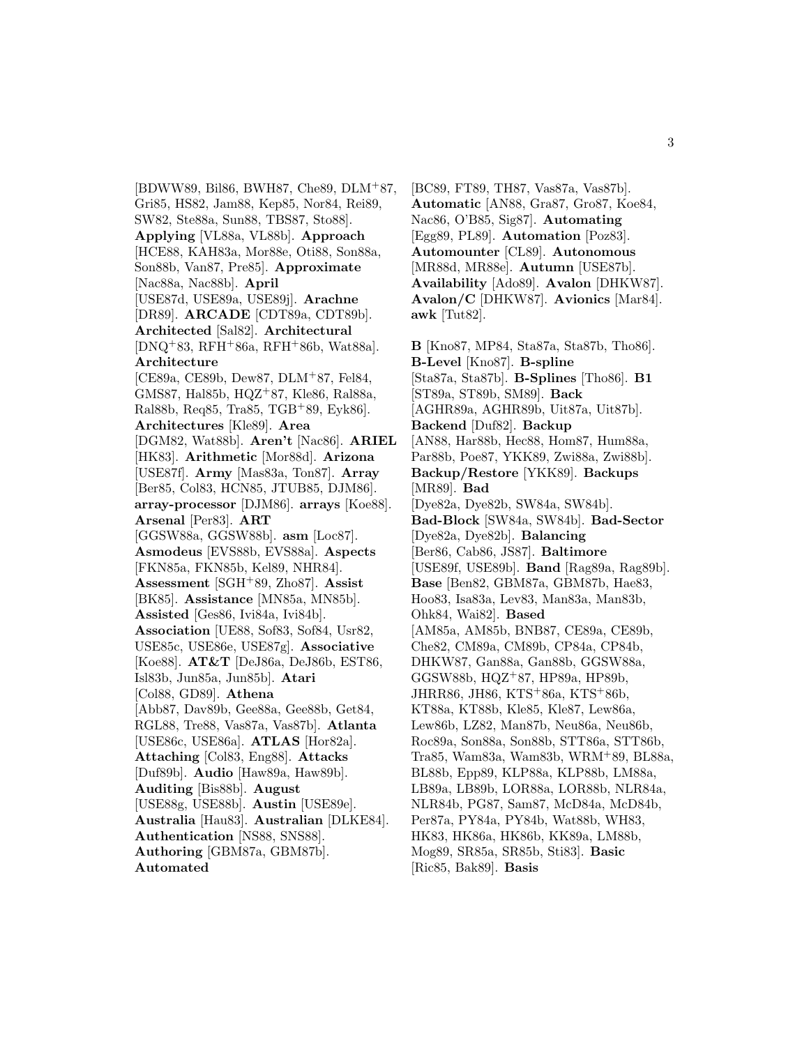[BDWW89, Bil86, BWH87, Che89, DLM[+]87, Gri85, HS82, Jam88, Kep85, Nor84, Rei89, SW82, Ste88a, Sun88, TBS87, Sto88]. **Applying** [VL88a, VL88b]. **Approach** [HCE88, KAH83a, Mor88e, Oti88, Son88a, Son88b, Van87, Pre85]. **Approximate** [Nac88a, Nac88b]. **April** [USE87d, USE89a, USE89j]. **Arachne** [DR89]. **ARCADE** [CDT89a, CDT89b]. **Architected** [Sal82]. **Architectural** [DNQ[+]83, RFH[+]86a, RFH[+]86b, Wat88a]. **Architecture** [CE89a, CE89b, Dew87, DLM[+]87, Fel84, GMS87, Hal85b, HQZ[+]87, Kle86, Ral88a, Ral88b, Req85, Tra85, TGB[+]89, Eyk86]. **Architectures** [Kle89]. **Area** [DGM82, Wat88b]. **Aren't** [Nac86]. **ARIEL** [HK83]. **Arithmetic** [Mor88d]. **Arizona** [USE87f]. **Army** [Mas83a, Ton87]. **Array** [Ber85, Col83, HCN85, JTUB85, DJM86]. **array-processor** [DJM86]. **arrays** [Koe88]. **Arsenal** [Per83]. **ART** [GGSW88a, GGSW88b]. **asm** [Loc87]. **Asmodeus** [EVS88b, EVS88a]. **Aspects** [FKN85a, FKN85b, Kel89, NHR84]. **Assessment** [SGH[+]89, Zho87]. **Assist** [BK85]. **Assistance** [MN85a, MN85b]. **Assisted** [Ges86, Ivi84a, Ivi84b]. **Association** [UE88, Sof83, Sof84, Usr82, USE85c, USE86e, USE87g]. **Associative** [Koe88]. **AT&T** [DeJ86a, DeJ86b, EST86, Isl83b, Jun85a, Jun85b]. **Atari** [Col88, GD89]. **Athena** [Abb87, Dav89b, Gee88a, Gee88b, Get84, RGL88, Tre88, Vas87a, Vas87b]. **Atlanta** [USE86c, USE86a]. **ATLAS** [Hor82a]. **Attaching** [Col83, Eng88]. **Attacks** [Duf89b]. **Audio** [Haw89a, Haw89b]. **Auditing** [Bis88b]. **August** [USE88g, USE88b]. **Austin** [USE89e]. **Australia** [Hau83]. **Australian** [DLKE84]. **Authentication** [NS88, SNS88]. **Authoring** [GBM87a, GBM87b]. **Automated** [BC89, FT89, TH87, Vas87a, Vas87b]. **Automatic** [AN88, Gra87, Gro87, Koe84, Nac86, O'B85, Sig87]. **Automating** [Egg89, PL89]. **Automation** [Poz83]. **Automounter** [CL89]. **Autonomous** [MR88d, MR88e]. **Autumn** [USE87b]. **Availability** [Ado89]. **Avalon** [DHKW87]. **Avalon/C** [DHKW87]. **Avionics** [Mar84]. **awk** [Tut82].

**B** [Kno87, MP84, Sta87a, Sta87b, Tho86]. **B-Level** [Kno87]. **B-spline** [Sta87a, Sta87b]. **B-Splines** [Tho86]. **B1** [ST89a, ST89b, SM89]. **Back** [AGHR89a, AGHR89b, Uit87a, Uit87b]. **Backend** [Duf82]. **Backup** [AN88, Har88b, Hec88, Hom87, Hum88a, Par88b, Poe87, YKK89, Zwi88a, Zwi88b]. **Backup/Restore** [YKK89]. **Backups** [MR89]. **Bad** [Dye82a, Dye82b, SW84a, SW84b]. **Bad-Block** [SW84a, SW84b]. **Bad-Sector** [Dye82a, Dye82b]. **Balancing** [Ber86, Cab86, JS87]. **Baltimore** [USE89f, USE89b]. **Band** [Rag89a, Rag89b]. **Base** [Ben82, GBM87a, GBM87b, Hae83, Hoo83, Isa83a, Lev83, Man83a, Man83b, Ohk84, Wai82]. **Based** [AM85a, AM85b, BNB87, CE89a, CE89b, Che82, CM89a, CM89b, CP84a, CP84b, DHKW87, Gan88a, Gan88b, GGSW88a, GGSW88b, HQZ[+]87, HP89a, HP89b, JHRR86, JH86, KTS[+]86a, KTS[+]86b, KT88a, KT88b, Kle85, Kle87, Lew86a, Lew86b, LZ82, Man87b, Neu86a, Neu86b, Roc89a, Son88a, Son88b, STT86a, STT86b, Tra85, Wam83a, Wam83b, WRM[+]89, BL88a, BL88b, Epp89, KLP88a, KLP88b, LM88a, LB89a, LB89b, LOR88a, LOR88b, NLR84a, NLR84b, PG87, Sam87, McD84a, McD84b, Per87a, PY84a, PY84b, Wat88b, WH83, HK83, HK86a, HK86b, KK89a, LM88b, Mog89, SR85a, SR85b, Sti83]. **Basic** [Ric85, Bak89]. **Basis**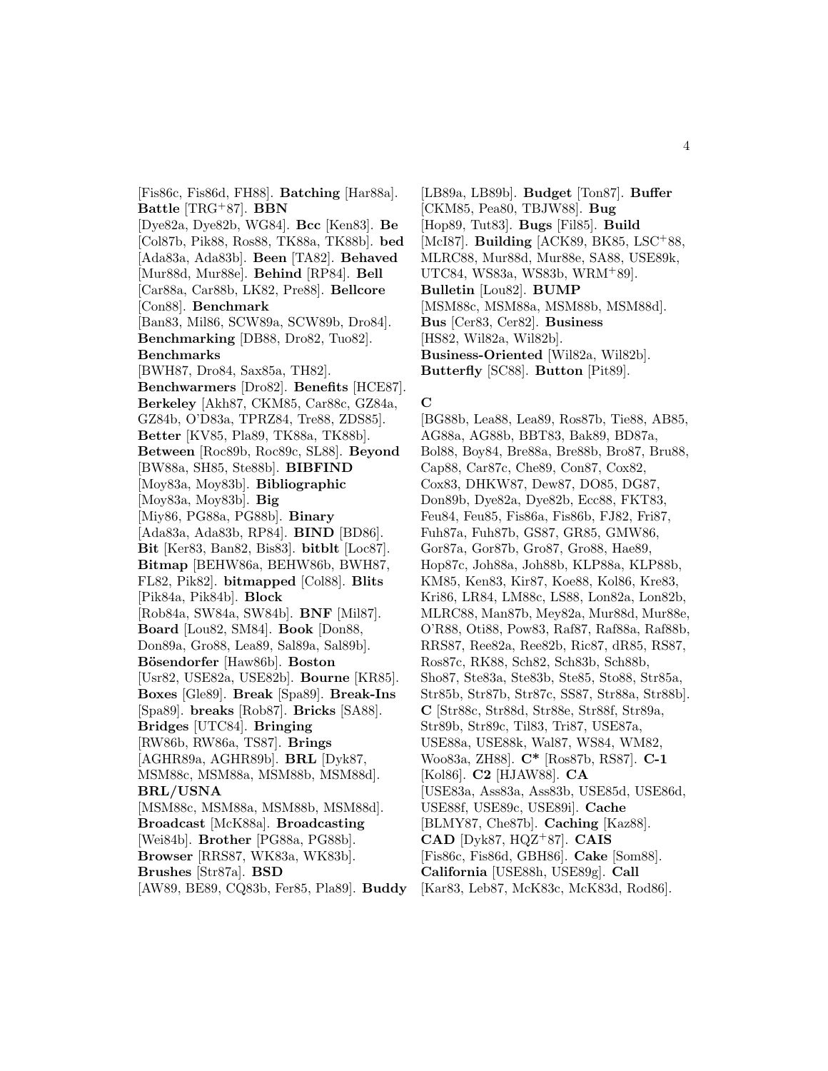[Fis86c, Fis86d, FH88]. **Batching** [Har88a]. **Battle** [TRG+87]. **BBN** [Dye82a, Dye82b, WG84]. **Bcc** [Ken83]. **Be** [Col87b, Pik88, Ros88, TK88a, TK88b]. **bed** [Ada83a, Ada83b]. **Been** [TA82]. **Behaved** [Mur88d, Mur88e]. **Behind** [RP84]. **Bell** [Car88a, Car88b, LK82, Pre88]. **Bellcore** [Con88]. **Benchmark** [Ban83, Mil86, SCW89a, SCW89b, Dro84]. **Benchmarking** [DB88, Dro82, Tuo82]. **Benchmarks** [BWH87, Dro84, Sax85a, TH82]. **Benchwarmers** [Dro82]. **Benefits** [HCE87]. **Berkeley** [Akh87, CKM85, Car88c, GZ84a, GZ84b, O'D83a, TPRZ84, Tre88, ZDS85]. **Better** [KV85, Pla89, TK88a, TK88b]. **Between** [Roc89b, Roc89c, SL88]. **Beyond** [BW88a, SH85, Ste88b]. **BIBFIND** [Moy83a, Moy83b]. **Bibliographic** [Moy83a, Moy83b]. **Big** [Miy86, PG88a, PG88b]. **Binary** [Ada83a, Ada83b, RP84]. **BIND** [BD86]. **Bit** [Ker83, Ban82, Bis83]. **bitblt** [Loc87]. **Bitmap** [BEHW86a, BEHW86b, BWH87, FL82, Pik82]. **bitmapped** [Col88]. **Blits** [Pik84a, Pik84b]. **Block** [Rob84a, SW84a, SW84b]. **BNF** [Mil87]. **Board** [Lou82, SM84]. **Book** [Don88, Don89a, Gro88, Lea89, Sal89a, Sal89b]. **Bösendorfer** [Haw86b]. **Boston** [Usr82, USE82a, USE82b]. **Bourne** [KR85]. **Boxes** [Gle89]. **Break** [Spa89]. **Break-Ins** [Spa89]. **breaks** [Rob87]. **Bricks** [SA88]. **Bridges** [UTC84]. **Bringing** [RW86b, RW86a, TS87]. **Brings** [AGHR89a, AGHR89b]. **BRL** [Dyk87, MSM88c, MSM88a, MSM88b, MSM88d]. **BRL/USNA** [MSM88c, MSM88a, MSM88b, MSM88d]. **Broadcast** [McK88a]. **Broadcasting** [Wei84b]. **Brother** [PG88a, PG88b]. **Browser** [RRS87, WK83a, WK83b]. **Brushes** [Str87a]. **BSD** [AW89, BE89, CQ83b, Fer85, Pla89]. **Buddy** [LB89a, LB89b]. **Budget** [Ton87]. **Buffer** [CKM85, Pea80, TBJW88]. **Bug** [Hop89, Tut83]. **Bugs** [Fil85]. **Build** [McI87]. **Building** [ACK89, BK85, LSC+88, MLRC88, Mur88d, Mur88e, SA88, USE89k, UTC84, WS83a, WS83b, WRM+89]. **Bulletin** [Lou82]. **BUMP** [MSM88c, MSM88a, MSM88b, MSM88d]. **Bus** [Cer83, Cer82]. **Business** [HS82, Wil82a, Wil82b]. **Business-Oriented** [Wil82a, Wil82b]. **Butterfly** [SC88]. **Button** [Pit89].

**C**

[BG88b, Lea88, Lea89, Ros87b, Tie88, AB85, AG88a, AG88b, BBT83, Bak89, BD87a, Bol88, Boy84, Bre88a, Bre88b, Bro87, Bru88, Cap88, Car87c, Che89, Con87, Cox82, Cox83, DHKW87, Dew87, DO85, DG87, Don89b, Dye82a, Dye82b, Ecc88, FKT83, Feu84, Feu85, Fis86a, Fis86b, FJ82, Fri87, Fuh87a, Fuh87b, GS87, GR85, GMW86, Gor87a, Gor87b, Gro87, Gro88, Hae89, Hop87c, Joh88a, Joh88b, KLP88a, KLP88b, KM85, Ken83, Kir87, Koe88, Kol86, Kre83, Kri86, LR84, LM88c, LS88, Lon82a, Lon82b, MLRC88, Man87b, Mey82a, Mur88d, Mur88e, O'R88, Oti88, Pow83, Raf87, Raf88a, Raf88b, RRS87, Ree82a, Ree82b, Ric87, dR85, RS87, Ros87c, RK88, Sch82, Sch83b, Sch88b, Sho87, Ste83a, Ste83b, Ste85, Sto88, Str85a, Str85b, Str87b, Str87c, SS87, Str88a, Str88b]. **C** [Str88c, Str88d, Str88e, Str88f, Str89a, Str89b, Str89c, Til83, Tri87, USE87a, USE88a, USE88k, Wal87, WS84, WM82, Woo83a, ZH88]. **C*** [Ros87b, RS87]. **C-1** [Kol86]. **C2** [HJAW88]. **CA** [USE83a, Ass83a, Ass83b, USE85d, USE86d, USE88f, USE89c, USE89i]. **Cache** [BLMY87, Che87b]. **Caching** [Kaz88]. **CAD** [Dyk87, HQZ+87]. **CAIS** [Fis86c, Fis86d, GBH86]. **Cake** [Som88]. **California** [USE88h, USE89g]. **Call** [Kar83, Leb87, McK83c, McK83d, Rod86].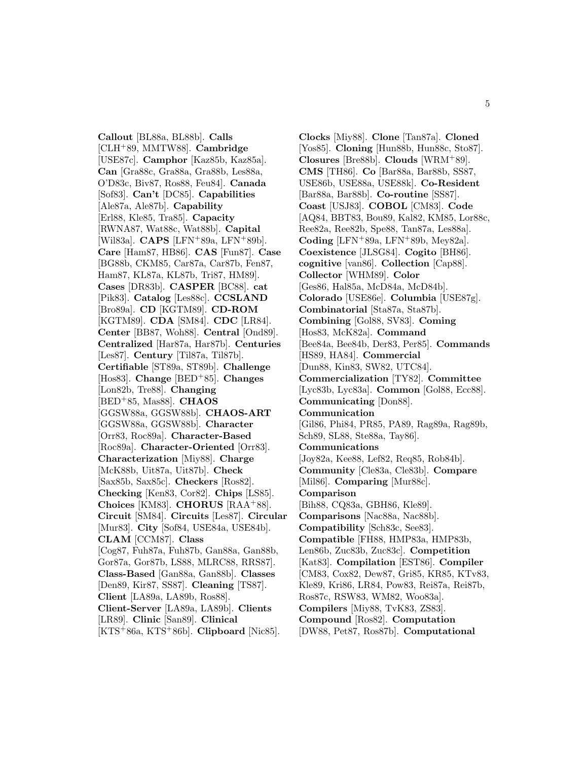**Callout** [BL88a, BL88b]. **Calls** [CLH+89, MMTW88]. **Cambridge** [USE87c]. **Camphor** [Kaz85b, Kaz85a]. **Can** [Gra88c, Gra88a, Gra88b, Les88a, O'D83c, Biv87, Ros88, Feu84]. **Canada** [Sof83]. **Can't** [DC85]. **Capabilities** [Ale87a, Ale87b]. **Capability** [Erl88, Kle85, Tra85]. **Capacity** [RWNA87, Wat88c, Wat88b]. **Capital** [Wil83a]. **CAPS** [LFN+89a, LFN+89b]. **Care** [Ham87, HB86]. **CAS** [Fun87]. **Case** [BG88b, CKM85, Car87a, Car87b, Fen87, Ham87, KL87a, KL87b, Tri87, HM89]. **Cases** [DR83b]. **CASPER** [BC88]. **cat** [Pik83]. **Catalog** [Les88c]. **CCSLAND** [Bro89a]. **CD** [KGTM89]. **CD-ROM** [KGTM89]. **CDA** [SM84]. **CDC** [LR84]. **Center** [BB87, Woh88]. **Central** [Ond89]. **Centralized** [Har87a, Har87b]. **Centuries** [Les87]. **Century** [Til87a, Til87b]. **Certifiable** [ST89a, ST89b]. **Challenge** [Hos83]. **Change** [BED+85]. **Changes** [Lon82b, Tre88]. **Changing** [BED+85, Mas88]. **CHAOS** [GGSW88a, GGSW88b]. **CHAOS-ART** [GGSW88a, GGSW88b]. **Character** [Orr83, Roc89a]. **Character-Based** [Roc89a]. **Character-Oriented** [Orr83]. **Characterization** [Miy88]. **Charge** [McK88b, Uit87a, Uit87b]. **Check** [Sax85b, Sax85c]. **Checkers** [Ros82]. **Checking** [Ken83, Cor82]. **Chips** [LS85]. **Choices** [KM83]. **CHORUS** [RAA+88]. **Circuit** [SM84]. **Circuits** [Les87]. **Circular** [Mur83]. **City** [Sof84, USE84a, USE84b]. **CLAM** [CCM87]. **Class** [Cog87, Fuh87a, Fuh87b, Gan88a, Gan88b, Gor87a, Gor87b, LS88, MLRC88, RRS87]. **Class-Based** [Gan88a, Gan88b]. **Classes** [Den89, Kir87, SS87]. **Cleaning** [TS87]. **Client** [LA89a, LA89b, Ros88]. **Client-Server** [LA89a, LA89b]. **Clients** [LR89]. **Clinic** [San89]. **Clinical** [KTS+86a, KTS+86b]. **Clipboard** [Nic85]. **Clocks** [Miy88]. **Clone** [Tan87a]. **Cloned** [Yos85]. **Cloning** [Hun88b, Hun88c, Sto87]. **Closures** [Bre88b]. **Clouds** [WRM+89]. **CMS** [TH86]. **Co** [Bar88a, Bar88b, SS87, USE86b, USE88a, USE88k]. **Co-Resident** [Bar88a, Bar88b]. **Co-routine** [SS87]. **Coast** [USJ83]. **COBOL** [CM83]. **Code** [AQ84, BBT83, Bou89, Kal82, KM85, Lor88c, Ree82a, Ree82b, Spe88, Tan87a, Les88a]. **Coding** [LFN+89a, LFN+89b, Mey82a]. **Coexistence** [JLSG84]. **Cogito** [BH86]. **cognitive** [van86]. **Collection** [Cap88]. **Collector** [WHM89]. **Color** [Ges86, Hal85a, McD84a, McD84b]. **Colorado** [USE86e]. **Columbia** [USE87g]. **Combinatorial** [Sta87a, Sta87b]. **Combining** [Gol88, SV83]. **Coming** [Hos83, McK82a]. **Command** [Bee84a, Bee84b, Der83, Per85]. **Commands** [HS89, HA84]. **Commercial** [Dun88, Kin83, SW82, UTC84]. **Commercialization** [TY82]. **Committee** [Lyc83b, Lyc83a]. **Common** [Gol88, Ecc88]. **Communicating** [Don88]. **Communication** [Gil86, Phi84, PR85, PA89, Rag89a, Rag89b, Sch89, SL88, Ste88a, Tay86]. **Communications** [Joy82a, Kee88, Lef82, Req85, Rob84b]. **Community** [Cle83a, Cle83b]. **Compare** [Mil86]. **Comparing** [Mur88c]. **Comparison** [Bih88, CQ83a, GBH86, Kle89]. **Comparisons** [Nac88a, Nac88b]. **Compatibility** [Sch83c, See83]. **Compatible** [FH88, HMP83a, HMP83b, Len86b, Zuc83b, Zuc83c]. **Competition** [Kat83]. **Compilation** [EST86]. **Compiler** [CM83, Cox82, Dew87, Gri85, KR85, KTv83, Kle89, Kri86, LR84, Pow83, Rei87a, Rei87b, Ros87c, RSW83, WM82, Woo83a]. **Compilers** [Miy88, TvK83, ZS83]. **Compound** [Ros82]. **Computation** [DW88, Pet87, Ros87b]. **Computational**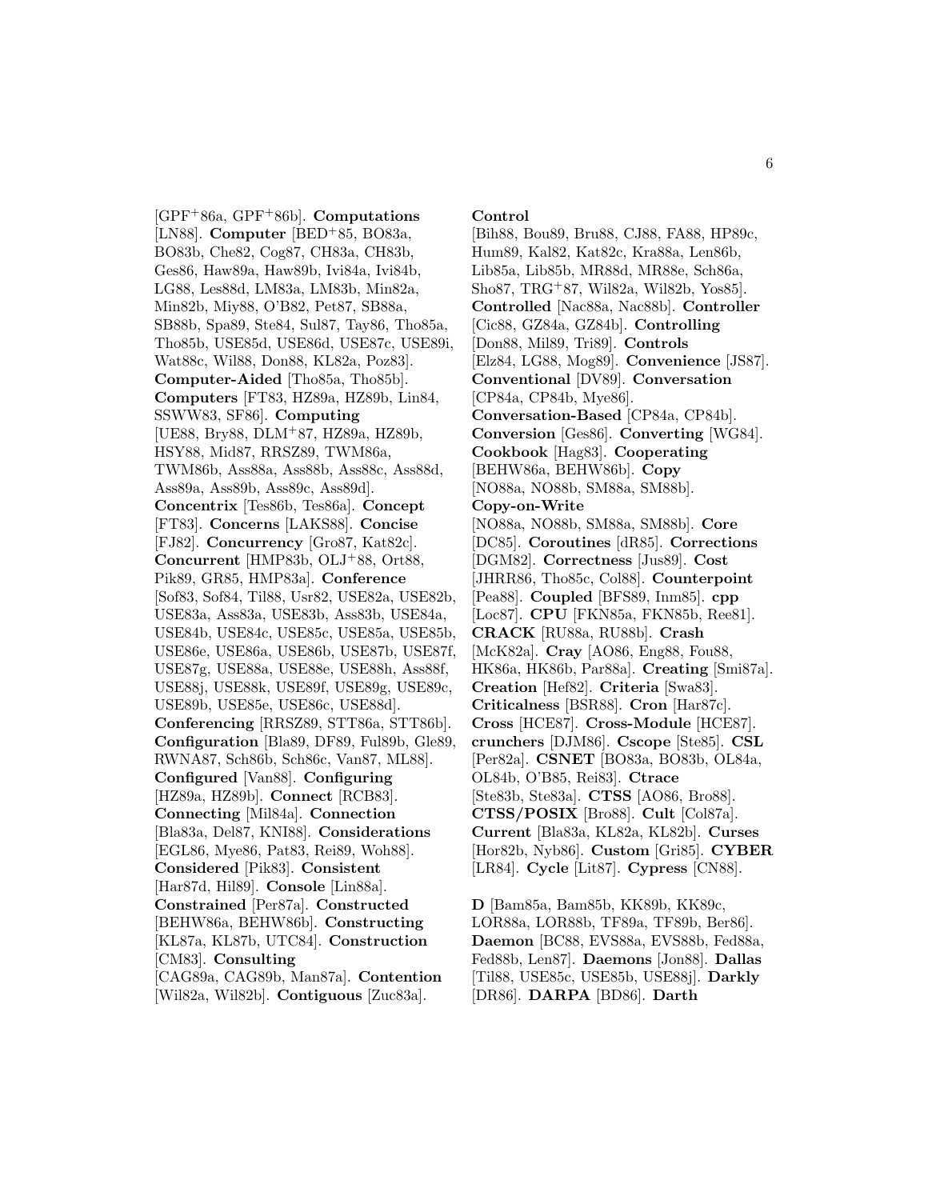[GPF+86a, GPF+86b]. **Computations** [LN88]. **Computer** [BED+85, BO83a, BO83b, Che82, Cog87, CH83a, CH83b, Ges86, Haw89a, Haw89b, Ivi84a, Ivi84b, LG88, Les88d, LM83a, LM83b, Min82a, Min82b, Miy88, O'B82, Pet87, SB88a, SB88b, Spa89, Ste84, Sul87, Tay86, Tho85a, Tho85b, USE85d, USE86d, USE87c, USE89i, Wat88c, Wil88, Don88, KL82a, Poz83]. **Computer-Aided** [Tho85a, Tho85b]. **Computers** [FT83, HZ89a, HZ89b, Lin84, SSWW83, SF86]. **Computing** [UE88, Bry88, DLM+87, HZ89a, HZ89b, HSY88, Mid87, RRSZ89, TWM86a, TWM86b, Ass88a, Ass88b, Ass88c, Ass88d, Ass89a, Ass89b, Ass89c, Ass89d]. **Concentrix** [Tes86b, Tes86a]. **Concept** [FT83]. **Concerns** [LAKS88]. **Concise** [FJ82]. **Concurrency** [Gro87, Kat82c]. **Concurrent** [HMP83b, OLJ+88, Ort88, Pik89, GR85, HMP83a]. **Conference** [Sof83, Sof84, Til88, Usr82, USE82a, USE82b, USE83a, Ass83a, USE83b, Ass83b, USE84a, USE84b, USE84c, USE85c, USE85a, USE85b, USE86e, USE86a, USE86b, USE87b, USE87f, USE87g, USE88a, USE88e, USE88h, Ass88f, USE88j, USE88k, USE89f, USE89g, USE89c, USE89b, USE85e, USE86c, USE88d]. **Conferencing** [RRSZ89, STT86a, STT86b]. **Configuration** [Bla89, DF89, Ful89b, Gle89, RWNA87, Sch86b, Sch86c, Van87, ML88]. **Configured** [Van88]. **Configuring** [HZ89a, HZ89b]. **Connect** [RCB83]. **Connecting** [Mil84a]. **Connection** [Bla83a, Del87, KNI88]. **Considerations** [EGL86, Mye86, Pat83, Rei89, Woh88]. **Considered** [Pik83]. **Consistent** [Har87d, Hil89]. **Console** [Lin88a]. **Constrained** [Per87a]. **Constructed** [BEHW86a, BEHW86b]. **Constructing** [KL87a, KL87b, UTC84]. **Construction** [CM83]. **Consulting** [CAG89a, CAG89b, Man87a]. **Contention** [Wil82a, Wil82b]. **Contiguous** [Zuc83a]. **Control** [Bih88, Bou89, Bru88, CJ88, FA88, HP89c, Hum89, Kal82, Kat82c, Kra88a, Len86b, Lib85a, Lib85b, MR88d, MR88e, Sch86a, Sho87, TRG+87, Wil82a, Wil82b, Yos85]. **Controlled** [Nac88a, Nac88b]. **Controller** [Cic88, GZ84a, GZ84b]. **Controlling** [Don88, Mil89, Tri89]. **Controls** [Elz84, LG88, Mog89]. **Convenience** [JS87]. **Conventional** [DV89]. **Conversation** [CP84a, CP84b, Mye86]. **Conversation-Based** [CP84a, CP84b]. **Conversion** [Ges86]. **Converting** [WG84]. **Cookbook** [Hag83]. **Cooperating** [BEHW86a, BEHW86b]. **Copy** [NO88a, NO88b, SM88a, SM88b]. **Copy-on-Write** [NO88a, NO88b, SM88a, SM88b]. **Core** [DC85]. **Coroutines** [dR85]. **Corrections** [DGM82]. **Correctness** [Jus89]. **Cost** [JHRR86, Tho85c, Col88]. **Counterpoint** [Pea88]. **Coupled** [BFS89, Inm85]. **cpp** [Loc87]. **CPU** [FKN85a, FKN85b, Ree81]. **CRACK** [RU88a, RU88b]. **Crash** [McK82a]. **Cray** [AO86, Eng88, Fou88, HK86a, HK86b, Par88a]. **Creating** [Smi87a]. **Creation** [Hef82]. **Criteria** [Swa83]. **Criticalness** [BSR88]. **Cron** [Har87c]. **Cross** [HCE87]. **Cross-Module** [HCE87]. **crunchers** [DJM86]. **Cscope** [Ste85]. **CSL** [Per82a]. **CSNET** [BO83a, BO83b, OL84a, OL84b, O'B85, Rei83]. **Ctrace** [Ste83b, Ste83a]. **CTSS** [AO86, Bro88]. **CTSS/POSIX** [Bro88]. **Cult** [Col87a]. **Current** [Bla83a, KL82a, KL82b]. **Curses** [Hor82b, Nyb86]. **Custom** [Gri85]. **CYBER** [LR84]. **Cycle** [Lit87]. **Cypress** [CN88].

**D** [Bam85a, Bam85b, KK89b, KK89c, LOR88a, LOR88b, TF89a, TF89b, Ber86]. **Daemon** [BC88, EVS88a, EVS88b, Fed88a, Fed88b, Len87]. **Daemons** [Jon88]. **Dallas** [Til88, USE85c, USE85b, USE88j]. **Darkly** [DR86]. **DARPA** [BD86]. **Darth**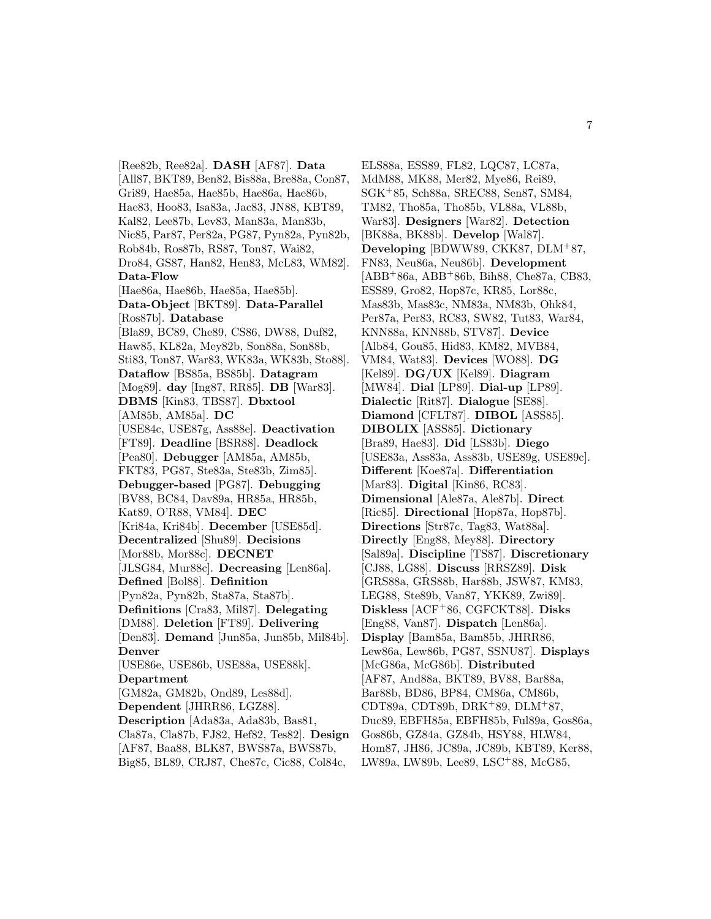[Ree82b, Ree82a]. **DASH** [AF87]. **Data** [All87, BKT89, Ben82, Bis88a, Bre88a, Con87, Gri89, Hae85a, Hae85b, Hae86a, Hae86b, Hae83, Hoo83, Isa83a, Jac83, JN88, KBT89, Kal82, Lee87b, Lev83, Man83a, Man83b, Nic85, Par87, Per82a, PG87, Pyn82a, Pyn82b, Rob84b, Ros87b, RS87, Ton87, Wai82, Dro84, GS87, Han82, Hen83, McL83, WM82]. **Data-Flow** [Hae86a, Hae86b, Hae85a, Hae85b]. **Data-Object** [BKT89]. **Data-Parallel** [Ros87b]. **Database** [Bla89, BC89, Che89, CS86, DW88, Duf82, Haw85, KL82a, Mey82b, Son88a, Son88b, Sti83, Ton87, War83, WK83a, WK83b, Sto88]. **Dataflow** [BS85a, BS85b]. **Datagram** [Mog89]. **day** [Ing87, RR85]. **DB** [War83]. **DBMS** [Kin83, TBS87]. **Dbxtool** [AM85b, AM85a]. **DC** [USE84c, USE87g, Ass88e]. **Deactivation** [FT89]. **Deadline** [BSR88]. **Deadlock** [Pea80]. **Debugger** [AM85a, AM85b, FKT83, PG87, Ste83a, Ste83b, Zim85]. **Debugger-based** [PG87]. **Debugging** [BV88, BC84, Dav89a, HR85a, HR85b, Kat89, O'R88, VM84]. **DEC** [Kri84a, Kri84b]. **December** [USE85d]. **Decentralized** [Shu89]. **Decisions** [Mor88b, Mor88c]. **DECNET** [JLSG84, Mur88c]. **Decreasing** [Len86a]. **Defined** [Bol88]. **Definition** [Pyn82a, Pyn82b, Sta87a, Sta87b]. **Definitions** [Cra83, Mil87]. **Delegating** [DM88]. **Deletion** [FT89]. **Delivering** [Den83]. **Demand** [Jun85a, Jun85b, Mil84b]. **Denver** [USE86e, USE86b, USE88a, USE88k]. **Department** [GM82a, GM82b, Ond89, Les88d]. **Dependent** [JHRR86, LGZ88]. **Description** [Ada83a, Ada83b, Bas81, Cla87a, Cla87b, FJ82, Hef82, Tes82]. **Design** [AF87, Baa88, BLK87, BWS87a, BWS87b, Big85, BL89, CRJ87, Che87c, Cic88, Col84c, ELS88a, ESS89, FL82, LQC87, LC87a, MdM88, MK88, Mer82, Mye86, Rei89, SGK+85, Sch88a, SREC88, Sen87, SM84, TM82, Tho85a, Tho85b, VL88a, VL88b, War83]. **Designers** [War82]. **Detection** [BK88a, BK88b]. **Develop** [Wal87]. **Developing** [BDWW89, CKK87, DLM+87, FN83, Neu86a, Neu86b]. **Development** [ABB+86a, ABB+86b, Bih88, Che87a, CB83, ESS89, Gro82, Hop87c, KR85, Lor88c, Mas83b, Mas83c, NM83a, NM83b, Ohk84, Per87a, Per83, RC83, SW82, Tut83, War84, KNN88a, KNN88b, STV87]. **Device** [Alb84, Gou85, Hid83, KM82, MVB84, VM84, Wat83]. **Devices** [WO88]. **DG** [Kel89]. **DG/UX** [Kel89]. **Diagram** [MW84]. **Dial** [LP89]. **Dial-up** [LP89]. **Dialectic** [Rit87]. **Dialogue** [SE88]. **Diamond** [CFLT87]. **DIBOL** [ASS85]. **DIBOLIX** [ASS85]. **Dictionary** [Bra89, Hae83]. **Did** [LS83b]. **Diego** [USE83a, Ass83a, Ass83b, USE89g, USE89c]. **Different** [Koe87a]. **Differentiation** [Mar83]. **Digital** [Kin86, RC83]. **Dimensional** [Ale87a, Ale87b]. **Direct** [Ric85]. **Directional** [Hop87a, Hop87b]. **Directions** [Str87c, Tag83, Wat88a]. **Directly** [Eng88, Mey88]. **Directory** [Sal89a]. **Discipline** [TS87]. **Discretionary** [CJ88, LG88]. **Discuss** [RRSZ89]. **Disk** [GRS88a, GRS88b, Har88b, JSW87, KM83, LEG88, Ste89b, Van87, YKK89, Zwi89]. **Diskless** [ACF+86, CGFCKT88]. **Disks** [Eng88, Van87]. **Dispatch** [Len86a]. **Display** [Bam85a, Bam85b, JHRR86, Lew86a, Lew86b, PG87, SSNU87]. **Displays** [McG86a, McG86b]. **Distributed** [AF87, And88a, BKT89, BV88, Bar88a, Bar88b, BD86, BP84, CM86a, CM86b, CDT89a, CDT89b, DRK+89, DLM+87, Duc89, EBFH85a, EBFH85b, Ful89a, Gos86a, Gos86b, GZ84a, GZ84b, HSY88, HLW84, Hom87, JH86, JC89a, JC89b, KBT89, Ker88, LW89a, LW89b, Lee89, LSC+88, McG85,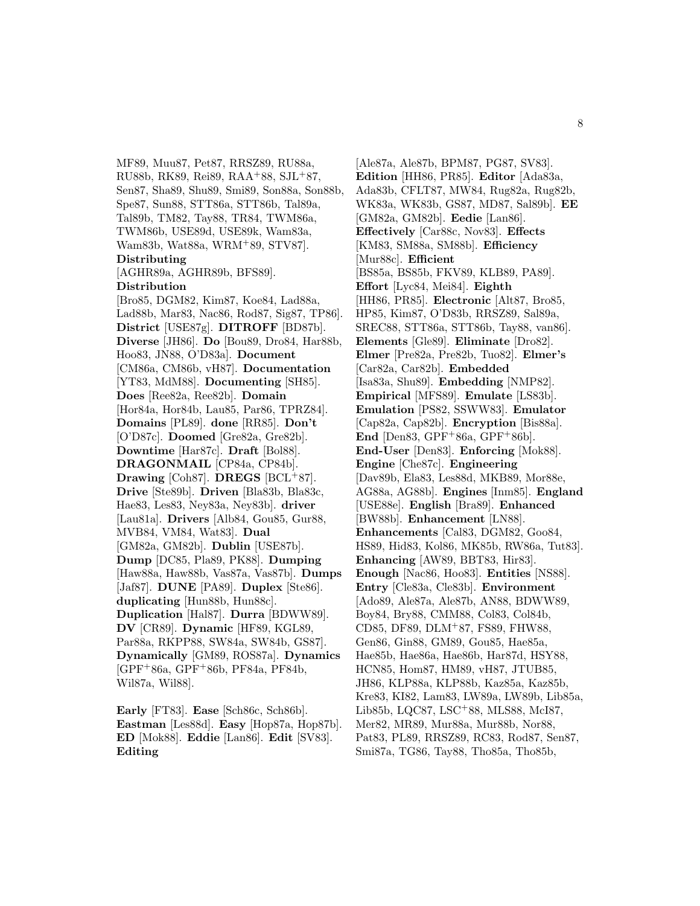MF89, Muu87, Pet87, RRSZ89, RU88a, RU88b, RK89, Rei89, RAA[+]88, SJL[+]87, Sen87, Sha89, Shu89, Smi89, Son88a, Son88b, Spe87, Sun88, STT86a, STT86b, Tal89a, Tal89b, TM82, Tay88, TR84, TWM86a, TWM86b, USE89d, USE89k, Wam83a, Wam83b, Wat88a, WRM[+]89, STV87]. **Distributing** [AGHR89a, AGHR89b, BFS89]. **Distribution** [Bro85, DGM82, Kim87, Koe84, Lad88a, Lad88b, Mar83, Nac86, Rod87, Sig87, TP86]. **District** [USE87g]. **DITROFF** [BD87b]. **Diverse** [JH86]. **Do** [Bou89, Dro84, Har88b, Hoo83, JN88, O'D83a]. **Document** [CM86a, CM86b, vH87]. **Documentation** [YT83, MdM88]. **Documenting** [SH85]. **Does** [Ree82a, Ree82b]. **Domain** [Hor84a, Hor84b, Lau85, Par86, TPRZ84]. **Domains** [PL89]. **done** [RR85]. **Don't** [O'D87c]. **Doomed** [Gre82a, Gre82b]. **Downtime** [Har87c]. **Draft** [Bol88]. **DRAGONMAIL** [CP84a, CP84b]. **Drawing** [Coh87]. **DREGS** [BCL[+]87]. **Drive** [Ste89b]. **Driven** [Bla83b, Bla83c, Hae83, Les83, Ney83a, Ney83b]. **driver** [Lau81a]. **Drivers** [Alb84, Gou85, Gur88, MVB84, VM84, Wat83]. **Dual** [GM82a, GM82b]. **Dublin** [USE87b]. **Dump** [DC85, Pla89, PK88]. **Dumping** [Haw88a, Haw88b, Vas87a, Vas87b]. **Dumps** [Jaf87]. **DUNE** [PA89]. **Duplex** [Ste86]. **duplicating** [Hun88b, Hun88c]. **Duplication** [Hal87]. **Durra** [BDWW89]. **DV** [CR89]. **Dynamic** [HF89, KGL89, Par88a, RKPP88, SW84a, SW84b, GS87]. **Dynamically** [GM89, ROS87a]. **Dynamics** [GPF[+]86a, GPF[+]86b, PF84a, PF84b, Wil87a, Wil88].

**Early** [FT83]. **Ease** [Sch86c, Sch86b]. **Eastman** [Les88d]. **Easy** [Hop87a, Hop87b]. **ED** [Mok88]. **Eddie** [Lan86]. **Edit** [SV83]. **Editing** [Ale87a, Ale87b, BPM87, PG87, SV83]. **Edition** [HH86, PR85]. **Editor** [Ada83a, Ada83b, CFLT87, MW84, Rug82a, Rug82b, WK83a, WK83b, GS87, MD87, Sal89b]. **EE** [GM82a, GM82b]. **Eedie** [Lan86]. **Effectively** [Car88c, Nov83]. **Effects** [KM83, SM88a, SM88b]. **Efficiency** [Mur88c]. **Efficient** [BS85a, BS85b, FKV89, KLB89, PA89]. **Effort** [Lyc84, Mei84]. **Eighth** [HH86, PR85]. **Electronic** [Alt87, Bro85, HP85, Kim87, O'D83b, RRSZ89, Sal89a, SREC88, STT86a, STT86b, Tay88, van86]. **Elements** [Gle89]. **Eliminate** [Dro82]. **Elmer** [Pre82a, Pre82b, Tuo82]. **Elmer's** [Car82a, Car82b]. **Embedded** [Isa83a, Shu89]. **Embedding** [NMP82]. **Empirical** [MFS89]. **Emulate** [LS83b]. **Emulation** [PS82, SSWW83]. **Emulator** [Cap82a, Cap82b]. **Encryption** [Bis88a]. **End** [Den83, GPF[+]86a, GPF[+]86b]. **End-User** [Den83]. **Enforcing** [Mok88]. **Engine** [Che87c]. **Engineering** [Dav89b, Ela83, Les88d, MKB89, Mor88e, AG88a, AG88b]. **Engines** [Inm85]. **England** [USE88e]. **English** [Bra89]. **Enhanced** [BW88b]. **Enhancement** [LN88]. **Enhancements** [Cal83, DGM82, Goo84, HS89, Hid83, Kol86, MK85b, RW86a, Tut83]. **Enhancing** [AW89, BBT83, Hir83]. **Enough** [Nac86, Hoo83]. **Entities** [NS88]. **Entry** [Cle83a, Cle83b]. **Environment** [Ado89, Ale87a, Ale87b, AN88, BDWW89, Boy84, Bry88, CMM88, Col83, Col84b, CD85, DF89, DLM[+]87, FS89, FHW88, Gen86, Gin88, GM89, Gou85, Hae85a, Hae85b, Hae86a, Hae86b, Har87d, HSY88, HCN85, Hom87, HM89, vH87, JTUB85, JH86, KLP88a, KLP88b, Kaz85a, Kaz85b, Kre83, KI82, Lam83, LW89a, LW89b, Lib85a, Lib85b, LQC87, LSC[+]88, MLS88, McI87, Mer82, MR89, Mur88a, Mur88b, Nor88, Pat83, PL89, RRSZ89, RC83, Rod87, Sen87, Smi87a, TG86, Tay88, Tho85a, Tho85b,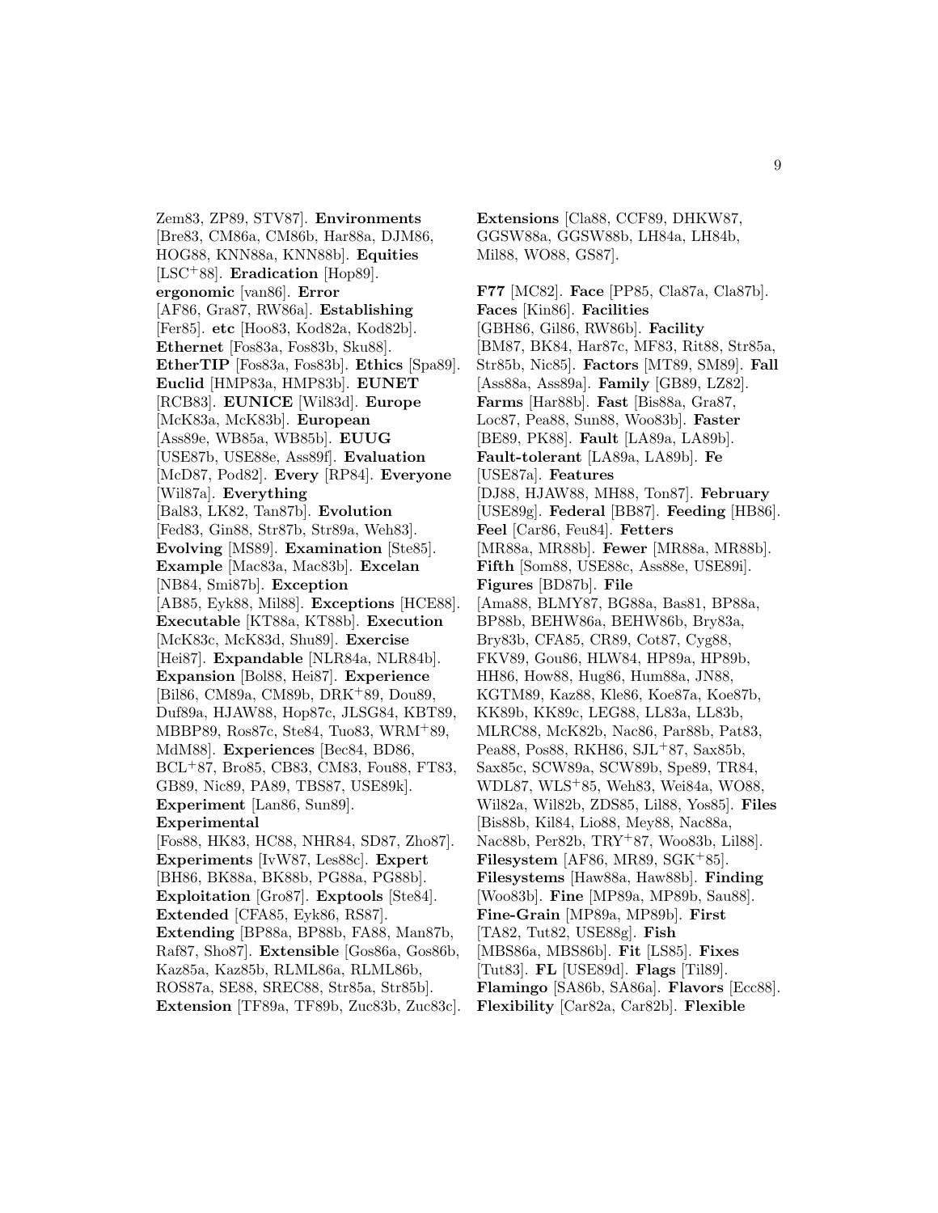Zem83, ZP89, STV87]. **Environments** [Bre83, CM86a, CM86b, Har88a, DJM86, HOG88, KNN88a, KNN88b]. **Equities** [LSC$^{+}$88]. **Eradication** [Hop89]. **ergonomic** [van86]. **Error** [AF86, Gra87, RW86a]. **Establishing** [Fer85]. **etc** [Hoo83, Kod82a, Kod82b]. **Ethernet** [Fos83a, Fos83b, Sku88]. **EtherTIP** [Fos83a, Fos83b]. **Ethics** [Spa89]. **Euclid** [HMP83a, HMP83b]. **EUNET** [RCB83]. **EUNICE** [Wil83d]. **Europe** [McK83a, McK83b]. **European** [Ass89e, WB85a, WB85b]. **EUUG** [USE87b, USE88e, Ass89f]. **Evaluation** [McD87, Pod82]. **Every** [RP84]. **Everyone** [Wil87a]. **Everything** [Bal83, LK82, Tan87b]. **Evolution** [Fed83, Gin88, Str87b, Str89a, Weh83]. **Evolving** [MS89]. **Examination** [Ste85]. **Example** [Mac83a, Mac83b]. **Excelan** [NB84, Smi87b]. **Exception** [AB85, Eyk88, Mil88]. **Exceptions** [HCE88]. **Executable** [KT88a, KT88b]. **Execution** [McK83c, McK83d, Shu89]. **Exercise** [Hei87]. **Expandable** [NLR84a, NLR84b]. **Expansion** [Bol88, Hei87]. **Experience** [Bil86, CM89a, CM89b, DRK$^{+}$89, Dou89, Duf89a, HJAW88, Hop87c, JLSG84, KBT89, MBBP89, Ros87c, Ste84, Tuo83, WRM$^{+}$89, MdM88]. **Experiences** [Bec84, BD86, BCL$^{+}$87, Bro85, CB83, CM83, Fou88, FT83, GB89, Nic89, PA89, TBS87, USE89k]. **Experiment** [Lan86, Sun89]. **Experimental** [Fos88, HK83, HC88, NHR84, SD87, Zho87]. **Experiments** [IvW87, Les88c]. **Expert** [BH86, BK88a, BK88b, PG88a, PG88b]. **Exploitation** [Gro87]. **Exptools** [Ste84]. **Extended** [CFA85, Eyk86, RS87]. **Extending** [BP88a, BP88b, FA88, Man87b, Raf87, Sho87]. **Extensible** [Gos86a, Gos86b, Kaz85a, Kaz85b, RLML86a, RLML86b, ROS87a, SE88, SREC88, Str85a, Str85b]. **Extension** [TF89a, TF89b, Zuc83b, Zuc83c]. **Extensions** [Cla88, CCF89, DHKW87, GGSW88a, GGSW88b, LH84a, LH84b, Mil88, WO88, GS87].

**F77** [MC82]. **Face** [PP85, Cla87a, Cla87b]. **Faces** [Kin86]. **Facilities** [GBH86, Gil86, RW86b]. **Facility** [BM87, BK84, Har87c, MF83, Rit88, Str85a, Str85b, Nic85]. **Factors** [MT89, SM89]. **Fall** [Ass88a, Ass89a]. **Family** [GB89, LZ82]. **Farms** [Har88b]. **Fast** [Bis88a, Gra87, Loc87, Pea88, Sun88, Woo83b]. **Faster** [BE89, PK88]. **Fault** [LA89a, LA89b]. **Fault-tolerant** [LA89a, LA89b]. **Fe** [USE87a]. **Features** [DJ88, HJAW88, MH88, Ton87]. **February** [USE89g]. **Federal** [BB87]. **Feeding** [HB86]. **Feel** [Car86, Feu84]. **Fetters** [MR88a, MR88b]. **Fewer** [MR88a, MR88b]. **Fifth** [Som88, USE88c, Ass88e, USE89i]. **Figures** [BD87b]. **File** [Ama88, BLMY87, BG88a, Bas81, BP88a, BP88b, BEHW86a, BEHW86b, Bry83a, Bry83b, CFA85, CR89, Cot87, Cyg88, FKV89, Gou86, HLW84, HP89a, HP89b, HH86, How88, Hug86, Hum88a, JN88, KGTM89, Kaz88, Kle86, Koe87a, Koe87b, KK89b, KK89c, LEG88, LL83a, LL83b, MLRC88, McK82b, Nac86, Par88b, Pat83, Pea88, Pos88, RKH86, SJL$^{+}$87, Sax85b, Sax85c, SCW89a, SCW89b, Spe89, TR84, WDL87, WLS$^{+}$85, Weh83, Wei84a, WO88, Wil82a, Wil82b, ZDS85, Lil88, Yos85]. **Files** [Bis88b, Kil84, Lio88, Mey88, Nac88a, Nac88b, Per82b, TRY$^{+}$87, Woo83b, Lil88]. **Filesystem** [AF86, MR89, SGK$^{+}$85]. **Filesystems** [Haw88a, Haw88b]. **Finding** [Woo83b]. **Fine** [MP89a, MP89b, Sau88]. **Fine-Grain** [MP89a, MP89b]. **First** [TA82, Tut82, USE88g]. **Fish** [MBS86a, MBS86b]. **Fit** [LS85]. **Fixes** [Tut83]. **FL** [USE89d]. **Flags** [Til89]. **Flamingo** [SA86b, SA86a]. **Flavors** [Ecc88]. **Flexibility** [Car82a, Car82b]. **Flexible**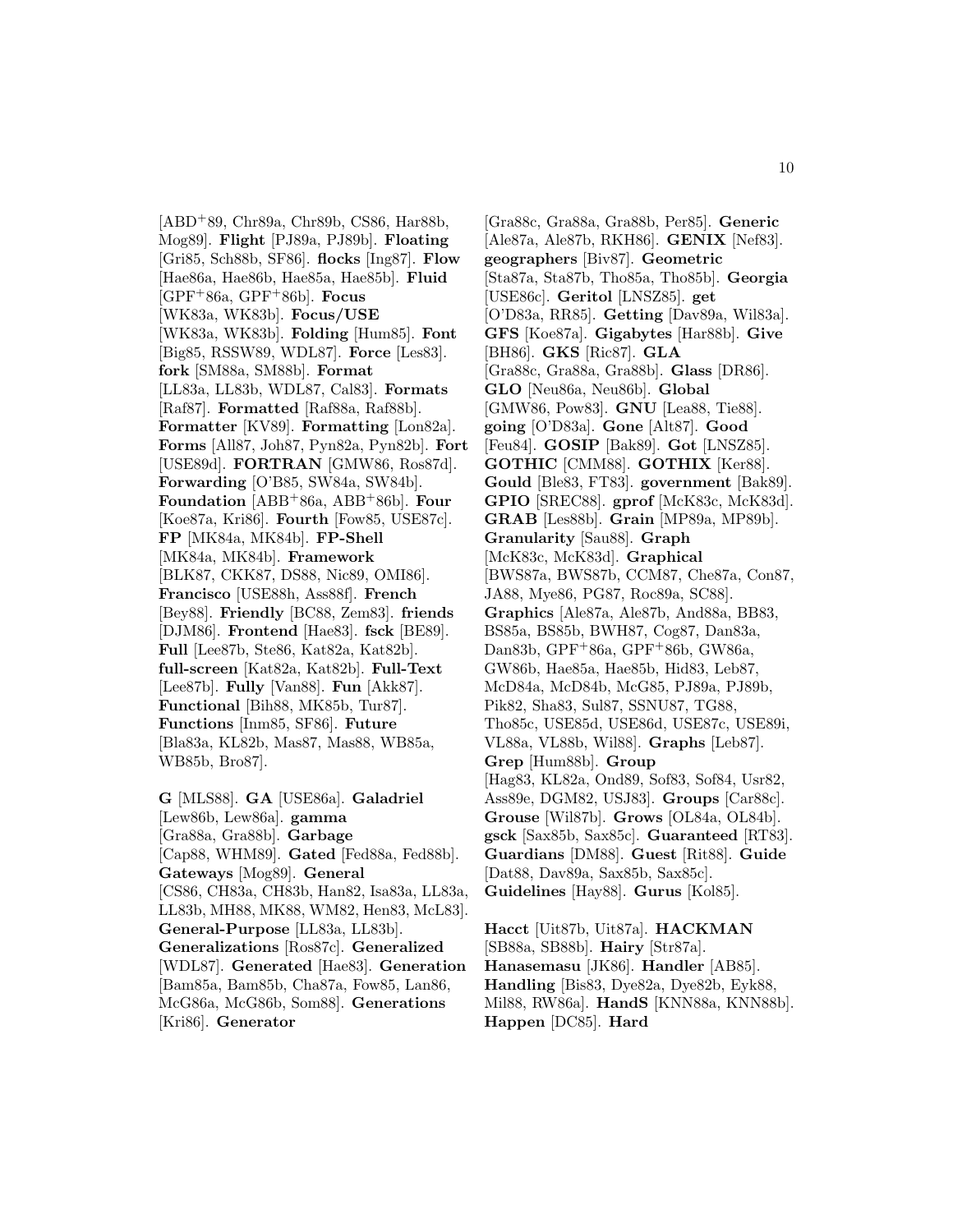[ABD[+]89, Chr89a, Chr89b, CS86, Har88b, Mog89]. **Flight** [PJ89a, PJ89b]. **Floating** [Gri85, Sch88b, SF86]. **flocks** [Ing87]. **Flow** [Hae86a, Hae86b, Hae85a, Hae85b]. **Fluid** [GPF[+]86a, GPF[+]86b]. **Focus** [WK83a, WK83b]. **Focus/USE** [WK83a, WK83b]. **Folding** [Hum85]. **Font** [Big85, RSSW89, WDL87]. **Force** [Les83]. **fork** [SM88a, SM88b]. **Format** [LL83a, LL83b, WDL87, Cal83]. **Formats** [Raf87]. **Formatted** [Raf88a, Raf88b]. **Formatter** [KV89]. **Formatting** [Lon82a]. **Forms** [All87, Joh87, Pyn82a, Pyn82b]. **Fort** [USE89d]. **FORTRAN** [GMW86, Ros87d]. **Forwarding** [O'B85, SW84a, SW84b]. **Foundation** [ABB[+]86a, ABB[+]86b]. **Four** [Koe87a, Kri86]. **Fourth** [Fow85, USE87c]. **FP** [MK84a, MK84b]. **FP-Shell** [MK84a, MK84b]. **Framework** [BLK87, CKK87, DS88, Nic89, OMI86]. **Francisco** [USE88h, Ass88f]. **French** [Bey88]. **Friendly** [BC88, Zem83]. **friends** [DJM86]. **Frontend** [Hae83]. **fsck** [BE89]. **Full** [Lee87b, Ste86, Kat82a, Kat82b]. **full-screen** [Kat82a, Kat82b]. **Full-Text** [Lee87b]. **Fully** [Van88]. **Fun** [Akk87]. **Functional** [Bih88, MK85b, Tur87]. **Functions** [Inm85, SF86]. **Future** [Bla83a, KL82b, Mas87, Mas88, WB85a, WB85b, Bro87].

**G** [MLS88]. **GA** [USE86a]. **Galadriel** [Lew86b, Lew86a]. **gamma** [Gra88a, Gra88b]. **Garbage** [Cap88, WHM89]. **Gated** [Fed88a, Fed88b]. **Gateways** [Mog89]. **General** [CS86, CH83a, CH83b, Han82, Isa83a, LL83a, LL83b, MH88, MK88, WM82, Hen83, McL83]. **General-Purpose** [LL83a, LL83b]. **Generalizations** [Ros87c]. **Generalized** [WDL87]. **Generated** [Hae83]. **Generation** [Bam85a, Bam85b, Cha87a, Fow85, Lan86, McG86a, McG86b, Som88]. **Generations** [Kri86]. **Generator** [Gra88c, Gra88a, Gra88b, Per85]. **Generic** [Ale87a, Ale87b, RKH86]. **GENIX** [Nef83]. **geographers** [Biv87]. **Geometric** [Sta87a, Sta87b, Tho85a, Tho85b]. **Georgia** [USE86c]. **Geritol** [LNSZ85]. **get** [O'D83a, RR85]. **Getting** [Dav89a, Wil83a]. **GFS** [Koe87a]. **Gigabytes** [Har88b]. **Give** [BH86]. **GKS** [Ric87]. **GLA** [Gra88c, Gra88a, Gra88b]. **Glass** [DR86]. **GLO** [Neu86a, Neu86b]. **Global** [GMW86, Pow83]. **GNU** [Lea88, Tie88]. **going** [O'D83a]. **Gone** [Alt87]. **Good** [Feu84]. **GOSIP** [Bak89]. **Got** [LNSZ85]. **GOTHIC** [CMM88]. **GOTHIX** [Ker88]. **Gould** [Ble83, FT83]. **government** [Bak89]. **GPIO** [SREC88]. **gprof** [McK83c, McK83d]. **GRAB** [Les88b]. **Grain** [MP89a, MP89b]. **Granularity** [Sau88]. **Graph** [McK83c, McK83d]. **Graphical** [BWS87a, BWS87b, CCM87, Che87a, Con87, JA88, Mye86, PG87, Roc89a, SC88]. **Graphics** [Ale87a, Ale87b, And88a, BB83, BS85a, BS85b, BWH87, Cog87, Dan83a, Dan83b, GPF[+]86a, GPF[+]86b, GW86a, GW86b, Hae85a, Hae85b, Hid83, Leb87, McD84a, McD84b, McG85, PJ89a, PJ89b, Pik82, Sha83, Sul87, SSNU87, TG88, Tho85c, USE85d, USE86d, USE87c, USE89i, VL88a, VL88b, Wil88]. **Graphs** [Leb87]. **Grep** [Hum88b]. **Group** [Hag83, KL82a, Ond89, Sof83, Sof84, Usr82, Ass89e, DGM82, USJ83]. **Groups** [Car88c]. **Grouse** [Wil87b]. **Grows** [OL84a, OL84b]. **gsck** [Sax85b, Sax85c]. **Guaranteed** [RT83]. **Guardians** [DM88]. **Guest** [Rit88]. **Guide** [Dat88, Dav89a, Sax85b, Sax85c]. **Guidelines** [Hay88]. **Gurus** [Kol85].

**Hacct** [Uit87b, Uit87a]. **HACKMAN** [SB88a, SB88b]. **Hairy** [Str87a]. **Hanasemasu** [JK86]. **Handler** [AB85]. **Handling** [Bis83, Dye82a, Dye82b, Eyk88, Mil88, RW86a]. **HandS** [KNN88a, KNN88b]. **Happen** [DC85]. **Hard**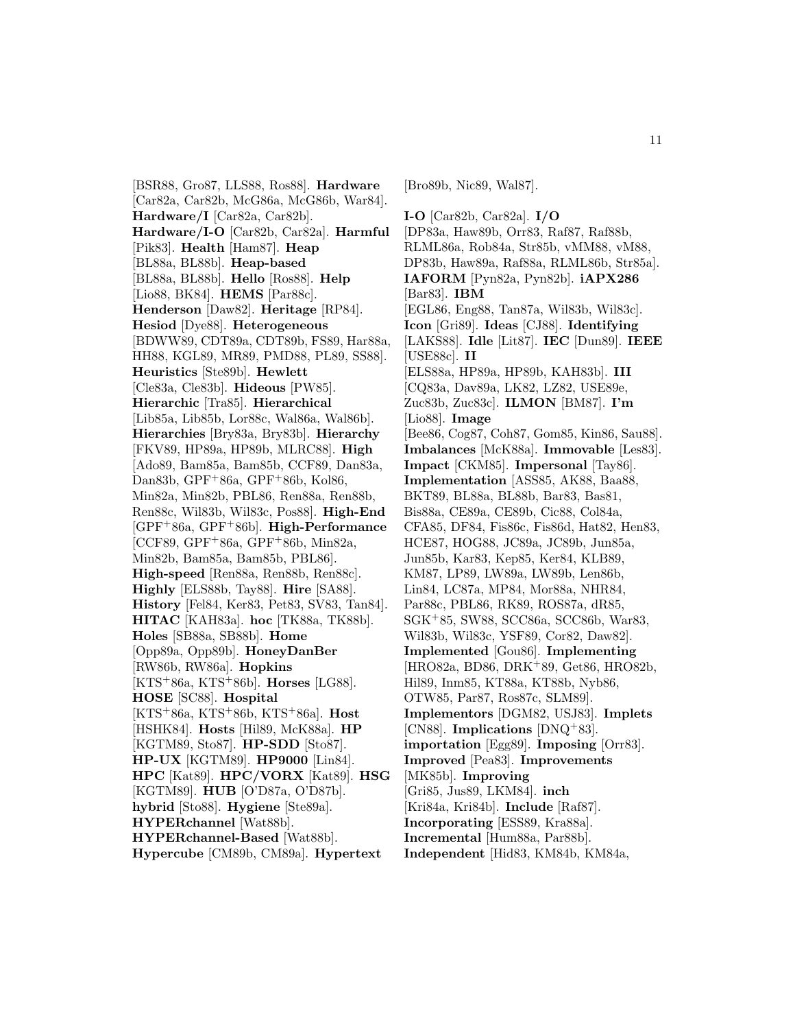[BSR88, Gro87, LLS88, Ros88]. **Hardware** [Car82a, Car82b, McG86a, McG86b, War84]. **Hardware/I** [Car82a, Car82b]. **Hardware/I-O** [Car82b, Car82a]. **Harmful** [Pik83]. **Health** [Ham87]. **Heap** [BL88a, BL88b]. **Heap-based** [BL88a, BL88b]. **Hello** [Ros88]. **Help** [Lio88, BK84]. **HEMS** [Par88c]. **Henderson** [Daw82]. **Heritage** [RP84]. **Hesiod** [Dye88]. **Heterogeneous** [BDWW89, CDT89a, CDT89b, FS89, Har88a, HH88, KGL89, MR89, PMD88, PL89, SS88]. **Heuristics** [Ste89b]. **Hewlett** [Cle83a, Cle83b]. **Hideous** [PW85]. **Hierarchic** [Tra85]. **Hierarchical** [Lib85a, Lib85b, Lor88c, Wal86a, Wal86b]. **Hierarchies** [Bry83a, Bry83b]. **Hierarchy** [FKV89, HP89a, HP89b, MLRC88]. **High** [Ado89, Bam85a, Bam85b, CCF89, Dan83a, Dan83b, GPF+86a, GPF+86b, Kol86, Min82a, Min82b, PBL86, Ren88a, Ren88b, Ren88c, Wil83b, Wil83c, Pos88]. **High-End** [GPF+86a, GPF+86b]. **High-Performance** [CCF89, GPF+86a, GPF+86b, Min82a, Min82b, Bam85a, Bam85b, PBL86]. **High-speed** [Ren88a, Ren88b, Ren88c]. **Highly** [ELS88b, Tay88]. **Hire** [SA88]. **History** [Fel84, Ker83, Pet83, SV83, Tan84]. **HITAC** [KAH83a]. **hoc** [TK88a, TK88b]. **Holes** [SB88a, SB88b]. **Home** [Opp89a, Opp89b]. **HoneyDanBer** [RW86b, RW86a]. **Hopkins** [KTS+86a, KTS+86b]. **Horses** [LG88]. **HOSE** [SC88]. **Hospital** [KTS+86a, KTS+86b, KTS+86a]. **Host** [HSHK84]. **Hosts** [Hil89, McK88a]. **HP** [KGTM89, Sto87]. **HP-SDD** [Sto87]. **HP-UX** [KGTM89]. **HP9000** [Lin84]. **HPC** [Kat89]. **HPC/VORX** [Kat89]. **HSG** [KGTM89]. **HUB** [O'D87a, O'D87b]. **hybrid** [Sto88]. **Hygiene** [Ste89a]. **HYPERchannel** [Wat88b]. **HYPERchannel-Based** [Wat88b]. **Hypercube** [CM89b, CM89a]. **Hypertext** [Bro89b, Nic89, Wal87].

**I-O** [Car82b, Car82a]. **I/O** [DP83a, Haw89b, Orr83, Raf87, Raf88b, RLML86a, Rob84a, Str85b, vMM88, vM88, DP83b, Haw89a, Raf88a, RLML86b, Str85a]. **IAFORM** [Pyn82a, Pyn82b]. **iAPX286** [Bar83]. **IBM** [EGL86, Eng88, Tan87a, Wil83b, Wil83c]. **Icon** [Gri89]. **Ideas** [CJ88]. **Identifying** [LAKS88]. **Idle** [Lit87]. **IEC** [Dun89]. **IEEE** [USE88c]. **II** [ELS88a, HP89a, HP89b, KAH83b]. **III** [CQ83a, Dav89a, LK82, LZ82, USE89e, Zuc83b, Zuc83c]. **ILMON** [BM87]. **I'm** [Lio88]. **Image** [Bee86, Cog87, Coh87, Gom85, Kin86, Sau88]. **Imbalances** [McK88a]. **Immovable** [Les83]. **Impact** [CKM85]. **Impersonal** [Tay86]. **Implementation** [ASS85, AK88, Baa88, BKT89, BL88a, BL88b, Bar83, Bas81, Bis88a, CE89a, CE89b, Cic88, Col84a, CFA85, DF84, Fis86c, Fis86d, Hat82, Hen83, HCE87, HOG88, JC89a, JC89b, Jun85a, Jun85b, Kar83, Kep85, Ker84, KLB89, KM87, LP89, LW89a, LW89b, Len86b, Lin84, LC87a, MP84, Mor88a, NHR84, Par88c, PBL86, RK89, ROS87a, dR85, SGK+85, SW88, SCC86a, SCC86b, War83, Wil83b, Wil83c, YSF89, Cor82, Daw82]. **Implemented** [Gou86]. **Implementing** [HRO82a, BD86, DRK+89, Get86, HRO82b, Hil89, Inm85, KT88a, KT88b, Nyb86, OTW85, Par87, Ros87c, SLM89]. **Implementors** [DGM82, USJ83]. **Implets** [CN88]. **Implications** [DNQ+83]. **importation** [Egg89]. **Imposing** [Orr83]. **Improved** [Pea83]. **Improvements** [MK85b]. **Improving** [Gri85, Jus89, LKM84]. **inch** [Kri84a, Kri84b]. **Include** [Raf87]. **Incorporating** [ESS89, Kra88a]. **Incremental** [Hum88a, Par88b]. **Independent** [Hid83, KM84b, KM84a,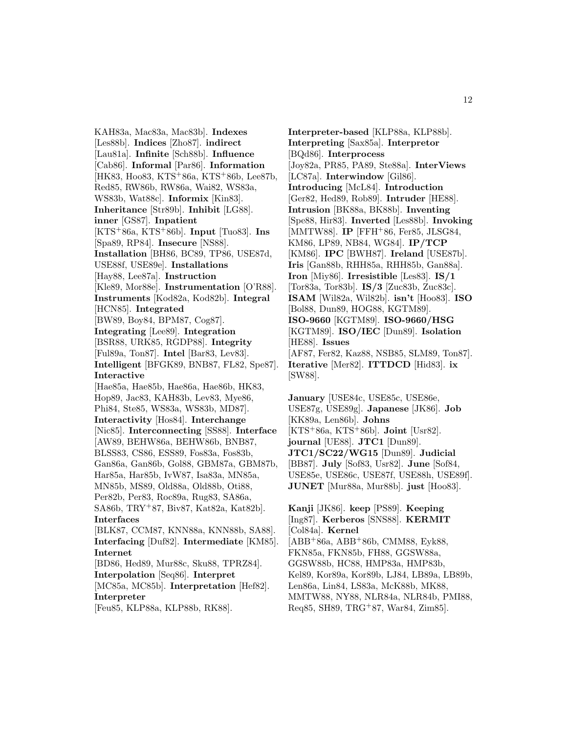KAH83a, Mac83a, Mac83b]. **Indexes** [Les88b]. **Indices** [Zho87]. **indirect** [Lau81a]. **Infinite** [Sch88b]. **Influence** [Cab86]. **Informal** [Par86]. **Information** [HK83, Hoo83, KTS+86a, KTS+86b, Lee87b, Red85, RW86b, RW86a, Wai82, WS83a, WS83b, Wat88c]. **Informix** [Kin83]. **Inheritance** [Str89b]. **Inhibit** [LG88]. **inner** [GS87]. **Inpatient** [KTS+86a, KTS+86b]. **Input** [Tuo83]. **Ins** [Spa89, RP84]. **Insecure** [NS88]. **Installation** [BH86, BC89, TP86, USE87d, USE88f, USE89e]. **Installations** [Hay88, Lee87a]. **Instruction** [Kle89, Mor88e]. **Instrumentation** [O'R88]. **Instruments** [Kod82a, Kod82b]. **Integral** [HCN85]. **Integrated** [BW89, Boy84, BPM87, Cog87]. **Integrating** [Lee89]. **Integration** [BSR88, URK85, RGDP88]. **Integrity** [Ful89a, Ton87]. **Intel** [Bar83, Lev83]. **Intelligent** [BFGK89, BNB87, FL82, Spe87]. **Interactive** [Hae85a, Hae85b, Hae86a, Hae86b, HK83, Hop89, Jac83, KAH83b, Lev83, Mye86, Phi84, Ste85, WS83a, WS83b, MD87]. **Interactivity** [Hos84]. **Interchange** [Nic85]. **Interconnecting** [SS88]. **Interface** [AW89, BEHW86a, BEHW86b, BNB87, BLSS83, CS86, ESS89, Fos83a, Fos83b, Gan86a, Gan86b, Gol88, GBM87a, GBM87b, Har85a, Har85b, IvW87, Isa83a, MN85a, MN85b, MS89, Old88a, Old88b, Oti88, Per82b, Per83, Roc89a, Rug83, SA86a, SA86b, TRY+87, Biv87, Kat82a, Kat82b]. **Interfaces** [BLK87, CCM87, KNN88a, KNN88b, SA88]. **Interfacing** [Duf82]. **Intermediate** [KM85]. **Internet** [BD86, Hed89, Mur88c, Sku88, TPRZ84]. **Interpolation** [Seq86]. **Interpret** [MC85a, MC85b]. **Interpretation** [Hef82]. **Interpreter** [Feu85, KLP88a, KLP88b, RK88].

**Interpreter-based** [KLP88a, KLP88b]. **Interpreting** [Sax85a]. **Interpretor** [BQd86]. **Interprocess** [Joy82a, PR85, PA89, Ste88a]. **InterViews** [LC87a]. **Interwindow** [Gil86]. **Introducing** [McL84]. **Introduction** [Ger82, Hed89, Rob89]. **Intruder** [HE88]. **Intrusion** [BK88a, BK88b]. **Inventing** [Spe88, Hir83]. **Inverted** [Les88b]. **Invoking** [MMTW88]. **IP** [FFH+86, Fer85, JLSG84, KM86, LP89, NB84, WG84]. **IP/TCP** [KM86]. **IPC** [BWH87]. **Ireland** [USE87b]. **Iris** [Gan88b, RHH85a, RHH85b, Gan88a]. **Iron** [Miy86]. **Irresistible** [Les83]. **IS/1** [Tor83a, Tor83b]. **IS/3** [Zuc83b, Zuc83c]. **ISAM** [Wil82a, Wil82b]. **isn't** [Hoo83]. **ISO** [Bol88, Dun89, HOG88, KGTM89]. **ISO-9660** [KGTM89]. **ISO-9660/HSG** [KGTM89]. **ISO/IEC** [Dun89]. **Isolation** [HE88]. **Issues** [AF87, Fer82, Kaz88, NSB85, SLM89, Ton87]. **Iterative** [Mer82]. **ITTDCD** [Hid83]. **ix** [SW88].

**January** [USE84c, USE85c, USE86e, USE87g, USE89g]. **Japanese** [JK86]. **Job** [KK89a, Len86b]. **Johns** [KTS+86a, KTS+86b]. **Joint** [Usr82]. **journal** [UE88]. **JTC1** [Dun89]. **JTC1/SC22/WG15** [Dun89]. **Judicial** [BB87]. **July** [Sof83, Usr82]. **June** [Sof84, USE85e, USE86c, USE87f, USE88h, USE89f]. **JUNET** [Mur88a, Mur88b]. **just** [Hoo83].

**Kanji** [JK86]. **keep** [PS89]. **Keeping** [Ing87]. **Kerberos** [SNS88]. **KERMIT** [Col84a]. **Kernel** [ABB+86a, ABB+86b, CMM88, Eyk88, FKN85a, FKN85b, FH88, GGSW88a, GGSW88b, HC88, HMP83a, HMP83b, Kel89, Kor89a, Kor89b, LJ84, LB89a, LB89b, Len86a, Lin84, LS83a, McK88b, MK88, MMTW88, NY88, NLR84a, NLR84b, PMI88, Req85, SH89, TRG+87, War84, Zim85].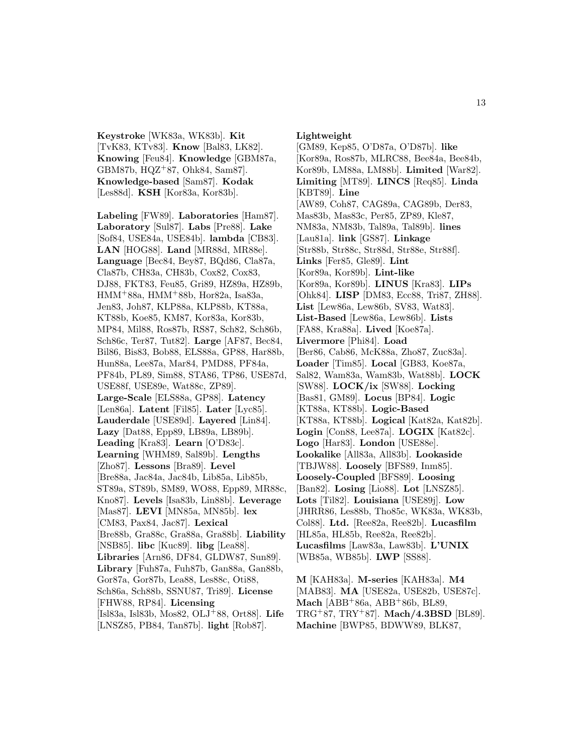**Keystroke** [WK83a, WK83b]. **Kit** [TvK83, KTv83]. **Know** [Bal83, LK82]. **Knowing** [Feu84]. **Knowledge** [GBM87a, GBM87b, HQZ+87, Ohk84, Sam87]. **Knowledge-based** [Sam87]. **Kodak** [Les88d]. **KSH** [Kor83a, Kor83b].

**Labeling** [FW89]. **Laboratories** [Ham87]. **Laboratory** [Sul87]. **Labs** [Pre88]. **Lake** [Sof84, USE84a, USE84b]. **lambda** [CB83]. **LAN** [HOG88]. **Land** [MR88d, MR88e]. **Language** [Bec84, Bey87, BQd86, Cla87a, Cla87b, CH83a, CH83b, Cox82, Cox83, DJ88, FKT83, Feu85, Gri89, HZ89a, HZ89b, HMM+88a, HMM+88b, Hor82a, Isa83a, Jen83, Joh87, KLP88a, KLP88b, KT88a, KT88b, Koe85, KM87, Kor83a, Kor83b, MP84, Mil88, Ros87b, RS87, Sch82, Sch86b, Sch86c, Ter87, Tut82]. **Large** [AF87, Bec84, Bil86, Bis83, Bob88, ELS88a, GP88, Har88b, Hun88a, Lee87a, Mar84, PMD88, PF84a, PF84b, PL89, Sim88, STA86, TP86, USE87d, USE88f, USE89e, Wat88c, ZP89]. **Large-Scale** [ELS88a, GP88]. **Latency** [Len86a]. **Latent** [Fil85]. **Later** [Lyc85]. **Lauderdale** [USE89d]. **Layered** [Lin84]. **Lazy** [Dat88, Epp89, LB89a, LB89b]. **Leading** [Kra83]. **Learn** [O'D83c]. **Learning** [WHM89, Sal89b]. **Lengths** [Zho87]. **Lessons** [Bra89]. **Level** [Bre88a, Jac84a, Jac84b, Lib85a, Lib85b, ST89a, ST89b, SM89, WO88, Epp89, MR88c, Kno87]. **Levels** [Isa83b, Lin88b]. **Leverage** [Mas87]. **LEVI** [MN85a, MN85b]. **lex** [CM83, Pax84, Jac87]. **Lexical** [Bre88b, Gra88c, Gra88a, Gra88b]. **Liability** [NSB85]. **libc** [Kuc89]. **libg** [Lea88]. **Libraries** [Arn86, DF84, GLDW87, Sun89]. **Library** [Fuh87a, Fuh87b, Gan88a, Gan88b, Gor87a, Gor87b, Lea88, Les88c, Oti88, Sch86a, Sch88b, SSNU87, Tri89]. **License** [FHW88, RP84]. **Licensing** [Isl83a, Isl83b, Mos82, OLJ+88, Ort88]. **Life** [LNSZ85, PB84, Tan87b]. **light** [Rob87].

**Lightweight** [GM89, Kep85, O'D87a, O'D87b]. **like** [Kor89a, Ros87b, MLRC88, Bee84a, Bee84b, Kor89b, LM88a, LM88b]. **Limited** [War82]. **Limiting** [MT89]. **LINCS** [Req85]. **Linda** [KBT89]. **Line** [AW89, Coh87, CAG89a, CAG89b, Der83, Mas83b, Mas83c, Per85, ZP89, Kle87, NM83a, NM83b, Tal89a, Tal89b]. **lines** [Lau81a]. **link** [GS87]. **Linkage** [Str88b, Str88c, Str88d, Str88e, Str88f]. **Links** [Fer85, Gle89]. **Lint** [Kor89a, Kor89b]. **Lint-like** [Kor89a, Kor89b]. **LINUS** [Kra83]. **LIPs** [Ohk84]. **LISP** [DM83, Ecc88, Tri87, ZH88]. **List** [Lew86a, Lew86b, SV83, Wat83]. **List-Based** [Lew86a, Lew86b]. **Lists** [FA88, Kra88a]. **Lived** [Koe87a]. **Livermore** [Phi84]. **Load** [Ber86, Cab86, McK88a, Zho87, Zuc83a]. **Loader** [Tim85]. **Local** [GB83, Koe87a, Sal82, Wam83a, Wam83b, Wat88b]. **LOCK** [SW88]. **LOCK/ix** [SW88]. **Locking** [Bas81, GM89]. **Locus** [BP84]. **Logic** [KT88a, KT88b]. **Logic-Based** [KT88a, KT88b]. **Logical** [Kat82a, Kat82b]. **Login** [Con88, Lee87a]. **LOGIX** [Kat82c]. **Logo** [Har83]. **London** [USE88e]. **Lookalike** [All83a, All83b]. **Lookaside** [TBJW88]. **Loosely** [BFS89, Inm85]. **Loosely-Coupled** [BFS89]. **Loosing** [Ban82]. **Losing** [Lio88]. **Lot** [LNSZ85]. **Lots** [Til82]. **Louisiana** [USE89j]. **Low** [JHRR86, Les88b, Tho85c, WK83a, WK83b, Col88]. **Ltd.** [Ree82a, Ree82b]. **Lucasfilm** [HL85a, HL85b, Ree82a, Ree82b]. **Lucasfilms** [Law83a, Law83b]. **L'UNIX** [WB85a, WB85b]. **LWP** [SS88].

**M** [KAH83a]. **M-series** [KAH83a]. **M4** [MAB83]. **MA** [USE82a, USE82b, USE87c]. **Mach** [ABB+86a, ABB+86b, BL89, TRG+87, TRY+87]. **Mach/4.3BSD** [BL89]. **Machine** [BWP85, BDWW89, BLK87,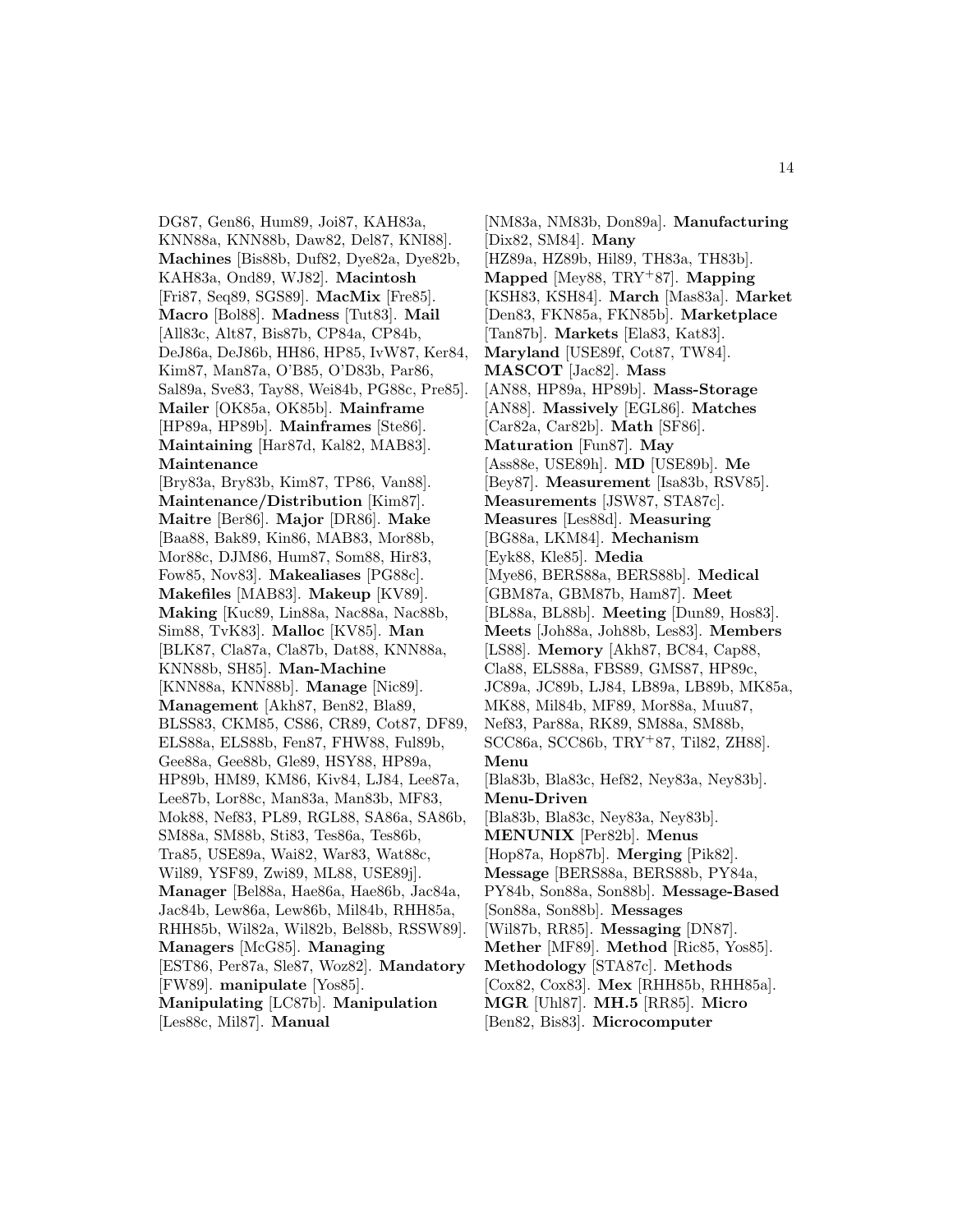DG87, Gen86, Hum89, Joi87, KAH83a, KNN88a, KNN88b, Daw82, Del87, KNI88]. **Machines** [Bis88b, Duf82, Dye82a, Dye82b, KAH83a, Ond89, WJ82]. **Macintosh** [Fri87, Seq89, SGS89]. **MacMix** [Fre85]. **Macro** [Bol88]. **Madness** [Tut83]. **Mail** [All83c, Alt87, Bis87b, CP84a, CP84b, DeJ86a, DeJ86b, HH86, HP85, IvW87, Ker84, Kim87, Man87a, O'B85, O'D83b, Par86, Sal89a, Sve83, Tay88, Wei84b, PG88c, Pre85]. **Mailer** [OK85a, OK85b]. **Mainframe** [HP89a, HP89b]. **Mainframes** [Ste86]. **Maintaining** [Har87d, Kal82, MAB83]. **Maintenance** [Bry83a, Bry83b, Kim87, TP86, Van88]. **Maintenance/Distribution** [Kim87]. **Maitre** [Ber86]. **Major** [DR86]. **Make** [Baa88, Bak89, Kin86, MAB83, Mor88b, Mor88c, DJM86, Hum87, Som88, Hir83, Fow85, Nov83]. **Makealiases** [PG88c]. **Makefiles** [MAB83]. **Makeup** [KV89]. **Making** [Kuc89, Lin88a, Nac88a, Nac88b, Sim88, TvK83]. **Malloc** [KV85]. **Man** [BLK87, Cla87a, Cla87b, Dat88, KNN88a, KNN88b, SH85]. **Man-Machine** [KNN88a, KNN88b]. **Manage** [Nic89]. **Management** [Akh87, Ben82, Bla89, BLSS83, CKM85, CS86, CR89, Cot87, DF89, ELS88a, ELS88b, Fen87, FHW88, Ful89b, Gee88a, Gee88b, Gle89, HSY88, HP89a, HP89b, HM89, KM86, Kiv84, LJ84, Lee87a, Lee87b, Lor88c, Man83a, Man83b, MF83, Mok88, Nef83, PL89, RGL88, SA86a, SA86b, SM88a, SM88b, Sti83, Tes86a, Tes86b, Tra85, USE89a, Wai82, War83, Wat88c, Wil89, YSF89, Zwi89, ML88, USE89j]. **Manager** [Bel88a, Hae86a, Hae86b, Jac84a, Jac84b, Lew86a, Lew86b, Mil84b, RHH85a, RHH85b, Wil82a, Wil82b, Bel88b, RSSW89]. **Managers** [McG85]. **Managing** [EST86, Per87a, Sle87, Woz82]. **Mandatory** [FW89]. **manipulate** [Yos85]. **Manipulating** [LC87b]. **Manipulation** [Les88c, Mil87]. **Manual** [NM83a, NM83b, Don89a]. **Manufacturing** [Dix82, SM84]. **Many** [HZ89a, HZ89b, Hil89, TH83a, TH83b]. **Mapped** [Mey88, TRY+87]. **Mapping** [KSH83, KSH84]. **March** [Mas83a]. **Market** [Den83, FKN85a, FKN85b]. **Marketplace** [Tan87b]. **Markets** [Ela83, Kat83]. **Maryland** [USE89f, Cot87, TW84]. **MASCOT** [Jac82]. **Mass** [AN88, HP89a, HP89b]. **Mass-Storage** [AN88]. **Massively** [EGL86]. **Matches** [Car82a, Car82b]. **Math** [SF86]. **Maturation** [Fun87]. **May** [Ass88e, USE89h]. **MD** [USE89b]. **Me** [Bey87]. **Measurement** [Isa83b, RSV85]. **Measurements** [JSW87, STA87c]. **Measures** [Les88d]. **Measuring** [BG88a, LKM84]. **Mechanism** [Eyk88, Kle85]. **Media** [Mye86, BERS88a, BERS88b]. **Medical** [GBM87a, GBM87b, Ham87]. **Meet** [BL88a, BL88b]. **Meeting** [Dun89, Hos83]. **Meets** [Joh88a, Joh88b, Les83]. **Members** [LS88]. **Memory** [Akh87, BC84, Cap88, Cla88, ELS88a, FBS89, GMS87, HP89c, JC89a, JC89b, LJ84, LB89a, LB89b, MK85a, MK88, Mil84b, MF89, Mor88a, Muu87, Nef83, Par88a, RK89, SM88a, SM88b, SCC86a, SCC86b, TRY+87, Til82, ZH88]. **Menu** [Bla83b, Bla83c, Hef82, Ney83a, Ney83b]. **Menu-Driven** [Bla83b, Bla83c, Ney83a, Ney83b]. **MENUNIX** [Per82b]. **Menus** [Hop87a, Hop87b]. **Merging** [Pik82]. **Message** [BERS88a, BERS88b, PY84a, PY84b, Son88a, Son88b]. **Message-Based** [Son88a, Son88b]. **Messages** [Wil87b, RR85]. **Messaging** [DN87]. **Mether** [MF89]. **Method** [Ric85, Yos85]. **Methodology** [STA87c]. **Methods** [Cox82, Cox83]. **Mex** [RHH85b, RHH85a]. **MGR** [Uhl87]. **MH.5** [RR85]. **Micro** [Ben82, Bis83]. **Microcomputer**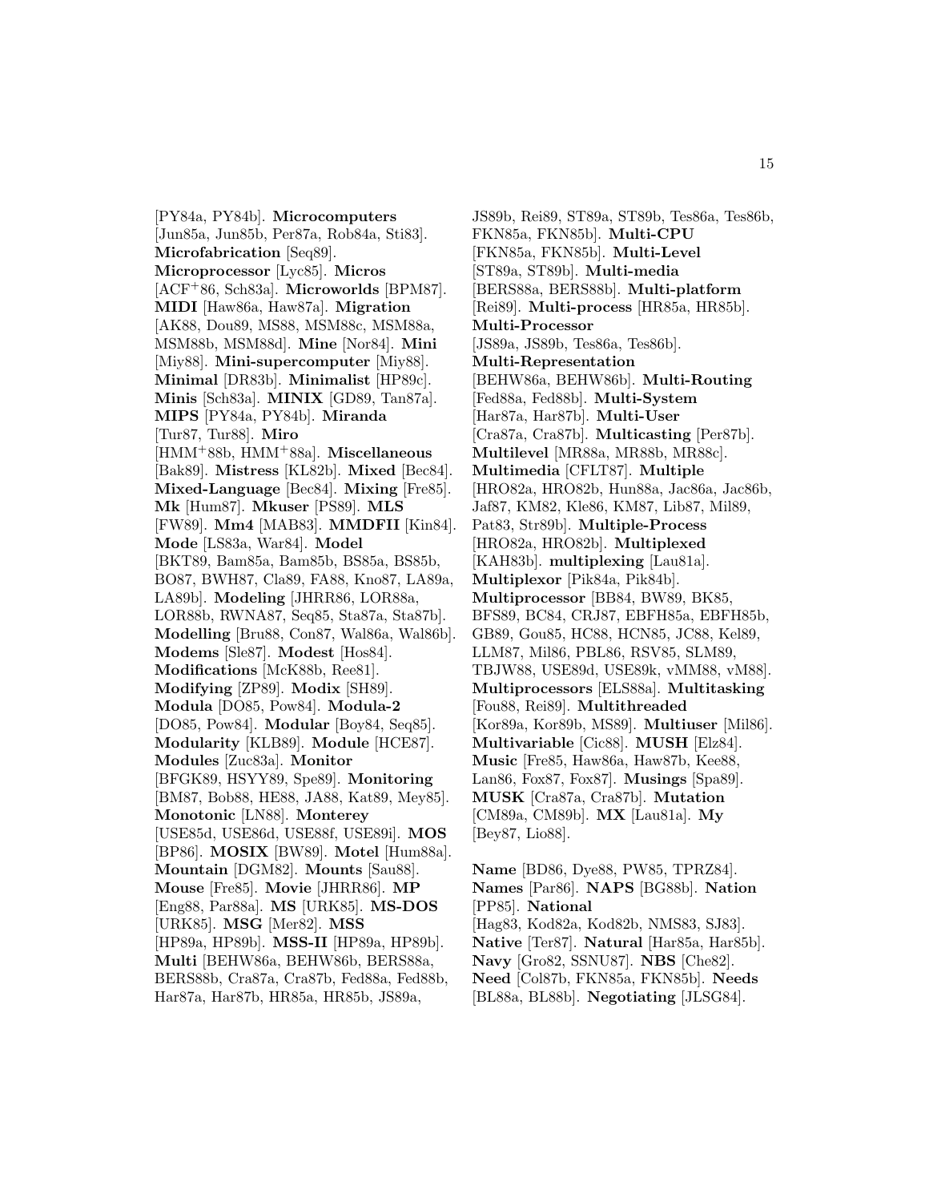[PY84a, PY84b]. **Microcomputers** [Jun85a, Jun85b, Per87a, Rob84a, Sti83]. **Microfabrication** [Seq89]. **Microprocessor** [Lyc85]. **Micros** [ACF+86, Sch83a]. **Microworlds** [BPM87]. **MIDI** [Haw86a, Haw87a]. **Migration** [AK88, Dou89, MS88, MSM88c, MSM88a, MSM88b, MSM88d]. **Mine** [Nor84]. **Mini** [Miy88]. **Mini-supercomputer** [Miy88]. **Minimal** [DR83b]. **Minimalist** [HP89c]. **Minis** [Sch83a]. **MINIX** [GD89, Tan87a]. **MIPS** [PY84a, PY84b]. **Miranda** [Tur87, Tur88]. **Miro** [HMM+88b, HMM+88a]. **Miscellaneous** [Bak89]. **Mistress** [KL82b]. **Mixed** [Bec84]. **Mixed-Language** [Bec84]. **Mixing** [Fre85]. **Mk** [Hum87]. **Mkuser** [PS89]. **MLS** [FW89]. **Mm4** [MAB83]. **MMDFII** [Kin84]. **Mode** [LS83a, War84]. **Model** [BKT89, Bam85a, Bam85b, BS85a, BS85b, BO87, BWH87, Cla89, FA88, Kno87, LA89a, LA89b]. **Modeling** [JHRR86, LOR88a, LOR88b, RWNA87, Seq85, Sta87a, Sta87b]. **Modelling** [Bru88, Con87, Wal86a, Wal86b]. **Modems** [Sle87]. **Modest** [Hos84]. **Modifications** [McK88b, Ree81]. **Modifying** [ZP89]. **Modix** [SH89]. **Modula** [DO85, Pow84]. **Modula-2** [DO85, Pow84]. **Modular** [Boy84, Seq85]. **Modularity** [KLB89]. **Module** [HCE87]. **Modules** [Zuc83a]. **Monitor** [BFGK89, HSYY89, Spe89]. **Monitoring** [BM87, Bob88, HE88, JA88, Kat89, Mey85]. **Monotonic** [LN88]. **Monterey** [USE85d, USE86d, USE88f, USE89i]. **MOS** [BP86]. **MOSIX** [BW89]. **Motel** [Hum88a]. **Mountain** [DGM82]. **Mounts** [Sau88]. **Mouse** [Fre85]. **Movie** [JHRR86]. **MP** [Eng88, Par88a]. **MS** [URK85]. **MS-DOS** [URK85]. **MSG** [Mer82]. **MSS** [HP89a, HP89b]. **MSS-II** [HP89a, HP89b]. **Multi** [BEHW86a, BEHW86b, BERS88a, BERS88b, Cra87a, Cra87b, Fed88a, Fed88b, Har87a, Har87b, HR85a, HR85b, JS89a, JS89b, Rei89, ST89a, ST89b, Tes86a, Tes86b, FKN85a, FKN85b]. **Multi-CPU** [FKN85a, FKN85b]. **Multi-Level** [ST89a, ST89b]. **Multi-media** [BERS88a, BERS88b]. **Multi-platform** [Rei89]. **Multi-process** [HR85a, HR85b]. **Multi-Processor** [JS89a, JS89b, Tes86a, Tes86b]. **Multi-Representation** [BEHW86a, BEHW86b]. **Multi-Routing** [Fed88a, Fed88b]. **Multi-System** [Har87a, Har87b]. **Multi-User** [Cra87a, Cra87b]. **Multicasting** [Per87b]. **Multilevel** [MR88a, MR88b, MR88c]. **Multimedia** [CFLT87]. **Multiple** [HRO82a, HRO82b, Hun88a, Jac86a, Jac86b, Jaf87, KM82, Kle86, KM87, Lib87, Mil89, Pat83, Str89b]. **Multiple-Process** [HRO82a, HRO82b]. **Multiplexed** [KAH83b]. **multiplexing** [Lau81a]. **Multiplexor** [Pik84a, Pik84b]. **Multiprocessor** [BB84, BW89, BK85, BFS89, BC84, CRJ87, EBFH85a, EBFH85b, GB89, Gou85, HC88, HCN85, JC88, Kel89, LLM87, Mil86, PBL86, RSV85, SLM89, TBJW88, USE89d, USE89k, vMM88, vM88]. **Multiprocessors** [ELS88a]. **Multitasking** [Fou88, Rei89]. **Multithreaded** [Kor89a, Kor89b, MS89]. **Multiuser** [Mil86]. **Multivariable** [Cic88]. **MUSH** [Elz84]. **Music** [Fre85, Haw86a, Haw87b, Kee88, Lan86, Fox87, Fox87]. **Musings** [Spa89]. **MUSK** [Cra87a, Cra87b]. **Mutation** [CM89a, CM89b]. **MX** [Lau81a]. **My** [Bey87, Lio88].

**Name** [BD86, Dye88, PW85, TPRZ84]. **Names** [Par86]. **NAPS** [BG88b]. **Nation** [PP85]. **National** [Hag83, Kod82a, Kod82b, NMS83, SJ83]. **Native** [Ter87]. **Natural** [Har85a, Har85b]. **Navy** [Gro82, SSNU87]. **NBS** [Che82]. **Need** [Col87b, FKN85a, FKN85b]. **Needs** [BL88a, BL88b]. **Negotiating** [JLSG84].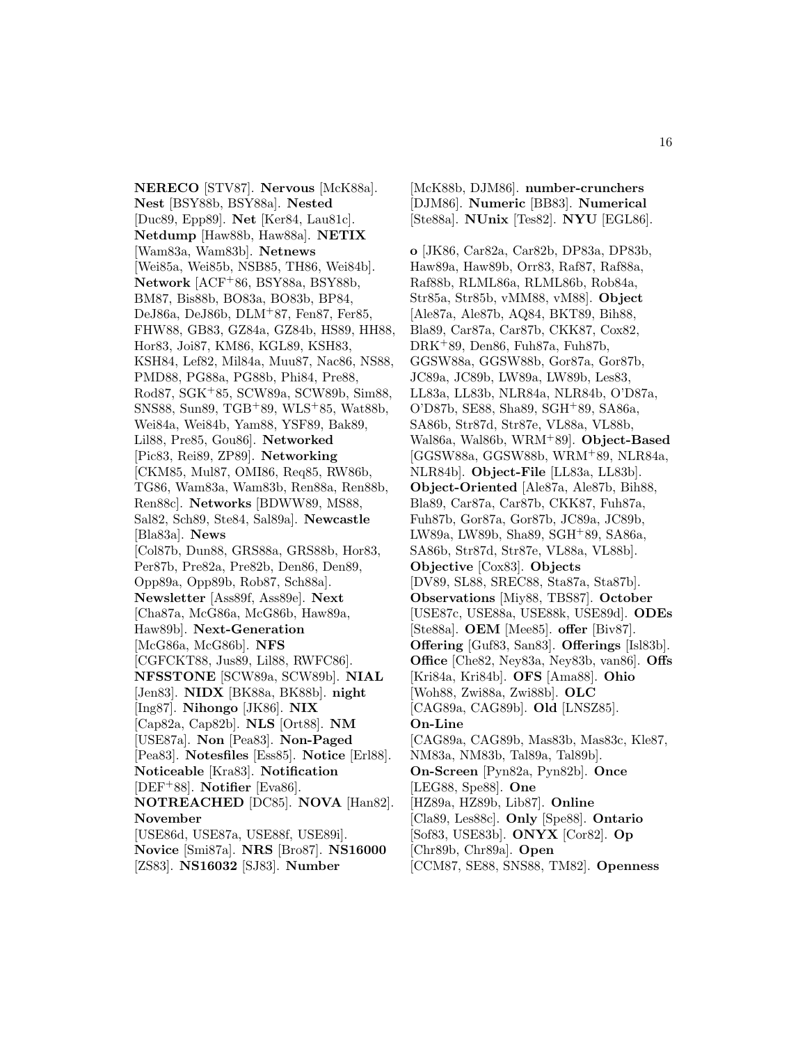**NERECO** [STV87]. **Nervous** [McK88a]. **Nest** [BSY88b, BSY88a]. **Nested** [Duc89, Epp89]. **Net** [Ker84, Lau81c]. **Netdump** [Haw88b, Haw88a]. **NETIX** [Wam83a, Wam83b]. **Netnews** [Wei85a, Wei85b, NSB85, TH86, Wei84b]. **Network** [ACF+86, BSY88a, BSY88b, BM87, Bis88b, BO83a, BO83b, BP84, DeJ86a, DeJ86b, DLM+87, Fen87, Fer85, FHW88, GB83, GZ84a, GZ84b, HS89, HH88, Hor83, Joi87, KM86, KGL89, KSH83, KSH84, Lef82, Mil84a, Muu87, Nac86, NS88, PMD88, PG88a, PG88b, Phi84, Pre88, Rod87, SGK+85, SCW89a, SCW89b, Sim88, SNS88, Sun89, TGB+89, WLS+85, Wat88b, Wei84a, Wei84b, Yam88, YSF89, Bak89, Lil88, Pre85, Gou86]. **Networked** [Pic83, Rei89, ZP89]. **Networking** [CKM85, Mul87, OMI86, Req85, RW86b, TG86, Wam83a, Wam83b, Ren88a, Ren88b, Ren88c]. **Networks** [BDWW89, MS88, Sal82, Sch89, Ste84, Sal89a]. **Newcastle** [Bla83a]. **News** [Col87b, Dun88, GRS88a, GRS88b, Hor83, Per87b, Pre82a, Pre82b, Den86, Den89, Opp89a, Opp89b, Rob87, Sch88a]. **Newsletter** [Ass89f, Ass89e]. **Next** [Cha87a, McG86a, McG86b, Haw89a, Haw89b]. **Next-Generation** [McG86a, McG86b]. **NFS** [CGFCKT88, Jus89, Lil88, RWFC86]. **NFSSTONE** [SCW89a, SCW89b]. **NIAL** [Jen83]. **NIDX** [BK88a, BK88b]. **night** [Ing87]. **Nihongo** [JK86]. **NIX** [Cap82a, Cap82b]. **NLS** [Ort88]. **NM** [USE87a]. **Non** [Pea83]. **Non-Paged** [Pea83]. **Notesfiles** [Ess85]. **Notice** [Erl88]. **Noticeable** [Kra83]. **Notification** [DEF+88]. **Notifier** [Eva86]. **NOTREACHED** [DC85]. **NOVA** [Han82]. **November** [USE86d, USE87a, USE88f, USE89i]. **Novice** [Smi87a]. **NRS** [Bro87]. **NS16000** [ZS83]. **NS16032** [SJ83]. **Number** [McK88b, DJM86]. **number-crunchers** [DJM86]. **Numeric** [BB83]. **Numerical** [Ste88a]. **NUnix** [Tes82]. **NYU** [EGL86].

**o** [JK86, Car82a, Car82b, DP83a, DP83b, Haw89a, Haw89b, Orr83, Raf87, Raf88a, Raf88b, RLML86a, RLML86b, Rob84a, Str85a, Str85b, vMM88, vM88]. **Object** [Ale87a, Ale87b, AQ84, BKT89, Bih88, Bla89, Car87a, Car87b, CKK87, Cox82, DRK+89, Den86, Fuh87a, Fuh87b, GGSW88a, GGSW88b, Gor87a, Gor87b, JC89a, JC89b, LW89a, LW89b, Les83, LL83a, LL83b, NLR84a, NLR84b, O'D87a, O'D87b, SE88, Sha89, SGH+89, SA86a, SA86b, Str87d, Str87e, VL88a, VL88b, Wal86a, Wal86b, WRM+89]. **Object-Based** [GGSW88a, GGSW88b, WRM+89, NLR84a, NLR84b]. **Object-File** [LL83a, LL83b]. **Object-Oriented** [Ale87a, Ale87b, Bih88, Bla89, Car87a, Car87b, CKK87, Fuh87a, Fuh87b, Gor87a, Gor87b, JC89a, JC89b, LW89a, LW89b, Sha89, SGH+89, SA86a, SA86b, Str87d, Str87e, VL88a, VL88b]. **Objective** [Cox83]. **Objects** [DV89, SL88, SREC88, Sta87a, Sta87b]. **Observations** [Miy88, TBS87]. **October** [USE87c, USE88a, USE88k, USE89d]. **ODEs** [Ste88a]. **OEM** [Mee85]. **offer** [Biv87]. **Offering** [Guf83, San83]. **Offerings** [Isl83b]. **Office** [Che82, Ney83a, Ney83b, van86]. **Offs** [Kri84a, Kri84b]. **OFS** [Ama88]. **Ohio** [Woh88, Zwi88a, Zwi88b]. **OLC** [CAG89a, CAG89b]. **Old** [LNSZ85]. **On-Line** [CAG89a, CAG89b, Mas83b, Mas83c, Kle87, NM83a, NM83b, Tal89a, Tal89b]. **On-Screen** [Pyn82a, Pyn82b]. **Once** [LEG88, Spe88]. **One** [HZ89a, HZ89b, Lib87]. **Online** [Cla89, Les88c]. **Only** [Spe88]. **Ontario** [Sof83, USE83b]. **ONYX** [Cor82]. **Op** [Chr89b, Chr89a]. **Open** [CCM87, SE88, SNS88, TM82]. **Openness**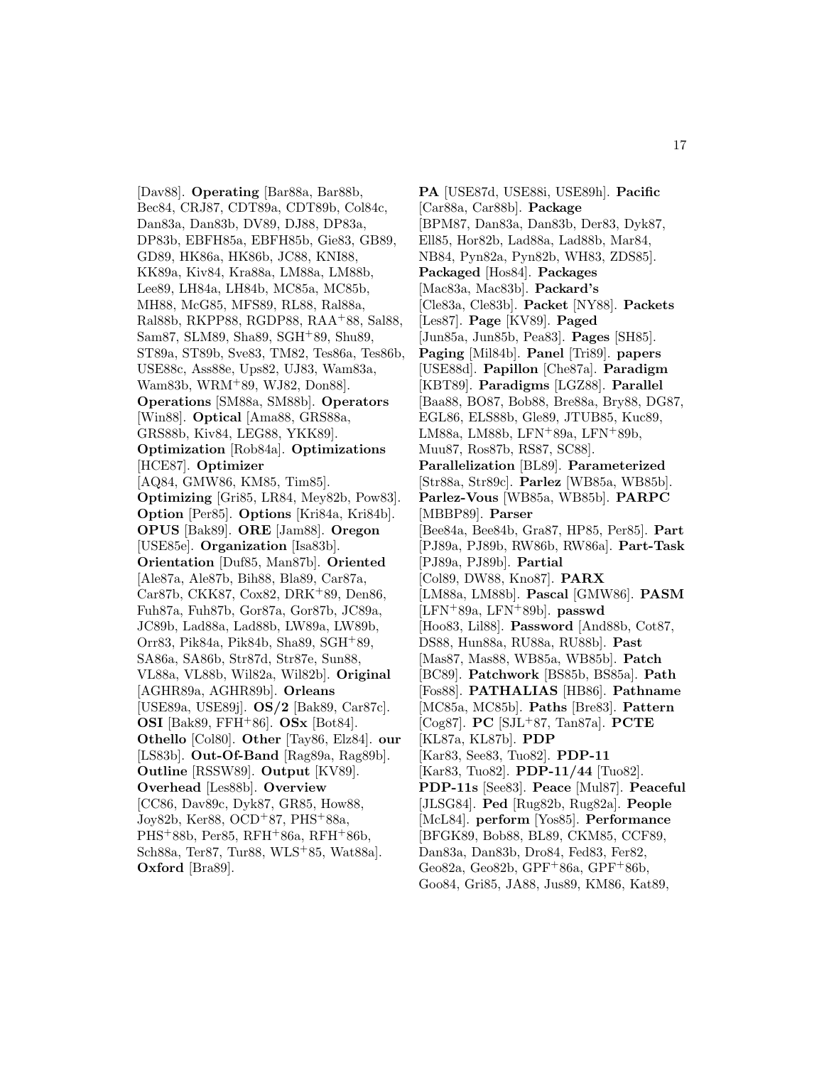[Dav88]. **Operating** [Bar88a, Bar88b, Bec84, CRJ87, CDT89a, CDT89b, Col84c, Dan83a, Dan83b, DV89, DJ88, DP83a, DP83b, EBFH85a, EBFH85b, Gie83, GB89, GD89, HK86a, HK86b, JC88, KNI88, KK89a, Kiv84, Kra88a, LM88a, LM88b, Lee89, LH84a, LH84b, MC85a, MC85b, MH88, McG85, MFS89, RL88, Ral88a, Ral88b, RKPP88, RGDP88, RAA+88, Sal88, Sam87, SLM89, Sha89, SGH+89, Shu89, ST89a, ST89b, Sve83, TM82, Tes86a, Tes86b, USE88c, Ass88e, Ups82, UJ83, Wam83a, Wam83b, WRM+89, WJ82, Don88]. **Operations** [SM88a, SM88b]. **Operators** [Win88]. **Optical** [Ama88, GRS88a, GRS88b, Kiv84, LEG88, YKK89]. **Optimization** [Rob84a]. **Optimizations** [HCE87]. **Optimizer** [AQ84, GMW86, KM85, Tim85]. **Optimizing** [Gri85, LR84, Mey82b, Pow83]. **Option** [Per85]. **Options** [Kri84a, Kri84b]. **OPUS** [Bak89]. **ORE** [Jam88]. **Oregon** [USE85e]. **Organization** [Isa83b]. **Orientation** [Duf85, Man87b]. **Oriented** [Ale87a, Ale87b, Bih88, Bla89, Car87a, Car87b, CKK87, Cox82, DRK+89, Den86, Fuh87a, Fuh87b, Gor87a, Gor87b, JC89a, JC89b, Lad88a, Lad88b, LW89a, LW89b, Orr83, Pik84a, Pik84b, Sha89, SGH+89, SA86a, SA86b, Str87d, Str87e, Sun88, VL88a, VL88b, Wil82a, Wil82b]. **Original** [AGHR89a, AGHR89b]. **Orleans** [USE89a, USE89j]. **OS/2** [Bak89, Car87c]. **OSI** [Bak89, FFH+86]. **OSx** [Bot84]. **Othello** [Col80]. **Other** [Tay86, Elz84]. **our** [LS83b]. **Out-Of-Band** [Rag89a, Rag89b]. **Outline** [RSSW89]. **Output** [KV89]. **Overhead** [Les88b]. **Overview** [CC86, Dav89c, Dyk87, GR85, How88, Joy82b, Ker88, OCD+87, PHS+88a, PHS+88b, Per85, RFH+86a, RFH+86b, Sch88a, Ter87, Tur88, WLS+85, Wat88a]. **Oxford** [Bra89].

**PA** [USE87d, USE88i, USE89h]. **Pacific** [Car88a, Car88b]. **Package** [BPM87, Dan83a, Dan83b, Der83, Dyk87, Ell85, Hor82b, Lad88a, Lad88b, Mar84, NB84, Pyn82a, Pyn82b, WH83, ZDS85]. **Packaged** [Hos84]. **Packages** [Mac83a, Mac83b]. **Packard's** [Cle83a, Cle83b]. **Packet** [NY88]. **Packets** [Les87]. **Page** [KV89]. **Paged** [Jun85a, Jun85b, Pea83]. **Pages** [SH85]. **Paging** [Mil84b]. **Panel** [Tri89]. **papers** [USE88d]. **Papillon** [Che87a]. **Paradigm** [KBT89]. **Paradigms** [LGZ88]. **Parallel** [Baa88, BO87, Bob88, Bre88a, Bry88, DG87, EGL86, ELS88b, Gle89, JTUB85, Kuc89, LM88a, LM88b, LFN+89a, LFN+89b, Muu87, Ros87b, RS87, SC88]. **Parallelization** [BL89]. **Parameterized** [Str88a, Str89c]. **Parlez** [WB85a, WB85b]. **Parlez-Vous** [WB85a, WB85b]. **PARPC** [MBBP89]. **Parser** [Bee84a, Bee84b, Gra87, HP85, Per85]. **Part** [PJ89a, PJ89b, RW86b, RW86a]. **Part-Task** [PJ89a, PJ89b]. **Partial** [Col89, DW88, Kno87]. **PARX** [LM88a, LM88b]. **Pascal** [GMW86]. **PASM** [LFN+89a, LFN+89b]. **passwd** [Hoo83, Lil88]. **Password** [And88b, Cot87, DS88, Hun88a, RU88a, RU88b]. **Past** [Mas87, Mas88, WB85a, WB85b]. **Patch** [BC89]. **Patchwork** [BS85b, BS85a]. **Path** [Fos88]. **PATHALIAS** [HB86]. **Pathname** [MC85a, MC85b]. **Paths** [Bre83]. **Pattern** [Cog87]. **PC** [SJL+87, Tan87a]. **PCTE** [KL87a, KL87b]. **PDP** [Kar83, See83, Tuo82]. **PDP-11** [Kar83, Tuo82]. **PDP-11/44** [Tuo82]. **PDP-11s** [See83]. **Peace** [Mul87]. **Peaceful** [JLSG84]. **Ped** [Rug82b, Rug82a]. **People** [McL84]. **perform** [Yos85]. **Performance** [BFGK89, Bob88, BL89, CKM85, CCF89, Dan83a, Dan83b, Dro84, Fed83, Fer82, Geo82a, Geo82b, GPF+86a, GPF+86b, Goo84, Gri85, JA88, Jus89, KM86, Kat89,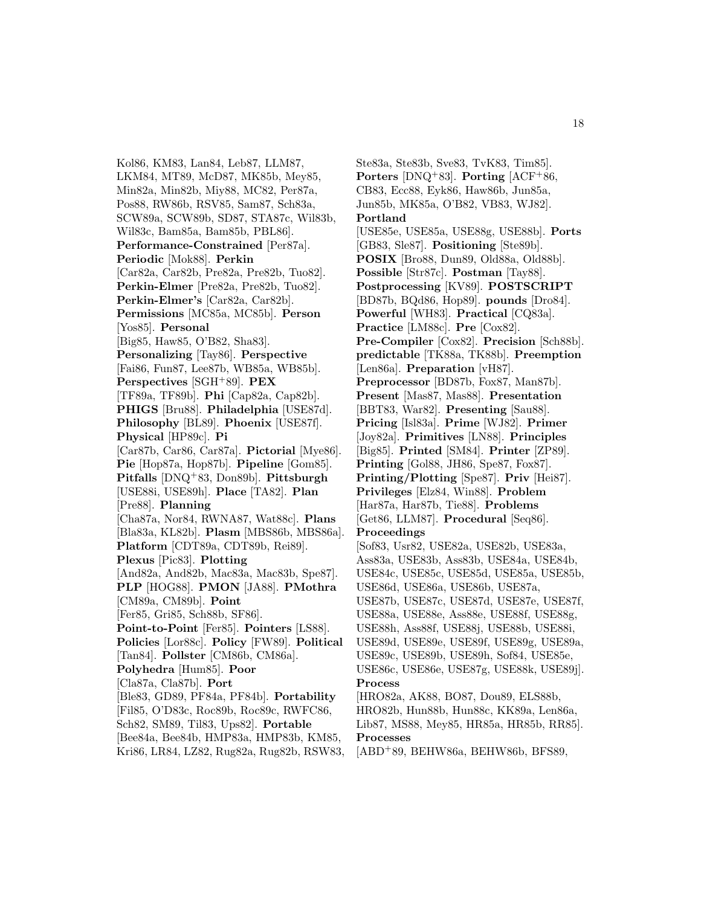Kol86, KM83, Lan84, Leb87, LLM87, LKM84, MT89, McD87, MK85b, Mey85, Min82a, Min82b, Miy88, MC82, Per87a, Pos88, RW86b, RSV85, Sam87, Sch83a, SCW89a, SCW89b, SD87, STA87c, Wil83b, Wil83c, Bam85a, Bam85b, PBL86]. **Performance-Constrained** [Per87a]. **Periodic** [Mok88]. **Perkin** [Car82a, Car82b, Pre82a, Pre82b, Tuo82]. **Perkin-Elmer** [Pre82a, Pre82b, Tuo82]. **Perkin-Elmer's** [Car82a, Car82b]. **Permissions** [MC85a, MC85b]. **Person** [Yos85]. **Personal** [Big85, Haw85, O'B82, Sha83]. **Personalizing** [Tay86]. **Perspective** [Fai86, Fun87, Lee87b, WB85a, WB85b]. **Perspectives** [SGH+89]. **PEX** [TF89a, TF89b]. **Phi** [Cap82a, Cap82b]. **PHIGS** [Bru88]. **Philadelphia** [USE87d]. **Philosophy** [BL89]. **Phoenix** [USE87f]. **Physical** [HP89c]. **Pi** [Car87b, Car86, Car87a]. **Pictorial** [Mye86]. **Pie** [Hop87a, Hop87b]. **Pipeline** [Gom85]. **Pitfalls** [DNQ+83, Don89b]. **Pittsburgh** [USE88i, USE89h]. **Place** [TA82]. **Plan** [Pre88]. **Planning** [Cha87a, Nor84, RWNA87, Wat88c]. **Plans** [Bla83a, KL82b]. **Plasm** [MBS86b, MBS86a]. **Platform** [CDT89a, CDT89b, Rei89]. **Plexus** [Pic83]. **Plotting** [And82a, And82b, Mac83a, Mac83b, Spe87]. **PLP** [HOG88]. **PMON** [JA88]. **PMothra** [CM89a, CM89b]. **Point** [Fer85, Gri85, Sch88b, SF86]. **Point-to-Point** [Fer85]. **Pointers** [LS88]. **Policies** [Lor88c]. **Policy** [FW89]. **Political** [Tan84]. **Pollster** [CM86b, CM86a]. **Polyhedra** [Hum85]. **Poor** [Cla87a, Cla87b]. **Port** [Ble83, GD89, PF84a, PF84b]. **Portability** [Fil85, O'D83c, Roc89b, Roc89c, RWFC86, Sch82, SM89, Til83, Ups82]. **Portable** [Bee84a, Bee84b, HMP83a, HMP83b, KM85, Kri86, LR84, LZ82, Rug82a, Rug82b, RSW83, Ste83a, Ste83b, Sve83, TvK83, Tim85]. **Porters** [DNQ+83]. **Porting** [ACF+86, CB83, Ecc88, Eyk86, Haw86b, Jun85a, Jun85b, MK85a, O'B82, VB83, WJ82]. **Portland** [USE85e, USE85a, USE88g, USE88b]. **Ports** [GB83, Sle87]. **Positioning** [Ste89b]. **POSIX** [Bro88, Dun89, Old88a, Old88b]. **Possible** [Str87c]. **Postman** [Tay88]. **Postprocessing** [KV89]. **POSTSCRIPT** [BD87b, BQd86, Hop89]. **pounds** [Dro84]. **Powerful** [WH83]. **Practical** [CQ83a]. **Practice** [LM88c]. **Pre** [Cox82]. **Pre-Compiler** [Cox82]. **Precision** [Sch88b]. **predictable** [TK88a, TK88b]. **Preemption** [Len86a]. **Preparation** [vH87]. **Preprocessor** [BD87b, Fox87, Man87b]. **Present** [Mas87, Mas88]. **Presentation** [BBT83, War82]. **Presenting** [Sau88]. **Pricing** [Isl83a]. **Prime** [WJ82]. **Primer** [Joy82a]. **Primitives** [LN88]. **Principles** [Big85]. **Printed** [SM84]. **Printer** [ZP89]. **Printing** [Gol88, JH86, Spe87, Fox87]. **Printing/Plotting** [Spe87]. **Priv** [Hei87]. **Privileges** [Elz84, Win88]. **Problem** [Har87a, Har87b, Tie88]. **Problems** [Get86, LLM87]. **Procedural** [Seq86]. **Proceedings** [Sof83, Usr82, USE82a, USE82b, USE83a, Ass83a, USE83b, Ass83b, USE84a, USE84b, USE84c, USE85c, USE85d, USE85a, USE85b, USE86d, USE86a, USE86b, USE87a, USE87b, USE87c, USE87d, USE87e, USE87f, USE88a, USE88e, Ass88e, USE88f, USE88g, USE88h, Ass88f, USE88j, USE88b, USE88i, USE89d, USE89e, USE89f, USE89g, USE89a, USE89c, USE89b, USE89h, Sof84, USE85e, USE86c, USE86e, USE87g, USE88k, USE89j]. **Process** [HRO82a, AK88, BO87, Dou89, ELS88b, HRO82b, Hun88b, Hun88c, KK89a, Len86a, Lib87, MS88, Mey85, HR85a, HR85b, RR85]. **Processes** [ABD+89, BEHW86a, BEHW86b, BFS89,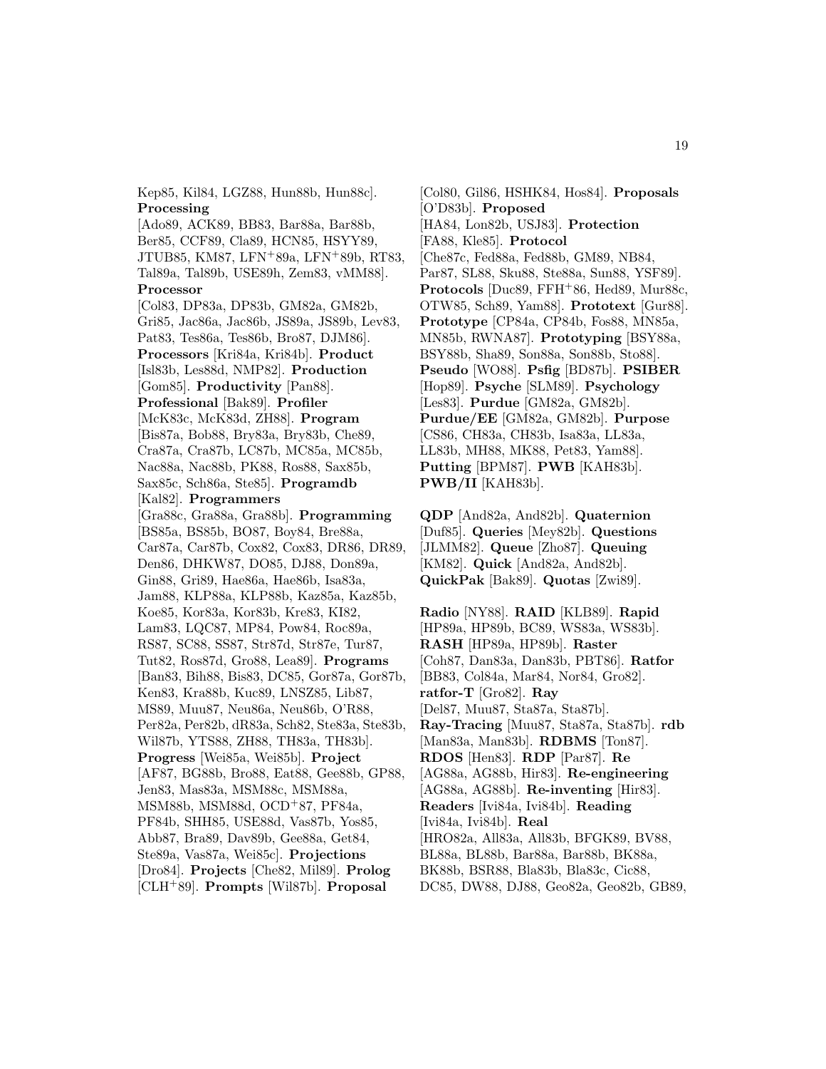Kep85, Kil84, LGZ88, Hun88b, Hun88c]. **Processing** [Ado89, ACK89, BB83, Bar88a, Bar88b, Ber85, CCF89, Cla89, HCN85, HSYY89, JTUB85, KM87, LFN+89a, LFN+89b, RT83, Tal89a, Tal89b, USE89h, Zem83, vMM88]. **Processor** [Col83, DP83a, DP83b, GM82a, GM82b, Gri85, Jac86a, Jac86b, JS89a, JS89b, Lev83, Pat83, Tes86a, Tes86b, Bro87, DJM86]. **Processors** [Kri84a, Kri84b]. **Product** [Isl83b, Les88d, NMP82]. **Production** [Gom85]. **Productivity** [Pan88]. **Professional** [Bak89]. **Profiler** [McK83c, McK83d, ZH88]. **Program** [Bis87a, Bob88, Bry83a, Bry83b, Che89, Cra87a, Cra87b, LC87b, MC85a, MC85b, Nac88a, Nac88b, PK88, Ros88, Sax85b, Sax85c, Sch86a, Ste85]. **Programdb** [Kal82]. **Programmers** [Gra88c, Gra88a, Gra88b]. **Programming** [BS85a, BS85b, BO87, Boy84, Bre88a, Car87a, Car87b, Cox82, Cox83, DR86, DR89, Den86, DHKW87, DO85, DJ88, Don89a, Gin88, Gri89, Hae86a, Hae86b, Isa83a, Jam88, KLP88a, KLP88b, Kaz85a, Kaz85b, Koe85, Kor83a, Kor83b, Kre83, KI82, Lam83, LQC87, MP84, Pow84, Roc89a, RS87, SC88, SS87, Str87d, Str87e, Tur87, Tut82, Ros87d, Gro88, Lea89]. **Programs** [Ban83, Bih88, Bis83, DC85, Gor87a, Gor87b, Ken83, Kra88b, Kuc89, LNSZ85, Lib87, MS89, Muu87, Neu86a, Neu86b, O'R88, Per82a, Per82b, dR83a, Sch82, Ste83a, Ste83b, Wil87b, YTS88, ZH88, TH83a, TH83b]. **Progress** [Wei85a, Wei85b]. **Project** [AF87, BG88b, Bro88, Eat88, Gee88b, GP88, Jen83, Mas83a, MSM88c, MSM88a, MSM88b, MSM88d, OCD+87, PF84a, PF84b, SHH85, USE88d, Vas87b, Yos85, Abb87, Bra89, Dav89b, Gee88a, Get84, Ste89a, Vas87a, Wei85c]. **Projections** [Dro84]. **Projects** [Che82, Mil89]. **Prolog** [CLH+89]. **Prompts** [Wil87b]. **Proposal** [Col80, Gil86, HSHK84, Hos84]. **Proposals** [O'D83b]. **Proposed** [HA84, Lon82b, USJ83]. **Protection** [FA88, Kle85]. **Protocol** [Che87c, Fed88a, Fed88b, GM89, NB84, Par87, SL88, Sku88, Ste88a, Sun88, YSF89]. **Protocols** [Duc89, FFH+86, Hed89, Mur88c, OTW85, Sch89, Yam88]. **Prototext** [Gur88]. **Prototype** [CP84a, CP84b, Fos88, MN85a, MN85b, RWNA87]. **Prototyping** [BSY88a, BSY88b, Sha89, Son88a, Son88b, Sto88]. **Pseudo** [WO88]. **Psfig** [BD87b]. **PSIBER** [Hop89]. **Psyche** [SLM89]. **Psychology** [Les83]. **Purdue** [GM82a, GM82b]. **Purdue/EE** [GM82a, GM82b]. **Purpose** [CS86, CH83a, CH83b, Isa83a, LL83a, LL83b, MH88, MK88, Pet83, Yam88]. **Putting** [BPM87]. **PWB** [KAH83b]. **PWB/II** [KAH83b].

**QDP** [And82a, And82b]. **Quaternion** [Duf85]. **Queries** [Mey82b]. **Questions** [JLMM82]. **Queue** [Zho87]. **Queuing** [KM82]. **Quick** [And82a, And82b]. **QuickPak** [Bak89]. **Quotas** [Zwi89].

**Radio** [NY88]. **RAID** [KLB89]. **Rapid** [HP89a, HP89b, BC89, WS83a, WS83b]. **RASH** [HP89a, HP89b]. **Raster** [Coh87, Dan83a, Dan83b, PBT86]. **Ratfor** [BB83, Col84a, Mar84, Nor84, Gro82]. **ratfor-T** [Gro82]. **Ray** [Del87, Muu87, Sta87a, Sta87b]. **Ray-Tracing** [Muu87, Sta87a, Sta87b]. **rdb** [Man83a, Man83b]. **RDBMS** [Ton87]. **RDOS** [Hen83]. **RDP** [Par87]. **Re** [AG88a, AG88b, Hir83]. **Re-engineering** [AG88a, AG88b]. **Re-inventing** [Hir83]. **Readers** [Ivi84a, Ivi84b]. **Reading** [Ivi84a, Ivi84b]. **Real** [HRO82a, All83a, All83b, BFGK89, BV88, BL88a, BL88b, Bar88a, Bar88b, BK88a, BK88b, BSR88, Bla83b, Bla83c, Cic88, DC85, DW88, DJ88, Geo82a, Geo82b, GB89,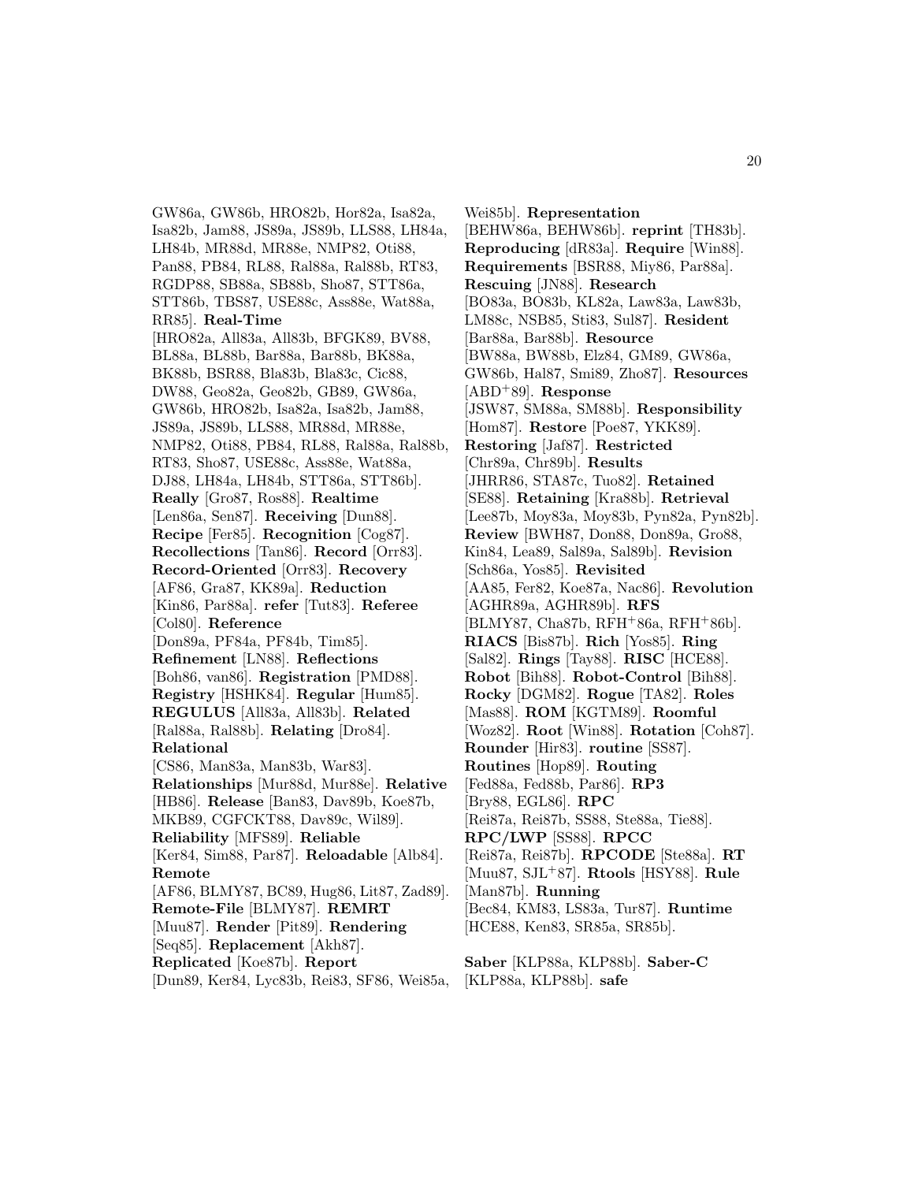GW86a, GW86b, HRO82b, Hor82a, Isa82a, Isa82b, Jam88, JS89a, JS89b, LLS88, LH84a, LH84b, MR88d, MR88e, NMP82, Oti88, Pan88, PB84, RL88, Ral88a, Ral88b, RT83, RGDP88, SB88a, SB88b, Sho87, STT86a, STT86b, TBS87, USE88c, Ass88e, Wat88a, RR85]. **Real-Time** [HRO82a, All83a, All83b, BFGK89, BV88, BL88a, BL88b, Bar88a, Bar88b, BK88a, BK88b, BSR88, Bla83b, Bla83c, Cic88, DW88, Geo82a, Geo82b, GB89, GW86a, GW86b, HRO82b, Isa82a, Isa82b, Jam88, JS89a, JS89b, LLS88, MR88d, MR88e, NMP82, Oti88, PB84, RL88, Ral88a, Ral88b, RT83, Sho87, USE88c, Ass88e, Wat88a, DJ88, LH84a, LH84b, STT86a, STT86b]. **Really** [Gro87, Ros88]. **Realtime** [Len86a, Sen87]. **Receiving** [Dun88]. **Recipe** [Fer85]. **Recognition** [Cog87]. **Recollections** [Tan86]. **Record** [Orr83]. **Record-Oriented** [Orr83]. **Recovery** [AF86, Gra87, KK89a]. **Reduction** [Kin86, Par88a]. **refer** [Tut83]. **Referee** [Col80]. **Reference** [Don89a, PF84a, PF84b, Tim85]. **Refinement** [LN88]. **Reflections** [Boh86, van86]. **Registration** [PMD88]. **Registry** [HSHK84]. **Regular** [Hum85]. **REGULUS** [All83a, All83b]. **Related** [Ral88a, Ral88b]. **Relating** [Dro84]. **Relational** [CS86, Man83a, Man83b, War83]. **Relationships** [Mur88d, Mur88e]. **Relative** [HB86]. **Release** [Ban83, Dav89b, Koe87b, MKB89, CGFCKT88, Dav89c, Wil89]. **Reliability** [MFS89]. **Reliable** [Ker84, Sim88, Par87]. **Reloadable** [Alb84]. **Remote** [AF86, BLMY87, BC89, Hug86, Lit87, Zad89]. **Remote-File** [BLMY87]. **REMRT** [Muu87]. **Render** [Pit89]. **Rendering** [Seq85]. **Replacement** [Akh87]. **Replicated** [Koe87b]. **Report** [Dun89, Ker84, Lyc83b, Rei83, SF86, Wei85a, Wei85b]. **Representation** [BEHW86a, BEHW86b]. **reprint** [TH83b]. **Reproducing** [dR83a]. **Require** [Win88]. **Requirements** [BSR88, Miy86, Par88a]. **Rescuing** [JN88]. **Research** [BO83a, BO83b, KL82a, Law83a, Law83b, LM88c, NSB85, Sti83, Sul87]. **Resident** [Bar88a, Bar88b]. **Resource** [BW88a, BW88b, Elz84, GM89, GW86a, GW86b, Hal87, Smi89, Zho87]. **Resources** [ABD+89]. **Response** [JSW87, SM88a, SM88b]. **Responsibility** [Hom87]. **Restore** [Poe87, YKK89]. **Restoring** [Jaf87]. **Restricted** [Chr89a, Chr89b]. **Results** [JHRR86, STA87c, Tuo82]. **Retained** [SE88]. **Retaining** [Kra88b]. **Retrieval** [Lee87b, Moy83a, Moy83b, Pyn82a, Pyn82b]. **Review** [BWH87, Don88, Don89a, Gro88, Kin84, Lea89, Sal89a, Sal89b]. **Revision** [Sch86a, Yos85]. **Revisited** [AA85, Fer82, Koe87a, Nac86]. **Revolution** [AGHR89a, AGHR89b]. **RFS** [BLMY87, Cha87b, RFH+86a, RFH+86b]. **RIACS** [Bis87b]. **Rich** [Yos85]. **Ring** [Sal82]. **Rings** [Tay88]. **RISC** [HCE88]. **Robot** [Bih88]. **Robot-Control** [Bih88]. **Rocky** [DGM82]. **Rogue** [TA82]. **Roles** [Mas88]. **ROM** [KGTM89]. **Roomful** [Woz82]. **Root** [Win88]. **Rotation** [Coh87]. **Rounder** [Hir83]. **routine** [SS87]. **Routines** [Hop89]. **Routing** [Fed88a, Fed88b, Par86]. **RP3** [Bry88, EGL86]. **RPC** [Rei87a, Rei87b, SS88, Ste88a, Tie88]. **RPC/LWP** [SS88]. **RPCC** [Rei87a, Rei87b]. **RPCODE** [Ste88a]. **RT** [Muu87, SJL+87]. **Rtools** [HSY88]. **Rule** [Man87b]. **Running** [Bec84, KM83, LS83a, Tur87]. **Runtime** [HCE88, Ken83, SR85a, SR85b].

**Saber** [KLP88a, KLP88b]. **Saber-C** [KLP88a, KLP88b]. **safe**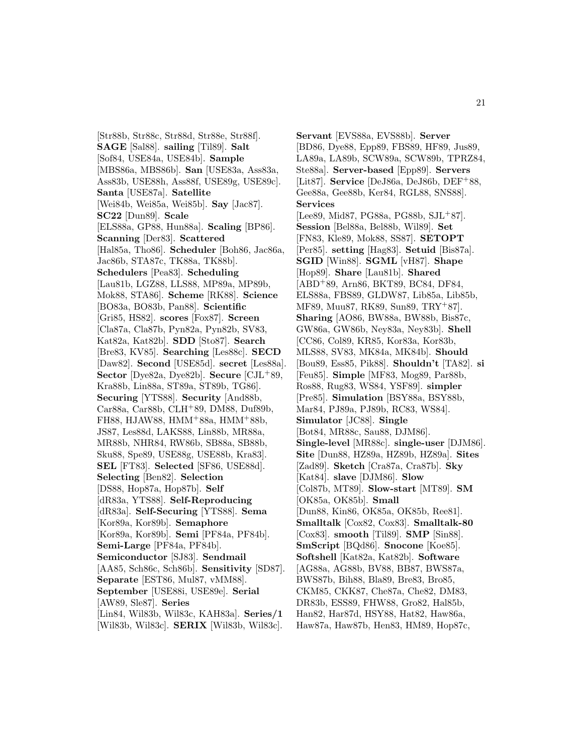[Str88b, Str88c, Str88d, Str88e, Str88f]. **SAGE** [Sal88]. **sailing** [Til89]. **Salt** [Sof84, USE84a, USE84b]. **Sample** [MBS86a, MBS86b]. **San** [USE83a, Ass83a, Ass83b, USE88h, Ass88f, USE89g, USE89c]. **Santa** [USE87a]. **Satellite** [Wei84b, Wei85a, Wei85b]. **Say** [Jac87]. **SC22** [Dun89]. **Scale** [ELS88a, GP88, Hun88a]. **Scaling** [BP86]. **Scanning** [Der83]. **Scattered** [Hal85a, Tho86]. **Scheduler** [Boh86, Jac86a, Jac86b, STA87c, TK88a, TK88b]. **Schedulers** [Pea83]. **Scheduling** [Lau81b, LGZ88, LLS88, MP89a, MP89b, Mok88, STA86]. **Scheme** [RK88]. **Science** [BO83a, BO83b, Pan88]. **Scientific** [Gri85, HS82]. **scores** [Fox87]. **Screen** [Cla87a, Cla87b, Pyn82a, Pyn82b, SV83, Kat82a, Kat82b]. **SDD** [Sto87]. **Search** [Bre83, KV85]. **Searching** [Les88c]. **SECD** [Daw82]. **Second** [USE85d]. **secret** [Les88a]. **Sector** [Dye82a, Dye82b]. **Secure** [CJL+89, Kra88b, Lin88a, ST89a, ST89b, TG86]. **Securing** [YTS88]. **Security** [And88b, Car88a, Car88b, CLH+89, DM88, Duf89b, FH88, HJAW88, HMM+88a, HMM+88b, JS87, Les88d, LAKS88, Lin88b, MR88a, MR88b, NHR84, RW86b, SB88a, SB88b, Sku88, Spe89, USE88g, USE88b, Kra83]. **SEL** [FT83]. **Selected** [SF86, USE88d]. **Selecting** [Ben82]. **Selection** [DS88, Hop87a, Hop87b]. **Self** [dR83a, YTS88]. **Self-Reproducing** [dR83a]. **Self-Securing** [YTS88]. **Sema** [Kor89a, Kor89b]. **Semaphore** [Kor89a, Kor89b]. **Semi** [PF84a, PF84b]. **Semi-Large** [PF84a, PF84b]. **Semiconductor** [SJ83]. **Sendmail** [AA85, Sch86c, Sch86b]. **Sensitivity** [SD87]. **Separate** [EST86, Mul87, vMM88]. **September** [USE88i, USE89e]. **Serial** [AW89, Sle87]. **Series** [Lin84, Wil83b, Wil83c, KAH83a]. **Series/1** [Wil83b, Wil83c]. **SERIX** [Wil83b, Wil83c]. **Servant** [EVS88a, EVS88b]. **Server** [BD86, Dye88, Epp89, FBS89, HF89, Jus89, LA89a, LA89b, SCW89a, SCW89b, TPRZ84, Ste88a]. **Server-based** [Epp89]. **Servers** [Lit87]. **Service** [DeJ86a, DeJ86b, DEF+88, Gee88a, Gee88b, Ker84, RGL88, SNS88]. **Services** [Lee89, Mid87, PG88a, PG88b, SJL+87]. **Session** [Bel88a, Bel88b, Wil89]. **Set** [FN83, Kle89, Mok88, SS87]. **SETOPT** [Per85]. **setting** [Hag83]. **Setuid** [Bis87a]. **SGID** [Win88]. **SGML** [vH87]. **Shape** [Hop89]. **Share** [Lau81b]. **Shared** [ABD+89, Arn86, BKT89, BC84, DF84, ELS88a, FBS89, GLDW87, Lib85a, Lib85b, MF89, Muu87, RK89, Sun89, TRY+87]. **Sharing** [AO86, BW88a, BW88b, Bis87c, GW86a, GW86b, Ney83a, Ney83b]. **Shell** [CC86, Col89, KR85, Kor83a, Kor83b, MLS88, SV83, MK84a, MK84b]. **Should** [Bou89, Ess85, Pik88]. **Shouldn't** [TA82]. **si** [Feu85]. **Simple** [MF83, Mog89, Par88b, Ros88, Rug83, WS84, YSF89]. **simpler** [Pre85]. **Simulation** [BSY88a, BSY88b, Mar84, PJ89a, PJ89b, RC83, WS84]. **Simulator** [JC88]. **Single** [Bot84, MR88c, Sau88, DJM86]. **Single-level** [MR88c]. **single-user** [DJM86]. **Site** [Dun88, HZ89a, HZ89b, HZ89a]. **Sites** [Zad89]. **Sketch** [Cra87a, Cra87b]. **Sky** [Kat84]. **slave** [DJM86]. **Slow** [Col87b, MT89]. **Slow-start** [MT89]. **SM** [OK85a, OK85b]. **Small** [Dun88, Kin86, OK85a, OK85b, Ree81]. **Smalltalk** [Cox82, Cox83]. **Smalltalk-80** [Cox83]. **smooth** [Til89]. **SMP** [Sin88]. **SmScript** [BQd86]. **Snocone** [Koe85]. **Softshell** [Kat82a, Kat82b]. **Software** [AG88a, AG88b, BV88, BB87, BWS87a, BWS87b, Bih88, Bla89, Bre83, Bro85, CKM85, CKK87, Che87a, Che82, DM83, DR83b, ESS89, FHW88, Gro82, Hal85b, Han82, Har87d, HSY88, Hat82, Haw86a, Haw87a, Haw87b, Hen83, HM89, Hop87c,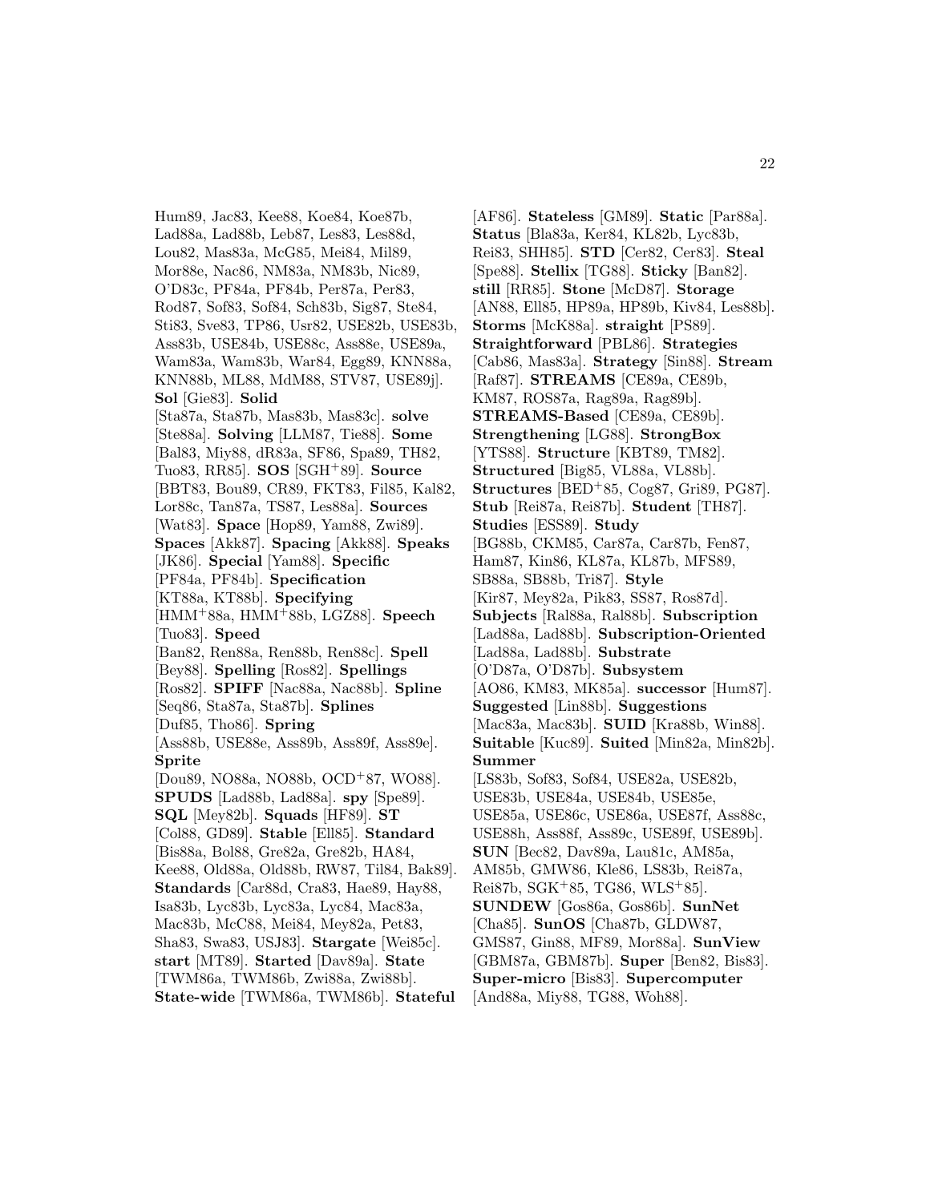Hum89, Jac83, Kee88, Koe84, Koe87b, Lad88a, Lad88b, Leb87, Les83, Les88d, Lou82, Mas83a, McG85, Mei84, Mil89, Mor88e, Nac86, NM83a, NM83b, Nic89, O'D83c, PF84a, PF84b, Per87a, Per83, Rod87, Sof83, Sof84, Sch83b, Sig87, Ste84, Sti83, Sve83, TP86, Usr82, USE82b, USE83b, Ass83b, USE84b, USE88c, Ass88e, USE89a, Wam83a, Wam83b, War84, Egg89, KNN88a, KNN88b, ML88, MdM88, STV87, USE89j]. **Sol** [Gie83]. **Solid** [Sta87a, Sta87b, Mas83b, Mas83c]. **solve** [Ste88a]. **Solving** [LLM87, Tie88]. **Some** [Bal83, Miy88, dR83a, SF86, Spa89, TH82, Tuo83, RR85]. **SOS** [SGH+89]. **Source** [BBT83, Bou89, CR89, FKT83, Fil85, Kal82, Lor88c, Tan87a, TS87, Les88a]. **Sources** [Wat83]. **Space** [Hop89, Yam88, Zwi89]. **Spaces** [Akk87]. **Spacing** [Akk88]. **Speaks** [JK86]. **Special** [Yam88]. **Specific** [PF84a, PF84b]. **Specification** [KT88a, KT88b]. **Specifying** [HMM+88a, HMM+88b, LGZ88]. **Speech** [Tuo83]. **Speed** [Ban82, Ren88a, Ren88b, Ren88c]. **Spell** [Bey88]. **Spelling** [Ros82]. **Spellings** [Ros82]. **SPIFF** [Nac88a, Nac88b]. **Spline** [Seq86, Sta87a, Sta87b]. **Splines** [Duf85, Tho86]. **Spring** [Ass88b, USE88e, Ass89b, Ass89f, Ass89e]. **Sprite** [Dou89, NO88a, NO88b, OCD+87, WO88]. **SPUDS** [Lad88b, Lad88a]. **spy** [Spe89]. **SQL** [Mey82b]. **Squads** [HF89]. **ST** [Col88, GD89]. **Stable** [Ell85]. **Standard** [Bis88a, Bol88, Gre82a, Gre82b, HA84, Kee88, Old88a, Old88b, RW87, Til84, Bak89]. **Standards** [Car88d, Cra83, Hae89, Hay88, Isa83b, Lyc83b, Lyc83a, Lyc84, Mac83a, Mac83b, McC88, Mei84, Mey82a, Pet83, Sha83, Swa83, USJ83]. **Stargate** [Wei85c]. **start** [MT89]. **Started** [Dav89a]. **State** [TWM86a, TWM86b, Zwi88a, Zwi88b]. **State-wide** [TWM86a, TWM86b]. **Stateful** [AF86]. **Stateless** [GM89]. **Static** [Par88a]. **Status** [Bla83a, Ker84, KL82b, Lyc83b, Rei83, SHH85]. **STD** [Cer82, Cer83]. **Steal** [Spe88]. **Stellix** [TG88]. **Sticky** [Ban82]. **still** [RR85]. **Stone** [McD87]. **Storage** [AN88, Ell85, HP89a, HP89b, Kiv84, Les88b]. **Storms** [McK88a]. **straight** [PS89]. **Straightforward** [PBL86]. **Strategies** [Cab86, Mas83a]. **Strategy** [Sin88]. **Stream** [Raf87]. **STREAMS** [CE89a, CE89b, KM87, ROS87a, Rag89a, Rag89b]. **STREAMS-Based** [CE89a, CE89b]. **Strengthening** [LG88]. **StrongBox** [YTS88]. **Structure** [KBT89, TM82]. **Structured** [Big85, VL88a, VL88b]. **Structures** [BED+85, Cog87, Gri89, PG87]. **Stub** [Rei87a, Rei87b]. **Student** [TH87]. **Studies** [ESS89]. **Study** [BG88b, CKM85, Car87a, Car87b, Fen87, Ham87, Kin86, KL87a, KL87b, MFS89, SB88a, SB88b, Tri87]. **Style** [Kir87, Mey82a, Pik83, SS87, Ros87d]. **Subjects** [Ral88a, Ral88b]. **Subscription** [Lad88a, Lad88b]. **Subscription-Oriented** [Lad88a, Lad88b]. **Substrate** [O'D87a, O'D87b]. **Subsystem** [AO86, KM83, MK85a]. **successor** [Hum87]. **Suggested** [Lin88b]. **Suggestions** [Mac83a, Mac83b]. **SUID** [Kra88b, Win88]. **Suitable** [Kuc89]. **Suited** [Min82a, Min82b]. **Summer** [LS83b, Sof83, Sof84, USE82a, USE82b, USE83b, USE84a, USE84b, USE85e, USE85a, USE86c, USE86a, USE87f, Ass88c, USE88h, Ass88f, Ass89c, USE89f, USE89b]. **SUN** [Bec82, Dav89a, Lau81c, AM85a, AM85b, GMW86, Kle86, LS83b, Rei87a, Rei87b, SGK+85, TG86, WLS+85]. **SUNDEW** [Gos86a, Gos86b]. **SunNet** [Cha85]. **SunOS** [Cha87b, GLDW87, GMS87, Gin88, MF89, Mor88a]. **SunView** [GBM87a, GBM87b]. **Super** [Ben82, Bis83]. **Super-micro** [Bis83]. **Supercomputer** [And88a, Miy88, TG88, Woh88].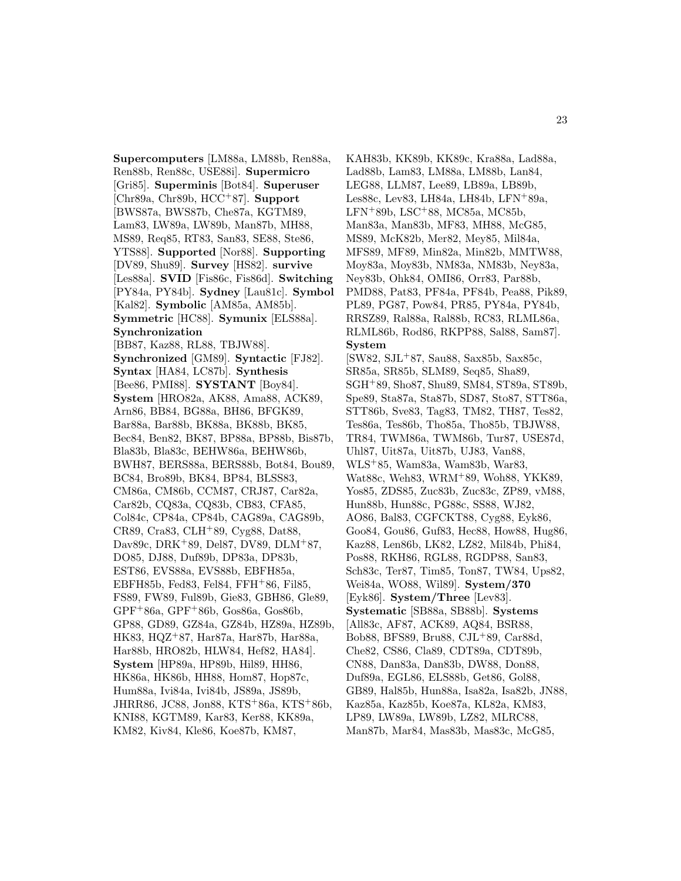**Supercomputers** [LM88a, LM88b, Ren88a, Ren88b, Ren88c, USE88i]. **Supermicro** [Gri85]. **Superminis** [Bot84]. **Superuser** [Chr89a, Chr89b, HCC+87]. **Support** [BWS87a, BWS87b, Che87a, KGTM89, Lam83, LW89a, LW89b, Man87b, MH88, MS89, Req85, RT83, San83, SE88, Ste86, YTS88]. **Supported** [Nor88]. **Supporting** [DV89, Shu89]. **Survey** [HS82]. **survive** [Les88a]. **SVID** [Fis86c, Fis86d]. **Switching** [PY84a, PY84b]. **Sydney** [Lau81c]. **Symbol** [Kal82]. **Symbolic** [AM85a, AM85b]. **Symmetric** [HC88]. **Symunix** [ELS88a]. **Synchronization** [BB87, Kaz88, RL88, TBJW88]. **Synchronized** [GM89]. **Syntactic** [FJ82]. **Syntax** [HA84, LC87b]. **Synthesis** [Bee86, PMI88]. **SYSTANT** [Boy84]. **System** [HRO82a, AK88, Ama88, ACK89, Arn86, BB84, BG88a, BH86, BFGK89, Bar88a, Bar88b, BK88a, BK88b, BK85, Bec84, Ben82, BK87, BP88a, BP88b, Bis87b, Bla83b, Bla83c, BEHW86a, BEHW86b, BWH87, BERS88a, BERS88b, Bot84, Bou89, BC84, Bro89b, BK84, BP84, BLSS83, CM86a, CM86b, CCM87, CRJ87, Car82a, Car82b, CQ83a, CQ83b, CB83, CFA85, Col84c, CP84a, CP84b, CAG89a, CAG89b, CR89, Cra83, CLH+89, Cyg88, Dat88, Dav89c, DRK+89, Del87, DV89, DLM+87, DO85, DJ88, Duf89b, DP83a, DP83b, EST86, EVS88a, EVS88b, EBFH85a, EBFH85b, Fed83, Fel84, FFH+86, Fil85, FS89, FW89, Ful89b, Gie83, GBH86, Gle89, GPF+86a, GPF+86b, Gos86a, Gos86b, GP88, GD89, GZ84a, GZ84b, HZ89a, HZ89b, HK83, HQZ+87, Har87a, Har87b, Har88a, Har88b, HRO82b, HLW84, Hef82, HA84]. **System** [HP89a, HP89b, Hil89, HH86, HK86a, HK86b, HH88, Hom87, Hop87c, Hum88a, Ivi84a, Ivi84b, JS89a, JS89b, JHRR86, JC88, Jon88, KTS+86a, KTS+86b, KNI88, KGTM89, Kar83, Ker88, KK89a, KM82, Kiv84, Kle86, Koe87b, KM87, KAH83b, KK89b, KK89c, Kra88a, Lad88a, Lad88b, Lam83, LM88a, LM88b, Lan84, LEG88, LLM87, Lee89, LB89a, LB89b, Les88c, Lev83, LH84a, LH84b, LFN+89a, LFN+89b, LSC+88, MC85a, MC85b, Man83a, Man83b, MF83, MH88, McG85, MS89, McK82b, Mer82, Mey85, Mil84a, MFS89, MF89, Min82a, Min82b, MMTW88, Moy83a, Moy83b, NM83a, NM83b, Ney83a, Ney83b, Ohk84, OMI86, Orr83, Par88b, PMD88, Pat83, PF84a, PF84b, Pea88, Pik89, PL89, PG87, Pow84, PR85, PY84a, PY84b, RRSZ89, Ral88a, Ral88b, RC83, RLML86a, RLML86b, Rod86, RKPP88, Sal88, Sam87]. **System** [SW82, SJL+87, Sau88, Sax85b, Sax85c, SR85a, SR85b, SLM89, Seq85, Sha89, SGH+89, Sho87, Shu89, SM84, ST89a, ST89b, Spe89, Sta87a, Sta87b, SD87, Sto87, STT86a, STT86b, Sve83, Tag83, TM82, TH87, Tes82, Tes86a, Tes86b, Tho85a, Tho85b, TBJW88, TR84, TWM86a, TWM86b, Tur87, USE87d, Uhl87, Uit87a, Uit87b, UJ83, Van88, WLS+85, Wam83a, Wam83b, War83, Wat88c, Weh83, WRM+89, Woh88, YKK89, Yos85, ZDS85, Zuc83b, Zuc83c, ZP89, vM88, Hun88b, Hun88c, PG88c, SS88, WJ82, AO86, Bal83, CGFCKT88, Cyg88, Eyk86, Goo84, Gou86, Guf83, Hec88, How88, Hug86, Kaz88, Len86b, LK82, LZ82, Mil84b, Phi84, Pos88, RKH86, RGL88, RGDP88, San83, Sch83c, Ter87, Tim85, Ton87, TW84, Ups82, Wei84a, WO88, Wil89]. **System/370** [Eyk86]. **System/Three** [Lev83]. **Systematic** [SB88a, SB88b]. **Systems** [All83c, AF87, ACK89, AQ84, BSR88, Bob88, BFS89, Bru88, CJL+89, Car88d, Che82, CS86, Cla89, CDT89a, CDT89b, CN88, Dan83a, Dan83b, DW88, Don88, Duf89a, EGL86, ELS88b, Get86, Gol88, GB89, Hal85b, Hun88a, Isa82a, Isa82b, JN88, Kaz85a, Kaz85b, Koe87a, KL82a, KM83, LP89, LW89a, LW89b, LZ82, MLRC88, Man87b, Mar84, Mas83b, Mas83c, McG85,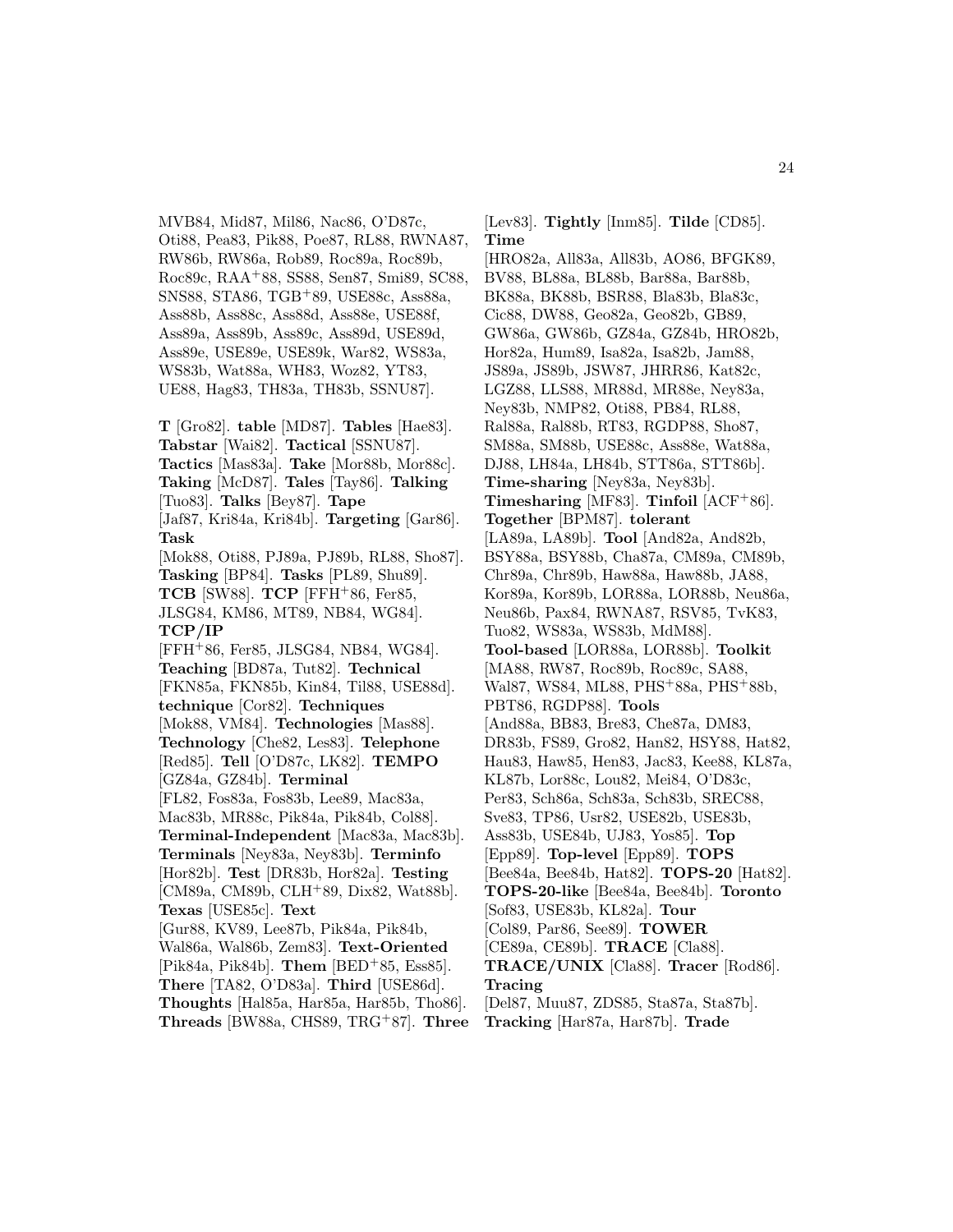MVB84, Mid87, Mil86, Nac86, O'D87c, Oti88, Pea83, Pik88, Poe87, RL88, RWNA87, RW86b, RW86a, Rob89, Roc89a, Roc89b, Roc89c, RAA+88, SS88, Sen87, Smi89, SC88, SNS88, STA86, TGB+89, USE88c, Ass88a, Ass88b, Ass88c, Ass88d, Ass88e, USE88f, Ass89a, Ass89b, Ass89c, Ass89d, USE89d, Ass89e, USE89e, USE89k, War82, WS83a, WS83b, Wat88a, WH83, Woz82, YT83, UE88, Hag83, TH83a, TH83b, SSNU87].

**T** [Gro82]. **table** [MD87]. **Tables** [Hae83]. **Tabstar** [Wai82]. **Tactical** [SSNU87]. **Tactics** [Mas83a]. **Take** [Mor88b, Mor88c]. **Taking** [McD87]. **Tales** [Tay86]. **Talking** [Tuo83]. **Talks** [Bey87]. **Tape** [Jaf87, Kri84a, Kri84b]. **Targeting** [Gar86]. **Task** [Mok88, Oti88, PJ89a, PJ89b, RL88, Sho87]. **Tasking** [BP84]. **Tasks** [PL89, Shu89]. **TCB** [SW88]. **TCP** [FFH+86, Fer85, JLSG84, KM86, MT89, NB84, WG84]. **TCP/IP** [FFH+86, Fer85, JLSG84, NB84, WG84]. **Teaching** [BD87a, Tut82]. **Technical** [FKN85a, FKN85b, Kin84, Til88, USE88d]. **technique** [Cor82]. **Techniques** [Mok88, VM84]. **Technologies** [Mas88]. **Technology** [Che82, Les83]. **Telephone** [Red85]. **Tell** [O'D87c, LK82]. **TEMPO** [GZ84a, GZ84b]. **Terminal** [FL82, Fos83a, Fos83b, Lee89, Mac83a, Mac83b, MR88c, Pik84a, Pik84b, Col88]. **Terminal-Independent** [Mac83a, Mac83b]. **Terminals** [Ney83a, Ney83b]. **Terminfo** [Hor82b]. **Test** [DR83b, Hor82a]. **Testing** [CM89a, CM89b, CLH+89, Dix82, Wat88b]. **Texas** [USE85c]. **Text** [Gur88, KV89, Lee87b, Pik84a, Pik84b, Wal86a, Wal86b, Zem83]. **Text-Oriented** [Pik84a, Pik84b]. **Them** [BED+85, Ess85]. **There** [TA82, O'D83a]. **Third** [USE86d]. **Thoughts** [Hal85a, Har85a, Har85b, Tho86]. **Threads** [BW88a, CHS89, TRG+87]. **Three** [Lev83]. **Tightly** [Inm85]. **Tilde** [CD85]. **Time** [HRO82a, All83a, All83b, AO86, BFGK89, BV88, BL88a, BL88b, Bar88a, Bar88b, BK88a, BK88b, BSR88, Bla83b, Bla83c, Cic88, DW88, Geo82a, Geo82b, GB89, GW86a, GW86b, GZ84a, GZ84b, HRO82b, Hor82a, Hum89, Isa82a, Isa82b, Jam88, JS89a, JS89b, JSW87, JHRR86, Kat82c, LGZ88, LLS88, MR88d, MR88e, Ney83a, Ney83b, NMP82, Oti88, PB84, RL88, Ral88a, Ral88b, RT83, RGDP88, Sho87, SM88a, SM88b, USE88c, Ass88e, Wat88a, DJ88, LH84a, LH84b, STT86a, STT86b]. **Time-sharing** [Ney83a, Ney83b]. **Timesharing** [MF83]. **Tinfoil** [ACF+86]. **Together** [BPM87]. **tolerant** [LA89a, LA89b]. **Tool** [And82a, And82b, BSY88a, BSY88b, Cha87a, CM89a, CM89b, Chr89a, Chr89b, Haw88a, Haw88b, JA88, Kor89a, Kor89b, LOR88a, LOR88b, Neu86a, Neu86b, Pax84, RWNA87, RSV85, TvK83, Tuo82, WS83a, WS83b, MdM88]. **Tool-based** [LOR88a, LOR88b]. **Toolkit** [MA88, RW87, Roc89b, Roc89c, SA88, Wal87, WS84, ML88, PHS+88a, PHS+88b, PBT86, RGDP88]. **Tools** [And88a, BB83, Bre83, Che87a, DM83, DR83b, FS89, Gro82, Han82, HSY88, Hat82, Hau83, Haw85, Hen83, Jac83, Kee88, KL87a, KL87b, Lor88c, Lou82, Mei84, O'D83c, Per83, Sch86a, Sch83a, Sch83b, SREC88, Sve83, TP86, Usr82, USE82b, USE83b, Ass83b, USE84b, UJ83, Yos85]. **Top** [Epp89]. **Top-level** [Epp89]. **TOPS** [Bee84a, Bee84b, Hat82]. **TOPS-20** [Hat82]. **TOPS-20-like** [Bee84a, Bee84b]. **Toronto** [Sof83, USE83b, KL82a]. **Tour** [Col89, Par86, See89]. **TOWER** [CE89a, CE89b]. **TRACE** [Cla88]. **TRACE/UNIX** [Cla88]. **Tracer** [Rod86]. **Tracing** [Del87, Muu87, ZDS85, Sta87a, Sta87b]. **Tracking** [Har87a, Har87b]. **Trade**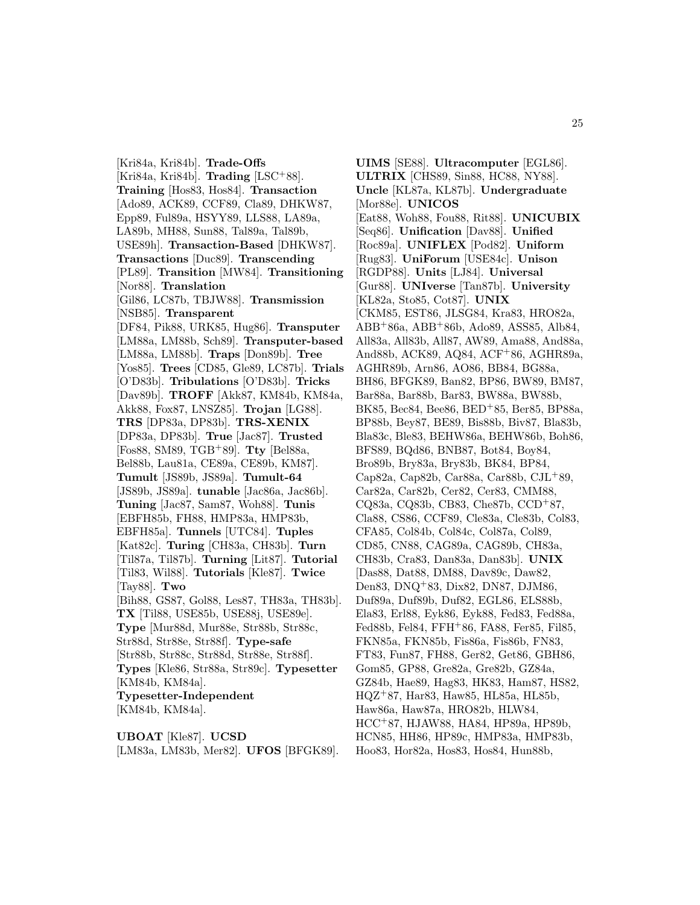[Kri84a, Kri84b]. **Trade-Offs** [Kri84a, Kri84b]. **Trading** [LSC+88]. **Training** [Hos83, Hos84]. **Transaction** [Ado89, ACK89, CCF89, Cla89, DHKW87, Epp89, Ful89a, HSYY89, LLS88, LA89a, LA89b, MH88, Sun88, Tal89a, Tal89b, USE89h]. **Transaction-Based** [DHKW87]. **Transactions** [Duc89]. **Transcending** [PL89]. **Transition** [MW84]. **Transitioning** [Nor88]. **Translation** [Gil86, LC87b, TBJW88]. **Transmission** [NSB85]. **Transparent** [DF84, Pik88, URK85, Hug86]. **Transputer** [LM88a, LM88b, Sch89]. **Transputer-based** [LM88a, LM88b]. **Traps** [Don89b]. **Tree** [Yos85]. **Trees** [CD85, Gle89, LC87b]. **Trials** [O'D83b]. **Tribulations** [O'D83b]. **Tricks** [Dav89b]. **TROFF** [Akk87, KM84b, KM84a, Akk88, Fox87, LNSZ85]. **Trojan** [LG88]. **TRS** [DP83a, DP83b]. **TRS-XENIX** [DP83a, DP83b]. **True** [Jac87]. **Trusted** [Fos88, SM89, TGB+89]. **Tty** [Bel88a, Bel88b, Lau81a, CE89a, CE89b, KM87]. **Tumult** [JS89b, JS89a]. **Tumult-64** [JS89b, JS89a]. **tunable** [Jac86a, Jac86b]. **Tuning** [Jac87, Sam87, Woh88]. **Tunis** [EBFH85b, FH88, HMP83a, HMP83b, EBFH85a]. **Tunnels** [UTC84]. **Tuples** [Kat82c]. **Turing** [CH83a, CH83b]. **Turn** [Til87a, Til87b]. **Turning** [Lit87]. **Tutorial** [Til83, Wil88]. **Tutorials** [Kle87]. **Twice** [Tay88]. **Two** [Bih88, GS87, Gol88, Les87, TH83a, TH83b]. **TX** [Til88, USE85b, USE88j, USE89e]. **Type** [Mur88d, Mur88e, Str88b, Str88c, Str88d, Str88e, Str88f]. **Type-safe** [Str88b, Str88c, Str88d, Str88e, Str88f]. **Types** [Kle86, Str88a, Str89c]. **Typesetter** [KM84b, KM84a]. **Typesetter-Independent** [KM84b, KM84a].

**UBOAT** [Kle87]. **UCSD** [LM83a, LM83b, Mer82]. **UFOS** [BFGK89]. **UIMS** [SE88]. **Ultracomputer** [EGL86]. **ULTRIX** [CHS89, Sin88, HC88, NY88]. **Uncle** [KL87a, KL87b]. **Undergraduate** [Mor88e]. **UNICOS** [Eat88, Woh88, Fou88, Rit88]. **UNICUBIX** [Seq86]. **Unification** [Dav88]. **Unified** [Roc89a]. **UNIFLEX** [Pod82]. **Uniform** [Rug83]. **UniForum** [USE84c]. **Unison** [RGDP88]. **Units** [LJ84]. **Universal** [Gur88]. **UNIverse** [Tan87b]. **University** [KL82a, Sto85, Cot87]. **UNIX** [CKM85, EST86, JLSG84, Kra83, HRO82a, ABB+86a, ABB+86b, Ado89, ASS85, Alb84, All83a, All83b, All87, AW89, Ama88, And88a, And88b, ACK89, AQ84, ACF+86, AGHR89a, AGHR89b, Arn86, AO86, BB84, BG88a, BH86, BFGK89, Ban82, BP86, BW89, BM87, Bar88a, Bar88b, Bar83, BW88a, BW88b, BK85, Bec84, Bee86, BED+85, Ber85, BP88a, BP88b, Bey87, BE89, Bis88b, Biv87, Bla83b, Bla83c, Ble83, BEHW86a, BEHW86b, Boh86, BFS89, BQd86, BNB87, Bot84, Boy84, Bro89b, Bry83a, Bry83b, BK84, BP84, Cap82a, Cap82b, Car88a, Car88b, CJL+89, Car82a, Car82b, Cer82, Cer83, CMM88, CQ83a, CQ83b, CB83, Che87b, CCD+87, Cla88, CS86, CCF89, Cle83a, Cle83b, Col83, CFA85, Col84b, Col84c, Col87a, Col89, CD85, CN88, CAG89a, CAG89b, CH83a, CH83b, Cra83, Dan83a, Dan83b]. **UNIX** [Das88, Dat88, DM88, Dav89c, Daw82, Den83, DNQ+83, Dix82, DN87, DJM86, Duf89a, Duf89b, Duf82, EGL86, ELS88b, Ela83, Erl88, Eyk86, Eyk88, Fed83, Fed88a, Fed88b, Fel84, FFH+86, FA88, Fer85, Fil85, FKN85a, FKN85b, Fis86a, Fis86b, FN83, FT83, Fun87, FH88, Ger82, Get86, GBH86, Gom85, GP88, Gre82a, Gre82b, GZ84a, GZ84b, Hae89, Hag83, HK83, Ham87, HS82, HQZ+87, Har83, Haw85, HL85a, HL85b, Haw86a, Haw87a, HRO82b, HLW84, HCC+87, HJAW88, HA84, HP89a, HP89b, HCN85, HH86, HP89c, HMP83a, HMP83b, Hoo83, Hor82a, Hos83, Hos84, Hun88b,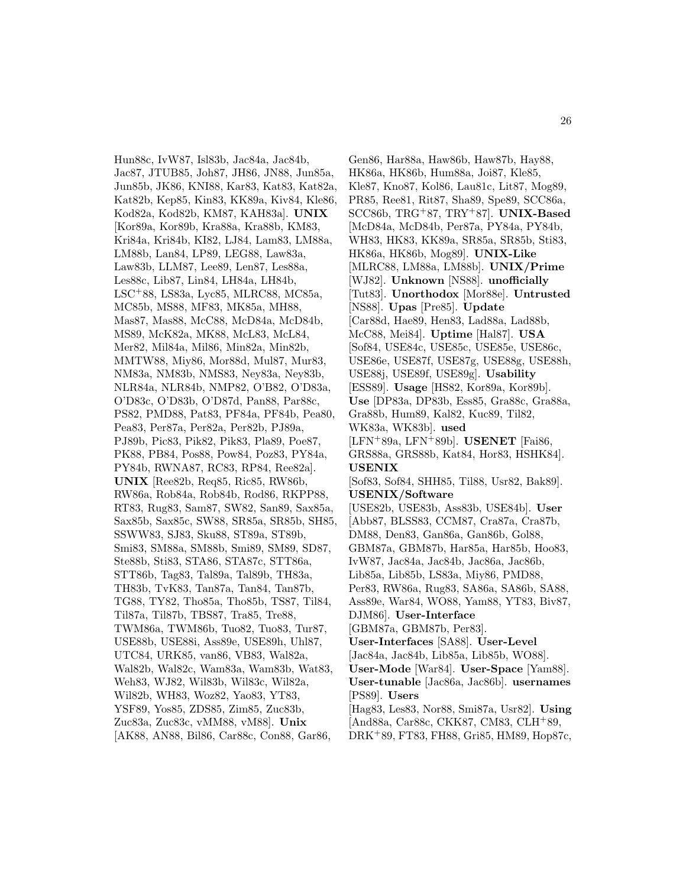Hun88c, IvW87, Isl83b, Jac84a, Jac84b, Jac87, JTUB85, Joh87, JH86, JN88, Jun85a, Jun85b, JK86, KNI88, Kar83, Kat83, Kat82a, Kat82b, Kep85, Kin83, KK89a, Kiv84, Kle86, Kod82a, Kod82b, KM87, KAH83a]. **UNIX** [Kor89a, Kor89b, Kra88a, Kra88b, KM83, Kri84a, Kri84b, KI82, LJ84, Lam83, LM88a, LM88b, Lan84, LP89, LEG88, Law83a, Law83b, LLM87, Lee89, Len87, Les88a, Les88c, Lib87, Lin84, LH84a, LH84b, LSC+88, LS83a, Lyc85, MLRC88, MC85a, MC85b, MS88, MF83, MK85a, MH88, Mas87, Mas88, McC88, McD84a, McD84b, MS89, McK82a, MK88, McL83, McL84, Mer82, Mil84a, Mil86, Min82a, Min82b, MMTW88, Miy86, Mor88d, Mul87, Mur83, NM83a, NM83b, NMS83, Ney83a, Ney83b, NLR84a, NLR84b, NMP82, O'B82, O'D83a, O'D83c, O'D83b, O'D87d, Pan88, Par88c, PS82, PMD88, Pat83, PF84a, PF84b, Pea80, Pea83, Per87a, Per82a, Per82b, PJ89a, PJ89b, Pic83, Pik82, Pik83, Pla89, Poe87, PK88, PB84, Pos88, Pow84, Poz83, PY84a, PY84b, RWNA87, RC83, RP84, Ree82a]. **UNIX** [Ree82b, Req85, Ric85, RW86b, RW86a, Rob84a, Rob84b, Rod86, RKPP88, RT83, Rug83, Sam87, SW82, San89, Sax85a, Sax85b, Sax85c, SW88, SR85a, SR85b, SH85, SSWW83, SJ83, Sku88, ST89a, ST89b, Smi83, SM88a, SM88b, Smi89, SM89, SD87, Ste88b, Sti83, STA86, STA87c, STT86a, STT86b, Tag83, Tal89a, Tal89b, TH83a, TH83b, TvK83, Tan87a, Tan84, Tan87b, TG88, TY82, Tho85a, Tho85b, TS87, Til84, Til87a, Til87b, TBS87, Tra85, Tre88, TWM86a, TWM86b, Tuo82, Tuo83, Tur87, USE88b, USE88i, Ass89e, USE89h, Uhl87, UTC84, URK85, van86, VB83, Wal82a, Wal82b, Wal82c, Wam83a, Wam83b, Wat83, Weh83, WJ82, Wil83b, Wil83c, Wil82a, Wil82b, WH83, Woz82, Yao83, YT83, YSF89, Yos85, ZDS85, Zim85, Zuc83b, Zuc83a, Zuc83c, vMM88, vM88]. **Unix** [AK88, AN88, Bil86, Car88c, Con88, Gar86, Gen86, Har88a, Haw86b, Haw87b, Hay88, HK86a, HK86b, Hum88a, Joi87, Kle85, Kle87, Kno87, Kol86, Lau81c, Lit87, Mog89, PR85, Ree81, Rit87, Sha89, Spe89, SCC86a, SCC86b, TRG+87, TRY+87]. **UNIX-Based** [McD84a, McD84b, Per87a, PY84a, PY84b, WH83, HK83, KK89a, SR85a, SR85b, Sti83, HK86a, HK86b, Mog89]. **UNIX-Like** [MLRC88, LM88a, LM88b]. **UNIX/Prime** [WJ82]. **Unknown** [NS88]. **unofficially** [Tut83]. **Unorthodox** [Mor88e]. **Untrusted** [NS88]. **Upas** [Pre85]. **Update** [Car88d, Hae89, Hen83, Lad88a, Lad88b, McC88, Mei84]. **Uptime** [Hal87]. **USA** [Sof84, USE84c, USE85c, USE85e, USE86c, USE86e, USE87f, USE87g, USE88g, USE88h, USE88j, USE89f, USE89g]. **Usability** [ESS89]. **Usage** [HS82, Kor89a, Kor89b]. **Use** [DP83a, DP83b, Ess85, Gra88c, Gra88a, Gra88b, Hum89, Kal82, Kuc89, Til82, WK83a, WK83b]. **used** [LFN+89a, LFN+89b]. **USENET** [Fai86, GRS88a, GRS88b, Kat84, Hor83, HSHK84]. **USENIX** [Sof83, Sof84, SHH85, Til88, Usr82, Bak89]. **USENIX/Software** [USE82b, USE83b, Ass83b, USE84b]. **User** [Abb87, BLSS83, CCM87, Cra87a, Cra87b, DM88, Den83, Gan86a, Gan86b, Gol88, GBM87a, GBM87b, Har85a, Har85b, Hoo83, IvW87, Jac84a, Jac84b, Jac86a, Jac86b, Lib85a, Lib85b, LS83a, Miy86, PMD88, Per83, RW86a, Rug83, SA86a, SA86b, SA88, Ass89e, War84, WO88, Yam88, YT83, Biv87, DJM86]. **User-Interface** [GBM87a, GBM87b, Per83]. **User-Interfaces** [SA88]. **User-Level** [Jac84a, Jac84b, Lib85a, Lib85b, WO88]. **User-Mode** [War84]. **User-Space** [Yam88]. **User-tunable** [Jac86a, Jac86b]. **usernames** [PS89]. **Users** [Hag83, Les83, Nor88, Smi87a, Usr82]. **Using** [And88a, Car88c, CKK87, CM83, CLH+89, DRK+89, FT83, FH88, Gri85, HM89, Hop87c,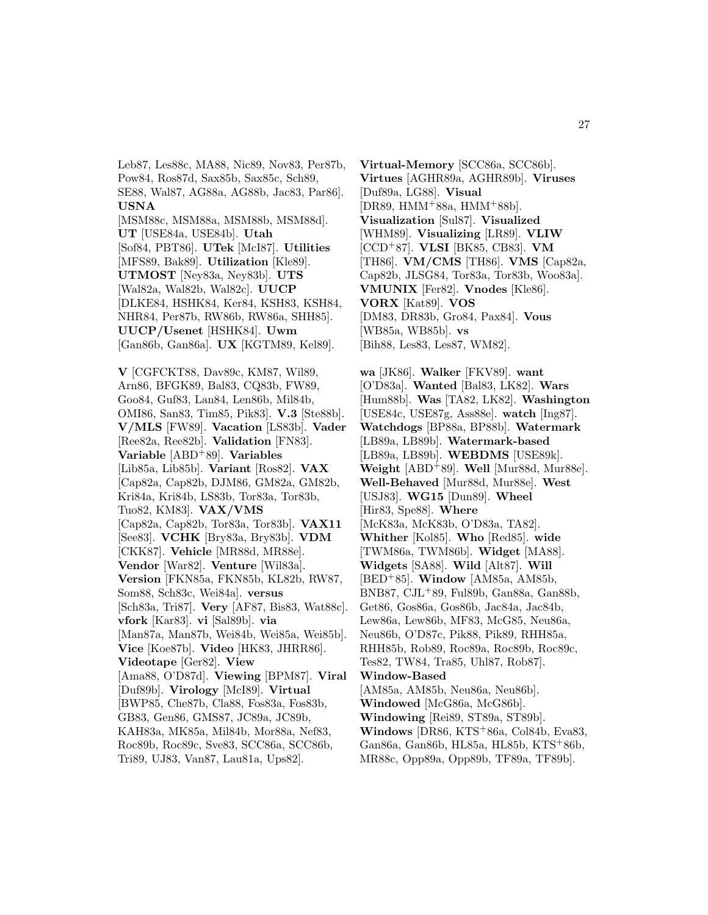Leb87, Les88c, MA88, Nic89, Nov83, Per87b, Pow84, Ros87d, Sax85b, Sax85c, Sch89, SE88, Wal87, AG88a, AG88b, Jac83, Par86]. **USNA** [MSM88c, MSM88a, MSM88b, MSM88d]. **UT** [USE84a, USE84b]. **Utah** [Sof84, PBT86]. **UTek** [McI87]. **Utilities** [MFS89, Bak89]. **Utilization** [Kle89]. **UTMOST** [Ney83a, Ney83b]. **UTS** [Wal82a, Wal82b, Wal82c]. **UUCP** [DLKE84, HSHK84, Ker84, KSH83, KSH84, NHR84, Per87b, RW86b, RW86a, SHH85]. **UUCP/Usenet** [HSHK84]. **Uwm** [Gan86b, Gan86a]. **UX** [KGTM89, Kel89].

**V** [CGFCKT88, Dav89c, KM87, Wil89, Arn86, BFGK89, Bal83, CQ83b, FW89, Goo84, Guf83, Lan84, Len86b, Mil84b, OMI86, San83, Tim85, Pik83]. **V.3** [Ste88b]. **V/MLS** [FW89]. **Vacation** [LS83b]. **Vader** [Ree82a, Ree82b]. **Validation** [FN83]. **Variable** [ABD+89]. **Variables** [Lib85a, Lib85b]. **Variant** [Ros82]. **VAX** [Cap82a, Cap82b, DJM86, GM82a, GM82b, Kri84a, Kri84b, LS83b, Tor83a, Tor83b, Tuo82, KM83]. **VAX/VMS** [Cap82a, Cap82b, Tor83a, Tor83b]. **VAX11** [See83]. **VCHK** [Bry83a, Bry83b]. **VDM** [CKK87]. **Vehicle** [MR88d, MR88e]. **Vendor** [War82]. **Venture** [Wil83a]. **Version** [FKN85a, FKN85b, KL82b, RW87, Som88, Sch83c, Wei84a]. **versus** [Sch83a, Tri87]. **Very** [AF87, Bis83, Wat88c]. **vfork** [Kar83]. **vi** [Sal89b]. **via** [Man87a, Man87b, Wei84b, Wei85a, Wei85b]. **Vice** [Koe87b]. **Video** [HK83, JHRR86]. **Videotape** [Ger82]. **View** [Ama88, O'D87d]. **Viewing** [BPM87]. **Viral** [Duf89b]. **Virology** [McI89]. **Virtual** [BWP85, Che87b, Cla88, Fos83a, Fos83b, GB83, Gen86, GMS87, JC89a, JC89b, KAH83a, MK85a, Mil84b, Mor88a, Nef83, Roc89b, Roc89c, Sve83, SCC86a, SCC86b, Tri89, UJ83, Van87, Lau81a, Ups82].

**Virtual-Memory** [SCC86a, SCC86b]. **Virtues** [AGHR89a, AGHR89b]. **Viruses** [Duf89a, LG88]. **Visual** [DR89, HMM+88a, HMM+88b]. **Visualization** [Sul87]. **Visualized** [WHM89]. **Visualizing** [LR89]. **VLIW** [CCD+87]. **VLSI** [BK85, CB83]. **VM** [TH86]. **VM/CMS** [TH86]. **VMS** [Cap82a, Cap82b, JLSG84, Tor83a, Tor83b, Woo83a]. **VMUNIX** [Fer82]. **Vnodes** [Kle86]. **VORX** [Kat89]. **VOS** [DM83, DR83b, Gro84, Pax84]. **Vous** [WB85a, WB85b]. **vs** [Bih88, Les83, Les87, WM82].

**wa** [JK86]. **Walker** [FKV89]. **want** [O'D83a]. **Wanted** [Bal83, LK82]. **Wars** [Hum88b]. **Was** [TA82, LK82]. **Washington** [USE84c, USE87g, Ass88e]. **watch** [Ing87]. **Watchdogs** [BP88a, BP88b]. **Watermark** [LB89a, LB89b]. **Watermark-based** [LB89a, LB89b]. **WEBDMS** [USE89k]. **Weight** [ABD+89]. **Well** [Mur88d, Mur88e]. **Well-Behaved** [Mur88d, Mur88e]. **West** [USJ83]. **WG15** [Dun89]. **Wheel** [Hir83, Spe88]. **Where** [McK83a, McK83b, O'D83a, TA82]. **Whither** [Kol85]. **Who** [Red85]. **wide** [TWM86a, TWM86b]. **Widget** [MA88]. **Widgets** [SA88]. **Wild** [Alt87]. **Will** [BED+85]. **Window** [AM85a, AM85b, BNB87, CJL+89, Ful89b, Gan88a, Gan88b, Get86, Gos86a, Gos86b, Jac84a, Jac84b, Lew86a, Lew86b, MF83, McG85, Neu86a, Neu86b, O'D87c, Pik88, Pik89, RHH85a, RHH85b, Rob89, Roc89a, Roc89b, Roc89c, Tes82, TW84, Tra85, Uhl87, Rob87]. **Window-Based** [AM85a, AM85b, Neu86a, Neu86b]. **Windowed** [McG86a, McG86b]. **Windowing** [Rei89, ST89a, ST89b]. **Windows** [DR86, KTS+86a, Col84b, Eva83, Gan86a, Gan86b, HL85a, HL85b, KTS+86b, MR88c, Opp89a, Opp89b, TF89a, TF89b].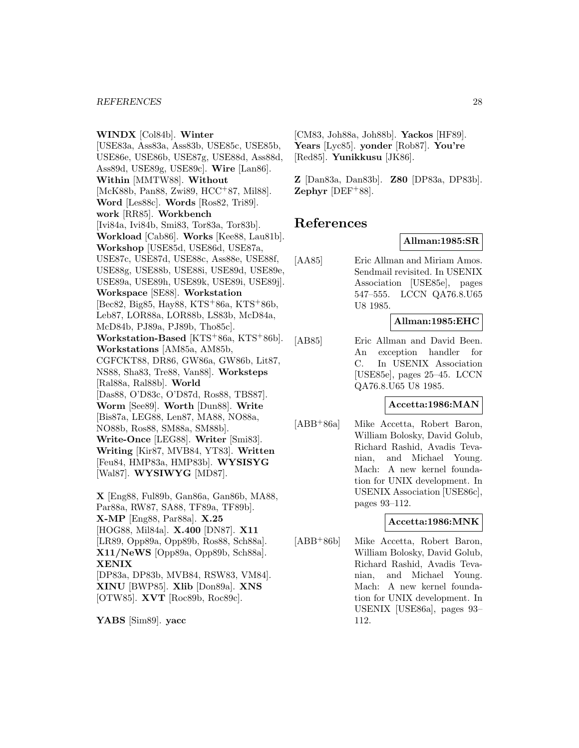**WINDX** [Col84b]. **Winter** [USE83a, Ass83a, Ass83b, USE85c, USE85b, USE86e, USE86b, USE87g, USE88d, Ass88d, Ass89d, USE89g, USE89c]. **Wire** [Lan86]. **Within** [MMTW88]. **Without** [McK88b, Pan88, Zwi89, HCC+87, Mil88]. **Word** [Les88c]. **Words** [Ros82, Tri89]. **work** [RR85]. **Workbench** [Ivi84a, Ivi84b, Smi83, Tor83a, Tor83b]. **Workload** [Cab86]. **Works** [Kee88, Lau81b]. **Workshop** [USE85d, USE86d, USE87a, USE87c, USE87d, USE88c, Ass88e, USE88f, USE88g, USE88b, USE88i, USE89d, USE89e, USE89a, USE89h, USE89k, USE89i, USE89j]. **Workspace** [SE88]. **Workstation** [Bec82, Big85, Hay88, KTS+86a, KTS+86b, Leb87, LOR88a, LOR88b, LS83b, McD84a, McD84b, PJ89a, PJ89b, Tho85c]. **Workstation-Based** [KTS+86a, KTS+86b]. **Workstations** [AM85a, AM85b, CGFCKT88, DR86, GW86a, GW86b, Lit87, NS88, Sha83, Tre88, Van88]. **Worksteps** [Ral88a, Ral88b]. **World** [Das88, O'D83c, O'D87d, Ros88, TBS87]. **Worm** [See89]. **Worth** [Dun88]. **Write** [Bis87a, LEG88, Len87, MA88, NO88a, NO88b, Ros88, SM88a, SM88b]. **Write-Once** [LEG88]. **Writer** [Smi83]. **Writing** [Kir87, MVB84, YT83]. **Written** [Feu84, HMP83a, HMP83b]. **WYSISYG** [Wal87]. **WYSIWYG** [MD87].

**X** [Eng88, Ful89b, Gan86a, Gan86b, MA88, Par88a, RW87, SA88, TF89a, TF89b]. **X-MP** [Eng88, Par88a]. **X.25** [HOG88, Mil84a]. **X.400** [DN87]. **X11** [LR89, Opp89a, Opp89b, Ros88, Sch88a]. **X11/NeWS** [Opp89a, Opp89b, Sch88a]. **XENIX** [DP83a, DP83b, MVB84, RSW83, VM84]. **XINU** [BWP85]. **Xlib** [Don89a]. **XNS** [OTW85]. **XVT** [Roc89b, Roc89c].

**YABS** [Sim89]. **yacc** [CM83, Joh88a, Joh88b]. **Yackos** [HF89]. **Years** [Lyc85]. **yonder** [Rob87]. **You're** [Red85]. **Yunikkusu** [JK86].

**Z** [Dan83a, Dan83b]. **Z80** [DP83a, DP83b]. **Zephyr** [DEF+88].

# References

**Allman:1985:SR**

[AA85] Eric Allman and Miriam Amos. Sendmail revisited. In USENIX Association [USE85e], pages 547–555. LCCN QA76.8.U65 U8 1985.

**Allman:1985:EHC**

[AB85] Eric Allman and David Been. An exception handler for C. In USENIX Association [USE85e], pages 25–45. LCCN QA76.8.U65 U8 1985.

**Accetta:1986:MAN**

[ABB+86a] Mike Accetta, Robert Baron, William Bolosky, David Golub, Richard Rashid, Avadis Tevanian, and Michael Young. Mach: A new kernel foundation for UNIX development. In USENIX Association [USE86c], pages 93–112.

**Accetta:1986:MNK**

[ABB+86b] Mike Accetta, Robert Baron, William Bolosky, David Golub, Richard Rashid, Avadis Tevanian, and Michael Young. Mach: A new kernel foundation for UNIX development. In USENIX [USE86a], pages 93–112.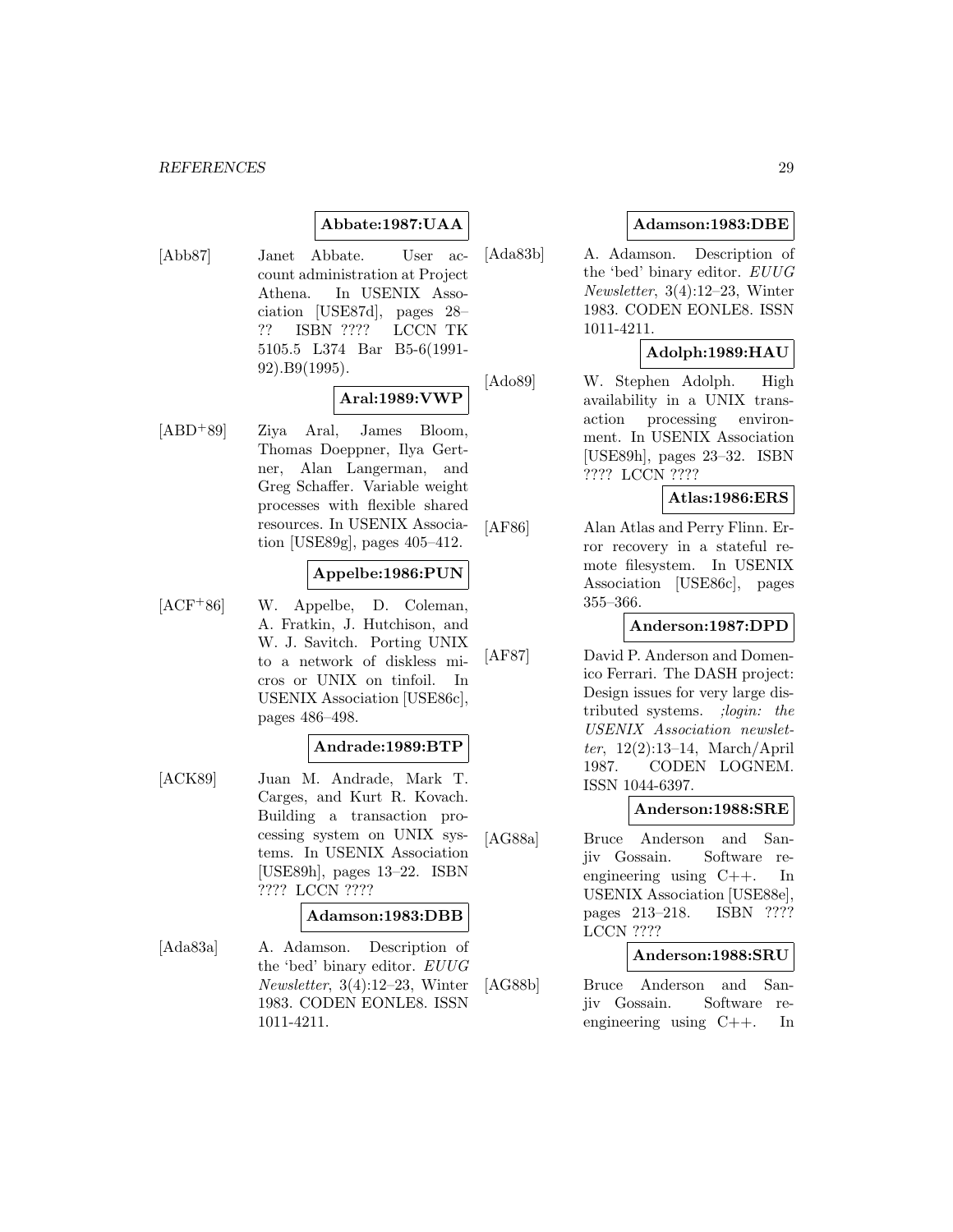**Abbate:1987:UAA**

[Abb87] Janet Abbate. User account administration at Project Athena. In USENIX Association [USE87d], pages 28–?? ISBN ???? LCCN TK 5105.5 L374 Bar B5-6(1991-92).B9(1995).

**Aral:1989:VWP**

[ABD+89] Ziya Aral, James Bloom, Thomas Doeppner, Ilya Gertner, Alan Langerman, and Greg Schaffer. Variable weight processes with flexible shared resources. In USENIX Association [USE89g], pages 405–412.

**Appelbe:1986:PUN**

[ACF+86] W. Appelbe, D. Coleman, A. Fratkin, J. Hutchison, and W. J. Savitch. Porting UNIX to a network of diskless micros or UNIX on tinfoil. In USENIX Association [USE86c], pages 486–498.

**Andrade:1989:BTP**

[ACK89] Juan M. Andrade, Mark T. Carges, and Kurt R. Kovach. Building a transaction processing system on UNIX systems. In USENIX Association [USE89h], pages 13–22. ISBN ???? LCCN ????

**Adamson:1983:DBB**

[Ada83a] A. Adamson. Description of the 'bed' binary editor. *EUUG Newsletter*, 3(4):12–23, Winter 1983. CODEN EONLE8. ISSN 1011-4211.

**Adamson:1983:DBE**

[Ada83b] A. Adamson. Description of the 'bed' binary editor. *EUUG Newsletter*, 3(4):12–23, Winter 1983. CODEN EONLE8. ISSN 1011-4211.

**Adolph:1989:HAU**

[Ado89] W. Stephen Adolph. High availability in a UNIX transaction processing environment. In USENIX Association [USE89h], pages 23–32. ISBN ???? LCCN ????

**Atlas:1986:ERS**

[AF86] Alan Atlas and Perry Flinn. Error recovery in a stateful remote filesystem. In USENIX Association [USE86c], pages 355–366.

**Anderson:1987:DPD**

[AF87] David P. Anderson and Domenico Ferrari. The DASH project: Design issues for very large distributed systems. *;login: the USENIX Association newsletter*, 12(2):13–14, March/April 1987. CODEN LOGNEM. ISSN 1044-6397.

**Anderson:1988:SRE**

[AG88a] Bruce Anderson and Sanjiv Gossain. Software reengineering using C++. In USENIX Association [USE88e], pages 213–218. ISBN ???? LCCN ????

**Anderson:1988:SRU**

[AG88b] Bruce Anderson and Sanjiv Gossain. Software reengineering using C++. In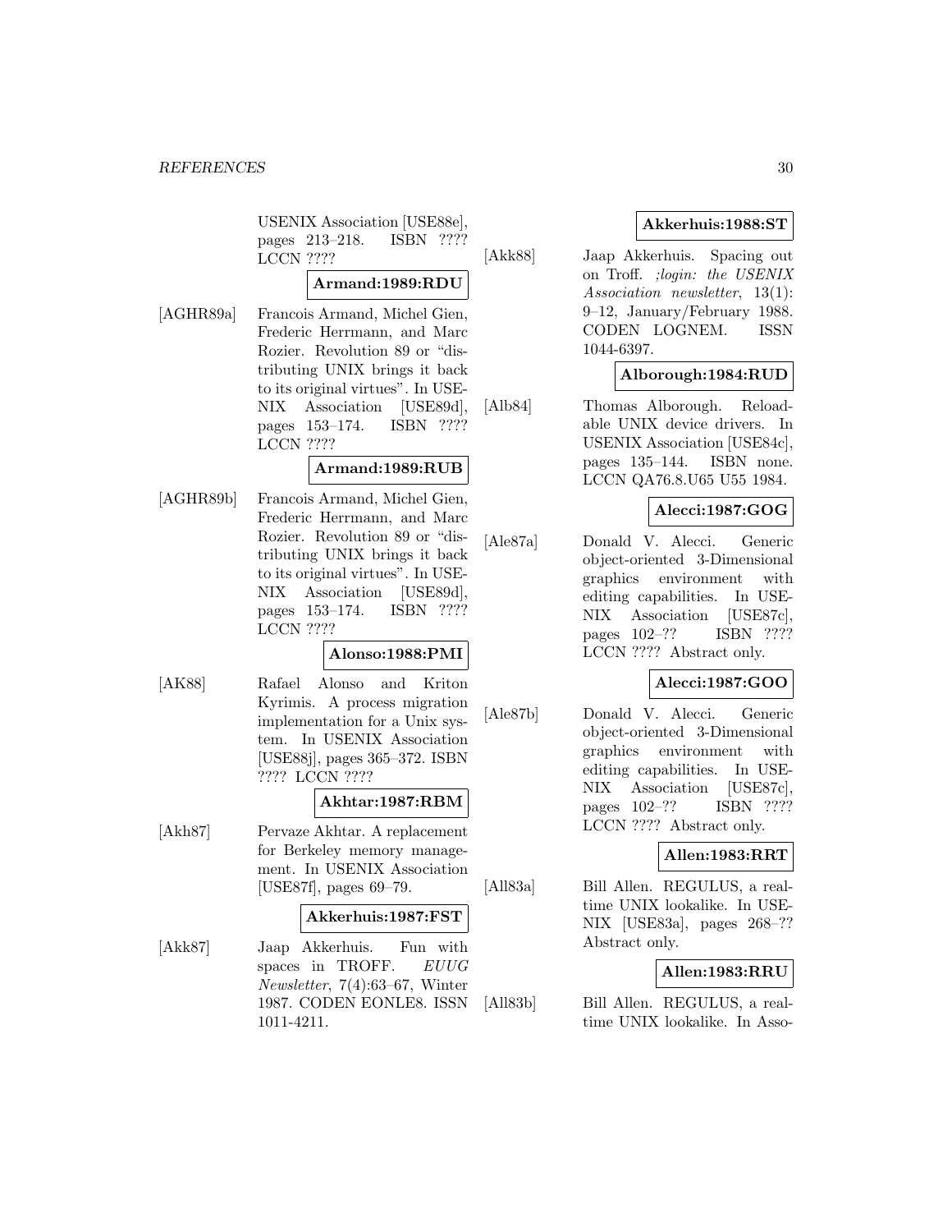USENIX Association [USE88e], pages 213–218. ISBN ???? LCCN ????

**Armand:1989:RDU**

[AGHR89a] Francois Armand, Michel Gien, Frederic Herrmann, and Marc Rozier. Revolution 89 or "distributing UNIX brings it back to its original virtues". In USENIX Association [USE89d], pages 153–174. ISBN ???? LCCN ????

**Armand:1989:RUB**

[AGHR89b] Francois Armand, Michel Gien, Frederic Herrmann, and Marc Rozier. Revolution 89 or "distributing UNIX brings it back to its original virtues". In USENIX Association [USE89d], pages 153–174. ISBN ???? LCCN ????

**Alonso:1988:PMI**

[AK88] Rafael Alonso and Kriton Kyrimis. A process migration implementation for a Unix system. In USENIX Association [USE88j], pages 365–372. ISBN ???? LCCN ????

**Akhtar:1987:RBM**

[Akh87] Pervaze Akhtar. A replacement for Berkeley memory management. In USENIX Association [USE87f], pages 69–79.

**Akkerhuis:1987:FST**

[Akk87] Jaap Akkerhuis. Fun with spaces in TROFF. *EUUG Newsletter*, 7(4):63–67, Winter 1987. CODEN EONLE8. ISSN 1011-4211.

**Akkerhuis:1988:ST**

[Akk88] Jaap Akkerhuis. Spacing out on Troff. *;login: the USENIX Association newsletter*, 13(1): 9–12, January/February 1988. CODEN LOGNEM. ISSN 1044-6397.

**Alborough:1984:RUD**

[Alb84] Thomas Alborough. Reloadable UNIX device drivers. In USENIX Association [USE84c], pages 135–144. ISBN none. LCCN QA76.8.U65 U55 1984.

**Alecci:1987:GOG**

[Ale87a] Donald V. Alecci. Generic object-oriented 3-Dimensional graphics environment with editing capabilities. In USENIX Association [USE87c], pages 102–?? ISBN ???? LCCN ???? Abstract only.

**Alecci:1987:GOO**

[Ale87b] Donald V. Alecci. Generic object-oriented 3-Dimensional graphics environment with editing capabilities. In USENIX Association [USE87c], pages 102–?? ISBN ???? LCCN ???? Abstract only.

**Allen:1983:RRT**

[All83a] Bill Allen. REGULUS, a realtime UNIX lookalike. In USENIX [USE83a], pages 268–?? Abstract only.

**Allen:1983:RRU**

[All83b] Bill Allen. REGULUS, a realtime UNIX lookalike. In Asso-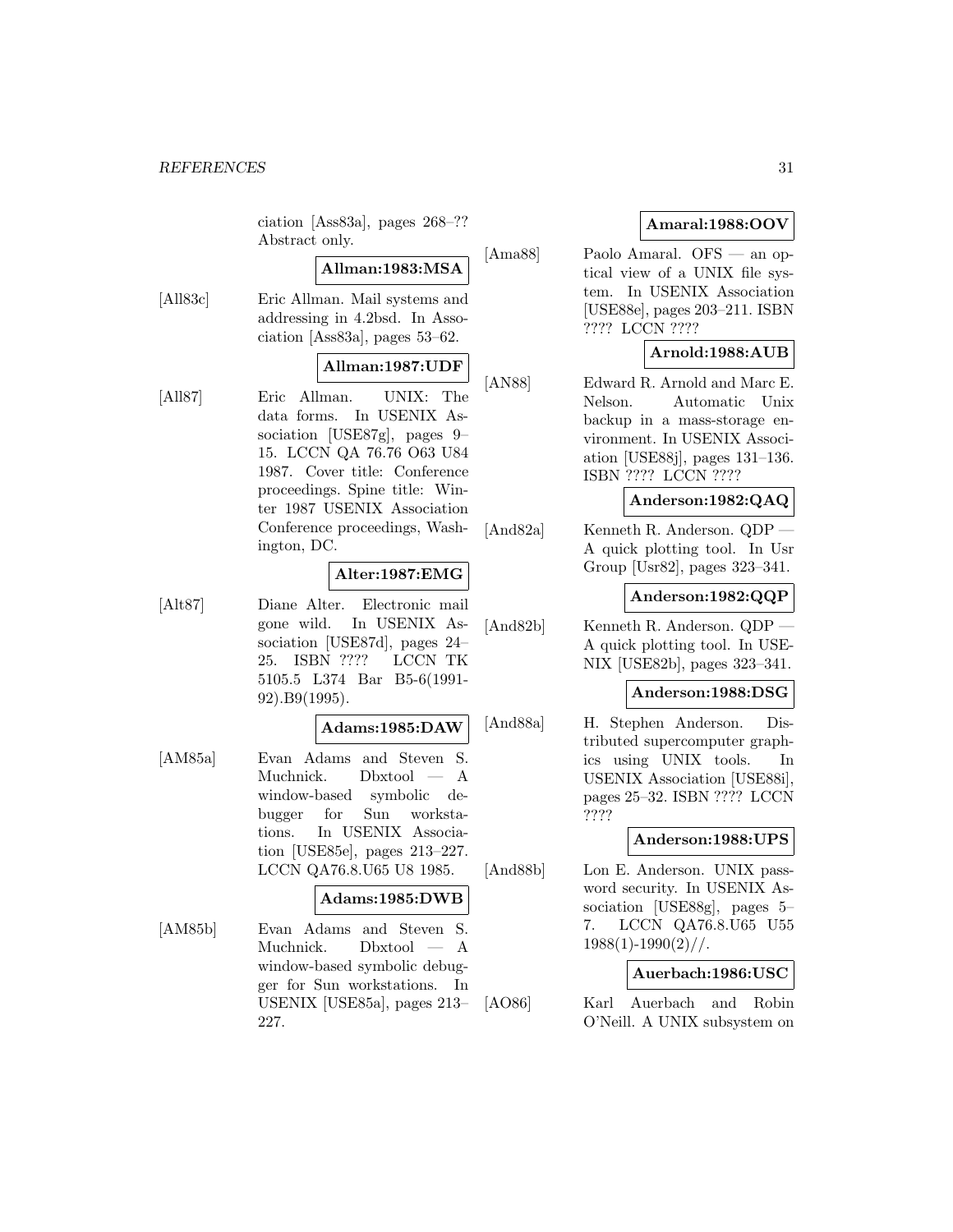ciation [Ass83a], pages 268–?? Abstract only.

**Allman:1983:MSA**

[All83c] Eric Allman. Mail systems and addressing in 4.2bsd. In Association [Ass83a], pages 53–62.

**Allman:1987:UDF**

[All87] Eric Allman. UNIX: The data forms. In USENIX Association [USE87g], pages 9–15. LCCN QA 76.76 O63 U84 1987. Cover title: Conference proceedings. Spine title: Winter 1987 USENIX Association Conference proceedings, Washington, DC.

**Alter:1987:EMG**

[Alt87] Diane Alter. Electronic mail gone wild. In USENIX Association [USE87d], pages 24–25. ISBN ???? LCCN TK 5105.5 L374 Bar B5-6(1991-92).B9(1995).

**Adams:1985:DAW**

[AM85a] Evan Adams and Steven S. Muchnick. Dbxtool — A window-based symbolic debugger for Sun workstations. In USENIX Association [USE85e], pages 213–227. LCCN QA76.8.U65 U8 1985.

**Adams:1985:DWB**

[AM85b] Evan Adams and Steven S. Muchnick. Dbxtool — A window-based symbolic debugger for Sun workstations. In USENIX [USE85a], pages 213–227.

**Amaral:1988:OOV**

[Ama88] Paolo Amaral. OFS — an optical view of a UNIX file system. In USENIX Association [USE88e], pages 203–211. ISBN ???? LCCN ????

**Arnold:1988:AUB**

[AN88] Edward R. Arnold and Marc E. Nelson. Automatic Unix backup in a mass-storage environment. In USENIX Association [USE88j], pages 131–136. ISBN ???? LCCN ????

**Anderson:1982:QAQ**

[And82a] Kenneth R. Anderson. QDP — A quick plotting tool. In Usr Group [Usr82], pages 323–341.

**Anderson:1982:QQP**

[And82b] Kenneth R. Anderson. QDP — A quick plotting tool. In USENIX [USE82b], pages 323–341.

**Anderson:1988:DSG**

[And88a] H. Stephen Anderson. Distributed supercomputer graphics using UNIX tools. In USENIX Association [USE88i], pages 25–32. ISBN ???? LCCN ????

**Anderson:1988:UPS**

[And88b] Lon E. Anderson. UNIX password security. In USENIX Association [USE88g], pages 5–7. LCCN QA76.8.U65 U55 1988(1)-1990(2)//.

**Auerbach:1986:USC**

[AO86] Karl Auerbach and Robin O'Neill. A UNIX subsystem on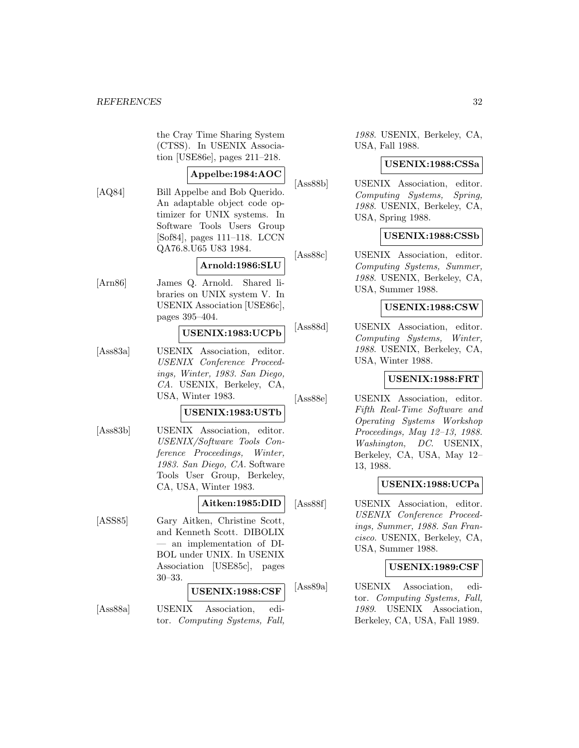the Cray Time Sharing System (CTSS). In USENIX Association [USE86e], pages 211–218.

**Appelbe:1984:AOC**

[AQ84] Bill Appelbe and Bob Querido. An adaptable object code optimizer for UNIX systems. In Software Tools Users Group [Sof84], pages 111–118. LCCN QA76.8.U65 U83 1984.

**Arnold:1986:SLU**

[Arn86] James Q. Arnold. Shared libraries on UNIX system V. In USENIX Association [USE86c], pages 395–404.

**USENIX:1983:UCPb**

[Ass83a] USENIX Association, editor. *USENIX Conference Proceedings, Winter, 1983. San Diego, CA*. USENIX, Berkeley, CA, USA, Winter 1983.

**USENIX:1983:USTb**

[Ass83b] USENIX Association, editor. *USENIX/Software Tools Conference Proceedings, Winter, 1983. San Diego, CA*. Software Tools User Group, Berkeley, CA, USA, Winter 1983.

**Aitken:1985:DID**

[ASS85] Gary Aitken, Christine Scott, and Kenneth Scott. DIBOLIX — an implementation of DIBOL under UNIX. In USENIX Association [USE85c], pages 30–33.

**USENIX:1988:CSF**

[Ass88a] USENIX Association, editor. *Computing Systems, Fall, 1988*. USENIX, Berkeley, CA, USA, Fall 1988.

**USENIX:1988:CSSa**

[Ass88b] USENIX Association, editor. *Computing Systems, Spring, 1988*. USENIX, Berkeley, CA, USA, Spring 1988.

**USENIX:1988:CSSb**

[Ass88c] USENIX Association, editor. *Computing Systems, Summer, 1988*. USENIX, Berkeley, CA, USA, Summer 1988.

**USENIX:1988:CSW**

[Ass88d] USENIX Association, editor. *Computing Systems, Winter, 1988*. USENIX, Berkeley, CA, USA, Winter 1988.

**USENIX:1988:FRT**

[Ass88e] USENIX Association, editor. *Fifth Real-Time Software and Operating Systems Workshop Proceedings, May 12–13, 1988. Washington, DC*. USENIX, Berkeley, CA, USA, May 12–13, 1988.

**USENIX:1988:UCPa**

[Ass88f] USENIX Association, editor. *USENIX Conference Proceedings, Summer, 1988. San Francisco*. USENIX, Berkeley, CA, USA, Summer 1988.

**USENIX:1989:CSF**

[Ass89a] USENIX Association, editor. *Computing Systems, Fall, 1989*. USENIX Association, Berkeley, CA, USA, Fall 1989.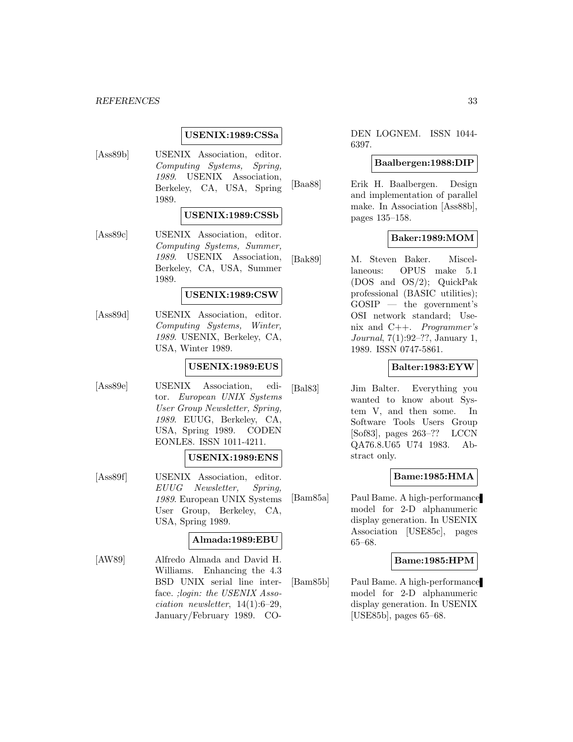**USENIX:1989:CSSa**

[Ass89b] USENIX Association, editor. *Computing Systems, Spring, 1989*. USENIX Association, Berkeley, CA, USA, Spring 1989.

**USENIX:1989:CSSb**

[Ass89c] USENIX Association, editor. *Computing Systems, Summer, 1989*. USENIX Association, Berkeley, CA, USA, Summer 1989.

**USENIX:1989:CSW**

[Ass89d] USENIX Association, editor. *Computing Systems, Winter, 1989*. USENIX, Berkeley, CA, USA, Winter 1989.

**USENIX:1989:EUS**

[Ass89e] USENIX Association, editor. *European UNIX Systems User Group Newsletter, Spring, 1989*. EUUG, Berkeley, CA, USA, Spring 1989. CODEN EONLE8. ISSN 1011-4211.

**USENIX:1989:ENS**

[Ass89f] USENIX Association, editor. *EUUG Newsletter, Spring, 1989*. European UNIX Systems User Group, Berkeley, CA, USA, Spring 1989.

**Almada:1989:EBU**

[AW89] Alfredo Almada and David H. Williams. Enhancing the 4.3 BSD UNIX serial line interface. *;login: the USENIX Association newsletter*, 14(1):6–29, January/February 1989. CODEN LOGNEM. ISSN 1044-6397.

**Baalbergen:1988:DIP**

[Baa88] Erik H. Baalbergen. Design and implementation of parallel make. In Association [Ass88b], pages 135–158.

**Baker:1989:MOM**

[Bak89] M. Steven Baker. Miscellaneous: OPUS make 5.1 (DOS and OS/2); QuickPak professional (BASIC utilities); GOSIP — the government's OSI network standard; Usenix and C++. *Programmer's Journal*, 7(1):92–??, January 1, 1989. ISSN 0747-5861.

**Balter:1983:EYW**

[Bal83] Jim Balter. Everything you wanted to know about System V, and then some. In Software Tools Users Group [Sof83], pages 263–?? LCCN QA76.8.U65 U74 1983. Abstract only.

**Bame:1985:HMA**

[Bam85a] Paul Bame. A high-performance model for 2-D alphanumeric display generation. In USENIX Association [USE85c], pages 65–68.

**Bame:1985:HPM**

[Bam85b] Paul Bame. A high-performance model for 2-D alphanumeric display generation. In USENIX [USE85b], pages 65–68.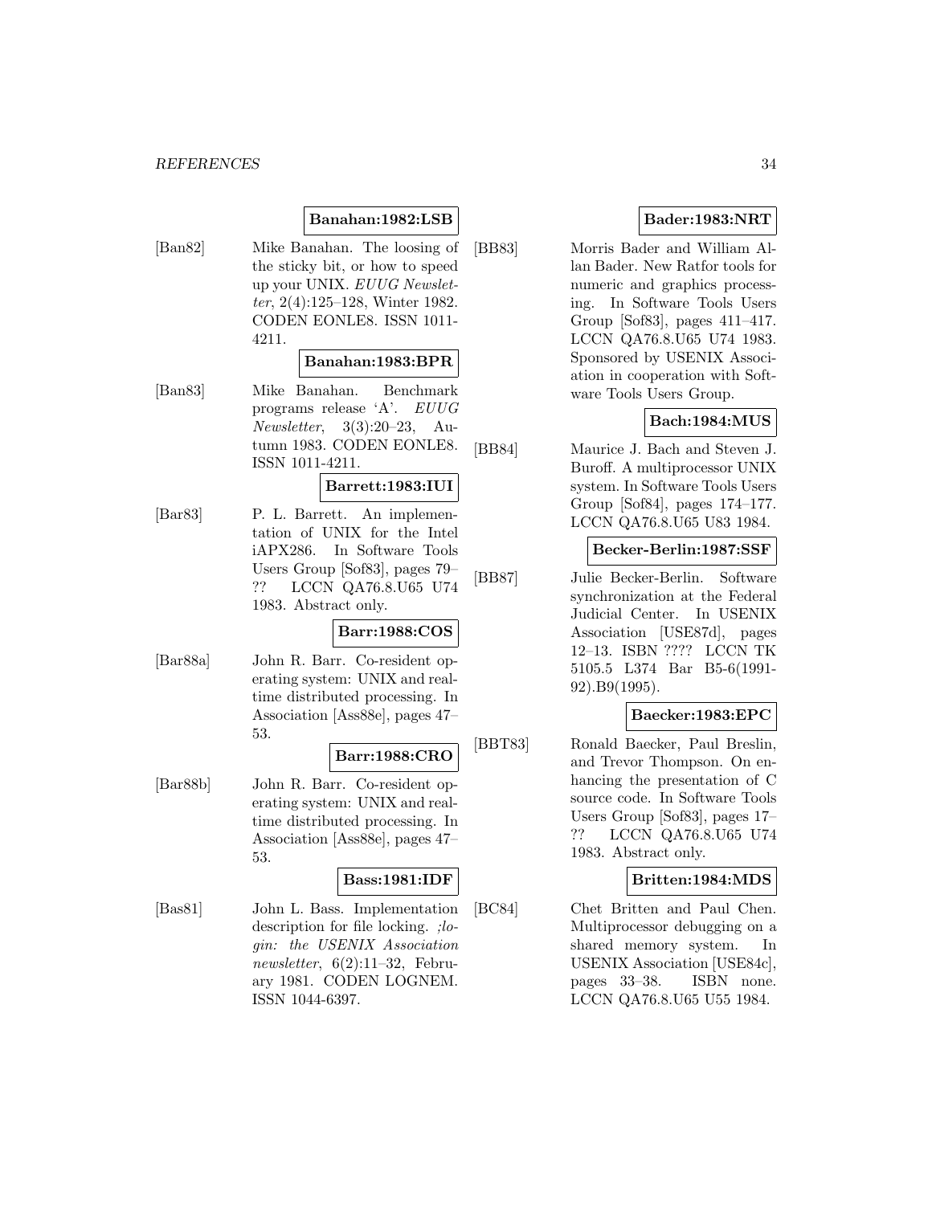**Banahan:1982:LSB**

[Ban82] Mike Banahan. The loosing of the sticky bit, or how to speed up your UNIX. *EUUG Newsletter*, 2(4):125–128, Winter 1982. CODEN EONLE8. ISSN 1011-4211.

**Banahan:1983:BPR**

[Ban83] Mike Banahan. Benchmark programs release 'A'. *EUUG Newsletter*, 3(3):20–23, Autumn 1983. CODEN EONLE8. ISSN 1011-4211.

**Barrett:1983:IUI**

[Bar83] P. L. Barrett. An implementation of UNIX for the Intel iAPX286. In Software Tools Users Group [Sof83], pages 79–?? LCCN QA76.8.U65 U74 1983. Abstract only.

**Barr:1988:COS**

[Bar88a] John R. Barr. Co-resident operating system: UNIX and real-time distributed processing. In Association [Ass88e], pages 47–53.

**Barr:1988:CRO**

[Bar88b] John R. Barr. Co-resident operating system: UNIX and real-time distributed processing. In Association [Ass88e], pages 47–53.

**Bass:1981:IDF**

[Bas81] John L. Bass. Implementation description for file locking. *;login: the USENIX Association newsletter*, 6(2):11–32, February 1981. CODEN LOGNEM. ISSN 1044-6397.

**Bader:1983:NRT**

[BB83] Morris Bader and William Allan Bader. New Ratfor tools for numeric and graphics processing. In Software Tools Users Group [Sof83], pages 411–417. LCCN QA76.8.U65 U74 1983. Sponsored by USENIX Association in cooperation with Software Tools Users Group.

**Bach:1984:MUS**

[BB84] Maurice J. Bach and Steven J. Buroff. A multiprocessor UNIX system. In Software Tools Users Group [Sof84], pages 174–177. LCCN QA76.8.U65 U83 1984.

**Becker-Berlin:1987:SSF**

[BB87] Julie Becker-Berlin. Software synchronization at the Federal Judicial Center. In USENIX Association [USE87d], pages 12–13. ISBN ???? LCCN TK 5105.5 L374 Bar B5-6(1991-92).B9(1995).

**Baecker:1983:EPC**

[BBT83] Ronald Baecker, Paul Breslin, and Trevor Thompson. On enhancing the presentation of C source code. In Software Tools Users Group [Sof83], pages 17–?? LCCN QA76.8.U65 U74 1983. Abstract only.

**Britten:1984:MDS**

[BC84] Chet Britten and Paul Chen. Multiprocessor debugging on a shared memory system. In USENIX Association [USE84c], pages 33–38. ISBN none. LCCN QA76.8.U65 U55 1984.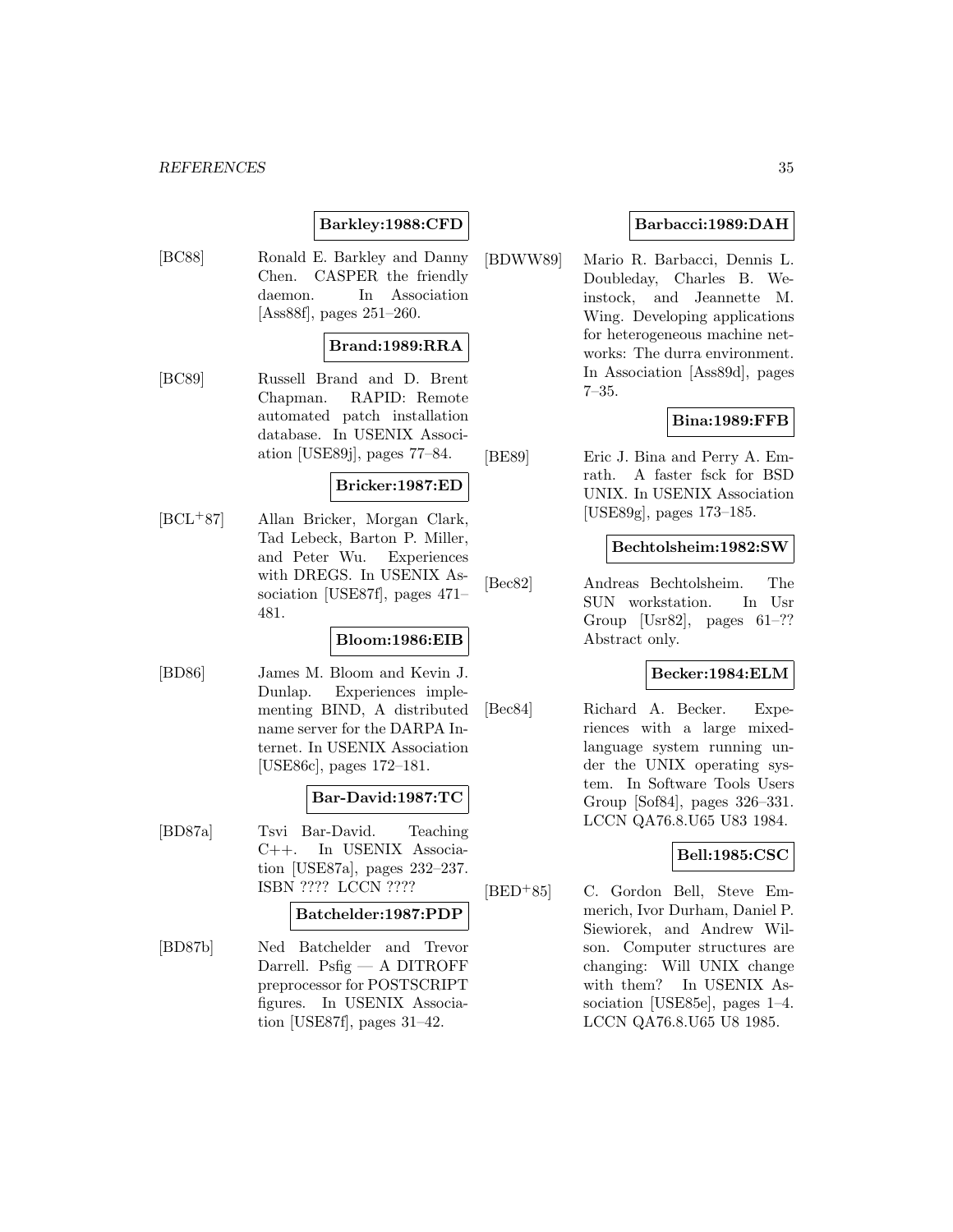**Barkley:1988:CFD**

[BC88] Ronald E. Barkley and Danny Chen. CASPER the friendly daemon. In Association [Ass88f], pages 251–260.

**Brand:1989:RRA**

[BC89] Russell Brand and D. Brent Chapman. RAPID: Remote automated patch installation database. In USENIX Association [USE89j], pages 77–84.

**Bricker:1987:ED**

[BCL+87] Allan Bricker, Morgan Clark, Tad Lebeck, Barton P. Miller, and Peter Wu. Experiences with DREGS. In USENIX Association [USE87f], pages 471–481.

**Bloom:1986:EIB**

[BD86] James M. Bloom and Kevin J. Dunlap. Experiences implementing BIND, A distributed name server for the DARPA Internet. In USENIX Association [USE86c], pages 172–181.

**Bar-David:1987:TC**

[BD87a] Tsvi Bar-David. Teaching C++. In USENIX Association [USE87a], pages 232–237. ISBN ???? LCCN ????

**Batchelder:1987:PDP**

[BD87b] Ned Batchelder and Trevor Darrell. Psfig — A DITROFF preprocessor for POSTSCRIPT figures. In USENIX Association [USE87f], pages 31–42.

**Barbacci:1989:DAH**

[BDWW89] Mario R. Barbacci, Dennis L. Doubleday, Charles B. Weinstock, and Jeannette M. Wing. Developing applications for heterogeneous machine networks: The durra environment. In Association [Ass89d], pages 7–35.

**Bina:1989:FFB**

[BE89] Eric J. Bina and Perry A. Emrath. A faster fsck for BSD UNIX. In USENIX Association [USE89g], pages 173–185.

**Bechtolsheim:1982:SW**

[Bec82] Andreas Bechtolsheim. The SUN workstation. In Usr Group [Usr82], pages 61–?? Abstract only.

**Becker:1984:ELM**

[Bec84] Richard A. Becker. Experiences with a large mixed-language system running under the UNIX operating system. In Software Tools Users Group [Sof84], pages 326–331. LCCN QA76.8.U65 U83 1984.

**Bell:1985:CSC**

[BED+85] C. Gordon Bell, Steve Emmerich, Ivor Durham, Daniel P. Siewiorek, and Andrew Wilson. Computer structures are changing: Will UNIX change with them? In USENIX Association [USE85e], pages 1–4. LCCN QA76.8.U65 U8 1985.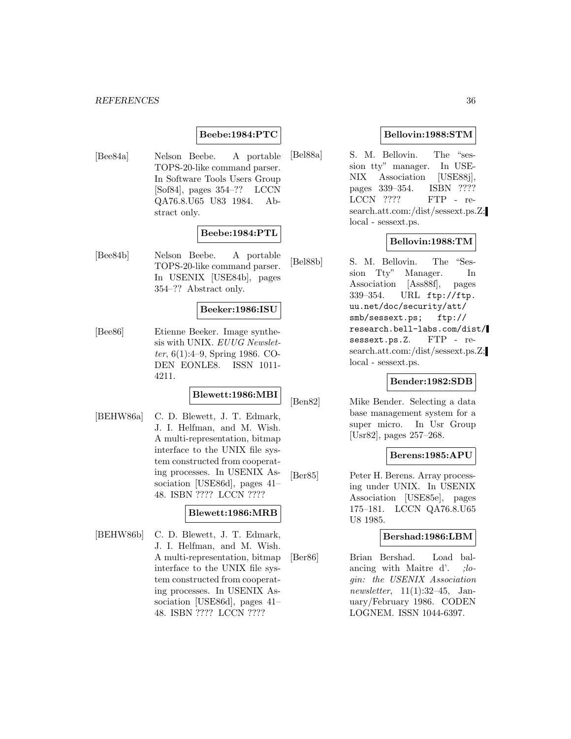**Beebe:1984:PTC**

[Bee84a] Nelson Beebe. A portable TOPS-20-like command parser. In Software Tools Users Group [Sof84], pages 354–?? LCCN QA76.8.U65 U83 1984. Abstract only.

**Beebe:1984:PTL**

[Bee84b] Nelson Beebe. A portable TOPS-20-like command parser. In USENIX [USE84b], pages 354–?? Abstract only.

**Beeker:1986:ISU**

[Bee86] Etienne Beeker. Image synthesis with UNIX. *EUUG Newsletter*, 6(1):4–9, Spring 1986. CODEN EONLE8. ISSN 1011-4211.

**Blewett:1986:MBI**

[BEHW86a] C. D. Blewett, J. T. Edmark, J. I. Helfman, and M. Wish. A multi-representation, bitmap interface to the UNIX file system constructed from cooperating processes. In USENIX Association [USE86d], pages 41–48. ISBN ???? LCCN ????

**Blewett:1986:MRB**

[BEHW86b] C. D. Blewett, J. T. Edmark, J. I. Helfman, and M. Wish. A multi-representation, bitmap interface to the UNIX file system constructed from cooperating processes. In USENIX Association [USE86d], pages 41–48. ISBN ???? LCCN ????

**Bellovin:1988:STM**

[Bel88a] S. M. Bellovin. The "session tty" manager. In USENIX Association [USE88j], pages 339–354. ISBN ???? LCCN ???? FTP - research.att.com:/dist/sessext.ps.Z; local - sessext.ps.

**Bellovin:1988:TM**

[Bel88b] S. M. Bellovin. The "Session Tty" Manager. In Association [Ass88f], pages 339–354. URL `ftp://ftp.uu.net/doc/security/att/smb/sessext.ps`; `ftp://research.bell-labs.com/dist/sessext.ps.Z`. FTP - research.att.com:/dist/sessext.ps.Z; local - sessext.ps.

**Bender:1982:SDB**

[Ben82] Mike Bender. Selecting a data base management system for a super micro. In Usr Group [Usr82], pages 257–268.

**Berens:1985:APU**

[Ber85] Peter H. Berens. Array processing under UNIX. In USENIX Association [USE85e], pages 175–181. LCCN QA76.8.U65 U8 1985.

**Bershad:1986:LBM**

[Ber86] Brian Bershad. Load balancing with Maitre d'. *;login: the USENIX Association newsletter*, 11(1):32–45, January/February 1986. CODEN LOGNEM. ISSN 1044-6397.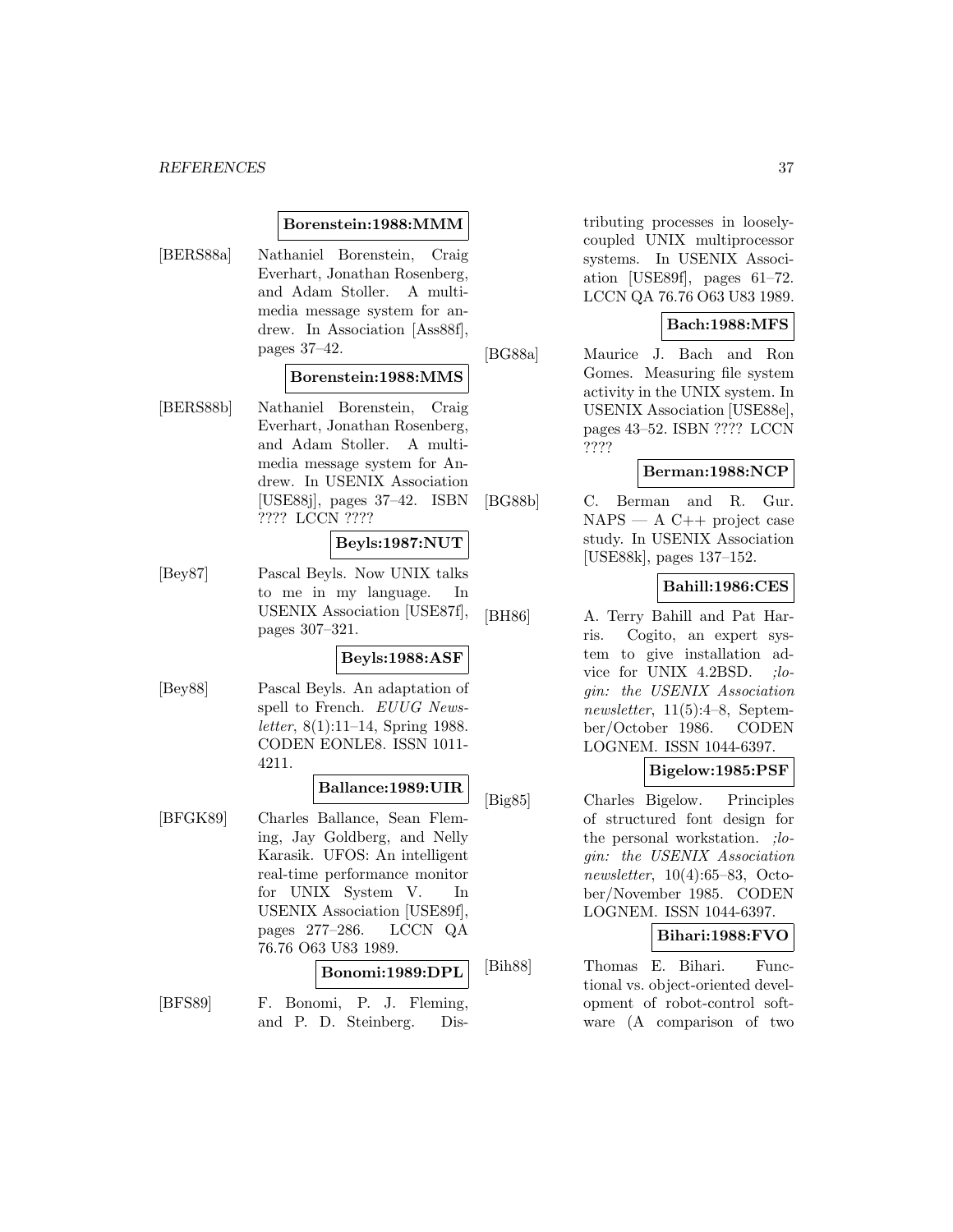**Borenstein:1988:MMM**

[BERS88a] Nathaniel Borenstein, Craig Everhart, Jonathan Rosenberg, and Adam Stoller. A multimedia message system for andrew. In Association [Ass88f], pages 37–42.

**Borenstein:1988:MMS**

[BERS88b] Nathaniel Borenstein, Craig Everhart, Jonathan Rosenberg, and Adam Stoller. A multimedia message system for Andrew. In USENIX Association [USE88j], pages 37–42. ISBN ???? LCCN ????

**Beyls:1987:NUT**

[Bey87] Pascal Beyls. Now UNIX talks to me in my language. In USENIX Association [USE87f], pages 307–321.

**Beyls:1988:ASF**

[Bey88] Pascal Beyls. An adaptation of spell to French. *EUUG Newsletter*, 8(1):11–14, Spring 1988. CODEN EONLE8. ISSN 1011-4211.

**Ballance:1989:UIR**

[BFGK89] Charles Ballance, Sean Fleming, Jay Goldberg, and Nelly Karasik. UFOS: An intelligent real-time performance monitor for UNIX System V. In USENIX Association [USE89f], pages 277–286. LCCN QA 76.76 O63 U83 1989.

**Bonomi:1989:DPL**

[BFS89] F. Bonomi, P. J. Fleming, and P. D. Steinberg. Distributing processes in loosely-coupled UNIX multiprocessor systems. In USENIX Association [USE89f], pages 61–72. LCCN QA 76.76 O63 U83 1989.

**Bach:1988:MFS**

[BG88a] Maurice J. Bach and Ron Gomes. Measuring file system activity in the UNIX system. In USENIX Association [USE88e], pages 43–52. ISBN ???? LCCN ????

**Berman:1988:NCP**

[BG88b] C. Berman and R. Gur. NAPS — A C++ project case study. In USENIX Association [USE88k], pages 137–152.

**Bahill:1986:CES**

[BH86] A. Terry Bahill and Pat Harris. Cogito, an expert system to give installation advice for UNIX 4.2BSD. *;login: the USENIX Association newsletter*, 11(5):4–8, September/October 1986. CODEN LOGNEM. ISSN 1044-6397.

**Bigelow:1985:PSF**

[Big85] Charles Bigelow. Principles of structured font design for the personal workstation. *;login: the USENIX Association newsletter*, 10(4):65–83, October/November 1985. CODEN LOGNEM. ISSN 1044-6397.

**Bihari:1988:FVO**

[Bih88] Thomas E. Bihari. Functional vs. object-oriented development of robot-control software (A comparison of two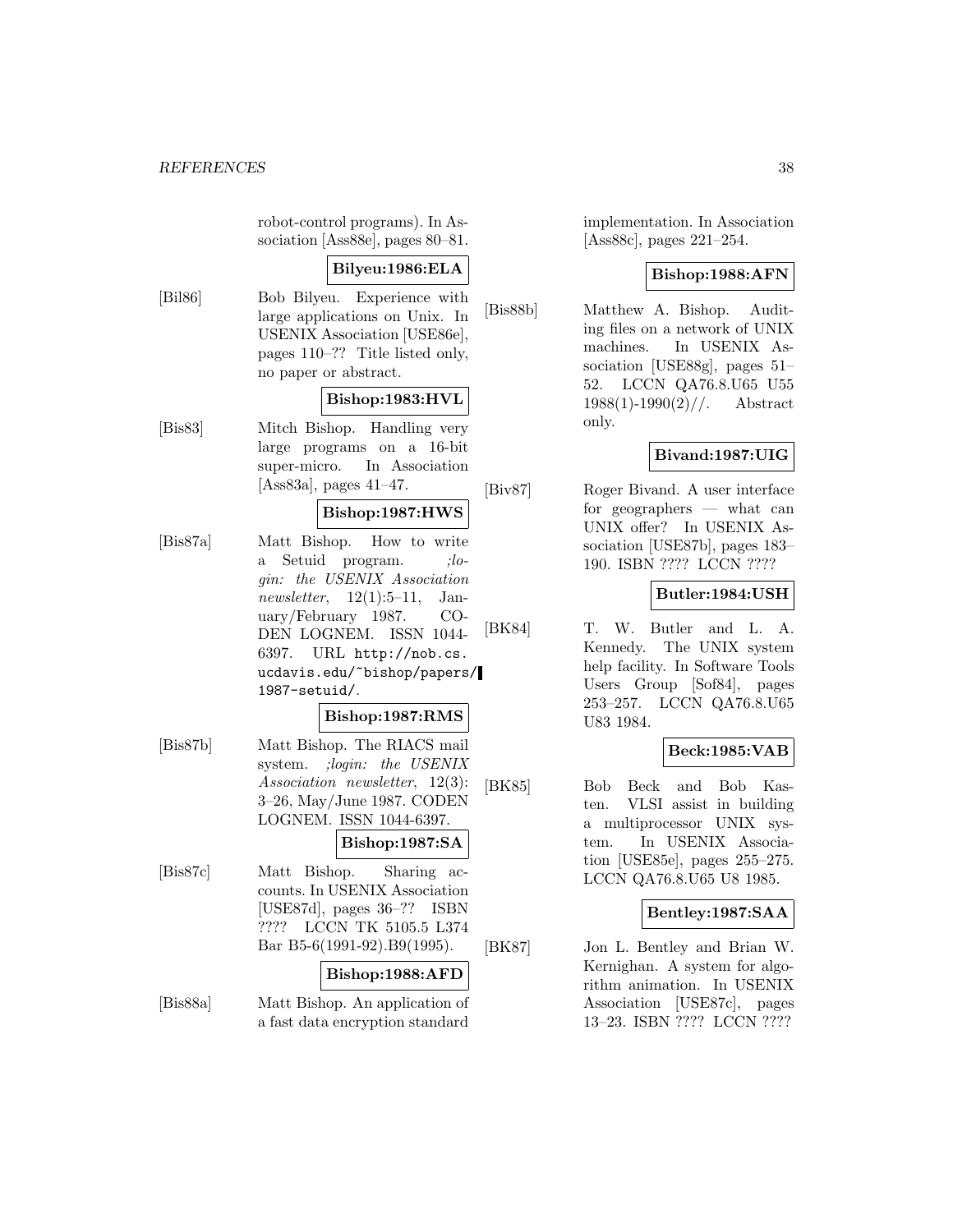robot-control programs). In Association [Ass88e], pages 80–81.

**Bilyeu:1986:ELA**

[Bil86] Bob Bilyeu. Experience with large applications on Unix. In USENIX Association [USE86e], pages 110–?? Title listed only, no paper or abstract.

**Bishop:1983:HVL**

[Bis83] Mitch Bishop. Handling very large programs on a 16-bit super-micro. In Association [Ass83a], pages 41–47.

**Bishop:1987:HWS**

[Bis87a] Matt Bishop. How to write a Setuid program. *;login: the USENIX Association newsletter*, 12(1):5–11, January/February 1987. CODEN LOGNEM. ISSN 1044-6397. URL `http://nob.cs.ucdavis.edu/~bishop/papers/1987-setuid/`.

**Bishop:1987:RMS**

[Bis87b] Matt Bishop. The RIACS mail system. *;login: the USENIX Association newsletter*, 12(3): 3–26, May/June 1987. CODEN LOGNEM. ISSN 1044-6397.

**Bishop:1987:SA**

[Bis87c] Matt Bishop. Sharing accounts. In USENIX Association [USE87d], pages 36–?? ISBN ???? LCCN TK 5105.5 L374 Bar B5-6(1991-92).B9(1995).

**Bishop:1988:AFD**

[Bis88a] Matt Bishop. An application of a fast data encryption standard implementation. In Association [Ass88c], pages 221–254.

**Bishop:1988:AFN**

[Bis88b] Matthew A. Bishop. Auditing files on a network of UNIX machines. In USENIX Association [USE88g], pages 51–52. LCCN QA76.8.U65 U55 1988(1)-1990(2)//. Abstract only.

**Bivand:1987:UIG**

[Biv87] Roger Bivand. A user interface for geographers — what can UNIX offer? In USENIX Association [USE87b], pages 183–190. ISBN ???? LCCN ????

**Butler:1984:USH**

[BK84] T. W. Butler and L. A. Kennedy. The UNIX system help facility. In Software Tools Users Group [Sof84], pages 253–257. LCCN QA76.8.U65 U83 1984.

**Beck:1985:VAB**

[BK85] Bob Beck and Bob Kasten. VLSI assist in building a multiprocessor UNIX system. In USENIX Association [USE85e], pages 255–275. LCCN QA76.8.U65 U8 1985.

**Bentley:1987:SAA**

[BK87] Jon L. Bentley and Brian W. Kernighan. A system for algorithm animation. In USENIX Association [USE87c], pages 13–23. ISBN ???? LCCN ????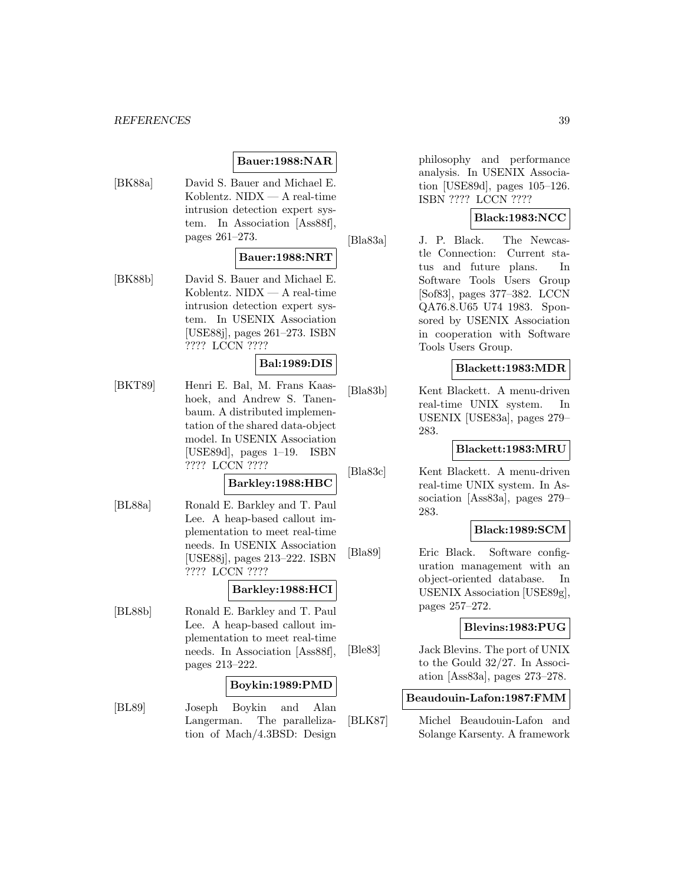**Bauer:1988:NAR**

[BK88a] David S. Bauer and Michael E. Koblentz. NIDX — A real-time intrusion detection expert system. In Association [Ass88f], pages 261–273.

**Bauer:1988:NRT**

[BK88b] David S. Bauer and Michael E. Koblentz. NIDX — A real-time intrusion detection expert system. In USENIX Association [USE88j], pages 261–273. ISBN ???? LCCN ????

**Bal:1989:DIS**

[BKT89] Henri E. Bal, M. Frans Kaashoek, and Andrew S. Tanenbaum. A distributed implementation of the shared data-object model. In USENIX Association [USE89d], pages 1–19. ISBN ???? LCCN ????

**Barkley:1988:HBC**

[BL88a] Ronald E. Barkley and T. Paul Lee. A heap-based callout implementation to meet real-time needs. In USENIX Association [USE88j], pages 213–222. ISBN ???? LCCN ????

**Barkley:1988:HCI**

[BL88b] Ronald E. Barkley and T. Paul Lee. A heap-based callout implementation to meet real-time needs. In Association [Ass88f], pages 213–222.

**Boykin:1989:PMD**

[BL89] Joseph Boykin and Alan Langerman. The parallelization of Mach/4.3BSD: Design philosophy and performance analysis. In USENIX Association [USE89d], pages 105–126. ISBN ???? LCCN ????

**Black:1983:NCC**

[Bla83a] J. P. Black. The Newcastle Connection: Current status and future plans. In Software Tools Users Group [Sof83], pages 377–382. LCCN QA76.8.U65 U74 1983. Sponsored by USENIX Association in cooperation with Software Tools Users Group.

**Blackett:1983:MDR**

[Bla83b] Kent Blackett. A menu-driven real-time UNIX system. In USENIX [USE83a], pages 279–283.

**Blackett:1983:MRU**

[Bla83c] Kent Blackett. A menu-driven real-time UNIX system. In Association [Ass83a], pages 279–283.

**Black:1989:SCM**

[Bla89] Eric Black. Software configuration management with an object-oriented database. In USENIX Association [USE89g], pages 257–272.

**Blevins:1983:PUG**

[Ble83] Jack Blevins. The port of UNIX to the Gould 32/27. In Association [Ass83a], pages 273–278.

**Beaudouin-Lafon:1987:FMM**

[BLK87] Michel Beaudouin-Lafon and Solange Karsenty. A framework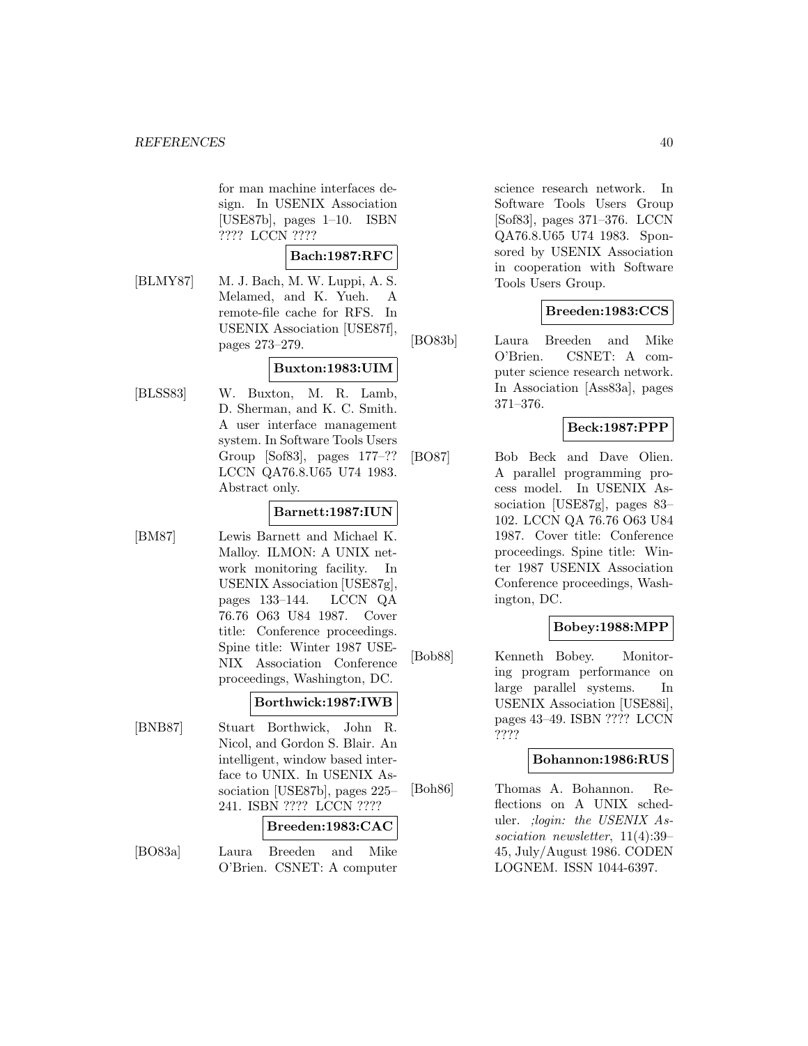for man machine interfaces design. In USENIX Association [USE87b], pages 1–10. ISBN ???? LCCN ????

**Bach:1987:RFC**

[BLMY87] M. J. Bach, M. W. Luppi, A. S. Melamed, and K. Yueh. A remote-file cache for RFS. In USENIX Association [USE87f], pages 273–279.

**Buxton:1983:UIM**

[BLSS83] W. Buxton, M. R. Lamb, D. Sherman, and K. C. Smith. A user interface management system. In Software Tools Users Group [Sof83], pages 177–?? LCCN QA76.8.U65 U74 1983. Abstract only.

**Barnett:1987:IUN**

[BM87] Lewis Barnett and Michael K. Malloy. ILMON: A UNIX network monitoring facility. In USENIX Association [USE87g], pages 133–144. LCCN QA 76.76 O63 U84 1987. Cover title: Conference proceedings. Spine title: Winter 1987 USENIX Association Conference proceedings, Washington, DC.

**Borthwick:1987:IWB**

[BNB87] Stuart Borthwick, John R. Nicol, and Gordon S. Blair. An intelligent, window based interface to UNIX. In USENIX Association [USE87b], pages 225–241. ISBN ???? LCCN ????

**Breeden:1983:CAC**

[BO83a] Laura Breeden and Mike O'Brien. CSNET: A computer science research network. In Software Tools Users Group [Sof83], pages 371–376. LCCN QA76.8.U65 U74 1983. Sponsored by USENIX Association in cooperation with Software Tools Users Group.

**Breeden:1983:CCS**

[BO83b] Laura Breeden and Mike O'Brien. CSNET: A computer science research network. In Association [Ass83a], pages 371–376.

**Beck:1987:PPP**

[BO87] Bob Beck and Dave Olien. A parallel programming process model. In USENIX Association [USE87g], pages 83–102. LCCN QA 76.76 O63 U84 1987. Cover title: Conference proceedings. Spine title: Winter 1987 USENIX Association Conference proceedings, Washington, DC.

**Bobey:1988:MPP**

[Bob88] Kenneth Bobey. Monitoring program performance on large parallel systems. In USENIX Association [USE88i], pages 43–49. ISBN ???? LCCN ????

**Bohannon:1986:RUS**

[Boh86] Thomas A. Bohannon. Reflections on A UNIX scheduler. *;login: the USENIX Association newsletter*, 11(4):39–45, July/August 1986. CODEN LOGNEM. ISSN 1044-6397.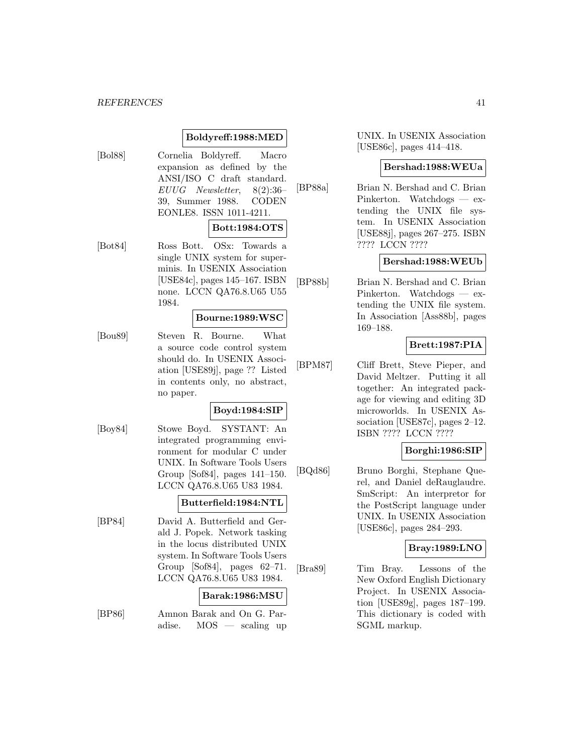**Boldyreff:1988:MED**

[Bol88] Cornelia Boldyreff. Macro expansion as defined by the ANSI/ISO C draft standard. *EUUG Newsletter*, 8(2):36–39, Summer 1988. CODEN EONLE8. ISSN 1011-4211.

**Bott:1984:OTS**

[Bot84] Ross Bott. OSx: Towards a single UNIX system for superminis. In USENIX Association [USE84c], pages 145–167. ISBN none. LCCN QA76.8.U65 U55 1984.

**Bourne:1989:WSC**

[Bou89] Steven R. Bourne. What a source code control system should do. In USENIX Association [USE89j], page ?? Listed in contents only, no abstract, no paper.

**Boyd:1984:SIP**

[Boy84] Stowe Boyd. SYSTANT: An integrated programming environment for modular C under UNIX. In Software Tools Users Group [Sof84], pages 141–150. LCCN QA76.8.U65 U83 1984.

**Butterfield:1984:NTL**

[BP84] David A. Butterfield and Gerald J. Popek. Network tasking in the locus distributed UNIX system. In Software Tools Users Group [Sof84], pages 62–71. LCCN QA76.8.U65 U83 1984.

**Barak:1986:MSU**

[BP86] Amnon Barak and On G. Paradise. MOS — scaling up UNIX. In USENIX Association [USE86c], pages 414–418.

**Bershad:1988:WEUa**

[BP88a] Brian N. Bershad and C. Brian Pinkerton. Watchdogs — extending the UNIX file system. In USENIX Association [USE88j], pages 267–275. ISBN ???? LCCN ????

**Bershad:1988:WEUb**

[BP88b] Brian N. Bershad and C. Brian Pinkerton. Watchdogs — extending the UNIX file system. In Association [Ass88b], pages 169–188.

**Brett:1987:PIA**

[BPM87] Cliff Brett, Steve Pieper, and David Meltzer. Putting it all together: An integrated package for viewing and editing 3D microworlds. In USENIX Association [USE87c], pages 2–12. ISBN ???? LCCN ????

**Borghi:1986:SIP**

[BQd86] Bruno Borghi, Stephane Querel, and Daniel deRauglaudre. SmScript: An interpretor for the PostScript language under UNIX. In USENIX Association [USE86c], pages 284–293.

**Bray:1989:LNO**

[Bra89] Tim Bray. Lessons of the New Oxford English Dictionary Project. In USENIX Association [USE89g], pages 187–199. This dictionary is coded with SGML markup.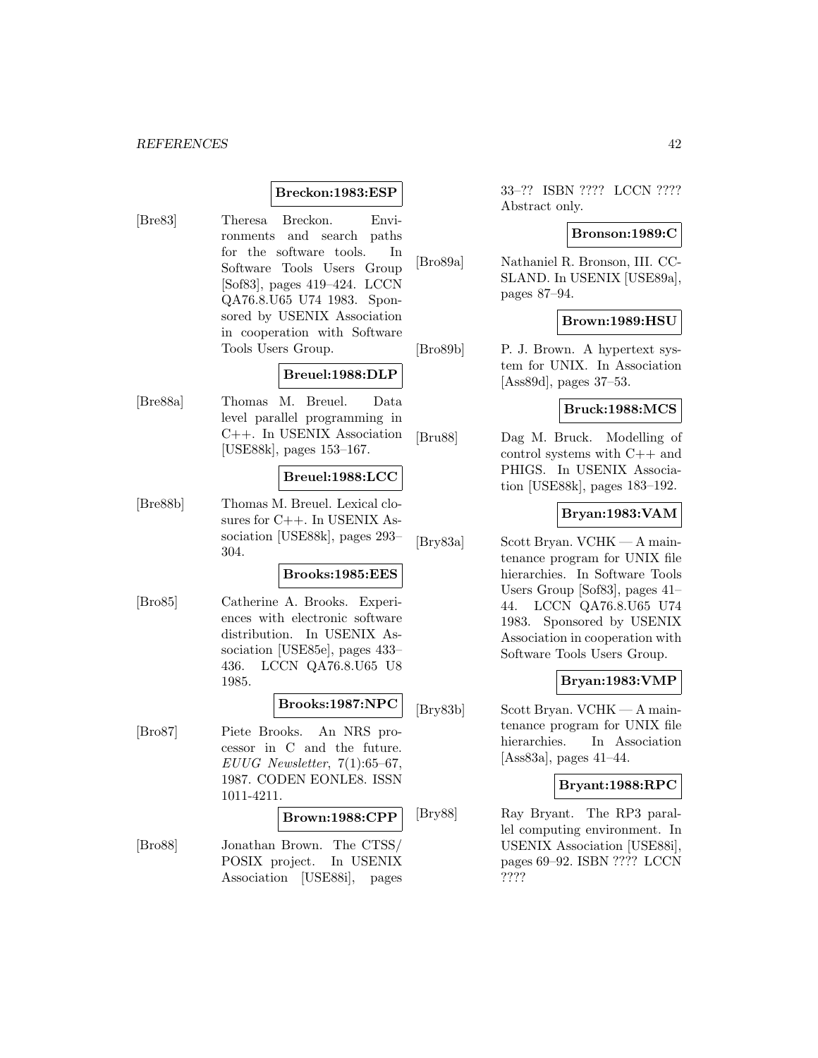**Breckon:1983:ESP**

[Bre83] Theresa Breckon. Environments and search paths for the software tools. In Software Tools Users Group [Sof83], pages 419–424. LCCN QA76.8.U65 U74 1983. Sponsored by USENIX Association in cooperation with Software Tools Users Group.

**Breuel:1988:DLP**

[Bre88a] Thomas M. Breuel. Data level parallel programming in C++. In USENIX Association [USE88k], pages 153–167.

**Breuel:1988:LCC**

[Bre88b] Thomas M. Breuel. Lexical closures for C++. In USENIX Association [USE88k], pages 293–304.

**Brooks:1985:EES**

[Bro85] Catherine A. Brooks. Experiences with electronic software distribution. In USENIX Association [USE85e], pages 433–436. LCCN QA76.8.U65 U8 1985.

**Brooks:1987:NPC**

[Bro87] Piete Brooks. An NRS processor in C and the future. *EUUG Newsletter*, 7(1):65–67, 1987. CODEN EONLE8. ISSN 1011-4211.

**Brown:1988:CPP**

[Bro88] Jonathan Brown. The CTSS/POSIX project. In USENIX Association [USE88i], pages 33–?? ISBN ???? LCCN ???? Abstract only.

**Bronson:1989:C**

[Bro89a] Nathaniel R. Bronson, III. CCSLAND. In USENIX [USE89a], pages 87–94.

**Brown:1989:HSU**

[Bro89b] P. J. Brown. A hypertext system for UNIX. In Association [Ass89d], pages 37–53.

**Bruck:1988:MCS**

[Bru88] Dag M. Bruck. Modelling of control systems with C++ and PHIGS. In USENIX Association [USE88k], pages 183–192.

**Bryan:1983:VAM**

[Bry83a] Scott Bryan. VCHK — A maintenance program for UNIX file hierarchies. In Software Tools Users Group [Sof83], pages 41–44. LCCN QA76.8.U65 U74 1983. Sponsored by USENIX Association in cooperation with Software Tools Users Group.

**Bryan:1983:VMP**

[Bry83b] Scott Bryan. VCHK — A maintenance program for UNIX file hierarchies. In Association [Ass83a], pages 41–44.

**Bryant:1988:RPC**

[Bry88] Ray Bryant. The RP3 parallel computing environment. In USENIX Association [USE88i], pages 69–92. ISBN ???? LCCN ????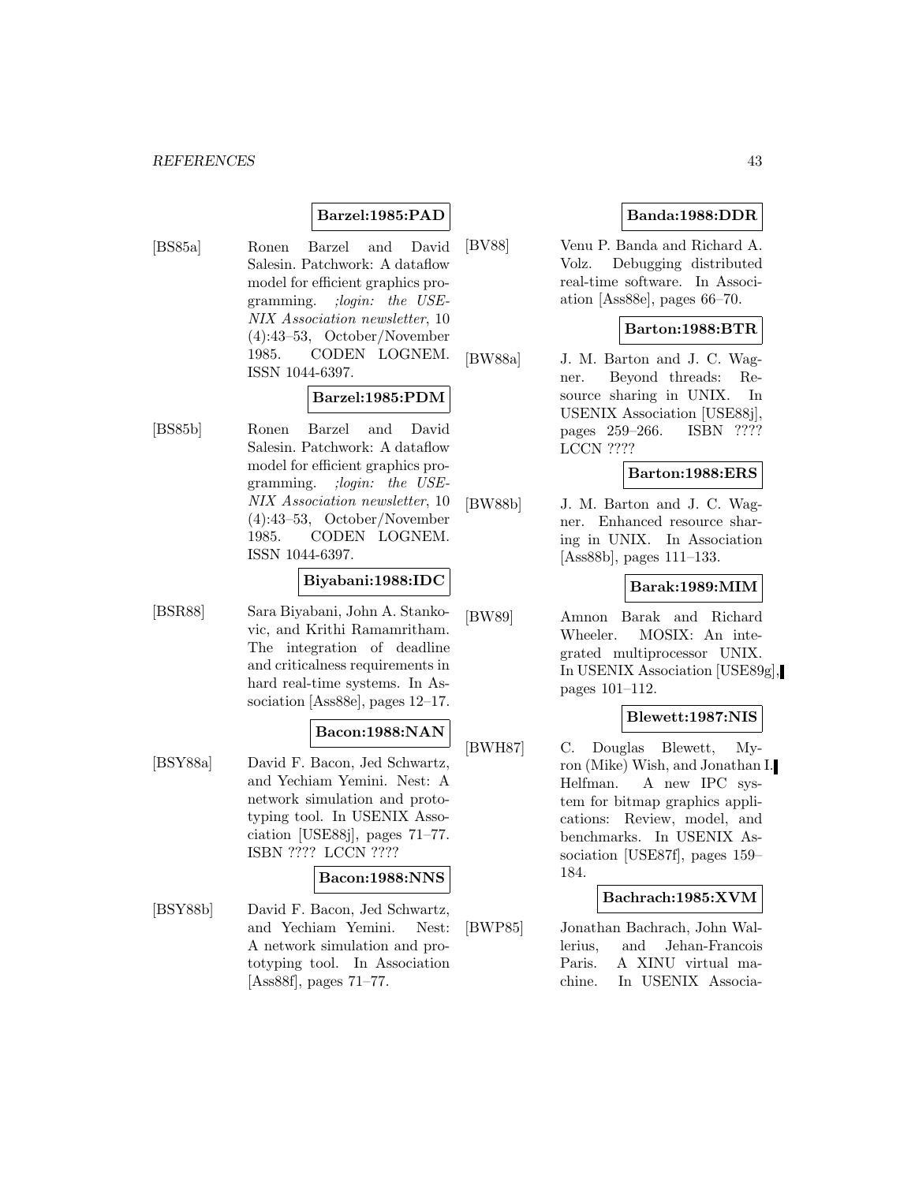**Barzel:1985:PAD**

[BS85a] Ronen Barzel and David Salesin. Patchwork: A dataflow model for efficient graphics programming. *;login: the USENIX Association newsletter*, 10 (4):43–53, October/November 1985. CODEN LOGNEM. ISSN 1044-6397.

**Barzel:1985:PDM**

[BS85b] Ronen Barzel and David Salesin. Patchwork: A dataflow model for efficient graphics programming. *;login: the USENIX Association newsletter*, 10 (4):43–53, October/November 1985. CODEN LOGNEM. ISSN 1044-6397.

**Biyabani:1988:IDC**

[BSR88] Sara Biyabani, John A. Stankovic, and Krithi Ramamritham. The integration of deadline and criticalness requirements in hard real-time systems. In Association [Ass88e], pages 12–17.

**Bacon:1988:NAN**

[BSY88a] David F. Bacon, Jed Schwartz, and Yechiam Yemini. Nest: A network simulation and prototyping tool. In USENIX Association [USE88j], pages 71–77. ISBN ???? LCCN ????

**Bacon:1988:NNS**

[BSY88b] David F. Bacon, Jed Schwartz, and Yechiam Yemini. Nest: A network simulation and prototyping tool. In Association [Ass88f], pages 71–77.

**Banda:1988:DDR**

[BV88] Venu P. Banda and Richard A. Volz. Debugging distributed real-time software. In Association [Ass88e], pages 66–70.

**Barton:1988:BTR**

[BW88a] J. M. Barton and J. C. Wagner. Beyond threads: Resource sharing in UNIX. In USENIX Association [USE88j], pages 259–266. ISBN ???? LCCN ????

**Barton:1988:ERS**

[BW88b] J. M. Barton and J. C. Wagner. Enhanced resource sharing in UNIX. In Association [Ass88b], pages 111–133.

**Barak:1989:MIM**

[BW89] Amnon Barak and Richard Wheeler. MOSIX: An integrated multiprocessor UNIX. In USENIX Association [USE89g], pages 101–112.

**Blewett:1987:NIS**

[BWH87] C. Douglas Blewett, Myron (Mike) Wish, and Jonathan I. Helfman. A new IPC system for bitmap graphics applications: Review, model, and benchmarks. In USENIX Association [USE87f], pages 159–184.

**Bachrach:1985:XVM**

[BWP85] Jonathan Bachrach, John Wallerius, and Jehan-Francois Paris. A XINU virtual machine. In USENIX Associa-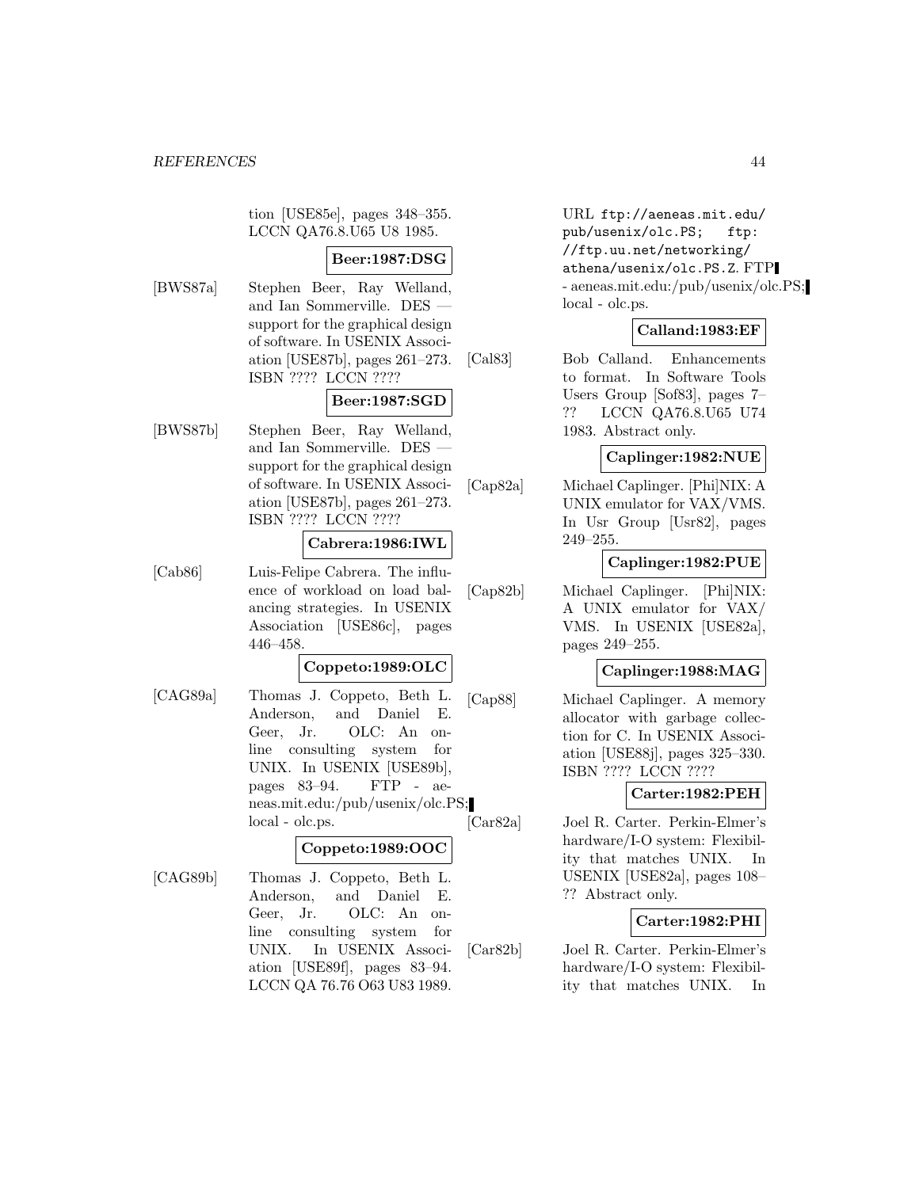tion [USE85e], pages 348–355. LCCN QA76.8.U65 U8 1985.

**Beer:1987:DSG**

[BWS87a] Stephen Beer, Ray Welland, and Ian Sommerville. DES — support for the graphical design of software. In USENIX Association [USE87b], pages 261–273. ISBN ???? LCCN ????

**Beer:1987:SGD**

[BWS87b] Stephen Beer, Ray Welland, and Ian Sommerville. DES — support for the graphical design of software. In USENIX Association [USE87b], pages 261–273. ISBN ???? LCCN ????

**Cabrera:1986:IWL**

[Cab86] Luis-Felipe Cabrera. The influence of workload on load balancing strategies. In USENIX Association [USE86c], pages 446–458.

**Coppeto:1989:OLC**

[CAG89a] Thomas J. Coppeto, Beth L. Anderson, and Daniel E. Geer, Jr. OLC: An online consulting system for UNIX. In USENIX [USE89b], pages 83–94. FTP - aeneas.mit.edu:/pub/usenix/olc.PS; local - olc.ps.

**Coppeto:1989:OOC**

[CAG89b] Thomas J. Coppeto, Beth L. Anderson, and Daniel E. Geer, Jr. OLC: An online consulting system for UNIX. In USENIX Association [USE89f], pages 83–94. LCCN QA 76.76 O63 U83 1989. URL ftp://aeneas.mit.edu/pub/usenix/olc.PS; ftp://ftp.uu.net/networking/athena/usenix/olc.PS.Z. FTP - aeneas.mit.edu:/pub/usenix/olc.PS; local - olc.ps.

**Calland:1983:EF**

[Cal83] Bob Calland. Enhancements to format. In Software Tools Users Group [Sof83], pages 7–?? LCCN QA76.8.U65 U74 1983. Abstract only.

**Caplinger:1982:NUE**

[Cap82a] Michael Caplinger. [Phi]NIX: A UNIX emulator for VAX/VMS. In Usr Group [Usr82], pages 249–255.

**Caplinger:1982:PUE**

[Cap82b] Michael Caplinger. [Phi]NIX: A UNIX emulator for VAX/VMS. In USENIX [USE82a], pages 249–255.

**Caplinger:1988:MAG**

[Cap88] Michael Caplinger. A memory allocator with garbage collection for C. In USENIX Association [USE88j], pages 325–330. ISBN ???? LCCN ????

**Carter:1982:PEH**

[Car82a] Joel R. Carter. Perkin-Elmer's hardware/I-O system: Flexibility that matches UNIX. In USENIX [USE82a], pages 108–?? Abstract only.

**Carter:1982:PHI**

[Car82b] Joel R. Carter. Perkin-Elmer's hardware/I-O system: Flexibility that matches UNIX. In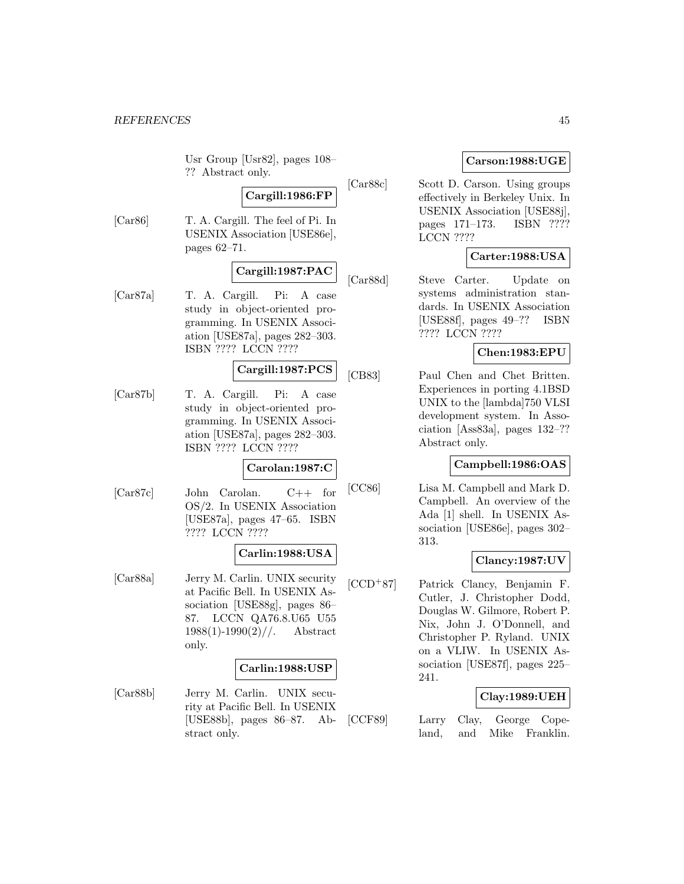Usr Group [Usr82], pages 108–?? Abstract only.

**Cargill:1986:FP**

[Car86] T. A. Cargill. The feel of Pi. In USENIX Association [USE86e], pages 62–71.

**Cargill:1987:PAC**

[Car87a] T. A. Cargill. Pi: A case study in object-oriented programming. In USENIX Association [USE87a], pages 282–303. ISBN ???? LCCN ????

**Cargill:1987:PCS**

[Car87b] T. A. Cargill. Pi: A case study in object-oriented programming. In USENIX Association [USE87a], pages 282–303. ISBN ???? LCCN ????

**Carolan:1987:C**

[Car87c] John Carolan. C++ for OS/2. In USENIX Association [USE87a], pages 47–65. ISBN ???? LCCN ????

**Carlin:1988:USA**

[Car88a] Jerry M. Carlin. UNIX security at Pacific Bell. In USENIX Association [USE88g], pages 86–87. LCCN QA76.8.U65 U55 1988(1)-1990(2)//. Abstract only.

**Carlin:1988:USP**

[Car88b] Jerry M. Carlin. UNIX security at Pacific Bell. In USENIX [USE88b], pages 86–87. Abstract only.

**Carson:1988:UGE**

[Car88c] Scott D. Carson. Using groups effectively in Berkeley Unix. In USENIX Association [USE88j], pages 171–173. ISBN ???? LCCN ????

**Carter:1988:USA**

[Car88d] Steve Carter. Update on systems administration standards. In USENIX Association [USE88f], pages 49–?? ISBN ???? LCCN ????

**Chen:1983:EPU**

[CB83] Paul Chen and Chet Britten. Experiences in porting 4.1BSD UNIX to the [lambda]750 VLSI development system. In Association [Ass83a], pages 132–?? Abstract only.

**Campbell:1986:OAS**

[CC86] Lisa M. Campbell and Mark D. Campbell. An overview of the Ada [1] shell. In USENIX Association [USE86e], pages 302–313.

**Clancy:1987:UV**

[CCD+87] Patrick Clancy, Benjamin F. Cutler, J. Christopher Dodd, Douglas W. Gilmore, Robert P. Nix, John J. O'Donnell, and Christopher P. Ryland. UNIX on a VLIW. In USENIX Association [USE87f], pages 225–241.

**Clay:1989:UEH**

[CCF89] Larry Clay, George Copeland, and Mike Franklin.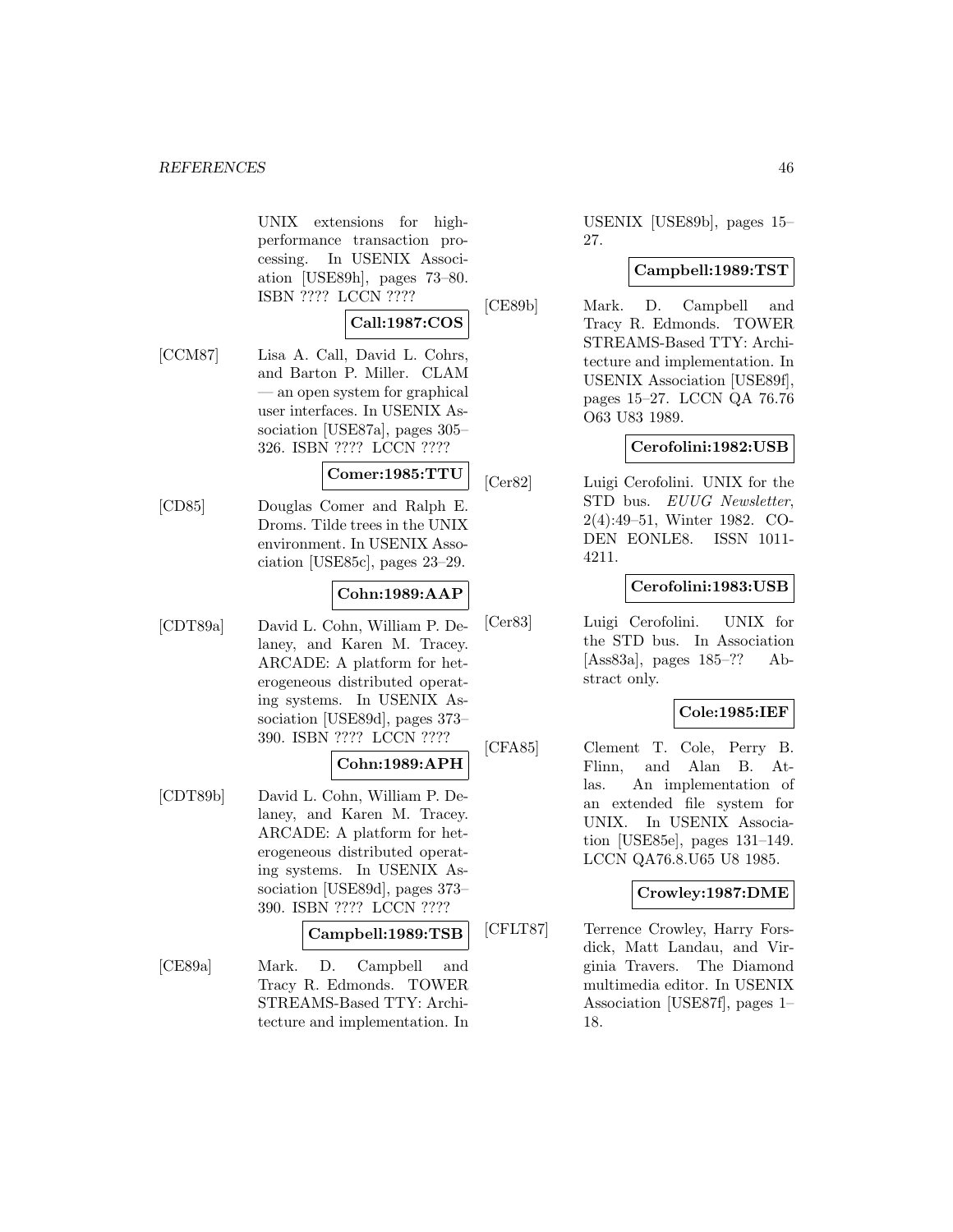UNIX extensions for high-performance transaction processing. In USENIX Association [USE89h], pages 73–80. ISBN ???? LCCN ????

**Call:1987:COS**

[CCM87] Lisa A. Call, David L. Cohrs, and Barton P. Miller. CLAM — an open system for graphical user interfaces. In USENIX Association [USE87a], pages 305–326. ISBN ???? LCCN ????

**Comer:1985:TTU**

[CD85] Douglas Comer and Ralph E. Droms. Tilde trees in the UNIX environment. In USENIX Association [USE85c], pages 23–29.

**Cohn:1989:AAP**

[CDT89a] David L. Cohn, William P. Delaney, and Karen M. Tracey. ARCADE: A platform for heterogeneous distributed operating systems. In USENIX Association [USE89d], pages 373–390. ISBN ???? LCCN ????

**Cohn:1989:APH**

[CDT89b] David L. Cohn, William P. Delaney, and Karen M. Tracey. ARCADE: A platform for heterogeneous distributed operating systems. In USENIX Association [USE89d], pages 373–390. ISBN ???? LCCN ????

**Campbell:1989:TSB**

[CE89a] Mark. D. Campbell and Tracy R. Edmonds. TOWER STREAMS-Based TTY: Architecture and implementation. In USENIX [USE89b], pages 15–27.

**Campbell:1989:TST**

[CE89b] Mark. D. Campbell and Tracy R. Edmonds. TOWER STREAMS-Based TTY: Architecture and implementation. In USENIX Association [USE89f], pages 15–27. LCCN QA 76.76 O63 U83 1989.

**Cerofolini:1982:USB**

[Cer82] Luigi Cerofolini. UNIX for the STD bus. *EUUG Newsletter*, 2(4):49–51, Winter 1982. CODEN EONLE8. ISSN 1011-4211.

**Cerofolini:1983:USB**

[Cer83] Luigi Cerofolini. UNIX for the STD bus. In Association [Ass83a], pages 185–?? Abstract only.

**Cole:1985:IEF**

[CFA85] Clement T. Cole, Perry B. Flinn, and Alan B. Atlas. An implementation of an extended file system for UNIX. In USENIX Association [USE85e], pages 131–149. LCCN QA76.8.U65 U8 1985.

**Crowley:1987:DME**

[CFLT87] Terrence Crowley, Harry Forsdick, Matt Landau, and Virginia Travers. The Diamond multimedia editor. In USENIX Association [USE87f], pages 1–18.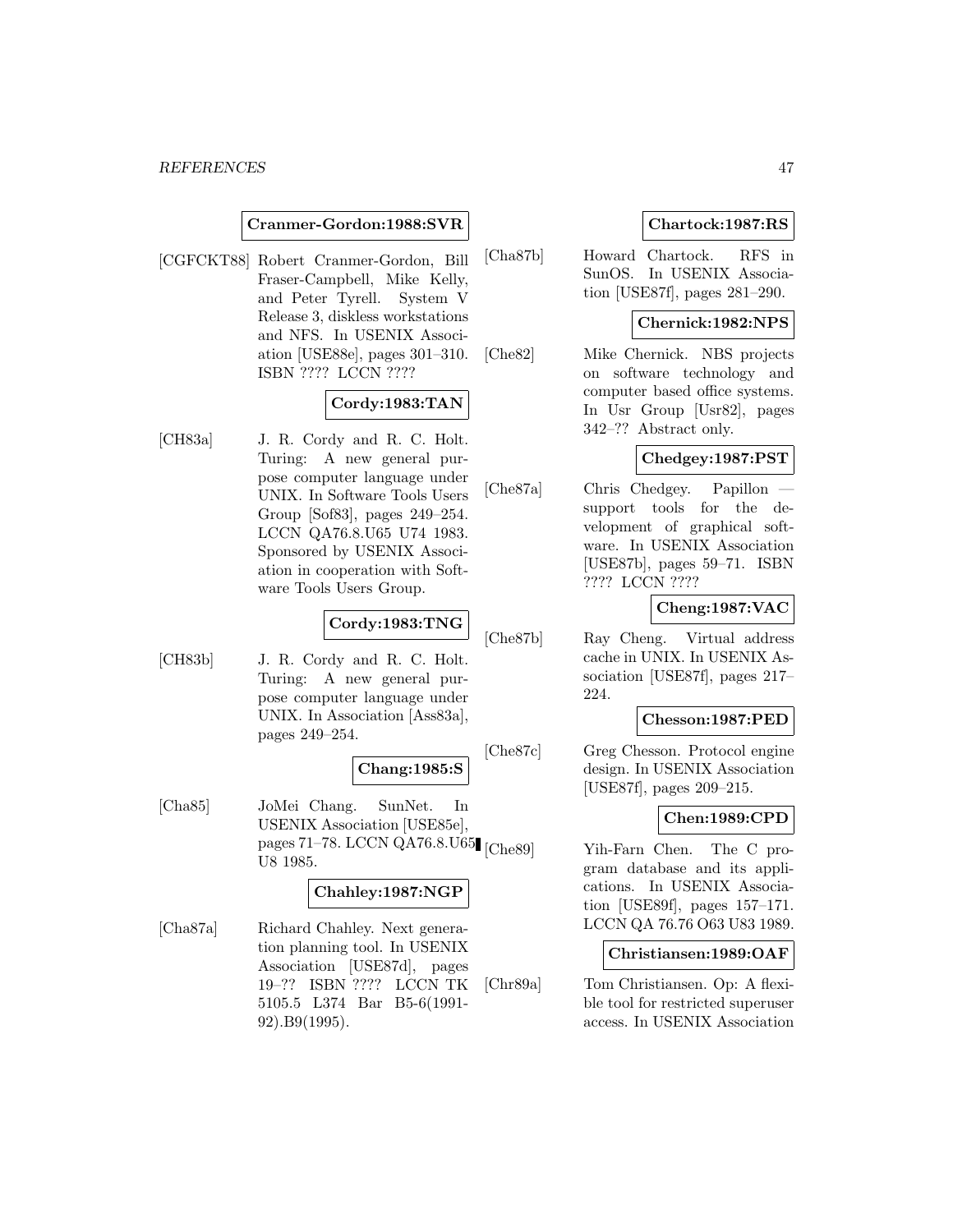**Cranmer-Gordon:1988:SVR**

[CGFCKT88] Robert Cranmer-Gordon, Bill Fraser-Campbell, Mike Kelly, and Peter Tyrell. System V Release 3, diskless workstations and NFS. In USENIX Association [USE88e], pages 301–310. ISBN ???? LCCN ????

**Cordy:1983:TAN**

[CH83a] J. R. Cordy and R. C. Holt. Turing: A new general purpose computer language under UNIX. In Software Tools Users Group [Sof83], pages 249–254. LCCN QA76.8.U65 U74 1983. Sponsored by USENIX Association in cooperation with Software Tools Users Group.

**Cordy:1983:TNG**

[CH83b] J. R. Cordy and R. C. Holt. Turing: A new general purpose computer language under UNIX. In Association [Ass83a], pages 249–254.

**Chang:1985:S**

[Cha85] JoMei Chang. SunNet. In USENIX Association [USE85e], pages 71–78. LCCN QA76.8.U65 U8 1985.

**Chahley:1987:NGP**

[Cha87a] Richard Chahley. Next generation planning tool. In USENIX Association [USE87d], pages 19–?? ISBN ???? LCCN TK 5105.5 L374 Bar B5-6(1991-92).B9(1995).

**Chartock:1987:RS**

[Cha87b] Howard Chartock. RFS in SunOS. In USENIX Association [USE87f], pages 281–290.

**Chernick:1982:NPS**

[Che82] Mike Chernick. NBS projects on software technology and computer based office systems. In Usr Group [Usr82], pages 342–?? Abstract only.

**Chedgey:1987:PST**

[Che87a] Chris Chedgey. Papillon — support tools for the development of graphical software. In USENIX Association [USE87b], pages 59–71. ISBN ???? LCCN ????

**Cheng:1987:VAC**

[Che87b] Ray Cheng. Virtual address cache in UNIX. In USENIX Association [USE87f], pages 217–224.

**Chesson:1987:PED**

[Che87c] Greg Chesson. Protocol engine design. In USENIX Association [USE87f], pages 209–215.

**Chen:1989:CPD**

[Che89] Yih-Farn Chen. The C program database and its applications. In USENIX Association [USE89f], pages 157–171. LCCN QA 76.76 O63 U83 1989.

**Christiansen:1989:OAF**

[Chr89a] Tom Christiansen. Op: A flexible tool for restricted superuser access. In USENIX Association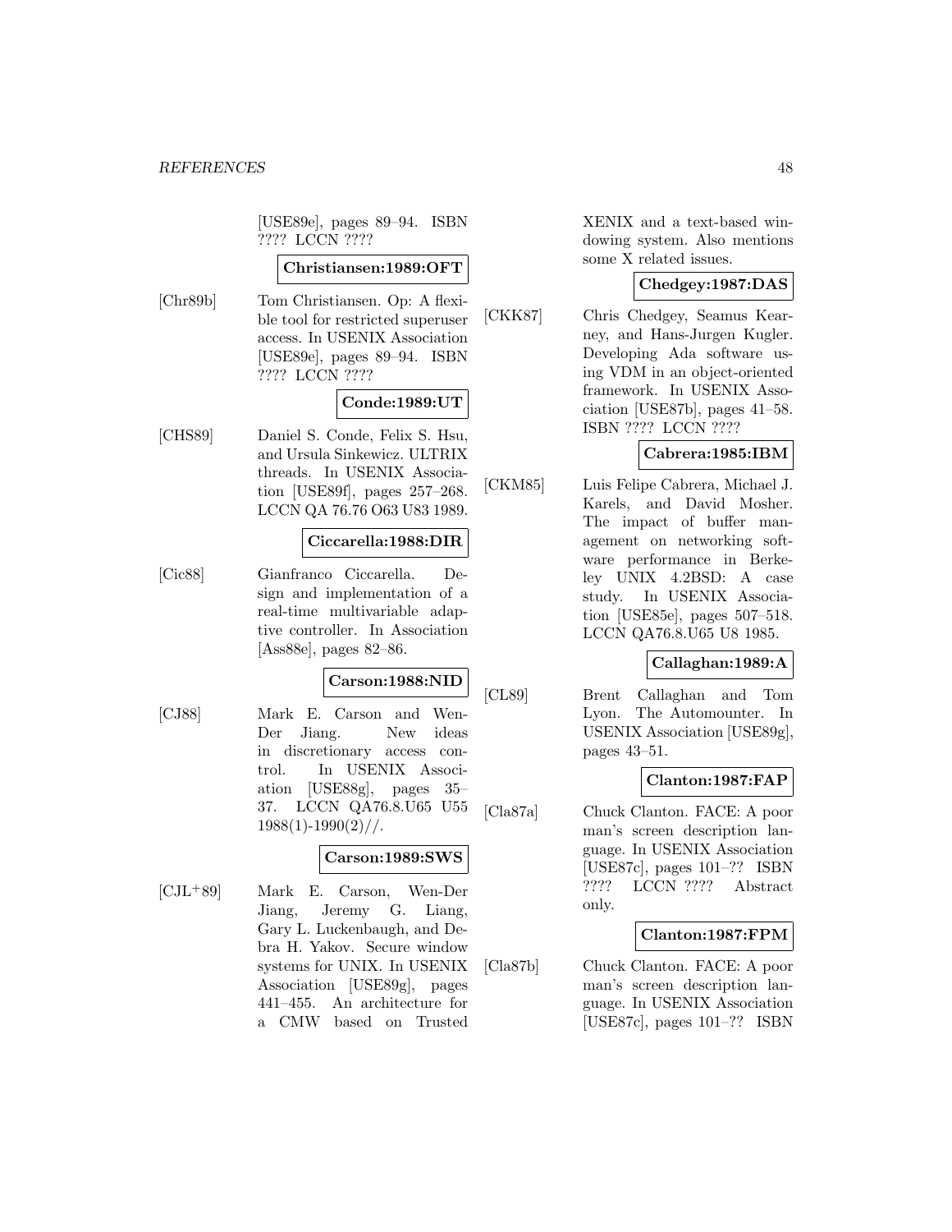[USE89e], pages 89–94. ISBN ???? LCCN ????

**Christiansen:1989:OFT**

[Chr89b] Tom Christiansen. Op: A flexible tool for restricted superuser access. In USENIX Association [USE89e], pages 89–94. ISBN ???? LCCN ????

**Conde:1989:UT**

[CHS89] Daniel S. Conde, Felix S. Hsu, and Ursula Sinkewicz. ULTRIX threads. In USENIX Association [USE89f], pages 257–268. LCCN QA 76.76 O63 U83 1989.

**Ciccarella:1988:DIR**

[Cic88] Gianfranco Ciccarella. Design and implementation of a real-time multivariable adaptive controller. In Association [Ass88e], pages 82–86.

**Carson:1988:NID**

[CJ88] Mark E. Carson and Wen-Der Jiang. New ideas in discretionary access control. In USENIX Association [USE88g], pages 35–37. LCCN QA76.8.U65 U55 1988(1)-1990(2)//.

**Carson:1989:SWS**

[CJL+89] Mark E. Carson, Wen-Der Jiang, Jeremy G. Liang, Gary L. Luckenbaugh, and Debra H. Yakov. Secure window systems for UNIX. In USENIX Association [USE89g], pages 441–455. An architecture for a CMW based on Trusted XENIX and a text-based windowing system. Also mentions some X related issues.

**Chedgey:1987:DAS**

[CKK87] Chris Chedgey, Seamus Kearney, and Hans-Jurgen Kugler. Developing Ada software using VDM in an object-oriented framework. In USENIX Association [USE87b], pages 41–58. ISBN ???? LCCN ????

**Cabrera:1985:IBM**

[CKM85] Luis Felipe Cabrera, Michael J. Karels, and David Mosher. The impact of buffer management on networking software performance in Berkeley UNIX 4.2BSD: A case study. In USENIX Association [USE85e], pages 507–518. LCCN QA76.8.U65 U8 1985.

**Callaghan:1989:A**

[CL89] Brent Callaghan and Tom Lyon. The Automounter. In USENIX Association [USE89g], pages 43–51.

**Clanton:1987:FAP**

[Cla87a] Chuck Clanton. FACE: A poor man's screen description language. In USENIX Association [USE87c], pages 101–?? ISBN ???? LCCN ???? Abstract only.

**Clanton:1987:FPM**

[Cla87b] Chuck Clanton. FACE: A poor man's screen description language. In USENIX Association [USE87c], pages 101–?? ISBN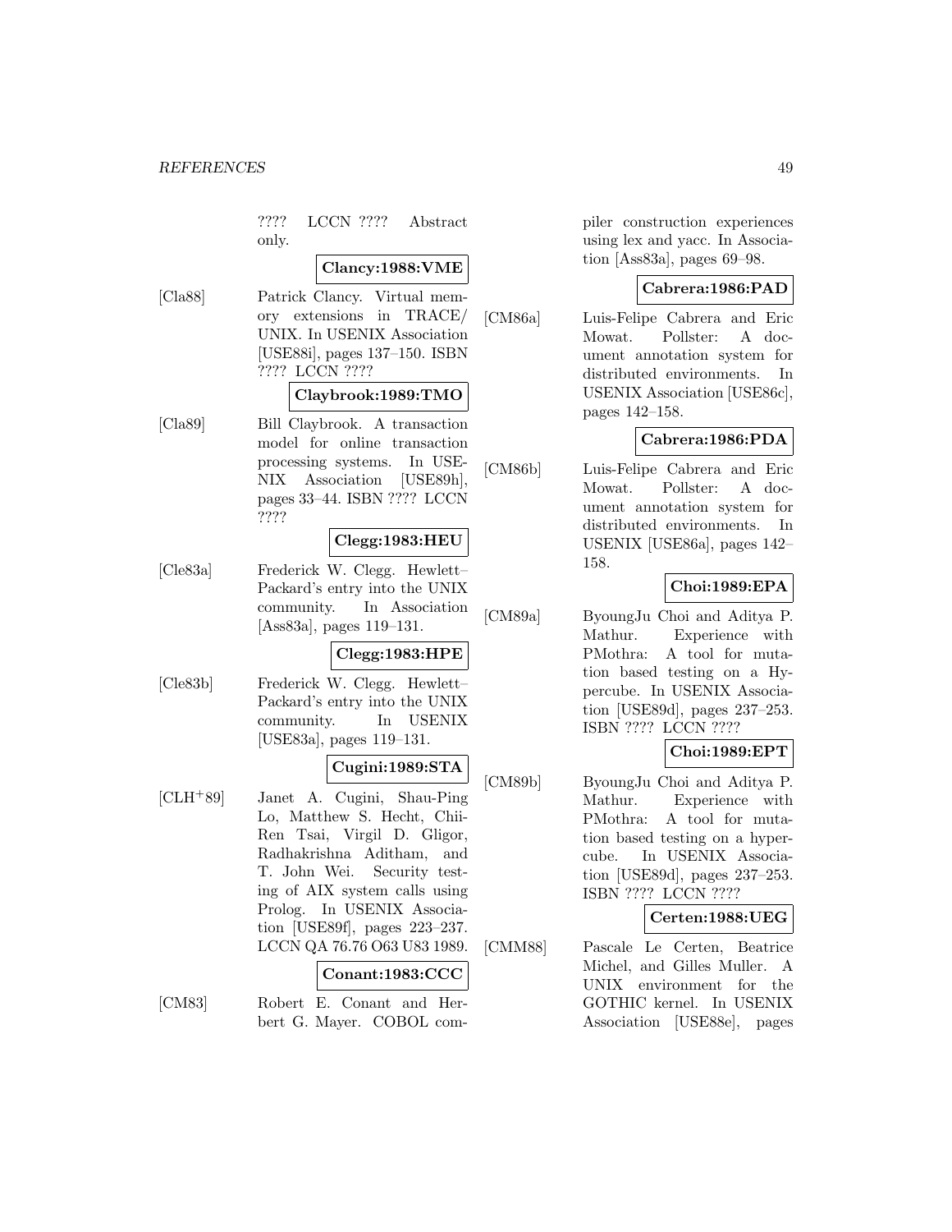???? LCCN ???? Abstract only.

**Clancy:1988:VME**

[Cla88] Patrick Clancy. Virtual memory extensions in TRACE/ UNIX. In USENIX Association [USE88i], pages 137–150. ISBN ???? LCCN ????

**Claybrook:1989:TMO**

[Cla89] Bill Claybrook. A transaction model for online transaction processing systems. In USENIX Association [USE89h], pages 33–44. ISBN ???? LCCN ????

**Clegg:1983:HEU**

[Cle83a] Frederick W. Clegg. Hewlett–Packard's entry into the UNIX community. In Association [Ass83a], pages 119–131.

**Clegg:1983:HPE**

[Cle83b] Frederick W. Clegg. Hewlett–Packard's entry into the UNIX community. In USENIX [USE83a], pages 119–131.

**Cugini:1989:STA**

[CLH+89] Janet A. Cugini, Shau-Ping Lo, Matthew S. Hecht, Chii-Ren Tsai, Virgil D. Gligor, Radhakrishna Aditham, and T. John Wei. Security testing of AIX system calls using Prolog. In USENIX Association [USE89f], pages 223–237. LCCN QA 76.76 O63 U83 1989.

**Conant:1983:CCC**

[CM83] Robert E. Conant and Herbert G. Mayer. COBOL compiler construction experiences using lex and yacc. In Association [Ass83a], pages 69–98.

**Cabrera:1986:PAD**

[CM86a] Luis-Felipe Cabrera and Eric Mowat. Pollster: A document annotation system for distributed environments. In USENIX Association [USE86c], pages 142–158.

**Cabrera:1986:PDA**

[CM86b] Luis-Felipe Cabrera and Eric Mowat. Pollster: A document annotation system for distributed environments. In USENIX [USE86a], pages 142–158.

**Choi:1989:EPA**

[CM89a] ByoungJu Choi and Aditya P. Mathur. Experience with PMothra: A tool for mutation based testing on a Hypercube. In USENIX Association [USE89d], pages 237–253. ISBN ???? LCCN ????

**Choi:1989:EPT**

[CM89b] ByoungJu Choi and Aditya P. Mathur. Experience with PMothra: A tool for mutation based testing on a hypercube. In USENIX Association [USE89d], pages 237–253. ISBN ???? LCCN ????

**Certen:1988:UEG**

[CMM88] Pascale Le Certen, Beatrice Michel, and Gilles Muller. A UNIX environment for the GOTHIC kernel. In USENIX Association [USE88e], pages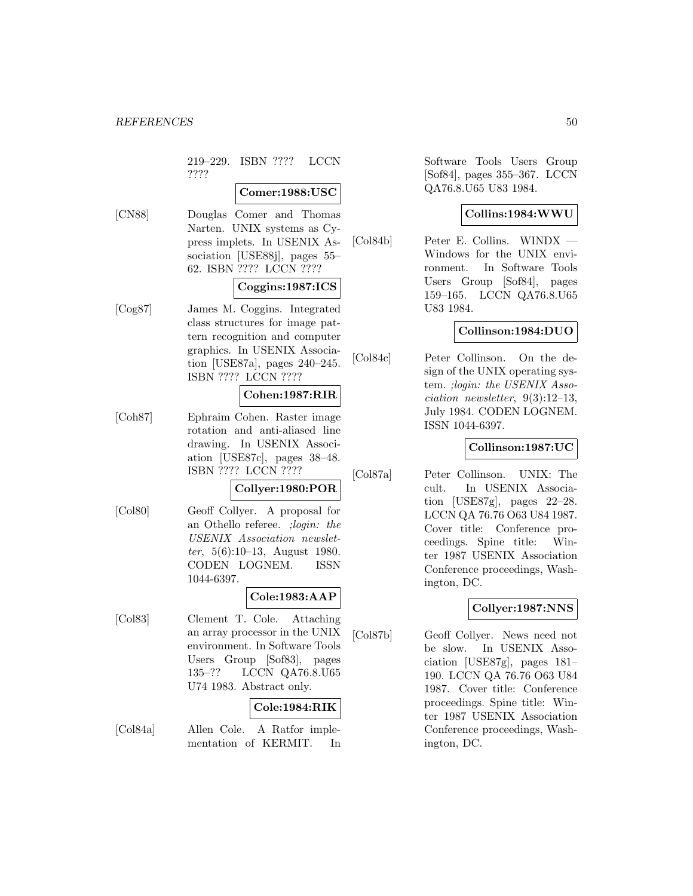219–229. ISBN ???? LCCN ????

**Comer:1988:USC**

[CN88] Douglas Comer and Thomas Narten. UNIX systems as Cypress implets. In USENIX Association [USE88j], pages 55–62. ISBN ???? LCCN ????

**Coggins:1987:ICS**

[Cog87] James M. Coggins. Integrated class structures for image pattern recognition and computer graphics. In USENIX Association [USE87a], pages 240–245. ISBN ???? LCCN ????

**Cohen:1987:RIR**

[Coh87] Ephraim Cohen. Raster image rotation and anti-aliased line drawing. In USENIX Association [USE87c], pages 38–48. ISBN ???? LCCN ????

**Collyer:1980:POR**

[Col80] Geoff Collyer. A proposal for an Othello referee. *;login: the USENIX Association newsletter*, 5(6):10–13, August 1980. CODEN LOGNEM. ISSN 1044-6397.

**Cole:1983:AAP**

[Col83] Clement T. Cole. Attaching an array processor in the UNIX environment. In Software Tools Users Group [Sof83], pages 135–?? LCCN QA76.8.U65 U74 1983. Abstract only.

**Cole:1984:RIK**

[Col84a] Allen Cole. A Ratfor implementation of KERMIT. In Software Tools Users Group [Sof84], pages 355–367. LCCN QA76.8.U65 U83 1984.

**Collins:1984:WWU**

[Col84b] Peter E. Collins. WINDX — Windows for the UNIX environment. In Software Tools Users Group [Sof84], pages 159–165. LCCN QA76.8.U65 U83 1984.

**Collinson:1984:DUO**

[Col84c] Peter Collinson. On the design of the UNIX operating system. *;login: the USENIX Association newsletter*, 9(3):12–13, July 1984. CODEN LOGNEM. ISSN 1044-6397.

**Collinson:1987:UC**

[Col87a] Peter Collinson. UNIX: The cult. In USENIX Association [USE87g], pages 22–28. LCCN QA 76.76 O63 U84 1987. Cover title: Conference proceedings. Spine title: Winter 1987 USENIX Association Conference proceedings, Washington, DC.

**Collyer:1987:NNS**

[Col87b] Geoff Collyer. News need not be slow. In USENIX Association [USE87g], pages 181–190. LCCN QA 76.76 O63 U84 1987. Cover title: Conference proceedings. Spine title: Winter 1987 USENIX Association Conference proceedings, Washington, DC.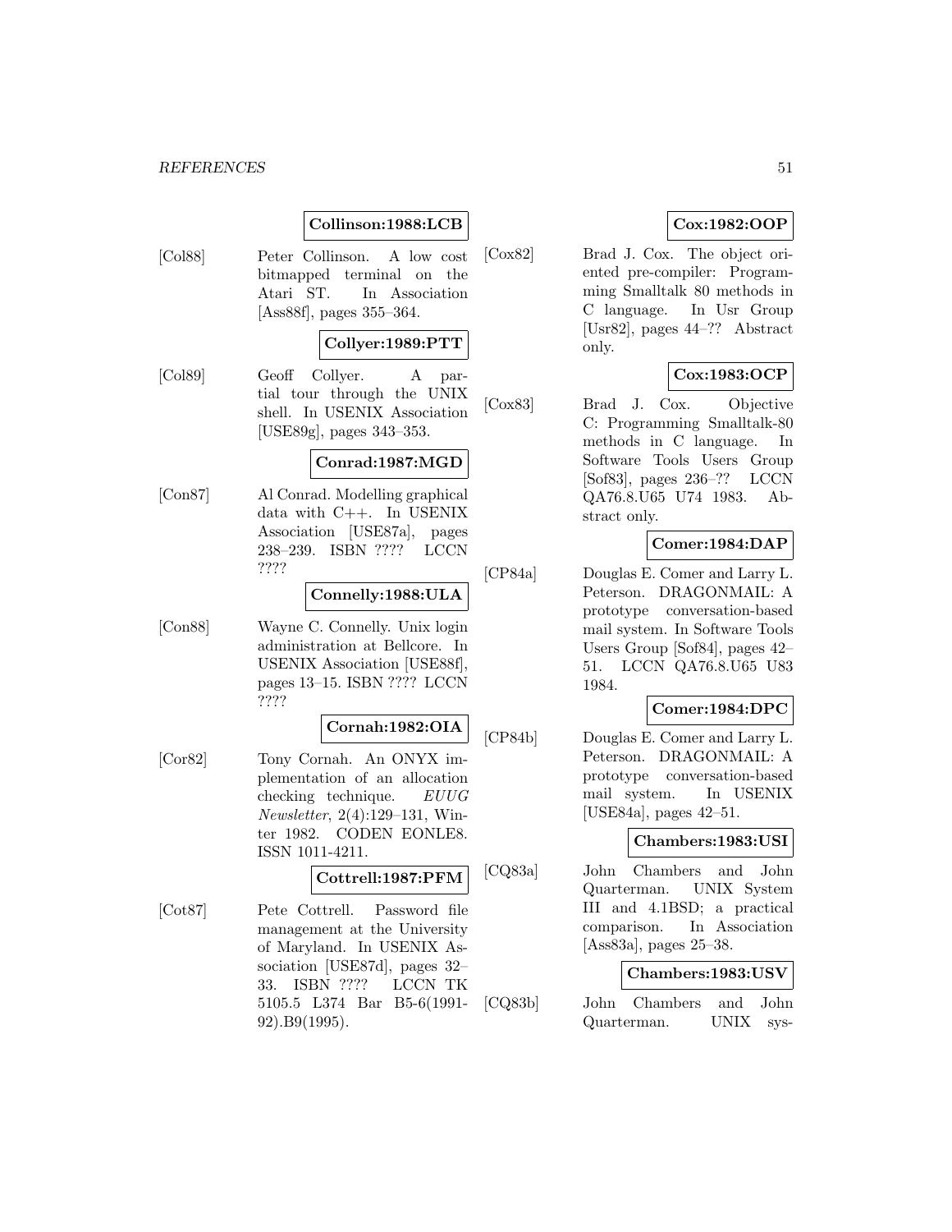**Collinson:1988:LCB**

[Col88] Peter Collinson. A low cost bitmapped terminal on the Atari ST. In Association [Ass88f], pages 355–364.

**Collyer:1989:PTT**

[Col89] Geoff Collyer. A partial tour through the UNIX shell. In USENIX Association [USE89g], pages 343–353.

**Conrad:1987:MGD**

[Con87] Al Conrad. Modelling graphical data with C++. In USENIX Association [USE87a], pages 238–239. ISBN ???? LCCN ????

**Connelly:1988:ULA**

[Con88] Wayne C. Connelly. Unix login administration at Bellcore. In USENIX Association [USE88f], pages 13–15. ISBN ???? LCCN ????

**Cornah:1982:OIA**

[Cor82] Tony Cornah. An ONYX implementation of an allocation checking technique. *EUUG Newsletter*, 2(4):129–131, Winter 1982. CODEN EONLE8. ISSN 1011-4211.

**Cottrell:1987:PFM**

[Cot87] Pete Cottrell. Password file management at the University of Maryland. In USENIX Association [USE87d], pages 32–33. ISBN ???? LCCN TK 5105.5 L374 Bar B5-6(1991-92).B9(1995).

**Cox:1982:OOP**

[Cox82] Brad J. Cox. The object oriented pre-compiler: Programming Smalltalk 80 methods in C language. In Usr Group [Usr82], pages 44–?? Abstract only.

**Cox:1983:OCP**

[Cox83] Brad J. Cox. Objective C: Programming Smalltalk-80 methods in C language. In Software Tools Users Group [Sof83], pages 236–?? LCCN QA76.8.U65 U74 1983. Abstract only.

**Comer:1984:DAP**

[CP84a] Douglas E. Comer and Larry L. Peterson. DRAGONMAIL: A prototype conversation-based mail system. In Software Tools Users Group [Sof84], pages 42–51. LCCN QA76.8.U65 U83 1984.

**Comer:1984:DPC**

[CP84b] Douglas E. Comer and Larry L. Peterson. DRAGONMAIL: A prototype conversation-based mail system. In USENIX [USE84a], pages 42–51.

**Chambers:1983:USI**

[CQ83a] John Chambers and John Quarterman. UNIX System III and 4.1BSD; a practical comparison. In Association [Ass83a], pages 25–38.

**Chambers:1983:USV**

[CQ83b] John Chambers and John Quarterman. UNIX sys-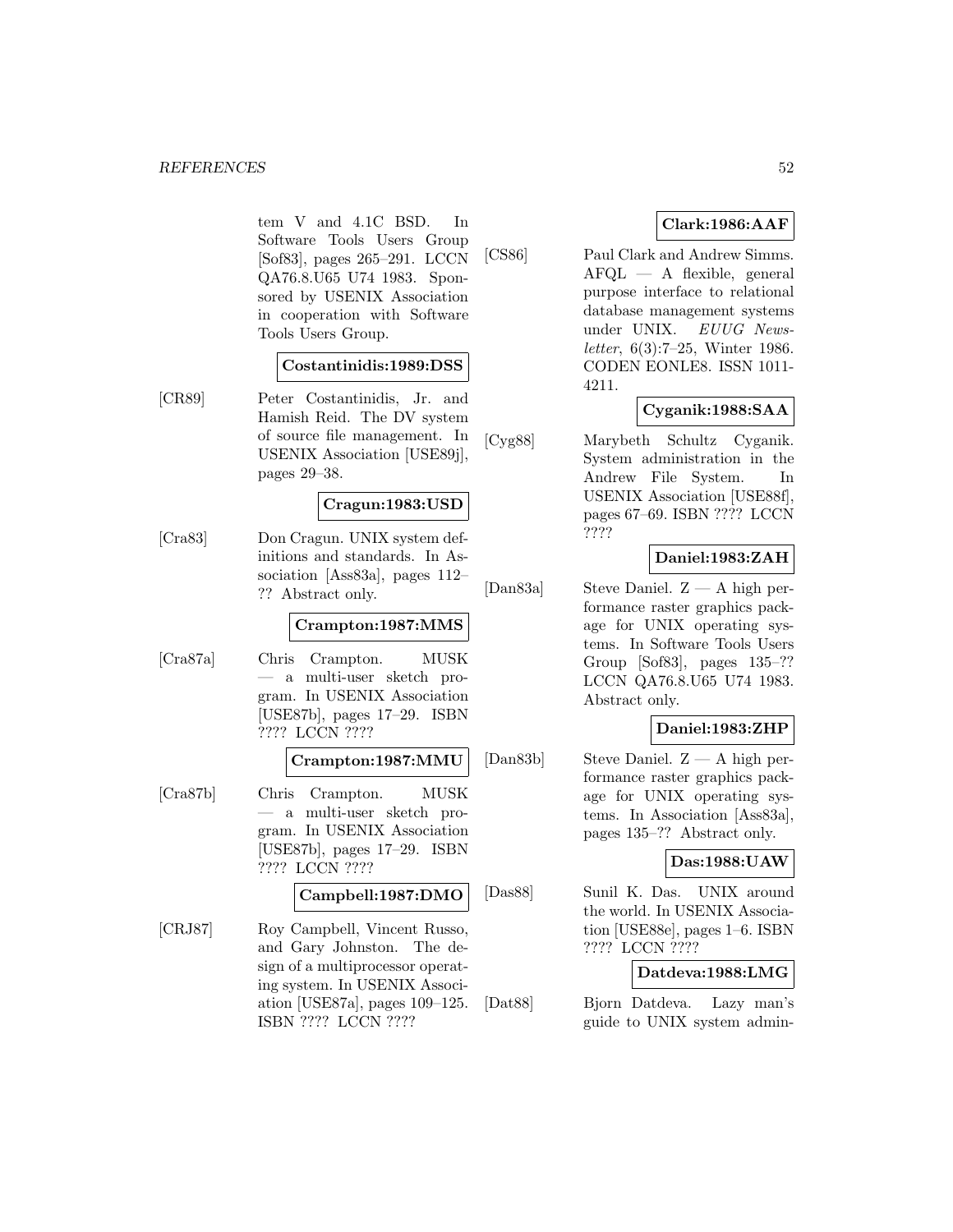tem V and 4.1C BSD. In Software Tools Users Group [Sof83], pages 265–291. LCCN QA76.8.U65 U74 1983. Sponsored by USENIX Association in cooperation with Software Tools Users Group.

**Costantinidis:1989:DSS**

[CR89] Peter Costantinidis, Jr. and Hamish Reid. The DV system of source file management. In USENIX Association [USE89j], pages 29–38.

**Cragun:1983:USD**

[Cra83] Don Cragun. UNIX system definitions and standards. In Association [Ass83a], pages 112–?? Abstract only.

**Crampton:1987:MMS**

[Cra87a] Chris Crampton. MUSK — a multi-user sketch program. In USENIX Association [USE87b], pages 17–29. ISBN ???? LCCN ????

**Crampton:1987:MMU**

[Cra87b] Chris Crampton. MUSK — a multi-user sketch program. In USENIX Association [USE87b], pages 17–29. ISBN ???? LCCN ????

**Campbell:1987:DMO**

[CRJ87] Roy Campbell, Vincent Russo, and Gary Johnston. The design of a multiprocessor operating system. In USENIX Association [USE87a], pages 109–125. ISBN ???? LCCN ????

**Clark:1986:AAF**

[CS86] Paul Clark and Andrew Simms. AFQL — A flexible, general purpose interface to relational database management systems under UNIX. *EUUG Newsletter*, 6(3):7–25, Winter 1986. CODEN EONLE8. ISSN 1011-4211.

**Cyganik:1988:SAA**

[Cyg88] Marybeth Schultz Cyganik. System administration in the Andrew File System. In USENIX Association [USE88f], pages 67–69. ISBN ???? LCCN ????

**Daniel:1983:ZAH**

[Dan83a] Steve Daniel. Z — A high performance raster graphics package for UNIX operating systems. In Software Tools Users Group [Sof83], pages 135–?? LCCN QA76.8.U65 U74 1983. Abstract only.

**Daniel:1983:ZHP**

[Dan83b] Steve Daniel. Z — A high performance raster graphics package for UNIX operating systems. In Association [Ass83a], pages 135–?? Abstract only.

**Das:1988:UAW**

[Das88] Sunil K. Das. UNIX around the world. In USENIX Association [USE88e], pages 1–6. ISBN ???? LCCN ????

**Datdeva:1988:LMG**

[Dat88] Bjorn Datdeva. Lazy man's guide to UNIX system admin-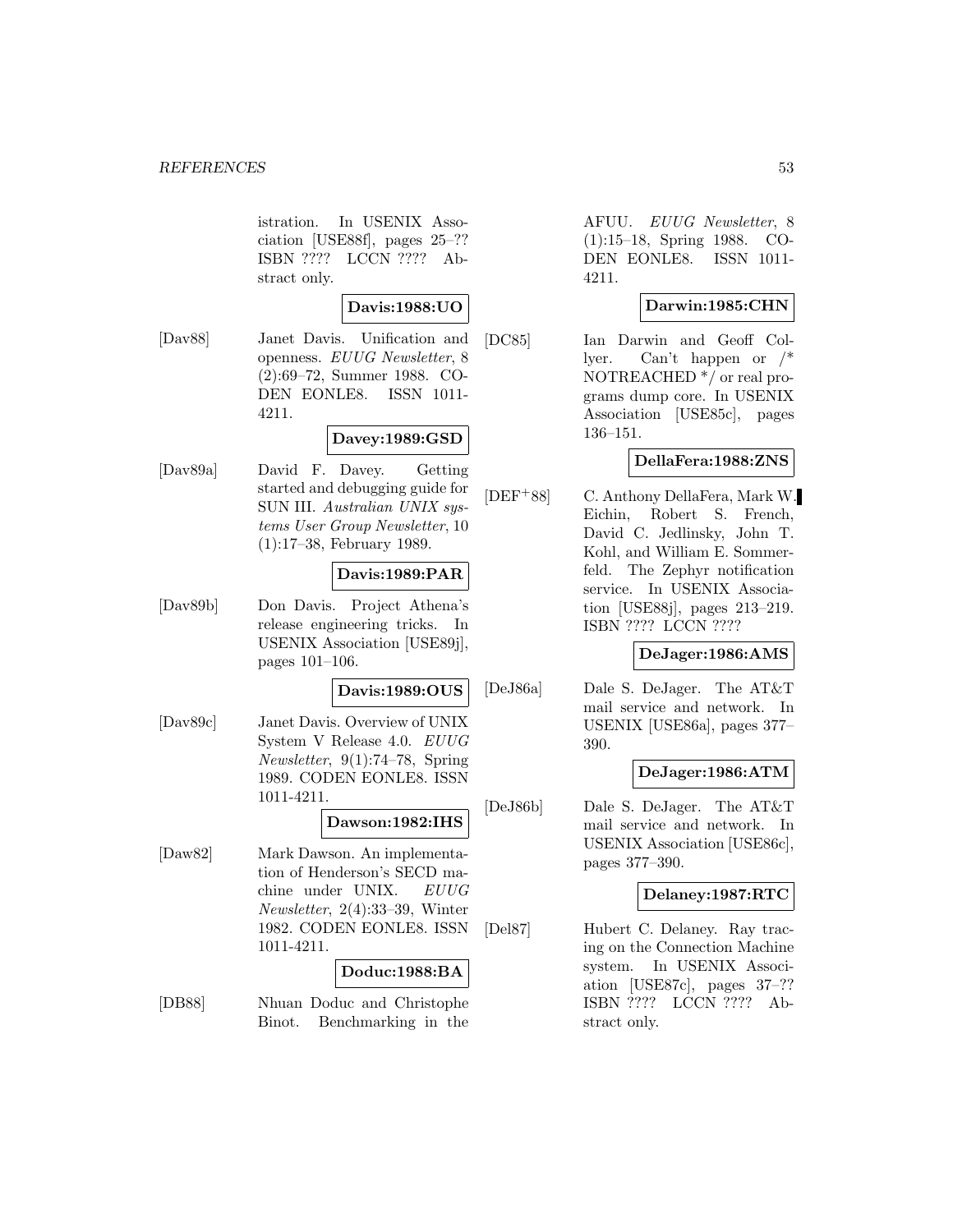istration. In USENIX Association [USE88f], pages 25–?? ISBN ???? LCCN ???? Abstract only.

**Davis:1988:UO**

[Dav88] Janet Davis. Unification and openness. *EUUG Newsletter*, 8 (2):69–72, Summer 1988. CODEN EONLE8. ISSN 1011-4211.

**Davey:1989:GSD**

[Dav89a] David F. Davey. Getting started and debugging guide for SUN III. *Australian UNIX systems User Group Newsletter*, 10 (1):17–38, February 1989.

**Davis:1989:PAR**

[Dav89b] Don Davis. Project Athena's release engineering tricks. In USENIX Association [USE89j], pages 101–106.

**Davis:1989:OUS**

[Dav89c] Janet Davis. Overview of UNIX System V Release 4.0. *EUUG Newsletter*, 9(1):74–78, Spring 1989. CODEN EONLE8. ISSN 1011-4211.

**Dawson:1982:IHS**

[Daw82] Mark Dawson. An implementation of Henderson's SECD machine under UNIX. *EUUG Newsletter*, 2(4):33–39, Winter 1982. CODEN EONLE8. ISSN 1011-4211.

**Doduc:1988:BA**

[DB88] Nhuan Doduc and Christophe Binot. Benchmarking in the AFUU. *EUUG Newsletter*, 8 (1):15–18, Spring 1988. CODEN EONLE8. ISSN 1011-4211.

**Darwin:1985:CHN**

[DC85] Ian Darwin and Geoff Collyer. Can't happen or /* NOTREACHED */ or real programs dump core. In USENIX Association [USE85c], pages 136–151.

**DellaFera:1988:ZNS**

[DEF+88] C. Anthony DellaFera, Mark W. Eichin, Robert S. French, David C. Jedlinsky, John T. Kohl, and William E. Sommerfeld. The Zephyr notification service. In USENIX Association [USE88j], pages 213–219. ISBN ???? LCCN ????

**DeJager:1986:AMS**

[DeJ86a] Dale S. DeJager. The AT&T mail service and network. In USENIX [USE86a], pages 377–390.

**DeJager:1986:ATM**

[DeJ86b] Dale S. DeJager. The AT&T mail service and network. In USENIX Association [USE86c], pages 377–390.

**Delaney:1987:RTC**

[Del87] Hubert C. Delaney. Ray tracing on the Connection Machine system. In USENIX Association [USE87c], pages 37–?? ISBN ???? LCCN ???? Abstract only.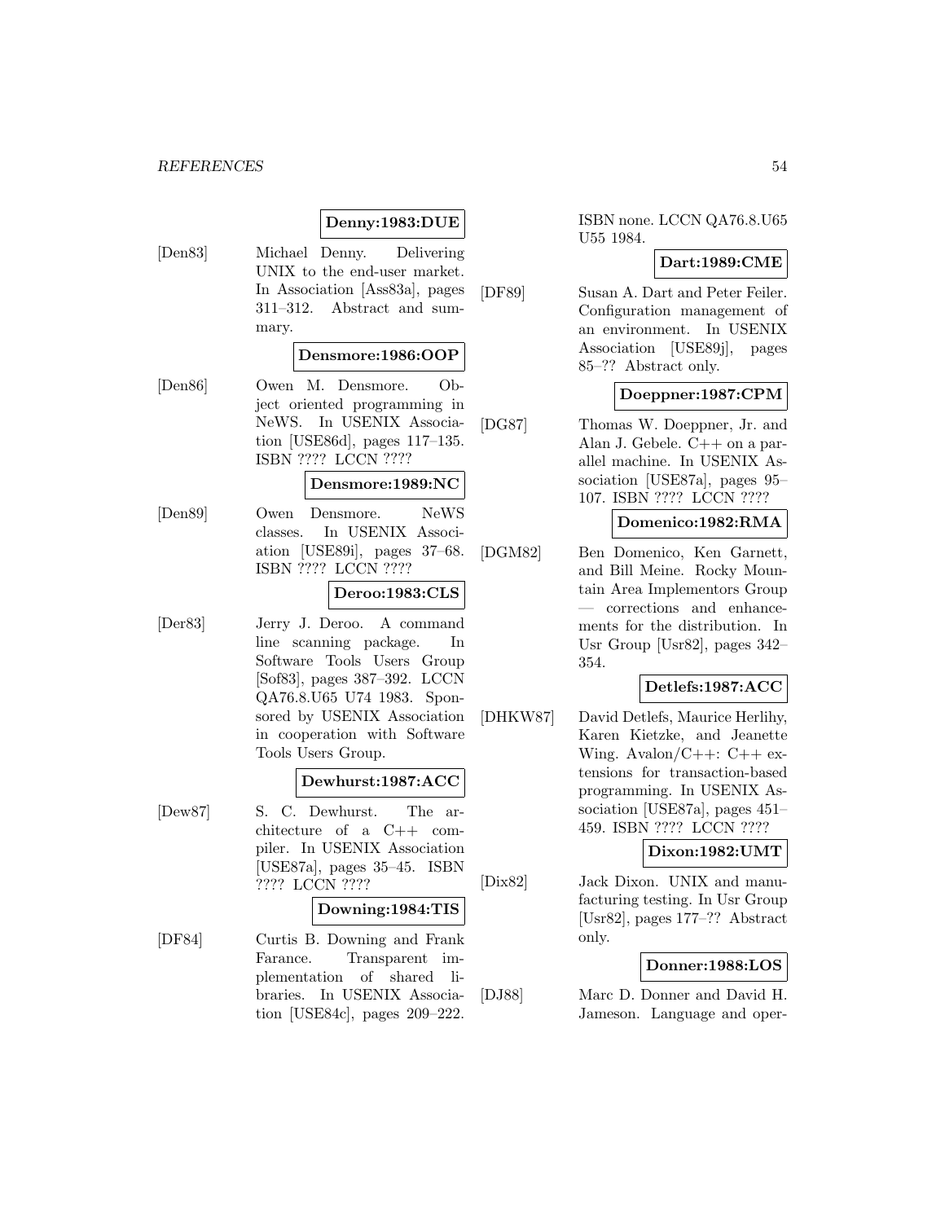**Denny:1983:DUE**

[Den83] Michael Denny. Delivering UNIX to the end-user market. In Association [Ass83a], pages 311–312. Abstract and summary.

**Densmore:1986:OOP**

[Den86] Owen M. Densmore. Object oriented programming in NeWS. In USENIX Association [USE86d], pages 117–135. ISBN ???? LCCN ????

**Densmore:1989:NC**

[Den89] Owen Densmore. NeWS classes. In USENIX Association [USE89i], pages 37–68. ISBN ???? LCCN ????

**Deroo:1983:CLS**

[Der83] Jerry J. Deroo. A command line scanning package. In Software Tools Users Group [Sof83], pages 387–392. LCCN QA76.8.U65 U74 1983. Sponsored by USENIX Association in cooperation with Software Tools Users Group.

**Dewhurst:1987:ACC**

[Dew87] S. C. Dewhurst. The architecture of a C++ compiler. In USENIX Association [USE87a], pages 35–45. ISBN ???? LCCN ????

**Downing:1984:TIS**

[DF84] Curtis B. Downing and Frank Farance. Transparent implementation of shared libraries. In USENIX Association [USE84c], pages 209–222. ISBN none. LCCN QA76.8.U65 U55 1984.

**Dart:1989:CME**

[DF89] Susan A. Dart and Peter Feiler. Configuration management of an environment. In USENIX Association [USE89j], pages 85–?? Abstract only.

**Doeppner:1987:CPM**

[DG87] Thomas W. Doeppner, Jr. and Alan J. Gebele. C++ on a parallel machine. In USENIX Association [USE87a], pages 95–107. ISBN ???? LCCN ????

**Domenico:1982:RMA**

[DGM82] Ben Domenico, Ken Garnett, and Bill Meine. Rocky Mountain Area Implementors Group — corrections and enhancements for the distribution. In Usr Group [Usr82], pages 342–354.

**Detlefs:1987:ACC**

[DHKW87] David Detlefs, Maurice Herlihy, Karen Kietzke, and Jeanette Wing. Avalon/C++: C++ extensions for transaction-based programming. In USENIX Association [USE87a], pages 451–459. ISBN ???? LCCN ????

**Dixon:1982:UMT**

[Dix82] Jack Dixon. UNIX and manufacturing testing. In Usr Group [Usr82], pages 177–?? Abstract only.

**Donner:1988:LOS**

[DJ88] Marc D. Donner and David H. Jameson. Language and oper-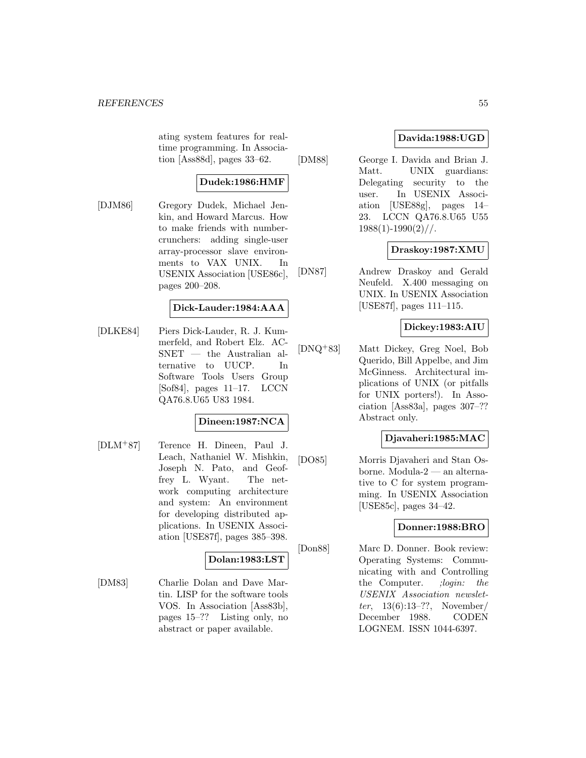ating system features for real-time programming. In Association [Ass88d], pages 33–62.

**Dudek:1986:HMF**

[DJM86] Gregory Dudek, Michael Jenkin, and Howard Marcus. How to make friends with number-crunchers: adding single-user array-processor slave environments to VAX UNIX. In USENIX Association [USE86c], pages 200–208.

**Dick-Lauder:1984:AAA**

[DLKE84] Piers Dick-Lauder, R. J. Kummerfeld, and Robert Elz. ACSNET — the Australian alternative to UUCP. In Software Tools Users Group [Sof84], pages 11–17. LCCN QA76.8.U65 U83 1984.

**Dineen:1987:NCA**

[DLM[+]87] Terence H. Dineen, Paul J. Leach, Nathaniel W. Mishkin, Joseph N. Pato, and Geoffrey L. Wyant. The network computing architecture and system: An environment for developing distributed applications. In USENIX Association [USE87f], pages 385–398.

**Dolan:1983:LST**

[DM83] Charlie Dolan and Dave Martin. LISP for the software tools VOS. In Association [Ass83b], pages 15–?? Listing only, no abstract or paper available.

**Davida:1988:UGD**

[DM88] George I. Davida and Brian J. Matt. UNIX guardians: Delegating security to the user. In USENIX Association [USE88g], pages 14–23. LCCN QA76.8.U65 U55 1988(1)-1990(2)//.

**Draskoy:1987:XMU**

[DN87] Andrew Draskoy and Gerald Neufeld. X.400 messaging on UNIX. In USENIX Association [USE87f], pages 111–115.

**Dickey:1983:AIU**

[DNQ[+]83] Matt Dickey, Greg Noel, Bob Querido, Bill Appelbe, and Jim McGinness. Architectural implications of UNIX (or pitfalls for UNIX porters!). In Association [Ass83a], pages 307–?? Abstract only.

**Djavaheri:1985:MAC**

[DO85] Morris Djavaheri and Stan Osborne. Modula-2 — an alternative to C for system programming. In USENIX Association [USE85c], pages 34–42.

**Donner:1988:BRO**

[Don88] Marc D. Donner. Book review: Operating Systems: Communicating with and Controlling the Computer. *;login: the USENIX Association newsletter*, 13(6):13–??, November/December 1988. CODEN LOGNEM. ISSN 1044-6397.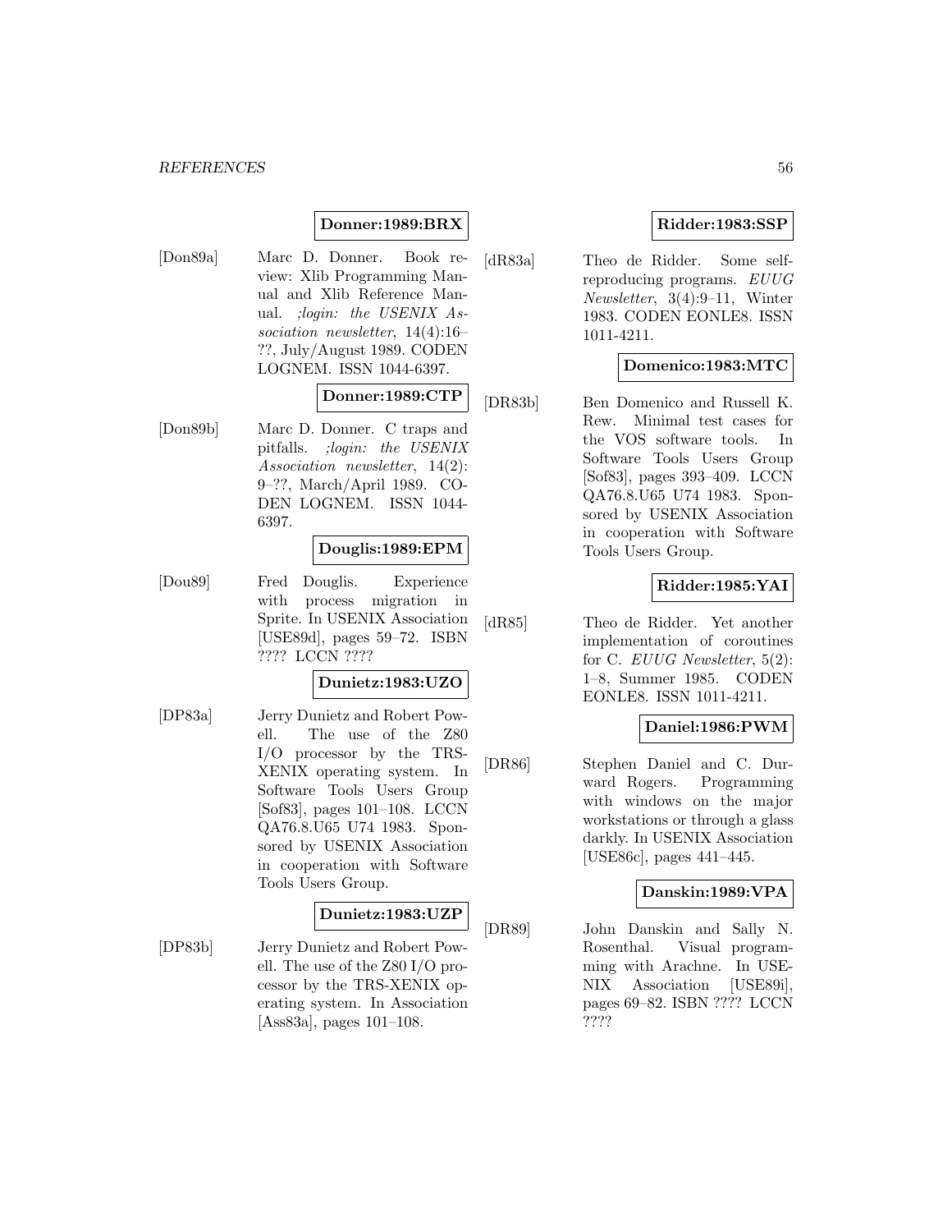**Donner:1989:BRX**

[Don89a] Marc D. Donner. Book review: Xlib Programming Manual and Xlib Reference Manual. *;login: the USENIX Association newsletter*, 14(4):16–??, July/August 1989. CODEN LOGNEM. ISSN 1044-6397.

**Donner:1989:CTP**

[Don89b] Marc D. Donner. C traps and pitfalls. *;login: the USENIX Association newsletter*, 14(2): 9–??, March/April 1989. CODEN LOGNEM. ISSN 1044-6397.

**Douglis:1989:EPM**

[Dou89] Fred Douglis. Experience with process migration in Sprite. In USENIX Association [USE89d], pages 59–72. ISBN ???? LCCN ????

**Dunietz:1983:UZO**

[DP83a] Jerry Dunietz and Robert Powell. The use of the Z80 I/O processor by the TRS-XENIX operating system. In Software Tools Users Group [Sof83], pages 101–108. LCCN QA76.8.U65 U74 1983. Sponsored by USENIX Association in cooperation with Software Tools Users Group.

**Dunietz:1983:UZP**

[DP83b] Jerry Dunietz and Robert Powell. The use of the Z80 I/O processor by the TRS-XENIX operating system. In Association [Ass83a], pages 101–108.

**Ridder:1983:SSP**

[dR83a] Theo de Ridder. Some self-reproducing programs. *EUUG Newsletter*, 3(4):9–11, Winter 1983. CODEN EONLE8. ISSN 1011-4211.

**Domenico:1983:MTC**

[DR83b] Ben Domenico and Russell K. Rew. Minimal test cases for the VOS software tools. In Software Tools Users Group [Sof83], pages 393–409. LCCN QA76.8.U65 U74 1983. Sponsored by USENIX Association in cooperation with Software Tools Users Group.

**Ridder:1985:YAI**

[dR85] Theo de Ridder. Yet another implementation of coroutines for C. *EUUG Newsletter*, 5(2): 1–8, Summer 1985. CODEN EONLE8. ISSN 1011-4211.

**Daniel:1986:PWM**

[DR86] Stephen Daniel and C. Durward Rogers. Programming with windows on the major workstations or through a glass darkly. In USENIX Association [USE86c], pages 441–445.

**Danskin:1989:VPA**

[DR89] John Danskin and Sally N. Rosenthal. Visual programming with Arachne. In USENIX Association [USE89i], pages 69–82. ISBN ???? LCCN ????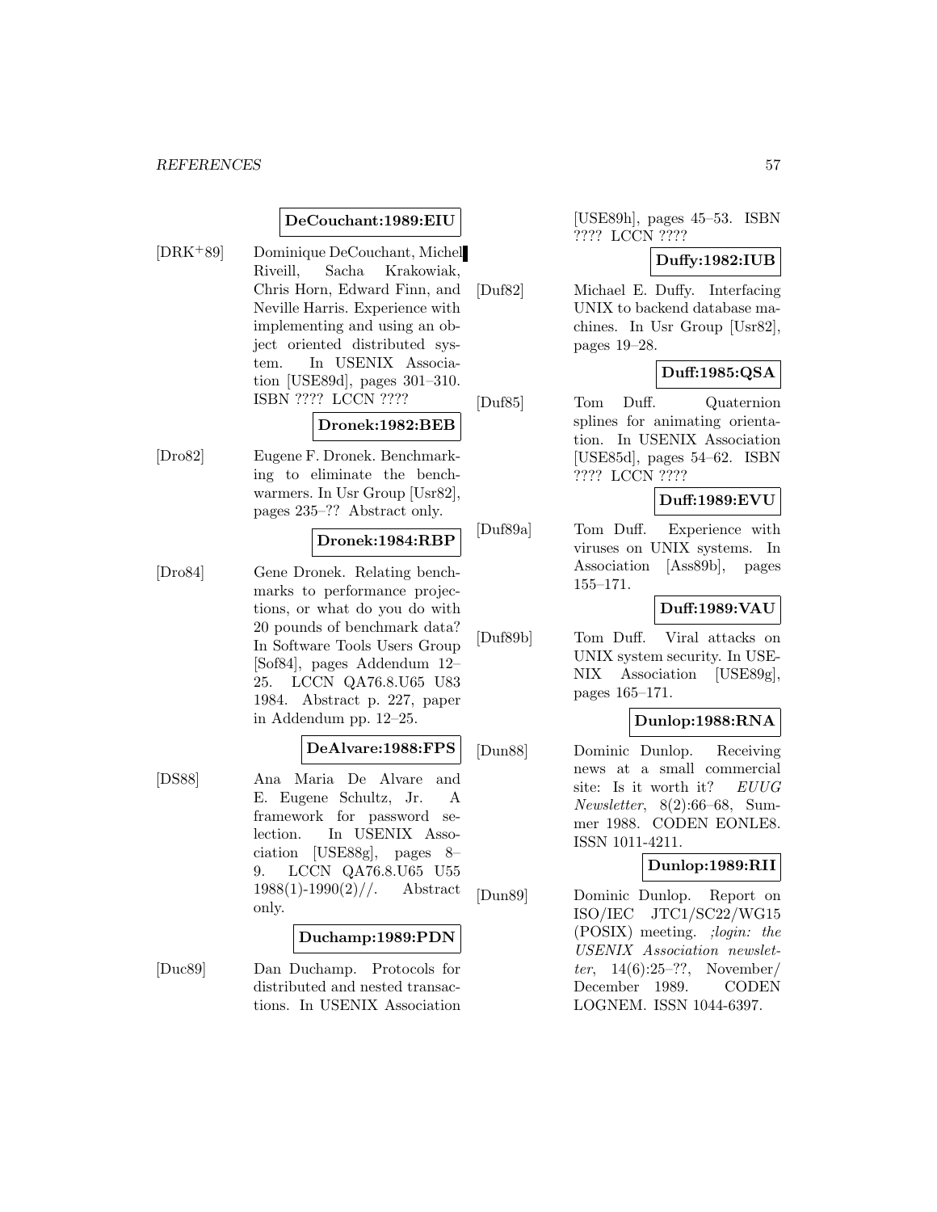**DeCouchant:1989:EIU**

[DRK+89] Dominique DeCouchant, Michel Riveill, Sacha Krakowiak, Chris Horn, Edward Finn, and Neville Harris. Experience with implementing and using an object oriented distributed system. In USENIX Association [USE89d], pages 301–310. ISBN ???? LCCN ????

**Dronek:1982:BEB**

[Dro82] Eugene F. Dronek. Benchmarking to eliminate the benchwarmers. In Usr Group [Usr82], pages 235–?? Abstract only.

**Dronek:1984:RBP**

[Dro84] Gene Dronek. Relating benchmarks to performance projections, or what do you do with 20 pounds of benchmark data? In Software Tools Users Group [Sof84], pages Addendum 12–25. LCCN QA76.8.U65 U83 1984. Abstract p. 227, paper in Addendum pp. 12–25.

**DeAlvare:1988:FPS**

[DS88] Ana Maria De Alvare and E. Eugene Schultz, Jr. A framework for password selection. In USENIX Association [USE88g], pages 8–9. LCCN QA76.8.U65 U55 1988(1)-1990(2)//. Abstract only.

**Duchamp:1989:PDN**

[Duc89] Dan Duchamp. Protocols for distributed and nested transactions. In USENIX Association [USE89h], pages 45–53. ISBN ???? LCCN ????

**Duffy:1982:IUB**

[Duf82] Michael E. Duffy. Interfacing UNIX to backend database machines. In Usr Group [Usr82], pages 19–28.

**Duff:1985:QSA**

[Duf85] Tom Duff. Quaternion splines for animating orientation. In USENIX Association [USE85d], pages 54–62. ISBN ???? LCCN ????

**Duff:1989:EVU**

[Duf89a] Tom Duff. Experience with viruses on UNIX systems. In Association [Ass89b], pages 155–171.

**Duff:1989:VAU**

[Duf89b] Tom Duff. Viral attacks on UNIX system security. In USENIX Association [USE89g], pages 165–171.

**Dunlop:1988:RNA**

[Dun88] Dominic Dunlop. Receiving news at a small commercial site: Is it worth it? *EUUG Newsletter*, 8(2):66–68, Summer 1988. CODEN EONLE8. ISSN 1011-4211.

**Dunlop:1989:RII**

[Dun89] Dominic Dunlop. Report on ISO/IEC JTC1/SC22/WG15 (POSIX) meeting. *;login: the USENIX Association newsletter*, 14(6):25–??, November/December 1989. CODEN LOGNEM. ISSN 1044-6397.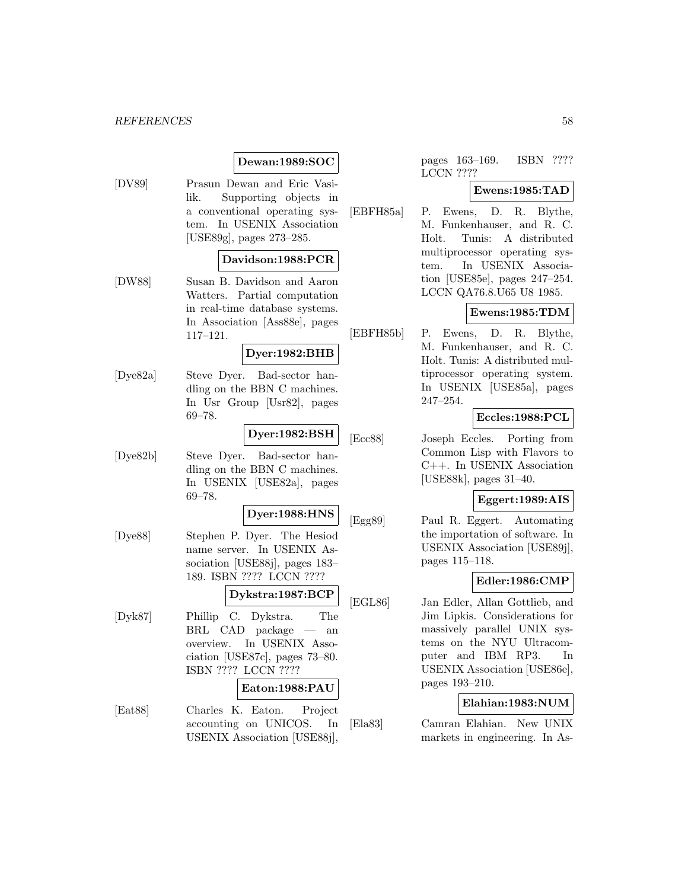**Dewan:1989:SOC**

[DV89] Prasun Dewan and Eric Vasilik. Supporting objects in a conventional operating system. In USENIX Association [USE89g], pages 273–285.

**Davidson:1988:PCR**

[DW88] Susan B. Davidson and Aaron Watters. Partial computation in real-time database systems. In Association [Ass88e], pages 117–121.

**Dyer:1982:BHB**

[Dye82a] Steve Dyer. Bad-sector handling on the BBN C machines. In Usr Group [Usr82], pages 69–78.

**Dyer:1982:BSH**

[Dye82b] Steve Dyer. Bad-sector handling on the BBN C machines. In USENIX [USE82a], pages 69–78.

**Dyer:1988:HNS**

[Dye88] Stephen P. Dyer. The Hesiod name server. In USENIX Association [USE88j], pages 183–189. ISBN ???? LCCN ????

**Dykstra:1987:BCP**

[Dyk87] Phillip C. Dykstra. The BRL CAD package — an overview. In USENIX Association [USE87c], pages 73–80. ISBN ???? LCCN ????

**Eaton:1988:PAU**

[Eat88] Charles K. Eaton. Project accounting on UNICOS. In USENIX Association [USE88j], pages 163–169. ISBN ???? LCCN ????

**Ewens:1985:TAD**

[EBFH85a] P. Ewens, D. R. Blythe, M. Funkenhauser, and R. C. Holt. Tunis: A distributed multiprocessor operating system. In USENIX Association [USE85e], pages 247–254. LCCN QA76.8.U65 U8 1985.

**Ewens:1985:TDM**

[EBFH85b] P. Ewens, D. R. Blythe, M. Funkenhauser, and R. C. Holt. Tunis: A distributed multiprocessor operating system. In USENIX [USE85a], pages 247–254.

**Eccles:1988:PCL**

[Ecc88] Joseph Eccles. Porting from Common Lisp with Flavors to C++. In USENIX Association [USE88k], pages 31–40.

**Eggert:1989:AIS**

[Egg89] Paul R. Eggert. Automating the importation of software. In USENIX Association [USE89j], pages 115–118.

**Edler:1986:CMP**

[EGL86] Jan Edler, Allan Gottlieb, and Jim Lipkis. Considerations for massively parallel UNIX systems on the NYU Ultracomputer and IBM RP3. In USENIX Association [USE86e], pages 193–210.

**Elahian:1983:NUM**

[Ela83] Camran Elahian. New UNIX markets in engineering. In As-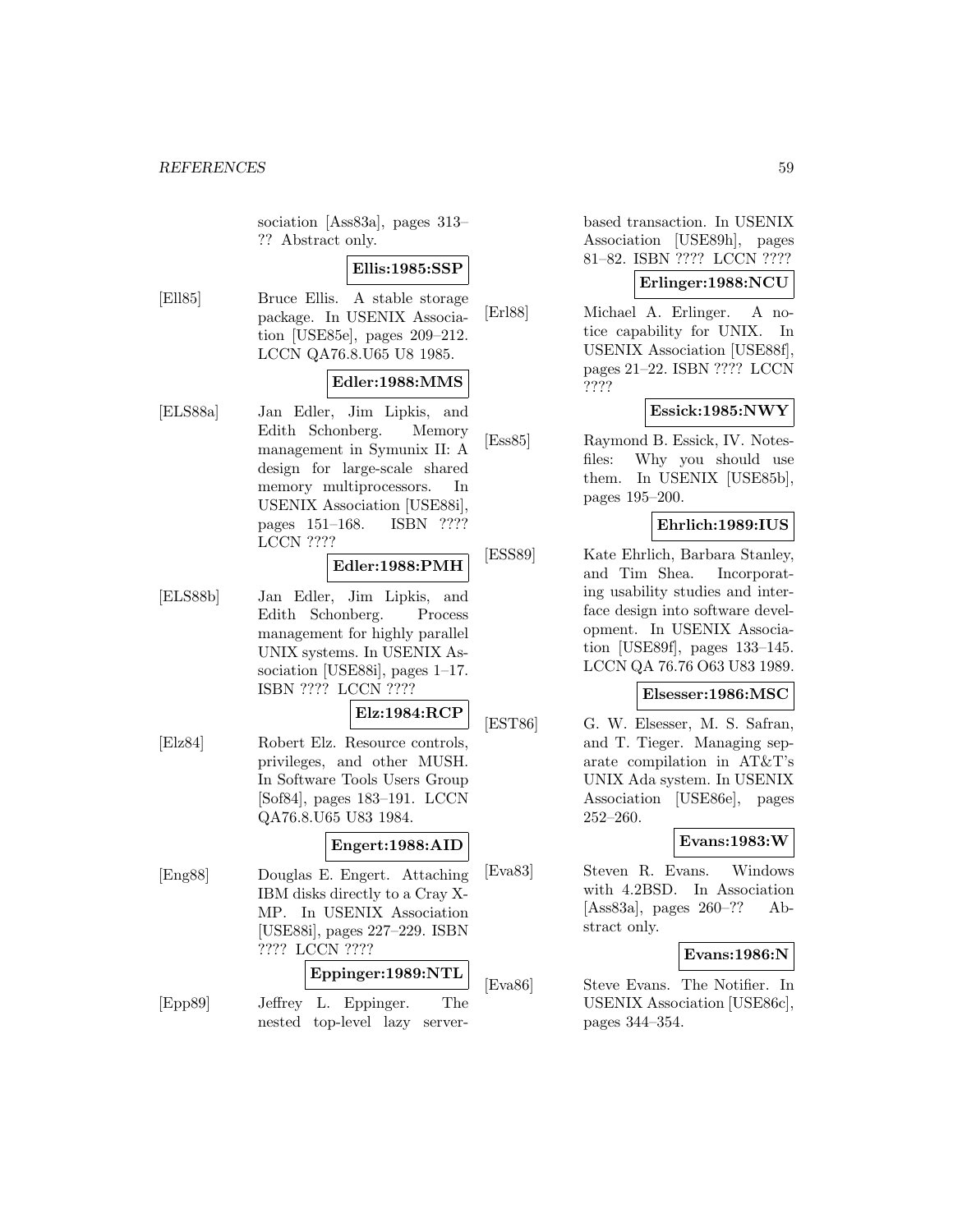sociation [Ass83a], pages 313–?? Abstract only.

**Ellis:1985:SSP**

[Ell85] Bruce Ellis. A stable storage package. In USENIX Association [USE85e], pages 209–212. LCCN QA76.8.U65 U8 1985.

**Edler:1988:MMS**

[ELS88a] Jan Edler, Jim Lipkis, and Edith Schonberg. Memory management in Symunix II: A design for large-scale shared memory multiprocessors. In USENIX Association [USE88i], pages 151–168. ISBN ???? LCCN ????

**Edler:1988:PMH**

[ELS88b] Jan Edler, Jim Lipkis, and Edith Schonberg. Process management for highly parallel UNIX systems. In USENIX Association [USE88i], pages 1–17. ISBN ???? LCCN ????

**Elz:1984:RCP**

[Elz84] Robert Elz. Resource controls, privileges, and other MUSH. In Software Tools Users Group [Sof84], pages 183–191. LCCN QA76.8.U65 U83 1984.

**Engert:1988:AID**

[Eng88] Douglas E. Engert. Attaching IBM disks directly to a Cray X-MP. In USENIX Association [USE88i], pages 227–229. ISBN ???? LCCN ????

**Eppinger:1989:NTL**

[Epp89] Jeffrey L. Eppinger. The nested top-level lazy server-based transaction. In USENIX Association [USE89h], pages 81–82. ISBN ???? LCCN ????

**Erlinger:1988:NCU**

[Erl88] Michael A. Erlinger. A notice capability for UNIX. In USENIX Association [USE88f], pages 21–22. ISBN ???? LCCN ????

**Essick:1985:NWY**

[Ess85] Raymond B. Essick, IV. Notesfiles: Why you should use them. In USENIX [USE85b], pages 195–200.

**Ehrlich:1989:IUS**

[ESS89] Kate Ehrlich, Barbara Stanley, and Tim Shea. Incorporating usability studies and interface design into software development. In USENIX Association [USE89f], pages 133–145. LCCN QA 76.76 O63 U83 1989.

**Elsesser:1986:MSC**

[EST86] G. W. Elsesser, M. S. Safran, and T. Tieger. Managing separate compilation in AT&T's UNIX Ada system. In USENIX Association [USE86e], pages 252–260.

**Evans:1983:W**

[Eva83] Steven R. Evans. Windows with 4.2BSD. In Association [Ass83a], pages 260–?? Abstract only.

**Evans:1986:N**

[Eva86] Steve Evans. The Notifier. In USENIX Association [USE86c], pages 344–354.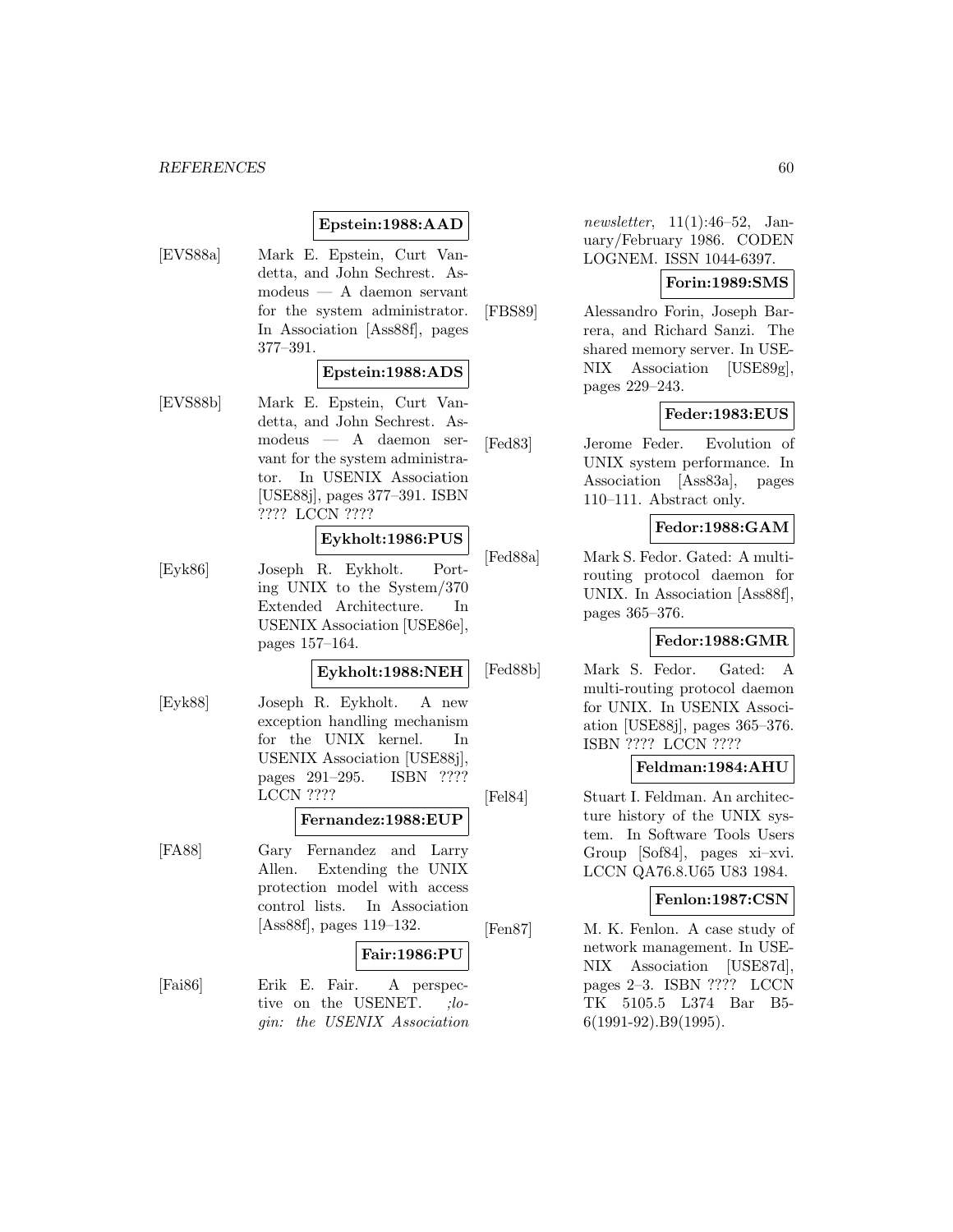**Epstein:1988:AAD**

[EVS88a] Mark E. Epstein, Curt Vandetta, and John Sechrest. Asmodeus — A daemon servant for the system administrator. In Association [Ass88f], pages 377–391.

**Epstein:1988:ADS**

[EVS88b] Mark E. Epstein, Curt Vandetta, and John Sechrest. Asmodeus — A daemon servant for the system administrator. In USENIX Association [USE88j], pages 377–391. ISBN ???? LCCN ????

**Eykholt:1986:PUS**

[Eyk86] Joseph R. Eykholt. Porting UNIX to the System/370 Extended Architecture. In USENIX Association [USE86e], pages 157–164.

**Eykholt:1988:NEH**

[Eyk88] Joseph R. Eykholt. A new exception handling mechanism for the UNIX kernel. In USENIX Association [USE88j], pages 291–295. ISBN ???? LCCN ????

**Fernandez:1988:EUP**

[FA88] Gary Fernandez and Larry Allen. Extending the UNIX protection model with access control lists. In Association [Ass88f], pages 119–132.

**Fair:1986:PU**

[Fai86] Erik E. Fair. A perspective on the USENET. *;login: the USENIX Association newsletter*, 11(1):46–52, January/February 1986. CODEN LOGNEM. ISSN 1044-6397.

**Forin:1989:SMS**

[FBS89] Alessandro Forin, Joseph Barrera, and Richard Sanzi. The shared memory server. In USENIX Association [USE89g], pages 229–243.

**Feder:1983:EUS**

[Fed83] Jerome Feder. Evolution of UNIX system performance. In Association [Ass83a], pages 110–111. Abstract only.

**Fedor:1988:GAM**

[Fed88a] Mark S. Fedor. Gated: A multi-routing protocol daemon for UNIX. In Association [Ass88f], pages 365–376.

**Fedor:1988:GMR**

[Fed88b] Mark S. Fedor. Gated: A multi-routing protocol daemon for UNIX. In USENIX Association [USE88j], pages 365–376. ISBN ???? LCCN ????

**Feldman:1984:AHU**

[Fel84] Stuart I. Feldman. An architecture history of the UNIX system. In Software Tools Users Group [Sof84], pages xi–xvi. LCCN QA76.8.U65 U83 1984.

**Fenlon:1987:CSN**

[Fen87] M. K. Fenlon. A case study of network management. In USENIX Association [USE87d], pages 2–3. ISBN ???? LCCN TK 5105.5 L374 Bar B5-6(1991-92).B9(1995).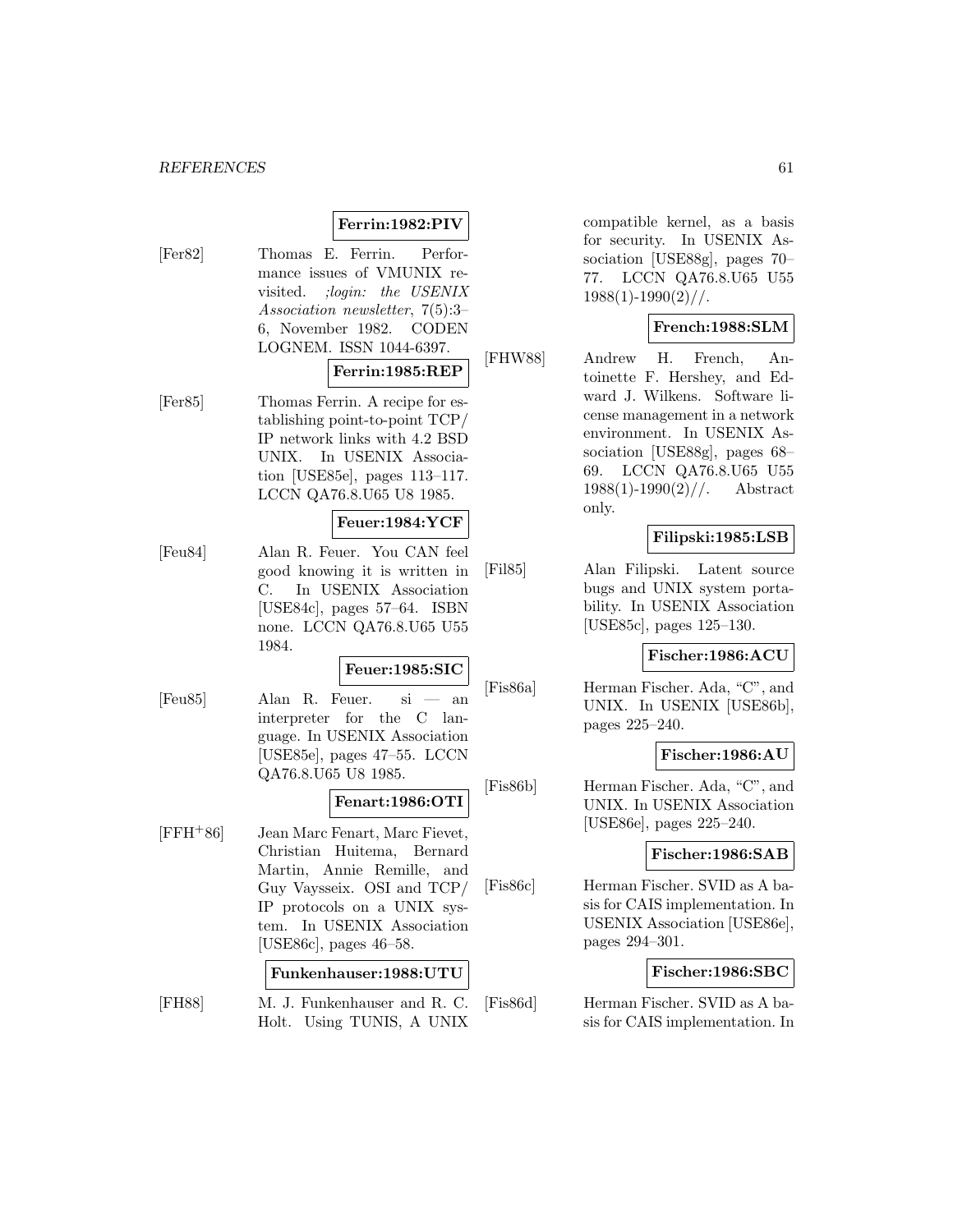**Ferrin:1982:PIV**

[Fer82] Thomas E. Ferrin. Performance issues of VMUNIX revisited. *;login: the USENIX Association newsletter*, 7(5):3–6, November 1982. CODEN LOGNEM. ISSN 1044-6397.

**Ferrin:1985:REP**

[Fer85] Thomas Ferrin. A recipe for establishing point-to-point TCP/IP network links with 4.2 BSD UNIX. In USENIX Association [USE85e], pages 113–117. LCCN QA76.8.U65 U8 1985.

**Feuer:1984:YCF**

[Feu84] Alan R. Feuer. You CAN feel good knowing it is written in C. In USENIX Association [USE84c], pages 57–64. ISBN none. LCCN QA76.8.U65 U55 1984.

**Feuer:1985:SIC**

[Feu85] Alan R. Feuer. si — an interpreter for the C language. In USENIX Association [USE85e], pages 47–55. LCCN QA76.8.U65 U8 1985.

**Fenart:1986:OTI**

[FFH+86] Jean Marc Fenart, Marc Fievet, Christian Huitema, Bernard Martin, Annie Remille, and Guy Vaysseix. OSI and TCP/IP protocols on a UNIX system. In USENIX Association [USE86c], pages 46–58.

**Funkenhauser:1988:UTU**

[FH88] M. J. Funkenhauser and R. C. Holt. Using TUNIS, A UNIX compatible kernel, as a basis for security. In USENIX Association [USE88g], pages 70–77. LCCN QA76.8.U65 U55 1988(1)-1990(2)//.

**French:1988:SLM**

[FHW88] Andrew H. French, Antoinette F. Hershey, and Edward J. Wilkens. Software license management in a network environment. In USENIX Association [USE88g], pages 68–69. LCCN QA76.8.U65 U55 1988(1)-1990(2)//. Abstract only.

**Filipski:1985:LSB**

[Fil85] Alan Filipski. Latent source bugs and UNIX system portability. In USENIX Association [USE85c], pages 125–130.

**Fischer:1986:ACU**

[Fis86a] Herman Fischer. Ada, "C", and UNIX. In USENIX [USE86b], pages 225–240.

**Fischer:1986:AU**

[Fis86b] Herman Fischer. Ada, "C", and UNIX. In USENIX Association [USE86e], pages 225–240.

**Fischer:1986:SAB**

[Fis86c] Herman Fischer. SVID as A basis for CAIS implementation. In USENIX Association [USE86e], pages 294–301.

**Fischer:1986:SBC**

[Fis86d] Herman Fischer. SVID as A basis for CAIS implementation. In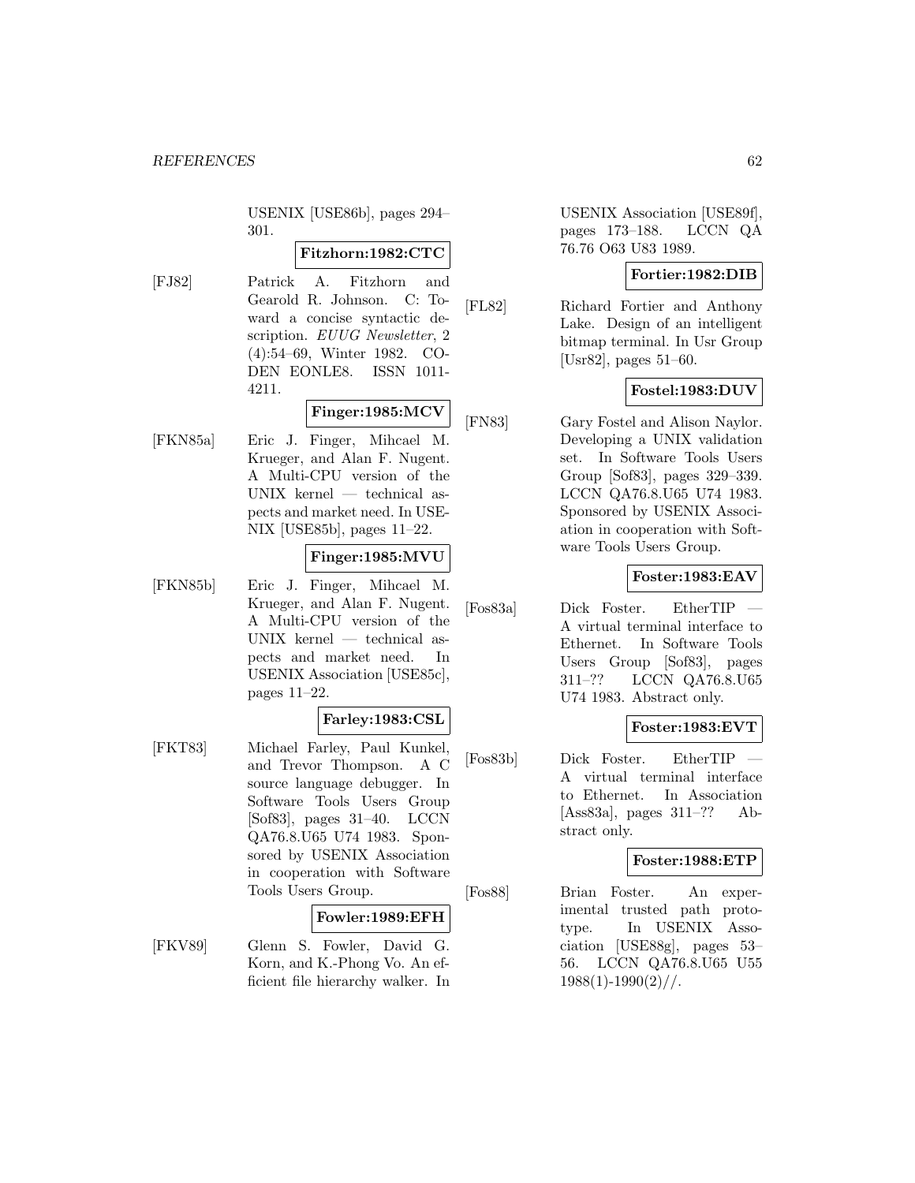USENIX [USE86b], pages 294–301.

**Fitzhorn:1982:CTC**

[FJ82] Patrick A. Fitzhorn and Gearold R. Johnson. C: Toward a concise syntactic description. *EUUG Newsletter*, 2 (4):54–69, Winter 1982. CODEN EONLE8. ISSN 1011-4211.

**Finger:1985:MCV**

[FKN85a] Eric J. Finger, Mihcael M. Krueger, and Alan F. Nugent. A Multi-CPU version of the UNIX kernel — technical aspects and market need. In USENIX [USE85b], pages 11–22.

**Finger:1985:MVU**

[FKN85b] Eric J. Finger, Mihcael M. Krueger, and Alan F. Nugent. A Multi-CPU version of the UNIX kernel — technical aspects and market need. In USENIX Association [USE85c], pages 11–22.

**Farley:1983:CSL**

[FKT83] Michael Farley, Paul Kunkel, and Trevor Thompson. A C source language debugger. In Software Tools Users Group [Sof83], pages 31–40. LCCN QA76.8.U65 U74 1983. Sponsored by USENIX Association in cooperation with Software Tools Users Group.

**Fowler:1989:EFH**

[FKV89] Glenn S. Fowler, David G. Korn, and K.-Phong Vo. An efficient file hierarchy walker. In USENIX Association [USE89f], pages 173–188. LCCN QA 76.76 O63 U83 1989.

**Fortier:1982:DIB**

[FL82] Richard Fortier and Anthony Lake. Design of an intelligent bitmap terminal. In Usr Group [Usr82], pages 51–60.

**Fostel:1983:DUV**

[FN83] Gary Fostel and Alison Naylor. Developing a UNIX validation set. In Software Tools Users Group [Sof83], pages 329–339. LCCN QA76.8.U65 U74 1983. Sponsored by USENIX Association in cooperation with Software Tools Users Group.

**Foster:1983:EAV**

[Fos83a] Dick Foster. EtherTIP — A virtual terminal interface to Ethernet. In Software Tools Users Group [Sof83], pages 311–?? LCCN QA76.8.U65 U74 1983. Abstract only.

**Foster:1983:EVT**

[Fos83b] Dick Foster. EtherTIP — A virtual terminal interface to Ethernet. In Association [Ass83a], pages 311–?? Abstract only.

**Foster:1988:ETP**

[Fos88] Brian Foster. An experimental trusted path prototype. In USENIX Association [USE88g], pages 53–56. LCCN QA76.8.U65 U55 1988(1)-1990(2)//.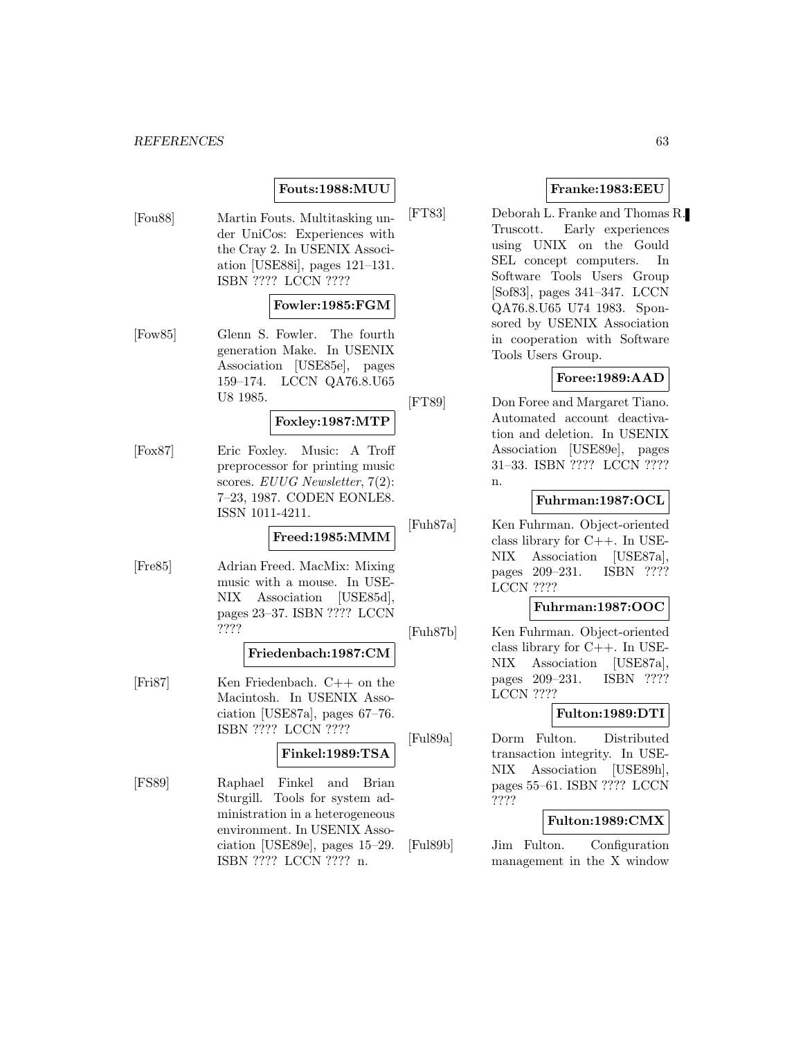**Fouts:1988:MUU**

[Fou88] Martin Fouts. Multitasking under UniCos: Experiences with the Cray 2. In USENIX Association [USE88i], pages 121–131. ISBN ???? LCCN ????

**Fowler:1985:FGM**

[Fow85] Glenn S. Fowler. The fourth generation Make. In USENIX Association [USE85e], pages 159–174. LCCN QA76.8.U65 U8 1985.

**Foxley:1987:MTP**

[Fox87] Eric Foxley. Music: A Troff preprocessor for printing music scores. *EUUG Newsletter*, 7(2): 7–23, 1987. CODEN EONLE8. ISSN 1011-4211.

**Freed:1985:MMM**

[Fre85] Adrian Freed. MacMix: Mixing music with a mouse. In USENIX Association [USE85d], pages 23–37. ISBN ???? LCCN ????

**Friedenbach:1987:CM**

[Fri87] Ken Friedenbach. C++ on the Macintosh. In USENIX Association [USE87a], pages 67–76. ISBN ???? LCCN ????

**Finkel:1989:TSA**

[FS89] Raphael Finkel and Brian Sturgill. Tools for system administration in a heterogeneous environment. In USENIX Association [USE89e], pages 15–29. ISBN ???? LCCN ???? n.

**Franke:1983:EEU**

[FT83] Deborah L. Franke and Thomas R. Truscott. Early experiences using UNIX on the Gould SEL concept computers. In Software Tools Users Group [Sof83], pages 341–347. LCCN QA76.8.U65 U74 1983. Sponsored by USENIX Association in cooperation with Software Tools Users Group.

**Foree:1989:AAD**

[FT89] Don Foree and Margaret Tiano. Automated account deactivation and deletion. In USENIX Association [USE89e], pages 31–33. ISBN ???? LCCN ???? n.

**Fuhrman:1987:OCL**

[Fuh87a] Ken Fuhrman. Object-oriented class library for C++. In USENIX Association [USE87a], pages 209–231. ISBN ???? LCCN ????

**Fuhrman:1987:OOC**

[Fuh87b] Ken Fuhrman. Object-oriented class library for C++. In USENIX Association [USE87a], pages 209–231. ISBN ???? LCCN ????

**Fulton:1989:DTI**

[Ful89a] Dorm Fulton. Distributed transaction integrity. In USENIX Association [USE89h], pages 55–61. ISBN ???? LCCN ????

**Fulton:1989:CMX**

[Ful89b] Jim Fulton. Configuration management in the X window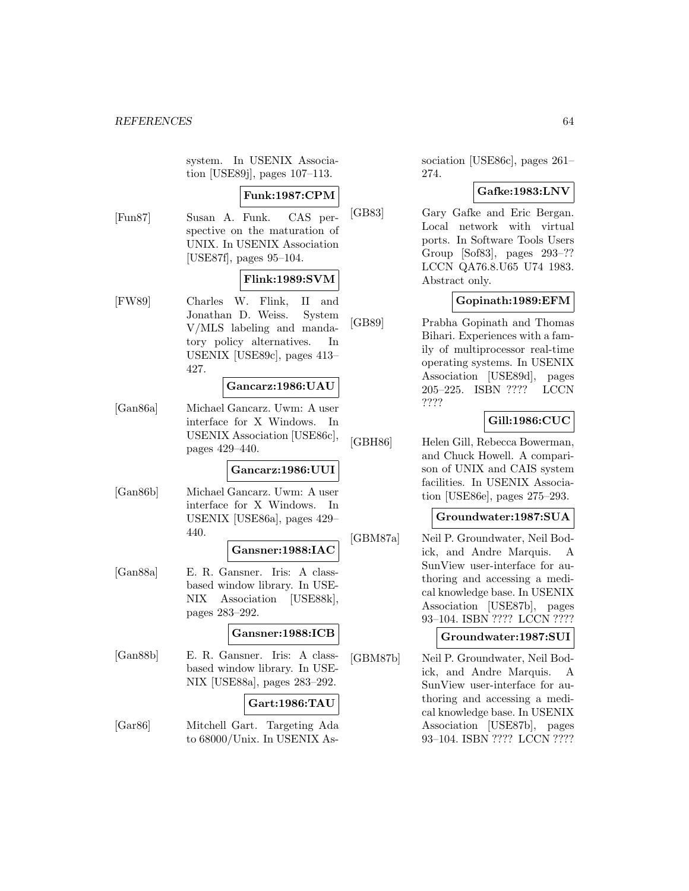system. In USENIX Association [USE89j], pages 107–113.

**Funk:1987:CPM**

[Fun87] Susan A. Funk. CAS perspective on the maturation of UNIX. In USENIX Association [USE87f], pages 95–104.

**Flink:1989:SVM**

[FW89] Charles W. Flink, II and Jonathan D. Weiss. System V/MLS labeling and mandatory policy alternatives. In USENIX [USE89c], pages 413–427.

**Gancarz:1986:UAU**

[Gan86a] Michael Gancarz. Uwm: A user interface for X Windows. In USENIX Association [USE86c], pages 429–440.

**Gancarz:1986:UUI**

[Gan86b] Michael Gancarz. Uwm: A user interface for X Windows. In USENIX [USE86a], pages 429–440.

**Gansner:1988:IAC**

[Gan88a] E. R. Gansner. Iris: A class-based window library. In USENIX Association [USE88k], pages 283–292.

**Gansner:1988:ICB**

[Gan88b] E. R. Gansner. Iris: A class-based window library. In USENIX [USE88a], pages 283–292.

**Gart:1986:TAU**

[Gar86] Mitchell Gart. Targeting Ada to 68000/Unix. In USENIX Association [USE86c], pages 261–274.

**Gafke:1983:LNV**

[GB83] Gary Gafke and Eric Bergan. Local network with virtual ports. In Software Tools Users Group [Sof83], pages 293–?? LCCN QA76.8.U65 U74 1983. Abstract only.

**Gopinath:1989:EFM**

[GB89] Prabha Gopinath and Thomas Bihari. Experiences with a family of multiprocessor real-time operating systems. In USENIX Association [USE89d], pages 205–225. ISBN ???? LCCN ????

**Gill:1986:CUC**

[GBH86] Helen Gill, Rebecca Bowerman, and Chuck Howell. A comparison of UNIX and CAIS system facilities. In USENIX Association [USE86e], pages 275–293.

**Groundwater:1987:SUA**

[GBM87a] Neil P. Groundwater, Neil Bodick, and Andre Marquis. A SunView user-interface for authoring and accessing a medical knowledge base. In USENIX Association [USE87b], pages 93–104. ISBN ???? LCCN ????

**Groundwater:1987:SUI**

[GBM87b] Neil P. Groundwater, Neil Bodick, and Andre Marquis. A SunView user-interface for authoring and accessing a medical knowledge base. In USENIX Association [USE87b], pages 93–104. ISBN ???? LCCN ????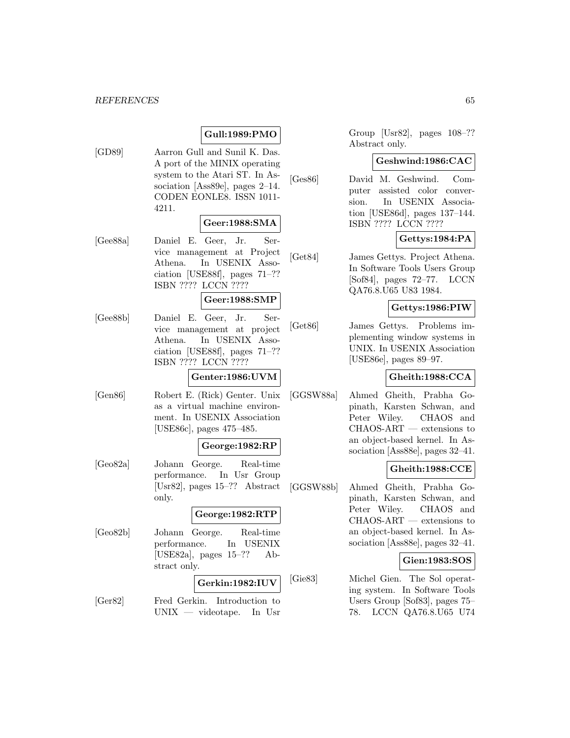**Gull:1989:PMO**

[GD89] Aarron Gull and Sunil K. Das. A port of the MINIX operating system to the Atari ST. In Association [Ass89e], pages 2–14. CODEN EONLE8. ISSN 1011-4211.

**Geer:1988:SMA**

[Gee88a] Daniel E. Geer, Jr. Service management at Project Athena. In USENIX Association [USE88f], pages 71–?? ISBN ???? LCCN ????

**Geer:1988:SMP**

[Gee88b] Daniel E. Geer, Jr. Service management at project Athena. In USENIX Association [USE88f], pages 71–?? ISBN ???? LCCN ????

**Genter:1986:UVM**

[Gen86] Robert E. (Rick) Genter. Unix as a virtual machine environment. In USENIX Association [USE86c], pages 475–485.

**George:1982:RP**

[Geo82a] Johann George. Real-time performance. In Usr Group [Usr82], pages 15–?? Abstract only.

**George:1982:RTP**

[Geo82b] Johann George. Real-time performance. In USENIX [USE82a], pages 15–?? Abstract only.

**Gerkin:1982:IUV**

[Ger82] Fred Gerkin. Introduction to UNIX — videotape. In Usr Group [Usr82], pages 108–?? Abstract only.

**Geshwind:1986:CAC**

[Ges86] David M. Geshwind. Computer assisted color conversion. In USENIX Association [USE86d], pages 137–144. ISBN ???? LCCN ????

**Gettys:1984:PA**

[Get84] James Gettys. Project Athena. In Software Tools Users Group [Sof84], pages 72–77. LCCN QA76.8.U65 U83 1984.

**Gettys:1986:PIW**

[Get86] James Gettys. Problems implementing window systems in UNIX. In USENIX Association [USE86e], pages 89–97.

**Gheith:1988:CCA**

[GGSW88a] Ahmed Gheith, Prabha Gopinath, Karsten Schwan, and Peter Wiley. CHAOS and CHAOS-ART — extensions to an object-based kernel. In Association [Ass88e], pages 32–41.

**Gheith:1988:CCE**

[GGSW88b] Ahmed Gheith, Prabha Gopinath, Karsten Schwan, and Peter Wiley. CHAOS and CHAOS-ART — extensions to an object-based kernel. In Association [Ass88e], pages 32–41.

**Gien:1983:SOS**

[Gie83] Michel Gien. The Sol operating system. In Software Tools Users Group [Sof83], pages 75–78. LCCN QA76.8.U65 U74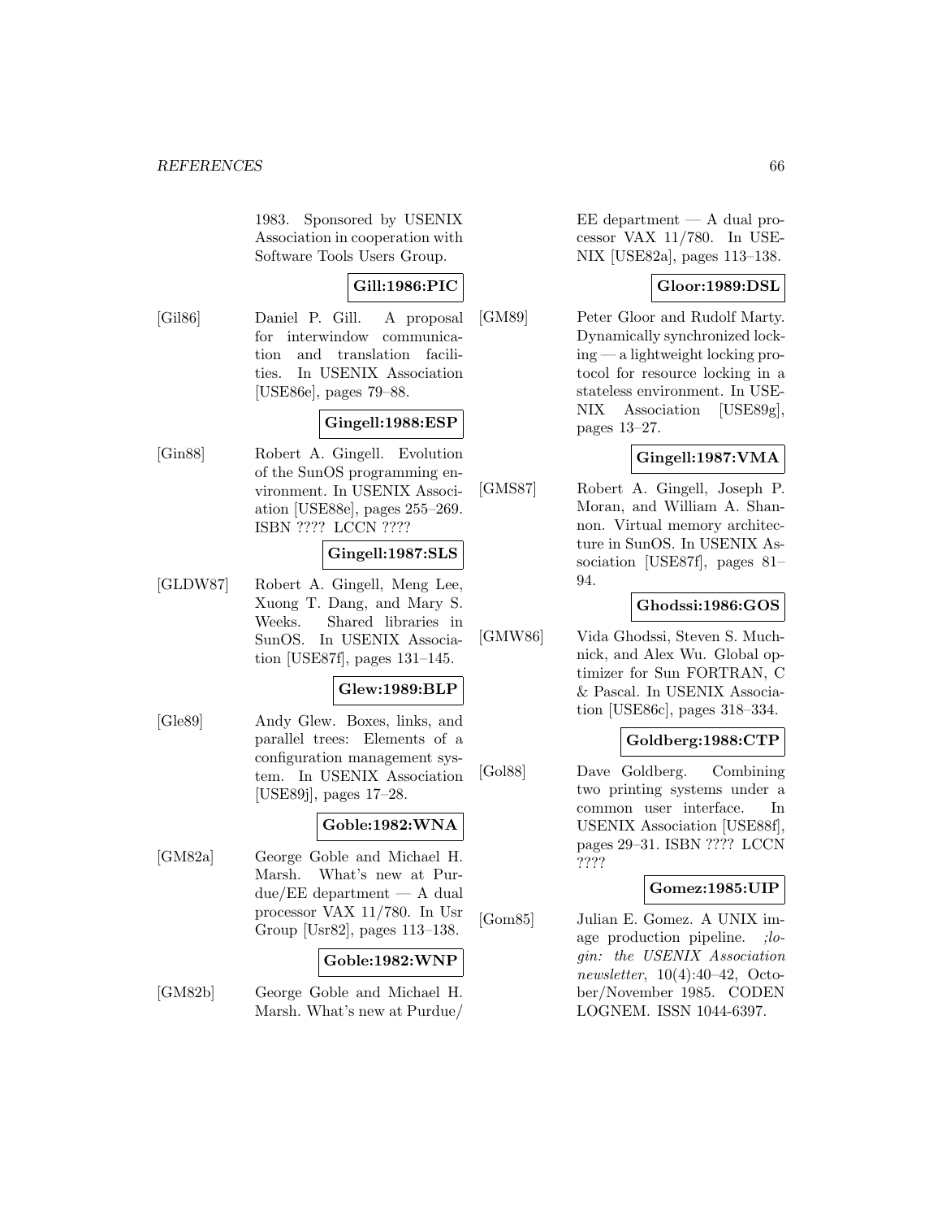1983. Sponsored by USENIX Association in cooperation with Software Tools Users Group.

**Gill:1986:PIC**

[Gil86] Daniel P. Gill. A proposal for interwindow communication and translation facilities. In USENIX Association [USE86e], pages 79–88.

**Gingell:1988:ESP**

[Gin88] Robert A. Gingell. Evolution of the SunOS programming environment. In USENIX Association [USE88e], pages 255–269. ISBN ???? LCCN ????

**Gingell:1987:SLS**

[GLDW87] Robert A. Gingell, Meng Lee, Xuong T. Dang, and Mary S. Weeks. Shared libraries in SunOS. In USENIX Association [USE87f], pages 131–145.

**Glew:1989:BLP**

[Gle89] Andy Glew. Boxes, links, and parallel trees: Elements of a configuration management system. In USENIX Association [USE89j], pages 17–28.

**Goble:1982:WNA**

[GM82a] George Goble and Michael H. Marsh. What's new at Purdue/EE department — A dual processor VAX 11/780. In Usr Group [Usr82], pages 113–138.

**Goble:1982:WNP**

[GM82b] George Goble and Michael H. Marsh. What's new at Purdue/ EE department — A dual processor VAX 11/780. In USENIX [USE82a], pages 113–138.

**Gloor:1989:DSL**

[GM89] Peter Gloor and Rudolf Marty. Dynamically synchronized locking — a lightweight locking protocol for resource locking in a stateless environment. In USENIX Association [USE89g], pages 13–27.

**Gingell:1987:VMA**

[GMS87] Robert A. Gingell, Joseph P. Moran, and William A. Shannon. Virtual memory architecture in SunOS. In USENIX Association [USE87f], pages 81–94.

**Ghodssi:1986:GOS**

[GMW86] Vida Ghodssi, Steven S. Muchnick, and Alex Wu. Global optimizer for Sun FORTRAN, C & Pascal. In USENIX Association [USE86c], pages 318–334.

**Goldberg:1988:CTP**

[Gol88] Dave Goldberg. Combining two printing systems under a common user interface. In USENIX Association [USE88f], pages 29–31. ISBN ???? LCCN ????

**Gomez:1985:UIP**

[Gom85] Julian E. Gomez. A UNIX image production pipeline. *;login: the USENIX Association newsletter*, 10(4):40–42, October/November 1985. CODEN LOGNEM. ISSN 1044-6397.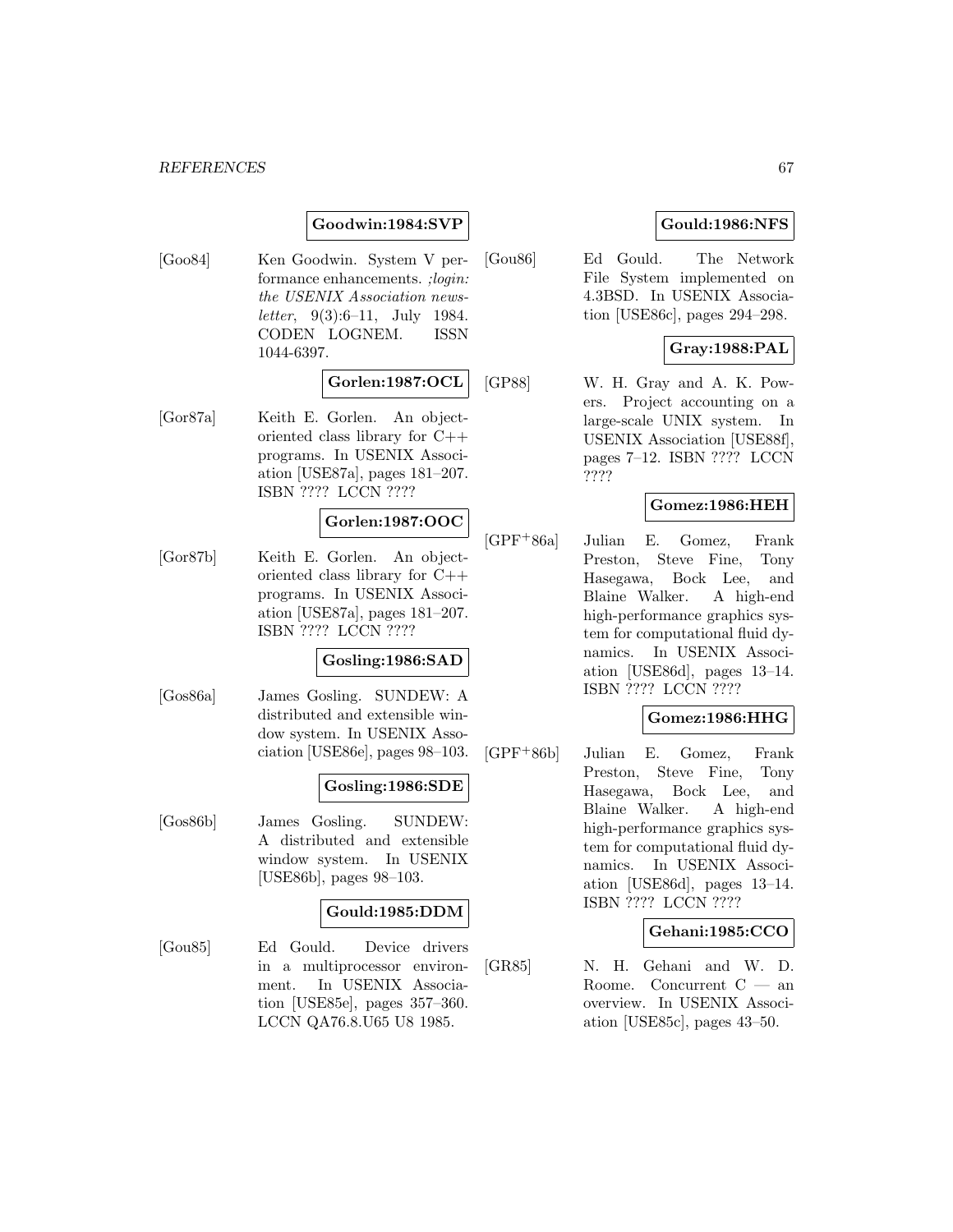**Goodwin:1984:SVP**

[Goo84] Ken Goodwin. System V performance enhancements. *;login: the USENIX Association newsletter*, 9(3):6–11, July 1984. CODEN LOGNEM. ISSN 1044-6397.

**Gorlen:1987:OCL**

[Gor87a] Keith E. Gorlen. An object-oriented class library for C++ programs. In USENIX Association [USE87a], pages 181–207. ISBN ???? LCCN ????

**Gorlen:1987:OOC**

[Gor87b] Keith E. Gorlen. An object-oriented class library for C++ programs. In USENIX Association [USE87a], pages 181–207. ISBN ???? LCCN ????

**Gosling:1986:SAD**

[Gos86a] James Gosling. SUNDEW: A distributed and extensible window system. In USENIX Association [USE86e], pages 98–103.

**Gosling:1986:SDE**

[Gos86b] James Gosling. SUNDEW: A distributed and extensible window system. In USENIX [USE86b], pages 98–103.

**Gould:1985:DDM**

[Gou85] Ed Gould. Device drivers in a multiprocessor environment. In USENIX Association [USE85e], pages 357–360. LCCN QA76.8.U65 U8 1985.

**Gould:1986:NFS**

[Gou86] Ed Gould. The Network File System implemented on 4.3BSD. In USENIX Association [USE86c], pages 294–298.

**Gray:1988:PAL**

[GP88] W. H. Gray and A. K. Powers. Project accounting on a large-scale UNIX system. In USENIX Association [USE88f], pages 7–12. ISBN ???? LCCN ????

**Gomez:1986:HEH**

[GPF+86a] Julian E. Gomez, Frank Preston, Steve Fine, Tony Hasegawa, Bock Lee, and Blaine Walker. A high-end high-performance graphics system for computational fluid dynamics. In USENIX Association [USE86d], pages 13–14. ISBN ???? LCCN ????

**Gomez:1986:HHG**

[GPF+86b] Julian E. Gomez, Frank Preston, Steve Fine, Tony Hasegawa, Bock Lee, and Blaine Walker. A high-end high-performance graphics system for computational fluid dynamics. In USENIX Association [USE86d], pages 13–14. ISBN ???? LCCN ????

**Gehani:1985:CCO**

[GR85] N. H. Gehani and W. D. Roome. Concurrent C — an overview. In USENIX Association [USE85c], pages 43–50.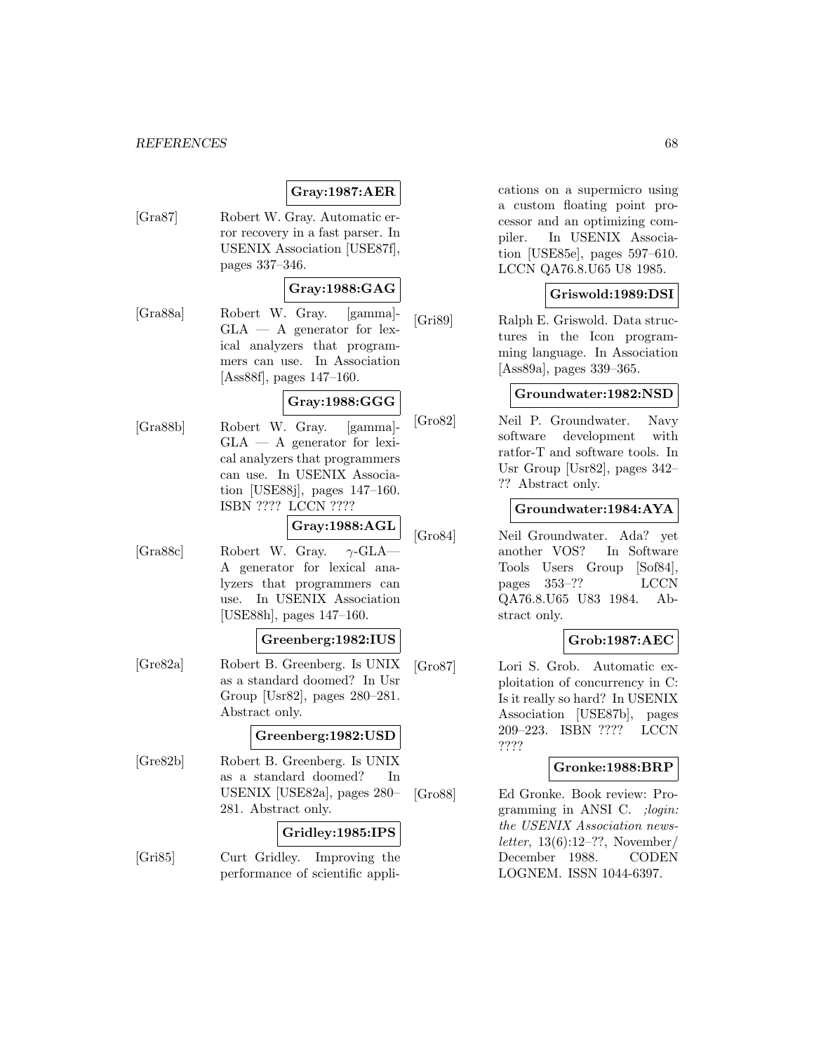**Gray:1987:AER**

[Gra87] Robert W. Gray. Automatic error recovery in a fast parser. In USENIX Association [USE87f], pages 337–346.

**Gray:1988:GAG**

[Gra88a] Robert W. Gray. [gamma]-GLA — A generator for lexical analyzers that programmers can use. In Association [Ass88f], pages 147–160.

**Gray:1988:GGG**

[Gra88b] Robert W. Gray. [gamma]-GLA — A generator for lexical analyzers that programmers can use. In USENIX Association [USE88j], pages 147–160. ISBN ???? LCCN ????

**Gray:1988:AGL**

[Gra88c] Robert W. Gray. $\gamma$-GLA— A generator for lexical analyzers that programmers can use. In USENIX Association [USE88h], pages 147–160.

**Greenberg:1982:IUS**

[Gre82a] Robert B. Greenberg. Is UNIX as a standard doomed? In Usr Group [Usr82], pages 280–281. Abstract only.

**Greenberg:1982:USD**

[Gre82b] Robert B. Greenberg. Is UNIX as a standard doomed? In USENIX [USE82a], pages 280–281. Abstract only.

**Gridley:1985:IPS**

[Gri85] Curt Gridley. Improving the performance of scientific applications on a supermicro using a custom floating point processor and an optimizing compiler. In USENIX Association [USE85e], pages 597–610. LCCN QA76.8.U65 U8 1985.

**Griswold:1989:DSI**

[Gri89] Ralph E. Griswold. Data structures in the Icon programming language. In Association [Ass89a], pages 339–365.

**Groundwater:1982:NSD**

[Gro82] Neil P. Groundwater. Navy software development with ratfor-T and software tools. In Usr Group [Usr82], pages 342–?? Abstract only.

**Groundwater:1984:AYA**

[Gro84] Neil Groundwater. Ada? yet another VOS? In Software Tools Users Group [Sof84], pages 353–?? LCCN QA76.8.U65 U83 1984. Abstract only.

**Grob:1987:AEC**

[Gro87] Lori S. Grob. Automatic exploitation of concurrency in C: Is it really so hard? In USENIX Association [USE87b], pages 209–223. ISBN ???? LCCN ????

**Gronke:1988:BRP**

[Gro88] Ed Gronke. Book review: Programming in ANSI C. *;login: the USENIX Association newsletter*, 13(6):12–??, November/December 1988. CODEN LOGNEM. ISSN 1044-6397.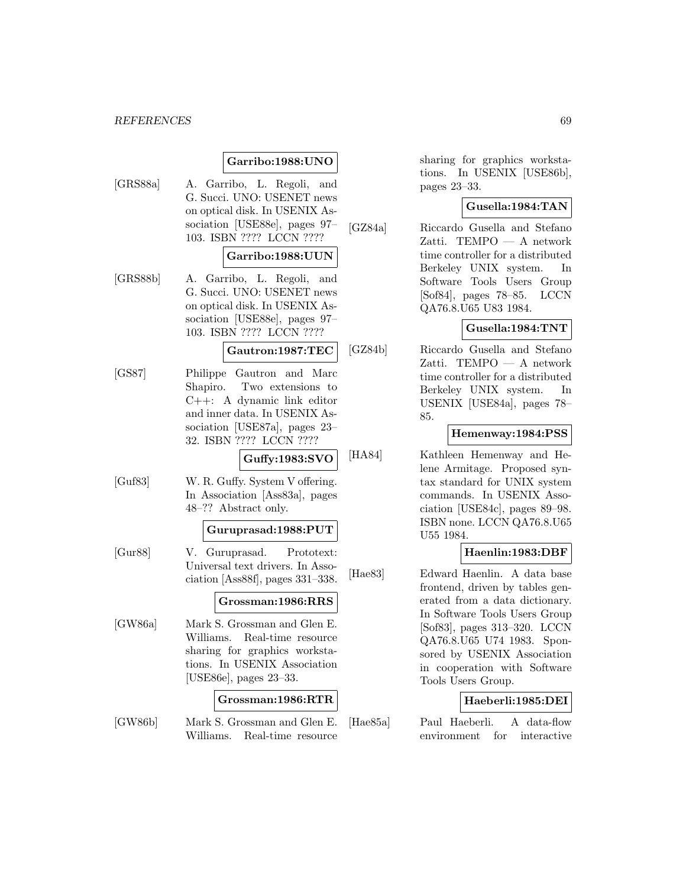**Garribo:1988:UNO**

[GRS88a] A. Garribo, L. Regoli, and G. Succi. UNO: USENET news on optical disk. In USENIX Association [USE88e], pages 97–103. ISBN ???? LCCN ????

**Garribo:1988:UUN**

[GRS88b] A. Garribo, L. Regoli, and G. Succi. UNO: USENET news on optical disk. In USENIX Association [USE88e], pages 97–103. ISBN ???? LCCN ????

**Gautron:1987:TEC**

[GS87] Philippe Gautron and Marc Shapiro. Two extensions to C++: A dynamic link editor and inner data. In USENIX Association [USE87a], pages 23–32. ISBN ???? LCCN ????

**Guffy:1983:SVO**

[Guf83] W. R. Guffy. System V offering. In Association [Ass83a], pages 48–?? Abstract only.

**Guruprasad:1988:PUT**

[Gur88] V. Guruprasad. Prototext: Universal text drivers. In Association [Ass88f], pages 331–338.

**Grossman:1986:RRS**

[GW86a] Mark S. Grossman and Glen E. Williams. Real-time resource sharing for graphics workstations. In USENIX Association [USE86e], pages 23–33.

**Grossman:1986:RTR**

[GW86b] Mark S. Grossman and Glen E. Williams. Real-time resource sharing for graphics workstations. In USENIX [USE86b], pages 23–33.

**Gusella:1984:TAN**

[GZ84a] Riccardo Gusella and Stefano Zatti. TEMPO — A network time controller for a distributed Berkeley UNIX system. In Software Tools Users Group [Sof84], pages 78–85. LCCN QA76.8.U65 U83 1984.

**Gusella:1984:TNT**

[GZ84b] Riccardo Gusella and Stefano Zatti. TEMPO — A network time controller for a distributed Berkeley UNIX system. In USENIX [USE84a], pages 78–85.

**Hemenway:1984:PSS**

[HA84] Kathleen Hemenway and Helene Armitage. Proposed syntax standard for UNIX system commands. In USENIX Association [USE84c], pages 89–98. ISBN none. LCCN QA76.8.U65 U55 1984.

**Haenlin:1983:DBF**

[Hae83] Edward Haenlin. A data base frontend, driven by tables generated from a data dictionary. In Software Tools Users Group [Sof83], pages 313–320. LCCN QA76.8.U65 U74 1983. Sponsored by USENIX Association in cooperation with Software Tools Users Group.

**Haeberli:1985:DEI**

[Hae85a] Paul Haeberli. A data-flow environment for interactive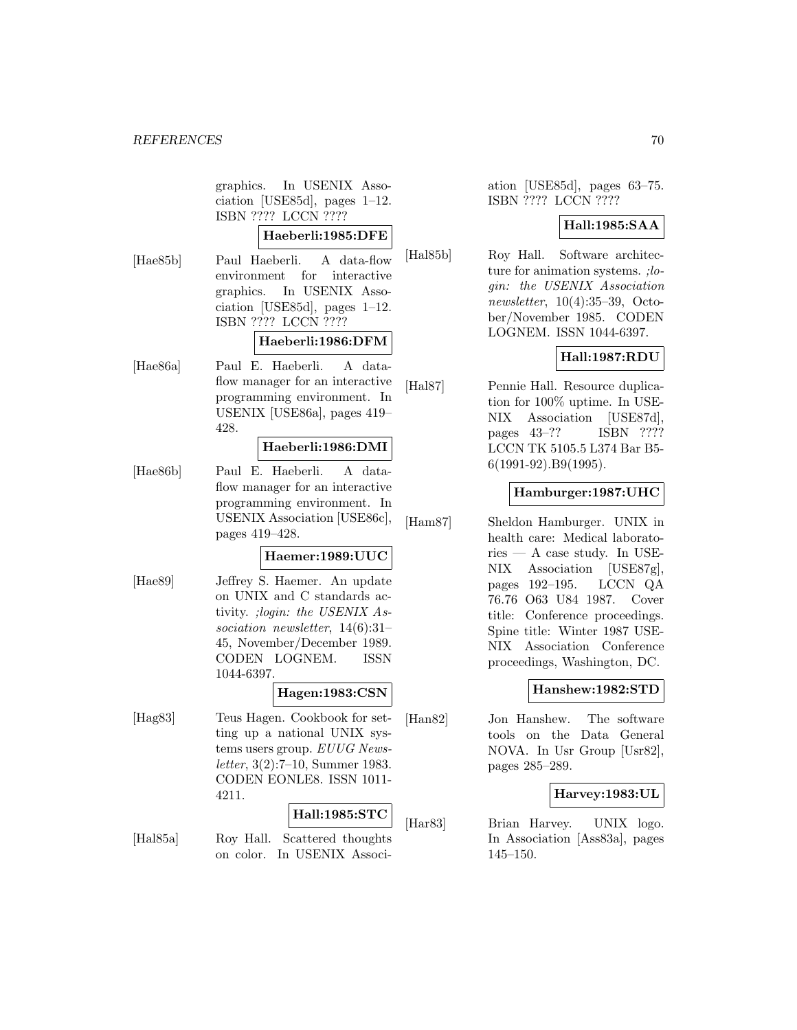graphics. In USENIX Association [USE85d], pages 1–12. ISBN ???? LCCN ????

**Haeberli:1985:DFE**

[Hae85b] Paul Haeberli. A data-flow environment for interactive graphics. In USENIX Association [USE85d], pages 1–12. ISBN ???? LCCN ????

**Haeberli:1986:DFM**

[Hae86a] Paul E. Haeberli. A data-flow manager for an interactive programming environment. In USENIX [USE86a], pages 419–428.

**Haeberli:1986:DMI**

[Hae86b] Paul E. Haeberli. A data-flow manager for an interactive programming environment. In USENIX Association [USE86c], pages 419–428.

**Haemer:1989:UUC**

[Hae89] Jeffrey S. Haemer. An update on UNIX and C standards activity. *;login: the USENIX Association newsletter*, 14(6):31–45, November/December 1989. CODEN LOGNEM. ISSN 1044-6397.

**Hagen:1983:CSN**

[Hag83] Teus Hagen. Cookbook for setting up a national UNIX systems users group. *EUUG Newsletter*, 3(2):7–10, Summer 1983. CODEN EONLE8. ISSN 1011-4211.

**Hall:1985:STC**

[Hal85a] Roy Hall. Scattered thoughts on color. In USENIX Association [USE85d], pages 63–75. ISBN ???? LCCN ????

**Hall:1985:SAA**

[Hal85b] Roy Hall. Software architecture for animation systems. *;login: the USENIX Association newsletter*, 10(4):35–39, October/November 1985. CODEN LOGNEM. ISSN 1044-6397.

**Hall:1987:RDU**

[Hal87] Pennie Hall. Resource duplication for 100% uptime. In USENIX Association [USE87d], pages 43–?? ISBN ???? LCCN TK 5105.5 L374 Bar B5-6(1991-92).B9(1995).

**Hamburger:1987:UHC**

[Ham87] Sheldon Hamburger. UNIX in health care: Medical laboratories — A case study. In USENIX Association [USE87g], pages 192–195. LCCN QA 76.76 O63 U84 1987. Cover title: Conference proceedings. Spine title: Winter 1987 USENIX Association Conference proceedings, Washington, DC.

**Hanshew:1982:STD**

[Han82] Jon Hanshew. The software tools on the Data General NOVA. In Usr Group [Usr82], pages 285–289.

**Harvey:1983:UL**

[Har83] Brian Harvey. UNIX logo. In Association [Ass83a], pages 145–150.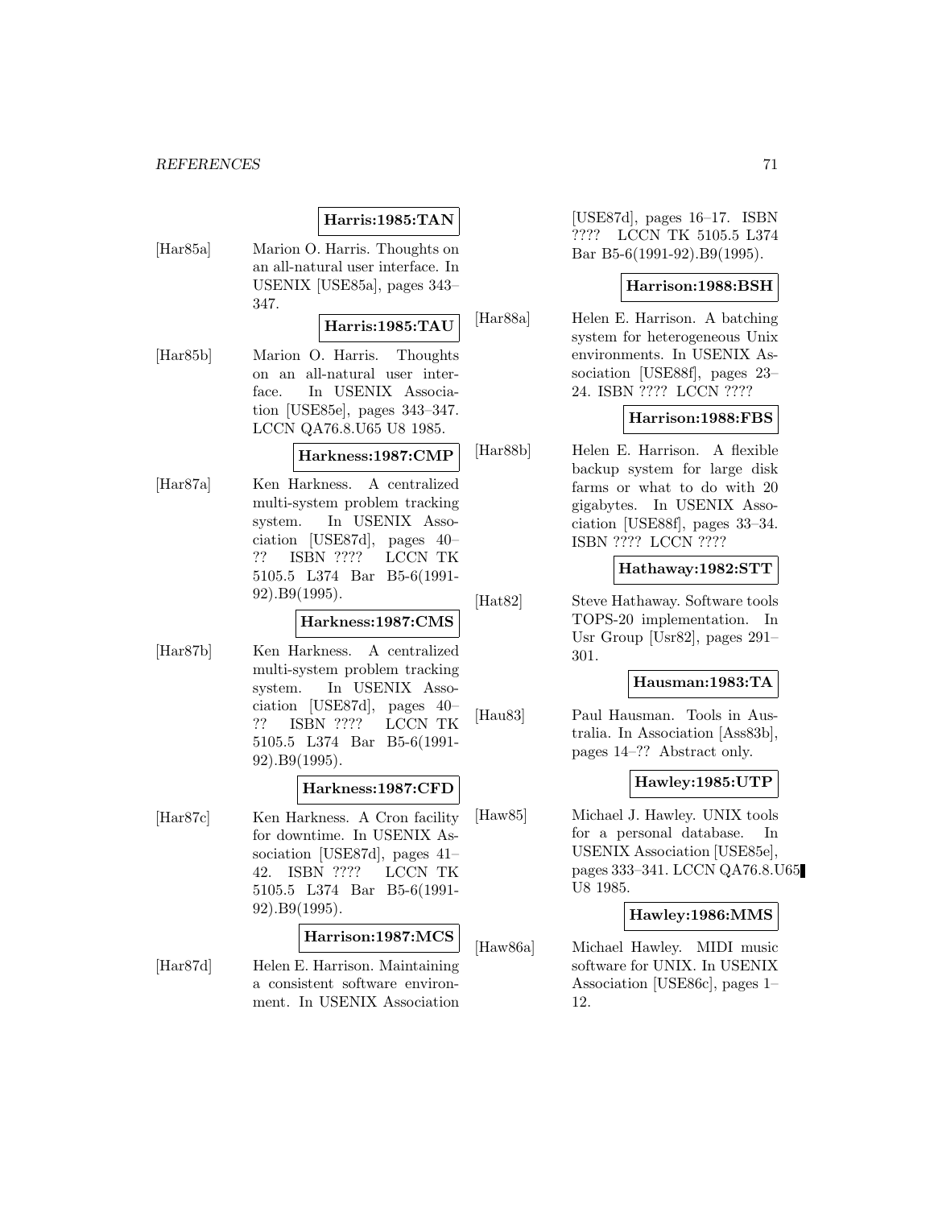**Harris:1985:TAN**

[Har85a] Marion O. Harris. Thoughts on an all-natural user interface. In USENIX [USE85a], pages 343–347.

**Harris:1985:TAU**

[Har85b] Marion O. Harris. Thoughts on an all-natural user interface. In USENIX Association [USE85e], pages 343–347. LCCN QA76.8.U65 U8 1985.

**Harkness:1987:CMP**

[Har87a] Ken Harkness. A centralized multi-system problem tracking system. In USENIX Association [USE87d], pages 40–?? ISBN ???? LCCN TK 5105.5 L374 Bar B5-6(1991-92).B9(1995).

**Harkness:1987:CMS**

[Har87b] Ken Harkness. A centralized multi-system problem tracking system. In USENIX Association [USE87d], pages 40–?? ISBN ???? LCCN TK 5105.5 L374 Bar B5-6(1991-92).B9(1995).

**Harkness:1987:CFD**

[Har87c] Ken Harkness. A Cron facility for downtime. In USENIX Association [USE87d], pages 41–42. ISBN ???? LCCN TK 5105.5 L374 Bar B5-6(1991-92).B9(1995).

**Harrison:1987:MCS**

[Har87d] Helen E. Harrison. Maintaining a consistent software environment. In USENIX Association [USE87d], pages 16–17. ISBN ???? LCCN TK 5105.5 L374 Bar B5-6(1991-92).B9(1995).

**Harrison:1988:BSH**

[Har88a] Helen E. Harrison. A batching system for heterogeneous Unix environments. In USENIX Association [USE88f], pages 23–24. ISBN ???? LCCN ????

**Harrison:1988:FBS**

[Har88b] Helen E. Harrison. A flexible backup system for large disk farms or what to do with 20 gigabytes. In USENIX Association [USE88f], pages 33–34. ISBN ???? LCCN ????

**Hathaway:1982:STT**

[Hat82] Steve Hathaway. Software tools TOPS-20 implementation. In Usr Group [Usr82], pages 291–301.

**Hausman:1983:TA**

[Hau83] Paul Hausman. Tools in Australia. In Association [Ass83b], pages 14–?? Abstract only.

**Hawley:1985:UTP**

[Haw85] Michael J. Hawley. UNIX tools for a personal database. In USENIX Association [USE85e], pages 333–341. LCCN QA76.8.U65 U8 1985.

**Hawley:1986:MMS**

[Haw86a] Michael Hawley. MIDI music software for UNIX. In USENIX Association [USE86c], pages 1–12.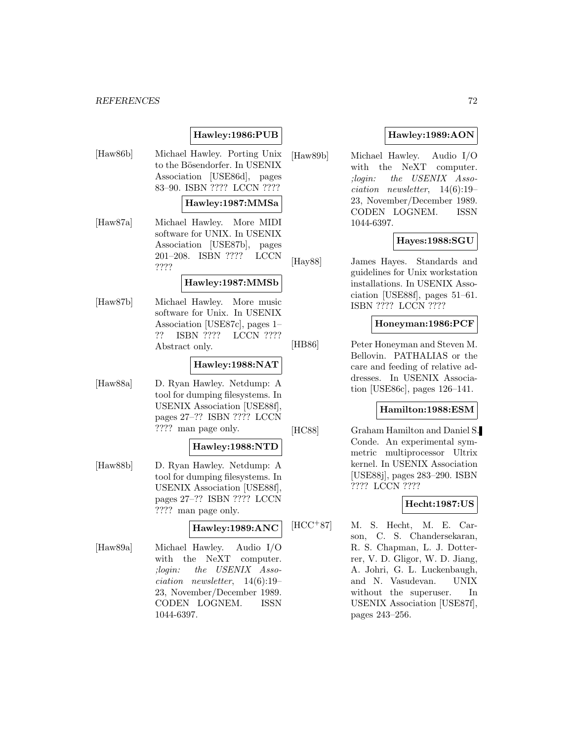**Hawley:1986:PUB**

[Haw86b] Michael Hawley. Porting Unix to the Bösendorfer. In USENIX Association [USE86d], pages 83–90. ISBN ???? LCCN ????

**Hawley:1987:MMSa**

[Haw87a] Michael Hawley. More MIDI software for UNIX. In USENIX Association [USE87b], pages 201–208. ISBN ???? LCCN ????

**Hawley:1987:MMSb**

[Haw87b] Michael Hawley. More music software for Unix. In USENIX Association [USE87c], pages 1–?? ISBN ???? LCCN ???? Abstract only.

**Hawley:1988:NAT**

[Haw88a] D. Ryan Hawley. Netdump: A tool for dumping filesystems. In USENIX Association [USE88f], pages 27–?? ISBN ???? LCCN ???? man page only.

**Hawley:1988:NTD**

[Haw88b] D. Ryan Hawley. Netdump: A tool for dumping filesystems. In USENIX Association [USE88f], pages 27–?? ISBN ???? LCCN ???? man page only.

**Hawley:1989:ANC**

[Haw89a] Michael Hawley. Audio I/O with the NeXT computer. *;login: the USENIX Association newsletter*, 14(6):19–23, November/December 1989. CODEN LOGNEM. ISSN 1044-6397.

**Hawley:1989:AON**

[Haw89b] Michael Hawley. Audio I/O with the NeXT computer. *;login: the USENIX Association newsletter*, 14(6):19–23, November/December 1989. CODEN LOGNEM. ISSN 1044-6397.

**Hayes:1988:SGU**

[Hay88] James Hayes. Standards and guidelines for Unix workstation installations. In USENIX Association [USE88f], pages 51–61. ISBN ???? LCCN ????

**Honeyman:1986:PCF**

[HB86] Peter Honeyman and Steven M. Bellovin. PATHALIAS or the care and feeding of relative addresses. In USENIX Association [USE86c], pages 126–141.

**Hamilton:1988:ESM**

[HC88] Graham Hamilton and Daniel S. Conde. An experimental symmetric multiprocessor Ultrix kernel. In USENIX Association [USE88j], pages 283–290. ISBN ???? LCCN ????

**Hecht:1987:US**

[HCC+87] M. S. Hecht, M. E. Carson, C. S. Chandersekaran, R. S. Chapman, L. J. Dotterrer, V. D. Gligor, W. D. Jiang, A. Johri, G. L. Luckenbaugh, and N. Vasudevan. UNIX without the superuser. In USENIX Association [USE87f], pages 243–256.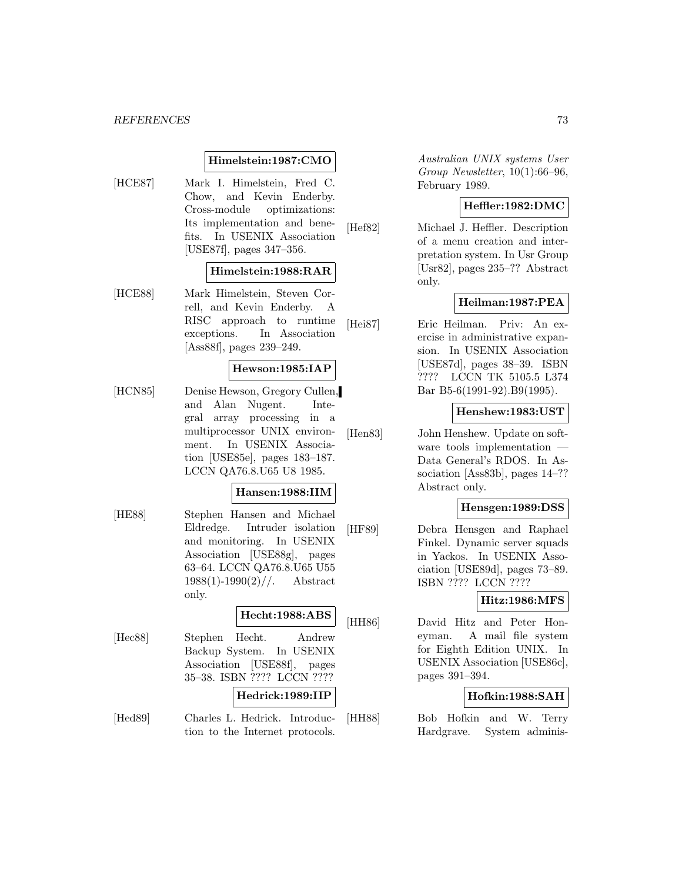**Himelstein:1987:CMO**

[HCE87] Mark I. Himelstein, Fred C. Chow, and Kevin Enderby. Cross-module optimizations: Its implementation and benefits. In USENIX Association [USE87f], pages 347–356.

**Himelstein:1988:RAR**

[HCE88] Mark Himelstein, Steven Correll, and Kevin Enderby. A RISC approach to runtime exceptions. In Association [Ass88f], pages 239–249.

**Hewson:1985:IAP**

[HCN85] Denise Hewson, Gregory Cullen, and Alan Nugent. Integral array processing in a multiprocessor UNIX environment. In USENIX Association [USE85e], pages 183–187. LCCN QA76.8.U65 U8 1985.

**Hansen:1988:IIM**

[HE88] Stephen Hansen and Michael Eldredge. Intruder isolation and monitoring. In USENIX Association [USE88g], pages 63–64. LCCN QA76.8.U65 U55 1988(1)-1990(2)//. Abstract only.

**Hecht:1988:ABS**

[Hec88] Stephen Hecht. Andrew Backup System. In USENIX Association [USE88f], pages 35–38. ISBN ???? LCCN ????

**Hedrick:1989:IIP**

[Hed89] Charles L. Hedrick. Introduction to the Internet protocols. *Australian UNIX systems User Group Newsletter*, 10(1):66–96, February 1989.

**Heffler:1982:DMC**

[Hef82] Michael J. Heffler. Description of a menu creation and interpretation system. In Usr Group [Usr82], pages 235–?? Abstract only.

**Heilman:1987:PEA**

[Hei87] Eric Heilman. Priv: An exercise in administrative expansion. In USENIX Association [USE87d], pages 38–39. ISBN ???? LCCN TK 5105.5 L374 Bar B5-6(1991-92).B9(1995).

**Henshew:1983:UST**

[Hen83] John Henshew. Update on software tools implementation — Data General's RDOS. In Association [Ass83b], pages 14–?? Abstract only.

**Hensgen:1989:DSS**

[HF89] Debra Hensgen and Raphael Finkel. Dynamic server squads in Yackos. In USENIX Association [USE89d], pages 73–89. ISBN ???? LCCN ????

**Hitz:1986:MFS**

[HH86] David Hitz and Peter Honeyman. A mail file system for Eighth Edition UNIX. In USENIX Association [USE86c], pages 391–394.

**Hofkin:1988:SAH**

[HH88] Bob Hofkin and W. Terry Hardgrave. System adminis-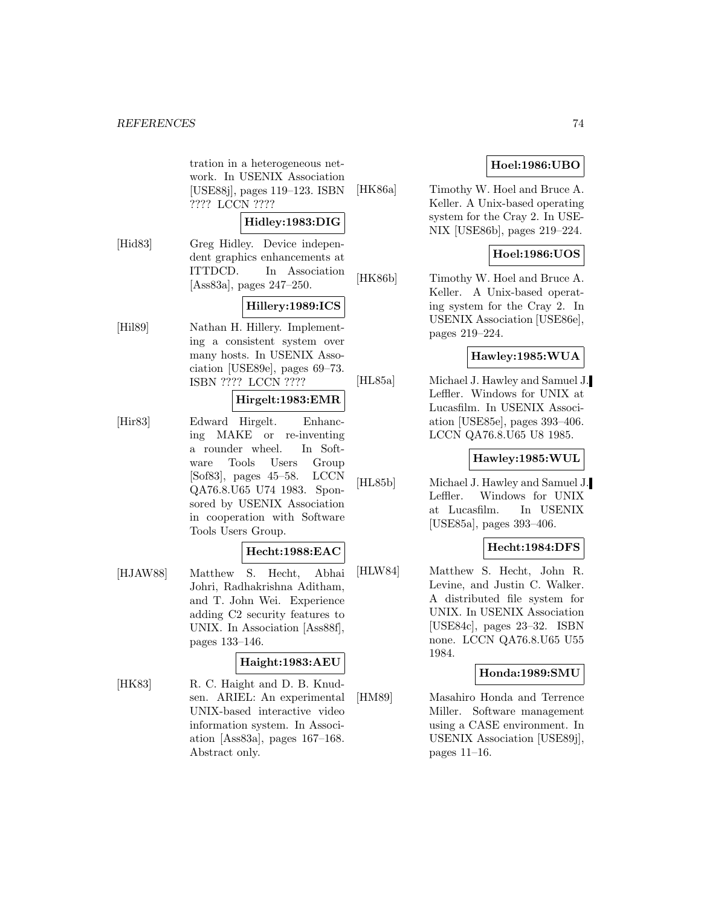tration in a heterogeneous network. In USENIX Association [USE88j], pages 119–123. ISBN ???? LCCN ????

**Hidley:1983:DIG**

[Hid83] Greg Hidley. Device independent graphics enhancements at ITTDCD. In Association [Ass83a], pages 247–250.

**Hillery:1989:ICS**

[Hil89] Nathan H. Hillery. Implementing a consistent system over many hosts. In USENIX Association [USE89e], pages 69–73. ISBN ???? LCCN ????

**Hirgelt:1983:EMR**

[Hir83] Edward Hirgelt. Enhancing MAKE or re-inventing a rounder wheel. In Software Tools Users Group [Sof83], pages 45–58. LCCN QA76.8.U65 U74 1983. Sponsored by USENIX Association in cooperation with Software Tools Users Group.

**Hecht:1988:EAC**

[HJAW88] Matthew S. Hecht, Abhai Johri, Radhakrishna Aditham, and T. John Wei. Experience adding C2 security features to UNIX. In Association [Ass88f], pages 133–146.

**Haight:1983:AEU**

[HK83] R. C. Haight and D. B. Knudsen. ARIEL: An experimental UNIX-based interactive video information system. In Association [Ass83a], pages 167–168. Abstract only.

**Hoel:1986:UBO**

[HK86a] Timothy W. Hoel and Bruce A. Keller. A Unix-based operating system for the Cray 2. In USENIX [USE86b], pages 219–224.

**Hoel:1986:UOS**

[HK86b] Timothy W. Hoel and Bruce A. Keller. A Unix-based operating system for the Cray 2. In USENIX Association [USE86e], pages 219–224.

**Hawley:1985:WUA**

[HL85a] Michael J. Hawley and Samuel J. Leffler. Windows for UNIX at Lucasfilm. In USENIX Association [USE85e], pages 393–406. LCCN QA76.8.U65 U8 1985.

**Hawley:1985:WUL**

[HL85b] Michael J. Hawley and Samuel J. Leffler. Windows for UNIX at Lucasfilm. In USENIX [USE85a], pages 393–406.

**Hecht:1984:DFS**

[HLW84] Matthew S. Hecht, John R. Levine, and Justin C. Walker. A distributed file system for UNIX. In USENIX Association [USE84c], pages 23–32. ISBN none. LCCN QA76.8.U65 U55 1984.

**Honda:1989:SMU**

[HM89] Masahiro Honda and Terrence Miller. Software management using a CASE environment. In USENIX Association [USE89j], pages 11–16.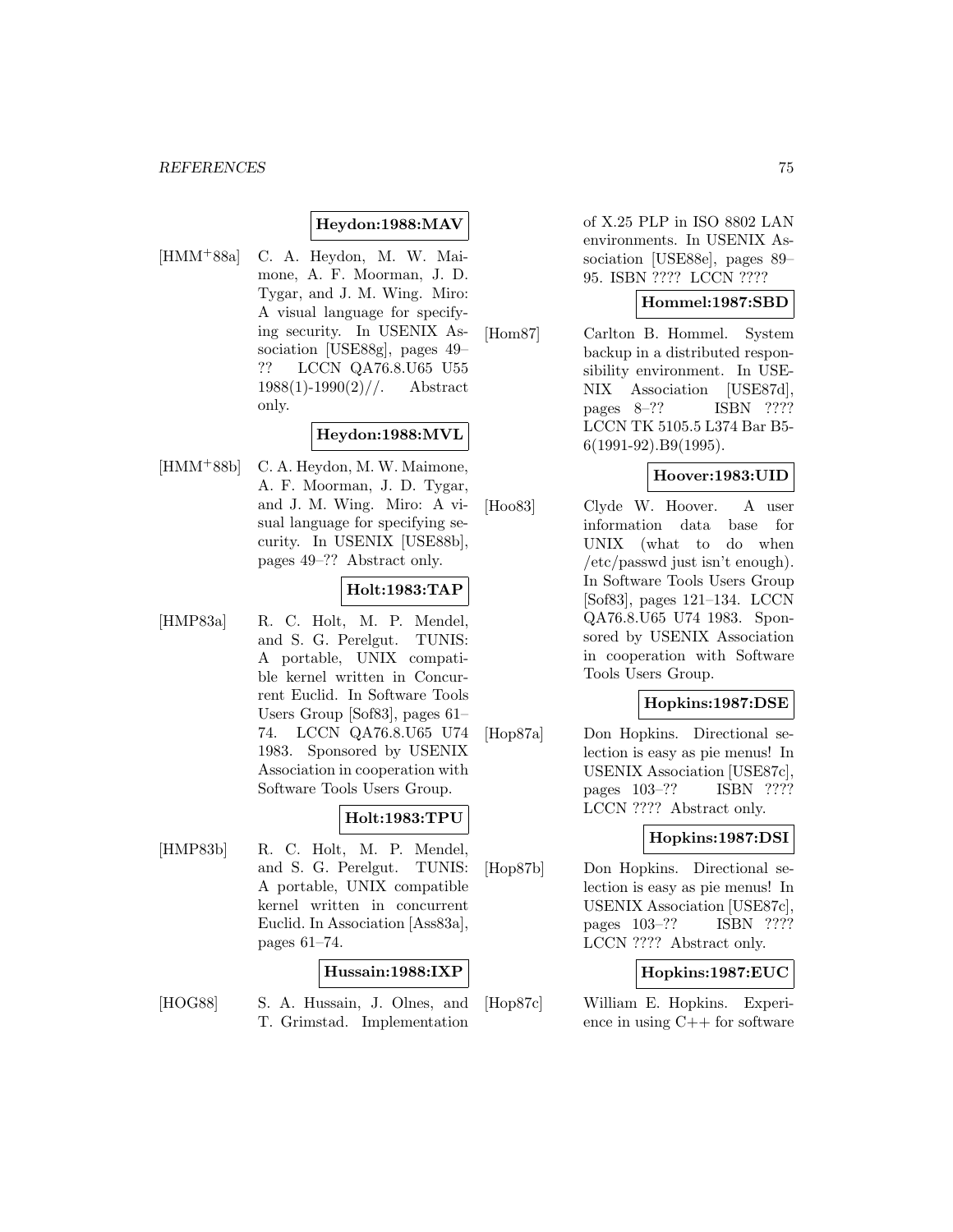**Heydon:1988:MAV**

[HMM+88a] C. A. Heydon, M. W. Maimone, A. F. Moorman, J. D. Tygar, and J. M. Wing. Miro: A visual language for specifying security. In USENIX Association [USE88g], pages 49–?? LCCN QA76.8.U65 U55 1988(1)-1990(2)//. Abstract only.

**Heydon:1988:MVL**

[HMM+88b] C. A. Heydon, M. W. Maimone, A. F. Moorman, J. D. Tygar, and J. M. Wing. Miro: A visual language for specifying security. In USENIX [USE88b], pages 49–?? Abstract only.

**Holt:1983:TAP**

[HMP83a] R. C. Holt, M. P. Mendel, and S. G. Perelgut. TUNIS: A portable, UNIX compatible kernel written in Concurrent Euclid. In Software Tools Users Group [Sof83], pages 61–74. LCCN QA76.8.U65 U74 1983. Sponsored by USENIX Association in cooperation with Software Tools Users Group.

**Holt:1983:TPU**

[HMP83b] R. C. Holt, M. P. Mendel, and S. G. Perelgut. TUNIS: A portable, UNIX compatible kernel written in concurrent Euclid. In Association [Ass83a], pages 61–74.

**Hussain:1988:IXP**

[HOG88] S. A. Hussain, J. Olnes, and T. Grimstad. Implementation of X.25 PLP in ISO 8802 LAN environments. In USENIX Association [USE88e], pages 89–95. ISBN ???? LCCN ????

**Hommel:1987:SBD**

[Hom87] Carlton B. Hommel. System backup in a distributed responsibility environment. In USENIX Association [USE87d], pages 8–?? ISBN ???? LCCN TK 5105.5 L374 Bar B5-6(1991-92).B9(1995).

**Hoover:1983:UID**

[Hoo83] Clyde W. Hoover. A user information data base for UNIX (what to do when /etc/passwd just isn't enough). In Software Tools Users Group [Sof83], pages 121–134. LCCN QA76.8.U65 U74 1983. Sponsored by USENIX Association in cooperation with Software Tools Users Group.

**Hopkins:1987:DSE**

[Hop87a] Don Hopkins. Directional selection is easy as pie menus! In USENIX Association [USE87c], pages 103–?? ISBN ???? LCCN ???? Abstract only.

**Hopkins:1987:DSI**

[Hop87b] Don Hopkins. Directional selection is easy as pie menus! In USENIX Association [USE87c], pages 103–?? ISBN ???? LCCN ???? Abstract only.

**Hopkins:1987:EUC**

[Hop87c] William E. Hopkins. Experience in using C++ for software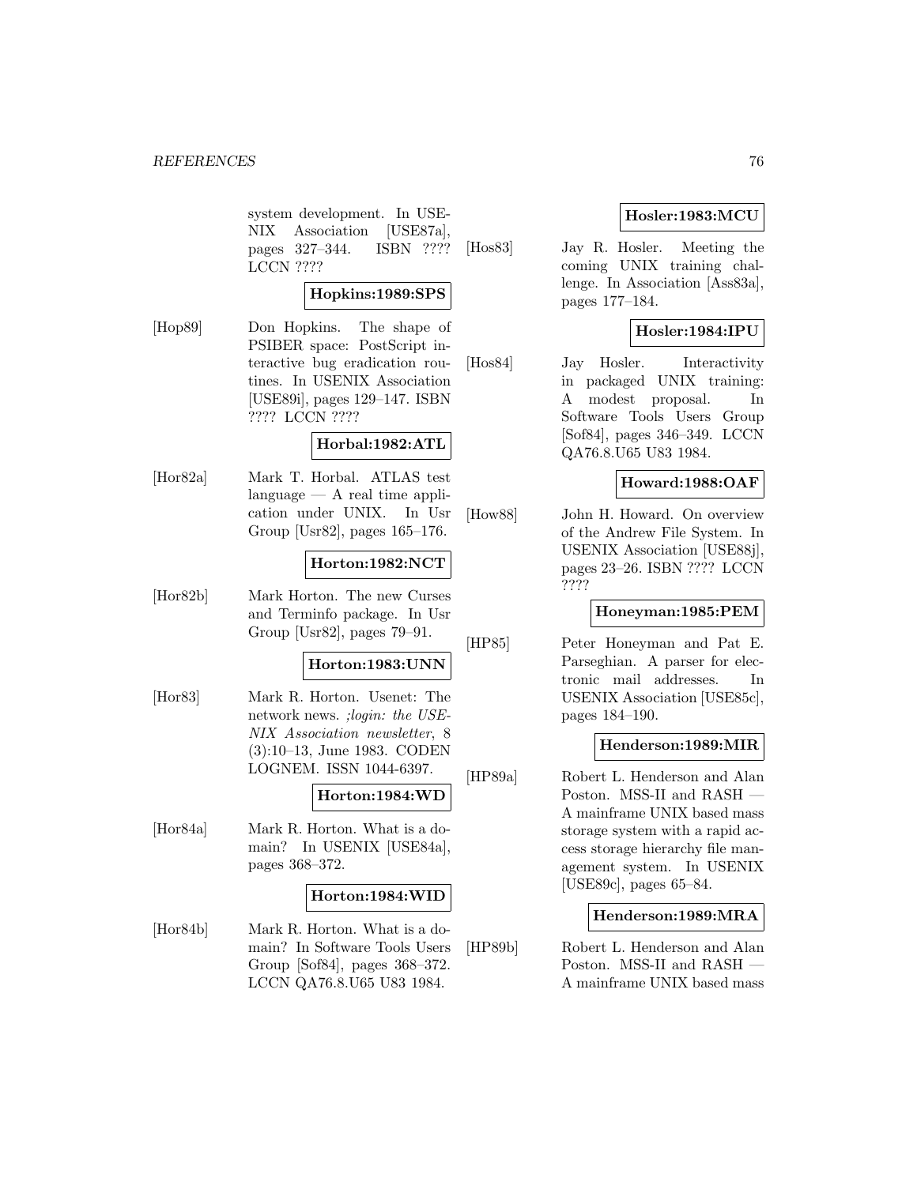system development. In USENIX Association [USE87a], pages 327–344. ISBN ???? LCCN ????

**Hopkins:1989:SPS**

[Hop89] Don Hopkins. The shape of PSIBER space: PostScript interactive bug eradication routines. In USENIX Association [USE89i], pages 129–147. ISBN ???? LCCN ????

**Horbal:1982:ATL**

[Hor82a] Mark T. Horbal. ATLAS test language — A real time application under UNIX. In Usr Group [Usr82], pages 165–176.

**Horton:1982:NCT**

[Hor82b] Mark Horton. The new Curses and Terminfo package. In Usr Group [Usr82], pages 79–91.

**Horton:1983:UNN**

[Hor83] Mark R. Horton. Usenet: The network news. *;login: the USENIX Association newsletter*, 8 (3):10–13, June 1983. CODEN LOGNEM. ISSN 1044-6397.

**Horton:1984:WD**

[Hor84a] Mark R. Horton. What is a domain? In USENIX [USE84a], pages 368–372.

**Horton:1984:WID**

[Hor84b] Mark R. Horton. What is a domain? In Software Tools Users Group [Sof84], pages 368–372. LCCN QA76.8.U65 U83 1984.

**Hosler:1983:MCU**

[Hos83] Jay R. Hosler. Meeting the coming UNIX training challenge. In Association [Ass83a], pages 177–184.

**Hosler:1984:IPU**

[Hos84] Jay Hosler. Interactivity in packaged UNIX training: A modest proposal. In Software Tools Users Group [Sof84], pages 346–349. LCCN QA76.8.U65 U83 1984.

**Howard:1988:OAF**

[How88] John H. Howard. On overview of the Andrew File System. In USENIX Association [USE88j], pages 23–26. ISBN ???? LCCN ????

**Honeyman:1985:PEM**

[HP85] Peter Honeyman and Pat E. Parseghian. A parser for electronic mail addresses. In USENIX Association [USE85c], pages 184–190.

**Henderson:1989:MIR**

[HP89a] Robert L. Henderson and Alan Poston. MSS-II and RASH — A mainframe UNIX based mass storage system with a rapid access storage hierarchy file management system. In USENIX [USE89c], pages 65–84.

**Henderson:1989:MRA**

[HP89b] Robert L. Henderson and Alan Poston. MSS-II and RASH — A mainframe UNIX based mass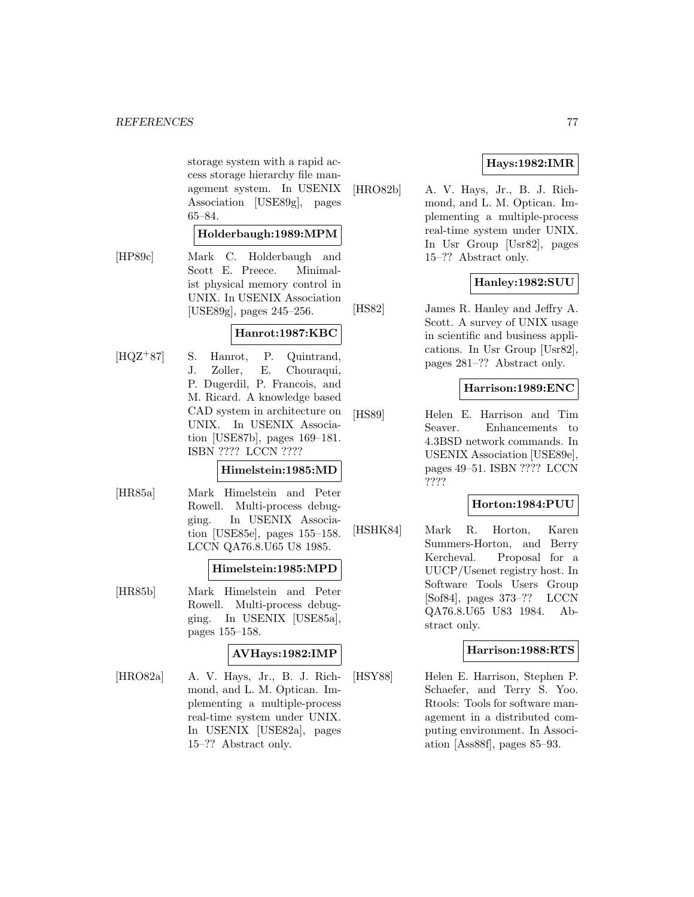storage system with a rapid access storage hierarchy file management system. In USENIX Association [USE89g], pages 65–84.

**Holderbaugh:1989:MPM**

[HP89c] Mark C. Holderbaugh and Scott E. Preece. Minimalist physical memory control in UNIX. In USENIX Association [USE89g], pages 245–256.

**Hanrot:1987:KBC**

[HQZ+87] S. Hanrot, P. Quintrand, J. Zoller, E. Chouraqui, P. Dugerdil, P. Francois, and M. Ricard. A knowledge based CAD system in architecture on UNIX. In USENIX Association [USE87b], pages 169–181. ISBN ???? LCCN ????

**Himelstein:1985:MD**

[HR85a] Mark Himelstein and Peter Rowell. Multi-process debugging. In USENIX Association [USE85e], pages 155–158. LCCN QA76.8.U65 U8 1985.

**Himelstein:1985:MPD**

[HR85b] Mark Himelstein and Peter Rowell. Multi-process debugging. In USENIX [USE85a], pages 155–158.

**AVHays:1982:IMP**

[HRO82a] A. V. Hays, Jr., B. J. Richmond, and L. M. Optican. Implementing a multiple-process real-time system under UNIX. In USENIX [USE82a], pages 15–?? Abstract only.

**Hays:1982:IMR**

[HRO82b] A. V. Hays, Jr., B. J. Richmond, and L. M. Optican. Implementing a multiple-process real-time system under UNIX. In Usr Group [Usr82], pages 15–?? Abstract only.

**Hanley:1982:SUU**

[HS82] James R. Hanley and Jeffry A. Scott. A survey of UNIX usage in scientific and business applications. In Usr Group [Usr82], pages 281–?? Abstract only.

**Harrison:1989:ENC**

[HS89] Helen E. Harrison and Tim Seaver. Enhancements to 4.3BSD network commands. In USENIX Association [USE89e], pages 49–51. ISBN ???? LCCN ????

**Horton:1984:PUU**

[HSHK84] Mark R. Horton, Karen Summers-Horton, and Berry Kercheval. Proposal for a UUCP/Usenet registry host. In Software Tools Users Group [Sof84], pages 373–?? LCCN QA76.8.U65 U83 1984. Abstract only.

**Harrison:1988:RTS**

[HSY88] Helen E. Harrison, Stephen P. Schaefer, and Terry S. Yoo. Rtools: Tools for software management in a distributed computing environment. In Association [Ass88f], pages 85–93.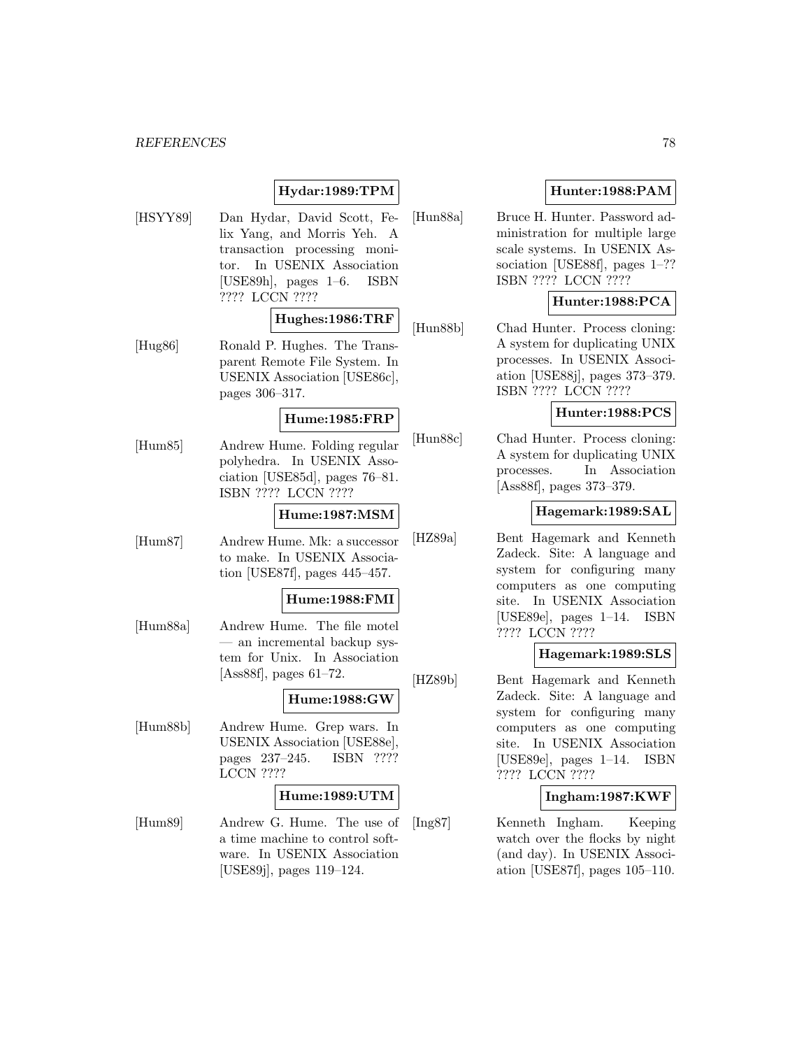**Hydar:1989:TPM**

[HSYY89] Dan Hydar, David Scott, Felix Yang, and Morris Yeh. A transaction processing monitor. In USENIX Association [USE89h], pages 1–6. ISBN ???? LCCN ????

**Hughes:1986:TRF**

[Hug86] Ronald P. Hughes. The Transparent Remote File System. In USENIX Association [USE86c], pages 306–317.

**Hume:1985:FRP**

[Hum85] Andrew Hume. Folding regular polyhedra. In USENIX Association [USE85d], pages 76–81. ISBN ???? LCCN ????

**Hume:1987:MSM**

[Hum87] Andrew Hume. Mk: a successor to make. In USENIX Association [USE87f], pages 445–457.

**Hume:1988:FMI**

[Hum88a] Andrew Hume. The file motel — an incremental backup system for Unix. In Association [Ass88f], pages 61–72.

**Hume:1988:GW**

[Hum88b] Andrew Hume. Grep wars. In USENIX Association [USE88e], pages 237–245. ISBN ???? LCCN ????

**Hume:1989:UTM**

[Hum89] Andrew G. Hume. The use of a time machine to control software. In USENIX Association [USE89j], pages 119–124.

**Hunter:1988:PAM**

[Hun88a] Bruce H. Hunter. Password administration for multiple large scale systems. In USENIX Association [USE88f], pages 1–?? ISBN ???? LCCN ????

**Hunter:1988:PCA**

[Hun88b] Chad Hunter. Process cloning: A system for duplicating UNIX processes. In USENIX Association [USE88j], pages 373–379. ISBN ???? LCCN ????

**Hunter:1988:PCS**

[Hun88c] Chad Hunter. Process cloning: A system for duplicating UNIX processes. In Association [Ass88f], pages 373–379.

**Hagemark:1989:SAL**

[HZ89a] Bent Hagemark and Kenneth Zadeck. Site: A language and system for configuring many computers as one computing site. In USENIX Association [USE89e], pages 1–14. ISBN ???? LCCN ????

**Hagemark:1989:SLS**

[HZ89b] Bent Hagemark and Kenneth Zadeck. Site: A language and system for configuring many computers as one computing site. In USENIX Association [USE89e], pages 1–14. ISBN ???? LCCN ????

**Ingham:1987:KWF**

[Ing87] Kenneth Ingham. Keeping watch over the flocks by night (and day). In USENIX Association [USE87f], pages 105–110.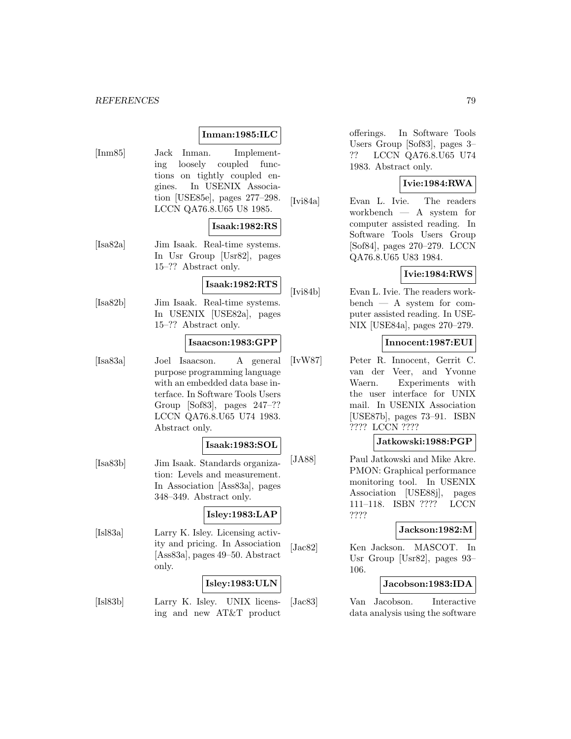**Inman:1985:ILC**

[Inm85] Jack Inman. Implementing loosely coupled functions on tightly coupled engines. In USENIX Association [USE85e], pages 277–298. LCCN QA76.8.U65 U8 1985.

**Isaak:1982:RS**

[Isa82a] Jim Isaak. Real-time systems. In Usr Group [Usr82], pages 15–?? Abstract only.

**Isaak:1982:RTS**

[Isa82b] Jim Isaak. Real-time systems. In USENIX [USE82a], pages 15–?? Abstract only.

**Isaacson:1983:GPP**

[Isa83a] Joel Isaacson. A general purpose programming language with an embedded data base interface. In Software Tools Users Group [Sof83], pages 247–?? LCCN QA76.8.U65 U74 1983. Abstract only.

**Isaak:1983:SOL**

[Isa83b] Jim Isaak. Standards organization: Levels and measurement. In Association [Ass83a], pages 348–349. Abstract only.

**Isley:1983:LAP**

[Isl83a] Larry K. Isley. Licensing activity and pricing. In Association [Ass83a], pages 49–50. Abstract only.

**Isley:1983:ULN**

[Isl83b] Larry K. Isley. UNIX licensing and new AT&T product offerings. In Software Tools Users Group [Sof83], pages 3–?? LCCN QA76.8.U65 U74 1983. Abstract only.

**Ivie:1984:RWA**

[Ivi84a] Evan L. Ivie. The readers workbench — A system for computer assisted reading. In Software Tools Users Group [Sof84], pages 270–279. LCCN QA76.8.U65 U83 1984.

**Ivie:1984:RWS**

[Ivi84b] Evan L. Ivie. The readers workbench — A system for computer assisted reading. In USENIX [USE84a], pages 270–279.

**Innocent:1987:EUI**

[IvW87] Peter R. Innocent, Gerrit C. van der Veer, and Yvonne Waern. Experiments with the user interface for UNIX mail. In USENIX Association [USE87b], pages 73–91. ISBN ???? LCCN ????

**Jatkowski:1988:PGP**

[JA88] Paul Jatkowski and Mike Akre. PMON: Graphical performance monitoring tool. In USENIX Association [USE88j], pages 111–118. ISBN ???? LCCN ????

**Jackson:1982:M**

[Jac82] Ken Jackson. MASCOT. In Usr Group [Usr82], pages 93–106.

**Jacobson:1983:IDA**

[Jac83] Van Jacobson. Interactive data analysis using the software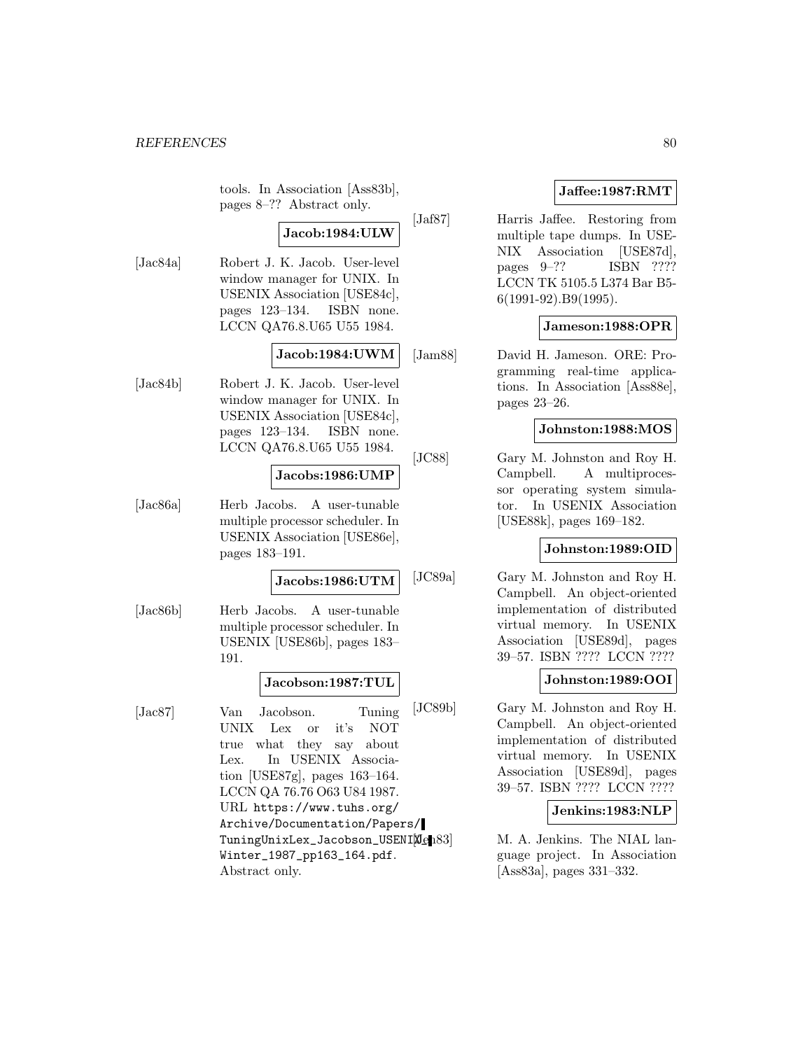tools. In Association [Ass83b], pages 8–?? Abstract only.

**Jacob:1984:ULW**

[Jac84a] Robert J. K. Jacob. User-level window manager for UNIX. In USENIX Association [USE84c], pages 123–134. ISBN none. LCCN QA76.8.U65 U55 1984.

**Jacob:1984:UWM**

[Jac84b] Robert J. K. Jacob. User-level window manager for UNIX. In USENIX Association [USE84c], pages 123–134. ISBN none. LCCN QA76.8.U65 U55 1984.

**Jacobs:1986:UMP**

[Jac86a] Herb Jacobs. A user-tunable multiple processor scheduler. In USENIX Association [USE86e], pages 183–191.

**Jacobs:1986:UTM**

[Jac86b] Herb Jacobs. A user-tunable multiple processor scheduler. In USENIX [USE86b], pages 183–191.

**Jacobson:1987:TUL**

[Jac87] Van Jacobson. Tuning UNIX Lex or it's NOT true what they say about Lex. In USENIX Association [USE87g], pages 163–164. LCCN QA 76.76 O63 U84 1987. URL https://www.tuhs.org/Archive/Documentation/Papers/TuningUnixLex_Jacobson_USENIX_Winter_1987_pp163_164.pdf. Abstract only.

**Jaffee:1987:RMT**

[Jaf87] Harris Jaffee. Restoring from multiple tape dumps. In USENIX Association [USE87d], pages 9–?? ISBN ???? LCCN TK 5105.5 L374 Bar B5-6(1991-92).B9(1995).

**Jameson:1988:OPR**

[Jam88] David H. Jameson. ORE: Programming real-time applications. In Association [Ass88e], pages 23–26.

**Johnston:1988:MOS**

[JC88] Gary M. Johnston and Roy H. Campbell. A multiprocessor operating system simulator. In USENIX Association [USE88k], pages 169–182.

**Johnston:1989:OID**

[JC89a] Gary M. Johnston and Roy H. Campbell. An object-oriented implementation of distributed virtual memory. In USENIX Association [USE89d], pages 39–57. ISBN ???? LCCN ????

**Johnston:1989:OOI**

[JC89b] Gary M. Johnston and Roy H. Campbell. An object-oriented implementation of distributed virtual memory. In USENIX Association [USE89d], pages 39–57. ISBN ???? LCCN ????

**Jenkins:1983:NLP**

[Jen83] M. A. Jenkins. The NIAL language project. In Association [Ass83a], pages 331–332.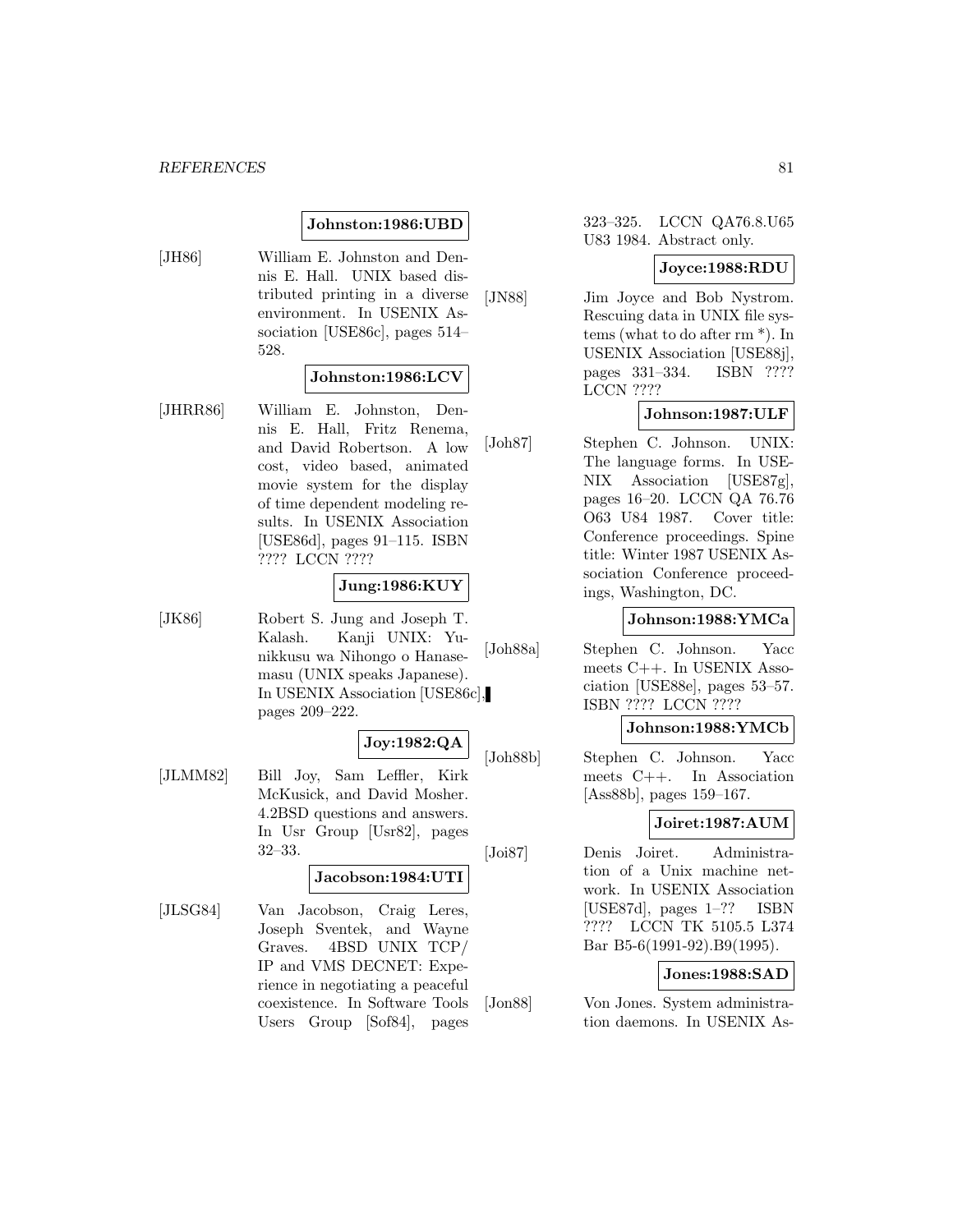**Johnston:1986:UBD**

[JH86] William E. Johnston and Dennis E. Hall. UNIX based distributed printing in a diverse environment. In USENIX Association [USE86c], pages 514–528.

**Johnston:1986:LCV**

[JHRR86] William E. Johnston, Dennis E. Hall, Fritz Renema, and David Robertson. A low cost, video based, animated movie system for the display of time dependent modeling results. In USENIX Association [USE86d], pages 91–115. ISBN ???? LCCN ????

**Jung:1986:KUY**

[JK86] Robert S. Jung and Joseph T. Kalash. Kanji UNIX: Yunikkusu wa Nihongo o Hanasemasu (UNIX speaks Japanese). In USENIX Association [USE86c], pages 209–222.

**Joy:1982:QA**

[JLMM82] Bill Joy, Sam Leffler, Kirk McKusick, and David Mosher. 4.2BSD questions and answers. In Usr Group [Usr82], pages 32–33.

**Jacobson:1984:UTI**

[JLSG84] Van Jacobson, Craig Leres, Joseph Sventek, and Wayne Graves. 4BSD UNIX TCP/IP and VMS DECNET: Experience in negotiating a peaceful coexistence. In Software Tools Users Group [Sof84], pages 323–325. LCCN QA76.8.U65 U83 1984. Abstract only.

**Joyce:1988:RDU**

[JN88] Jim Joyce and Bob Nystrom. Rescuing data in UNIX file systems (what to do after rm *). In USENIX Association [USE88j], pages 331–334. ISBN ???? LCCN ????

**Johnson:1987:ULF**

[Joh87] Stephen C. Johnson. UNIX: The language forms. In USENIX Association [USE87g], pages 16–20. LCCN QA 76.76 O63 U84 1987. Cover title: Conference proceedings. Spine title: Winter 1987 USENIX Association Conference proceedings, Washington, DC.

**Johnson:1988:YMCa**

[Joh88a] Stephen C. Johnson. Yacc meets C++. In USENIX Association [USE88e], pages 53–57. ISBN ???? LCCN ????

**Johnson:1988:YMCb**

[Joh88b] Stephen C. Johnson. Yacc meets C++. In Association [Ass88b], pages 159–167.

**Joiret:1987:AUM**

[Joi87] Denis Joiret. Administration of a Unix machine network. In USENIX Association [USE87d], pages 1–?? ISBN ???? LCCN TK 5105.5 L374 Bar B5-6(1991-92).B9(1995).

**Jones:1988:SAD**

[Jon88] Von Jones. System administration daemons. In USENIX As-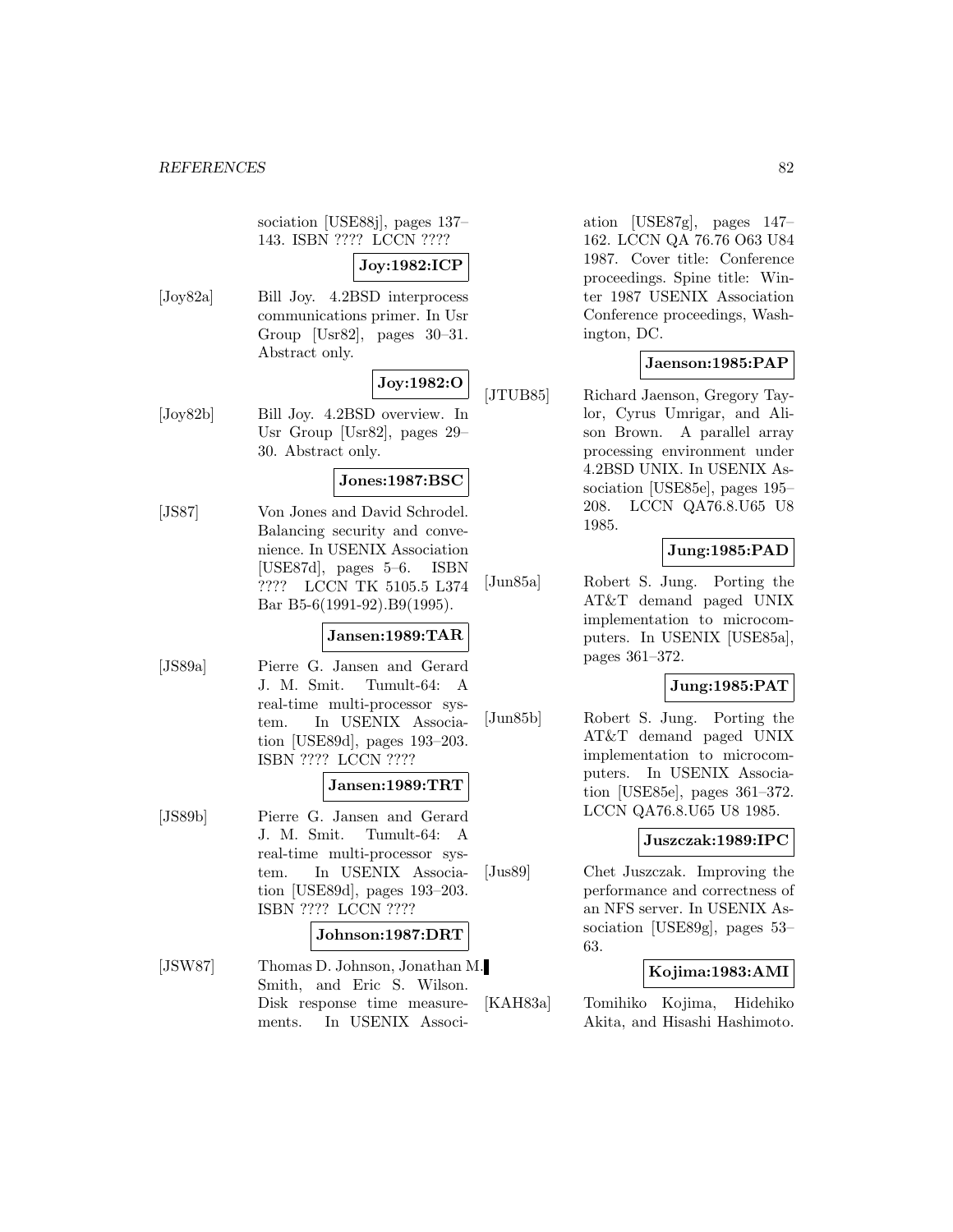sociation [USE88j], pages 137–143. ISBN ???? LCCN ????

**Joy:1982:ICP**

[Joy82a] Bill Joy. 4.2BSD interprocess communications primer. In Usr Group [Usr82], pages 30–31. Abstract only.

**Joy:1982:O**

[Joy82b] Bill Joy. 4.2BSD overview. In Usr Group [Usr82], pages 29–30. Abstract only.

**Jones:1987:BSC**

[JS87] Von Jones and David Schrodel. Balancing security and convenience. In USENIX Association [USE87d], pages 5–6. ISBN ???? LCCN TK 5105.5 L374 Bar B5-6(1991-92).B9(1995).

**Jansen:1989:TAR**

[JS89a] Pierre G. Jansen and Gerard J. M. Smit. Tumult-64: A real-time multi-processor system. In USENIX Association [USE89d], pages 193–203. ISBN ???? LCCN ????

**Jansen:1989:TRT**

[JS89b] Pierre G. Jansen and Gerard J. M. Smit. Tumult-64: A real-time multi-processor system. In USENIX Association [USE89d], pages 193–203. ISBN ???? LCCN ????

**Johnson:1987:DRT**

[JSW87] Thomas D. Johnson, Jonathan M. Smith, and Eric S. Wilson. Disk response time measurements. In USENIX Association [USE87g], pages 147–162. LCCN QA 76.76 O63 U84 1987. Cover title: Conference proceedings. Spine title: Winter 1987 USENIX Association Conference proceedings, Washington, DC.

**Jaenson:1985:PAP**

[JTUB85] Richard Jaenson, Gregory Taylor, Cyrus Umrigar, and Alison Brown. A parallel array processing environment under 4.2BSD UNIX. In USENIX Association [USE85e], pages 195–208. LCCN QA76.8.U65 U8 1985.

**Jung:1985:PAD**

[Jun85a] Robert S. Jung. Porting the AT&T demand paged UNIX implementation to microcomputers. In USENIX [USE85a], pages 361–372.

**Jung:1985:PAT**

[Jun85b] Robert S. Jung. Porting the AT&T demand paged UNIX implementation to microcomputers. In USENIX Association [USE85e], pages 361–372. LCCN QA76.8.U65 U8 1985.

**Juszczak:1989:IPC**

[Jus89] Chet Juszczak. Improving the performance and correctness of an NFS server. In USENIX Association [USE89g], pages 53–63.

**Kojima:1983:AMI**

[KAH83a] Tomihiko Kojima, Hidehiko Akita, and Hisashi Hashimoto.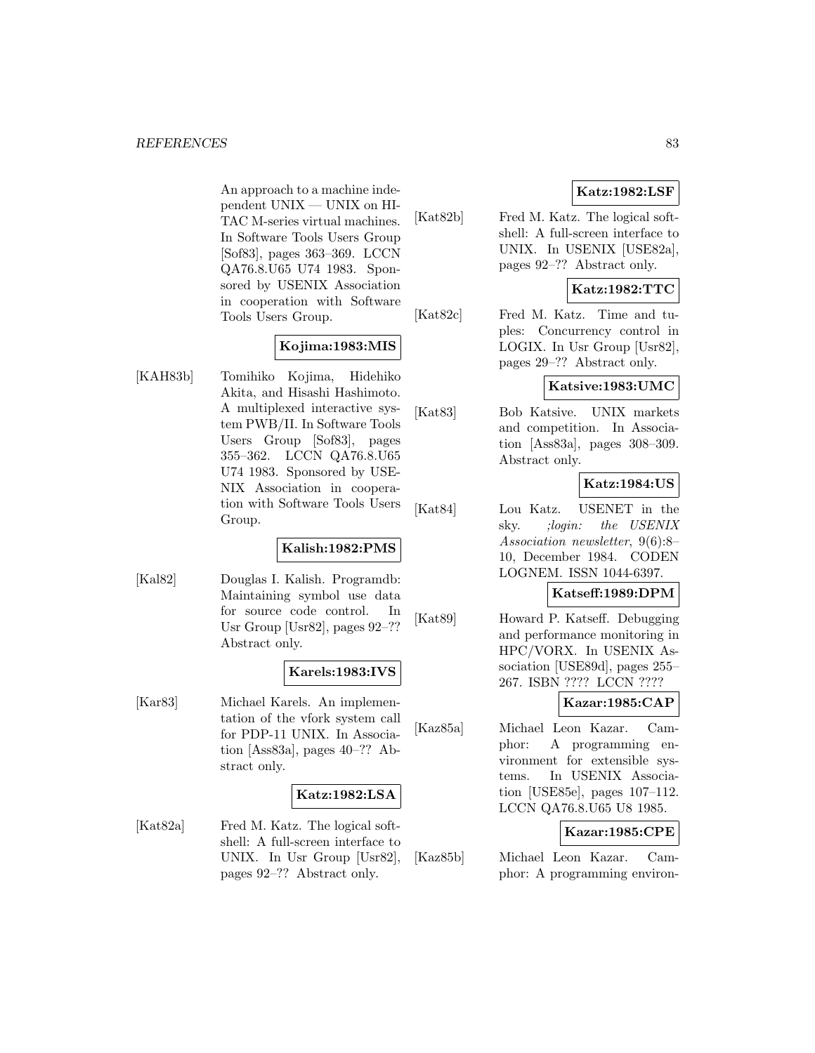An approach to a machine independent UNIX — UNIX on HITAC M-series virtual machines. In Software Tools Users Group [Sof83], pages 363–369. LCCN QA76.8.U65 U74 1983. Sponsored by USENIX Association in cooperation with Software Tools Users Group.

**Kojima:1983:MIS**

[KAH83b] Tomihiko Kojima, Hidehiko Akita, and Hisashi Hashimoto. A multiplexed interactive system PWB/II. In Software Tools Users Group [Sof83], pages 355–362. LCCN QA76.8.U65 U74 1983. Sponsored by USENIX Association in cooperation with Software Tools Users Group.

**Kalish:1982:PMS**

[Kal82] Douglas I. Kalish. Programdb: Maintaining symbol use data for source code control. In Usr Group [Usr82], pages 92–?? Abstract only.

**Karels:1983:IVS**

[Kar83] Michael Karels. An implementation of the vfork system call for PDP-11 UNIX. In Association [Ass83a], pages 40–?? Abstract only.

**Katz:1982:LSA**

[Kat82a] Fred M. Katz. The logical softshell: A full-screen interface to UNIX. In Usr Group [Usr82], pages 92–?? Abstract only.

**Katz:1982:LSF**

[Kat82b] Fred M. Katz. The logical softshell: A full-screen interface to UNIX. In USENIX [USE82a], pages 92–?? Abstract only.

**Katz:1982:TTC**

[Kat82c] Fred M. Katz. Time and tuples: Concurrency control in LOGIX. In Usr Group [Usr82], pages 29–?? Abstract only.

**Katsive:1983:UMC**

[Kat83] Bob Katsive. UNIX markets and competition. In Association [Ass83a], pages 308–309. Abstract only.

**Katz:1984:US**

[Kat84] Lou Katz. USENET in the sky. *;login: the USENIX Association newsletter*, 9(6):8–10, December 1984. CODEN LOGNEM. ISSN 1044-6397.

**Katseff:1989:DPM**

[Kat89] Howard P. Katseff. Debugging and performance monitoring in HPC/VORX. In USENIX Association [USE89d], pages 255–267. ISBN ???? LCCN ????

**Kazar:1985:CAP**

[Kaz85a] Michael Leon Kazar. Camphor: A programming environment for extensible systems. In USENIX Association [USE85e], pages 107–112. LCCN QA76.8.U65 U8 1985.

**Kazar:1985:CPE**

[Kaz85b] Michael Leon Kazar. Camphor: A programming environ-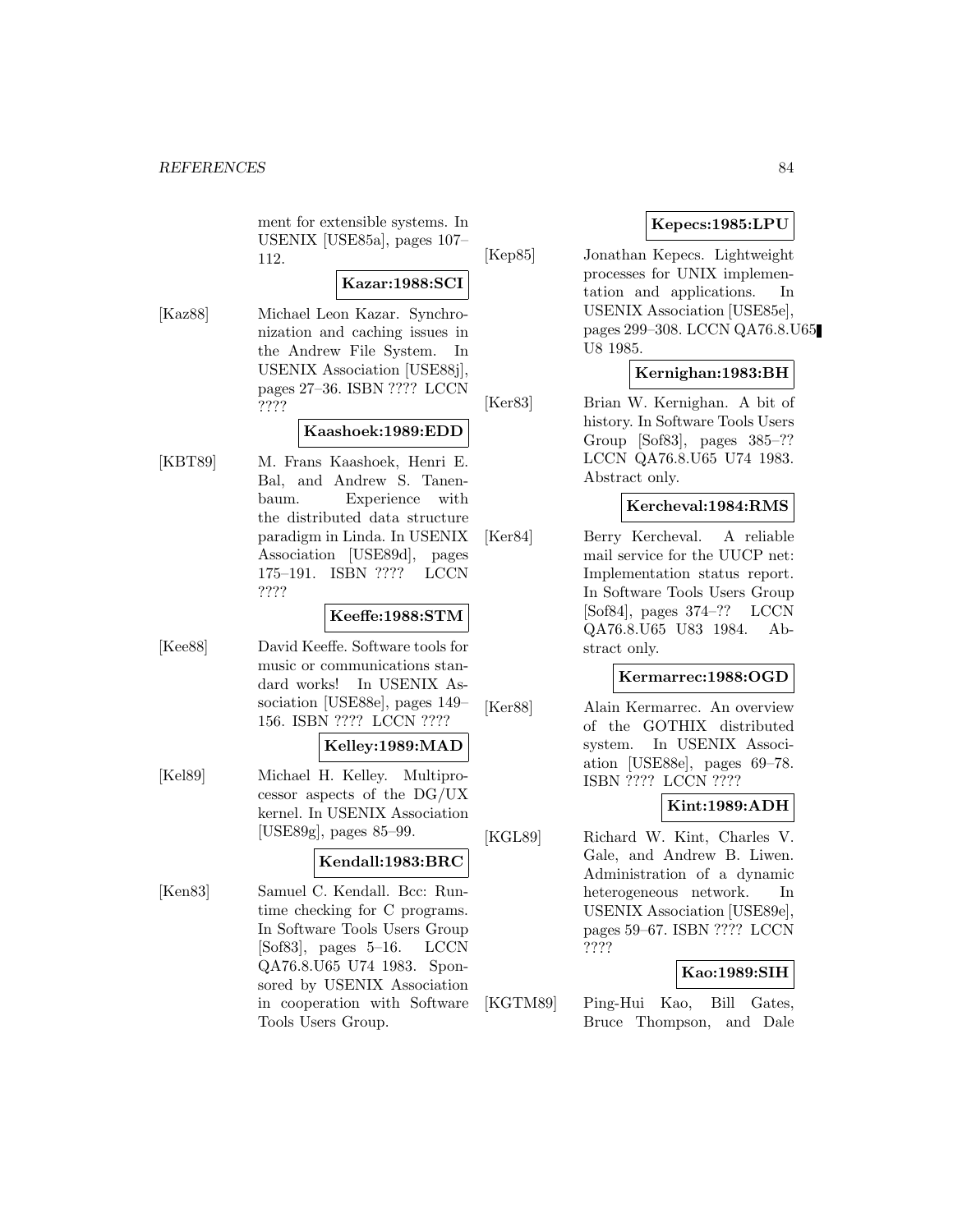ment for extensible systems. In USENIX [USE85a], pages 107–112.

**Kazar:1988:SCI**

[Kaz88] Michael Leon Kazar. Synchronization and caching issues in the Andrew File System. In USENIX Association [USE88j], pages 27–36. ISBN ???? LCCN ????

**Kaashoek:1989:EDD**

[KBT89] M. Frans Kaashoek, Henri E. Bal, and Andrew S. Tanenbaum. Experience with the distributed data structure paradigm in Linda. In USENIX Association [USE89d], pages 175–191. ISBN ???? LCCN ????

**Keeffe:1988:STM**

[Kee88] David Keeffe. Software tools for music or communications standard works! In USENIX Association [USE88e], pages 149–156. ISBN ???? LCCN ????

**Kelley:1989:MAD**

[Kel89] Michael H. Kelley. Multiprocessor aspects of the DG/UX kernel. In USENIX Association [USE89g], pages 85–99.

**Kendall:1983:BRC**

[Ken83] Samuel C. Kendall. Bcc: Runtime checking for C programs. In Software Tools Users Group [Sof83], pages 5–16. LCCN QA76.8.U65 U74 1983. Sponsored by USENIX Association in cooperation with Software Tools Users Group.

**Kepecs:1985:LPU**

[Kep85] Jonathan Kepecs. Lightweight processes for UNIX implementation and applications. In USENIX Association [USE85e], pages 299–308. LCCN QA76.8.U65 U8 1985.

**Kernighan:1983:BH**

[Ker83] Brian W. Kernighan. A bit of history. In Software Tools Users Group [Sof83], pages 385–?? LCCN QA76.8.U65 U74 1983. Abstract only.

**Kercheval:1984:RMS**

[Ker84] Berry Kercheval. A reliable mail service for the UUCP net: Implementation status report. In Software Tools Users Group [Sof84], pages 374–?? LCCN QA76.8.U65 U83 1984. Abstract only.

**Kermarrec:1988:OGD**

[Ker88] Alain Kermarrec. An overview of the GOTHIX distributed system. In USENIX Association [USE88e], pages 69–78. ISBN ???? LCCN ????

**Kint:1989:ADH**

[KGL89] Richard W. Kint, Charles V. Gale, and Andrew B. Liwen. Administration of a dynamic heterogeneous network. In USENIX Association [USE89e], pages 59–67. ISBN ???? LCCN ????

**Kao:1989:SIH**

[KGTM89] Ping-Hui Kao, Bill Gates, Bruce Thompson, and Dale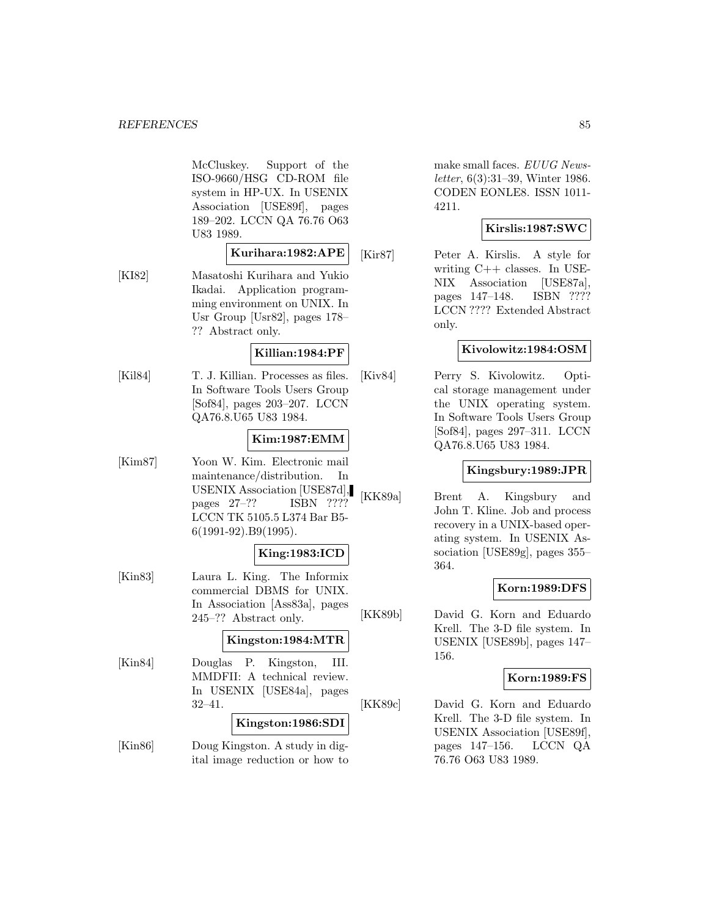McCluskey. Support of the ISO-9660/HSG CD-ROM file system in HP-UX. In USENIX Association [USE89f], pages 189–202. LCCN QA 76.76 O63 U83 1989.

**Kurihara:1982:APE**

[KI82] Masatoshi Kurihara and Yukio Ikadai. Application programming environment on UNIX. In Usr Group [Usr82], pages 178–?? Abstract only.

**Killian:1984:PF**

[Kil84] T. J. Killian. Processes as files. In Software Tools Users Group [Sof84], pages 203–207. LCCN QA76.8.U65 U83 1984.

**Kim:1987:EMM**

[Kim87] Yoon W. Kim. Electronic mail maintenance/distribution. In USENIX Association [USE87d], pages 27–?? ISBN ???? LCCN TK 5105.5 L374 Bar B5-6(1991-92).B9(1995).

**King:1983:ICD**

[Kin83] Laura L. King. The Informix commercial DBMS for UNIX. In Association [Ass83a], pages 245–?? Abstract only.

**Kingston:1984:MTR**

[Kin84] Douglas P. Kingston, III. MMDFII: A technical review. In USENIX [USE84a], pages 32–41.

**Kingston:1986:SDI**

[Kin86] Doug Kingston. A study in digital image reduction or how to make small faces. *EUUG Newsletter*, 6(3):31–39, Winter 1986. CODEN EONLE8. ISSN 1011-4211.

**Kirslis:1987:SWC**

[Kir87] Peter A. Kirslis. A style for writing C++ classes. In USENIX Association [USE87a], pages 147–148. ISBN ???? LCCN ???? Extended Abstract only.

**Kivolowitz:1984:OSM**

[Kiv84] Perry S. Kivolowitz. Optical storage management under the UNIX operating system. In Software Tools Users Group [Sof84], pages 297–311. LCCN QA76.8.U65 U83 1984.

**Kingsbury:1989:JPR**

[KK89a] Brent A. Kingsbury and John T. Kline. Job and process recovery in a UNIX-based operating system. In USENIX Association [USE89g], pages 355–364.

**Korn:1989:DFS**

[KK89b] David G. Korn and Eduardo Krell. The 3-D file system. In USENIX [USE89b], pages 147–156.

**Korn:1989:FS**

[KK89c] David G. Korn and Eduardo Krell. The 3-D file system. In USENIX Association [USE89f], pages 147–156. LCCN QA 76.76 O63 U83 1989.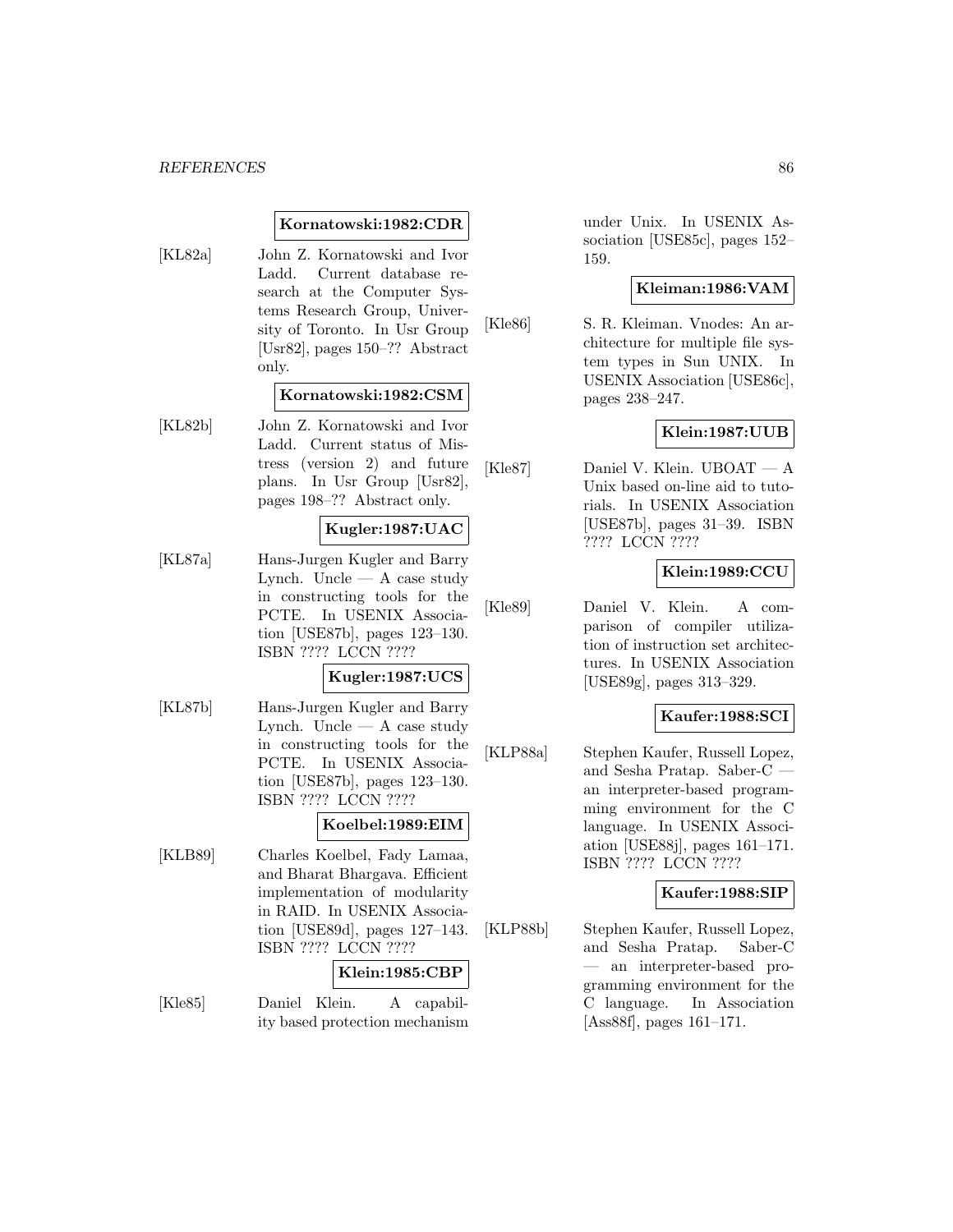**Kornatowski:1982:CDR**

[KL82a] John Z. Kornatowski and Ivor Ladd. Current database research at the Computer Systems Research Group, University of Toronto. In Usr Group [Usr82], pages 150–?? Abstract only.

**Kornatowski:1982:CSM**

[KL82b] John Z. Kornatowski and Ivor Ladd. Current status of Mistress (version 2) and future plans. In Usr Group [Usr82], pages 198–?? Abstract only.

**Kugler:1987:UAC**

[KL87a] Hans-Jurgen Kugler and Barry Lynch. Uncle — A case study in constructing tools for the PCTE. In USENIX Association [USE87b], pages 123–130. ISBN ???? LCCN ????

**Kugler:1987:UCS**

[KL87b] Hans-Jurgen Kugler and Barry Lynch. Uncle — A case study in constructing tools for the PCTE. In USENIX Association [USE87b], pages 123–130. ISBN ???? LCCN ????

**Koelbel:1989:EIM**

[KLB89] Charles Koelbel, Fady Lamaa, and Bharat Bhargava. Efficient implementation of modularity in RAID. In USENIX Association [USE89d], pages 127–143. ISBN ???? LCCN ????

**Klein:1985:CBP**

[Kle85] Daniel Klein. A capability based protection mechanism under Unix. In USENIX Association [USE85c], pages 152–159.

**Kleiman:1986:VAM**

[Kle86] S. R. Kleiman. Vnodes: An architecture for multiple file system types in Sun UNIX. In USENIX Association [USE86c], pages 238–247.

**Klein:1987:UUB**

[Kle87] Daniel V. Klein. UBOAT — A Unix based on-line aid to tutorials. In USENIX Association [USE87b], pages 31–39. ISBN ???? LCCN ????

**Klein:1989:CCU**

[Kle89] Daniel V. Klein. A comparison of compiler utilization of instruction set architectures. In USENIX Association [USE89g], pages 313–329.

**Kaufer:1988:SCI**

[KLP88a] Stephen Kaufer, Russell Lopez, and Sesha Pratap. Saber-C — an interpreter-based programming environment for the C language. In USENIX Association [USE88j], pages 161–171. ISBN ???? LCCN ????

**Kaufer:1988:SIP**

[KLP88b] Stephen Kaufer, Russell Lopez, and Sesha Pratap. Saber-C — an interpreter-based programming environment for the C language. In Association [Ass88f], pages 161–171.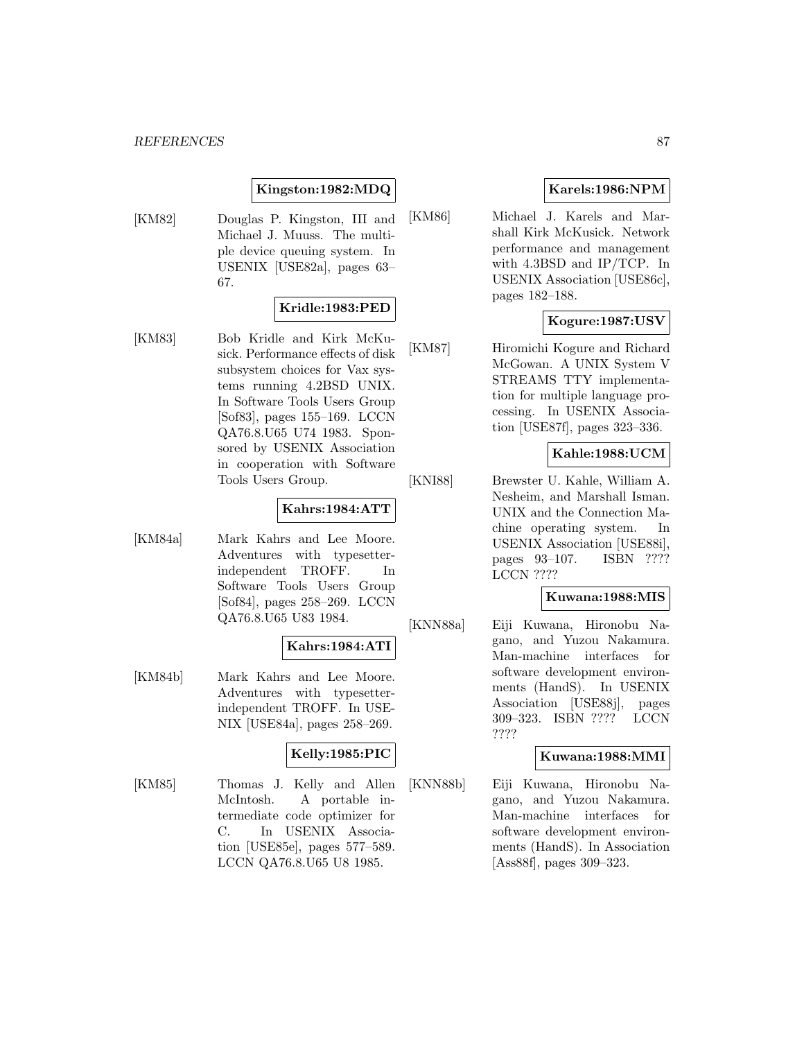**Kingston:1982:MDQ**

[KM82] Douglas P. Kingston, III and Michael J. Muuss. The multiple device queuing system. In USENIX [USE82a], pages 63–67.

**Kridle:1983:PED**

[KM83] Bob Kridle and Kirk McKusick. Performance effects of disk subsystem choices for Vax systems running 4.2BSD UNIX. In Software Tools Users Group [Sof83], pages 155–169. LCCN QA76.8.U65 U74 1983. Sponsored by USENIX Association in cooperation with Software Tools Users Group.

**Kahrs:1984:ATT**

[KM84a] Mark Kahrs and Lee Moore. Adventures with typesetter-independent TROFF. In Software Tools Users Group [Sof84], pages 258–269. LCCN QA76.8.U65 U83 1984.

**Kahrs:1984:ATI**

[KM84b] Mark Kahrs and Lee Moore. Adventures with typesetter-independent TROFF. In USENIX [USE84a], pages 258–269.

**Kelly:1985:PIC**

[KM85] Thomas J. Kelly and Allen McIntosh. A portable intermediate code optimizer for C. In USENIX Association [USE85e], pages 577–589. LCCN QA76.8.U65 U8 1985.

**Karels:1986:NPM**

[KM86] Michael J. Karels and Marshall Kirk McKusick. Network performance and management with 4.3BSD and IP/TCP. In USENIX Association [USE86c], pages 182–188.

**Kogure:1987:USV**

[KM87] Hiromichi Kogure and Richard McGowan. A UNIX System V STREAMS TTY implementation for multiple language processing. In USENIX Association [USE87f], pages 323–336.

**Kahle:1988:UCM**

[KNI88] Brewster U. Kahle, William A. Nesheim, and Marshall Isman. UNIX and the Connection Machine operating system. In USENIX Association [USE88i], pages 93–107. ISBN ???? LCCN ????

**Kuwana:1988:MIS**

[KNN88a] Eiji Kuwana, Hironobu Nagano, and Yuzou Nakamura. Man-machine interfaces for software development environments (HandS). In USENIX Association [USE88j], pages 309–323. ISBN ???? LCCN ????

**Kuwana:1988:MMI**

[KNN88b] Eiji Kuwana, Hironobu Nagano, and Yuzou Nakamura. Man-machine interfaces for software development environments (HandS). In Association [Ass88f], pages 309–323.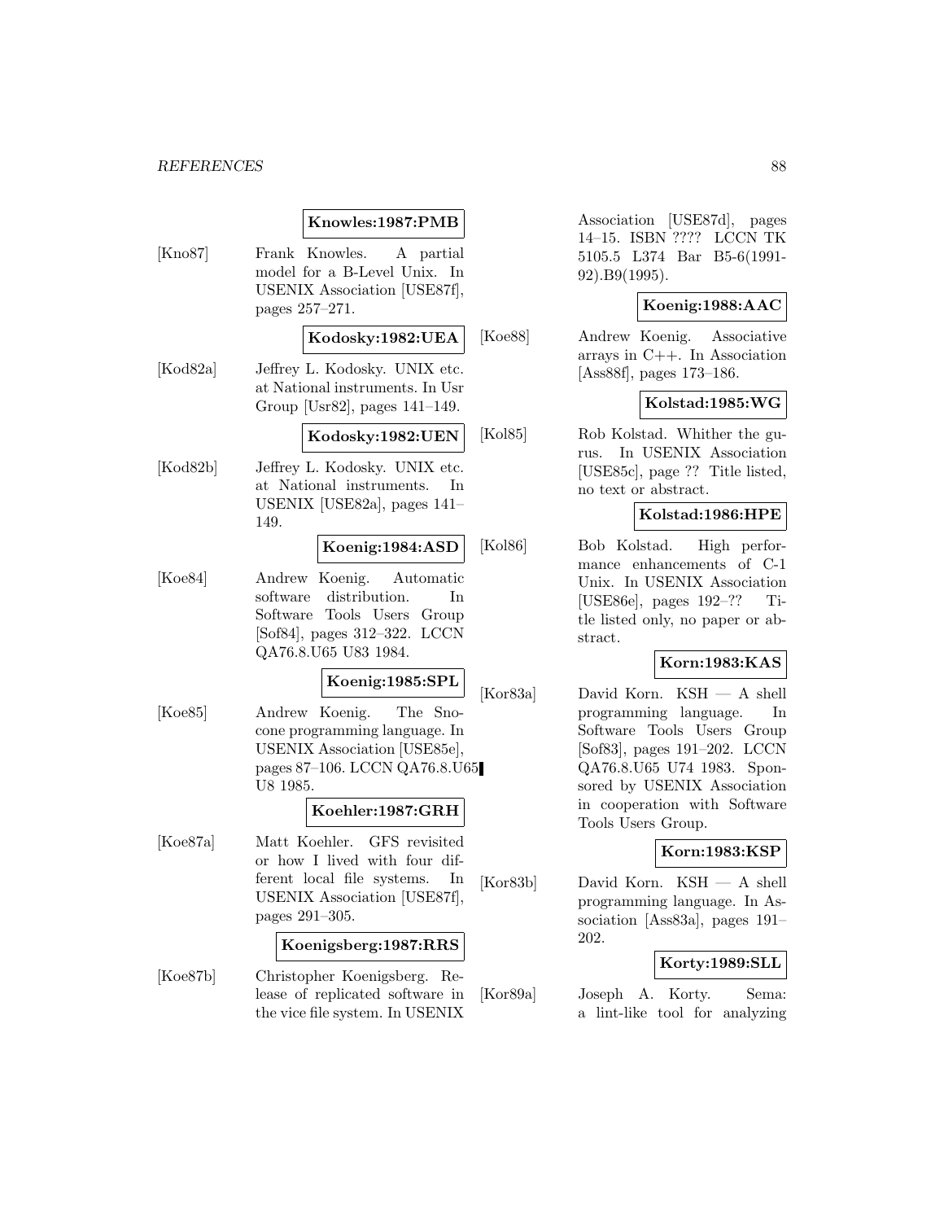**Knowles:1987:PMB**

[Kno87] Frank Knowles. A partial model for a B-Level Unix. In USENIX Association [USE87f], pages 257–271.

**Kodosky:1982:UEA**

[Kod82a] Jeffrey L. Kodosky. UNIX etc. at National instruments. In Usr Group [Usr82], pages 141–149.

**Kodosky:1982:UEN**

[Kod82b] Jeffrey L. Kodosky. UNIX etc. at National instruments. In USENIX [USE82a], pages 141–149.

**Koenig:1984:ASD**

[Koe84] Andrew Koenig. Automatic software distribution. In Software Tools Users Group [Sof84], pages 312–322. LCCN QA76.8.U65 U83 1984.

**Koenig:1985:SPL**

[Koe85] Andrew Koenig. The Snocone programming language. In USENIX Association [USE85e], pages 87–106. LCCN QA76.8.U65 U8 1985.

**Koehler:1987:GRH**

[Koe87a] Matt Koehler. GFS revisited or how I lived with four different local file systems. In USENIX Association [USE87f], pages 291–305.

**Koenigsberg:1987:RRS**

[Koe87b] Christopher Koenigsberg. Release of replicated software in the vice file system. In USENIX Association [USE87d], pages 14–15. ISBN ???? LCCN TK 5105.5 L374 Bar B5-6(1991-92).B9(1995).

**Koenig:1988:AAC**

[Koe88] Andrew Koenig. Associative arrays in C++. In Association [Ass88f], pages 173–186.

**Kolstad:1985:WG**

[Kol85] Rob Kolstad. Whither the gurus. In USENIX Association [USE85c], page ?? Title listed, no text or abstract.

**Kolstad:1986:HPE**

[Kol86] Bob Kolstad. High performance enhancements of C-1 Unix. In USENIX Association [USE86e], pages 192–?? Title listed only, no paper or abstract.

**Korn:1983:KAS**

[Kor83a] David Korn. KSH — A shell programming language. In Software Tools Users Group [Sof83], pages 191–202. LCCN QA76.8.U65 U74 1983. Sponsored by USENIX Association in cooperation with Software Tools Users Group.

**Korn:1983:KSP**

[Kor83b] David Korn. KSH — A shell programming language. In Association [Ass83a], pages 191–202.

**Korty:1989:SLL**

[Kor89a] Joseph A. Korty. Sema: a lint-like tool for analyzing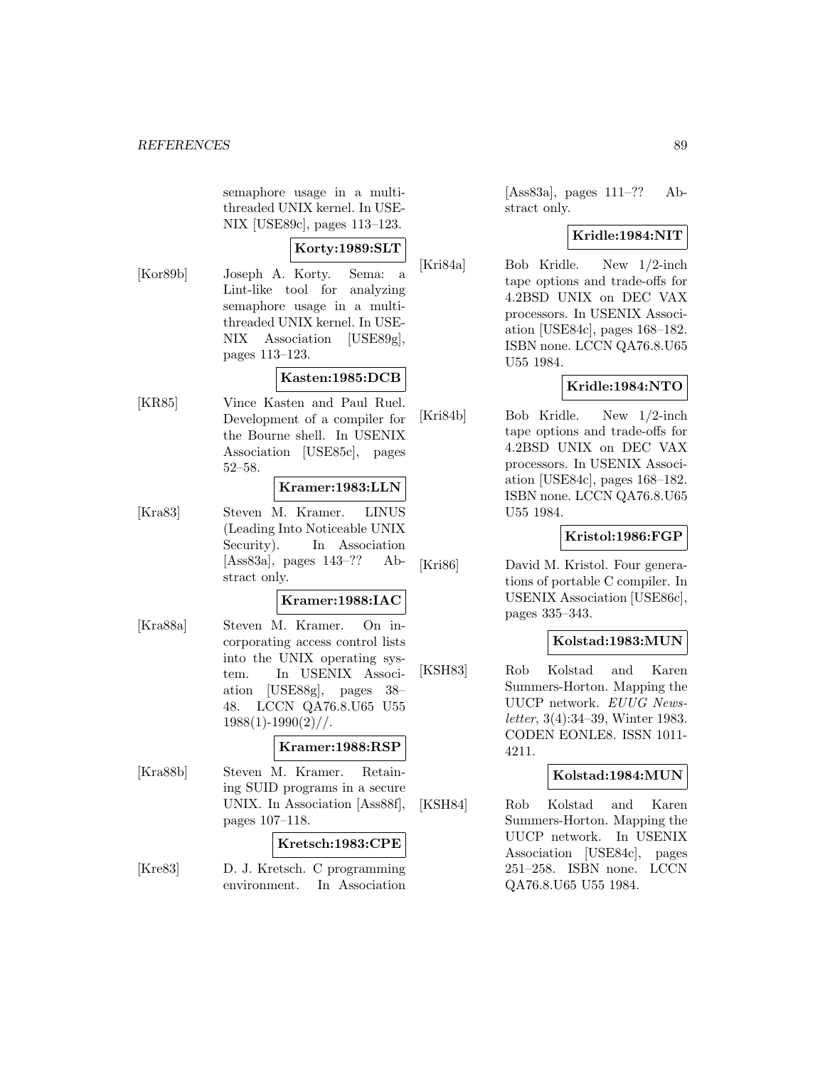semaphore usage in a multi-threaded UNIX kernel. In USENIX [USE89c], pages 113–123.

**Korty:1989:SLT**

[Kor89b] Joseph A. Korty. Sema: a Lint-like tool for analyzing semaphore usage in a multi-threaded UNIX kernel. In USENIX Association [USE89g], pages 113–123.

**Kasten:1985:DCB**

[KR85] Vince Kasten and Paul Ruel. Development of a compiler for the Bourne shell. In USENIX Association [USE85c], pages 52–58.

**Kramer:1983:LLN**

[Kra83] Steven M. Kramer. LINUS (Leading Into Noticeable UNIX Security). In Association [Ass83a], pages 143–?? Abstract only.

**Kramer:1988:IAC**

[Kra88a] Steven M. Kramer. On incorporating access control lists into the UNIX operating system. In USENIX Association [USE88g], pages 38–48. LCCN QA76.8.U65 U55 1988(1)-1990(2)//.

**Kramer:1988:RSP**

[Kra88b] Steven M. Kramer. Retaining SUID programs in a secure UNIX. In Association [Ass88f], pages 107–118.

**Kretsch:1983:CPE**

[Kre83] D. J. Kretsch. C programming environment. In Association [Ass83a], pages 111–?? Abstract only.

**Kridle:1984:NIT**

[Kri84a] Bob Kridle. New 1/2-inch tape options and trade-offs for 4.2BSD UNIX on DEC VAX processors. In USENIX Association [USE84c], pages 168–182. ISBN none. LCCN QA76.8.U65 U55 1984.

**Kridle:1984:NTO**

[Kri84b] Bob Kridle. New 1/2-inch tape options and trade-offs for 4.2BSD UNIX on DEC VAX processors. In USENIX Association [USE84c], pages 168–182. ISBN none. LCCN QA76.8.U65 U55 1984.

**Kristol:1986:FGP**

[Kri86] David M. Kristol. Four generations of portable C compiler. In USENIX Association [USE86c], pages 335–343.

**Kolstad:1983:MUN**

[KSH83] Rob Kolstad and Karen Summers-Horton. Mapping the UUCP network. *EUUG Newsletter*, 3(4):34–39, Winter 1983. CODEN EONLE8. ISSN 1011-4211.

**Kolstad:1984:MUN**

[KSH84] Rob Kolstad and Karen Summers-Horton. Mapping the UUCP network. In USENIX Association [USE84c], pages 251–258. ISBN none. LCCN QA76.8.U65 U55 1984.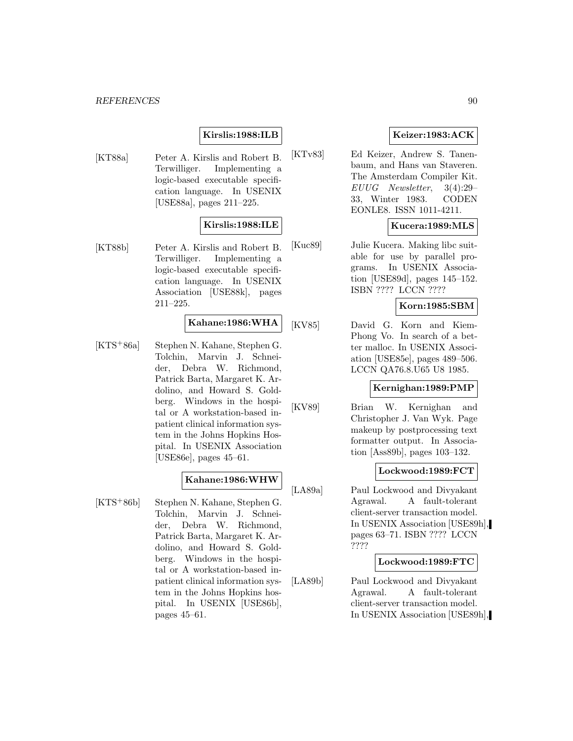**Kirslis:1988:ILB**

[KT88a] Peter A. Kirslis and Robert B. Terwilliger. Implementing a logic-based executable specification language. In USENIX [USE88a], pages 211–225.

**Kirslis:1988:ILE**

[KT88b] Peter A. Kirslis and Robert B. Terwilliger. Implementing a logic-based executable specification language. In USENIX Association [USE88k], pages 211–225.

**Kahane:1986:WHA**

[KTS+86a] Stephen N. Kahane, Stephen G. Tolchin, Marvin J. Schneider, Debra W. Richmond, Patrick Barta, Margaret K. Ardolino, and Howard S. Goldberg. Windows in the hospital or A workstation-based inpatient clinical information system in the Johns Hopkins Hospital. In USENIX Association [USE86e], pages 45–61.

**Kahane:1986:WHW**

[KTS+86b] Stephen N. Kahane, Stephen G. Tolchin, Marvin J. Schneider, Debra W. Richmond, Patrick Barta, Margaret K. Ardolino, and Howard S. Goldberg. Windows in the hospital or A workstation-based inpatient clinical information system in the Johns Hopkins hospital. In USENIX [USE86b], pages 45–61.

**Keizer:1983:ACK**

[KTv83] Ed Keizer, Andrew S. Tanenbaum, and Hans van Staveren. The Amsterdam Compiler Kit. *EUUG Newsletter*, 3(4):29–33, Winter 1983. CODEN EONLE8. ISSN 1011-4211.

**Kucera:1989:MLS**

[Kuc89] Julie Kucera. Making libc suitable for use by parallel programs. In USENIX Association [USE89d], pages 145–152. ISBN ???? LCCN ????

**Korn:1985:SBM**

[KV85] David G. Korn and Kiem-Phong Vo. In search of a better malloc. In USENIX Association [USE85e], pages 489–506. LCCN QA76.8.U65 U8 1985.

**Kernighan:1989:PMP**

[KV89] Brian W. Kernighan and Christopher J. Van Wyk. Page makeup by postprocessing text formatter output. In Association [Ass89b], pages 103–132.

**Lockwood:1989:FCT**

[LA89a] Paul Lockwood and Divyakant Agrawal. A fault-tolerant client-server transaction model. In USENIX Association [USE89h], pages 63–71. ISBN ???? LCCN ????

**Lockwood:1989:FTC**

[LA89b] Paul Lockwood and Divyakant Agrawal. A fault-tolerant client-server transaction model. In USENIX Association [USE89h],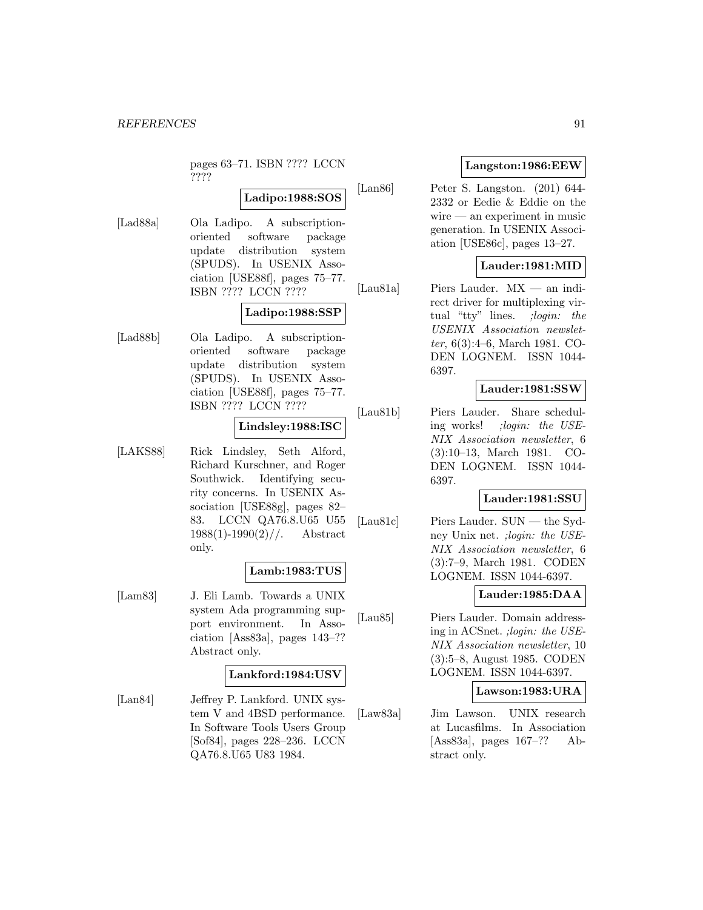pages 63–71. ISBN ???? LCCN ????

**Ladipo:1988:SOS**

[Lad88a] Ola Ladipo. A subscription-oriented software package update distribution system (SPUDS). In USENIX Association [USE88f], pages 75–77. ISBN ???? LCCN ????

**Ladipo:1988:SSP**

[Lad88b] Ola Ladipo. A subscription-oriented software package update distribution system (SPUDS). In USENIX Association [USE88f], pages 75–77. ISBN ???? LCCN ????

**Lindsley:1988:ISC**

[LAKS88] Rick Lindsley, Seth Alford, Richard Kurschner, and Roger Southwick. Identifying security concerns. In USENIX Association [USE88g], pages 82–83. LCCN QA76.8.U65 U55 1988(1)-1990(2)//. Abstract only.

**Lamb:1983:TUS**

[Lam83] J. Eli Lamb. Towards a UNIX system Ada programming support environment. In Association [Ass83a], pages 143–?? Abstract only.

**Lankford:1984:USV**

[Lan84] Jeffrey P. Lankford. UNIX system V and 4BSD performance. In Software Tools Users Group [Sof84], pages 228–236. LCCN QA76.8.U65 U83 1984.

**Langston:1986:EEW**

[Lan86] Peter S. Langston. (201) 644-2332 or Eedie & Eddie on the wire — an experiment in music generation. In USENIX Association [USE86c], pages 13–27.

**Lauder:1981:MID**

[Lau81a] Piers Lauder. MX — an indirect driver for multiplexing virtual "tty" lines. *;login: the USENIX Association newsletter*, 6(3):4–6, March 1981. CODEN LOGNEM. ISSN 1044-6397.

**Lauder:1981:SSW**

[Lau81b] Piers Lauder. Share scheduling works! *;login: the USENIX Association newsletter*, 6 (3):10–13, March 1981. CODEN LOGNEM. ISSN 1044-6397.

**Lauder:1981:SSU**

[Lau81c] Piers Lauder. SUN — the Sydney Unix net. *;login: the USENIX Association newsletter*, 6 (3):7–9, March 1981. CODEN LOGNEM. ISSN 1044-6397.

**Lauder:1985:DAA**

[Lau85] Piers Lauder. Domain addressing in ACSnet. *;login: the USENIX Association newsletter*, 10 (3):5–8, August 1985. CODEN LOGNEM. ISSN 1044-6397.

**Lawson:1983:URA**

[Law83a] Jim Lawson. UNIX research at Lucasfilms. In Association [Ass83a], pages 167–?? Abstract only.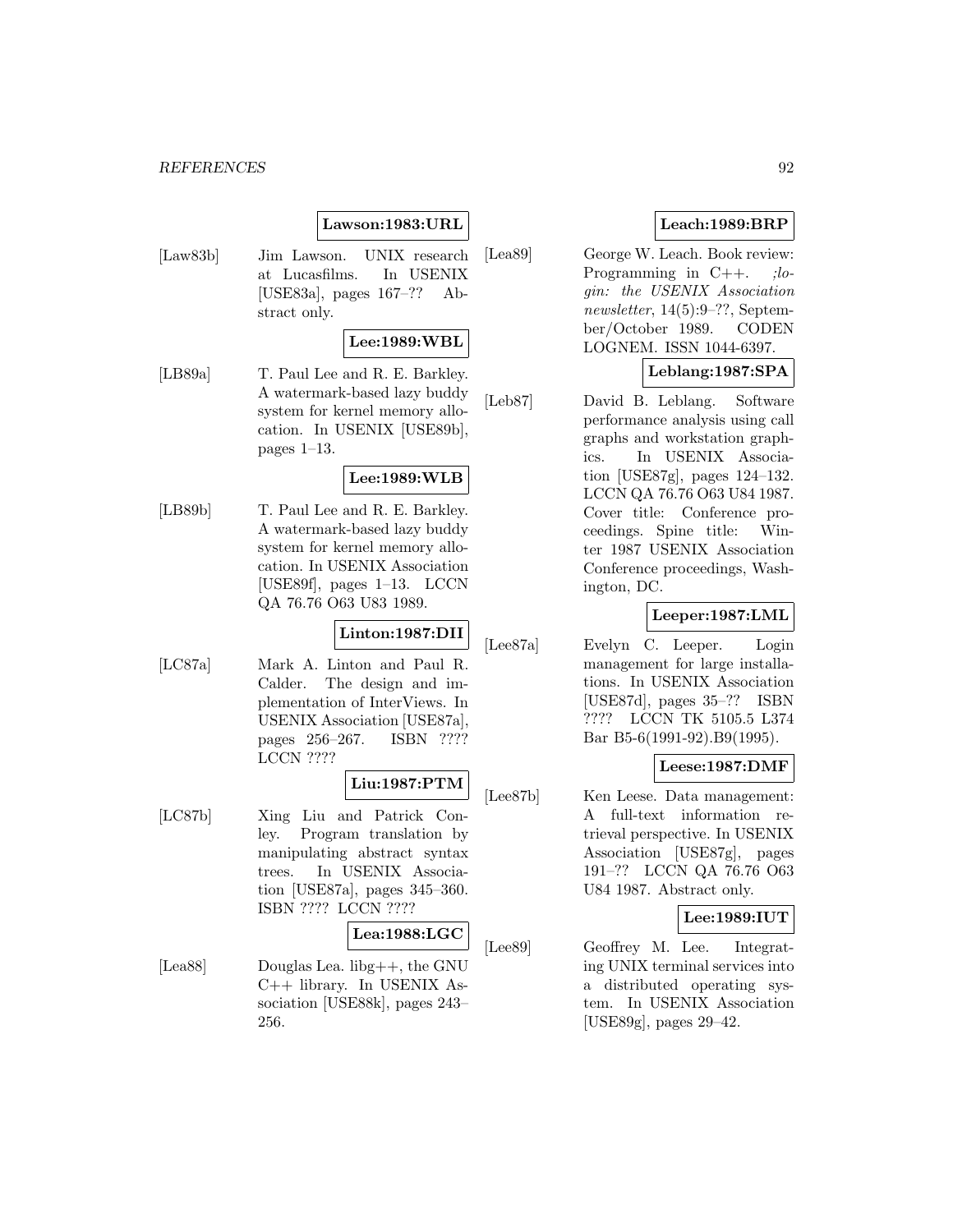**Lawson:1983:URL**

[Law83b] Jim Lawson. UNIX research at Lucasfilms. In USENIX [USE83a], pages 167–?? Abstract only.

**Lee:1989:WBL**

[LB89a] T. Paul Lee and R. E. Barkley. A watermark-based lazy buddy system for kernel memory allocation. In USENIX [USE89b], pages 1–13.

**Lee:1989:WLB**

[LB89b] T. Paul Lee and R. E. Barkley. A watermark-based lazy buddy system for kernel memory allocation. In USENIX Association [USE89f], pages 1–13. LCCN QA 76.76 O63 U83 1989.

**Linton:1987:DII**

[LC87a] Mark A. Linton and Paul R. Calder. The design and implementation of InterViews. In USENIX Association [USE87a], pages 256–267. ISBN ???? LCCN ????

**Liu:1987:PTM**

[LC87b] Xing Liu and Patrick Conley. Program translation by manipulating abstract syntax trees. In USENIX Association [USE87a], pages 345–360. ISBN ???? LCCN ????

**Lea:1988:LGC**

[Lea88] Douglas Lea. libg++, the GNU C++ library. In USENIX Association [USE88k], pages 243–256.

**Leach:1989:BRP**

[Lea89] George W. Leach. Book review: Programming in C++. *;login: the USENIX Association newsletter*, 14(5):9–??, September/October 1989. CODEN LOGNEM. ISSN 1044-6397.

**Leblang:1987:SPA**

[Leb87] David B. Leblang. Software performance analysis using call graphs and workstation graphics. In USENIX Association [USE87g], pages 124–132. LCCN QA 76.76 O63 U84 1987. Cover title: Conference proceedings. Spine title: Winter 1987 USENIX Association Conference proceedings, Washington, DC.

**Leeper:1987:LML**

[Lee87a] Evelyn C. Leeper. Login management for large installations. In USENIX Association [USE87d], pages 35–?? ISBN ???? LCCN TK 5105.5 L374 Bar B5-6(1991-92).B9(1995).

**Leese:1987:DMF**

[Lee87b] Ken Leese. Data management: A full-text information retrieval perspective. In USENIX Association [USE87g], pages 191–?? LCCN QA 76.76 O63 U84 1987. Abstract only.

**Lee:1989:IUT**

[Lee89] Geoffrey M. Lee. Integrating UNIX terminal services into a distributed operating system. In USENIX Association [USE89g], pages 29–42.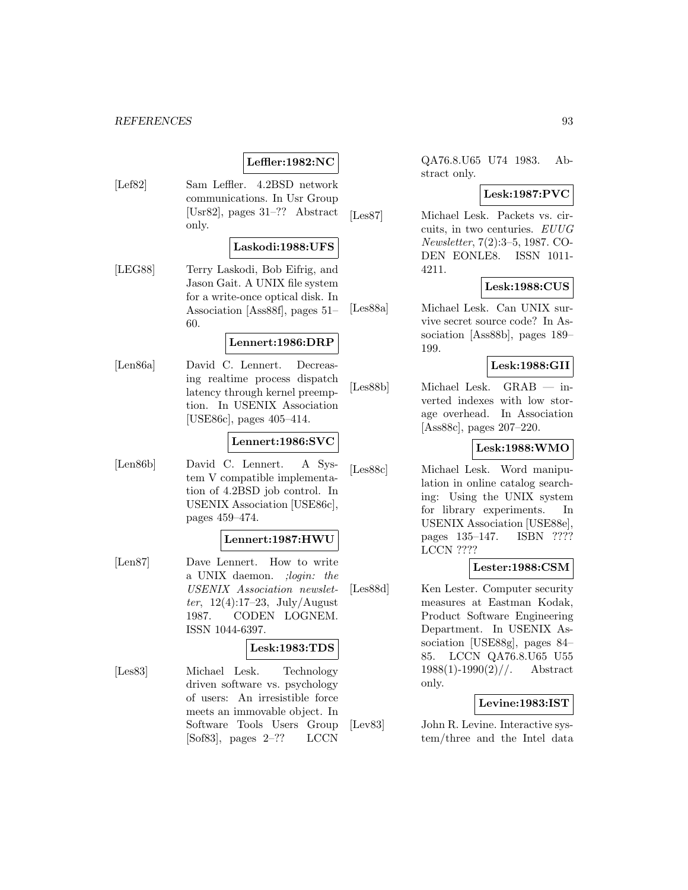**Leffler:1982:NC**

[Lef82] Sam Leffler. 4.2BSD network communications. In Usr Group [Usr82], pages 31–?? Abstract only.

**Laskodi:1988:UFS**

[LEG88] Terry Laskodi, Bob Eifrig, and Jason Gait. A UNIX file system for a write-once optical disk. In Association [Ass88f], pages 51–60.

**Lennert:1986:DRP**

[Len86a] David C. Lennert. Decreasing realtime process dispatch latency through kernel preemption. In USENIX Association [USE86c], pages 405–414.

**Lennert:1986:SVC**

[Len86b] David C. Lennert. A System V compatible implementation of 4.2BSD job control. In USENIX Association [USE86c], pages 459–474.

**Lennert:1987:HWU**

[Len87] Dave Lennert. How to write a UNIX daemon. *;login: the USENIX Association newsletter*, 12(4):17–23, July/August 1987. CODEN LOGNEM. ISSN 1044-6397.

**Lesk:1983:TDS**

[Les83] Michael Lesk. Technology driven software vs. psychology of users: An irresistible force meets an immovable object. In Software Tools Users Group [Sof83], pages 2–?? LCCN QA76.8.U65 U74 1983. Abstract only.

**Lesk:1987:PVC**

[Les87] Michael Lesk. Packets vs. circuits, in two centuries. *EUUG Newsletter*, 7(2):3–5, 1987. CODEN EONLE8. ISSN 1011-4211.

**Lesk:1988:CUS**

[Les88a] Michael Lesk. Can UNIX survive secret source code? In Association [Ass88b], pages 189–199.

**Lesk:1988:GII**

[Les88b] Michael Lesk. GRAB — inverted indexes with low storage overhead. In Association [Ass88c], pages 207–220.

**Lesk:1988:WMO**

[Les88c] Michael Lesk. Word manipulation in online catalog searching: Using the UNIX system for library experiments. In USENIX Association [USE88e], pages 135–147. ISBN ???? LCCN ????

**Lester:1988:CSM**

[Les88d] Ken Lester. Computer security measures at Eastman Kodak, Product Software Engineering Department. In USENIX Association [USE88g], pages 84–85. LCCN QA76.8.U65 U55 1988(1)-1990(2)//. Abstract only.

**Levine:1983:IST**

[Lev83] John R. Levine. Interactive system/three and the Intel data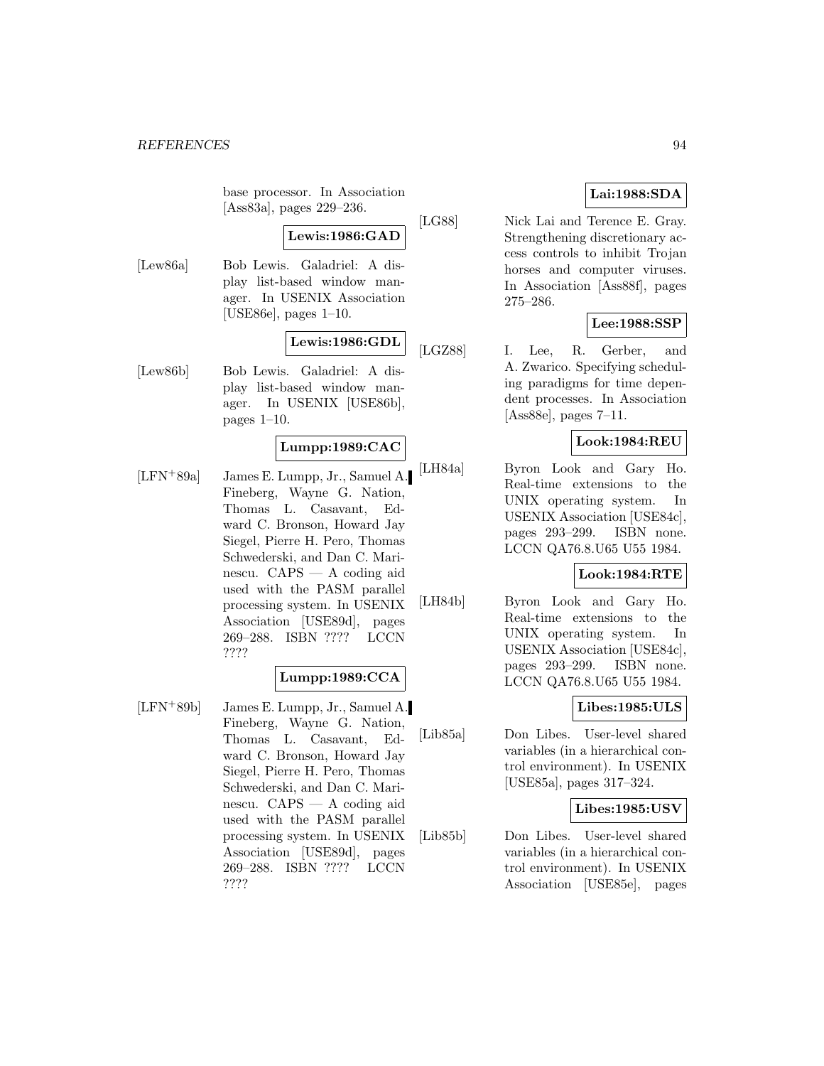base processor. In Association [Ass83a], pages 229–236.

**Lewis:1986:GAD**

[Lew86a] Bob Lewis. Galadriel: A display list-based window manager. In USENIX Association [USE86e], pages 1–10.

**Lewis:1986:GDL**

[Lew86b] Bob Lewis. Galadriel: A display list-based window manager. In USENIX [USE86b], pages 1–10.

**Lumpp:1989:CAC**

[LFN+89a] James E. Lumpp, Jr., Samuel A. Fineberg, Wayne G. Nation, Thomas L. Casavant, Edward C. Bronson, Howard Jay Siegel, Pierre H. Pero, Thomas Schwederski, and Dan C. Marinescu. CAPS — A coding aid used with the PASM parallel processing system. In USENIX Association [USE89d], pages 269–288. ISBN ???? LCCN ????

**Lumpp:1989:CCA**

[LFN+89b] James E. Lumpp, Jr., Samuel A. Fineberg, Wayne G. Nation, Thomas L. Casavant, Edward C. Bronson, Howard Jay Siegel, Pierre H. Pero, Thomas Schwederski, and Dan C. Marinescu. CAPS — A coding aid used with the PASM parallel processing system. In USENIX Association [USE89d], pages 269–288. ISBN ???? LCCN ????

**Lai:1988:SDA**

[LG88] Nick Lai and Terence E. Gray. Strengthening discretionary access controls to inhibit Trojan horses and computer viruses. In Association [Ass88f], pages 275–286.

**Lee:1988:SSP**

[LGZ88] I. Lee, R. Gerber, and A. Zwarico. Specifying scheduling paradigms for time dependent processes. In Association [Ass88e], pages 7–11.

**Look:1984:REU**

[LH84a] Byron Look and Gary Ho. Real-time extensions to the UNIX operating system. In USENIX Association [USE84c], pages 293–299. ISBN none. LCCN QA76.8.U65 U55 1984.

**Look:1984:RTE**

[LH84b] Byron Look and Gary Ho. Real-time extensions to the UNIX operating system. In USENIX Association [USE84c], pages 293–299. ISBN none. LCCN QA76.8.U65 U55 1984.

**Libes:1985:ULS**

[Lib85a] Don Libes. User-level shared variables (in a hierarchical control environment). In USENIX [USE85a], pages 317–324.

**Libes:1985:USV**

[Lib85b] Don Libes. User-level shared variables (in a hierarchical control environment). In USENIX Association [USE85e], pages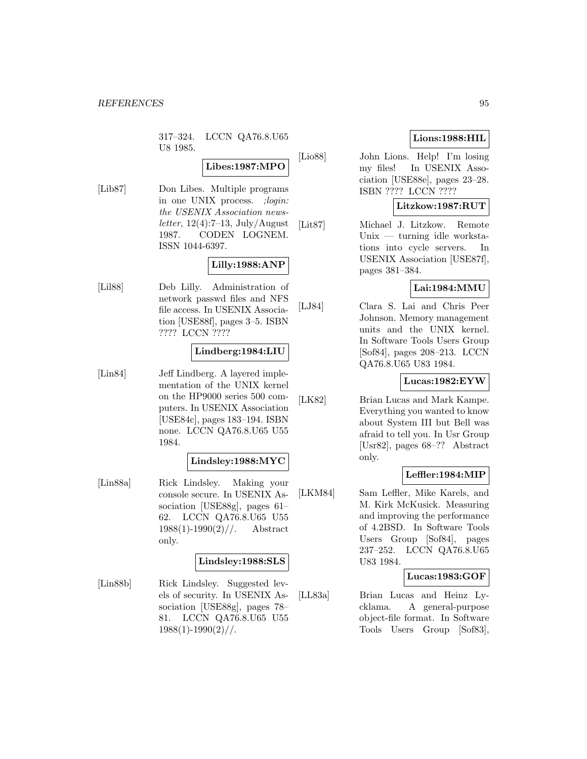317–324. LCCN QA76.8.U65 U8 1985.

**Libes:1987:MPO**

[Lib87] Don Libes. Multiple programs in one UNIX process. *;login: the USENIX Association newsletter*, 12(4):7–13, July/August 1987. CODEN LOGNEM. ISSN 1044-6397.

**Lilly:1988:ANP**

[Lil88] Deb Lilly. Administration of network passwd files and NFS file access. In USENIX Association [USE88f], pages 3–5. ISBN ???? LCCN ????

**Lindberg:1984:LIU**

[Lin84] Jeff Lindberg. A layered implementation of the UNIX kernel on the HP9000 series 500 computers. In USENIX Association [USE84c], pages 183–194. ISBN none. LCCN QA76.8.U65 U55 1984.

**Lindsley:1988:MYC**

[Lin88a] Rick Lindsley. Making your console secure. In USENIX Association [USE88g], pages 61–62. LCCN QA76.8.U65 U55 1988(1)-1990(2)//. Abstract only.

**Lindsley:1988:SLS**

[Lin88b] Rick Lindsley. Suggested levels of security. In USENIX Association [USE88g], pages 78–81. LCCN QA76.8.U65 U55 1988(1)-1990(2)//.

**Lions:1988:HIL**

[Lio88] John Lions. Help! I'm losing my files! In USENIX Association [USE88e], pages 23–28. ISBN ???? LCCN ????

**Litzkow:1987:RUT**

[Lit87] Michael J. Litzkow. Remote Unix — turning idle workstations into cycle servers. In USENIX Association [USE87f], pages 381–384.

**Lai:1984:MMU**

[LJ84] Clara S. Lai and Chris Peer Johnson. Memory management units and the UNIX kernel. In Software Tools Users Group [Sof84], pages 208–213. LCCN QA76.8.U65 U83 1984.

**Lucas:1982:EYW**

[LK82] Brian Lucas and Mark Kampe. Everything you wanted to know about System III but Bell was afraid to tell you. In Usr Group [Usr82], pages 68–?? Abstract only.

**Leffler:1984:MIP**

[LKM84] Sam Leffler, Mike Karels, and M. Kirk McKusick. Measuring and improving the performance of 4.2BSD. In Software Tools Users Group [Sof84], pages 237–252. LCCN QA76.8.U65 U83 1984.

**Lucas:1983:GOF**

[LL83a] Brian Lucas and Heinz Lycklama. A general-purpose object-file format. In Software Tools Users Group [Sof83],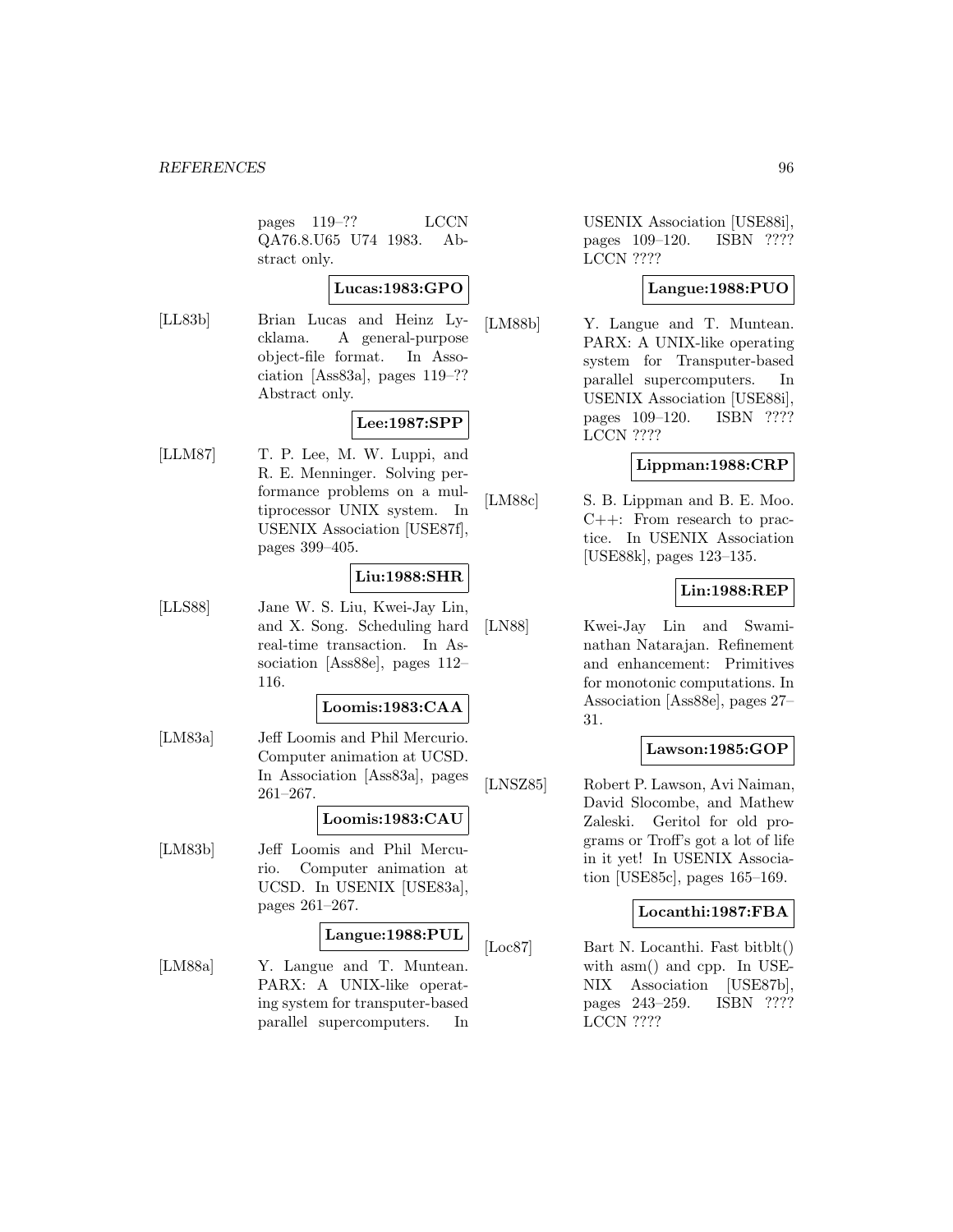pages 119–?? LCCN QA76.8.U65 U74 1983. Abstract only.

**Lucas:1983:GPO**

[LL83b] Brian Lucas and Heinz Lycklama. A general-purpose object-file format. In Association [Ass83a], pages 119–?? Abstract only.

**Lee:1987:SPP**

[LLM87] T. P. Lee, M. W. Luppi, and R. E. Menninger. Solving performance problems on a multiprocessor UNIX system. In USENIX Association [USE87f], pages 399–405.

**Liu:1988:SHR**

[LLS88] Jane W. S. Liu, Kwei-Jay Lin, and X. Song. Scheduling hard real-time transaction. In Association [Ass88e], pages 112–116.

**Loomis:1983:CAA**

[LM83a] Jeff Loomis and Phil Mercurio. Computer animation at UCSD. In Association [Ass83a], pages 261–267.

**Loomis:1983:CAU**

[LM83b] Jeff Loomis and Phil Mercurio. Computer animation at UCSD. In USENIX [USE83a], pages 261–267.

**Langue:1988:PUL**

[LM88a] Y. Langue and T. Muntean. PARX: A UNIX-like operating system for transputer-based parallel supercomputers. In USENIX Association [USE88i], pages 109–120. ISBN ???? LCCN ????

**Langue:1988:PUO**

[LM88b] Y. Langue and T. Muntean. PARX: A UNIX-like operating system for Transputer-based parallel supercomputers. In USENIX Association [USE88i], pages 109–120. ISBN ???? LCCN ????

**Lippman:1988:CRP**

[LM88c] S. B. Lippman and B. E. Moo. C++: From research to practice. In USENIX Association [USE88k], pages 123–135.

**Lin:1988:REP**

[LN88] Kwei-Jay Lin and Swaminathan Natarajan. Refinement and enhancement: Primitives for monotonic computations. In Association [Ass88e], pages 27–31.

**Lawson:1985:GOP**

[LNSZ85] Robert P. Lawson, Avi Naiman, David Slocombe, and Mathew Zaleski. Geritol for old programs or Troff's got a lot of life in it yet! In USENIX Association [USE85c], pages 165–169.

**Locanthi:1987:FBA**

[Loc87] Bart N. Locanthi. Fast bitblt() with asm() and cpp. In USENIX Association [USE87b], pages 243–259. ISBN ???? LCCN ????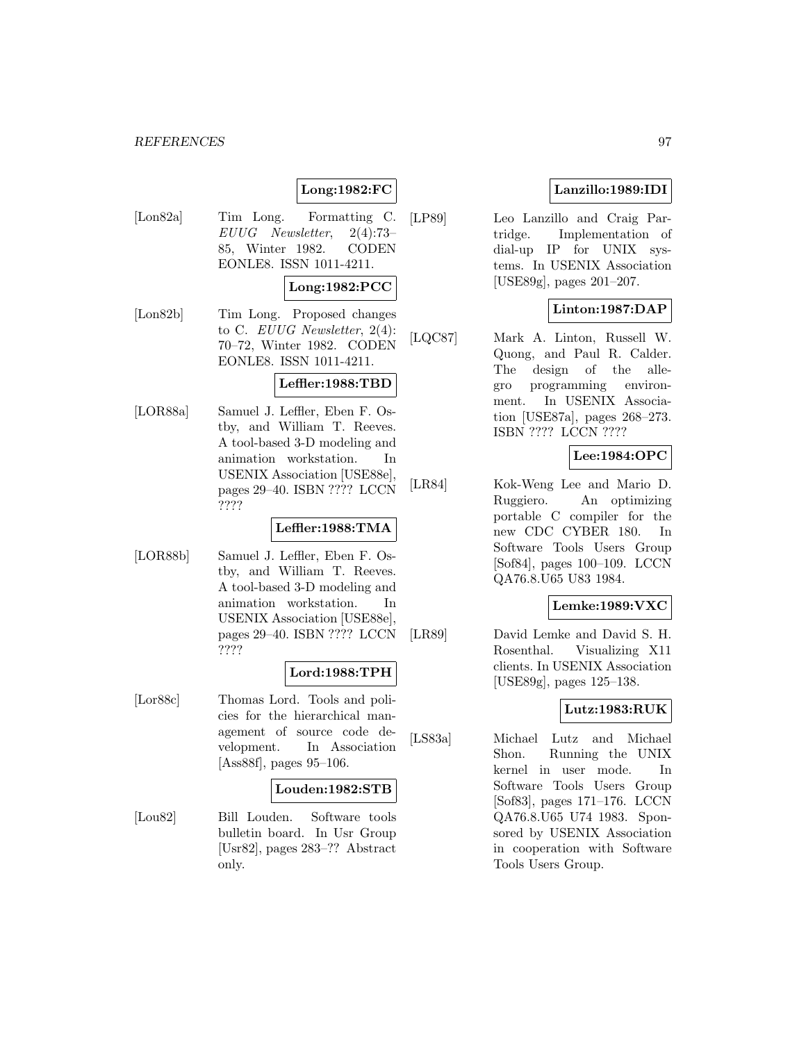**Long:1982:FC**

[Lon82a] Tim Long. Formatting C. *EUUG Newsletter*, 2(4):73–85, Winter 1982. CODEN EONLE8. ISSN 1011-4211.

**Long:1982:PCC**

[Lon82b] Tim Long. Proposed changes to C. *EUUG Newsletter*, 2(4): 70–72, Winter 1982. CODEN EONLE8. ISSN 1011-4211.

**Leffler:1988:TBD**

[LOR88a] Samuel J. Leffler, Eben F. Ostby, and William T. Reeves. A tool-based 3-D modeling and animation workstation. In USENIX Association [USE88e], pages 29–40. ISBN ???? LCCN ????

**Leffler:1988:TMA**

[LOR88b] Samuel J. Leffler, Eben F. Ostby, and William T. Reeves. A tool-based 3-D modeling and animation workstation. In USENIX Association [USE88e], pages 29–40. ISBN ???? LCCN ????

**Lord:1988:TPH**

[Lor88c] Thomas Lord. Tools and policies for the hierarchical management of source code development. In Association [Ass88f], pages 95–106.

**Louden:1982:STB**

[Lou82] Bill Louden. Software tools bulletin board. In Usr Group [Usr82], pages 283–?? Abstract only.

**Lanzillo:1989:IDI**

[LP89] Leo Lanzillo and Craig Partridge. Implementation of dial-up IP for UNIX systems. In USENIX Association [USE89g], pages 201–207.

**Linton:1987:DAP**

[LQC87] Mark A. Linton, Russell W. Quong, and Paul R. Calder. The design of the allegro programming environment. In USENIX Association [USE87a], pages 268–273. ISBN ???? LCCN ????

**Lee:1984:OPC**

[LR84] Kok-Weng Lee and Mario D. Ruggiero. An optimizing portable C compiler for the new CDC CYBER 180. In Software Tools Users Group [Sof84], pages 100–109. LCCN QA76.8.U65 U83 1984.

**Lemke:1989:VXC**

[LR89] David Lemke and David S. H. Rosenthal. Visualizing X11 clients. In USENIX Association [USE89g], pages 125–138.

**Lutz:1983:RUK**

[LS83a] Michael Lutz and Michael Shon. Running the UNIX kernel in user mode. In Software Tools Users Group [Sof83], pages 171–176. LCCN QA76.8.U65 U74 1983. Sponsored by USENIX Association in cooperation with Software Tools Users Group.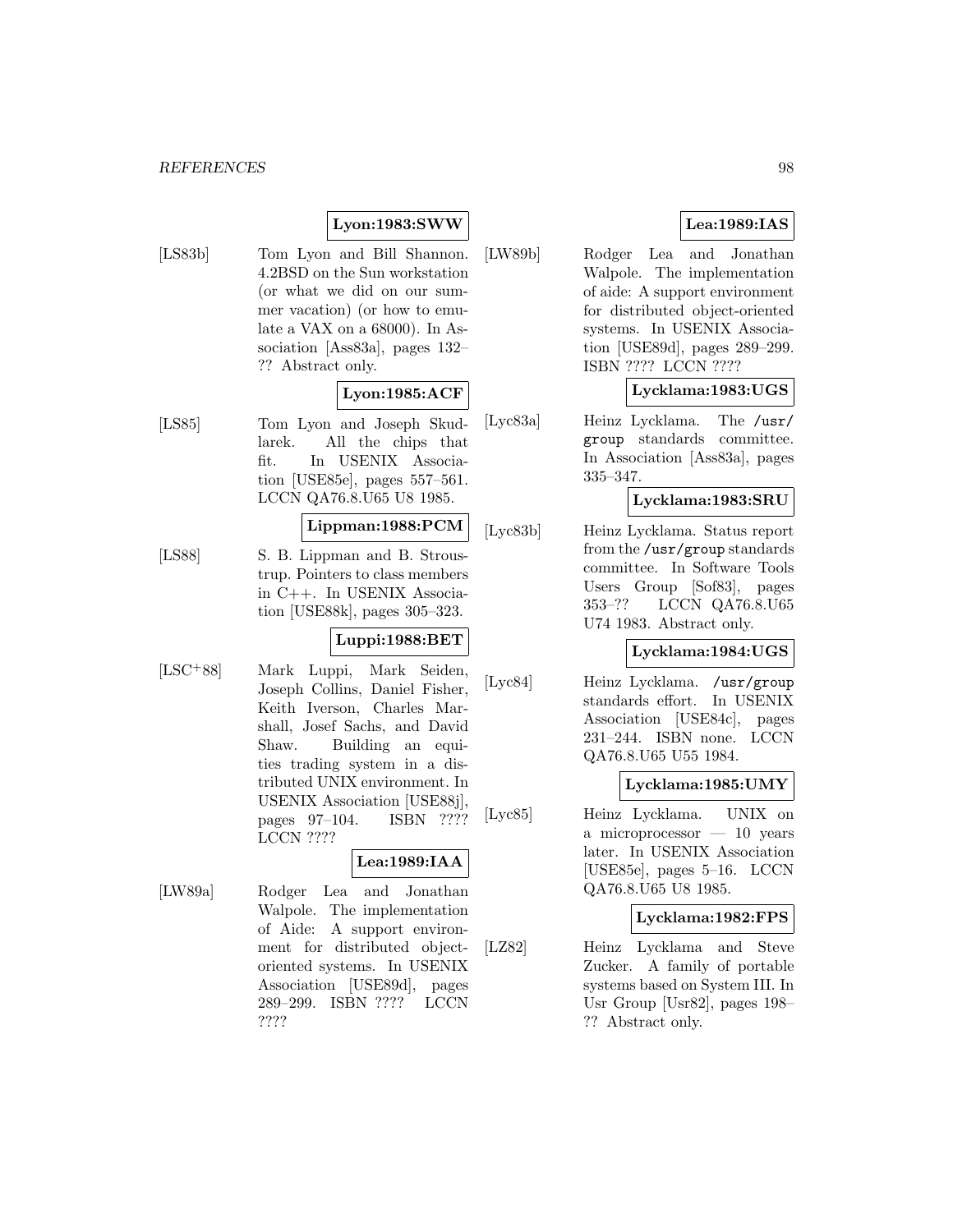**Lyon:1983:SWW**

[LS83b] Tom Lyon and Bill Shannon. 4.2BSD on the Sun workstation (or what we did on our summer vacation) (or how to emulate a VAX on a 68000). In Association [Ass83a], pages 132–?? Abstract only.

**Lyon:1985:ACF**

[LS85] Tom Lyon and Joseph Skudlarek. All the chips that fit. In USENIX Association [USE85e], pages 557–561. LCCN QA76.8.U65 U8 1985.

**Lippman:1988:PCM**

[LS88] S. B. Lippman and B. Stroustrup. Pointers to class members in C++. In USENIX Association [USE88k], pages 305–323.

**Luppi:1988:BET**

[LSC+88] Mark Luppi, Mark Seiden, Joseph Collins, Daniel Fisher, Keith Iverson, Charles Marshall, Josef Sachs, and David Shaw. Building an equities trading system in a distributed UNIX environment. In USENIX Association [USE88j], pages 97–104. ISBN ???? LCCN ????

**Lea:1989:IAA**

[LW89a] Rodger Lea and Jonathan Walpole. The implementation of Aide: A support environment for distributed object-oriented systems. In USENIX Association [USE89d], pages 289–299. ISBN ???? LCCN ????

**Lea:1989:IAS**

[LW89b] Rodger Lea and Jonathan Walpole. The implementation of aide: A support environment for distributed object-oriented systems. In USENIX Association [USE89d], pages 289–299. ISBN ???? LCCN ????

**Lycklama:1983:UGS**

[Lyc83a] Heinz Lycklama. The `/usr/group` standards committee. In Association [Ass83a], pages 335–347.

**Lycklama:1983:SRU**

[Lyc83b] Heinz Lycklama. Status report from the `/usr/group` standards committee. In Software Tools Users Group [Sof83], pages 353–?? LCCN QA76.8.U65 U74 1983. Abstract only.

**Lycklama:1984:UGS**

[Lyc84] Heinz Lycklama. `/usr/group` standards effort. In USENIX Association [USE84c], pages 231–244. ISBN none. LCCN QA76.8.U65 U55 1984.

**Lycklama:1985:UMY**

[Lyc85] Heinz Lycklama. UNIX on a microprocessor — 10 years later. In USENIX Association [USE85e], pages 5–16. LCCN QA76.8.U65 U8 1985.

**Lycklama:1982:FPS**

[LZ82] Heinz Lycklama and Steve Zucker. A family of portable systems based on System III. In Usr Group [Usr82], pages 198–?? Abstract only.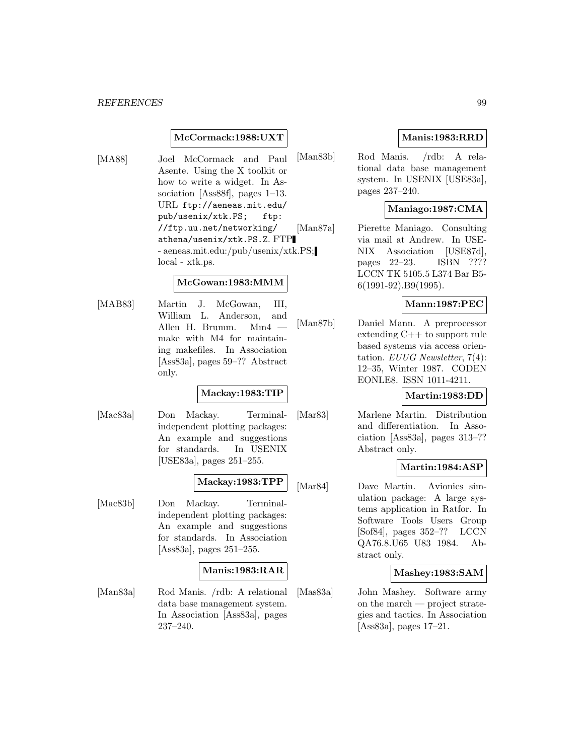**McCormack:1988:UXT**

[MA88] Joel McCormack and Paul Asente. Using the X toolkit or how to write a widget. In Association [Ass88f], pages 1–13. URL ftp://aeneas.mit.edu/pub/usenix/xtk.PS; ftp://ftp.uu.net/networking/athena/usenix/xtk.PS.Z. FTP - aeneas.mit.edu:/pub/usenix/xtk.PS; local - xtk.ps.

**McGowan:1983:MMM**

[MAB83] Martin J. McGowan, III, William L. Anderson, and Allen H. Brumm. Mm4 — make with M4 for maintaining makefiles. In Association [Ass83a], pages 59–?? Abstract only.

**Mackay:1983:TIP**

[Mac83a] Don Mackay. Terminal-independent plotting packages: An example and suggestions for standards. In USENIX [USE83a], pages 251–255.

**Mackay:1983:TPP**

[Mac83b] Don Mackay. Terminal-independent plotting packages: An example and suggestions for standards. In Association [Ass83a], pages 251–255.

**Manis:1983:RAR**

[Man83a] Rod Manis. /rdb: A relational data base management system. In Association [Ass83a], pages 237–240.

**Manis:1983:RRD**

[Man83b] Rod Manis. /rdb: A relational data base management system. In USENIX [USE83a], pages 237–240.

**Maniago:1987:CMA**

[Man87a] Pierette Maniago. Consulting via mail at Andrew. In USENIX Association [USE87d], pages 22–23. ISBN ???? LCCN TK 5105.5 L374 Bar B5-6(1991-92).B9(1995).

**Mann:1987:PEC**

[Man87b] Daniel Mann. A preprocessor extending C++ to support rule based systems via access orientation. *EUUG Newsletter*, 7(4): 12–35, Winter 1987. CODEN EONLE8. ISSN 1011-4211.

**Martin:1983:DD**

[Mar83] Marlene Martin. Distribution and differentiation. In Association [Ass83a], pages 313–?? Abstract only.

**Martin:1984:ASP**

[Mar84] Dave Martin. Avionics simulation package: A large systems application in Ratfor. In Software Tools Users Group [Sof84], pages 352–?? LCCN QA76.8.U65 U83 1984. Abstract only.

**Mashey:1983:SAM**

[Mas83a] John Mashey. Software army on the march — project strategies and tactics. In Association [Ass83a], pages 17–21.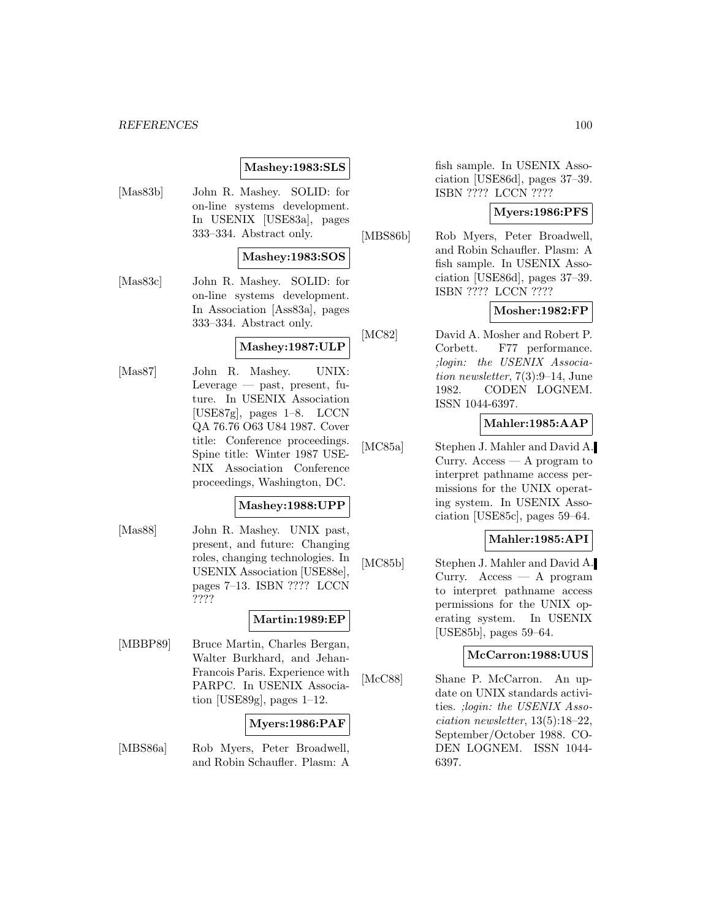**Mashey:1983:SLS**

[Mas83b] John R. Mashey. SOLID: for on-line systems development. In USENIX [USE83a], pages 333–334. Abstract only.

**Mashey:1983:SOS**

[Mas83c] John R. Mashey. SOLID: for on-line systems development. In Association [Ass83a], pages 333–334. Abstract only.

**Mashey:1987:ULP**

[Mas87] John R. Mashey. UNIX: Leverage — past, present, future. In USENIX Association [USE87g], pages 1–8. LCCN QA 76.76 O63 U84 1987. Cover title: Conference proceedings. Spine title: Winter 1987 USENIX Association Conference proceedings, Washington, DC.

**Mashey:1988:UPP**

[Mas88] John R. Mashey. UNIX past, present, and future: Changing roles, changing technologies. In USENIX Association [USE88e], pages 7–13. ISBN ???? LCCN ????

**Martin:1989:EP**

[MBBP89] Bruce Martin, Charles Bergan, Walter Burkhard, and Jehan-Francois Paris. Experience with PARPC. In USENIX Association [USE89g], pages 1–12.

**Myers:1986:PAF**

[MBS86a] Rob Myers, Peter Broadwell, and Robin Schaufler. Plasm: A fish sample. In USENIX Association [USE86d], pages 37–39. ISBN ???? LCCN ????

**Myers:1986:PFS**

[MBS86b] Rob Myers, Peter Broadwell, and Robin Schaufler. Plasm: A fish sample. In USENIX Association [USE86d], pages 37–39. ISBN ???? LCCN ????

**Mosher:1982:FP**

[MC82] David A. Mosher and Robert P. Corbett. F77 performance. *;login: the USENIX Association newsletter*, 7(3):9–14, June 1982. CODEN LOGNEM. ISSN 1044-6397.

**Mahler:1985:AAP**

[MC85a] Stephen J. Mahler and David A. Curry. Access — A program to interpret pathname access permissions for the UNIX operating system. In USENIX Association [USE85c], pages 59–64.

**Mahler:1985:API**

[MC85b] Stephen J. Mahler and David A. Curry. Access — A program to interpret pathname access permissions for the UNIX operating system. In USENIX [USE85b], pages 59–64.

**McCarron:1988:UUS**

[McC88] Shane P. McCarron. An update on UNIX standards activities. *;login: the USENIX Association newsletter*, 13(5):18–22, September/October 1988. CODEN LOGNEM. ISSN 1044-6397.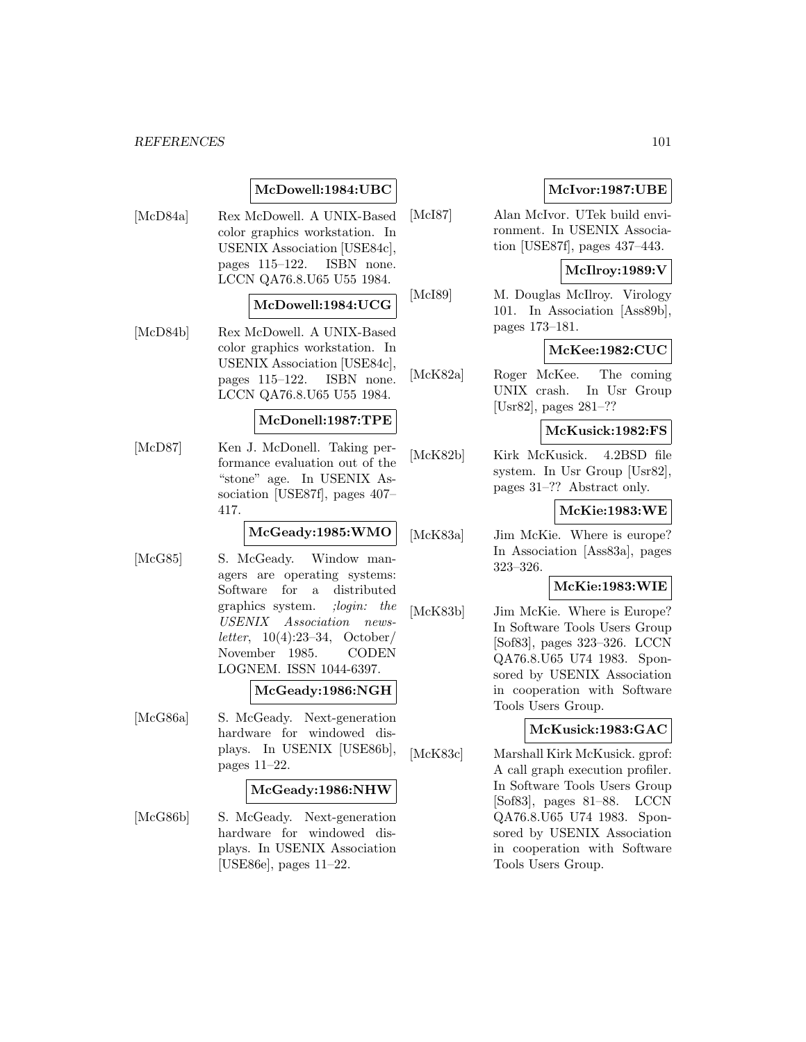**McDowell:1984:UBC**

[McD84a] Rex McDowell. A UNIX-Based color graphics workstation. In USENIX Association [USE84c], pages 115–122. ISBN none. LCCN QA76.8.U65 U55 1984.

**McDowell:1984:UCG**

[McD84b] Rex McDowell. A UNIX-Based color graphics workstation. In USENIX Association [USE84c], pages 115–122. ISBN none. LCCN QA76.8.U65 U55 1984.

**McDonell:1987:TPE**

[McD87] Ken J. McDonell. Taking performance evaluation out of the "stone" age. In USENIX Association [USE87f], pages 407–417.

**McGeady:1985:WMO**

[McG85] S. McGeady. Window managers are operating systems: Software for a distributed graphics system. *;login: the USENIX Association newsletter*, 10(4):23–34, October/November 1985. CODEN LOGNEM. ISSN 1044-6397.

**McGeady:1986:NGH**

[McG86a] S. McGeady. Next-generation hardware for windowed displays. In USENIX [USE86b], pages 11–22.

**McGeady:1986:NHW**

[McG86b] S. McGeady. Next-generation hardware for windowed displays. In USENIX Association [USE86e], pages 11–22.

**McIvor:1987:UBE**

[McI87] Alan McIvor. UTek build environment. In USENIX Association [USE87f], pages 437–443.

**McIlroy:1989:V**

[McI89] M. Douglas McIlroy. Virology 101. In Association [Ass89b], pages 173–181.

**McKee:1982:CUC**

[McK82a] Roger McKee. The coming UNIX crash. In Usr Group [Usr82], pages 281–??

**McKusick:1982:FS**

[McK82b] Kirk McKusick. 4.2BSD file system. In Usr Group [Usr82], pages 31–?? Abstract only.

**McKie:1983:WE**

[McK83a] Jim McKie. Where is europe? In Association [Ass83a], pages 323–326.

**McKie:1983:WIE**

[McK83b] Jim McKie. Where is Europe? In Software Tools Users Group [Sof83], pages 323–326. LCCN QA76.8.U65 U74 1983. Sponsored by USENIX Association in cooperation with Software Tools Users Group.

**McKusick:1983:GAC**

[McK83c] Marshall Kirk McKusick. gprof: A call graph execution profiler. In Software Tools Users Group [Sof83], pages 81–88. LCCN QA76.8.U65 U74 1983. Sponsored by USENIX Association in cooperation with Software Tools Users Group.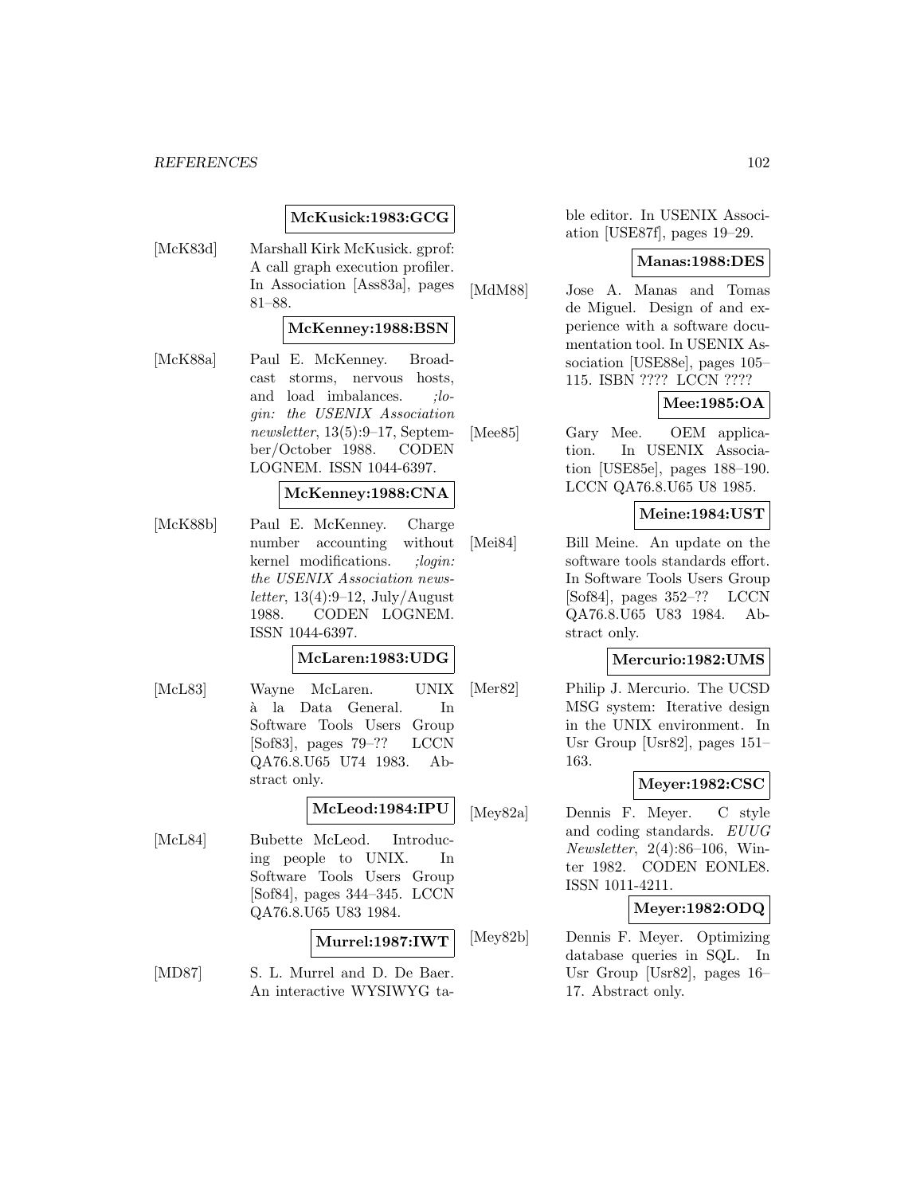**McKusick:1983:GCG**

[McK83d] Marshall Kirk McKusick. gprof: A call graph execution profiler. In Association [Ass83a], pages 81–88.

**McKenney:1988:BSN**

[McK88a] Paul E. McKenney. Broadcast storms, nervous hosts, and load imbalances. *;login: the USENIX Association newsletter*, 13(5):9–17, September/October 1988. CODEN LOGNEM. ISSN 1044-6397.

**McKenney:1988:CNA**

[McK88b] Paul E. McKenney. Charge number accounting without kernel modifications. *;login: the USENIX Association newsletter*, 13(4):9–12, July/August 1988. CODEN LOGNEM. ISSN 1044-6397.

**McLaren:1983:UDG**

[McL83] Wayne McLaren. UNIX à la Data General. In Software Tools Users Group [Sof83], pages 79–?? LCCN QA76.8.U65 U74 1983. Abstract only.

**McLeod:1984:IPU**

[McL84] Bubette McLeod. Introducing people to UNIX. In Software Tools Users Group [Sof84], pages 344–345. LCCN QA76.8.U65 U83 1984.

**Murrel:1987:IWT**

[MD87] S. L. Murrel and D. De Baer. An interactive WYSIWYG table editor. In USENIX Association [USE87f], pages 19–29.

**Manas:1988:DES**

[MdM88] Jose A. Manas and Tomas de Miguel. Design of and experience with a software documentation tool. In USENIX Association [USE88e], pages 105–115. ISBN ???? LCCN ????

**Mee:1985:OA**

[Mee85] Gary Mee. OEM application. In USENIX Association [USE85e], pages 188–190. LCCN QA76.8.U65 U8 1985.

**Meine:1984:UST**

[Mei84] Bill Meine. An update on the software tools standards effort. In Software Tools Users Group [Sof84], pages 352–?? LCCN QA76.8.U65 U83 1984. Abstract only.

**Mercurio:1982:UMS**

[Mer82] Philip J. Mercurio. The UCSD MSG system: Iterative design in the UNIX environment. In Usr Group [Usr82], pages 151–163.

**Meyer:1982:CSC**

[Mey82a] Dennis F. Meyer. C style and coding standards. *EUUG Newsletter*, 2(4):86–106, Winter 1982. CODEN EONLE8. ISSN 1011-4211.

**Meyer:1982:ODQ**

[Mey82b] Dennis F. Meyer. Optimizing database queries in SQL. In Usr Group [Usr82], pages 16–17. Abstract only.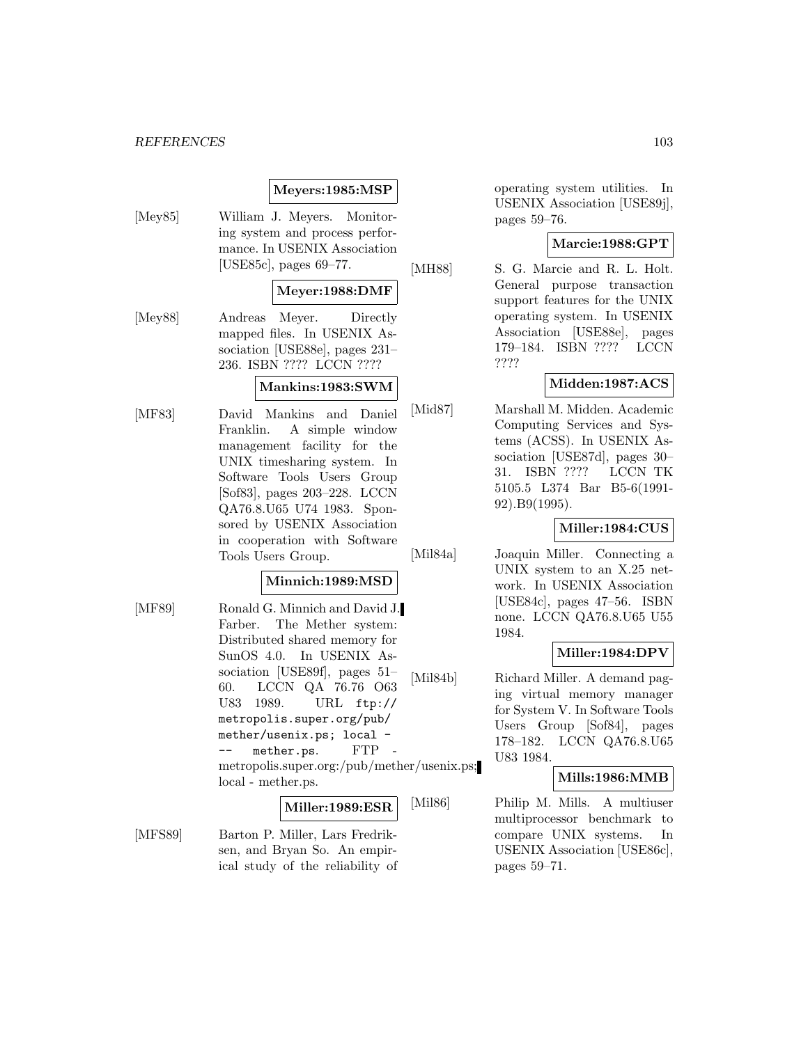**Meyers:1985:MSP**

[Mey85] William J. Meyers. Monitoring system and process performance. In USENIX Association [USE85c], pages 69–77.

**Meyer:1988:DMF**

[Mey88] Andreas Meyer. Directly mapped files. In USENIX Association [USE88e], pages 231–236. ISBN ???? LCCN ????

**Mankins:1983:SWM**

[MF83] David Mankins and Daniel Franklin. A simple window management facility for the UNIX timesharing system. In Software Tools Users Group [Sof83], pages 203–228. LCCN QA76.8.U65 U74 1983. Sponsored by USENIX Association in cooperation with Software Tools Users Group.

**Minnich:1989:MSD**

[MF89] Ronald G. Minnich and David J. Farber. The Mether system: Distributed shared memory for SunOS 4.0. In USENIX Association [USE89f], pages 51–60. LCCN QA 76.76 O63 U83 1989. URL `ftp://metropolis.super.org/pub/mether/usenix.ps; local --- mether.ps`. FTP - metropolis.super.org:/pub/mether/usenix.ps; local - mether.ps.

**Miller:1989:ESR**

[MFS89] Barton P. Miller, Lars Fredriksen, and Bryan So. An empirical study of the reliability of operating system utilities. In USENIX Association [USE89j], pages 59–76.

**Marcie:1988:GPT**

[MH88] S. G. Marcie and R. L. Holt. General purpose transaction support features for the UNIX operating system. In USENIX Association [USE88e], pages 179–184. ISBN ???? LCCN ????

**Midden:1987:ACS**

[Mid87] Marshall M. Midden. Academic Computing Services and Systems (ACSS). In USENIX Association [USE87d], pages 30–31. ISBN ???? LCCN TK 5105.5 L374 Bar B5-6(1991-92).B9(1995).

**Miller:1984:CUS**

[Mil84a] Joaquin Miller. Connecting a UNIX system to an X.25 network. In USENIX Association [USE84c], pages 47–56. ISBN none. LCCN QA76.8.U65 U55 1984.

**Miller:1984:DPV**

[Mil84b] Richard Miller. A demand paging virtual memory manager for System V. In Software Tools Users Group [Sof84], pages 178–182. LCCN QA76.8.U65 U83 1984.

**Mills:1986:MMB**

[Mil86] Philip M. Mills. A multiuser multiprocessor benchmark to compare UNIX systems. In USENIX Association [USE86c], pages 59–71.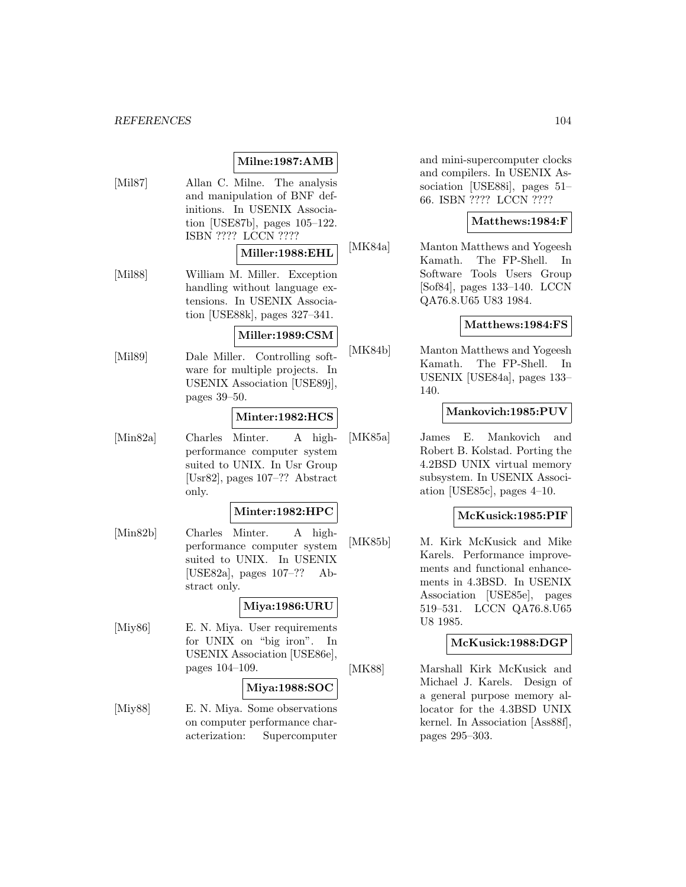**Milne:1987:AMB**

[Mil87] Allan C. Milne. The analysis and manipulation of BNF definitions. In USENIX Association [USE87b], pages 105–122. ISBN ???? LCCN ????

**Miller:1988:EHL**

[Mil88] William M. Miller. Exception handling without language extensions. In USENIX Association [USE88k], pages 327–341.

**Miller:1989:CSM**

[Mil89] Dale Miller. Controlling software for multiple projects. In USENIX Association [USE89j], pages 39–50.

**Minter:1982:HCS**

[Min82a] Charles Minter. A high-performance computer system suited to UNIX. In Usr Group [Usr82], pages 107–?? Abstract only.

**Minter:1982:HPC**

[Min82b] Charles Minter. A high-performance computer system suited to UNIX. In USENIX [USE82a], pages 107–?? Abstract only.

**Miya:1986:URU**

[Miy86] E. N. Miya. User requirements for UNIX on "big iron". In USENIX Association [USE86e], pages 104–109.

**Miya:1988:SOC**

[Miy88] E. N. Miya. Some observations on computer performance characterization: Supercomputer and mini-supercomputer clocks and compilers. In USENIX Association [USE88i], pages 51–66. ISBN ???? LCCN ????

**Matthews:1984:F**

[MK84a] Manton Matthews and Yogeesh Kamath. The FP-Shell. In Software Tools Users Group [Sof84], pages 133–140. LCCN QA76.8.U65 U83 1984.

**Matthews:1984:FS**

[MK84b] Manton Matthews and Yogeesh Kamath. The FP-Shell. In USENIX [USE84a], pages 133–140.

**Mankovich:1985:PUV**

[MK85a] James E. Mankovich and Robert B. Kolstad. Porting the 4.2BSD UNIX virtual memory subsystem. In USENIX Association [USE85c], pages 4–10.

**McKusick:1985:PIF**

[MK85b] M. Kirk McKusick and Mike Karels. Performance improvements and functional enhancements in 4.3BSD. In USENIX Association [USE85e], pages 519–531. LCCN QA76.8.U65 U8 1985.

**McKusick:1988:DGP**

[MK88] Marshall Kirk McKusick and Michael J. Karels. Design of a general purpose memory allocator for the 4.3BSD UNIX kernel. In Association [Ass88f], pages 295–303.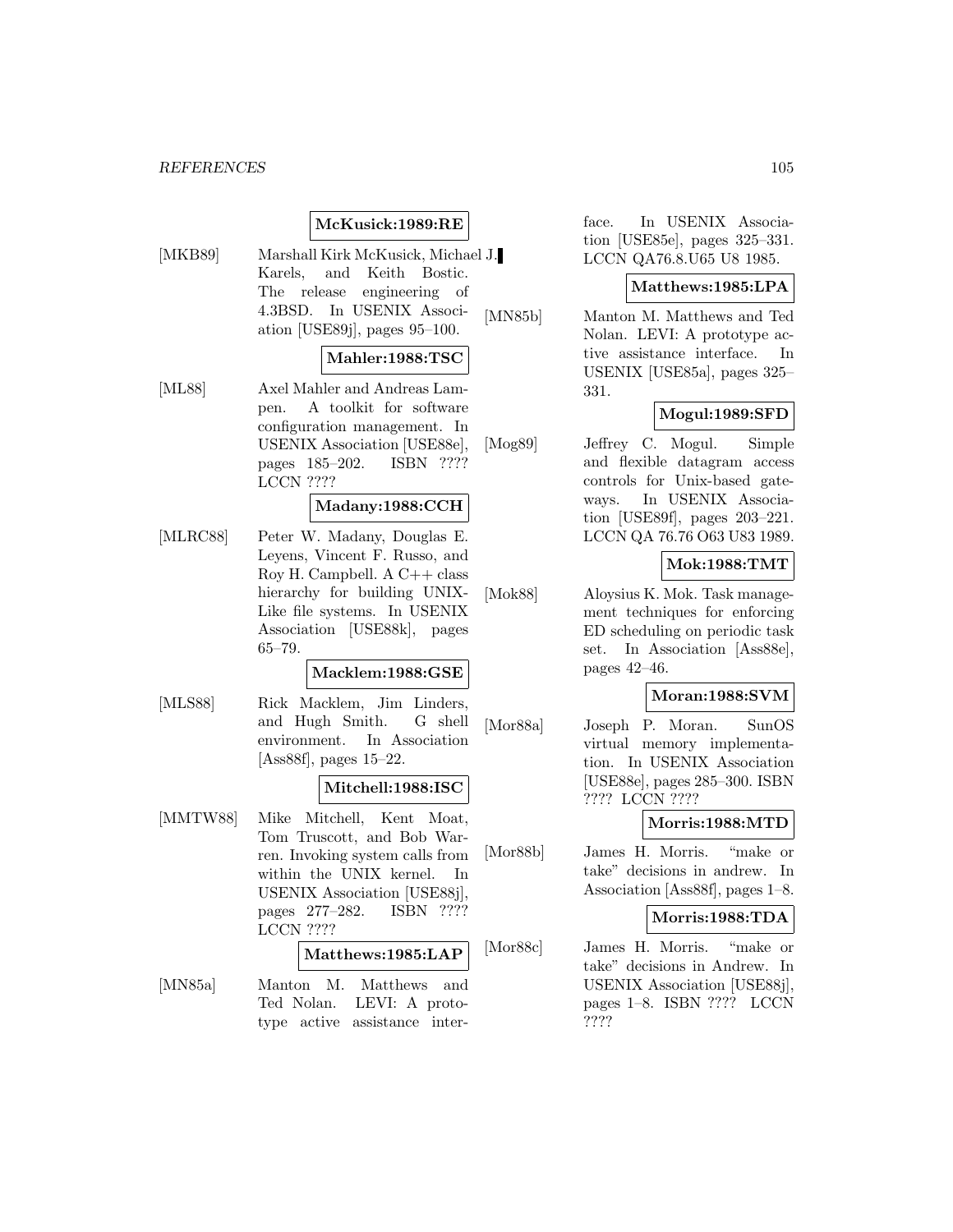**McKusick:1989:RE**

[MKB89] Marshall Kirk McKusick, Michael J. Karels, and Keith Bostic. The release engineering of 4.3BSD. In USENIX Association [USE89j], pages 95–100.

**Mahler:1988:TSC**

[ML88] Axel Mahler and Andreas Lampen. A toolkit for software configuration management. In USENIX Association [USE88e], pages 185–202. ISBN ???? LCCN ????

**Madany:1988:CCH**

[MLRC88] Peter W. Madany, Douglas E. Leyens, Vincent F. Russo, and Roy H. Campbell. A C++ class hierarchy for building UNIX-Like file systems. In USENIX Association [USE88k], pages 65–79.

**Macklem:1988:GSE**

[MLS88] Rick Macklem, Jim Linders, and Hugh Smith. G shell environment. In Association [Ass88f], pages 15–22.

**Mitchell:1988:ISC**

[MMTW88] Mike Mitchell, Kent Moat, Tom Truscott, and Bob Warren. Invoking system calls from within the UNIX kernel. In USENIX Association [USE88j], pages 277–282. ISBN ???? LCCN ????

**Matthews:1985:LAP**

[MN85a] Manton M. Matthews and Ted Nolan. LEVI: A prototype active assistance interface. In USENIX Association [USE85e], pages 325–331. LCCN QA76.8.U65 U8 1985.

**Matthews:1985:LPA**

[MN85b] Manton M. Matthews and Ted Nolan. LEVI: A prototype active assistance interface. In USENIX [USE85a], pages 325–331.

**Mogul:1989:SFD**

[Mog89] Jeffrey C. Mogul. Simple and flexible datagram access controls for Unix-based gateways. In USENIX Association [USE89f], pages 203–221. LCCN QA 76.76 O63 U83 1989.

**Mok:1988:TMT**

[Mok88] Aloysius K. Mok. Task management techniques for enforcing ED scheduling on periodic task set. In Association [Ass88e], pages 42–46.

**Moran:1988:SVM**

[Mor88a] Joseph P. Moran. SunOS virtual memory implementation. In USENIX Association [USE88e], pages 285–300. ISBN ???? LCCN ????

**Morris:1988:MTD**

[Mor88b] James H. Morris. "make or take" decisions in andrew. In Association [Ass88f], pages 1–8.

**Morris:1988:TDA**

[Mor88c] James H. Morris. "make or take" decisions in Andrew. In USENIX Association [USE88j], pages 1–8. ISBN ???? LCCN ????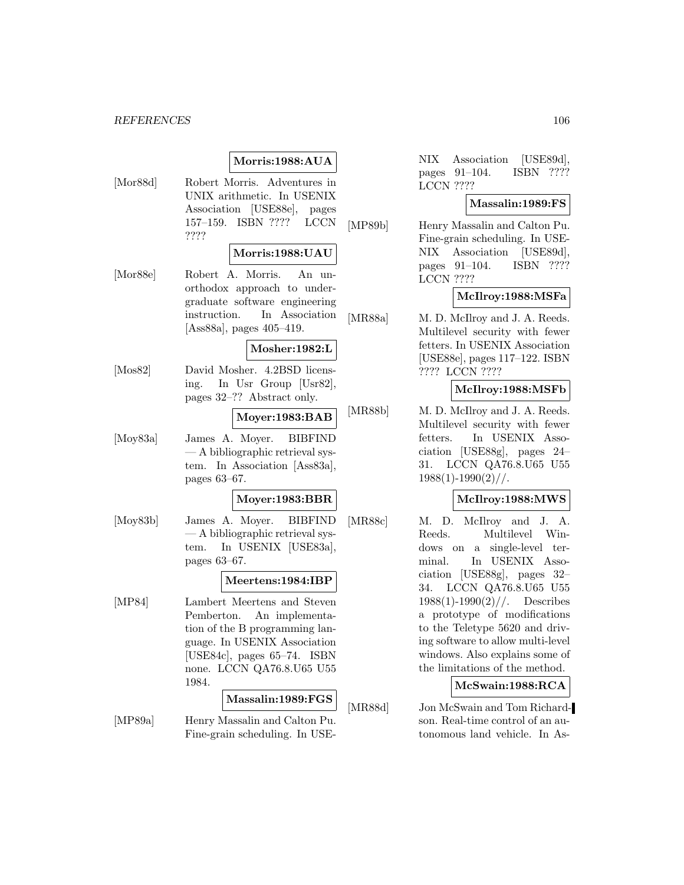**Morris:1988:AUA**

[Mor88d] Robert Morris. Adventures in UNIX arithmetic. In USENIX Association [USE88e], pages 157–159. ISBN ???? LCCN ????

**Morris:1988:UAU**

[Mor88e] Robert A. Morris. An unorthodox approach to undergraduate software engineering instruction. In Association [Ass88a], pages 405–419.

**Mosher:1982:L**

[Mos82] David Mosher. 4.2BSD licensing. In Usr Group [Usr82], pages 32–?? Abstract only.

**Moyer:1983:BAB**

[Moy83a] James A. Moyer. BIBFIND — A bibliographic retrieval system. In Association [Ass83a], pages 63–67.

**Moyer:1983:BBR**

[Moy83b] James A. Moyer. BIBFIND — A bibliographic retrieval system. In USENIX [USE83a], pages 63–67.

**Meertens:1984:IBP**

[MP84] Lambert Meertens and Steven Pemberton. An implementation of the B programming language. In USENIX Association [USE84c], pages 65–74. ISBN none. LCCN QA76.8.U65 U55 1984.

**Massalin:1989:FGS**

[MP89a] Henry Massalin and Calton Pu. Fine-grain scheduling. In USENIX Association [USE89d], pages 91–104. ISBN ???? LCCN ????

**Massalin:1989:FS**

[MP89b] Henry Massalin and Calton Pu. Fine-grain scheduling. In USENIX Association [USE89d], pages 91–104. ISBN ???? LCCN ????

**McIlroy:1988:MSFa**

[MR88a] M. D. McIlroy and J. A. Reeds. Multilevel security with fewer fetters. In USENIX Association [USE88e], pages 117–122. ISBN ???? LCCN ????

**McIlroy:1988:MSFb**

[MR88b] M. D. McIlroy and J. A. Reeds. Multilevel security with fewer fetters. In USENIX Association [USE88g], pages 24–31. LCCN QA76.8.U65 U55 1988(1)-1990(2)//.

**McIlroy:1988:MWS**

[MR88c] M. D. McIlroy and J. A. Reeds. Multilevel Windows on a single-level terminal. In USENIX Association [USE88g], pages 32–34. LCCN QA76.8.U65 U55 1988(1)-1990(2)//. Describes a prototype of modifications to the Teletype 5620 and driving software to allow multi-level windows. Also explains some of the limitations of the method.

**McSwain:1988:RCA**

[MR88d] Jon McSwain and Tom Richardson. Real-time control of an autonomous land vehicle. In As-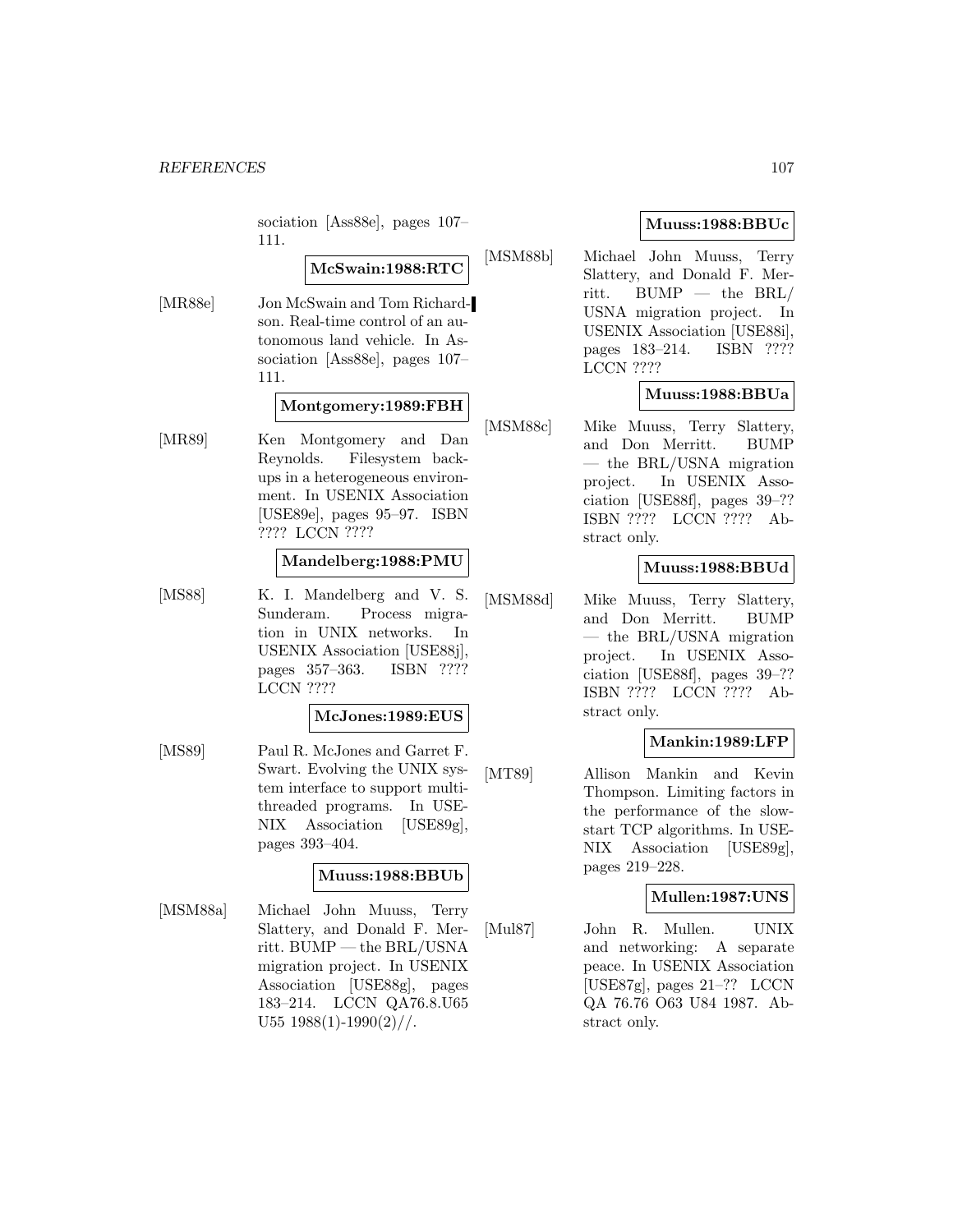sociation [Ass88e], pages 107–111.

**McSwain:1988:RTC**

[MR88e] Jon McSwain and Tom Richardson. Real-time control of an autonomous land vehicle. In Association [Ass88e], pages 107–111.

**Montgomery:1989:FBH**

[MR89] Ken Montgomery and Dan Reynolds. Filesystem backups in a heterogeneous environment. In USENIX Association [USE89e], pages 95–97. ISBN ???? LCCN ????

**Mandelberg:1988:PMU**

[MS88] K. I. Mandelberg and V. S. Sunderam. Process migration in UNIX networks. In USENIX Association [USE88j], pages 357–363. ISBN ???? LCCN ????

**McJones:1989:EUS**

[MS89] Paul R. McJones and Garret F. Swart. Evolving the UNIX system interface to support multithreaded programs. In USENIX Association [USE89g], pages 393–404.

**Muuss:1988:BBUb**

[MSM88a] Michael John Muuss, Terry Slattery, and Donald F. Merritt. BUMP — the BRL/USNA migration project. In USENIX Association [USE88g], pages 183–214. LCCN QA76.8.U65 U55 1988(1)-1990(2)//.

**Muuss:1988:BBUc**

[MSM88b] Michael John Muuss, Terry Slattery, and Donald F. Merritt. BUMP — the BRL/ USNA migration project. In USENIX Association [USE88i], pages 183–214. ISBN ???? LCCN ????

**Muuss:1988:BBUa**

[MSM88c] Mike Muuss, Terry Slattery, and Don Merritt. BUMP — the BRL/USNA migration project. In USENIX Association [USE88f], pages 39–?? ISBN ???? LCCN ???? Abstract only.

**Muuss:1988:BBUd**

[MSM88d] Mike Muuss, Terry Slattery, and Don Merritt. BUMP — the BRL/USNA migration project. In USENIX Association [USE88f], pages 39–?? ISBN ???? LCCN ???? Abstract only.

**Mankin:1989:LFP**

[MT89] Allison Mankin and Kevin Thompson. Limiting factors in the performance of the slowstart TCP algorithms. In USENIX Association [USE89g], pages 219–228.

**Mullen:1987:UNS**

[Mul87] John R. Mullen. UNIX and networking: A separate peace. In USENIX Association [USE87g], pages 21–?? LCCN QA 76.76 O63 U84 1987. Abstract only.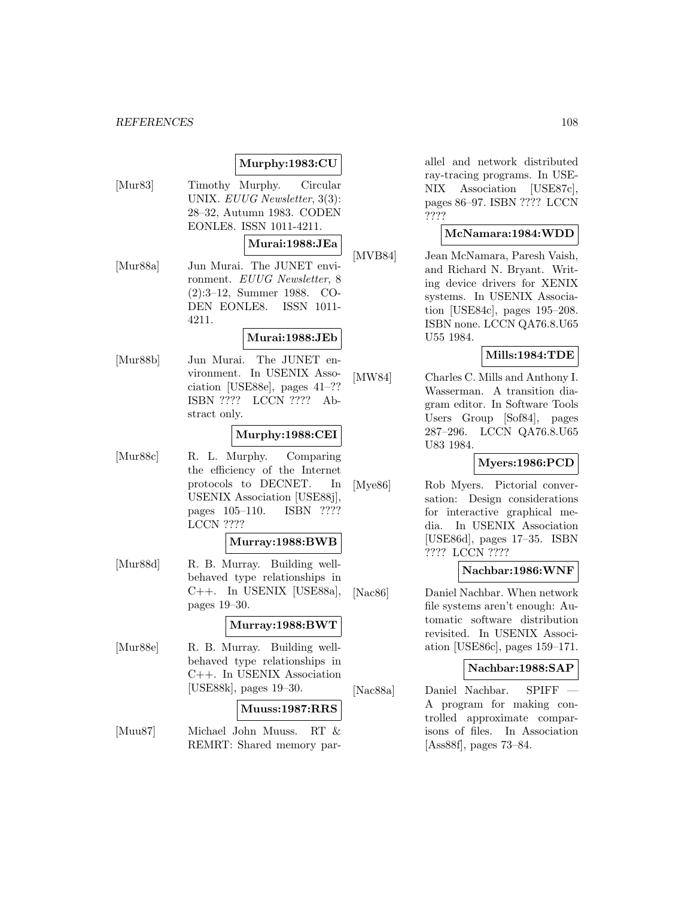**Murphy:1983:CU**

[Mur83] Timothy Murphy. Circular UNIX. *EUUG Newsletter*, 3(3): 28–32, Autumn 1983. CODEN EONLE8. ISSN 1011-4211.

**Murai:1988:JEa**

[Mur88a] Jun Murai. The JUNET environment. *EUUG Newsletter*, 8 (2):3–12, Summer 1988. CODEN EONLE8. ISSN 1011-4211.

**Murai:1988:JEb**

[Mur88b] Jun Murai. The JUNET environment. In USENIX Association [USE88e], pages 41–?? ISBN ???? LCCN ???? Abstract only.

**Murphy:1988:CEI**

[Mur88c] R. L. Murphy. Comparing the efficiency of the Internet protocols to DECNET. In USENIX Association [USE88j], pages 105–110. ISBN ???? LCCN ????

**Murray:1988:BWB**

[Mur88d] R. B. Murray. Building well-behaved type relationships in C++. In USENIX [USE88a], pages 19–30.

**Murray:1988:BWT**

[Mur88e] R. B. Murray. Building well-behaved type relationships in C++. In USENIX Association [USE88k], pages 19–30.

**Muuss:1987:RRS**

[Muu87] Michael John Muuss. RT & REMRT: Shared memory parallel and network distributed ray-tracing programs. In USENIX Association [USE87c], pages 86–97. ISBN ???? LCCN ????

**McNamara:1984:WDD**

[MVB84] Jean McNamara, Paresh Vaish, and Richard N. Bryant. Writing device drivers for XENIX systems. In USENIX Association [USE84c], pages 195–208. ISBN none. LCCN QA76.8.U65 U55 1984.

**Mills:1984:TDE**

[MW84] Charles C. Mills and Anthony I. Wasserman. A transition diagram editor. In Software Tools Users Group [Sof84], pages 287–296. LCCN QA76.8.U65 U83 1984.

**Myers:1986:PCD**

[Mye86] Rob Myers. Pictorial conversation: Design considerations for interactive graphical media. In USENIX Association [USE86d], pages 17–35. ISBN ???? LCCN ????

**Nachbar:1986:WNF**

[Nac86] Daniel Nachbar. When network file systems aren't enough: Automatic software distribution revisited. In USENIX Association [USE86c], pages 159–171.

**Nachbar:1988:SAP**

[Nac88a] Daniel Nachbar. SPIFF — A program for making controlled approximate comparisons of files. In Association [Ass88f], pages 73–84.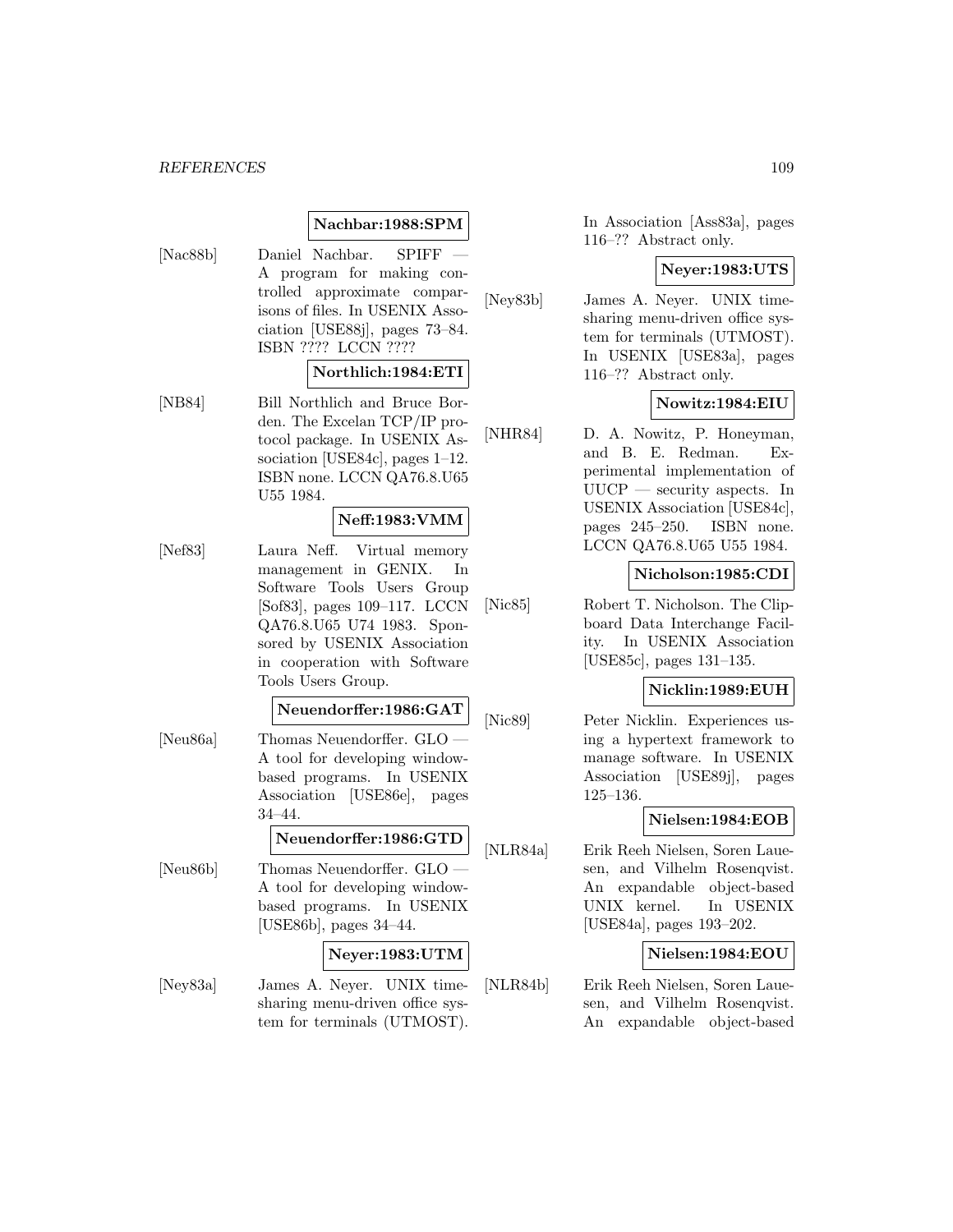**Nachbar:1988:SPM**

[Nac88b] Daniel Nachbar. SPIFF — A program for making controlled approximate comparisons of files. In USENIX Association [USE88j], pages 73–84. ISBN ???? LCCN ????

**Northlich:1984:ETI**

[NB84] Bill Northlich and Bruce Borden. The Excelan TCP/IP protocol package. In USENIX Association [USE84c], pages 1–12. ISBN none. LCCN QA76.8.U65 U55 1984.

**Neff:1983:VMM**

[Nef83] Laura Neff. Virtual memory management in GENIX. In Software Tools Users Group [Sof83], pages 109–117. LCCN QA76.8.U65 U74 1983. Sponsored by USENIX Association in cooperation with Software Tools Users Group.

**Neuendorffer:1986:GAT**

[Neu86a] Thomas Neuendorffer. GLO — A tool for developing window-based programs. In USENIX Association [USE86e], pages 34–44.

**Neuendorffer:1986:GTD**

[Neu86b] Thomas Neuendorffer. GLO — A tool for developing window-based programs. In USENIX [USE86b], pages 34–44.

**Neyer:1983:UTM**

[Ney83a] James A. Neyer. UNIX timesharing menu-driven office system for terminals (UTMOST). In Association [Ass83a], pages 116–?? Abstract only.

**Neyer:1983:UTS**

[Ney83b] James A. Neyer. UNIX timesharing menu-driven office system for terminals (UTMOST). In USENIX [USE83a], pages 116–?? Abstract only.

**Nowitz:1984:EIU**

[NHR84] D. A. Nowitz, P. Honeyman, and B. E. Redman. Experimental implementation of UUCP — security aspects. In USENIX Association [USE84c], pages 245–250. ISBN none. LCCN QA76.8.U65 U55 1984.

**Nicholson:1985:CDI**

[Nic85] Robert T. Nicholson. The Clipboard Data Interchange Facility. In USENIX Association [USE85c], pages 131–135.

**Nicklin:1989:EUH**

[Nic89] Peter Nicklin. Experiences using a hypertext framework to manage software. In USENIX Association [USE89j], pages 125–136.

**Nielsen:1984:EOB**

[NLR84a] Erik Reeh Nielsen, Soren Lauesen, and Vilhelm Rosenqvist. An expandable object-based UNIX kernel. In USENIX [USE84a], pages 193–202.

**Nielsen:1984:EOU**

[NLR84b] Erik Reeh Nielsen, Soren Lauesen, and Vilhelm Rosenqvist. An expandable object-based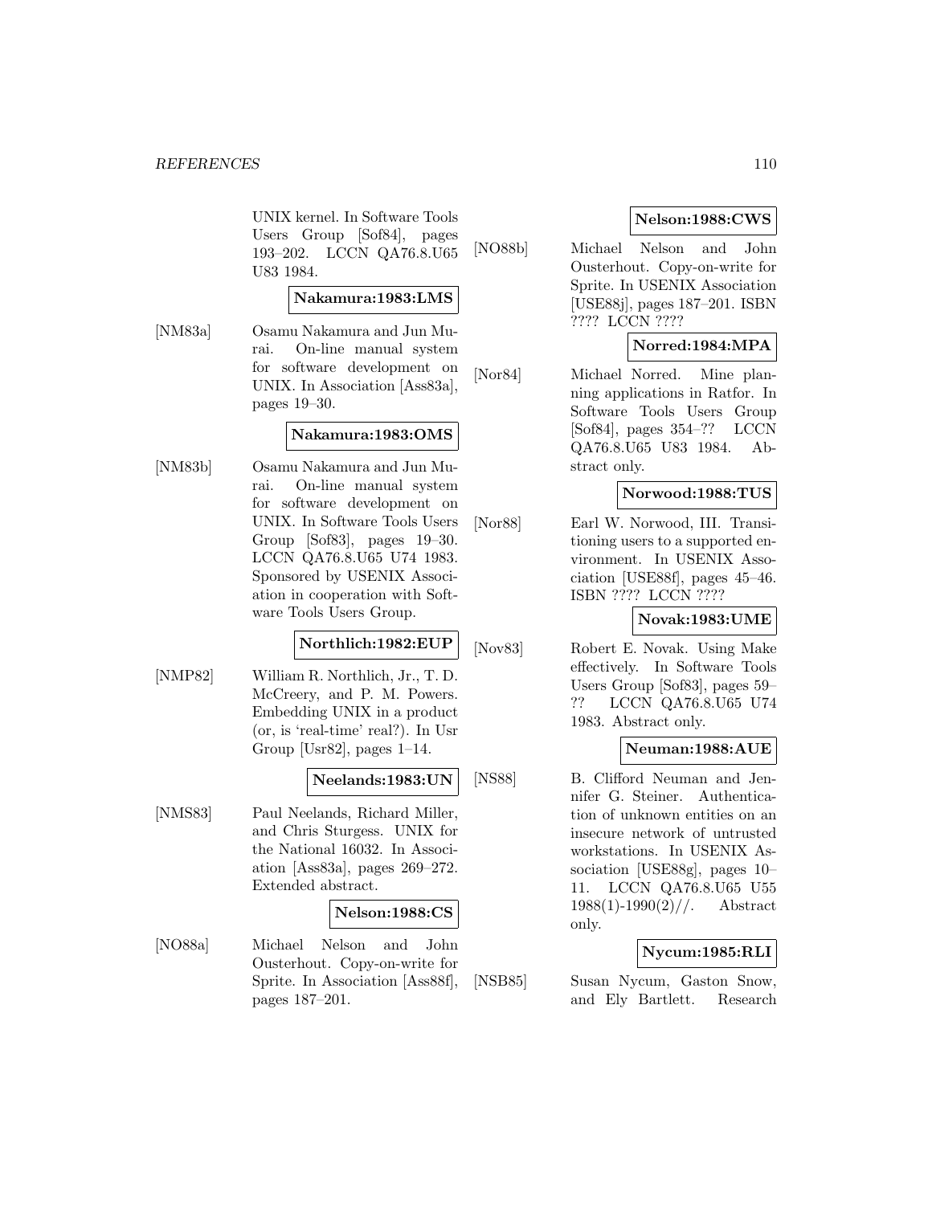UNIX kernel. In Software Tools Users Group [Sof84], pages 193–202. LCCN QA76.8.U65 U83 1984.

**Nakamura:1983:LMS**

[NM83a] Osamu Nakamura and Jun Murai. On-line manual system for software development on UNIX. In Association [Ass83a], pages 19–30.

**Nakamura:1983:OMS**

[NM83b] Osamu Nakamura and Jun Murai. On-line manual system for software development on UNIX. In Software Tools Users Group [Sof83], pages 19–30. LCCN QA76.8.U65 U74 1983. Sponsored by USENIX Association in cooperation with Software Tools Users Group.

**Northlich:1982:EUP**

[NMP82] William R. Northlich, Jr., T. D. McCreery, and P. M. Powers. Embedding UNIX in a product (or, is 'real-time' real?). In Usr Group [Usr82], pages 1–14.

**Neelands:1983:UN**

[NMS83] Paul Neelands, Richard Miller, and Chris Sturgess. UNIX for the National 16032. In Association [Ass83a], pages 269–272. Extended abstract.

**Nelson:1988:CS**

[NO88a] Michael Nelson and John Ousterhout. Copy-on-write for Sprite. In Association [Ass88f], pages 187–201.

**Nelson:1988:CWS**

[NO88b] Michael Nelson and John Ousterhout. Copy-on-write for Sprite. In USENIX Association [USE88j], pages 187–201. ISBN ???? LCCN ????

**Norred:1984:MPA**

[Nor84] Michael Norred. Mine planning applications in Ratfor. In Software Tools Users Group [Sof84], pages 354–?? LCCN QA76.8.U65 U83 1984. Abstract only.

**Norwood:1988:TUS**

[Nor88] Earl W. Norwood, III. Transitioning users to a supported environment. In USENIX Association [USE88f], pages 45–46. ISBN ???? LCCN ????

**Novak:1983:UME**

[Nov83] Robert E. Novak. Using Make effectively. In Software Tools Users Group [Sof83], pages 59–?? LCCN QA76.8.U65 U74 1983. Abstract only.

**Neuman:1988:AUE**

[NS88] B. Clifford Neuman and Jennifer G. Steiner. Authentication of unknown entities on an insecure network of untrusted workstations. In USENIX Association [USE88g], pages 10–11. LCCN QA76.8.U65 U55 1988(1)-1990(2)//. Abstract only.

**Nycum:1985:RLI**

[NSB85] Susan Nycum, Gaston Snow, and Ely Bartlett. Research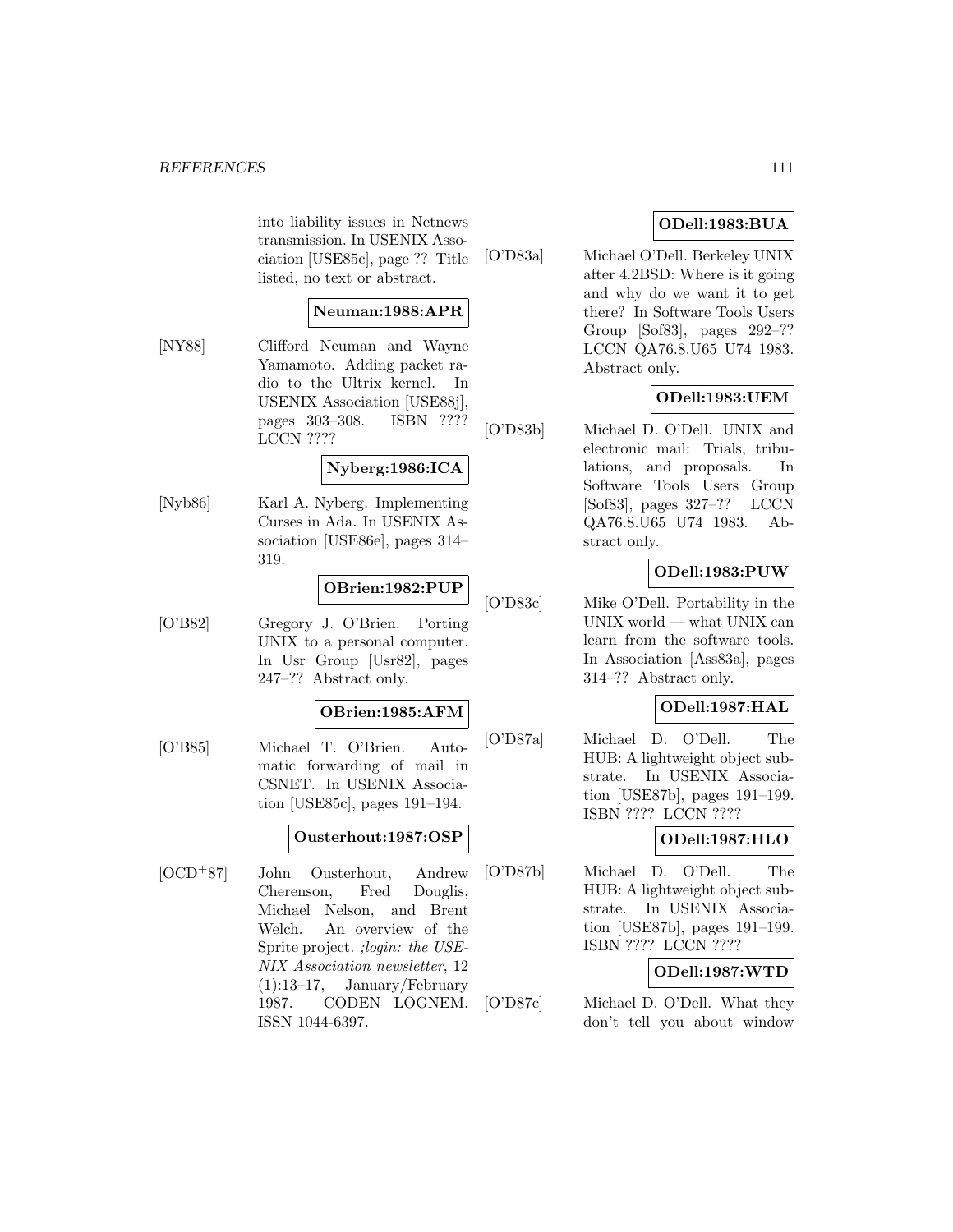into liability issues in Netnews transmission. In USENIX Association [USE85c], page ?? Title listed, no text or abstract.

**Neuman:1988:APR**

[NY88] Clifford Neuman and Wayne Yamamoto. Adding packet radio to the Ultrix kernel. In USENIX Association [USE88j], pages 303–308. ISBN ???? LCCN ????

**Nyberg:1986:ICA**

[Nyb86] Karl A. Nyberg. Implementing Curses in Ada. In USENIX Association [USE86e], pages 314–319.

**OBrien:1982:PUP**

[O'B82] Gregory J. O'Brien. Porting UNIX to a personal computer. In Usr Group [Usr82], pages 247–?? Abstract only.

**OBrien:1985:AFM**

[O'B85] Michael T. O'Brien. Automatic forwarding of mail in CSNET. In USENIX Association [USE85c], pages 191–194.

**Ousterhout:1987:OSP**

[OCD+87] John Ousterhout, Andrew Cherenson, Fred Douglis, Michael Nelson, and Brent Welch. An overview of the Sprite project. *;login: the USENIX Association newsletter*, 12 (1):13–17, January/February 1987. CODEN LOGNEM. ISSN 1044-6397.

**ODell:1983:BUA**

[O'D83a] Michael O'Dell. Berkeley UNIX after 4.2BSD: Where is it going and why do we want it to get there? In Software Tools Users Group [Sof83], pages 292–?? LCCN QA76.8.U65 U74 1983. Abstract only.

**ODell:1983:UEM**

[O'D83b] Michael D. O'Dell. UNIX and electronic mail: Trials, tribulations, and proposals. In Software Tools Users Group [Sof83], pages 327–?? LCCN QA76.8.U65 U74 1983. Abstract only.

**ODell:1983:PUW**

[O'D83c] Mike O'Dell. Portability in the UNIX world — what UNIX can learn from the software tools. In Association [Ass83a], pages 314–?? Abstract only.

**ODell:1987:HAL**

[O'D87a] Michael D. O'Dell. The HUB: A lightweight object substrate. In USENIX Association [USE87b], pages 191–199. ISBN ???? LCCN ????

**ODell:1987:HLO**

[O'D87b] Michael D. O'Dell. The HUB: A lightweight object substrate. In USENIX Association [USE87b], pages 191–199. ISBN ???? LCCN ????

**ODell:1987:WTD**

[O'D87c] Michael D. O'Dell. What they don't tell you about window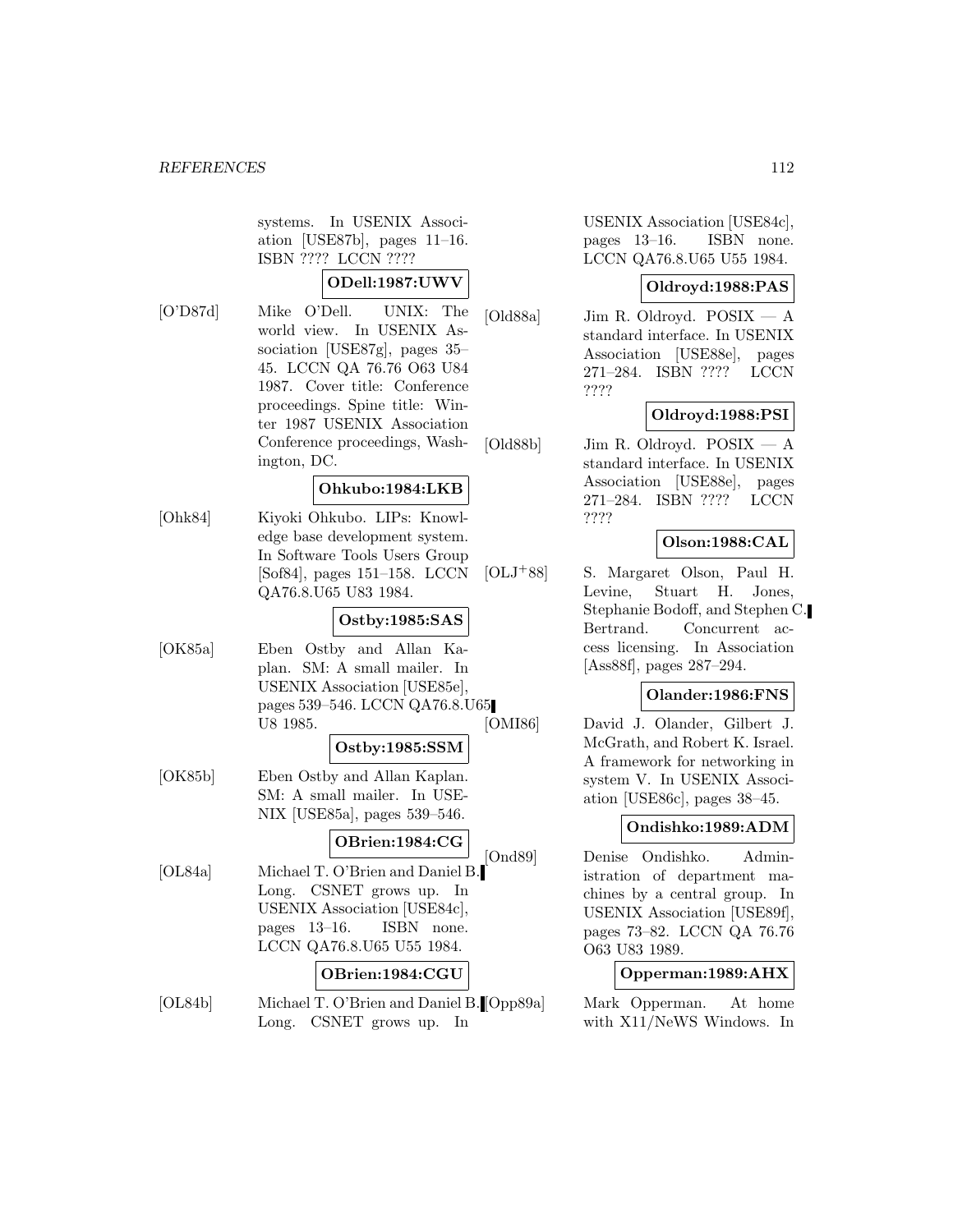systems. In USENIX Association [USE87b], pages 11–16. ISBN ???? LCCN ????

**ODell:1987:UWV**

[O'D87d] Mike O'Dell. UNIX: The world view. In USENIX Association [USE87g], pages 35–45. LCCN QA 76.76 O63 U84 1987. Cover title: Conference proceedings. Spine title: Winter 1987 USENIX Association Conference proceedings, Washington, DC.

**Ohkubo:1984:LKB**

[Ohk84] Kiyoki Ohkubo. LIPs: Knowledge base development system. In Software Tools Users Group [Sof84], pages 151–158. LCCN QA76.8.U65 U83 1984.

**Ostby:1985:SAS**

[OK85a] Eben Ostby and Allan Kaplan. SM: A small mailer. In USENIX Association [USE85e], pages 539–546. LCCN QA76.8.U65 U8 1985.

**Ostby:1985:SSM**

[OK85b] Eben Ostby and Allan Kaplan. SM: A small mailer. In USENIX [USE85a], pages 539–546.

**OBrien:1984:CG**

[OL84a] Michael T. O'Brien and Daniel B. Long. CSNET grows up. In USENIX Association [USE84c], pages 13–16. ISBN none. LCCN QA76.8.U65 U55 1984.

**OBrien:1984:CGU**

[OL84b] Michael T. O'Brien and Daniel B. Long. CSNET grows up. In USENIX Association [USE84c], pages 13–16. ISBN none. LCCN QA76.8.U65 U55 1984.

**Oldroyd:1988:PAS**

[Old88a] Jim R. Oldroyd. POSIX — A standard interface. In USENIX Association [USE88e], pages 271–284. ISBN ???? LCCN ????

**Oldroyd:1988:PSI**

[Old88b] Jim R. Oldroyd. POSIX — A standard interface. In USENIX Association [USE88e], pages 271–284. ISBN ???? LCCN ????

**Olson:1988:CAL**

[OLJ+88] S. Margaret Olson, Paul H. Levine, Stuart H. Jones, Stephanie Bodoff, and Stephen C. Bertrand. Concurrent access licensing. In Association [Ass88f], pages 287–294.

**Olander:1986:FNS**

[OMI86] David J. Olander, Gilbert J. McGrath, and Robert K. Israel. A framework for networking in system V. In USENIX Association [USE86c], pages 38–45.

**Ondishko:1989:ADM**

[Ond89] Denise Ondishko. Administration of department machines by a central group. In USENIX Association [USE89f], pages 73–82. LCCN QA 76.76 O63 U83 1989.

**Opperman:1989:AHX**

[Opp89a] Mark Opperman. At home with X11/NeWS Windows. In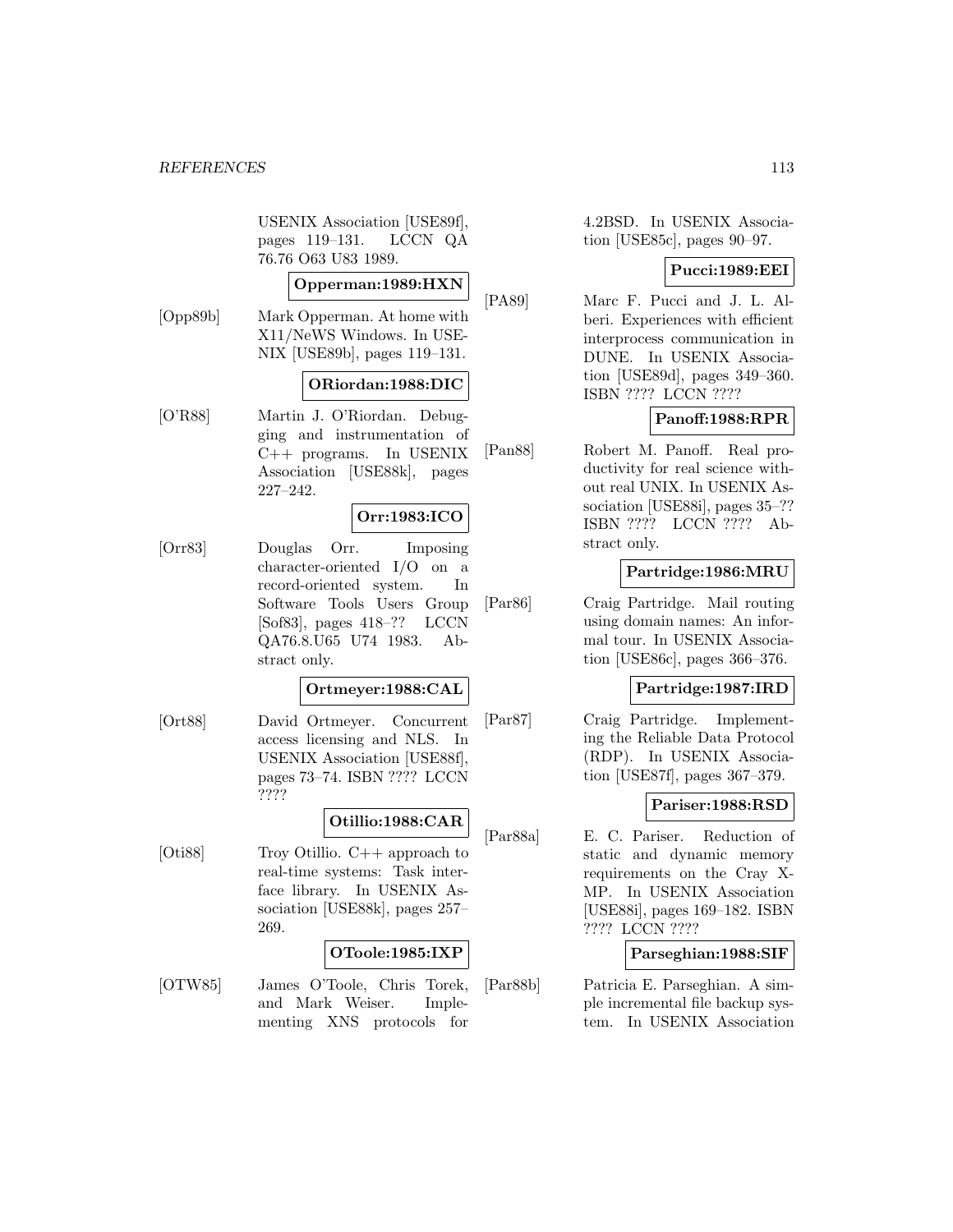USENIX Association [USE89f], pages 119–131. LCCN QA 76.76 O63 U83 1989.

**Opperman:1989:HXN**

[Opp89b] Mark Opperman. At home with X11/NeWS Windows. In USENIX [USE89b], pages 119–131.

**ORiordan:1988:DIC**

[O'R88] Martin J. O'Riordan. Debugging and instrumentation of C++ programs. In USENIX Association [USE88k], pages 227–242.

**Orr:1983:ICO**

[Orr83] Douglas Orr. Imposing character-oriented I/O on a record-oriented system. In Software Tools Users Group [Sof83], pages 418–?? LCCN QA76.8.U65 U74 1983. Abstract only.

**Ortmeyer:1988:CAL**

[Ort88] David Ortmeyer. Concurrent access licensing and NLS. In USENIX Association [USE88f], pages 73–74. ISBN ???? LCCN ????

**Otillio:1988:CAR**

[Oti88] Troy Otillio. C++ approach to real-time systems: Task interface library. In USENIX Association [USE88k], pages 257–269.

**OToole:1985:IXP**

[OTW85] James O'Toole, Chris Torek, and Mark Weiser. Implementing XNS protocols for 4.2BSD. In USENIX Association [USE85c], pages 90–97.

**Pucci:1989:EEI**

[PA89] Marc F. Pucci and J. L. Alberi. Experiences with efficient interprocess communication in DUNE. In USENIX Association [USE89d], pages 349–360. ISBN ???? LCCN ????

**Panoff:1988:RPR**

[Pan88] Robert M. Panoff. Real productivity for real science without real UNIX. In USENIX Association [USE88i], pages 35–?? ISBN ???? LCCN ???? Abstract only.

**Partridge:1986:MRU**

[Par86] Craig Partridge. Mail routing using domain names: An informal tour. In USENIX Association [USE86c], pages 366–376.

**Partridge:1987:IRD**

[Par87] Craig Partridge. Implementing the Reliable Data Protocol (RDP). In USENIX Association [USE87f], pages 367–379.

**Pariser:1988:RSD**

[Par88a] E. C. Pariser. Reduction of static and dynamic memory requirements on the Cray X-MP. In USENIX Association [USE88i], pages 169–182. ISBN ???? LCCN ????

**Parseghian:1988:SIF**

[Par88b] Patricia E. Parseghian. A simple incremental file backup system. In USENIX Association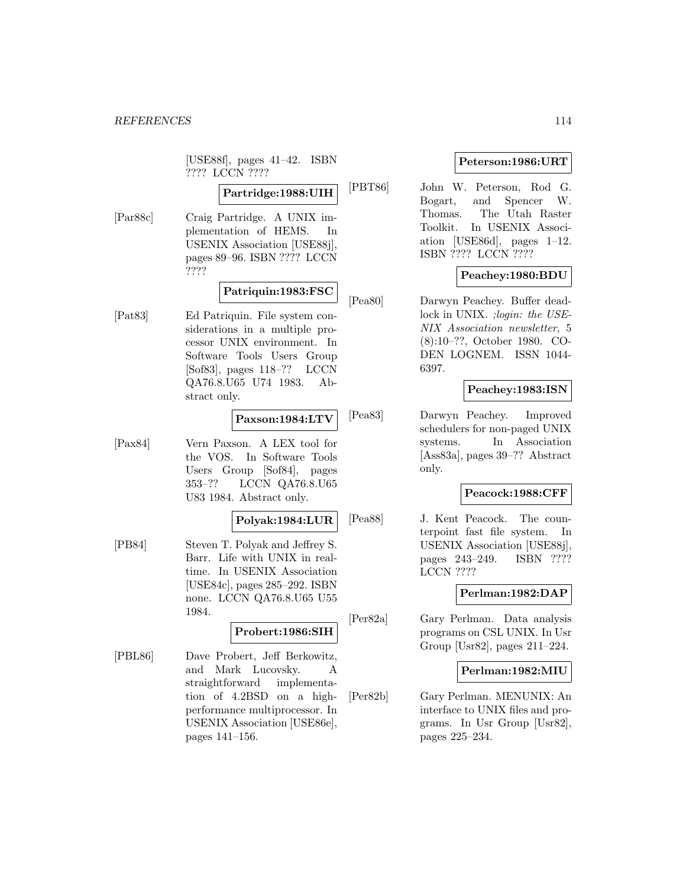[USE88f], pages 41–42. ISBN ???? LCCN ????

**Partridge:1988:UIH**

[Par88c] Craig Partridge. A UNIX implementation of HEMS. In USENIX Association [USE88j], pages 89–96. ISBN ???? LCCN ????

**Patriquin:1983:FSC**

[Pat83] Ed Patriquin. File system considerations in a multiple processor UNIX environment. In Software Tools Users Group [Sof83], pages 118–?? LCCN QA76.8.U65 U74 1983. Abstract only.

**Paxson:1984:LTV**

[Pax84] Vern Paxson. A LEX tool for the VOS. In Software Tools Users Group [Sof84], pages 353–?? LCCN QA76.8.U65 U83 1984. Abstract only.

**Polyak:1984:LUR**

[PB84] Steven T. Polyak and Jeffrey S. Barr. Life with UNIX in real-time. In USENIX Association [USE84c], pages 285–292. ISBN none. LCCN QA76.8.U65 U55 1984.

**Probert:1986:SIH**

[PBL86] Dave Probert, Jeff Berkowitz, and Mark Lucovsky. A straightforward implementation of 4.2BSD on a high-performance multiprocessor. In USENIX Association [USE86e], pages 141–156.

**Peterson:1986:URT**

[PBT86] John W. Peterson, Rod G. Bogart, and Spencer W. Thomas. The Utah Raster Toolkit. In USENIX Association [USE86d], pages 1–12. ISBN ???? LCCN ????

**Peachey:1980:BDU**

[Pea80] Darwyn Peachey. Buffer deadlock in UNIX. *;login: the USENIX Association newsletter*, 5 (8):10–??, October 1980. CODEN LOGNEM. ISSN 1044-6397.

**Peachey:1983:ISN**

[Pea83] Darwyn Peachey. Improved schedulers for non-paged UNIX systems. In Association [Ass83a], pages 39–?? Abstract only.

**Peacock:1988:CFF**

[Pea88] J. Kent Peacock. The counterpoint fast file system. In USENIX Association [USE88j], pages 243–249. ISBN ???? LCCN ????

**Perlman:1982:DAP**

[Per82a] Gary Perlman. Data analysis programs on CSL UNIX. In Usr Group [Usr82], pages 211–224.

**Perlman:1982:MIU**

[Per82b] Gary Perlman. MENUNIX: An interface to UNIX files and programs. In Usr Group [Usr82], pages 225–234.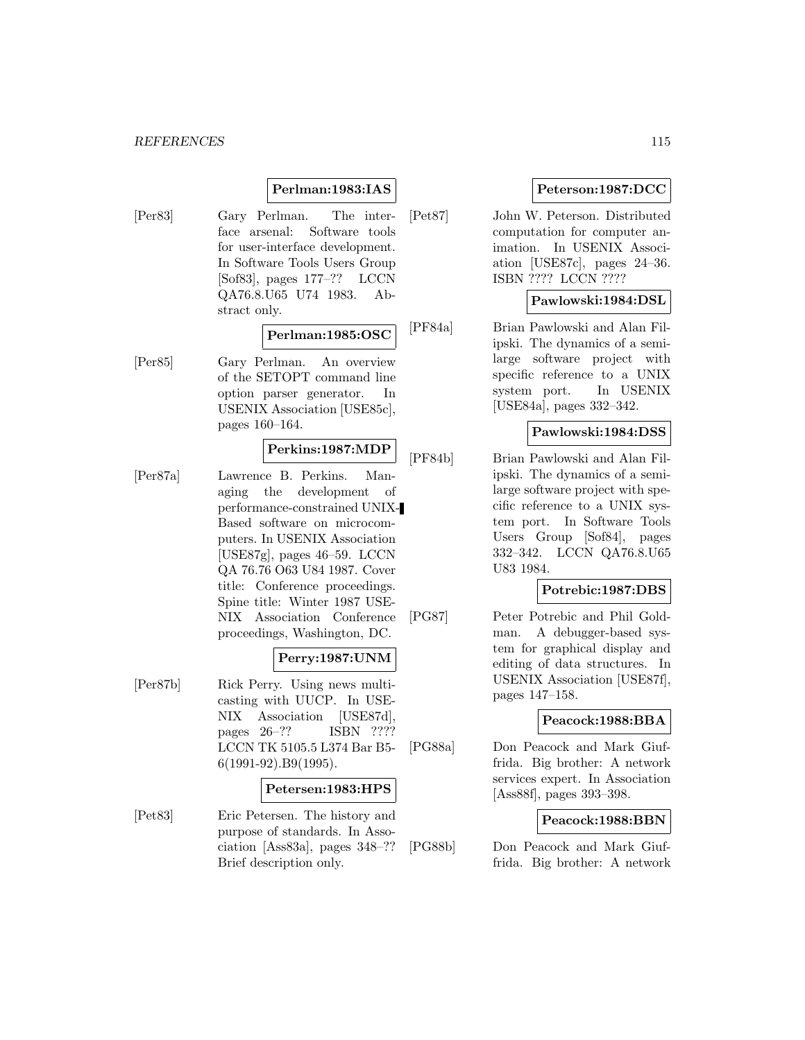**Perlman:1983:IAS**

[Per83] Gary Perlman. The interface arsenal: Software tools for user-interface development. In Software Tools Users Group [Sof83], pages 177–?? LCCN QA76.8.U65 U74 1983. Abstract only.

**Perlman:1985:OSC**

[Per85] Gary Perlman. An overview of the SETOPT command line option parser generator. In USENIX Association [USE85c], pages 160–164.

**Perkins:1987:MDP**

[Per87a] Lawrence B. Perkins. Managing the development of performance-constrained UNIX-Based software on microcomputers. In USENIX Association [USE87g], pages 46–59. LCCN QA 76.76 O63 U84 1987. Cover title: Conference proceedings. Spine title: Winter 1987 USENIX Association Conference proceedings, Washington, DC.

**Perry:1987:UNM**

[Per87b] Rick Perry. Using news multicasting with UUCP. In USENIX Association [USE87d], pages 26–?? ISBN ???? LCCN TK 5105.5 L374 Bar B5-6(1991-92).B9(1995).

**Petersen:1983:HPS**

[Pet83] Eric Petersen. The history and purpose of standards. In Association [Ass83a], pages 348–?? Brief description only.

**Peterson:1987:DCC**

[Pet87] John W. Peterson. Distributed computation for computer animation. In USENIX Association [USE87c], pages 24–36. ISBN ???? LCCN ????

**Pawlowski:1984:DSL**

[PF84a] Brian Pawlowski and Alan Filipski. The dynamics of a semi-large software project with specific reference to a UNIX system port. In USENIX [USE84a], pages 332–342.

**Pawlowski:1984:DSS**

[PF84b] Brian Pawlowski and Alan Filipski. The dynamics of a semi-large software project with specific reference to a UNIX system port. In Software Tools Users Group [Sof84], pages 332–342. LCCN QA76.8.U65 U83 1984.

**Potrebic:1987:DBS**

[PG87] Peter Potrebic and Phil Goldman. A debugger-based system for graphical display and editing of data structures. In USENIX Association [USE87f], pages 147–158.

**Peacock:1988:BBA**

[PG88a] Don Peacock and Mark Giuffrida. Big brother: A network services expert. In Association [Ass88f], pages 393–398.

**Peacock:1988:BBN**

[PG88b] Don Peacock and Mark Giuffrida. Big brother: A network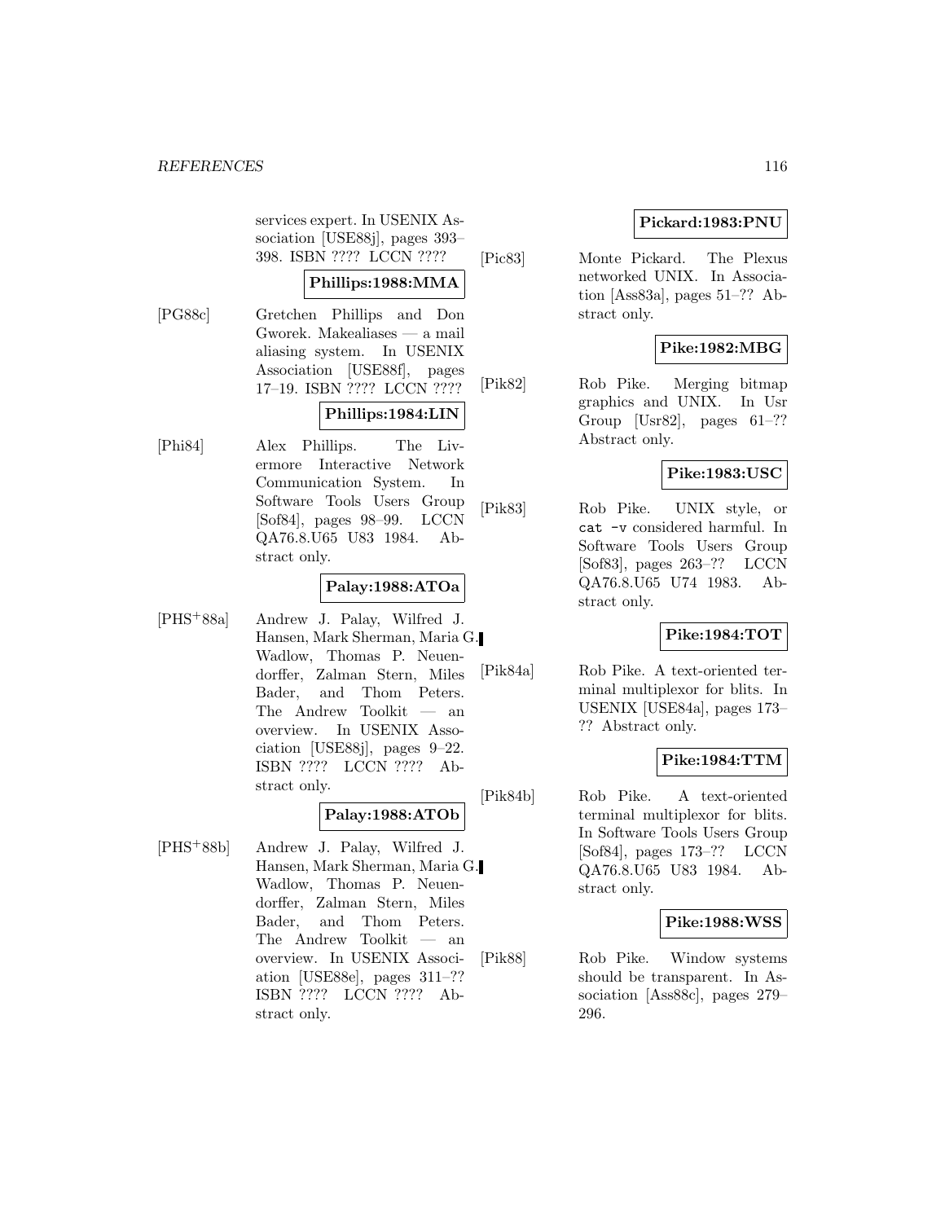services expert. In USENIX Association [USE88j], pages 393–398. ISBN ???? LCCN ????

**Phillips:1988:MMA**

[PG88c] Gretchen Phillips and Don Gworek. Makealiases — a mail aliasing system. In USENIX Association [USE88f], pages 17–19. ISBN ???? LCCN ????

**Phillips:1984:LIN**

[Phi84] Alex Phillips. The Livermore Interactive Network Communication System. In Software Tools Users Group [Sof84], pages 98–99. LCCN QA76.8.U65 U83 1984. Abstract only.

**Palay:1988:ATOa**

[PHS+88a] Andrew J. Palay, Wilfred J. Hansen, Mark Sherman, Maria G. Wadlow, Thomas P. Neuendorffer, Zalman Stern, Miles Bader, and Thom Peters. The Andrew Toolkit — an overview. In USENIX Association [USE88j], pages 9–22. ISBN ???? LCCN ???? Abstract only.

**Palay:1988:ATOb**

[PHS+88b] Andrew J. Palay, Wilfred J. Hansen, Mark Sherman, Maria G. Wadlow, Thomas P. Neuendorffer, Zalman Stern, Miles Bader, and Thom Peters. The Andrew Toolkit — an overview. In USENIX Association [USE88e], pages 311–?? ISBN ???? LCCN ???? Abstract only.

**Pickard:1983:PNU**

[Pic83] Monte Pickard. The Plexus networked UNIX. In Association [Ass83a], pages 51–?? Abstract only.

**Pike:1982:MBG**

[Pik82] Rob Pike. Merging bitmap graphics and UNIX. In Usr Group [Usr82], pages 61–?? Abstract only.

**Pike:1983:USC**

[Pik83] Rob Pike. UNIX style, or `cat -v` considered harmful. In Software Tools Users Group [Sof83], pages 263–?? LCCN QA76.8.U65 U74 1983. Abstract only.

**Pike:1984:TOT**

[Pik84a] Rob Pike. A text-oriented terminal multiplexor for blits. In USENIX [USE84a], pages 173–?? Abstract only.

**Pike:1984:TTM**

[Pik84b] Rob Pike. A text-oriented terminal multiplexor for blits. In Software Tools Users Group [Sof84], pages 173–?? LCCN QA76.8.U65 U83 1984. Abstract only.

**Pike:1988:WSS**

[Pik88] Rob Pike. Window systems should be transparent. In Association [Ass88c], pages 279–296.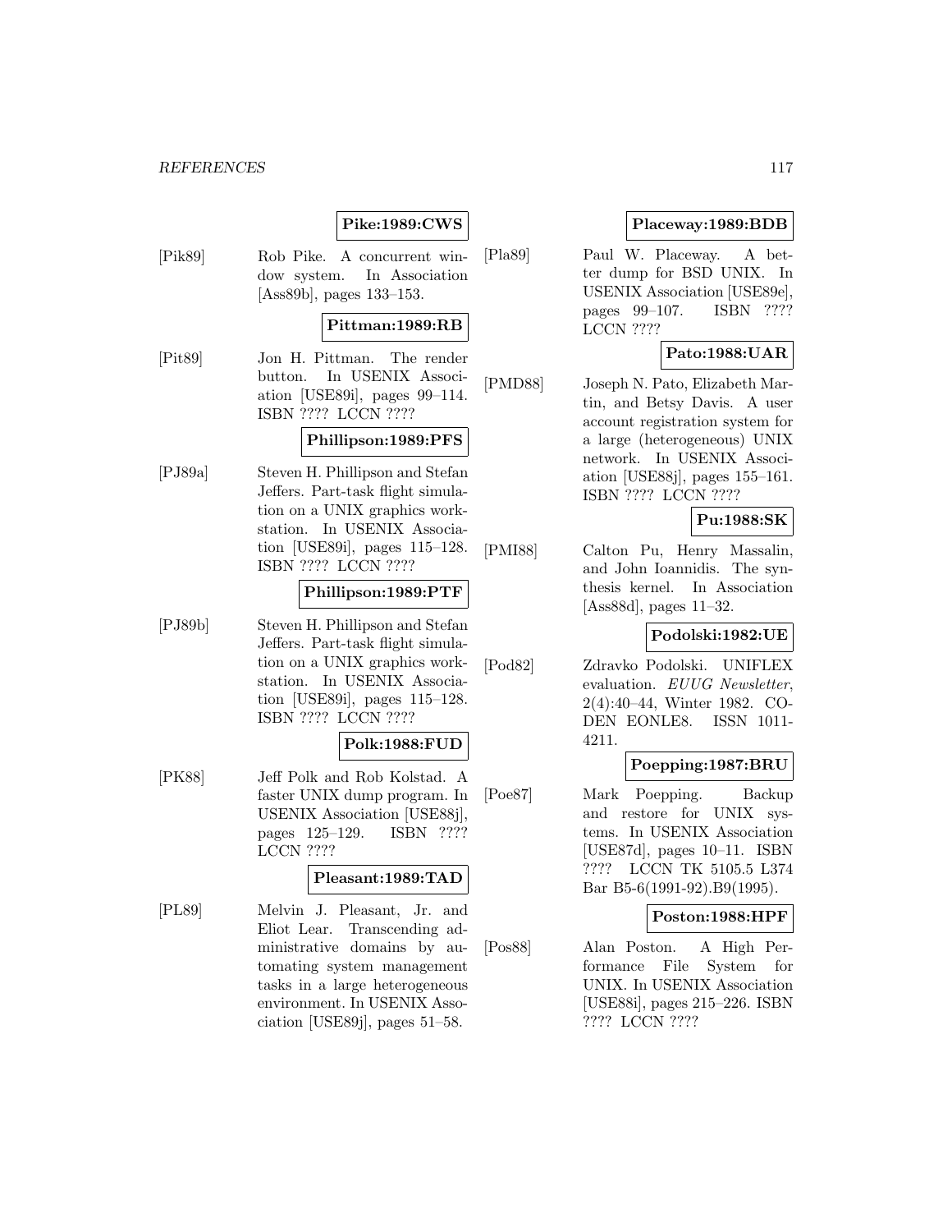**Pike:1989:CWS**

[Pik89] Rob Pike. A concurrent window system. In Association [Ass89b], pages 133–153.

**Pittman:1989:RB**

[Pit89] Jon H. Pittman. The render button. In USENIX Association [USE89i], pages 99–114. ISBN ???? LCCN ????

**Phillipson:1989:PFS**

[PJ89a] Steven H. Phillipson and Stefan Jeffers. Part-task flight simulation on a UNIX graphics workstation. In USENIX Association [USE89i], pages 115–128. ISBN ???? LCCN ????

**Phillipson:1989:PTF**

[PJ89b] Steven H. Phillipson and Stefan Jeffers. Part-task flight simulation on a UNIX graphics workstation. In USENIX Association [USE89i], pages 115–128. ISBN ???? LCCN ????

**Polk:1988:FUD**

[PK88] Jeff Polk and Rob Kolstad. A faster UNIX dump program. In USENIX Association [USE88j], pages 125–129. ISBN ???? LCCN ????

**Pleasant:1989:TAD**

[PL89] Melvin J. Pleasant, Jr. and Eliot Lear. Transcending administrative domains by automating system management tasks in a large heterogeneous environment. In USENIX Association [USE89j], pages 51–58.

**Placeway:1989:BDB**

[Pla89] Paul W. Placeway. A better dump for BSD UNIX. In USENIX Association [USE89e], pages 99–107. ISBN ???? LCCN ????

**Pato:1988:UAR**

[PMD88] Joseph N. Pato, Elizabeth Martin, and Betsy Davis. A user account registration system for a large (heterogeneous) UNIX network. In USENIX Association [USE88j], pages 155–161. ISBN ???? LCCN ????

**Pu:1988:SK**

[PMI88] Calton Pu, Henry Massalin, and John Ioannidis. The synthesis kernel. In Association [Ass88d], pages 11–32.

**Podolski:1982:UE**

[Pod82] Zdravko Podolski. UNIFLEX evaluation. *EUUG Newsletter*, 2(4):40–44, Winter 1982. CODEN EONLE8. ISSN 1011-4211.

**Poepping:1987:BRU**

[Poe87] Mark Poepping. Backup and restore for UNIX systems. In USENIX Association [USE87d], pages 10–11. ISBN ???? LCCN TK 5105.5 L374 Bar B5-6(1991-92).B9(1995).

**Poston:1988:HPF**

[Pos88] Alan Poston. A High Performance File System for UNIX. In USENIX Association [USE88i], pages 215–226. ISBN ???? LCCN ????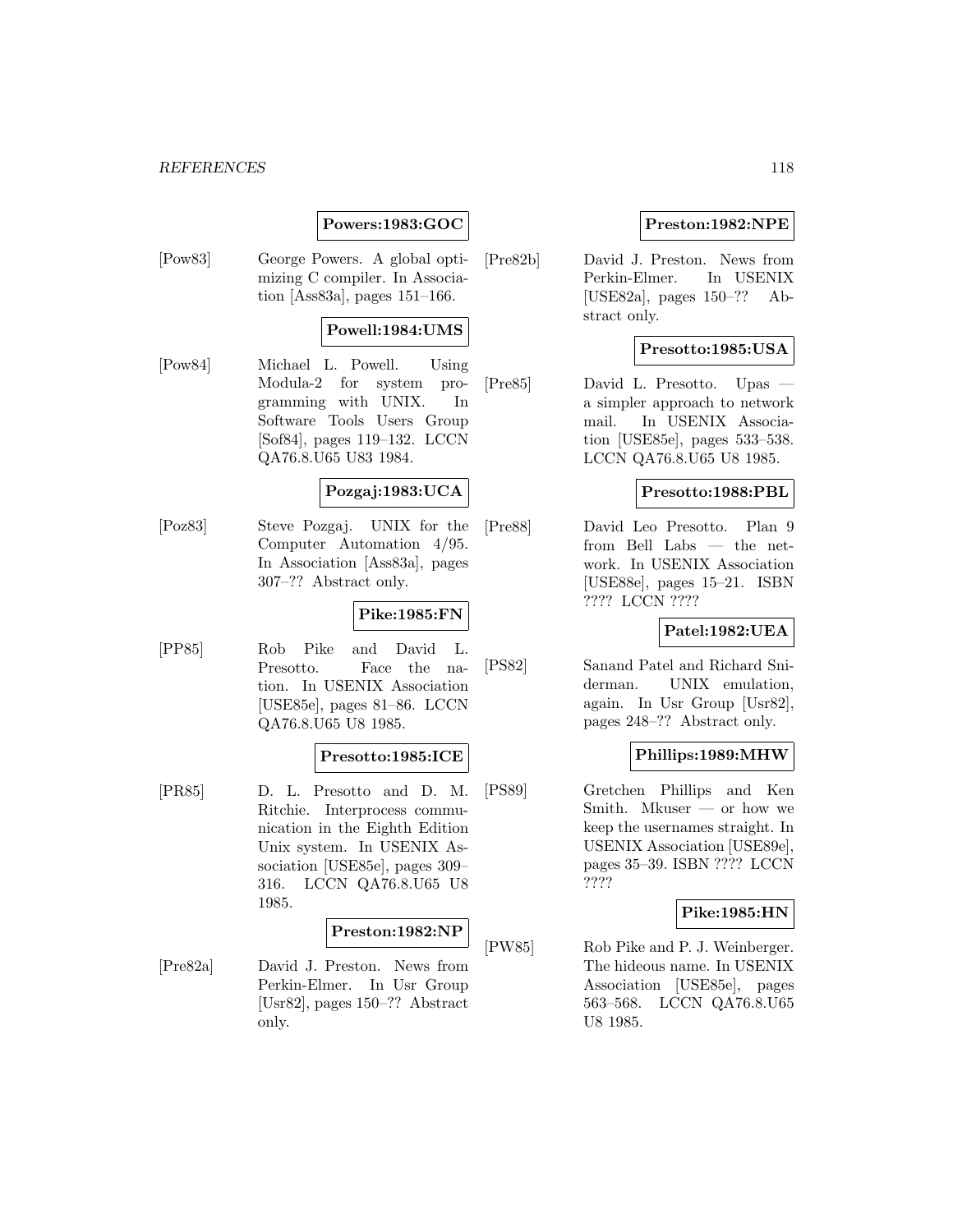**Powers:1983:GOC**

[Pow83] George Powers. A global optimizing C compiler. In Association [Ass83a], pages 151–166.

**Powell:1984:UMS**

[Pow84] Michael L. Powell. Using Modula-2 for system programming with UNIX. In Software Tools Users Group [Sof84], pages 119–132. LCCN QA76.8.U65 U83 1984.

**Pozgaj:1983:UCA**

[Poz83] Steve Pozgaj. UNIX for the Computer Automation 4/95. In Association [Ass83a], pages 307–?? Abstract only.

**Pike:1985:FN**

[PP85] Rob Pike and David L. Presotto. Face the nation. In USENIX Association [USE85e], pages 81–86. LCCN QA76.8.U65 U8 1985.

**Presotto:1985:ICE**

[PR85] D. L. Presotto and D. M. Ritchie. Interprocess communication in the Eighth Edition Unix system. In USENIX Association [USE85e], pages 309–316. LCCN QA76.8.U65 U8 1985.

**Preston:1982:NP**

[Pre82a] David J. Preston. News from Perkin-Elmer. In Usr Group [Usr82], pages 150–?? Abstract only.

**Preston:1982:NPE**

[Pre82b] David J. Preston. News from Perkin-Elmer. In USENIX [USE82a], pages 150–?? Abstract only.

**Presotto:1985:USA**

[Pre85] David L. Presotto. Upas — a simpler approach to network mail. In USENIX Association [USE85e], pages 533–538. LCCN QA76.8.U65 U8 1985.

**Presotto:1988:PBL**

[Pre88] David Leo Presotto. Plan 9 from Bell Labs — the network. In USENIX Association [USE88e], pages 15–21. ISBN ???? LCCN ????

**Patel:1982:UEA**

[PS82] Sanand Patel and Richard Sniderman. UNIX emulation, again. In Usr Group [Usr82], pages 248–?? Abstract only.

**Phillips:1989:MHW**

[PS89] Gretchen Phillips and Ken Smith. Mkuser — or how we keep the usernames straight. In USENIX Association [USE89e], pages 35–39. ISBN ???? LCCN ????

**Pike:1985:HN**

[PW85] Rob Pike and P. J. Weinberger. The hideous name. In USENIX Association [USE85e], pages 563–568. LCCN QA76.8.U65 U8 1985.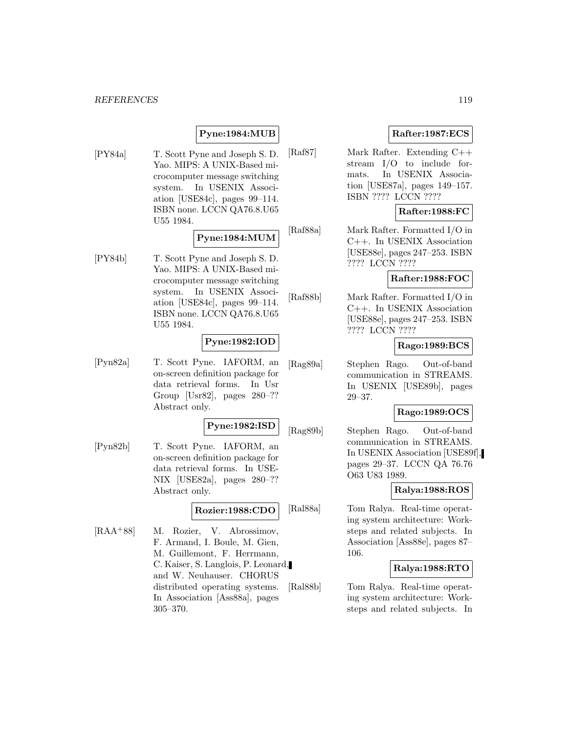**Pyne:1984:MUB**

[PY84a] T. Scott Pyne and Joseph S. D. Yao. MIPS: A UNIX-Based microcomputer message switching system. In USENIX Association [USE84c], pages 99–114. ISBN none. LCCN QA76.8.U65 U55 1984.

**Pyne:1984:MUM**

[PY84b] T. Scott Pyne and Joseph S. D. Yao. MIPS: A UNIX-Based microcomputer message switching system. In USENIX Association [USE84c], pages 99–114. ISBN none. LCCN QA76.8.U65 U55 1984.

**Pyne:1982:IOD**

[Pyn82a] T. Scott Pyne. IAFORM, an on-screen definition package for data retrieval forms. In Usr Group [Usr82], pages 280–?? Abstract only.

**Pyne:1982:ISD**

[Pyn82b] T. Scott Pyne. IAFORM, an on-screen definition package for data retrieval forms. In USENIX [USE82a], pages 280–?? Abstract only.

**Rozier:1988:CDO**

[RAA+88] M. Rozier, V. Abrossimov, F. Armand, I. Boule, M. Gien, M. Guillemont, F. Herrmann, C. Kaiser, S. Langlois, P. Leonard, and W. Neuhauser. CHORUS distributed operating systems. In Association [Ass88a], pages 305–370.

**Rafter:1987:ECS**

[Raf87] Mark Rafter. Extending C++ stream I/O to include formats. In USENIX Association [USE87a], pages 149–157. ISBN ???? LCCN ????

**Rafter:1988:FC**

[Raf88a] Mark Rafter. Formatted I/O in C++. In USENIX Association [USE88e], pages 247–253. ISBN ???? LCCN ????

**Rafter:1988:FOC**

[Raf88b] Mark Rafter. Formatted I/O in C++. In USENIX Association [USE88e], pages 247–253. ISBN ???? LCCN ????

**Rago:1989:BCS**

[Rag89a] Stephen Rago. Out-of-band communication in STREAMS. In USENIX [USE89b], pages 29–37.

**Rago:1989:OCS**

[Rag89b] Stephen Rago. Out-of-band communication in STREAMS. In USENIX Association [USE89f], pages 29–37. LCCN QA 76.76 O63 U83 1989.

**Ralya:1988:ROS**

[Ral88a] Tom Ralya. Real-time operating system architecture: Worksteps and related subjects. In Association [Ass88e], pages 87–106.

**Ralya:1988:RTO**

[Ral88b] Tom Ralya. Real-time operating system architecture: Worksteps and related subjects. In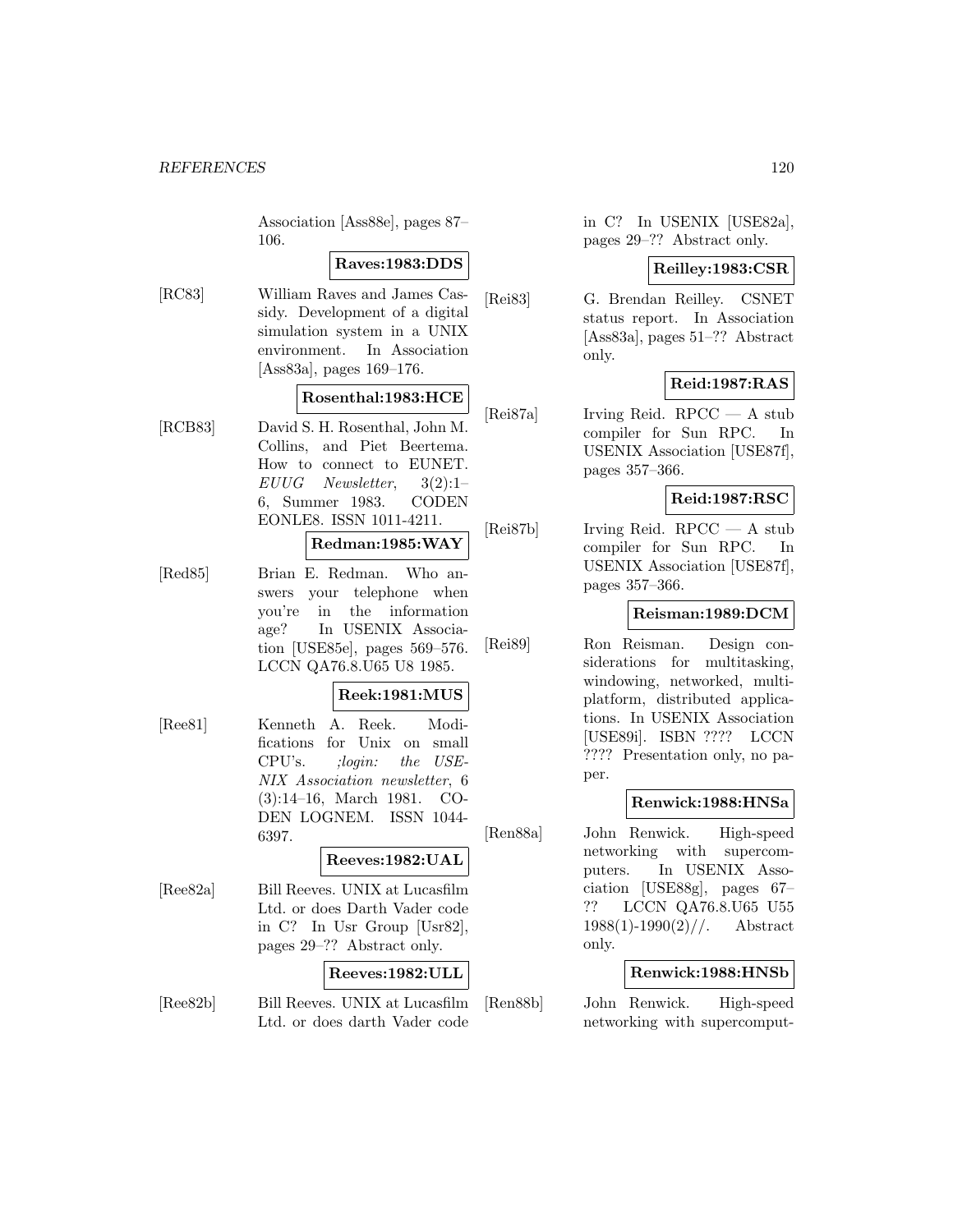Association [Ass88e], pages 87–106.

**Raves:1983:DDS**

[RC83] William Raves and James Cassidy. Development of a digital simulation system in a UNIX environment. In Association [Ass83a], pages 169–176.

**Rosenthal:1983:HCE**

[RCB83] David S. H. Rosenthal, John M. Collins, and Piet Beertema. How to connect to EUNET. *EUUG Newsletter*, 3(2):1–6, Summer 1983. CODEN EONLE8. ISSN 1011-4211.

**Redman:1985:WAY**

[Red85] Brian E. Redman. Who answers your telephone when you're in the information age? In USENIX Association [USE85e], pages 569–576. LCCN QA76.8.U65 U8 1985.

**Reek:1981:MUS**

[Ree81] Kenneth A. Reek. Modifications for Unix on small CPU's. *;login: the USENIX Association newsletter*, 6 (3):14–16, March 1981. CODEN LOGNEM. ISSN 1044-6397.

**Reeves:1982:UAL**

[Ree82a] Bill Reeves. UNIX at Lucasfilm Ltd. or does Darth Vader code in C? In Usr Group [Usr82], pages 29–?? Abstract only.

**Reeves:1982:ULL**

[Ree82b] Bill Reeves. UNIX at Lucasfilm Ltd. or does darth Vader code in C? In USENIX [USE82a], pages 29–?? Abstract only.

**Reilley:1983:CSR**

[Rei83] G. Brendan Reilley. CSNET status report. In Association [Ass83a], pages 51–?? Abstract only.

**Reid:1987:RAS**

[Rei87a] Irving Reid. RPCC — A stub compiler for Sun RPC. In USENIX Association [USE87f], pages 357–366.

**Reid:1987:RSC**

[Rei87b] Irving Reid. RPCC — A stub compiler for Sun RPC. In USENIX Association [USE87f], pages 357–366.

**Reisman:1989:DCM**

[Rei89] Ron Reisman. Design considerations for multitasking, windowing, networked, multiplatform, distributed applications. In USENIX Association [USE89i]. ISBN ???? LCCN ???? Presentation only, no paper.

**Renwick:1988:HNSa**

[Ren88a] John Renwick. High-speed networking with supercomputers. In USENIX Association [USE88g], pages 67–?? LCCN QA76.8.U65 U55 1988(1)-1990(2)//. Abstract only.

**Renwick:1988:HNSb**

[Ren88b] John Renwick. High-speed networking with supercomput-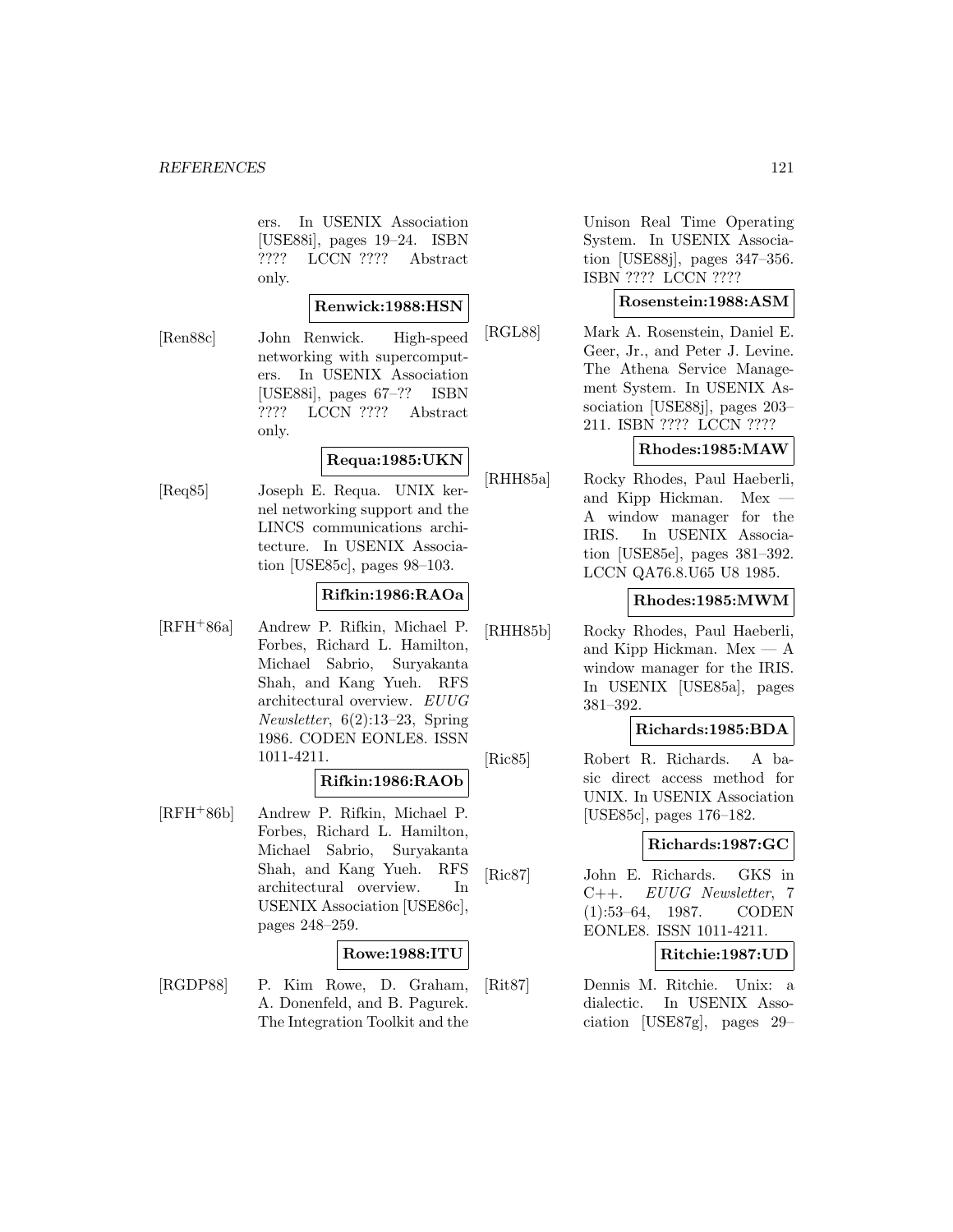ers. In USENIX Association [USE88i], pages 19–24. ISBN ???? LCCN ???? Abstract only.

**Renwick:1988:HSN**

[Ren88c] John Renwick. High-speed networking with supercomputers. In USENIX Association [USE88i], pages 67–?? ISBN ???? LCCN ???? Abstract only.

**Requa:1985:UKN**

[Req85] Joseph E. Requa. UNIX kernel networking support and the LINCS communications architecture. In USENIX Association [USE85c], pages 98–103.

**Rifkin:1986:RAOa**

[RFH+86a] Andrew P. Rifkin, Michael P. Forbes, Richard L. Hamilton, Michael Sabrio, Suryakanta Shah, and Kang Yueh. RFS architectural overview. *EUUG Newsletter*, 6(2):13–23, Spring 1986. CODEN EONLE8. ISSN 1011-4211.

**Rifkin:1986:RAOb**

[RFH+86b] Andrew P. Rifkin, Michael P. Forbes, Richard L. Hamilton, Michael Sabrio, Suryakanta Shah, and Kang Yueh. RFS architectural overview. In USENIX Association [USE86c], pages 248–259.

**Rowe:1988:ITU**

[RGDP88] P. Kim Rowe, D. Graham, A. Donenfeld, and B. Pagurek. The Integration Toolkit and the Unison Real Time Operating System. In USENIX Association [USE88j], pages 347–356. ISBN ???? LCCN ????

**Rosenstein:1988:ASM**

[RGL88] Mark A. Rosenstein, Daniel E. Geer, Jr., and Peter J. Levine. The Athena Service Management System. In USENIX Association [USE88j], pages 203–211. ISBN ???? LCCN ????

**Rhodes:1985:MAW**

[RHH85a] Rocky Rhodes, Paul Haeberli, and Kipp Hickman. Mex — A window manager for the IRIS. In USENIX Association [USE85e], pages 381–392. LCCN QA76.8.U65 U8 1985.

**Rhodes:1985:MWM**

[RHH85b] Rocky Rhodes, Paul Haeberli, and Kipp Hickman. Mex — A window manager for the IRIS. In USENIX [USE85a], pages 381–392.

**Richards:1985:BDA**

[Ric85] Robert R. Richards. A basic direct access method for UNIX. In USENIX Association [USE85c], pages 176–182.

**Richards:1987:GC**

[Ric87] John E. Richards. GKS in C++. *EUUG Newsletter*, 7 (1):53–64, 1987. CODEN EONLE8. ISSN 1011-4211.

**Ritchie:1987:UD**

[Rit87] Dennis M. Ritchie. Unix: a dialectic. In USENIX Association [USE87g], pages 29–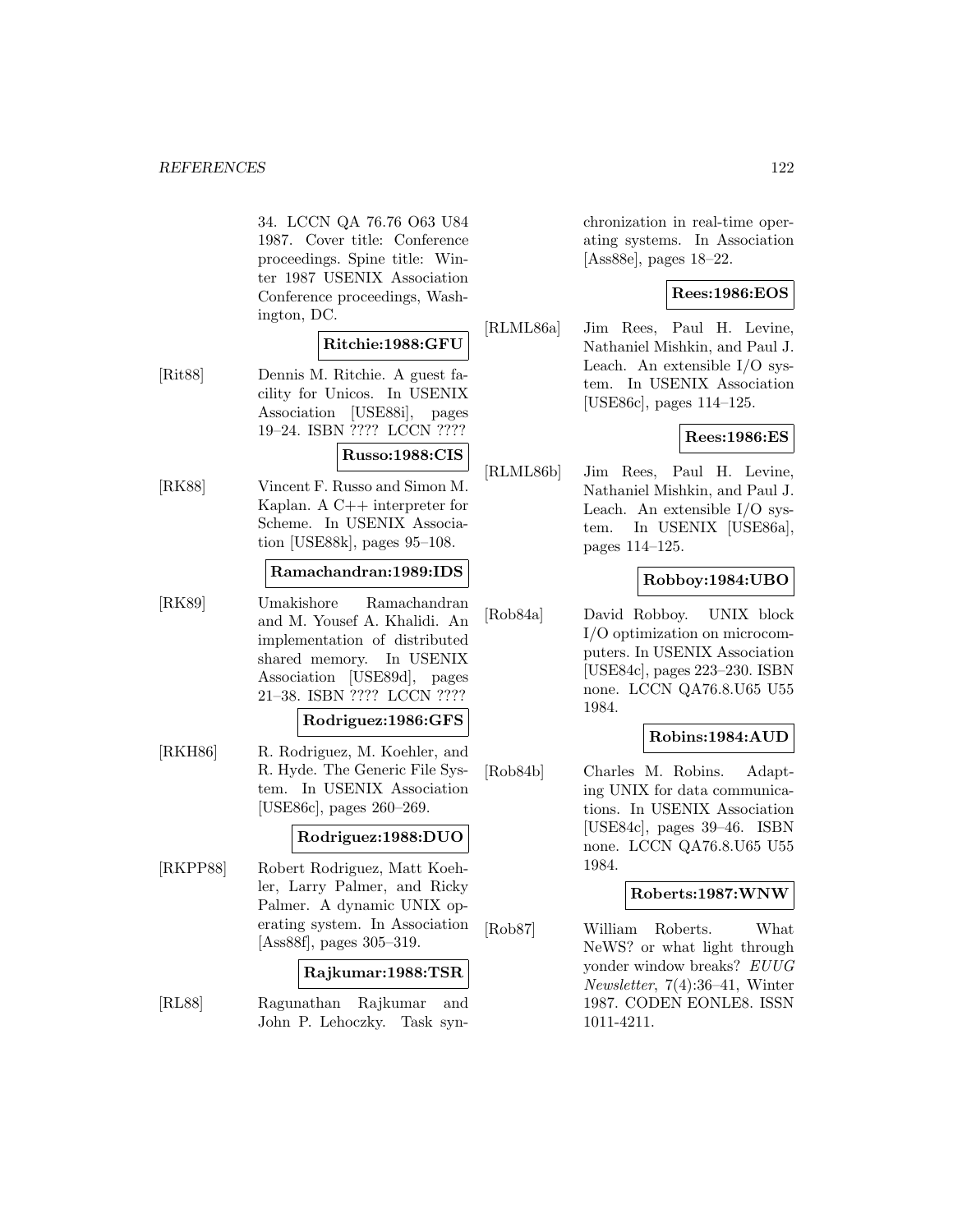34. LCCN QA 76.76 O63 U84 1987. Cover title: Conference proceedings. Spine title: Winter 1987 USENIX Association Conference proceedings, Washington, DC.

**Ritchie:1988:GFU**

[Rit88] Dennis M. Ritchie. A guest facility for Unicos. In USENIX Association [USE88i], pages 19–24. ISBN ???? LCCN ????

**Russo:1988:CIS**

[RK88] Vincent F. Russo and Simon M. Kaplan. A C++ interpreter for Scheme. In USENIX Association [USE88k], pages 95–108.

**Ramachandran:1989:IDS**

[RK89] Umakishore Ramachandran and M. Yousef A. Khalidi. An implementation of distributed shared memory. In USENIX Association [USE89d], pages 21–38. ISBN ???? LCCN ????

**Rodriguez:1986:GFS**

[RKH86] R. Rodriguez, M. Koehler, and R. Hyde. The Generic File System. In USENIX Association [USE86c], pages 260–269.

**Rodriguez:1988:DUO**

[RKPP88] Robert Rodriguez, Matt Koehler, Larry Palmer, and Ricky Palmer. A dynamic UNIX operating system. In Association [Ass88f], pages 305–319.

**Rajkumar:1988:TSR**

[RL88] Ragunathan Rajkumar and John P. Lehoczky. Task synchronization in real-time operating systems. In Association [Ass88e], pages 18–22.

**Rees:1986:EOS**

[RLML86a] Jim Rees, Paul H. Levine, Nathaniel Mishkin, and Paul J. Leach. An extensible I/O system. In USENIX Association [USE86c], pages 114–125.

**Rees:1986:ES**

[RLML86b] Jim Rees, Paul H. Levine, Nathaniel Mishkin, and Paul J. Leach. An extensible I/O system. In USENIX [USE86a], pages 114–125.

**Robboy:1984:UBO**

[Rob84a] David Robboy. UNIX block I/O optimization on microcomputers. In USENIX Association [USE84c], pages 223–230. ISBN none. LCCN QA76.8.U65 U55 1984.

**Robins:1984:AUD**

[Rob84b] Charles M. Robins. Adapting UNIX for data communications. In USENIX Association [USE84c], pages 39–46. ISBN none. LCCN QA76.8.U65 U55 1984.

**Roberts:1987:WNW**

[Rob87] William Roberts. What NeWS? or what light through yonder window breaks? *EUUG Newsletter*, 7(4):36–41, Winter 1987. CODEN EONLE8. ISSN 1011-4211.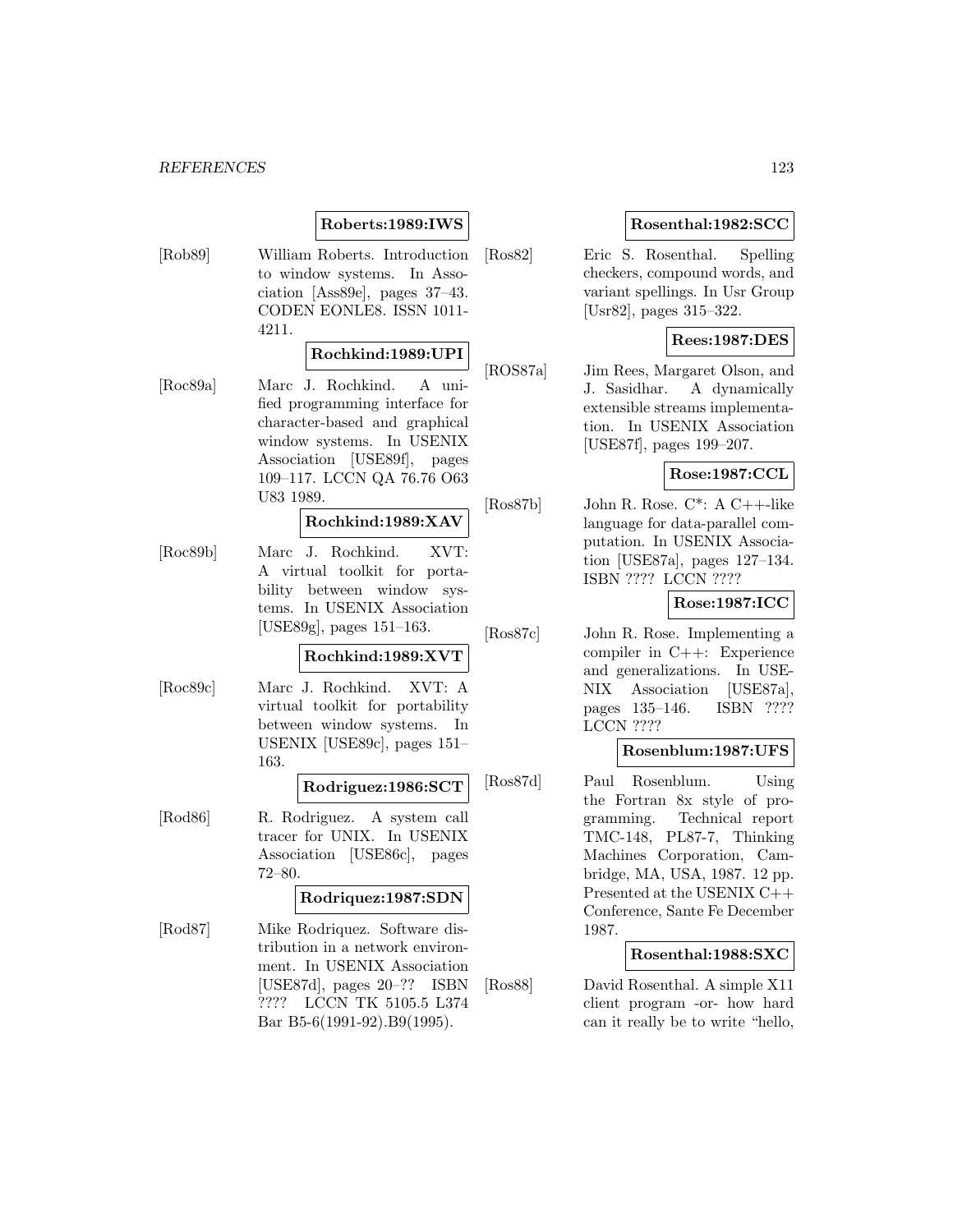**Roberts:1989:IWS**

[Rob89] William Roberts. Introduction to window systems. In Association [Ass89e], pages 37–43. CODEN EONLE8. ISSN 1011-4211.

**Rochkind:1989:UPI**

[Roc89a] Marc J. Rochkind. A unified programming interface for character-based and graphical window systems. In USENIX Association [USE89f], pages 109–117. LCCN QA 76.76 O63 U83 1989.

**Rochkind:1989:XAV**

[Roc89b] Marc J. Rochkind. XVT: A virtual toolkit for portability between window systems. In USENIX Association [USE89g], pages 151–163.

**Rochkind:1989:XVT**

[Roc89c] Marc J. Rochkind. XVT: A virtual toolkit for portability between window systems. In USENIX [USE89c], pages 151–163.

**Rodriguez:1986:SCT**

[Rod86] R. Rodriguez. A system call tracer for UNIX. In USENIX Association [USE86c], pages 72–80.

**Rodriquez:1987:SDN**

[Rod87] Mike Rodriquez. Software distribution in a network environment. In USENIX Association [USE87d], pages 20–?? ISBN ???? LCCN TK 5105.5 L374 Bar B5-6(1991-92).B9(1995).

**Rosenthal:1982:SCC**

[Ros82] Eric S. Rosenthal. Spelling checkers, compound words, and variant spellings. In Usr Group [Usr82], pages 315–322.

**Rees:1987:DES**

[ROS87a] Jim Rees, Margaret Olson, and J. Sasidhar. A dynamically extensible streams implementation. In USENIX Association [USE87f], pages 199–207.

**Rose:1987:CCL**

[Ros87b] John R. Rose. C*: A C++-like language for data-parallel computation. In USENIX Association [USE87a], pages 127–134. ISBN ???? LCCN ????

**Rose:1987:ICC**

[Ros87c] John R. Rose. Implementing a compiler in C++: Experience and generalizations. In USENIX Association [USE87a], pages 135–146. ISBN ???? LCCN ????

**Rosenblum:1987:UFS**

[Ros87d] Paul Rosenblum. Using the Fortran 8x style of programming. Technical report TMC-148, PL87-7, Thinking Machines Corporation, Cambridge, MA, USA, 1987. 12 pp. Presented at the USENIX C++ Conference, Sante Fe December 1987.

**Rosenthal:1988:SXC**

[Ros88] David Rosenthal. A simple X11 client program -or- how hard can it really be to write "hello,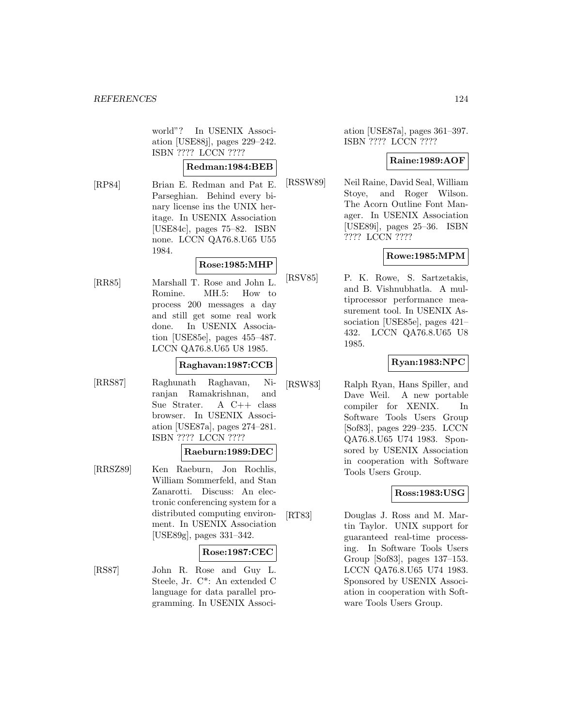world"? In USENIX Association [USE88j], pages 229–242. ISBN ???? LCCN ????

**Redman:1984:BEB**

[RP84] Brian E. Redman and Pat E. Parseghian. Behind every binary license ins the UNIX heritage. In USENIX Association [USE84c], pages 75–82. ISBN none. LCCN QA76.8.U65 U55 1984.

**Rose:1985:MHP**

[RR85] Marshall T. Rose and John L. Romine. MH.5: How to process 200 messages a day and still get some real work done. In USENIX Association [USE85e], pages 455–487. LCCN QA76.8.U65 U8 1985.

**Raghavan:1987:CCB**

[RRS87] Raghunath Raghavan, Niranjan Ramakrishnan, and Sue Strater. A C++ class browser. In USENIX Association [USE87a], pages 274–281. ISBN ???? LCCN ????

**Raeburn:1989:DEC**

[RRSZ89] Ken Raeburn, Jon Rochlis, William Sommerfeld, and Stan Zanarotti. Discuss: An electronic conferencing system for a distributed computing environment. In USENIX Association [USE89g], pages 331–342.

**Rose:1987:CEC**

[RS87] John R. Rose and Guy L. Steele, Jr. C*: An extended C language for data parallel programming. In USENIX Association [USE87a], pages 361–397. ISBN ???? LCCN ????

**Raine:1989:AOF**

[RSSW89] Neil Raine, David Seal, William Stoye, and Roger Wilson. The Acorn Outline Font Manager. In USENIX Association [USE89i], pages 25–36. ISBN ???? LCCN ????

**Rowe:1985:MPM**

[RSV85] P. K. Rowe, S. Sartzetakis, and B. Vishnubhatla. A multiprocessor performance measurement tool. In USENIX Association [USE85e], pages 421–432. LCCN QA76.8.U65 U8 1985.

**Ryan:1983:NPC**

[RSW83] Ralph Ryan, Hans Spiller, and Dave Weil. A new portable compiler for XENIX. In Software Tools Users Group [Sof83], pages 229–235. LCCN QA76.8.U65 U74 1983. Sponsored by USENIX Association in cooperation with Software Tools Users Group.

**Ross:1983:USG**

[RT83] Douglas J. Ross and M. Martin Taylor. UNIX support for guaranteed real-time processing. In Software Tools Users Group [Sof83], pages 137–153. LCCN QA76.8.U65 U74 1983. Sponsored by USENIX Association in cooperation with Software Tools Users Group.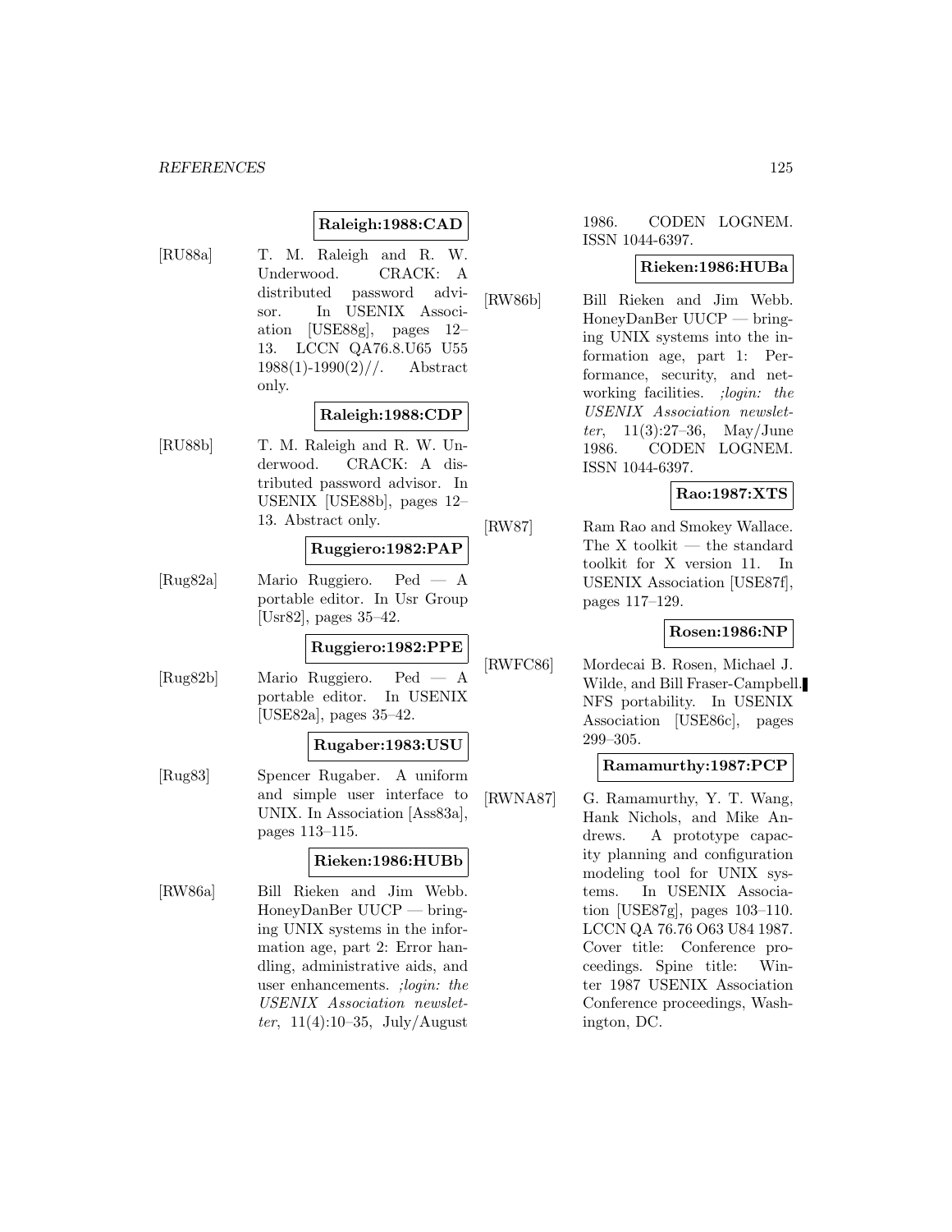**Raleigh:1988:CAD**

[RU88a] T. M. Raleigh and R. W. Underwood. CRACK: A distributed password advisor. In USENIX Association [USE88g], pages 12–13. LCCN QA76.8.U65 U55 1988(1)-1990(2)//. Abstract only.

**Raleigh:1988:CDP**

[RU88b] T. M. Raleigh and R. W. Underwood. CRACK: A distributed password advisor. In USENIX [USE88b], pages 12–13. Abstract only.

**Ruggiero:1982:PAP**

[Rug82a] Mario Ruggiero. Ped — A portable editor. In Usr Group [Usr82], pages 35–42.

**Ruggiero:1982:PPE**

[Rug82b] Mario Ruggiero. Ped — A portable editor. In USENIX [USE82a], pages 35–42.

**Rugaber:1983:USU**

[Rug83] Spencer Rugaber. A uniform and simple user interface to UNIX. In Association [Ass83a], pages 113–115.

**Rieken:1986:HUBb**

[RW86a] Bill Rieken and Jim Webb. HoneyDanBer UUCP — bringing UNIX systems in the information age, part 2: Error handling, administrative aids, and user enhancements. *;login: the USENIX Association newsletter*, 11(4):10–35, July/August 1986. CODEN LOGNEM. ISSN 1044-6397.

**Rieken:1986:HUBa**

[RW86b] Bill Rieken and Jim Webb. HoneyDanBer UUCP — bringing UNIX systems into the information age, part 1: Performance, security, and networking facilities. *;login: the USENIX Association newsletter*, 11(3):27–36, May/June 1986. CODEN LOGNEM. ISSN 1044-6397.

**Rao:1987:XTS**

[RW87] Ram Rao and Smokey Wallace. The X toolkit — the standard toolkit for X version 11. In USENIX Association [USE87f], pages 117–129.

**Rosen:1986:NP**

[RWFC86] Mordecai B. Rosen, Michael J. Wilde, and Bill Fraser-Campbell. NFS portability. In USENIX Association [USE86c], pages 299–305.

**Ramamurthy:1987:PCP**

[RWNA87] G. Ramamurthy, Y. T. Wang, Hank Nichols, and Mike Andrews. A prototype capacity planning and configuration modeling tool for UNIX systems. In USENIX Association [USE87g], pages 103–110. LCCN QA 76.76 O63 U84 1987. Cover title: Conference proceedings. Spine title: Winter 1987 USENIX Association Conference proceedings, Washington, DC.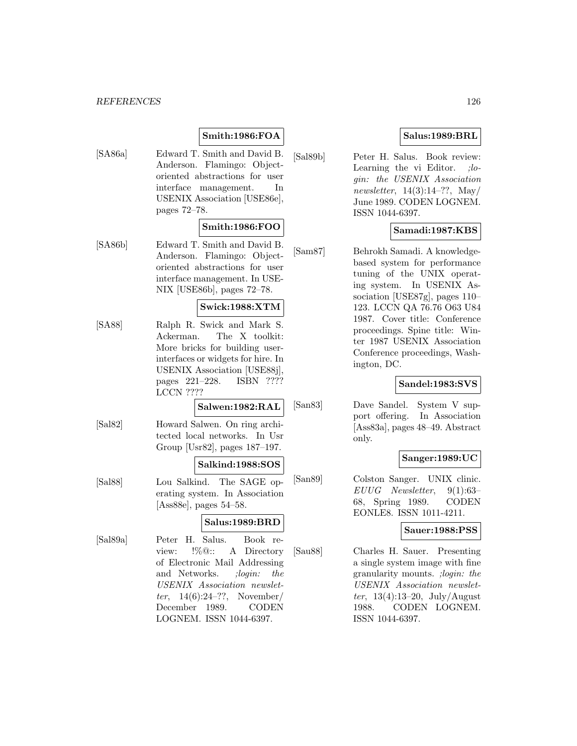**Smith:1986:FOA**

[SA86a] Edward T. Smith and David B. Anderson. Flamingo: Object-oriented abstractions for user interface management. In USENIX Association [USE86e], pages 72–78.

**Smith:1986:FOO**

[SA86b] Edward T. Smith and David B. Anderson. Flamingo: Object-oriented abstractions for user interface management. In USENIX [USE86b], pages 72–78.

**Swick:1988:XTM**

[SA88] Ralph R. Swick and Mark S. Ackerman. The X toolkit: More bricks for building user-interfaces or widgets for hire. In USENIX Association [USE88j], pages 221–228. ISBN ???? LCCN ????

**Salwen:1982:RAL**

[Sal82] Howard Salwen. On ring architected local networks. In Usr Group [Usr82], pages 187–197.

**Salkind:1988:SOS**

[Sal88] Lou Salkind. The SAGE operating system. In Association [Ass88e], pages 54–58.

**Salus:1989:BRD**

[Sal89a] Peter H. Salus. Book review: !%@:: A Directory of Electronic Mail Addressing and Networks. *;login: the USENIX Association newsletter*, 14(6):24–??, November/ December 1989. CODEN LOGNEM. ISSN 1044-6397.

**Salus:1989:BRL**

[Sal89b] Peter H. Salus. Book review: Learning the vi Editor. *;login: the USENIX Association newsletter*, 14(3):14–??, May/ June 1989. CODEN LOGNEM. ISSN 1044-6397.

**Samadi:1987:KBS**

[Sam87] Behrokh Samadi. A knowledge-based system for performance tuning of the UNIX operating system. In USENIX Association [USE87g], pages 110–123. LCCN QA 76.76 O63 U84 1987. Cover title: Conference proceedings. Spine title: Winter 1987 USENIX Association Conference proceedings, Washington, DC.

**Sandel:1983:SVS**

[San83] Dave Sandel. System V support offering. In Association [Ass83a], pages 48–49. Abstract only.

**Sanger:1989:UC**

[San89] Colston Sanger. UNIX clinic. *EUUG Newsletter*, 9(1):63–68, Spring 1989. CODEN EONLE8. ISSN 1011-4211.

**Sauer:1988:PSS**

[Sau88] Charles H. Sauer. Presenting a single system image with fine granularity mounts. *;login: the USENIX Association newsletter*, 13(4):13–20, July/August 1988. CODEN LOGNEM. ISSN 1044-6397.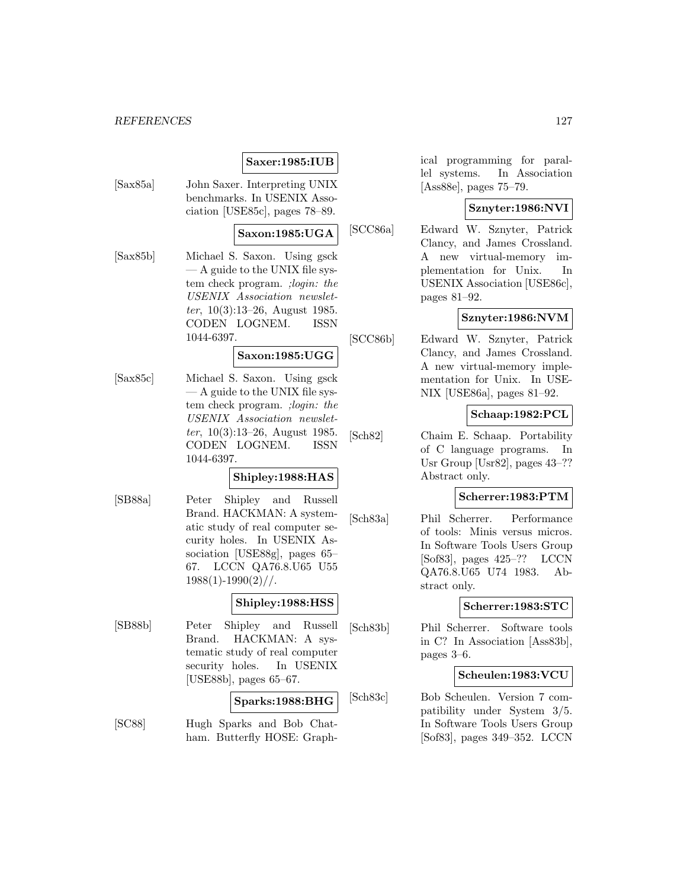**Saxer:1985:IUB**

[Sax85a] John Saxer. Interpreting UNIX benchmarks. In USENIX Association [USE85c], pages 78–89.

**Saxon:1985:UGA**

[Sax85b] Michael S. Saxon. Using gsck — A guide to the UNIX file system check program. *;login: the USENIX Association newsletter*, 10(3):13–26, August 1985. CODEN LOGNEM. ISSN 1044-6397.

**Saxon:1985:UGG**

[Sax85c] Michael S. Saxon. Using gsck — A guide to the UNIX file system check program. *;login: the USENIX Association newsletter*, 10(3):13–26, August 1985. CODEN LOGNEM. ISSN 1044-6397.

**Shipley:1988:HAS**

[SB88a] Peter Shipley and Russell Brand. HACKMAN: A systematic study of real computer security holes. In USENIX Association [USE88g], pages 65–67. LCCN QA76.8.U65 U55 1988(1)-1990(2)//.

**Shipley:1988:HSS**

[SB88b] Peter Shipley and Russell Brand. HACKMAN: A systematic study of real computer security holes. In USENIX [USE88b], pages 65–67.

**Sparks:1988:BHG**

[SC88] Hugh Sparks and Bob Chatham. Butterfly HOSE: Graphical programming for parallel systems. In Association [Ass88e], pages 75–79.

**Sznyter:1986:NVI**

[SCC86a] Edward W. Sznyter, Patrick Clancy, and James Crossland. A new virtual-memory implementation for Unix. In USENIX Association [USE86c], pages 81–92.

**Sznyter:1986:NVM**

[SCC86b] Edward W. Sznyter, Patrick Clancy, and James Crossland. A new virtual-memory implementation for Unix. In USENIX [USE86a], pages 81–92.

**Schaap:1982:PCL**

[Sch82] Chaim E. Schaap. Portability of C language programs. In Usr Group [Usr82], pages 43–?? Abstract only.

**Scherrer:1983:PTM**

[Sch83a] Phil Scherrer. Performance of tools: Minis versus micros. In Software Tools Users Group [Sof83], pages 425–?? LCCN QA76.8.U65 U74 1983. Abstract only.

**Scherrer:1983:STC**

[Sch83b] Phil Scherrer. Software tools in C? In Association [Ass83b], pages 3–6.

**Scheulen:1983:VCU**

[Sch83c] Bob Scheulen. Version 7 compatibility under System 3/5. In Software Tools Users Group [Sof83], pages 349–352. LCCN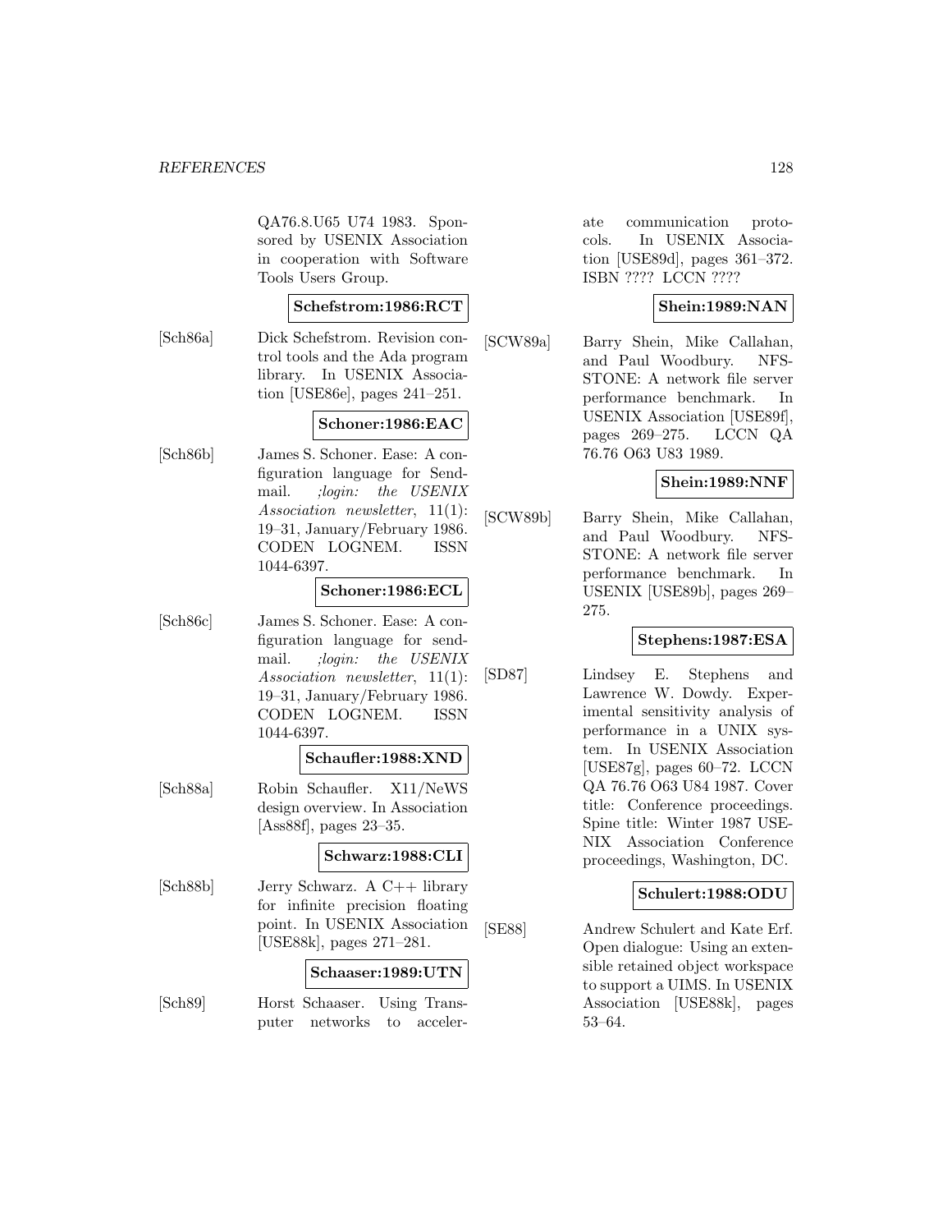QA76.8.U65 U74 1983. Sponsored by USENIX Association in cooperation with Software Tools Users Group.

**Schefstrom:1986:RCT**

[Sch86a] Dick Schefstrom. Revision control tools and the Ada program library. In USENIX Association [USE86e], pages 241–251.

**Schoner:1986:EAC**

[Sch86b] James S. Schoner. Ease: A configuration language for Sendmail. *;login: the USENIX Association newsletter*, 11(1): 19–31, January/February 1986. CODEN LOGNEM. ISSN 1044-6397.

**Schoner:1986:ECL**

[Sch86c] James S. Schoner. Ease: A configuration language for sendmail. *;login: the USENIX Association newsletter*, 11(1): 19–31, January/February 1986. CODEN LOGNEM. ISSN 1044-6397.

**Schaufler:1988:XND**

[Sch88a] Robin Schaufler. X11/NeWS design overview. In Association [Ass88f], pages 23–35.

**Schwarz:1988:CLI**

[Sch88b] Jerry Schwarz. A C++ library for infinite precision floating point. In USENIX Association [USE88k], pages 271–281.

**Schaaser:1989:UTN**

[Sch89] Horst Schaaser. Using Transputer networks to accelerate communication protocols. In USENIX Association [USE89d], pages 361–372. ISBN ???? LCCN ????

**Shein:1989:NAN**

[SCW89a] Barry Shein, Mike Callahan, and Paul Woodbury. NFSSTONE: A network file server performance benchmark. In USENIX Association [USE89f], pages 269–275. LCCN QA 76.76 O63 U83 1989.

**Shein:1989:NNF**

[SCW89b] Barry Shein, Mike Callahan, and Paul Woodbury. NFSSTONE: A network file server performance benchmark. In USENIX [USE89b], pages 269–275.

**Stephens:1987:ESA**

[SD87] Lindsey E. Stephens and Lawrence W. Dowdy. Experimental sensitivity analysis of performance in a UNIX system. In USENIX Association [USE87g], pages 60–72. LCCN QA 76.76 O63 U84 1987. Cover title: Conference proceedings. Spine title: Winter 1987 USENIX Association Conference proceedings, Washington, DC.

**Schulert:1988:ODU**

[SE88] Andrew Schulert and Kate Erf. Open dialogue: Using an extensible retained object workspace to support a UIMS. In USENIX Association [USE88k], pages 53–64.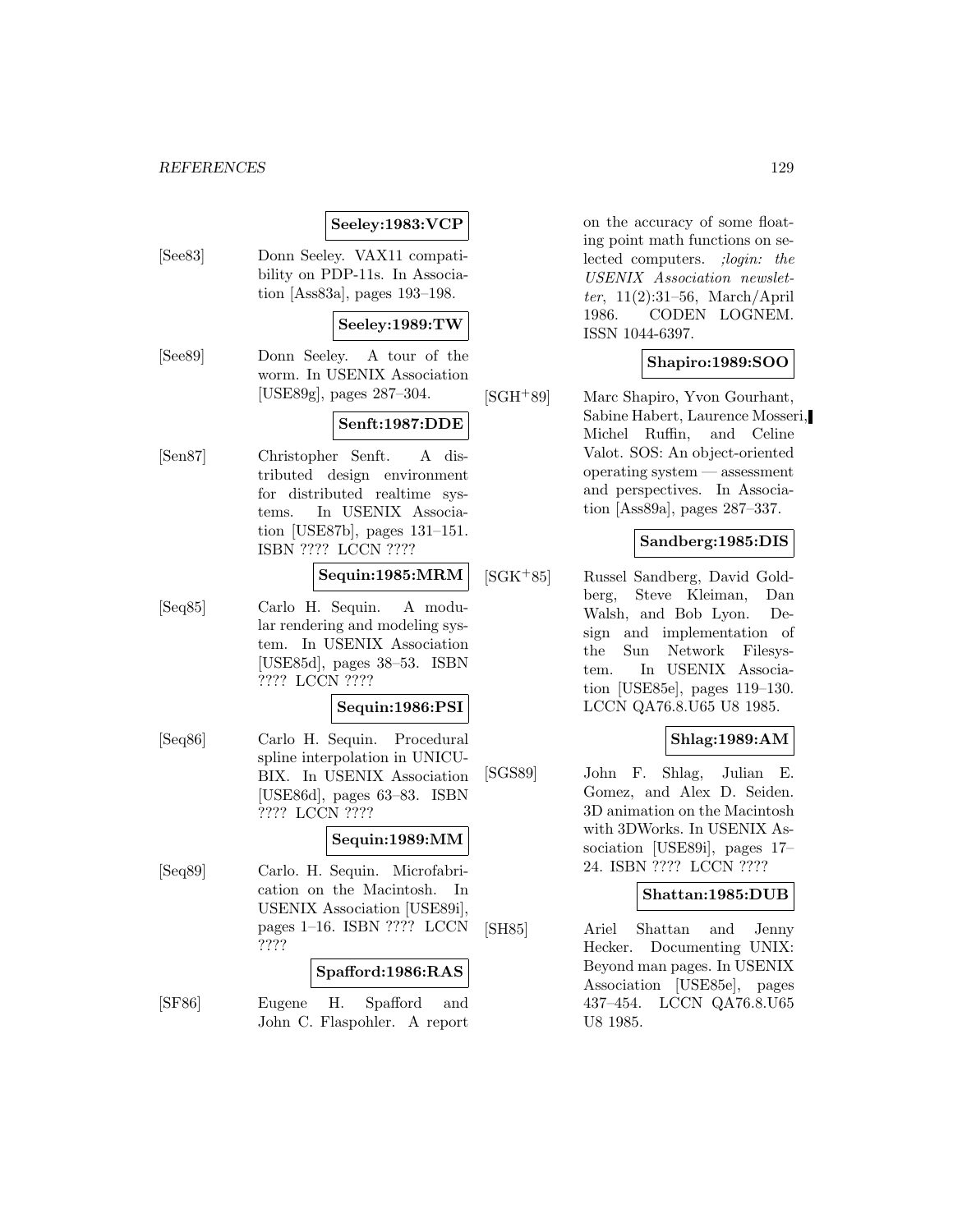**Seeley:1983:VCP**

[See83] Donn Seeley. VAX11 compatibility on PDP-11s. In Association [Ass83a], pages 193–198.

**Seeley:1989:TW**

[See89] Donn Seeley. A tour of the worm. In USENIX Association [USE89g], pages 287–304.

**Senft:1987:DDE**

[Sen87] Christopher Senft. A distributed design environment for distributed realtime systems. In USENIX Association [USE87b], pages 131–151. ISBN ???? LCCN ????

**Sequin:1985:MRM**

[Seq85] Carlo H. Sequin. A modular rendering and modeling system. In USENIX Association [USE85d], pages 38–53. ISBN ???? LCCN ????

**Sequin:1986:PSI**

[Seq86] Carlo H. Sequin. Procedural spline interpolation in UNICUBIX. In USENIX Association [USE86d], pages 63–83. ISBN ???? LCCN ????

**Sequin:1989:MM**

[Seq89] Carlo. H. Sequin. Microfabrication on the Macintosh. In USENIX Association [USE89i], pages 1–16. ISBN ???? LCCN ????

**Spafford:1986:RAS**

[SF86] Eugene H. Spafford and John C. Flaspohler. A report on the accuracy of some floating point math functions on selected computers. *;login: the USENIX Association newsletter*, 11(2):31–56, March/April 1986. CODEN LOGNEM. ISSN 1044-6397.

**Shapiro:1989:SOO**

[SGH+89] Marc Shapiro, Yvon Gourhant, Sabine Habert, Laurence Mosseri, Michel Ruffin, and Celine Valot. SOS: An object-oriented operating system — assessment and perspectives. In Association [Ass89a], pages 287–337.

**Sandberg:1985:DIS**

[SGK+85] Russel Sandberg, David Goldberg, Steve Kleiman, Dan Walsh, and Bob Lyon. Design and implementation of the Sun Network Filesystem. In USENIX Association [USE85e], pages 119–130. LCCN QA76.8.U65 U8 1985.

**Shlag:1989:AM**

[SGS89] John F. Shlag, Julian E. Gomez, and Alex D. Seiden. 3D animation on the Macintosh with 3DWorks. In USENIX Association [USE89i], pages 17–24. ISBN ???? LCCN ????

**Shattan:1985:DUB**

[SH85] Ariel Shattan and Jenny Hecker. Documenting UNIX: Beyond man pages. In USENIX Association [USE85e], pages 437–454. LCCN QA76.8.U65 U8 1985.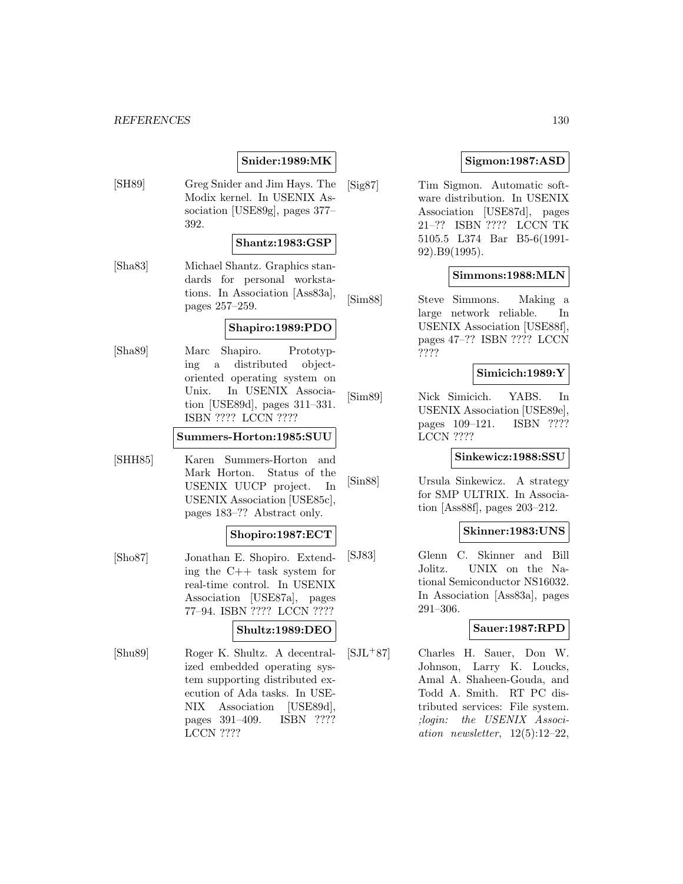**Snider:1989:MK**

[SH89] Greg Snider and Jim Hays. The Modix kernel. In USENIX Association [USE89g], pages 377–392.

**Shantz:1983:GSP**

[Sha83] Michael Shantz. Graphics standards for personal workstations. In Association [Ass83a], pages 257–259.

**Shapiro:1989:PDO**

[Sha89] Marc Shapiro. Prototyping a distributed object-oriented operating system on Unix. In USENIX Association [USE89d], pages 311–331. ISBN ???? LCCN ????

**Summers-Horton:1985:SUU**

[SHH85] Karen Summers-Horton and Mark Horton. Status of the USENIX UUCP project. In USENIX Association [USE85c], pages 183–?? Abstract only.

**Shopiro:1987:ECT**

[Sho87] Jonathan E. Shopiro. Extending the C++ task system for real-time control. In USENIX Association [USE87a], pages 77–94. ISBN ???? LCCN ????

**Shultz:1989:DEO**

[Shu89] Roger K. Shultz. A decentralized embedded operating system supporting distributed execution of Ada tasks. In USENIX Association [USE89d], pages 391–409. ISBN ???? LCCN ????

**Sigmon:1987:ASD**

[Sig87] Tim Sigmon. Automatic software distribution. In USENIX Association [USE87d], pages 21–?? ISBN ???? LCCN TK 5105.5 L374 Bar B5-6(1991-92).B9(1995).

**Simmons:1988:MLN**

[Sim88] Steve Simmons. Making a large network reliable. In USENIX Association [USE88f], pages 47–?? ISBN ???? LCCN ????

**Simicich:1989:Y**

[Sim89] Nick Simicich. YABS. In USENIX Association [USE89e], pages 109–121. ISBN ???? LCCN ????

**Sinkewicz:1988:SSU**

[Sin88] Ursula Sinkewicz. A strategy for SMP ULTRIX. In Association [Ass88f], pages 203–212.

**Skinner:1983:UNS**

[SJ83] Glenn C. Skinner and Bill Jolitz. UNIX on the National Semiconductor NS16032. In Association [Ass83a], pages 291–306.

**Sauer:1987:RPD**

[SJL+87] Charles H. Sauer, Don W. Johnson, Larry K. Loucks, Amal A. Shaheen-Gouda, and Todd A. Smith. RT PC distributed services: File system. *;login: the USENIX Association newsletter*, 12(5):12–22,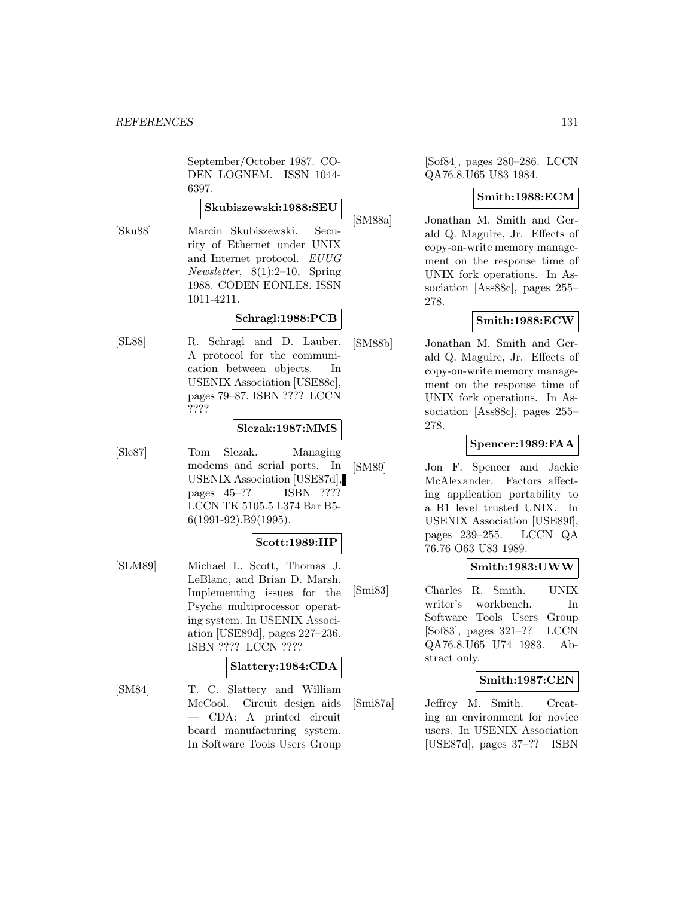September/October 1987. CODEN LOGNEM. ISSN 1044-6397.

**Skubiszewski:1988:SEU**

[Sku88] Marcin Skubiszewski. Security of Ethernet under UNIX and Internet protocol. *EUUG Newsletter*, 8(1):2–10, Spring 1988. CODEN EONLE8. ISSN 1011-4211.

**Schragl:1988:PCB**

[SL88] R. Schragl and D. Lauber. A protocol for the communication between objects. In USENIX Association [USE88e], pages 79–87. ISBN ???? LCCN ????

**Slezak:1987:MMS**

[Sle87] Tom Slezak. Managing modems and serial ports. In USENIX Association [USE87d], pages 45–?? ISBN ???? LCCN TK 5105.5 L374 Bar B5-6(1991-92).B9(1995).

**Scott:1989:IIP**

[SLM89] Michael L. Scott, Thomas J. LeBlanc, and Brian D. Marsh. Implementing issues for the Psyche multiprocessor operating system. In USENIX Association [USE89d], pages 227–236. ISBN ???? LCCN ????

**Slattery:1984:CDA**

[SM84] T. C. Slattery and William McCool. Circuit design aids — CDA: A printed circuit board manufacturing system. In Software Tools Users Group [Sof84], pages 280–286. LCCN QA76.8.U65 U83 1984.

**Smith:1988:ECM**

[SM88a] Jonathan M. Smith and Gerald Q. Maguire, Jr. Effects of copy-on-write memory management on the response time of UNIX fork operations. In Association [Ass88c], pages 255–278.

**Smith:1988:ECW**

[SM88b] Jonathan M. Smith and Gerald Q. Maguire, Jr. Effects of copy-on-write memory management on the response time of UNIX fork operations. In Association [Ass88c], pages 255–278.

**Spencer:1989:FAA**

[SM89] Jon F. Spencer and Jackie McAlexander. Factors affecting application portability to a B1 level trusted UNIX. In USENIX Association [USE89f], pages 239–255. LCCN QA 76.76 O63 U83 1989.

**Smith:1983:UWW**

[Smi83] Charles R. Smith. UNIX writer's workbench. In Software Tools Users Group [Sof83], pages 321–?? LCCN QA76.8.U65 U74 1983. Abstract only.

**Smith:1987:CEN**

[Smi87a] Jeffrey M. Smith. Creating an environment for novice users. In USENIX Association [USE87d], pages 37–?? ISBN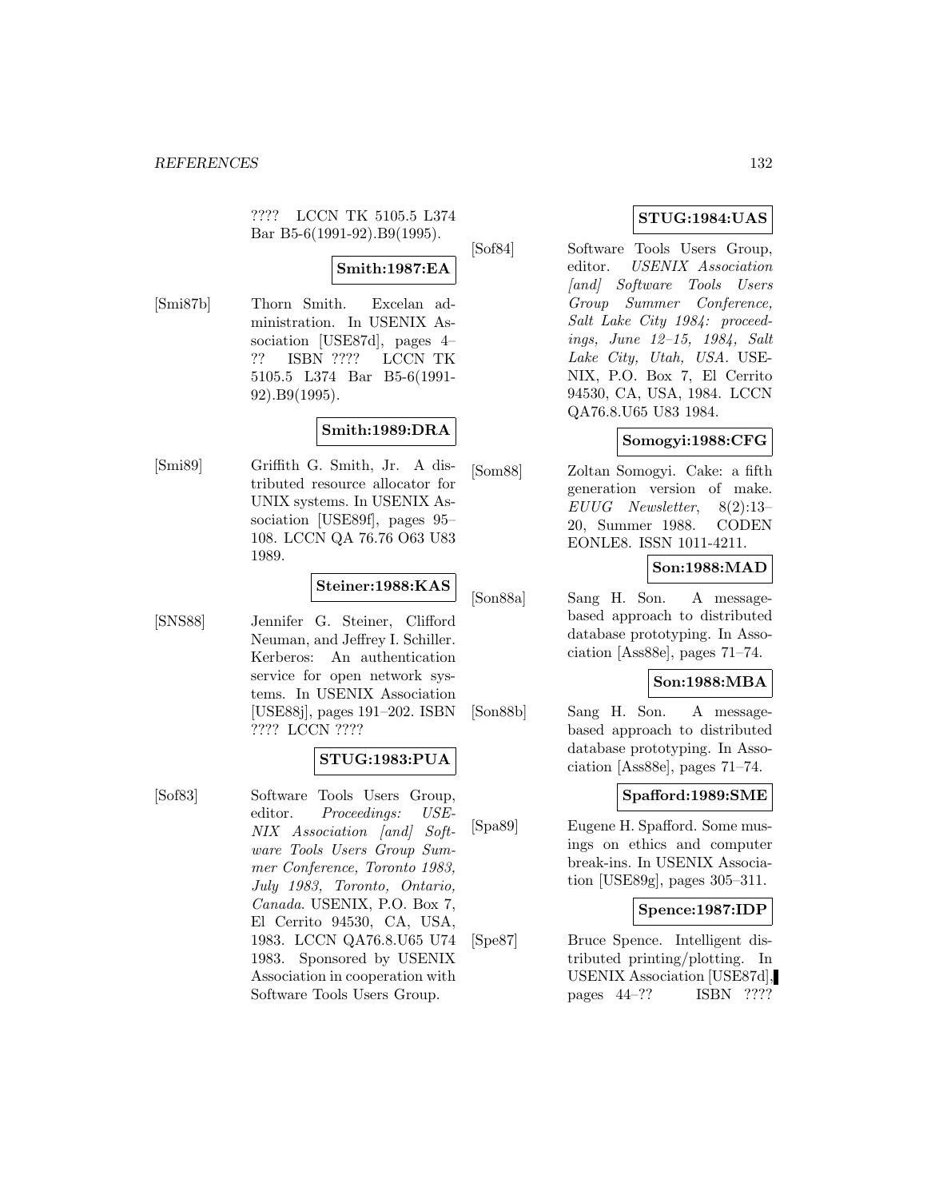???? LCCN TK 5105.5 L374 Bar B5-6(1991-92).B9(1995).

**Smith:1987:EA**

[Smi87b] Thorn Smith. Excelan administration. In USENIX Association [USE87d], pages 4–?? ISBN ???? LCCN TK 5105.5 L374 Bar B5-6(1991-92).B9(1995).

**Smith:1989:DRA**

[Smi89] Griffith G. Smith, Jr. A distributed resource allocator for UNIX systems. In USENIX Association [USE89f], pages 95–108. LCCN QA 76.76 O63 U83 1989.

**Steiner:1988:KAS**

[SNS88] Jennifer G. Steiner, Clifford Neuman, and Jeffrey I. Schiller. Kerberos: An authentication service for open network systems. In USENIX Association [USE88j], pages 191–202. ISBN ???? LCCN ????

**STUG:1983:PUA**

[Sof83] Software Tools Users Group, editor. *Proceedings: USENIX Association [and] Software Tools Users Group Summer Conference, Toronto 1983, July 1983, Toronto, Ontario, Canada*. USENIX, P.O. Box 7, El Cerrito 94530, CA, USA, 1983. LCCN QA76.8.U65 U74 1983. Sponsored by USENIX Association in cooperation with Software Tools Users Group.

**STUG:1984:UAS**

[Sof84] Software Tools Users Group, editor. *USENIX Association [and] Software Tools Users Group Summer Conference, Salt Lake City 1984: proceedings, June 12–15, 1984, Salt Lake City, Utah, USA*. USENIX, P.O. Box 7, El Cerrito 94530, CA, USA, 1984. LCCN QA76.8.U65 U83 1984.

**Somogyi:1988:CFG**

[Som88] Zoltan Somogyi. Cake: a fifth generation version of make. *EUUG Newsletter*, 8(2):13–20, Summer 1988. CODEN EONLE8. ISSN 1011-4211.

**Son:1988:MAD**

[Son88a] Sang H. Son. A message-based approach to distributed database prototyping. In Association [Ass88e], pages 71–74.

**Son:1988:MBA**

[Son88b] Sang H. Son. A message-based approach to distributed database prototyping. In Association [Ass88e], pages 71–74.

**Spafford:1989:SME**

[Spa89] Eugene H. Spafford. Some musings on ethics and computer break-ins. In USENIX Association [USE89g], pages 305–311.

**Spence:1987:IDP**

[Spe87] Bruce Spence. Intelligent distributed printing/plotting. In USENIX Association [USE87d], pages 44–?? ISBN ????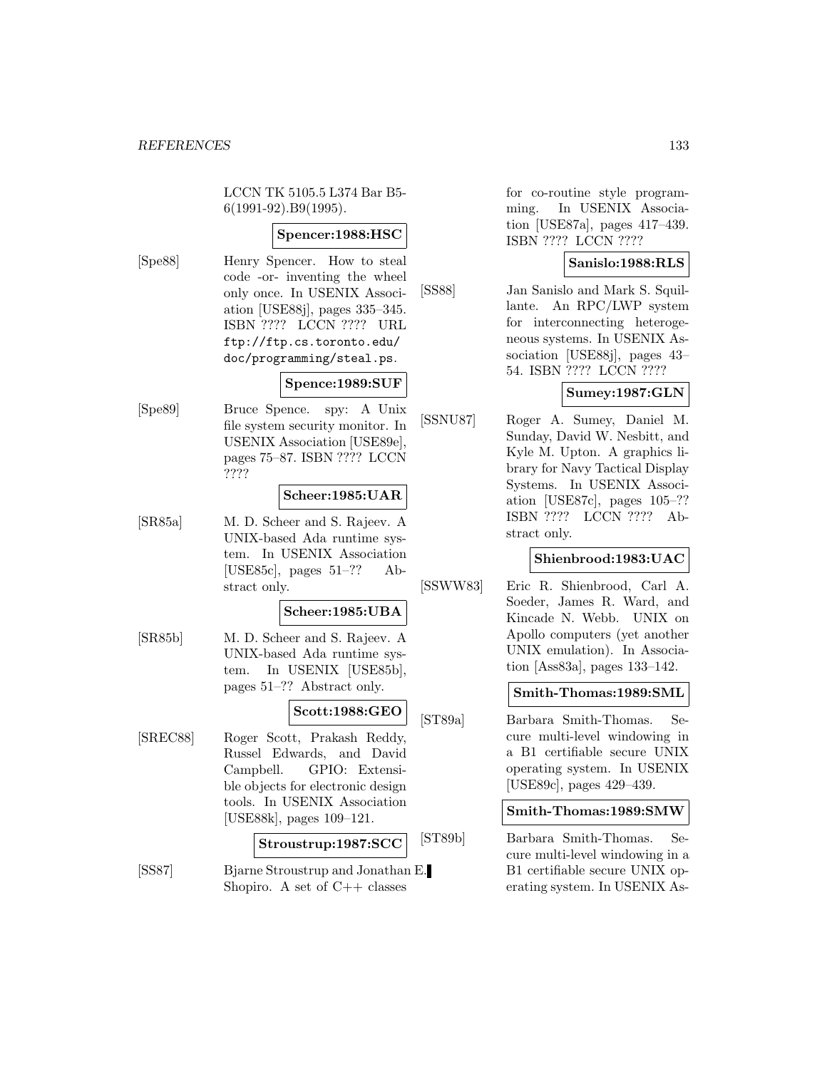LCCN TK 5105.5 L374 Bar B5-6(1991-92).B9(1995).

**Spencer:1988:HSC**

[Spe88] Henry Spencer. How to steal code -or- inventing the wheel only once. In USENIX Association [USE88j], pages 335–345. ISBN ???? LCCN ???? URL ftp://ftp.cs.toronto.edu/doc/programming/steal.ps.

**Spence:1989:SUF**

[Spe89] Bruce Spence. spy: A Unix file system security monitor. In USENIX Association [USE89e], pages 75–87. ISBN ???? LCCN ????

**Scheer:1985:UAR**

[SR85a] M. D. Scheer and S. Rajeev. A UNIX-based Ada runtime system. In USENIX Association [USE85c], pages 51–?? Abstract only.

**Scheer:1985:UBA**

[SR85b] M. D. Scheer and S. Rajeev. A UNIX-based Ada runtime system. In USENIX [USE85b], pages 51–?? Abstract only.

**Scott:1988:GEO**

[SREC88] Roger Scott, Prakash Reddy, Russel Edwards, and David Campbell. GPIO: Extensible objects for electronic design tools. In USENIX Association [USE88k], pages 109–121.

**Stroustrup:1987:SCC**

[SS87] Bjarne Stroustrup and Jonathan E. Shopiro. A set of C++ classes for co-routine style programming. In USENIX Association [USE87a], pages 417–439. ISBN ???? LCCN ????

**Sanislo:1988:RLS**

[SS88] Jan Sanislo and Mark S. Squillante. An RPC/LWP system for interconnecting heterogeneous systems. In USENIX Association [USE88j], pages 43–54. ISBN ???? LCCN ????

**Sumey:1987:GLN**

[SSNU87] Roger A. Sumey, Daniel M. Sunday, David W. Nesbitt, and Kyle M. Upton. A graphics library for Navy Tactical Display Systems. In USENIX Association [USE87c], pages 105–?? ISBN ???? LCCN ???? Abstract only.

**Shienbrood:1983:UAC**

[SSWW83] Eric R. Shienbrood, Carl A. Soeder, James R. Ward, and Kincade N. Webb. UNIX on Apollo computers (yet another UNIX emulation). In Association [Ass83a], pages 133–142.

**Smith-Thomas:1989:SML**

[ST89a] Barbara Smith-Thomas. Secure multi-level windowing in a B1 certifiable secure UNIX operating system. In USENIX [USE89c], pages 429–439.

**Smith-Thomas:1989:SMW**

[ST89b] Barbara Smith-Thomas. Secure multi-level windowing in a B1 certifiable secure UNIX operating system. In USENIX As-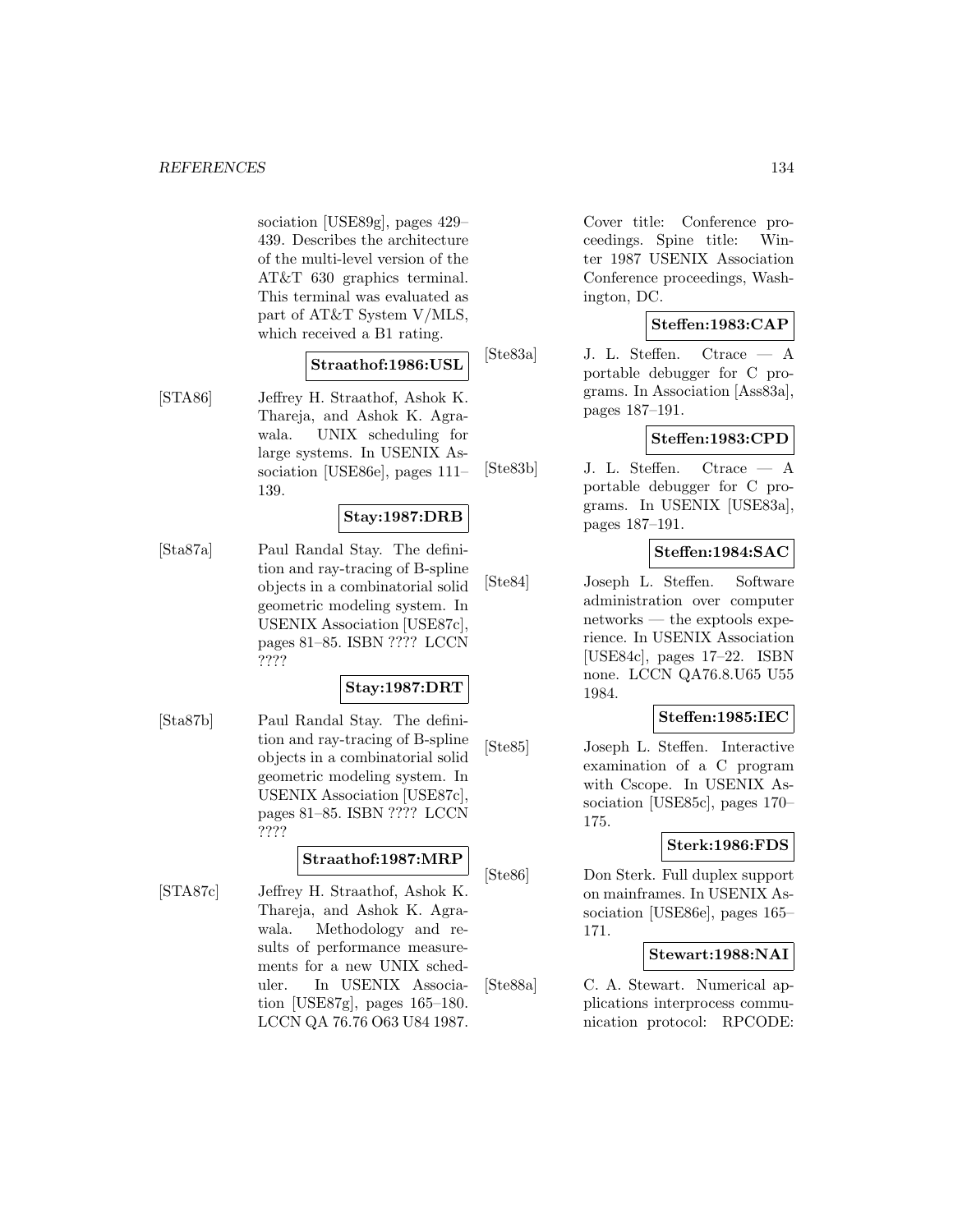sociation [USE89g], pages 429–439. Describes the architecture of the multi-level version of the AT&T 630 graphics terminal. This terminal was evaluated as part of AT&T System V/MLS, which received a B1 rating.

**Straathof:1986:USL**

[STA86] Jeffrey H. Straathof, Ashok K. Thareja, and Ashok K. Agrawala. UNIX scheduling for large systems. In USENIX Association [USE86e], pages 111–139.

**Stay:1987:DRB**

[Sta87a] Paul Randal Stay. The definition and ray-tracing of B-spline objects in a combinatorial solid geometric modeling system. In USENIX Association [USE87c], pages 81–85. ISBN ???? LCCN ????

**Stay:1987:DRT**

[Sta87b] Paul Randal Stay. The definition and ray-tracing of B-spline objects in a combinatorial solid geometric modeling system. In USENIX Association [USE87c], pages 81–85. ISBN ???? LCCN ????

**Straathof:1987:MRP**

[STA87c] Jeffrey H. Straathof, Ashok K. Thareja, and Ashok K. Agrawala. Methodology and results of performance measurements for a new UNIX scheduler. In USENIX Association [USE87g], pages 165–180. LCCN QA 76.76 O63 U84 1987. Cover title: Conference proceedings. Spine title: Winter 1987 USENIX Association Conference proceedings, Washington, DC.

**Steffen:1983:CAP**

[Ste83a] J. L. Steffen. Ctrace — A portable debugger for C programs. In Association [Ass83a], pages 187–191.

**Steffen:1983:CPD**

[Ste83b] J. L. Steffen. Ctrace — A portable debugger for C programs. In USENIX [USE83a], pages 187–191.

**Steffen:1984:SAC**

[Ste84] Joseph L. Steffen. Software administration over computer networks — the exptools experience. In USENIX Association [USE84c], pages 17–22. ISBN none. LCCN QA76.8.U65 U55 1984.

**Steffen:1985:IEC**

[Ste85] Joseph L. Steffen. Interactive examination of a C program with Cscope. In USENIX Association [USE85c], pages 170–175.

**Sterk:1986:FDS**

[Ste86] Don Sterk. Full duplex support on mainframes. In USENIX Association [USE86e], pages 165–171.

**Stewart:1988:NAI**

[Ste88a] C. A. Stewart. Numerical applications interprocess communication protocol: RPCODE: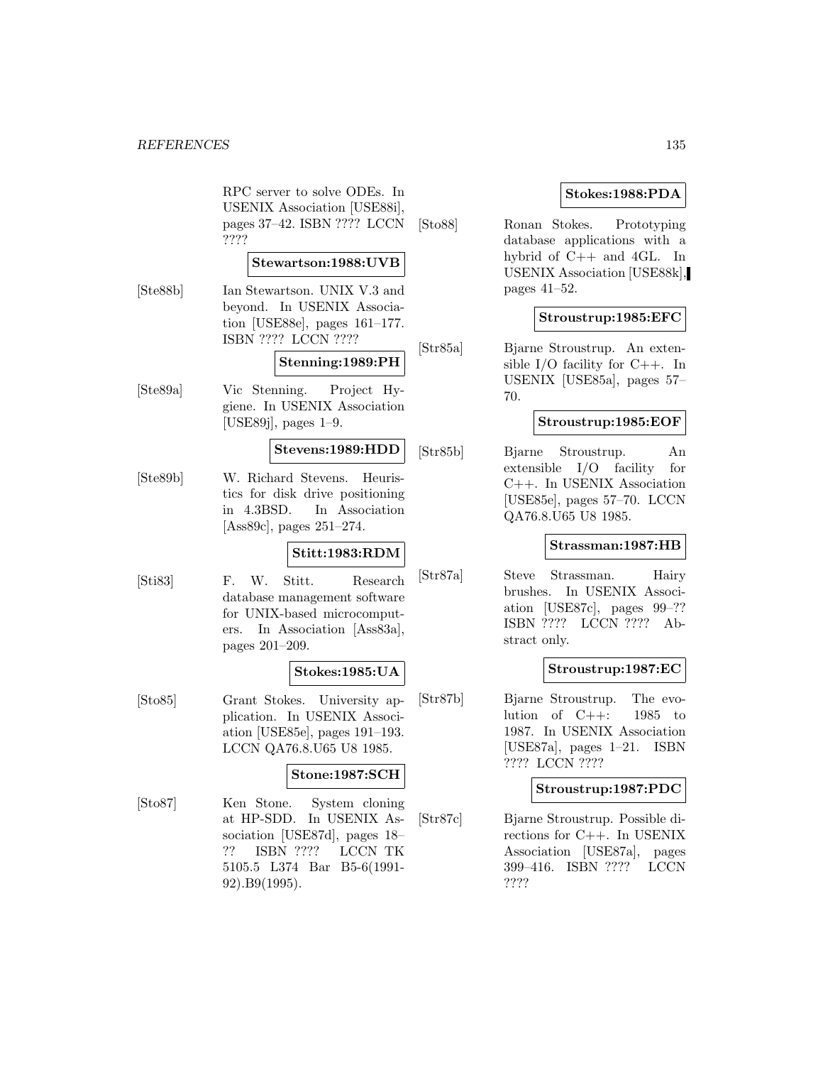RPC server to solve ODEs. In USENIX Association [USE88i], pages 37–42. ISBN ???? LCCN ????

**Stewartson:1988:UVB**

[Ste88b] Ian Stewartson. UNIX V.3 and beyond. In USENIX Association [USE88e], pages 161–177. ISBN ???? LCCN ????

**Stenning:1989:PH**

[Ste89a] Vic Stenning. Project Hygiene. In USENIX Association [USE89j], pages 1–9.

**Stevens:1989:HDD**

[Ste89b] W. Richard Stevens. Heuristics for disk drive positioning in 4.3BSD. In Association [Ass89c], pages 251–274.

**Stitt:1983:RDM**

[Sti83] F. W. Stitt. Research database management software for UNIX-based microcomputers. In Association [Ass83a], pages 201–209.

**Stokes:1985:UA**

[Sto85] Grant Stokes. University application. In USENIX Association [USE85e], pages 191–193. LCCN QA76.8.U65 U8 1985.

**Stone:1987:SCH**

[Sto87] Ken Stone. System cloning at HP-SDD. In USENIX Association [USE87d], pages 18–?? ISBN ???? LCCN TK 5105.5 L374 Bar B5-6(1991-92).B9(1995).

**Stokes:1988:PDA**

[Sto88] Ronan Stokes. Prototyping database applications with a hybrid of C++ and 4GL. In USENIX Association [USE88k], pages 41–52.

**Stroustrup:1985:EFC**

[Str85a] Bjarne Stroustrup. An extensible I/O facility for C++. In USENIX [USE85a], pages 57–70.

**Stroustrup:1985:EOF**

[Str85b] Bjarne Stroustrup. An extensible I/O facility for C++. In USENIX Association [USE85e], pages 57–70. LCCN QA76.8.U65 U8 1985.

**Strassman:1987:HB**

[Str87a] Steve Strassman. Hairy brushes. In USENIX Association [USE87c], pages 99–?? ISBN ???? LCCN ???? Abstract only.

**Stroustrup:1987:EC**

[Str87b] Bjarne Stroustrup. The evolution of C++: 1985 to 1987. In USENIX Association [USE87a], pages 1–21. ISBN ???? LCCN ????

**Stroustrup:1987:PDC**

[Str87c] Bjarne Stroustrup. Possible directions for C++. In USENIX Association [USE87a], pages 399–416. ISBN ???? LCCN ????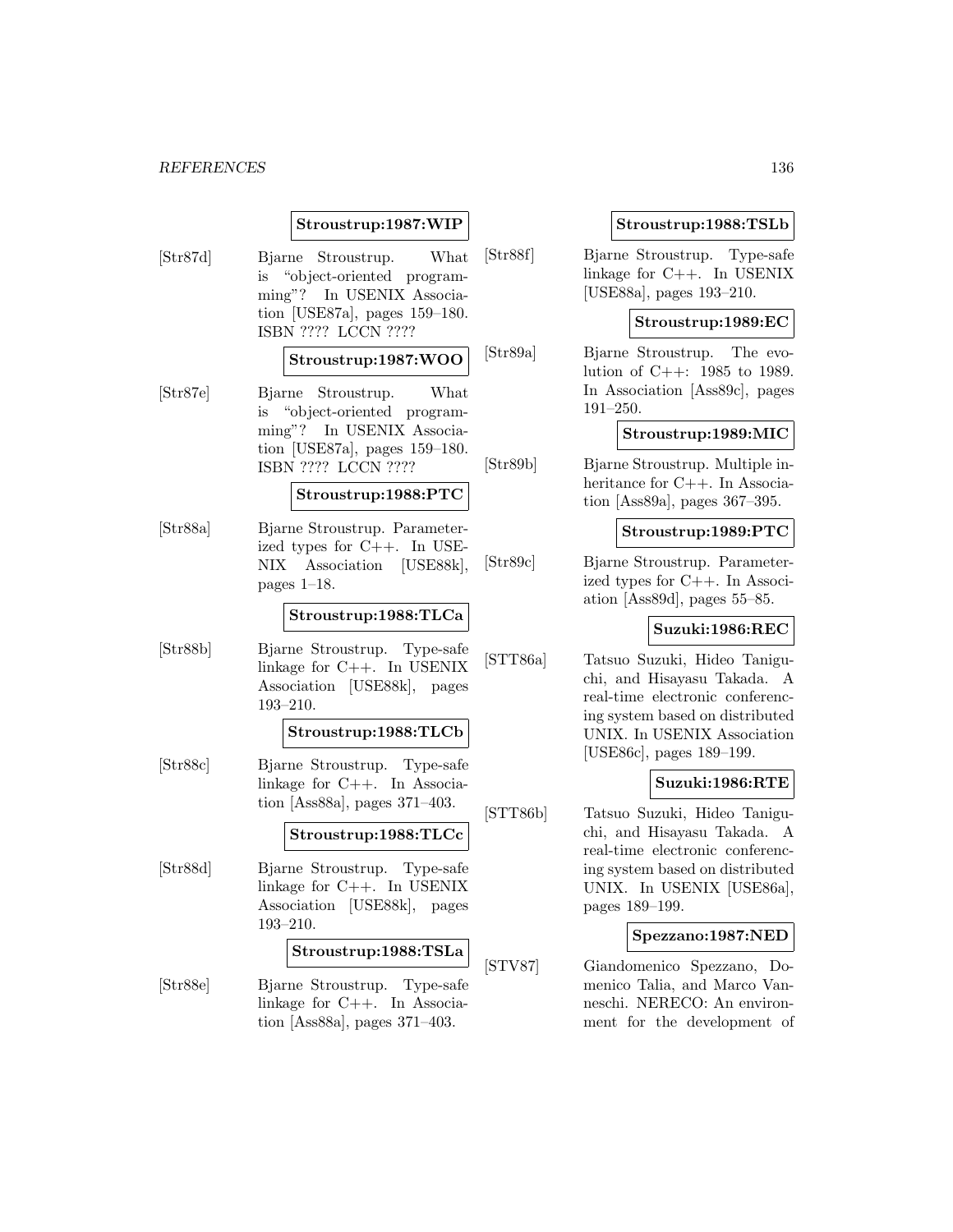**Stroustrup:1987:WIP**

[Str87d] Bjarne Stroustrup. What is "object-oriented programming"? In USENIX Association [USE87a], pages 159–180. ISBN ???? LCCN ????

**Stroustrup:1987:WOO**

[Str87e] Bjarne Stroustrup. What is "object-oriented programming"? In USENIX Association [USE87a], pages 159–180. ISBN ???? LCCN ????

**Stroustrup:1988:PTC**

[Str88a] Bjarne Stroustrup. Parameterized types for C++. In USENIX Association [USE88k], pages 1–18.

**Stroustrup:1988:TLCa**

[Str88b] Bjarne Stroustrup. Type-safe linkage for C++. In USENIX Association [USE88k], pages 193–210.

**Stroustrup:1988:TLCb**

[Str88c] Bjarne Stroustrup. Type-safe linkage for C++. In Association [Ass88a], pages 371–403.

**Stroustrup:1988:TLCc**

[Str88d] Bjarne Stroustrup. Type-safe linkage for C++. In USENIX Association [USE88k], pages 193–210.

**Stroustrup:1988:TSLa**

[Str88e] Bjarne Stroustrup. Type-safe linkage for C++. In Association [Ass88a], pages 371–403.

**Stroustrup:1988:TSLb**

[Str88f] Bjarne Stroustrup. Type-safe linkage for C++. In USENIX [USE88a], pages 193–210.

**Stroustrup:1989:EC**

[Str89a] Bjarne Stroustrup. The evolution of C++: 1985 to 1989. In Association [Ass89c], pages 191–250.

**Stroustrup:1989:MIC**

[Str89b] Bjarne Stroustrup. Multiple inheritance for C++. In Association [Ass89a], pages 367–395.

**Stroustrup:1989:PTC**

[Str89c] Bjarne Stroustrup. Parameterized types for C++. In Association [Ass89d], pages 55–85.

**Suzuki:1986:REC**

[STT86a] Tatsuo Suzuki, Hideo Taniguchi, and Hisayasu Takada. A real-time electronic conferencing system based on distributed UNIX. In USENIX Association [USE86c], pages 189–199.

**Suzuki:1986:RTE**

[STT86b] Tatsuo Suzuki, Hideo Taniguchi, and Hisayasu Takada. A real-time electronic conferencing system based on distributed UNIX. In USENIX [USE86a], pages 189–199.

**Spezzano:1987:NED**

[STV87] Giandomenico Spezzano, Domenico Talia, and Marco Vanneschi. NERECO: An environment for the development of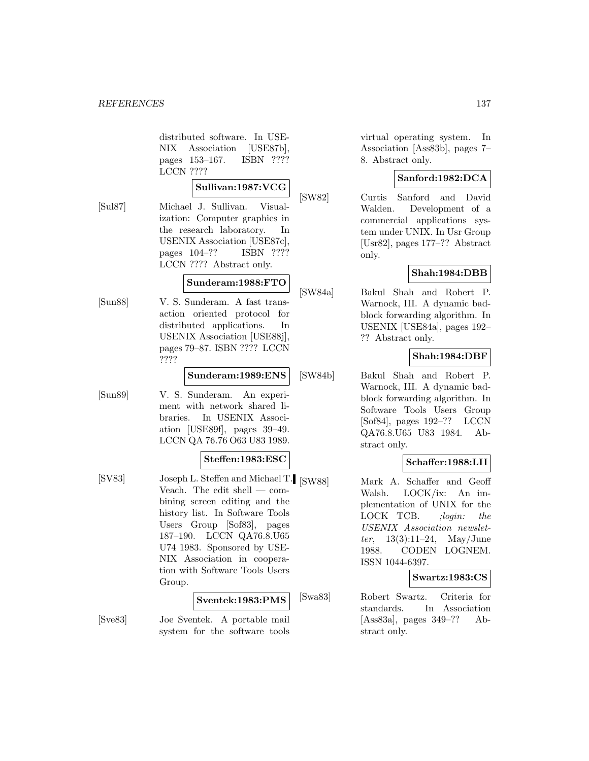distributed software. In USENIX Association [USE87b], pages 153–167. ISBN ???? LCCN ????

**Sullivan:1987:VCG**

[Sul87] Michael J. Sullivan. Visualization: Computer graphics in the research laboratory. In USENIX Association [USE87c], pages 104–?? ISBN ???? LCCN ???? Abstract only.

**Sunderam:1988:FTO**

[Sun88] V. S. Sunderam. A fast transaction oriented protocol for distributed applications. In USENIX Association [USE88j], pages 79–87. ISBN ???? LCCN ????

**Sunderam:1989:ENS**

[Sun89] V. S. Sunderam. An experiment with network shared libraries. In USENIX Association [USE89f], pages 39–49. LCCN QA 76.76 O63 U83 1989.

**Steffen:1983:ESC**

[SV83] Joseph L. Steffen and Michael T. Veach. The edit shell — combining screen editing and the history list. In Software Tools Users Group [Sof83], pages 187–190. LCCN QA76.8.U65 U74 1983. Sponsored by USENIX Association in cooperation with Software Tools Users Group.

**Sventek:1983:PMS**

[Sve83] Joe Sventek. A portable mail system for the software tools virtual operating system. In Association [Ass83b], pages 7–8. Abstract only.

**Sanford:1982:DCA**

[SW82] Curtis Sanford and David Walden. Development of a commercial applications system under UNIX. In Usr Group [Usr82], pages 177–?? Abstract only.

**Shah:1984:DBB**

[SW84a] Bakul Shah and Robert P. Warnock, III. A dynamic bad-block forwarding algorithm. In USENIX [USE84a], pages 192–?? Abstract only.

**Shah:1984:DBF**

[SW84b] Bakul Shah and Robert P. Warnock, III. A dynamic bad-block forwarding algorithm. In Software Tools Users Group [Sof84], pages 192–?? LCCN QA76.8.U65 U83 1984. Abstract only.

**Schaffer:1988:LII**

[SW88] Mark A. Schaffer and Geoff Walsh. LOCK/ix: An implementation of UNIX for the LOCK TCB. *;login: the USENIX Association newsletter*, 13(3):11–24, May/June 1988. CODEN LOGNEM. ISSN 1044-6397.

**Swartz:1983:CS**

[Swa83] Robert Swartz. Criteria for standards. In Association [Ass83a], pages 349–?? Abstract only.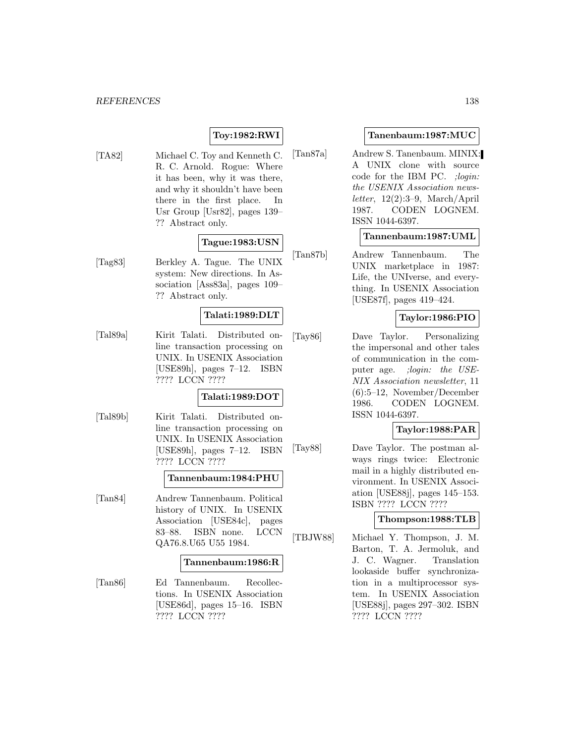**Toy:1982:RWI**

[TA82] Michael C. Toy and Kenneth C. R. C. Arnold. Rogue: Where it has been, why it was there, and why it shouldn't have been there in the first place. In Usr Group [Usr82], pages 139–?? Abstract only.

**Tague:1983:USN**

[Tag83] Berkley A. Tague. The UNIX system: New directions. In Association [Ass83a], pages 109–?? Abstract only.

**Talati:1989:DLT**

[Tal89a] Kirit Talati. Distributed online transaction processing on UNIX. In USENIX Association [USE89h], pages 7–12. ISBN ???? LCCN ????

**Talati:1989:DOT**

[Tal89b] Kirit Talati. Distributed online transaction processing on UNIX. In USENIX Association [USE89h], pages 7–12. ISBN ???? LCCN ????

**Tannenbaum:1984:PHU**

[Tan84] Andrew Tannenbaum. Political history of UNIX. In USENIX Association [USE84c], pages 83–88. ISBN none. LCCN QA76.8.U65 U55 1984.

**Tannenbaum:1986:R**

[Tan86] Ed Tannenbaum. Recollections. In USENIX Association [USE86d], pages 15–16. ISBN ???? LCCN ????

**Tanenbaum:1987:MUC**

[Tan87a] Andrew S. Tanenbaum. MINIX: A UNIX clone with source code for the IBM PC. *;login: the USENIX Association newsletter*, 12(2):3–9, March/April 1987. CODEN LOGNEM. ISSN 1044-6397.

**Tannenbaum:1987:UML**

[Tan87b] Andrew Tannenbaum. The UNIX marketplace in 1987: Life, the UNIverse, and everything. In USENIX Association [USE87f], pages 419–424.

**Taylor:1986:PIO**

[Tay86] Dave Taylor. Personalizing the impersonal and other tales of communication in the computer age. *;login: the USENIX Association newsletter*, 11 (6):5–12, November/December 1986. CODEN LOGNEM. ISSN 1044-6397.

**Taylor:1988:PAR**

[Tay88] Dave Taylor. The postman always rings twice: Electronic mail in a highly distributed environment. In USENIX Association [USE88j], pages 145–153. ISBN ???? LCCN ????

**Thompson:1988:TLB**

[TBJW88] Michael Y. Thompson, J. M. Barton, T. A. Jermoluk, and J. C. Wagner. Translation lookaside buffer synchronization in a multiprocessor system. In USENIX Association [USE88j], pages 297–302. ISBN ???? LCCN ????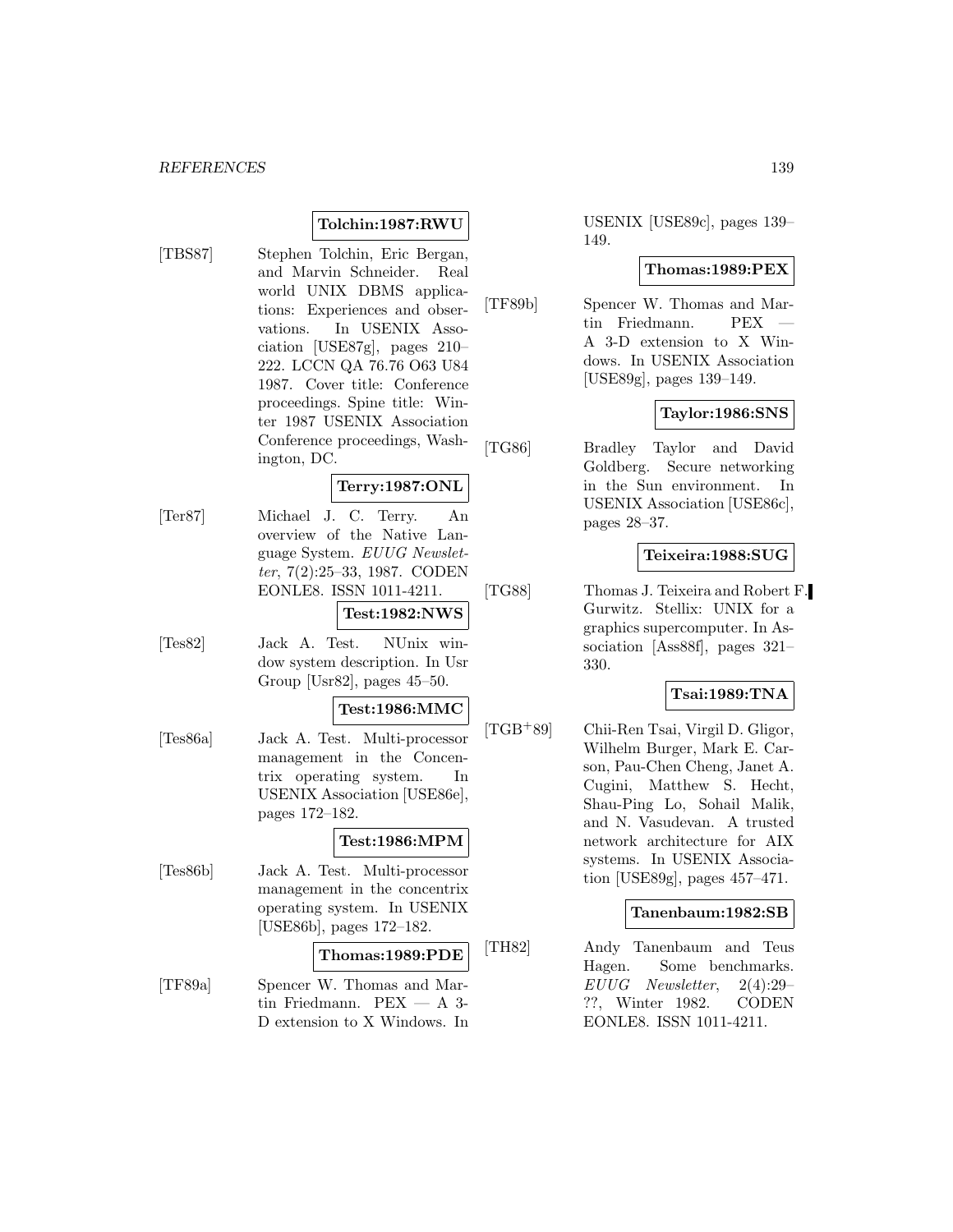**Tolchin:1987:RWU**

[TBS87] Stephen Tolchin, Eric Bergan, and Marvin Schneider. Real world UNIX DBMS applications: Experiences and observations. In USENIX Association [USE87g], pages 210–222. LCCN QA 76.76 O63 U84 1987. Cover title: Conference proceedings. Spine title: Winter 1987 USENIX Association Conference proceedings, Washington, DC.

**Terry:1987:ONL**

[Ter87] Michael J. C. Terry. An overview of the Native Language System. *EUUG Newsletter*, 7(2):25–33, 1987. CODEN EONLE8. ISSN 1011-4211.

**Test:1982:NWS**

[Tes82] Jack A. Test. NUnix window system description. In Usr Group [Usr82], pages 45–50.

**Test:1986:MMC**

[Tes86a] Jack A. Test. Multi-processor management in the Concentrix operating system. In USENIX Association [USE86e], pages 172–182.

**Test:1986:MPM**

[Tes86b] Jack A. Test. Multi-processor management in the concentrix operating system. In USENIX [USE86b], pages 172–182.

**Thomas:1989:PDE**

[TF89a] Spencer W. Thomas and Martin Friedmann. PEX — A 3-D extension to X Windows. In USENIX [USE89c], pages 139–149.

**Thomas:1989:PEX**

[TF89b] Spencer W. Thomas and Martin Friedmann. PEX — A 3-D extension to X Windows. In USENIX Association [USE89g], pages 139–149.

**Taylor:1986:SNS**

[TG86] Bradley Taylor and David Goldberg. Secure networking in the Sun environment. In USENIX Association [USE86c], pages 28–37.

**Teixeira:1988:SUG**

[TG88] Thomas J. Teixeira and Robert F. Gurwitz. Stellix: UNIX for a graphics supercomputer. In Association [Ass88f], pages 321–330.

**Tsai:1989:TNA**

[TGB+89] Chii-Ren Tsai, Virgil D. Gligor, Wilhelm Burger, Mark E. Carson, Pau-Chen Cheng, Janet A. Cugini, Matthew S. Hecht, Shau-Ping Lo, Sohail Malik, and N. Vasudevan. A trusted network architecture for AIX systems. In USENIX Association [USE89g], pages 457–471.

**Tanenbaum:1982:SB**

[TH82] Andy Tanenbaum and Teus Hagen. Some benchmarks. *EUUG Newsletter*, 2(4):29–??, Winter 1982. CODEN EONLE8. ISSN 1011-4211.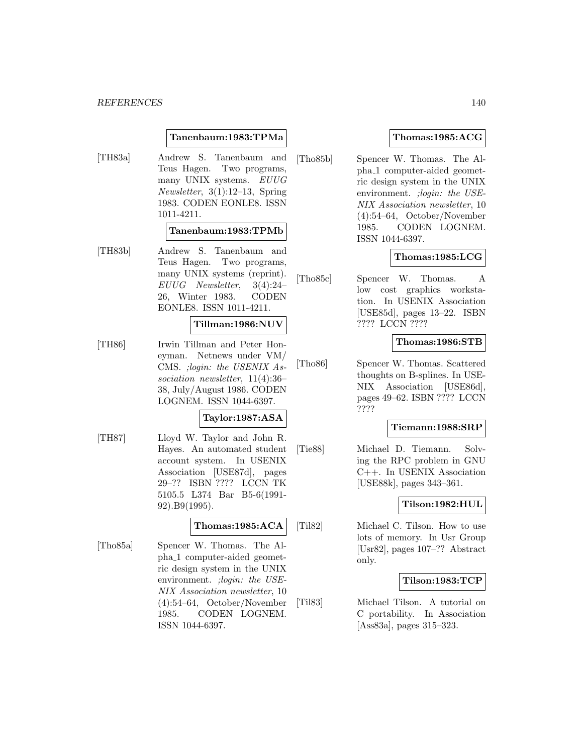**Tanenbaum:1983:TPMa**

[TH83a] Andrew S. Tanenbaum and Teus Hagen. Two programs, many UNIX systems. *EUUG Newsletter*, 3(1):12–13, Spring 1983. CODEN EONLE8. ISSN 1011-4211.

**Tanenbaum:1983:TPMb**

[TH83b] Andrew S. Tanenbaum and Teus Hagen. Two programs, many UNIX systems (reprint). *EUUG Newsletter*, 3(4):24–26, Winter 1983. CODEN EONLE8. ISSN 1011-4211.

**Tillman:1986:NUV**

[TH86] Irwin Tillman and Peter Honeyman. Netnews under VM/CMS. *;login: the USENIX Association newsletter*, 11(4):36–38, July/August 1986. CODEN LOGNEM. ISSN 1044-6397.

**Taylor:1987:ASA**

[TH87] Lloyd W. Taylor and John R. Hayes. An automated student account system. In USENIX Association [USE87d], pages 29–?? ISBN ???? LCCN TK 5105.5 L374 Bar B5-6(1991-92).B9(1995).

**Thomas:1985:ACA**

[Tho85a] Spencer W. Thomas. The Alpha_1 computer-aided geometric design system in the UNIX environment. *;login: the USENIX Association newsletter*, 10 (4):54–64, October/November 1985. CODEN LOGNEM. ISSN 1044-6397.

**Thomas:1985:ACG**

[Tho85b] Spencer W. Thomas. The Alpha_1 computer-aided geometric design system in the UNIX environment. *;login: the USENIX Association newsletter*, 10 (4):54–64, October/November 1985. CODEN LOGNEM. ISSN 1044-6397.

**Thomas:1985:LCG**

[Tho85c] Spencer W. Thomas. A low cost graphics workstation. In USENIX Association [USE85d], pages 13–22. ISBN ???? LCCN ????

**Thomas:1986:STB**

[Tho86] Spencer W. Thomas. Scattered thoughts on B-splines. In USENIX Association [USE86d], pages 49–62. ISBN ???? LCCN ????

**Tiemann:1988:SRP**

[Tie88] Michael D. Tiemann. Solving the RPC problem in GNU C++. In USENIX Association [USE88k], pages 343–361.

**Tilson:1982:HUL**

[Til82] Michael C. Tilson. How to use lots of memory. In Usr Group [Usr82], pages 107–?? Abstract only.

**Tilson:1983:TCP**

[Til83] Michael Tilson. A tutorial on C portability. In Association [Ass83a], pages 315–323.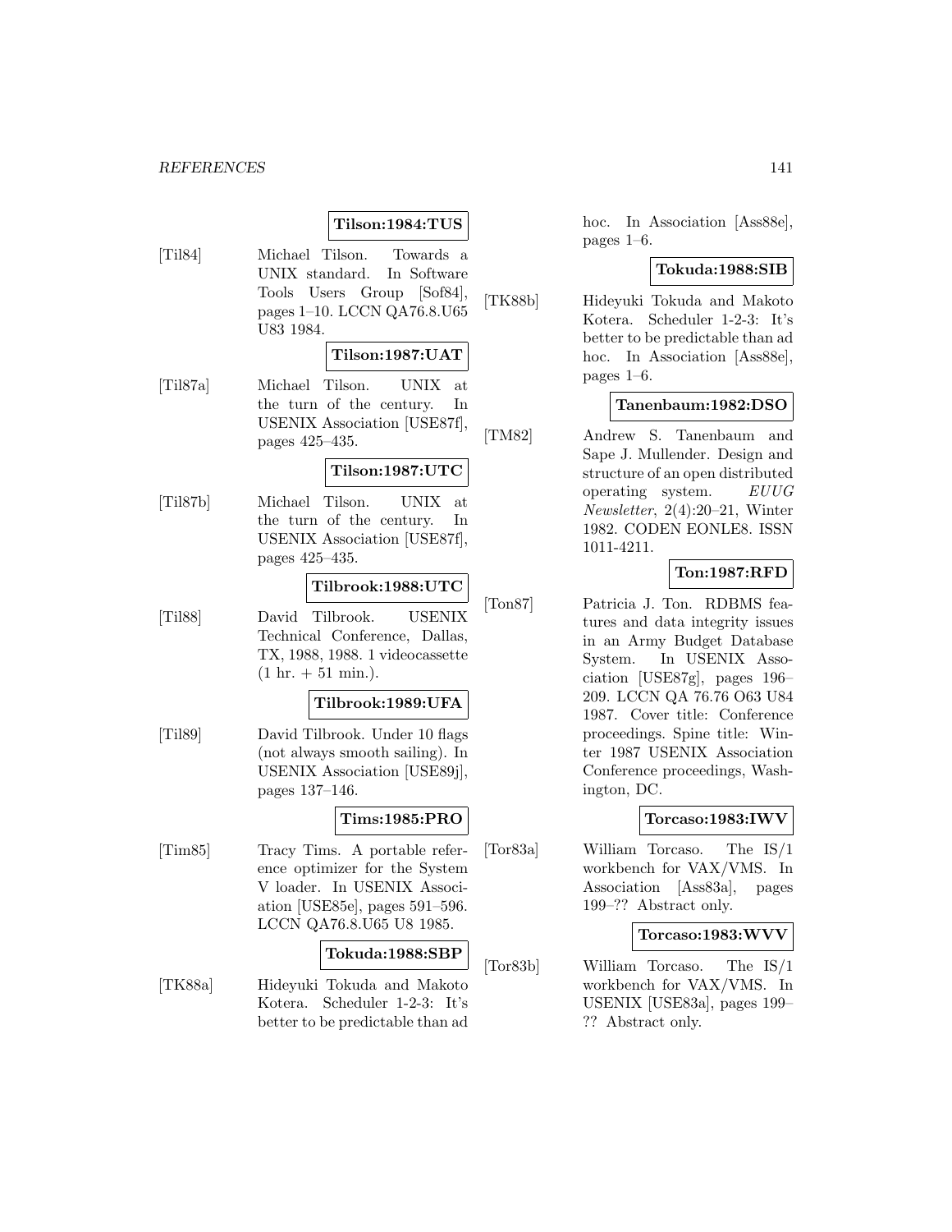**Tilson:1984:TUS**

[Til84] Michael Tilson. Towards a UNIX standard. In Software Tools Users Group [Sof84], pages 1–10. LCCN QA76.8.U65 U83 1984.

**Tilson:1987:UAT**

[Til87a] Michael Tilson. UNIX at the turn of the century. In USENIX Association [USE87f], pages 425–435.

**Tilson:1987:UTC**

[Til87b] Michael Tilson. UNIX at the turn of the century. In USENIX Association [USE87f], pages 425–435.

**Tilbrook:1988:UTC**

[Til88] David Tilbrook. USENIX Technical Conference, Dallas, TX, 1988, 1988. 1 videocassette (1 hr. + 51 min.).

**Tilbrook:1989:UFA**

[Til89] David Tilbrook. Under 10 flags (not always smooth sailing). In USENIX Association [USE89j], pages 137–146.

**Tims:1985:PRO**

[Tim85] Tracy Tims. A portable reference optimizer for the System V loader. In USENIX Association [USE85e], pages 591–596. LCCN QA76.8.U65 U8 1985.

**Tokuda:1988:SBP**

[TK88a] Hideyuki Tokuda and Makoto Kotera. Scheduler 1-2-3: It's better to be predictable than ad hoc. In Association [Ass88e], pages 1–6.

**Tokuda:1988:SIB**

[TK88b] Hideyuki Tokuda and Makoto Kotera. Scheduler 1-2-3: It's better to be predictable than ad hoc. In Association [Ass88e], pages 1–6.

**Tanenbaum:1982:DSO**

[TM82] Andrew S. Tanenbaum and Sape J. Mullender. Design and structure of an open distributed operating system. *EUUG Newsletter*, 2(4):20–21, Winter 1982. CODEN EONLE8. ISSN 1011-4211.

**Ton:1987:RFD**

[Ton87] Patricia J. Ton. RDBMS features and data integrity issues in an Army Budget Database System. In USENIX Association [USE87g], pages 196–209. LCCN QA 76.76 O63 U84 1987. Cover title: Conference proceedings. Spine title: Winter 1987 USENIX Association Conference proceedings, Washington, DC.

**Torcaso:1983:IWV**

[Tor83a] William Torcaso. The IS/1 workbench for VAX/VMS. In Association [Ass83a], pages 199–?? Abstract only.

**Torcaso:1983:WVV**

[Tor83b] William Torcaso. The IS/1 workbench for VAX/VMS. In USENIX [USE83a], pages 199–?? Abstract only.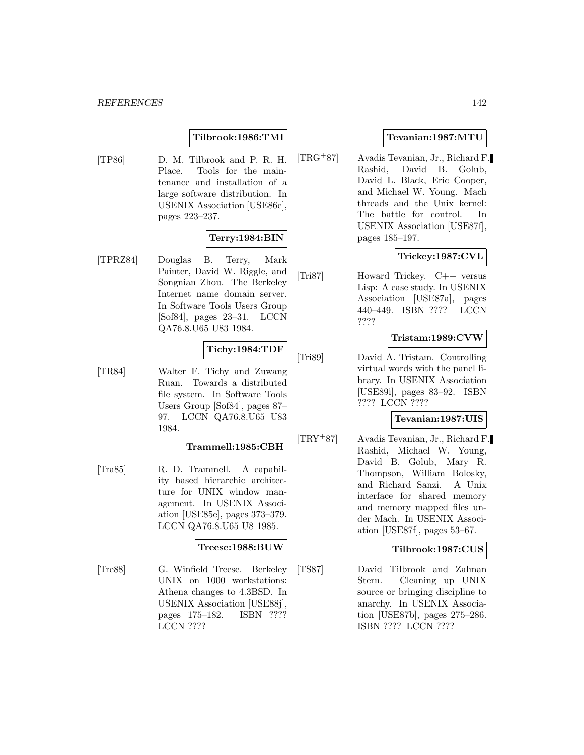**Tilbrook:1986:TMI**

[TP86] D. M. Tilbrook and P. R. H. Place. Tools for the maintenance and installation of a large software distribution. In USENIX Association [USE86c], pages 223–237.

**Terry:1984:BIN**

[TPRZ84] Douglas B. Terry, Mark Painter, David W. Riggle, and Songnian Zhou. The Berkeley Internet name domain server. In Software Tools Users Group [Sof84], pages 23–31. LCCN QA76.8.U65 U83 1984.

**Tichy:1984:TDF**

[TR84] Walter F. Tichy and Zuwang Ruan. Towards a distributed file system. In Software Tools Users Group [Sof84], pages 87–97. LCCN QA76.8.U65 U83 1984.

**Trammell:1985:CBH**

[Tra85] R. D. Trammell. A capability based hierarchic architecture for UNIX window management. In USENIX Association [USE85e], pages 373–379. LCCN QA76.8.U65 U8 1985.

**Treese:1988:BUW**

[Tre88] G. Winfield Treese. Berkeley UNIX on 1000 workstations: Athena changes to 4.3BSD. In USENIX Association [USE88j], pages 175–182. ISBN ???? LCCN ????

**Tevanian:1987:MTU**

[TRG+87] Avadis Tevanian, Jr., Richard F. Rashid, David B. Golub, David L. Black, Eric Cooper, and Michael W. Young. Mach threads and the Unix kernel: The battle for control. In USENIX Association [USE87f], pages 185–197.

**Trickey:1987:CVL**

[Tri87] Howard Trickey. C++ versus Lisp: A case study. In USENIX Association [USE87a], pages 440–449. ISBN ???? LCCN ????

**Tristam:1989:CVW**

[Tri89] David A. Tristam. Controlling virtual words with the panel library. In USENIX Association [USE89i], pages 83–92. ISBN ???? LCCN ????

**Tevanian:1987:UIS**

[TRY+87] Avadis Tevanian, Jr., Richard F. Rashid, Michael W. Young, David B. Golub, Mary R. Thompson, William Bolosky, and Richard Sanzi. A Unix interface for shared memory and memory mapped files under Mach. In USENIX Association [USE87f], pages 53–67.

**Tilbrook:1987:CUS**

[TS87] David Tilbrook and Zalman Stern. Cleaning up UNIX source or bringing discipline to anarchy. In USENIX Association [USE87b], pages 275–286. ISBN ???? LCCN ????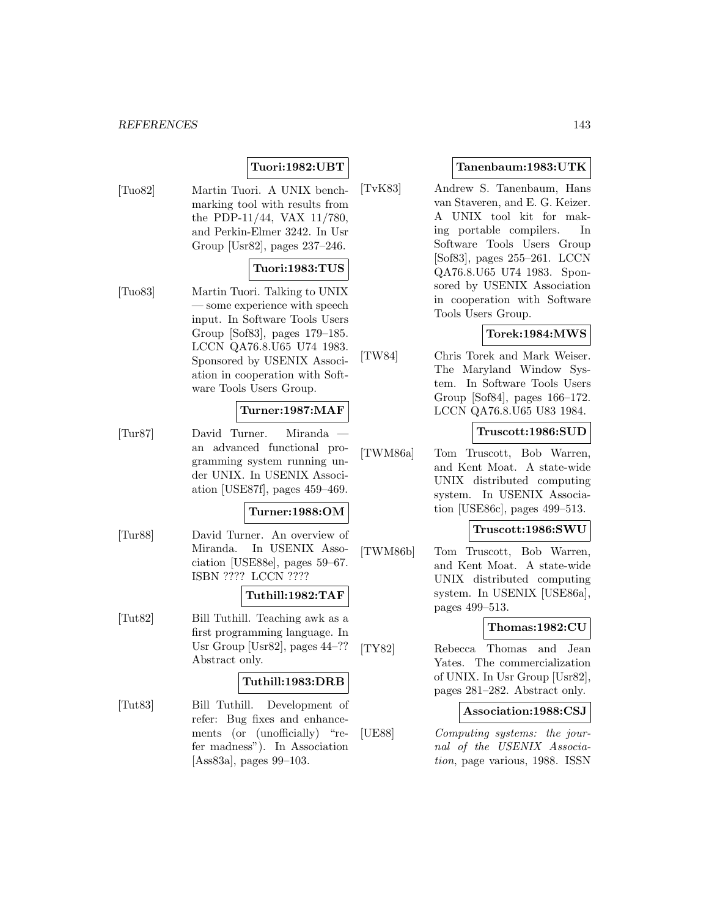**Tuori:1982:UBT**

[Tuo82] Martin Tuori. A UNIX benchmarking tool with results from the PDP-11/44, VAX 11/780, and Perkin-Elmer 3242. In Usr Group [Usr82], pages 237–246.

**Tuori:1983:TUS**

[Tuo83] Martin Tuori. Talking to UNIX — some experience with speech input. In Software Tools Users Group [Sof83], pages 179–185. LCCN QA76.8.U65 U74 1983. Sponsored by USENIX Association in cooperation with Software Tools Users Group.

**Turner:1987:MAF**

[Tur87] David Turner. Miranda — an advanced functional programming system running under UNIX. In USENIX Association [USE87f], pages 459–469.

**Turner:1988:OM**

[Tur88] David Turner. An overview of Miranda. In USENIX Association [USE88e], pages 59–67. ISBN ???? LCCN ????

**Tuthill:1982:TAF**

[Tut82] Bill Tuthill. Teaching awk as a first programming language. In Usr Group [Usr82], pages 44–?? Abstract only.

**Tuthill:1983:DRB**

[Tut83] Bill Tuthill. Development of refer: Bug fixes and enhancements (or (unofficially) "refer madness"). In Association [Ass83a], pages 99–103.

**Tanenbaum:1983:UTK**

[TvK83] Andrew S. Tanenbaum, Hans van Staveren, and E. G. Keizer. A UNIX tool kit for making portable compilers. In Software Tools Users Group [Sof83], pages 255–261. LCCN QA76.8.U65 U74 1983. Sponsored by USENIX Association in cooperation with Software Tools Users Group.

**Torek:1984:MWS**

[TW84] Chris Torek and Mark Weiser. The Maryland Window System. In Software Tools Users Group [Sof84], pages 166–172. LCCN QA76.8.U65 U83 1984.

**Truscott:1986:SUD**

[TWM86a] Tom Truscott, Bob Warren, and Kent Moat. A state-wide UNIX distributed computing system. In USENIX Association [USE86c], pages 499–513.

**Truscott:1986:SWU**

[TWM86b] Tom Truscott, Bob Warren, and Kent Moat. A state-wide UNIX distributed computing system. In USENIX [USE86a], pages 499–513.

**Thomas:1982:CU**

[TY82] Rebecca Thomas and Jean Yates. The commercialization of UNIX. In Usr Group [Usr82], pages 281–282. Abstract only.

**Association:1988:CSJ**

[UE88] *Computing systems: the journal of the USENIX Association*, page various, 1988. ISSN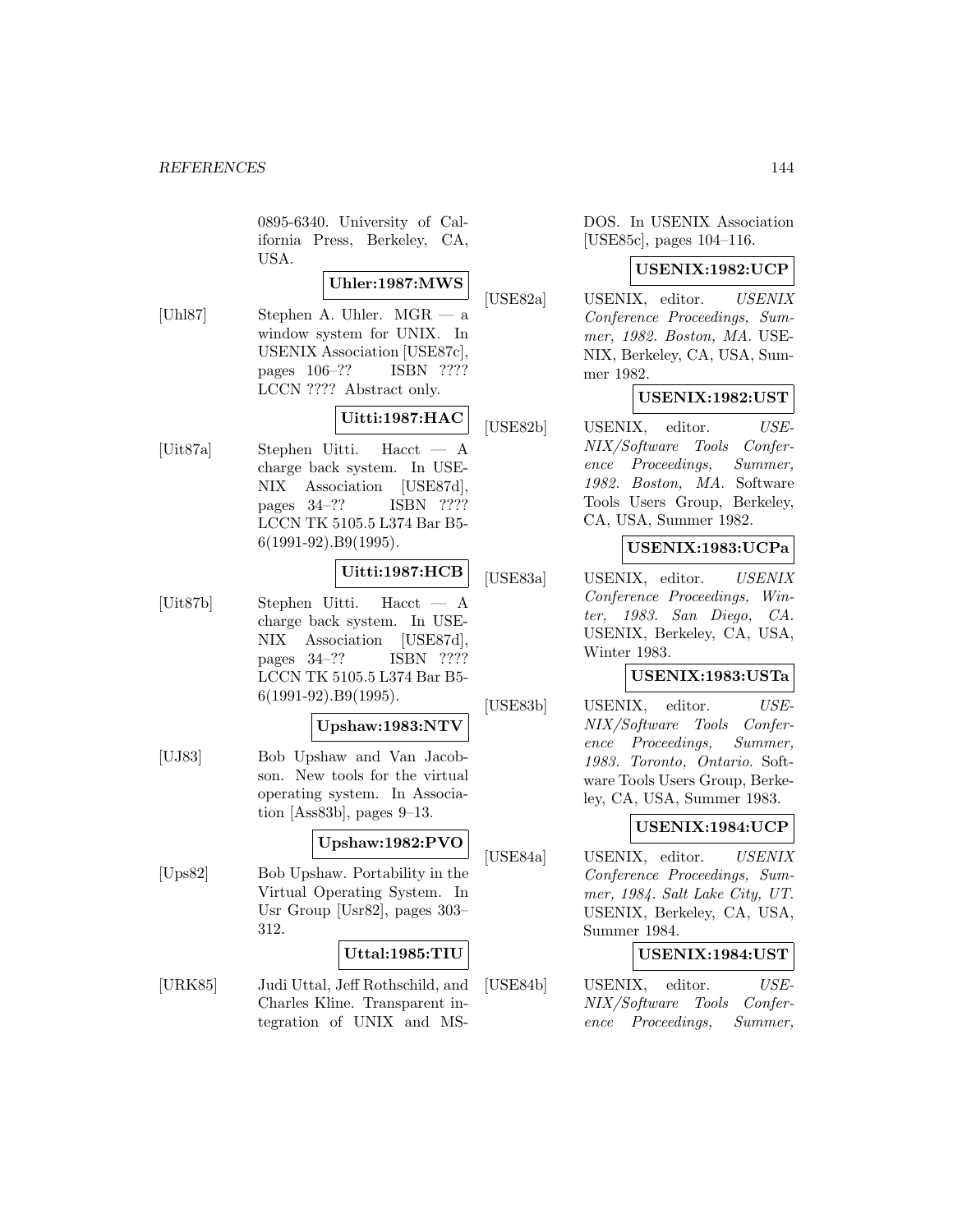0895-6340. University of California Press, Berkeley, CA, USA.

**Uhler:1987:MWS**

[Uhl87] Stephen A. Uhler. MGR — a window system for UNIX. In USENIX Association [USE87c], pages 106–?? ISBN ???? LCCN ???? Abstract only.

**Uitti:1987:HAC**

[Uit87a] Stephen Uitti. Hacct — A charge back system. In USENIX Association [USE87d], pages 34–?? ISBN ???? LCCN TK 5105.5 L374 Bar B5-6(1991-92).B9(1995).

**Uitti:1987:HCB**

[Uit87b] Stephen Uitti. Hacct — A charge back system. In USENIX Association [USE87d], pages 34–?? ISBN ???? LCCN TK 5105.5 L374 Bar B5-6(1991-92).B9(1995).

**Upshaw:1983:NTV**

[UJ83] Bob Upshaw and Van Jacobson. New tools for the virtual operating system. In Association [Ass83b], pages 9–13.

**Upshaw:1982:PVO**

[Ups82] Bob Upshaw. Portability in the Virtual Operating System. In Usr Group [Usr82], pages 303–312.

**Uttal:1985:TIU**

[URK85] Judi Uttal, Jeff Rothschild, and Charles Kline. Transparent integration of UNIX and MS-DOS. In USENIX Association [USE85c], pages 104–116.

**USENIX:1982:UCP**

[USE82a] USENIX, editor. *USENIX Conference Proceedings, Summer, 1982. Boston, MA*. USENIX, Berkeley, CA, USA, Summer 1982.

**USENIX:1982:UST**

[USE82b] USENIX, editor. *USENIX/Software Tools Conference Proceedings, Summer, 1982. Boston, MA*. Software Tools Users Group, Berkeley, CA, USA, Summer 1982.

**USENIX:1983:UCPa**

[USE83a] USENIX, editor. *USENIX Conference Proceedings, Winter, 1983. San Diego, CA*. USENIX, Berkeley, CA, USA, Winter 1983.

**USENIX:1983:USTa**

[USE83b] USENIX, editor. *USENIX/Software Tools Conference Proceedings, Summer, 1983. Toronto, Ontario*. Software Tools Users Group, Berkeley, CA, USA, Summer 1983.

**USENIX:1984:UCP**

[USE84a] USENIX, editor. *USENIX Conference Proceedings, Summer, 1984. Salt Lake City, UT*. USENIX, Berkeley, CA, USA, Summer 1984.

**USENIX:1984:UST**

[USE84b] USENIX, editor. *USENIX/Software Tools Conference Proceedings, Summer,*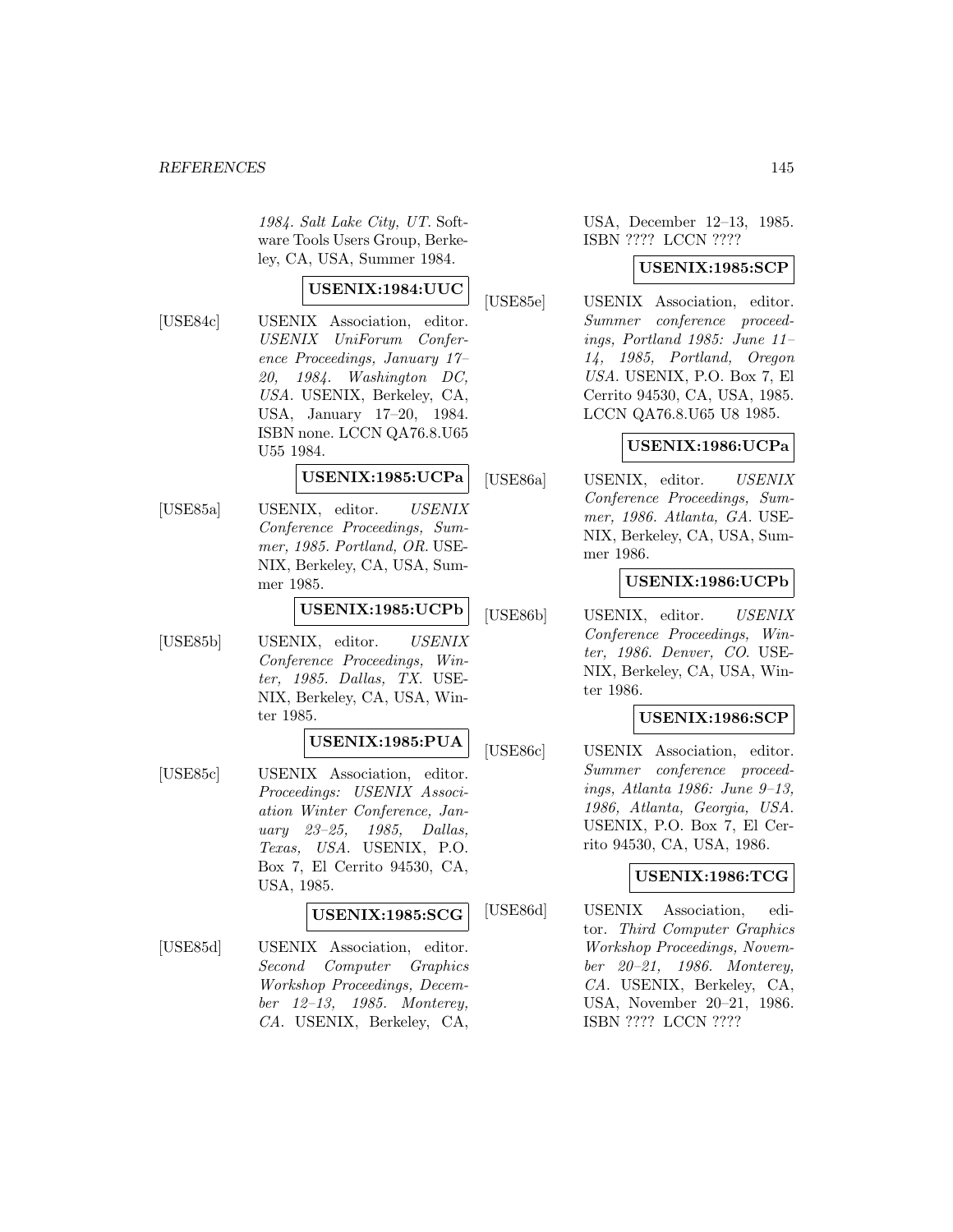*1984. Salt Lake City, UT*. Software Tools Users Group, Berkeley, CA, USA, Summer 1984.

**USENIX:1984:UUC**

[USE84c] USENIX Association, editor. *USENIX UniForum Conference Proceedings, January 17–20, 1984. Washington DC, USA*. USENIX, Berkeley, CA, USA, January 17–20, 1984. ISBN none. LCCN QA76.8.U65 U55 1984.

**USENIX:1985:UCPa**

[USE85a] USENIX, editor. *USENIX Conference Proceedings, Summer, 1985. Portland, OR*. USENIX, Berkeley, CA, USA, Summer 1985.

**USENIX:1985:UCPb**

[USE85b] USENIX, editor. *USENIX Conference Proceedings, Winter, 1985. Dallas, TX*. USENIX, Berkeley, CA, USA, Winter 1985.

**USENIX:1985:PUA**

[USE85c] USENIX Association, editor. *Proceedings: USENIX Association Winter Conference, January 23–25, 1985, Dallas, Texas, USA*. USENIX, P.O. Box 7, El Cerrito 94530, CA, USA, 1985.

**USENIX:1985:SCG**

[USE85d] USENIX Association, editor. *Second Computer Graphics Workshop Proceedings, December 12–13, 1985. Monterey, CA*. USENIX, Berkeley, CA, USA, December 12–13, 1985. ISBN ???? LCCN ????

**USENIX:1985:SCP**

[USE85e] USENIX Association, editor. *Summer conference proceedings, Portland 1985: June 11–14, 1985, Portland, Oregon USA*. USENIX, P.O. Box 7, El Cerrito 94530, CA, USA, 1985. LCCN QA76.8.U65 U8 1985.

**USENIX:1986:UCPa**

[USE86a] USENIX, editor. *USENIX Conference Proceedings, Summer, 1986. Atlanta, GA*. USENIX, Berkeley, CA, USA, Summer 1986.

**USENIX:1986:UCPb**

[USE86b] USENIX, editor. *USENIX Conference Proceedings, Winter, 1986. Denver, CO*. USENIX, Berkeley, CA, USA, Winter 1986.

**USENIX:1986:SCP**

[USE86c] USENIX Association, editor. *Summer conference proceedings, Atlanta 1986: June 9–13, 1986, Atlanta, Georgia, USA*. USENIX, P.O. Box 7, El Cerrito 94530, CA, USA, 1986.

**USENIX:1986:TCG**

[USE86d] USENIX Association, editor. *Third Computer Graphics Workshop Proceedings, November 20–21, 1986. Monterey, CA*. USENIX, Berkeley, CA, USA, November 20–21, 1986. ISBN ???? LCCN ????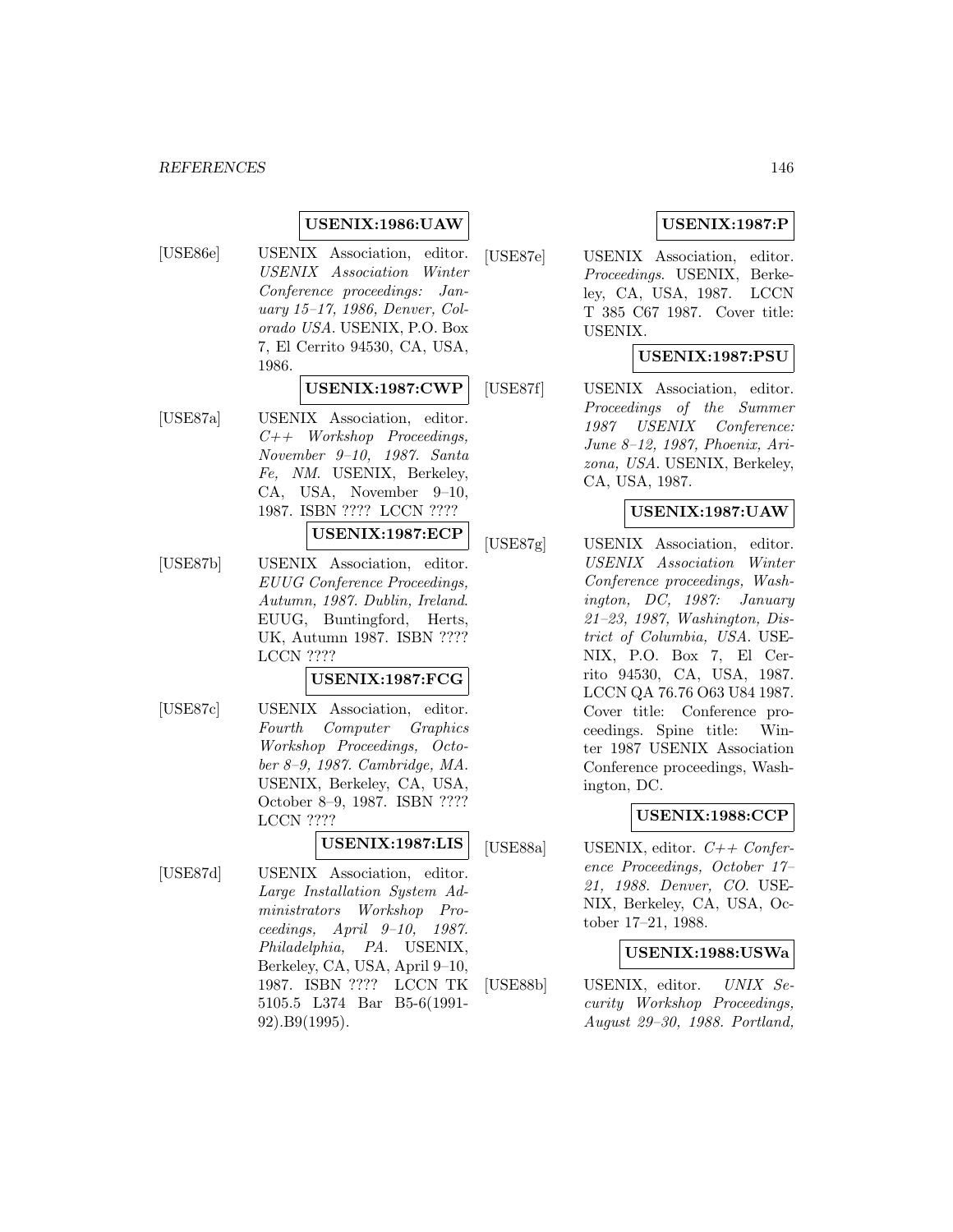**USENIX:1986:UAW**

[USE86e] USENIX Association, editor. *USENIX Association Winter Conference proceedings: January 15–17, 1986, Denver, Colorado USA*. USENIX, P.O. Box 7, El Cerrito 94530, CA, USA, 1986.

**USENIX:1987:CWP**

[USE87a] USENIX Association, editor. *C++ Workshop Proceedings, November 9–10, 1987. Santa Fe, NM*. USENIX, Berkeley, CA, USA, November 9–10, 1987. ISBN ???? LCCN ????

**USENIX:1987:ECP**

[USE87b] USENIX Association, editor. *EUUG Conference Proceedings, Autumn, 1987. Dublin, Ireland*. EUUG, Buntingford, Herts, UK, Autumn 1987. ISBN ???? LCCN ????

**USENIX:1987:FCG**

[USE87c] USENIX Association, editor. *Fourth Computer Graphics Workshop Proceedings, October 8–9, 1987. Cambridge, MA*. USENIX, Berkeley, CA, USA, October 8–9, 1987. ISBN ???? LCCN ????

**USENIX:1987:LIS**

[USE87d] USENIX Association, editor. *Large Installation System Administrators Workshop Proceedings, April 9–10, 1987. Philadelphia, PA*. USENIX, Berkeley, CA, USA, April 9–10, 1987. ISBN ???? LCCN TK 5105.5 L374 Bar B5-6(1991-92).B9(1995).

**USENIX:1987:P**

[USE87e] USENIX Association, editor. *Proceedings*. USENIX, Berkeley, CA, USA, 1987. LCCN T 385 C67 1987. Cover title: USENIX.

**USENIX:1987:PSU**

[USE87f] USENIX Association, editor. *Proceedings of the Summer 1987 USENIX Conference: June 8–12, 1987, Phoenix, Arizona, USA*. USENIX, Berkeley, CA, USA, 1987.

**USENIX:1987:UAW**

[USE87g] USENIX Association, editor. *USENIX Association Winter Conference proceedings, Washington, DC, 1987: January 21–23, 1987, Washington, District of Columbia, USA*. USENIX, P.O. Box 7, El Cerrito 94530, CA, USA, 1987. LCCN QA 76.76 O63 U84 1987. Cover title: Conference proceedings. Spine title: Winter 1987 USENIX Association Conference proceedings, Washington, DC.

**USENIX:1988:CCP**

[USE88a] USENIX, editor. *C++ Conference Proceedings, October 17–21, 1988. Denver, CO*. USENIX, Berkeley, CA, USA, October 17–21, 1988.

**USENIX:1988:USWa**

[USE88b] USENIX, editor. *UNIX Security Workshop Proceedings, August 29–30, 1988. Portland,*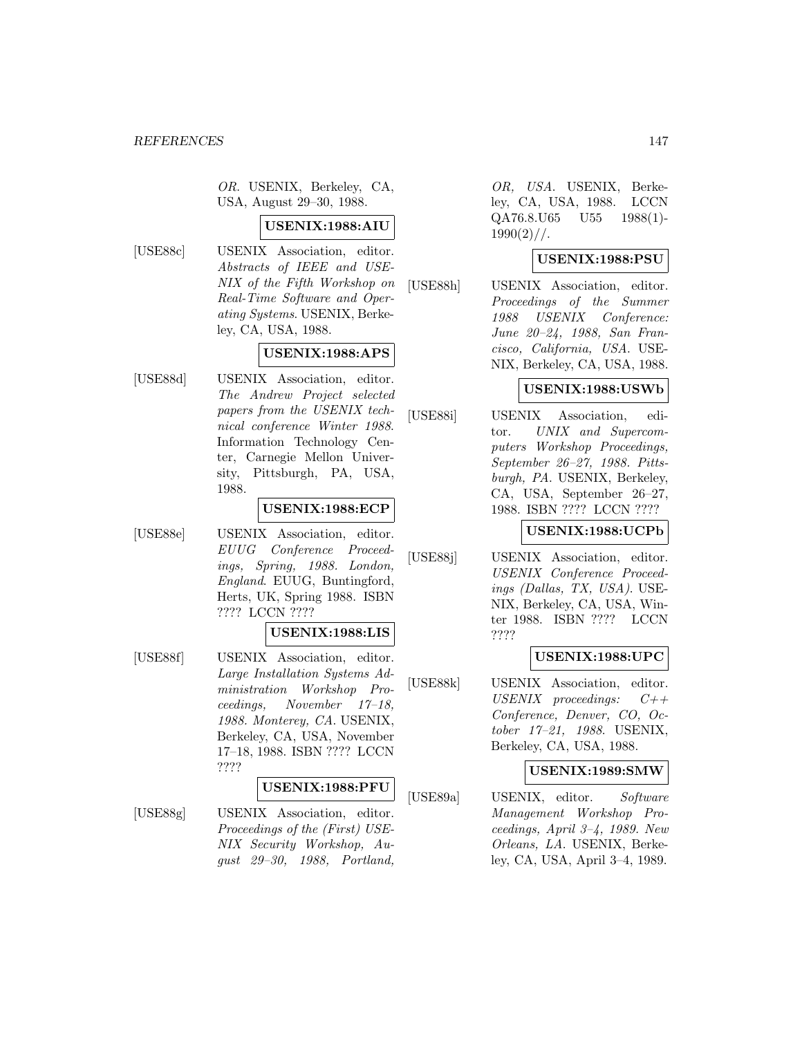*OR*. USENIX, Berkeley, CA, USA, August 29–30, 1988.

**USENIX:1988:AIU**

[USE88c] USENIX Association, editor. *Abstracts of IEEE and USENIX of the Fifth Workshop on Real-Time Software and Operating Systems*. USENIX, Berkeley, CA, USA, 1988.

**USENIX:1988:APS**

[USE88d] USENIX Association, editor. *The Andrew Project selected papers from the USENIX technical conference Winter 1988*. Information Technology Center, Carnegie Mellon University, Pittsburgh, PA, USA, 1988.

**USENIX:1988:ECP**

[USE88e] USENIX Association, editor. *EUUG Conference Proceedings, Spring, 1988. London, England*. EUUG, Buntingford, Herts, UK, Spring 1988. ISBN ???? LCCN ????

**USENIX:1988:LIS**

[USE88f] USENIX Association, editor. *Large Installation Systems Administration Workshop Proceedings, November 17–18, 1988. Monterey, CA*. USENIX, Berkeley, CA, USA, November 17–18, 1988. ISBN ???? LCCN ????

**USENIX:1988:PFU**

[USE88g] USENIX Association, editor. *Proceedings of the (First) USENIX Security Workshop, August 29–30, 1988, Portland, OR, USA*. USENIX, Berkeley, CA, USA, 1988. LCCN QA76.8.U65 U55 1988(1)-1990(2)//.

**USENIX:1988:PSU**

[USE88h] USENIX Association, editor. *Proceedings of the Summer 1988 USENIX Conference: June 20–24, 1988, San Francisco, California, USA*. USENIX, Berkeley, CA, USA, 1988.

**USENIX:1988:USWb**

[USE88i] USENIX Association, editor. *UNIX and Supercomputers Workshop Proceedings, September 26–27, 1988. Pittsburgh, PA*. USENIX, Berkeley, CA, USA, September 26–27, 1988. ISBN ???? LCCN ????

**USENIX:1988:UCPb**

[USE88j] USENIX Association, editor. *USENIX Conference Proceedings (Dallas, TX, USA)*. USENIX, Berkeley, CA, USA, Winter 1988. ISBN ???? LCCN ????

**USENIX:1988:UPC**

[USE88k] USENIX Association, editor. *USENIX proceedings: C++ Conference, Denver, CO, October 17–21, 1988*. USENIX, Berkeley, CA, USA, 1988.

**USENIX:1989:SMW**

[USE89a] USENIX, editor. *Software Management Workshop Proceedings, April 3–4, 1989. New Orleans, LA*. USENIX, Berkeley, CA, USA, April 3–4, 1989.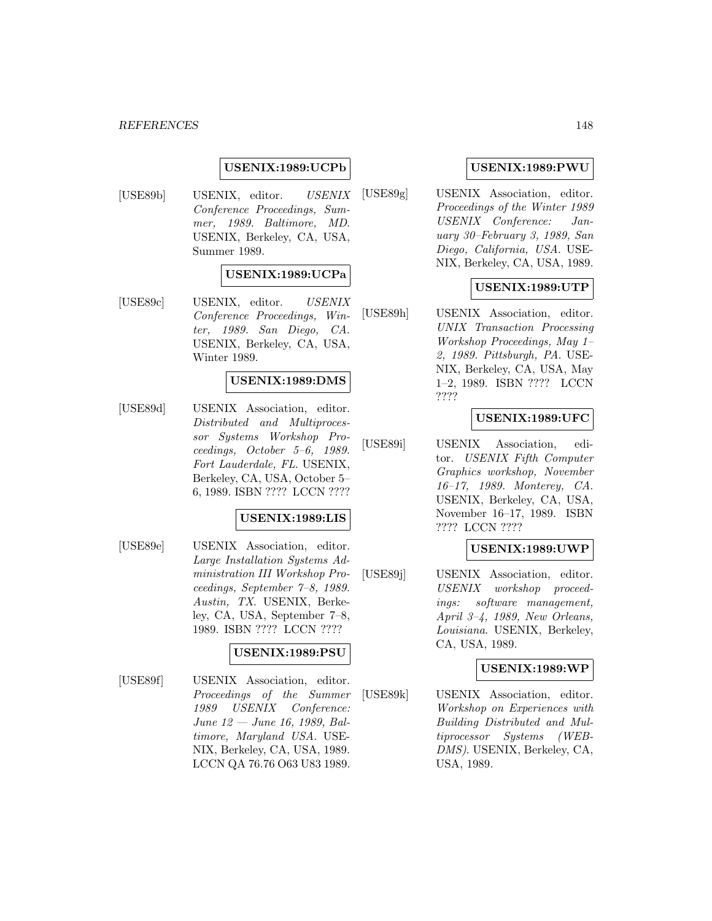**USENIX:1989:UCPb**

[USE89b] USENIX, editor. *USENIX Conference Proceedings, Summer, 1989. Baltimore, MD*. USENIX, Berkeley, CA, USA, Summer 1989.

**USENIX:1989:UCPa**

[USE89c] USENIX, editor. *USENIX Conference Proceedings, Winter, 1989. San Diego, CA*. USENIX, Berkeley, CA, USA, Winter 1989.

**USENIX:1989:DMS**

[USE89d] USENIX Association, editor. *Distributed and Multiprocessor Systems Workshop Proceedings, October 5–6, 1989. Fort Lauderdale, FL*. USENIX, Berkeley, CA, USA, October 5–6, 1989. ISBN ???? LCCN ????

**USENIX:1989:LIS**

[USE89e] USENIX Association, editor. *Large Installation Systems Administration III Workshop Proceedings, September 7–8, 1989. Austin, TX*. USENIX, Berkeley, CA, USA, September 7–8, 1989. ISBN ???? LCCN ????

**USENIX:1989:PSU**

[USE89f] USENIX Association, editor. *Proceedings of the Summer 1989 USENIX Conference: June 12 — June 16, 1989, Baltimore, Maryland USA*. USENIX, Berkeley, CA, USA, 1989. LCCN QA 76.76 O63 U83 1989.

**USENIX:1989:PWU**

[USE89g] USENIX Association, editor. *Proceedings of the Winter 1989 USENIX Conference: January 30–February 3, 1989, San Diego, California, USA*. USENIX, Berkeley, CA, USA, 1989.

**USENIX:1989:UTP**

[USE89h] USENIX Association, editor. *UNIX Transaction Processing Workshop Proceedings, May 1–2, 1989. Pittsburgh, PA*. USENIX, Berkeley, CA, USA, May 1–2, 1989. ISBN ???? LCCN ????

**USENIX:1989:UFC**

[USE89i] USENIX Association, editor. *USENIX Fifth Computer Graphics workshop, November 16–17, 1989. Monterey, CA*. USENIX, Berkeley, CA, USA, November 16–17, 1989. ISBN ???? LCCN ????

**USENIX:1989:UWP**

[USE89j] USENIX Association, editor. *USENIX workshop proceedings: software management, April 3–4, 1989, New Orleans, Louisiana*. USENIX, Berkeley, CA, USA, 1989.

**USENIX:1989:WP**

[USE89k] USENIX Association, editor. *Workshop on Experiences with Building Distributed and Multiprocessor Systems (WEBDMS)*. USENIX, Berkeley, CA, USA, 1989.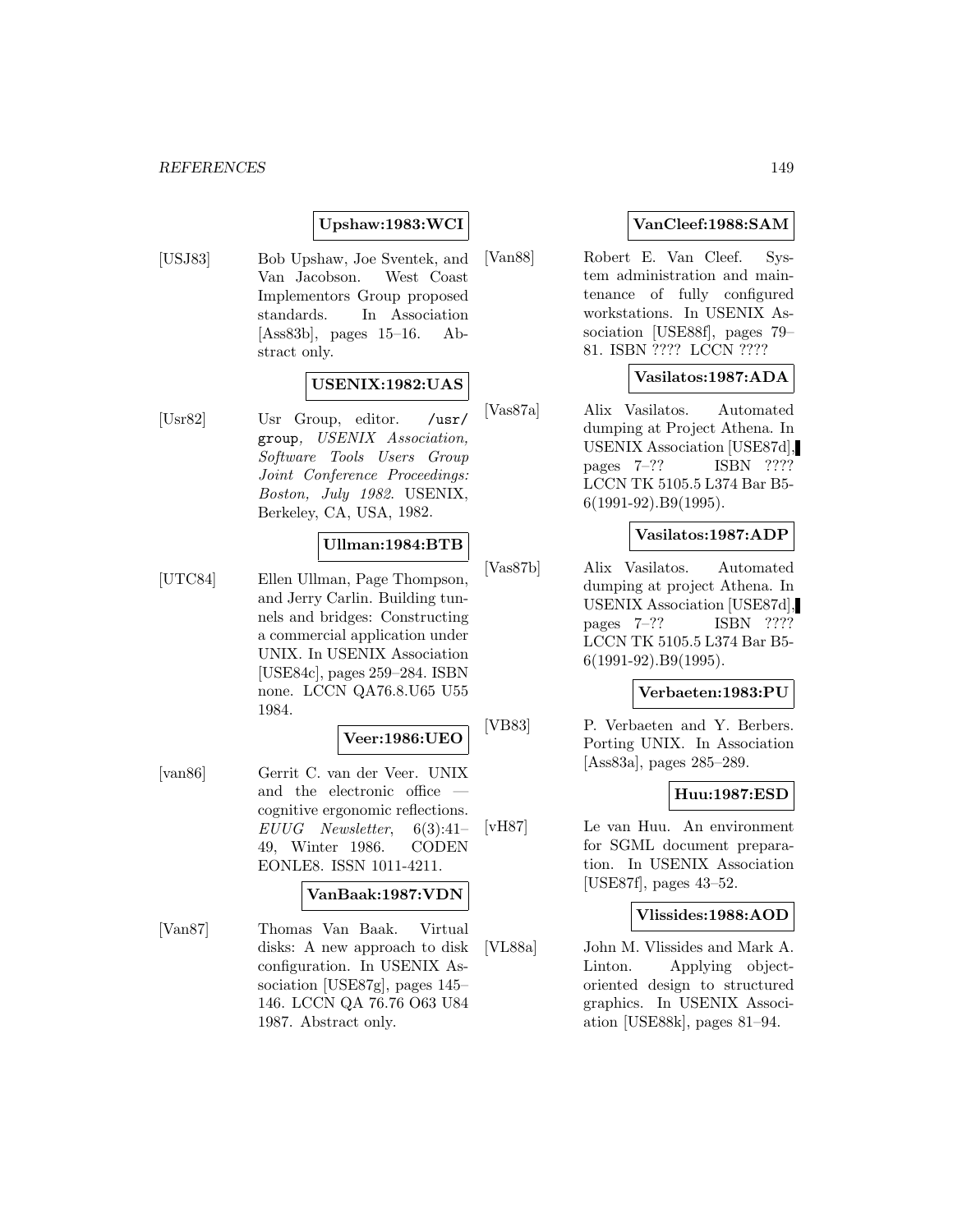**Upshaw:1983:WCI**

[USJ83] Bob Upshaw, Joe Sventek, and Van Jacobson. West Coast Implementors Group proposed standards. In Association [Ass83b], pages 15–16. Abstract only.

**USENIX:1982:UAS**

[Usr82] Usr Group, editor. `/usr/group`, *USENIX Association, Software Tools Users Group Joint Conference Proceedings: Boston, July 1982*. USENIX, Berkeley, CA, USA, 1982.

**Ullman:1984:BTB**

[UTC84] Ellen Ullman, Page Thompson, and Jerry Carlin. Building tunnels and bridges: Constructing a commercial application under UNIX. In USENIX Association [USE84c], pages 259–284. ISBN none. LCCN QA76.8.U65 U55 1984.

**Veer:1986:UEO**

[van86] Gerrit C. van der Veer. UNIX and the electronic office — cognitive ergonomic reflections. *EUUG Newsletter*, 6(3):41–49, Winter 1986. CODEN EONLE8. ISSN 1011-4211.

**VanBaak:1987:VDN**

[Van87] Thomas Van Baak. Virtual disks: A new approach to disk configuration. In USENIX Association [USE87g], pages 145–146. LCCN QA 76.76 O63 U84 1987. Abstract only.

**VanCleef:1988:SAM**

[Van88] Robert E. Van Cleef. System administration and maintenance of fully configured workstations. In USENIX Association [USE88f], pages 79–81. ISBN ???? LCCN ????

**Vasilatos:1987:ADA**

[Vas87a] Alix Vasilatos. Automated dumping at Project Athena. In USENIX Association [USE87d], pages 7–?? ISBN ???? LCCN TK 5105.5 L374 Bar B5-6(1991-92).B9(1995).

**Vasilatos:1987:ADP**

[Vas87b] Alix Vasilatos. Automated dumping at project Athena. In USENIX Association [USE87d], pages 7–?? ISBN ???? LCCN TK 5105.5 L374 Bar B5-6(1991-92).B9(1995).

**Verbaeten:1983:PU**

[VB83] P. Verbaeten and Y. Berbers. Porting UNIX. In Association [Ass83a], pages 285–289.

**Huu:1987:ESD**

[vH87] Le van Huu. An environment for SGML document preparation. In USENIX Association [USE87f], pages 43–52.

**Vlissides:1988:AOD**

[VL88a] John M. Vlissides and Mark A. Linton. Applying object-oriented design to structured graphics. In USENIX Association [USE88k], pages 81–94.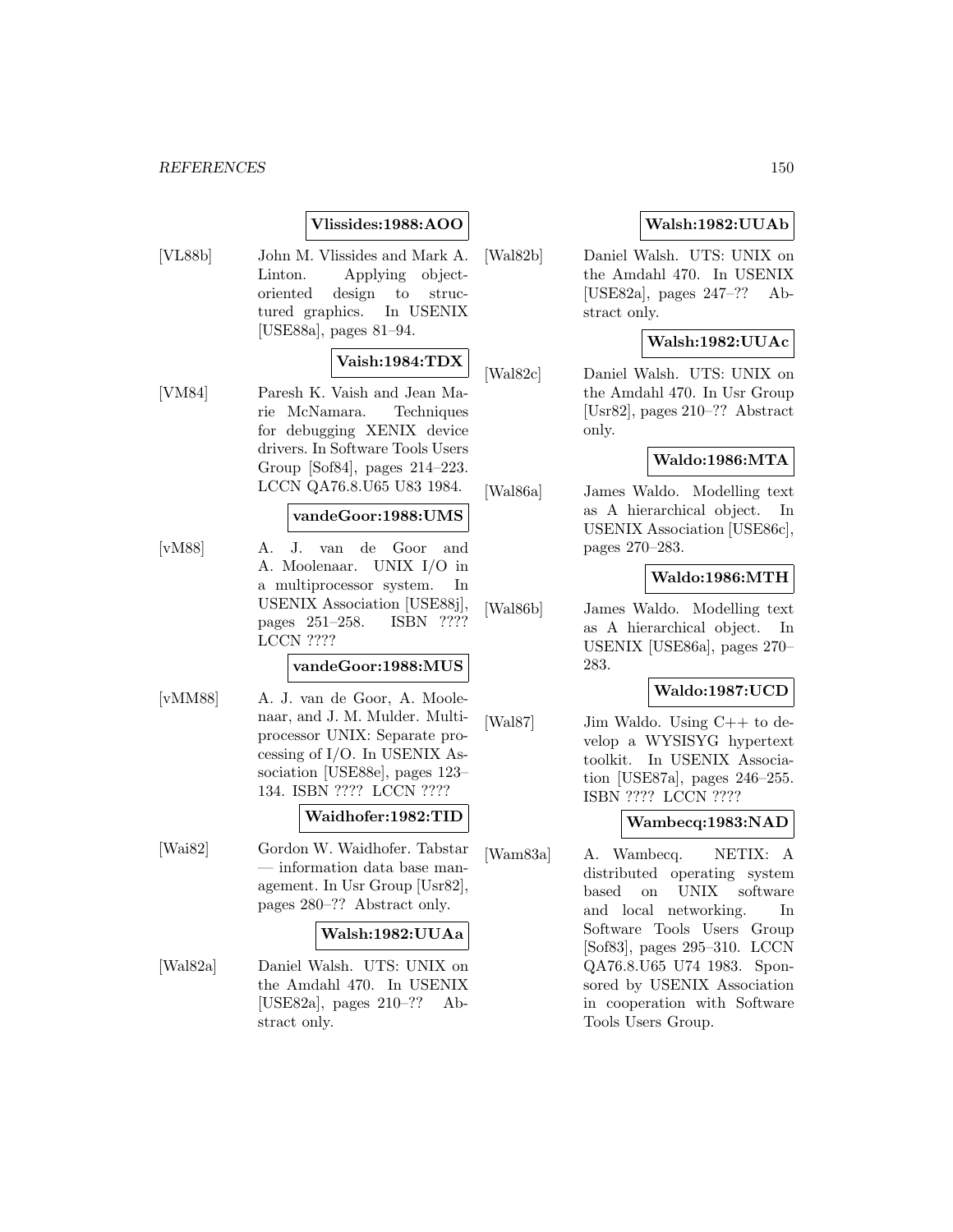**Vlissides:1988:AOO**

[VL88b] John M. Vlissides and Mark A. Linton. Applying object-oriented design to structured graphics. In USENIX [USE88a], pages 81–94.

**Vaish:1984:TDX**

[VM84] Paresh K. Vaish and Jean Marie McNamara. Techniques for debugging XENIX device drivers. In Software Tools Users Group [Sof84], pages 214–223. LCCN QA76.8.U65 U83 1984.

**vandeGoor:1988:UMS**

[vM88] A. J. van de Goor and A. Moolenaar. UNIX I/O in a multiprocessor system. In USENIX Association [USE88j], pages 251–258. ISBN ???? LCCN ????

**vandeGoor:1988:MUS**

[vMM88] A. J. van de Goor, A. Moolenaar, and J. M. Mulder. Multiprocessor UNIX: Separate processing of I/O. In USENIX Association [USE88e], pages 123–134. ISBN ???? LCCN ????

**Waidhofer:1982:TID**

[Wai82] Gordon W. Waidhofer. Tabstar — information data base management. In Usr Group [Usr82], pages 280–?? Abstract only.

**Walsh:1982:UUAa**

[Wal82a] Daniel Walsh. UTS: UNIX on the Amdahl 470. In USENIX [USE82a], pages 210–?? Abstract only.

**Walsh:1982:UUAb**

[Wal82b] Daniel Walsh. UTS: UNIX on the Amdahl 470. In USENIX [USE82a], pages 247–?? Abstract only.

**Walsh:1982:UUAc**

[Wal82c] Daniel Walsh. UTS: UNIX on the Amdahl 470. In Usr Group [Usr82], pages 210–?? Abstract only.

**Waldo:1986:MTA**

[Wal86a] James Waldo. Modelling text as A hierarchical object. In USENIX Association [USE86c], pages 270–283.

**Waldo:1986:MTH**

[Wal86b] James Waldo. Modelling text as A hierarchical object. In USENIX [USE86a], pages 270–283.

**Waldo:1987:UCD**

[Wal87] Jim Waldo. Using C++ to develop a WYSISYG hypertext toolkit. In USENIX Association [USE87a], pages 246–255. ISBN ???? LCCN ????

**Wambecq:1983:NAD**

[Wam83a] A. Wambecq. NETIX: A distributed operating system based on UNIX software and local networking. In Software Tools Users Group [Sof83], pages 295–310. LCCN QA76.8.U65 U74 1983. Sponsored by USENIX Association in cooperation with Software Tools Users Group.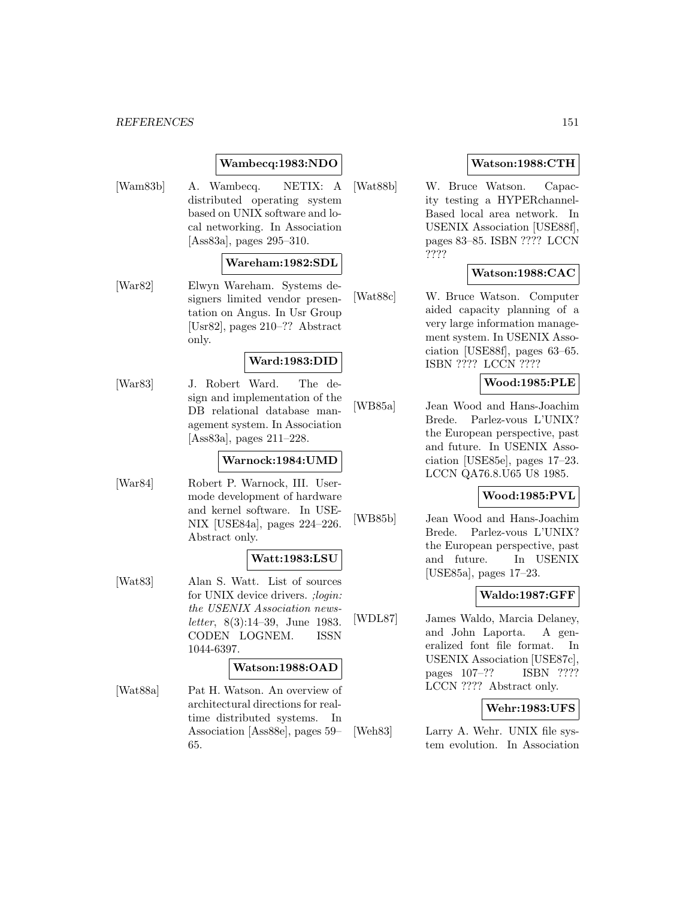**Wambecq:1983:NDO**

[Wam83b] A. Wambecq. NETIX: A distributed operating system based on UNIX software and local networking. In Association [Ass83a], pages 295–310.

**Wareham:1982:SDL**

[War82] Elwyn Wareham. Systems designers limited vendor presentation on Angus. In Usr Group [Usr82], pages 210–?? Abstract only.

**Ward:1983:DID**

[War83] J. Robert Ward. The design and implementation of the DB relational database management system. In Association [Ass83a], pages 211–228.

**Warnock:1984:UMD**

[War84] Robert P. Warnock, III. User-mode development of hardware and kernel software. In USENIX [USE84a], pages 224–226. Abstract only.

**Watt:1983:LSU**

[Wat83] Alan S. Watt. List of sources for UNIX device drivers. *;login: the USENIX Association newsletter*, 8(3):14–39, June 1983. CODEN LOGNEM. ISSN 1044-6397.

**Watson:1988:OAD**

[Wat88a] Pat H. Watson. An overview of architectural directions for real-time distributed systems. In Association [Ass88e], pages 59–65.

**Watson:1988:CTH**

[Wat88b] W. Bruce Watson. Capacity testing a HYPERchannel-Based local area network. In USENIX Association [USE88f], pages 83–85. ISBN ???? LCCN ????

**Watson:1988:CAC**

[Wat88c] W. Bruce Watson. Computer aided capacity planning of a very large information management system. In USENIX Association [USE88f], pages 63–65. ISBN ???? LCCN ????

**Wood:1985:PLE**

[WB85a] Jean Wood and Hans-Joachim Brede. Parlez-vous L'UNIX? the European perspective, past and future. In USENIX Association [USE85e], pages 17–23. LCCN QA76.8.U65 U8 1985.

**Wood:1985:PVL**

[WB85b] Jean Wood and Hans-Joachim Brede. Parlez-vous L'UNIX? the European perspective, past and future. In USENIX [USE85a], pages 17–23.

**Waldo:1987:GFF**

[WDL87] James Waldo, Marcia Delaney, and John Laporta. A generalized font file format. In USENIX Association [USE87c], pages 107–?? ISBN ???? LCCN ???? Abstract only.

**Wehr:1983:UFS**

[Weh83] Larry A. Wehr. UNIX file system evolution. In Association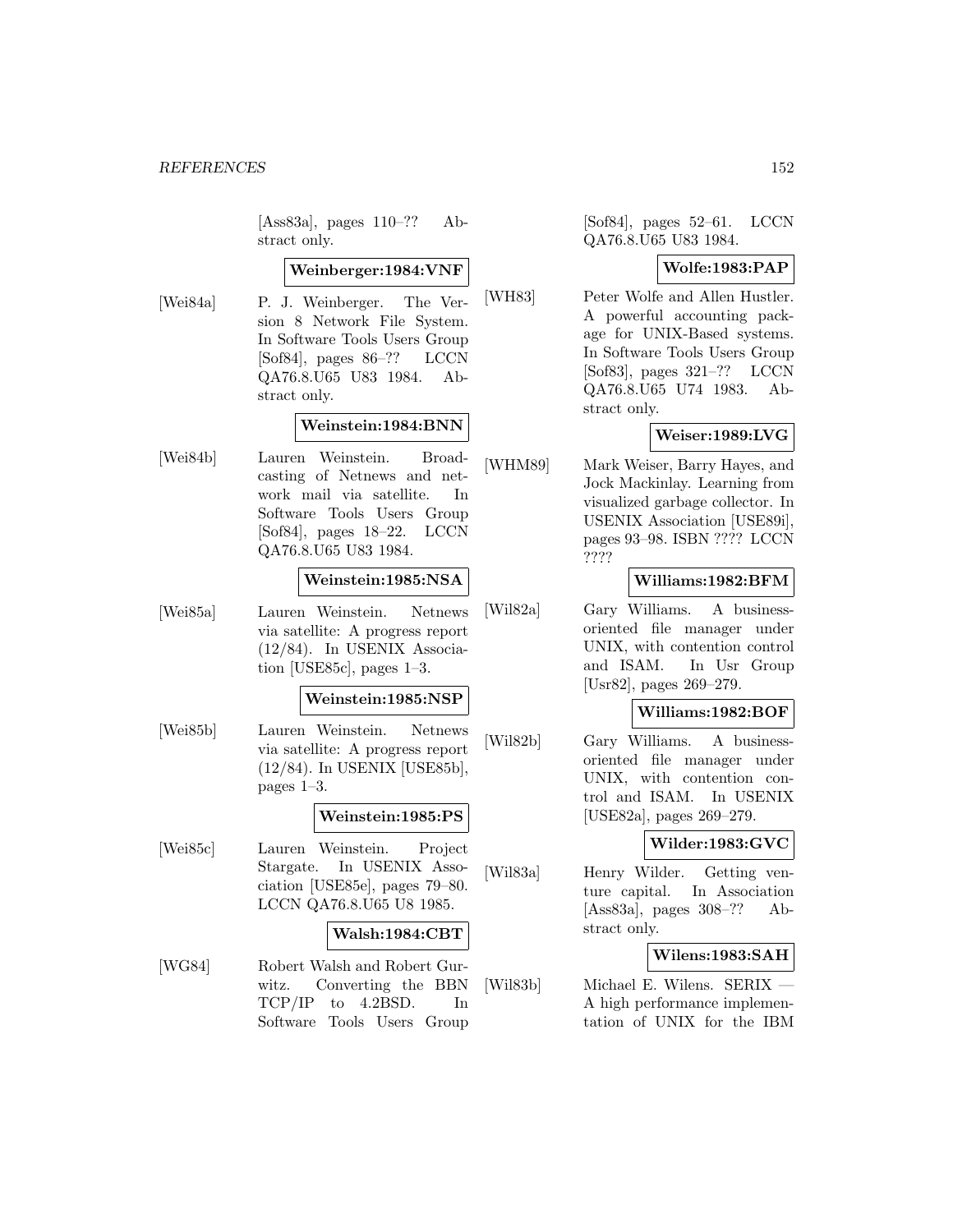[Ass83a], pages 110–?? Abstract only.

**Weinberger:1984:VNF**

[Wei84a] P. J. Weinberger. The Version 8 Network File System. In Software Tools Users Group [Sof84], pages 86–?? LCCN QA76.8.U65 U83 1984. Abstract only.

**Weinstein:1984:BNN**

[Wei84b] Lauren Weinstein. Broadcasting of Netnews and network mail via satellite. In Software Tools Users Group [Sof84], pages 18–22. LCCN QA76.8.U65 U83 1984.

**Weinstein:1985:NSA**

[Wei85a] Lauren Weinstein. Netnews via satellite: A progress report (12/84). In USENIX Association [USE85c], pages 1–3.

**Weinstein:1985:NSP**

[Wei85b] Lauren Weinstein. Netnews via satellite: A progress report (12/84). In USENIX [USE85b], pages 1–3.

**Weinstein:1985:PS**

[Wei85c] Lauren Weinstein. Project Stargate. In USENIX Association [USE85e], pages 79–80. LCCN QA76.8.U65 U8 1985.

**Walsh:1984:CBT**

[WG84] Robert Walsh and Robert Gurwitz. Converting the BBN TCP/IP to 4.2BSD. In Software Tools Users Group [Sof84], pages 52–61. LCCN QA76.8.U65 U83 1984.

**Wolfe:1983:PAP**

[WH83] Peter Wolfe and Allen Hustler. A powerful accounting package for UNIX-Based systems. In Software Tools Users Group [Sof83], pages 321–?? LCCN QA76.8.U65 U74 1983. Abstract only.

**Weiser:1989:LVG**

[WHM89] Mark Weiser, Barry Hayes, and Jock Mackinlay. Learning from visualized garbage collector. In USENIX Association [USE89i], pages 93–98. ISBN ???? LCCN ????

**Williams:1982:BFM**

[Wil82a] Gary Williams. A business-oriented file manager under UNIX, with contention control and ISAM. In Usr Group [Usr82], pages 269–279.

**Williams:1982:BOF**

[Wil82b] Gary Williams. A business-oriented file manager under UNIX, with contention control and ISAM. In USENIX [USE82a], pages 269–279.

**Wilder:1983:GVC**

[Wil83a] Henry Wilder. Getting venture capital. In Association [Ass83a], pages 308–?? Abstract only.

**Wilens:1983:SAH**

[Wil83b] Michael E. Wilens. SERIX — A high performance implementation of UNIX for the IBM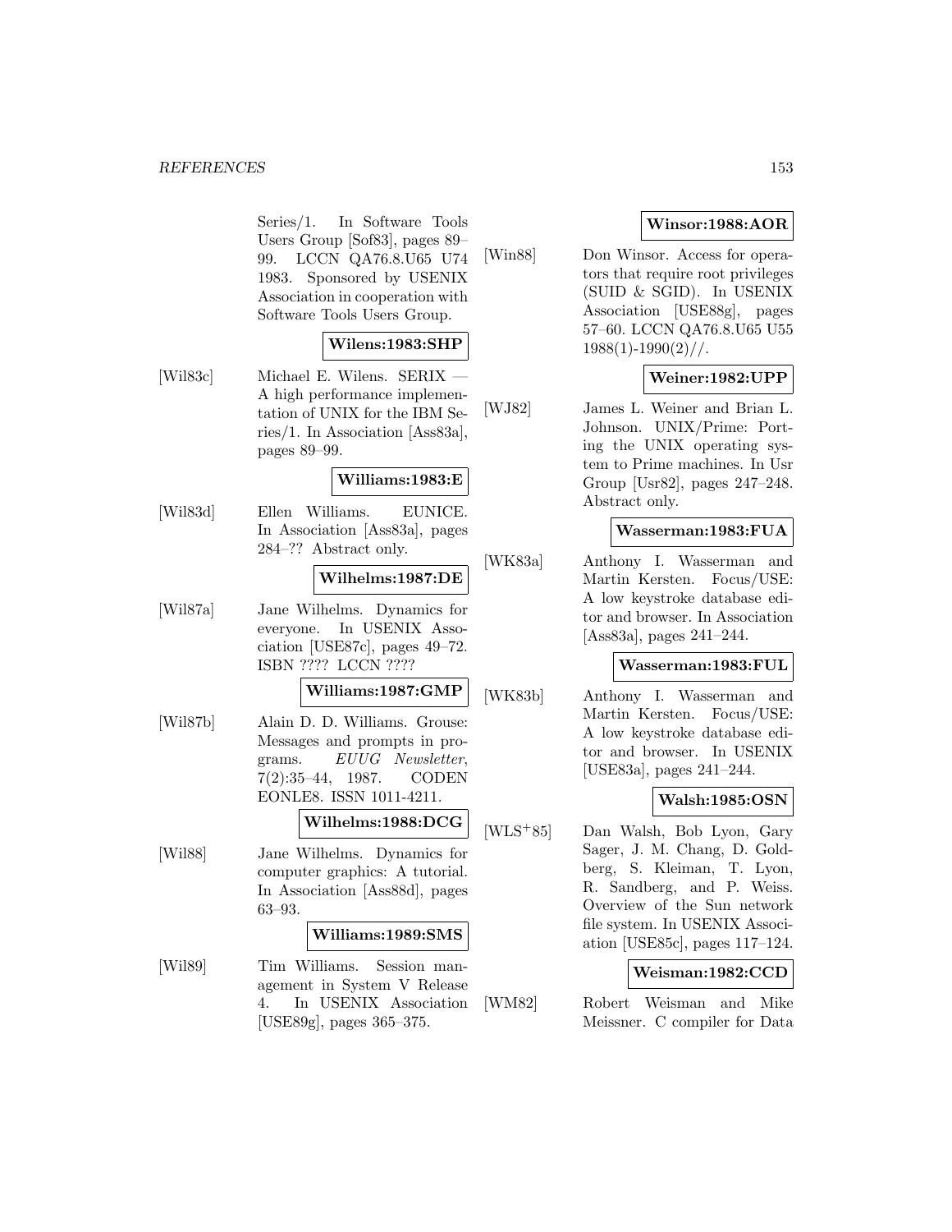Series/1. In Software Tools Users Group [Sof83], pages 89–99. LCCN QA76.8.U65 U74 1983. Sponsored by USENIX Association in cooperation with Software Tools Users Group.

**Wilens:1983:SHP**

[Wil83c] Michael E. Wilens. SERIX — A high performance implementation of UNIX for the IBM Series/1. In Association [Ass83a], pages 89–99.

**Williams:1983:E**

[Wil83d] Ellen Williams. EUNICE. In Association [Ass83a], pages 284–?? Abstract only.

**Wilhelms:1987:DE**

[Wil87a] Jane Wilhelms. Dynamics for everyone. In USENIX Association [USE87c], pages 49–72. ISBN ???? LCCN ????

**Williams:1987:GMP**

[Wil87b] Alain D. D. Williams. Grouse: Messages and prompts in programs. *EUUG Newsletter*, 7(2):35–44, 1987. CODEN EONLE8. ISSN 1011-4211.

**Wilhelms:1988:DCG**

[Wil88] Jane Wilhelms. Dynamics for computer graphics: A tutorial. In Association [Ass88d], pages 63–93.

**Williams:1989:SMS**

[Wil89] Tim Williams. Session management in System V Release 4. In USENIX Association [USE89g], pages 365–375.

**Winsor:1988:AOR**

[Win88] Don Winsor. Access for operators that require root privileges (SUID & SGID). In USENIX Association [USE88g], pages 57–60. LCCN QA76.8.U65 U55 1988(1)-1990(2)//.

**Weiner:1982:UPP**

[WJ82] James L. Weiner and Brian L. Johnson. UNIX/Prime: Porting the UNIX operating system to Prime machines. In Usr Group [Usr82], pages 247–248. Abstract only.

**Wasserman:1983:FUA**

[WK83a] Anthony I. Wasserman and Martin Kersten. Focus/USE: A low keystroke database editor and browser. In Association [Ass83a], pages 241–244.

**Wasserman:1983:FUL**

[WK83b] Anthony I. Wasserman and Martin Kersten. Focus/USE: A low keystroke database editor and browser. In USENIX [USE83a], pages 241–244.

**Walsh:1985:OSN**

[WLS+85] Dan Walsh, Bob Lyon, Gary Sager, J. M. Chang, D. Goldberg, S. Kleiman, T. Lyon, R. Sandberg, and P. Weiss. Overview of the Sun network file system. In USENIX Association [USE85c], pages 117–124.

**Weisman:1982:CCD**

[WM82] Robert Weisman and Mike Meissner. C compiler for Data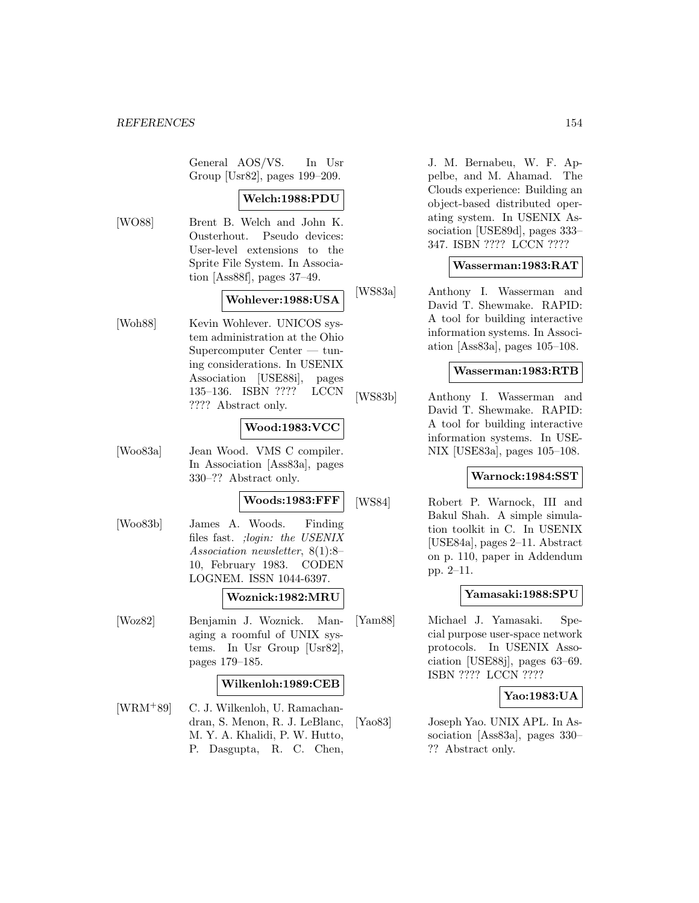General AOS/VS. In Usr Group [Usr82], pages 199–209.

**Welch:1988:PDU**

[WO88] Brent B. Welch and John K. Ousterhout. Pseudo devices: User-level extensions to the Sprite File System. In Association [Ass88f], pages 37–49.

**Wohlever:1988:USA**

[Woh88] Kevin Wohlever. UNICOS system administration at the Ohio Supercomputer Center — tuning considerations. In USENIX Association [USE88i], pages 135–136. ISBN ???? LCCN ???? Abstract only.

**Wood:1983:VCC**

[Woo83a] Jean Wood. VMS C compiler. In Association [Ass83a], pages 330–?? Abstract only.

**Woods:1983:FFF**

[Woo83b] James A. Woods. Finding files fast. *;login: the USENIX Association newsletter*, 8(1):8–10, February 1983. CODEN LOGNEM. ISSN 1044-6397.

**Woznick:1982:MRU**

[Woz82] Benjamin J. Woznick. Managing a roomful of UNIX systems. In Usr Group [Usr82], pages 179–185.

**Wilkenloh:1989:CEB**

[WRM+89] C. J. Wilkenloh, U. Ramachandran, S. Menon, R. J. LeBlanc, M. Y. A. Khalidi, P. W. Hutto, P. Dasgupta, R. C. Chen, J. M. Bernabeu, W. F. Appelbe, and M. Ahamad. The Clouds experience: Building an object-based distributed operating system. In USENIX Association [USE89d], pages 333–347. ISBN ???? LCCN ????

**Wasserman:1983:RAT**

[WS83a] Anthony I. Wasserman and David T. Shewmake. RAPID: A tool for building interactive information systems. In Association [Ass83a], pages 105–108.

**Wasserman:1983:RTB**

[WS83b] Anthony I. Wasserman and David T. Shewmake. RAPID: A tool for building interactive information systems. In USENIX [USE83a], pages 105–108.

**Warnock:1984:SST**

[WS84] Robert P. Warnock, III and Bakul Shah. A simple simulation toolkit in C. In USENIX [USE84a], pages 2–11. Abstract on p. 110, paper in Addendum pp. 2–11.

**Yamasaki:1988:SPU**

[Yam88] Michael J. Yamasaki. Special purpose user-space network protocols. In USENIX Association [USE88j], pages 63–69. ISBN ???? LCCN ????

**Yao:1983:UA**

[Yao83] Joseph Yao. UNIX APL. In Association [Ass83a], pages 330–?? Abstract only.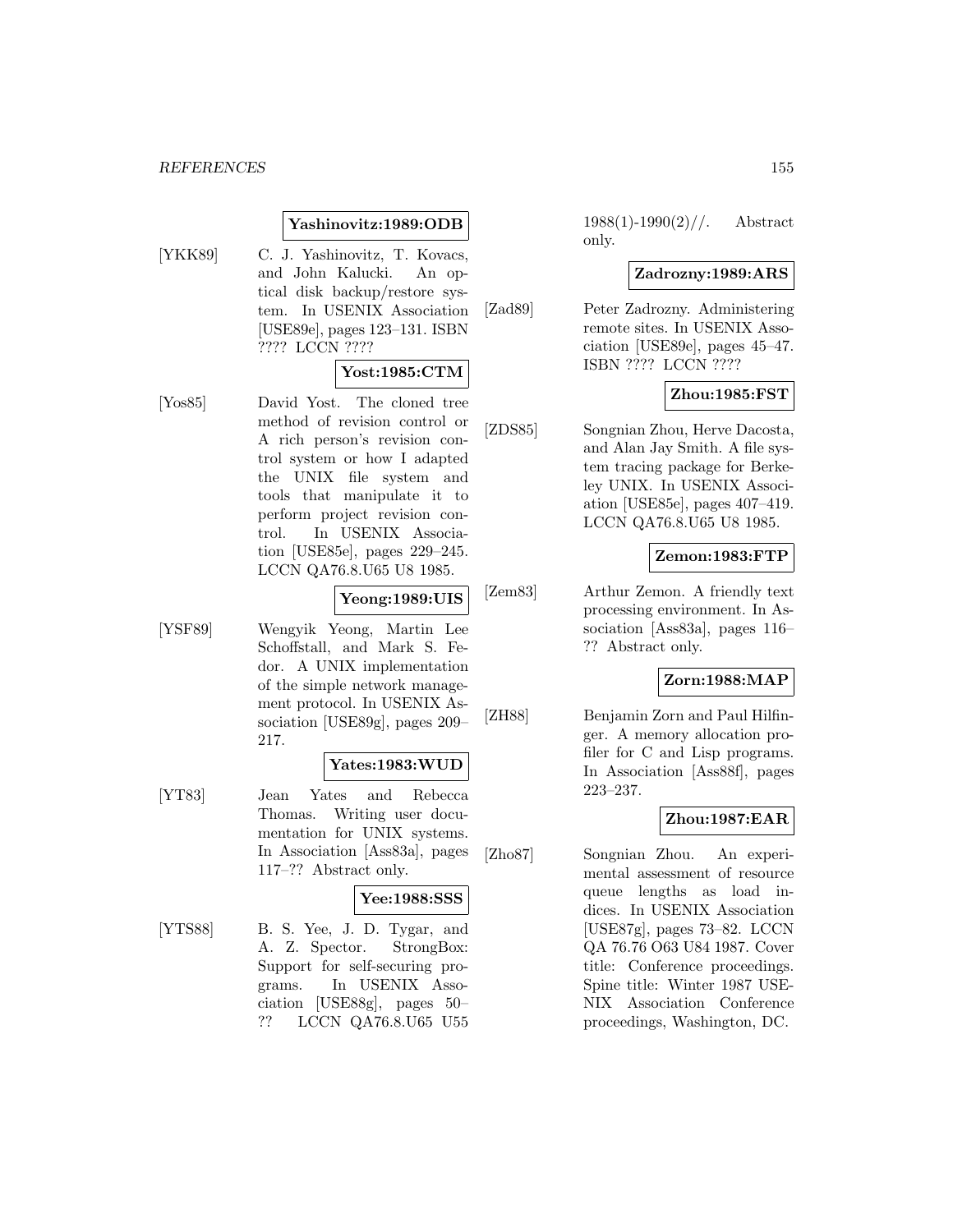**Yashinovitz:1989:ODB**

[YKK89] C. J. Yashinovitz, T. Kovacs, and John Kalucki. An optical disk backup/restore system. In USENIX Association [USE89e], pages 123–131. ISBN ???? LCCN ????

**Yost:1985:CTM**

[Yos85] David Yost. The cloned tree method of revision control or A rich person's revision control system or how I adapted the UNIX file system and tools that manipulate it to perform project revision control. In USENIX Association [USE85e], pages 229–245. LCCN QA76.8.U65 U8 1985.

**Yeong:1989:UIS**

[YSF89] Wengyik Yeong, Martin Lee Schoffstall, and Mark S. Fedor. A UNIX implementation of the simple network management protocol. In USENIX Association [USE89g], pages 209–217.

**Yates:1983:WUD**

[YT83] Jean Yates and Rebecca Thomas. Writing user documentation for UNIX systems. In Association [Ass83a], pages 117–?? Abstract only.

**Yee:1988:SSS**

[YTS88] B. S. Yee, J. D. Tygar, and A. Z. Spector. StrongBox: Support for self-securing programs. In USENIX Association [USE88g], pages 50–?? LCCN QA76.8.U65 U55 1988(1)-1990(2)//. Abstract only.

**Zadrozny:1989:ARS**

[Zad89] Peter Zadrozny. Administering remote sites. In USENIX Association [USE89e], pages 45–47. ISBN ???? LCCN ????

**Zhou:1985:FST**

[ZDS85] Songnian Zhou, Herve Dacosta, and Alan Jay Smith. A file system tracing package for Berkeley UNIX. In USENIX Association [USE85e], pages 407–419. LCCN QA76.8.U65 U8 1985.

**Zemon:1983:FTP**

[Zem83] Arthur Zemon. A friendly text processing environment. In Association [Ass83a], pages 116–?? Abstract only.

**Zorn:1988:MAP**

[ZH88] Benjamin Zorn and Paul Hilfinger. A memory allocation profiler for C and Lisp programs. In Association [Ass88f], pages 223–237.

**Zhou:1987:EAR**

[Zho87] Songnian Zhou. An experimental assessment of resource queue lengths as load indices. In USENIX Association [USE87g], pages 73–82. LCCN QA 76.76 O63 U84 1987. Cover title: Conference proceedings. Spine title: Winter 1987 USENIX Association Conference proceedings, Washington, DC.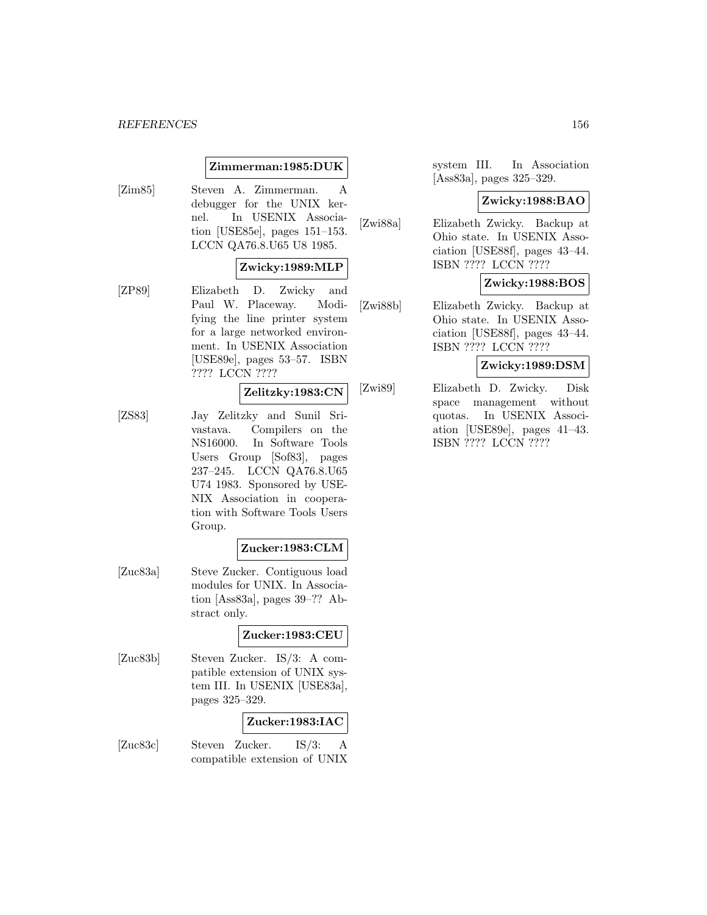**Zimmerman:1985:DUK**

[Zim85] Steven A. Zimmerman. A debugger for the UNIX kernel. In USENIX Association [USE85e], pages 151–153. LCCN QA76.8.U65 U8 1985.

**Zwicky:1989:MLP**

[ZP89] Elizabeth D. Zwicky and Paul W. Placeway. Modifying the line printer system for a large networked environment. In USENIX Association [USE89e], pages 53–57. ISBN ???? LCCN ????

**Zelitzky:1983:CN**

[ZS83] Jay Zelitzky and Sunil Srivastava. Compilers on the NS16000. In Software Tools Users Group [Sof83], pages 237–245. LCCN QA76.8.U65 U74 1983. Sponsored by USENIX Association in cooperation with Software Tools Users Group.

**Zucker:1983:CLM**

[Zuc83a] Steve Zucker. Contiguous load modules for UNIX. In Association [Ass83a], pages 39–?? Abstract only.

**Zucker:1983:CEU**

[Zuc83b] Steven Zucker. IS/3: A compatible extension of UNIX system III. In USENIX [USE83a], pages 325–329.

**Zucker:1983:IAC**

[Zuc83c] Steven Zucker. IS/3: A compatible extension of UNIX system III. In Association [Ass83a], pages 325–329.

**Zwicky:1988:BAO**

[Zwi88a] Elizabeth Zwicky. Backup at Ohio state. In USENIX Association [USE88f], pages 43–44. ISBN ???? LCCN ????

**Zwicky:1988:BOS**

[Zwi88b] Elizabeth Zwicky. Backup at Ohio state. In USENIX Association [USE88f], pages 43–44. ISBN ???? LCCN ????

**Zwicky:1989:DSM**

[Zwi89] Elizabeth D. Zwicky. Disk space management without quotas. In USENIX Association [USE89e], pages 41–43. ISBN ???? LCCN ????